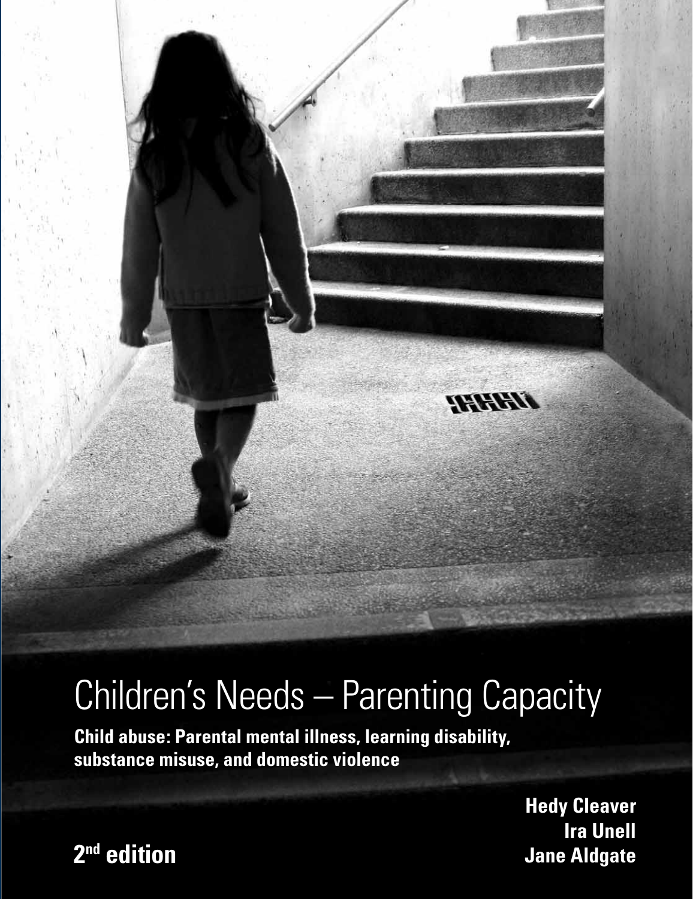# Children's Needs – Parenting Capacity

**Child abuse: Parental mental illness, learning disability, substance misuse, and domestic violence**

**2nd edition**

**Hedy Cleaver**
**Ira Unell**
**Jane Aldgate**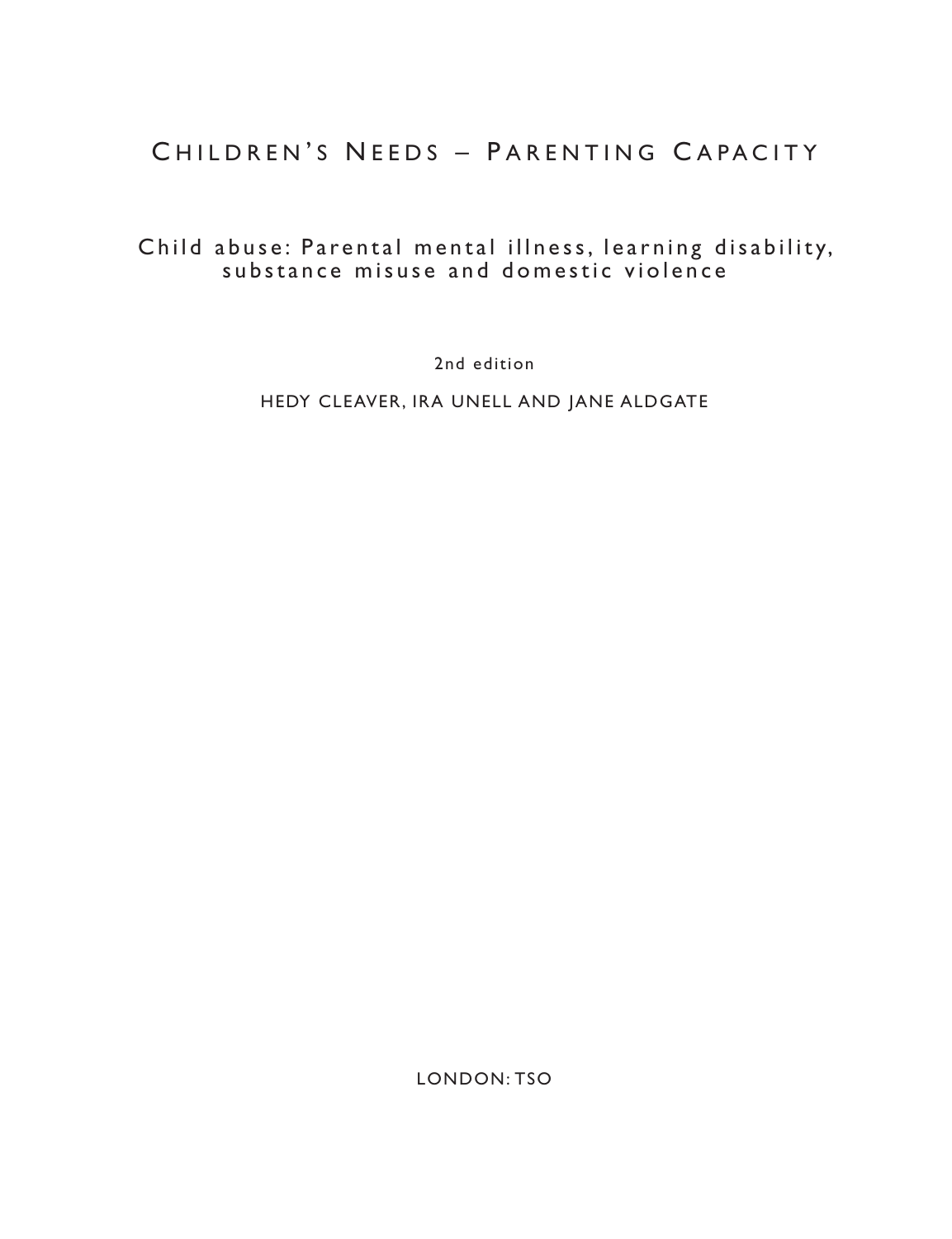# Children's Needs – Parenting Capacity

## Child abuse: Parental mental illness, learning disability, substance misuse and domestic violence

2nd edition

HEDY CLEAVER, IRA UNELL AND JANE ALDGATE

LONDON: TSO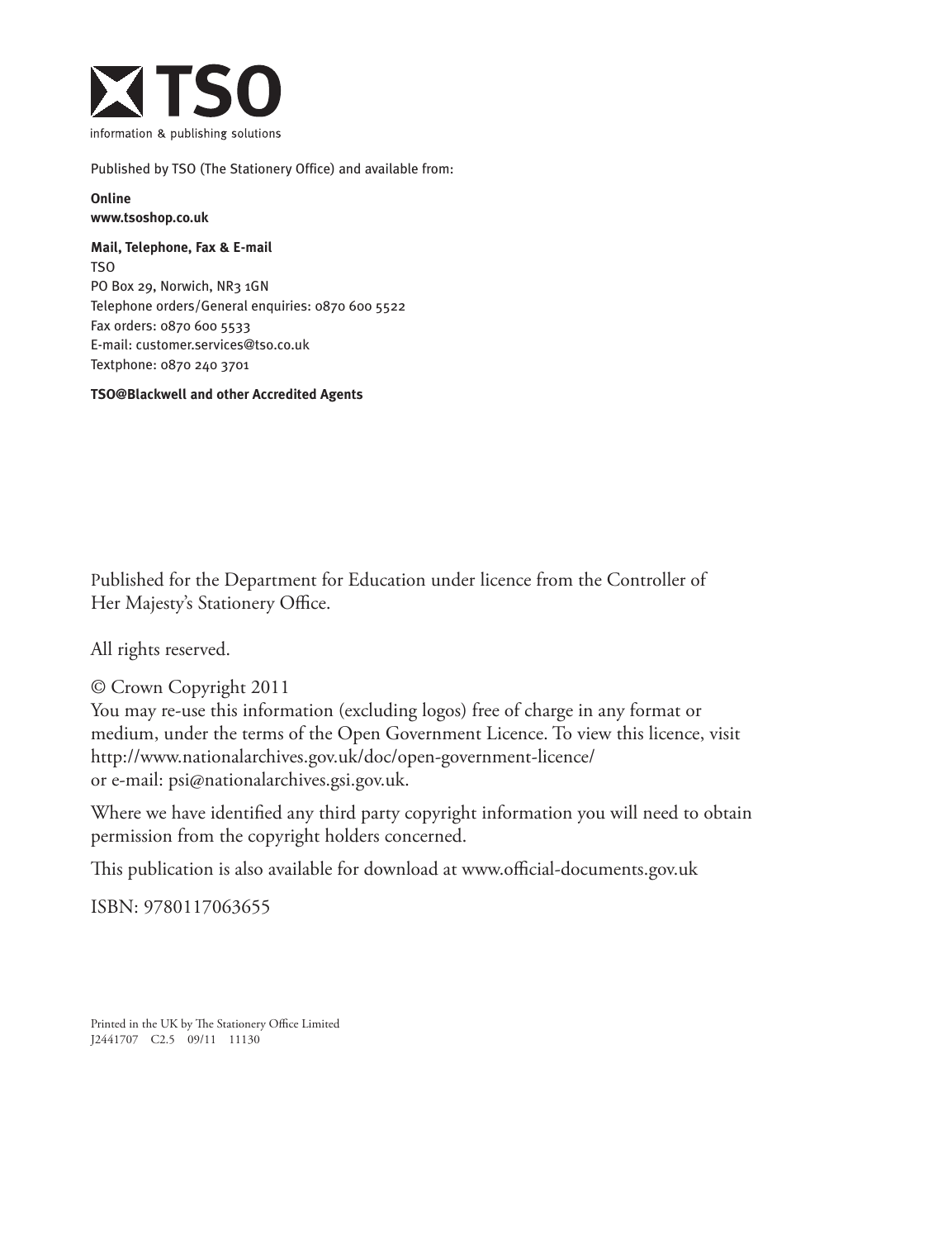**TSO**

information & publishing solutions

Published by TSO (The Stationery Office) and available from:

**Online**
**www.tsoshop.co.uk**

**Mail, Telephone, Fax & E-mail**
TSO
PO Box 29, Norwich, NR3 1GN
Telephone orders/General enquiries: 0870 600 5522
Fax orders: 0870 600 5533
E-mail: customer.services@tso.co.uk
Textphone: 0870 240 3701

**TSO@Blackwell and other Accredited Agents**

Published for the Department for Education under licence from the Controller of Her Majesty's Stationery Office.

All rights reserved.

© Crown Copyright 2011
You may re-use this information (excluding logos) free of charge in any format or medium, under the terms of the Open Government Licence. To view this licence, visit http://www.nationalarchives.gov.uk/doc/open-government-licence/ or e-mail: psi@nationalarchives.gsi.gov.uk.

Where we have identified any third party copyright information you will need to obtain permission from the copyright holders concerned.

This publication is also available for download at www.official-documents.gov.uk

ISBN: 9780117063655

Printed in the UK by The Stationery Office Limited
J2441707 C2.5 09/11 11130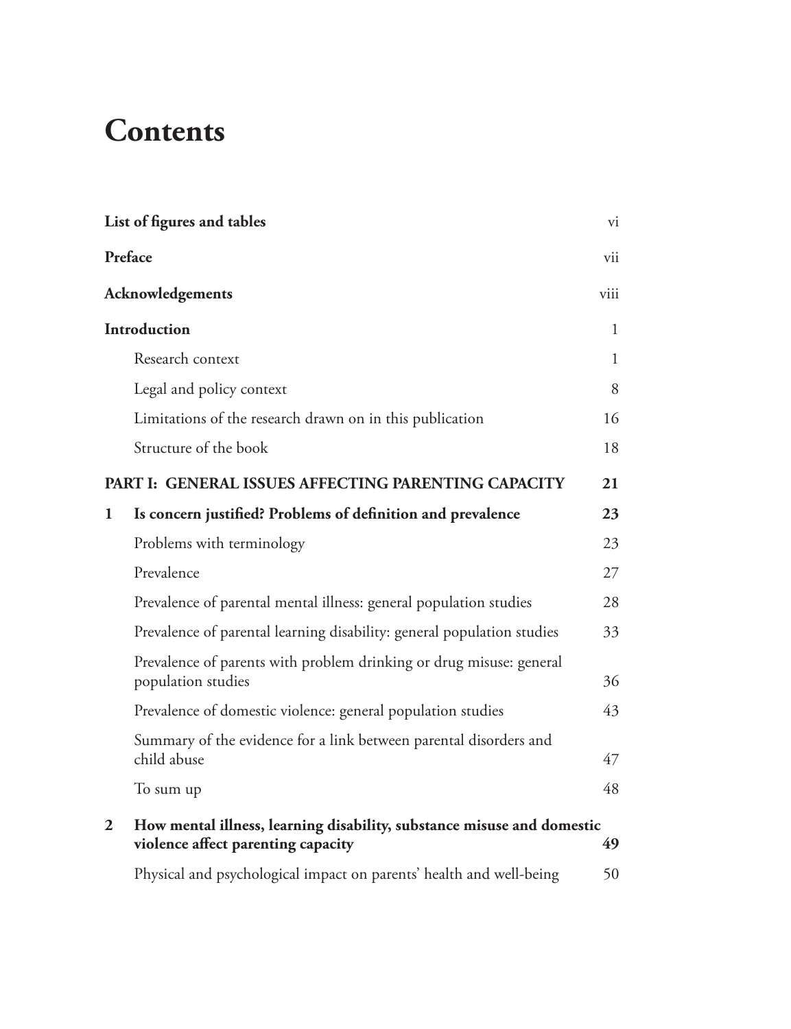# Contents

| | | |
|---|---|---|
| **List of figures and tables** | | vi |
| **Preface** | | vii |
| **Acknowledgements** | | viii |
| **Introduction** | | 1 |
| | Research context | 1 |
| | Legal and policy context | 8 |
| | Limitations of the research drawn on in this publication | 16 |
| | Structure of the book | 18 |
| **PART I: GENERAL ISSUES AFFECTING PARENTING CAPACITY** | | **21** |
| **1** | **Is concern justified? Problems of definition and prevalence** | **23** |
| | Problems with terminology | 23 |
| | Prevalence | 27 |
| | Prevalence of parental mental illness: general population studies | 28 |
| | Prevalence of parental learning disability: general population studies | 33 |
| | Prevalence of parents with problem drinking or drug misuse: general population studies | 36 |
| | Prevalence of domestic violence: general population studies | 43 |
| | Summary of the evidence for a link between parental disorders and child abuse | 47 |
| | To sum up | 48 |
| **2** | **How mental illness, learning disability, substance misuse and domestic violence affect parenting capacity** | **49** |
| | Physical and psychological impact on parents' health and well-being | 50 |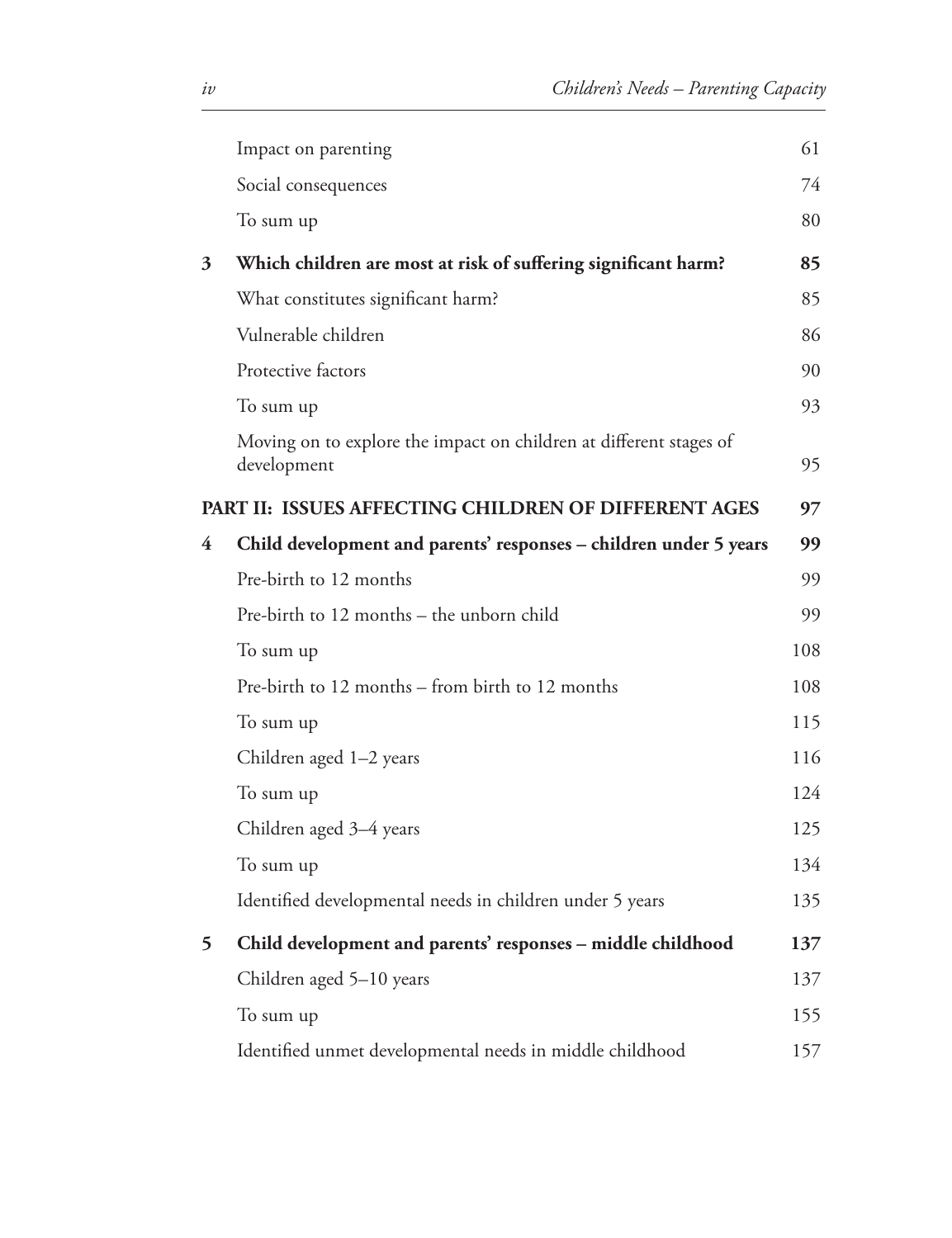| | | |
|---|---|---|
| | Impact on parenting | 61 |
| | Social consequences | 74 |
| | To sum up | 80 |
| **3** | **Which children are most at risk of suffering significant harm?** | **85** |
| | What constitutes significant harm? | 85 |
| | Vulnerable children | 86 |
| | Protective factors | 90 |
| | To sum up | 93 |
| | Moving on to explore the impact on children at different stages of development | 95 |
| **PART II: ISSUES AFFECTING CHILDREN OF DIFFERENT AGES** | | **97** |
| **4** | **Child development and parents' responses – children under 5 years** | **99** |
| | Pre-birth to 12 months | 99 |
| | Pre-birth to 12 months – the unborn child | 99 |
| | To sum up | 108 |
| | Pre-birth to 12 months – from birth to 12 months | 108 |
| | To sum up | 115 |
| | Children aged 1–2 years | 116 |
| | To sum up | 124 |
| | Children aged 3–4 years | 125 |
| | To sum up | 134 |
| | Identified developmental needs in children under 5 years | 135 |
| **5** | **Child development and parents' responses – middle childhood** | **137** |
| | Children aged 5–10 years | 137 |
| | To sum up | 155 |
| | Identified unmet developmental needs in middle childhood | 157 |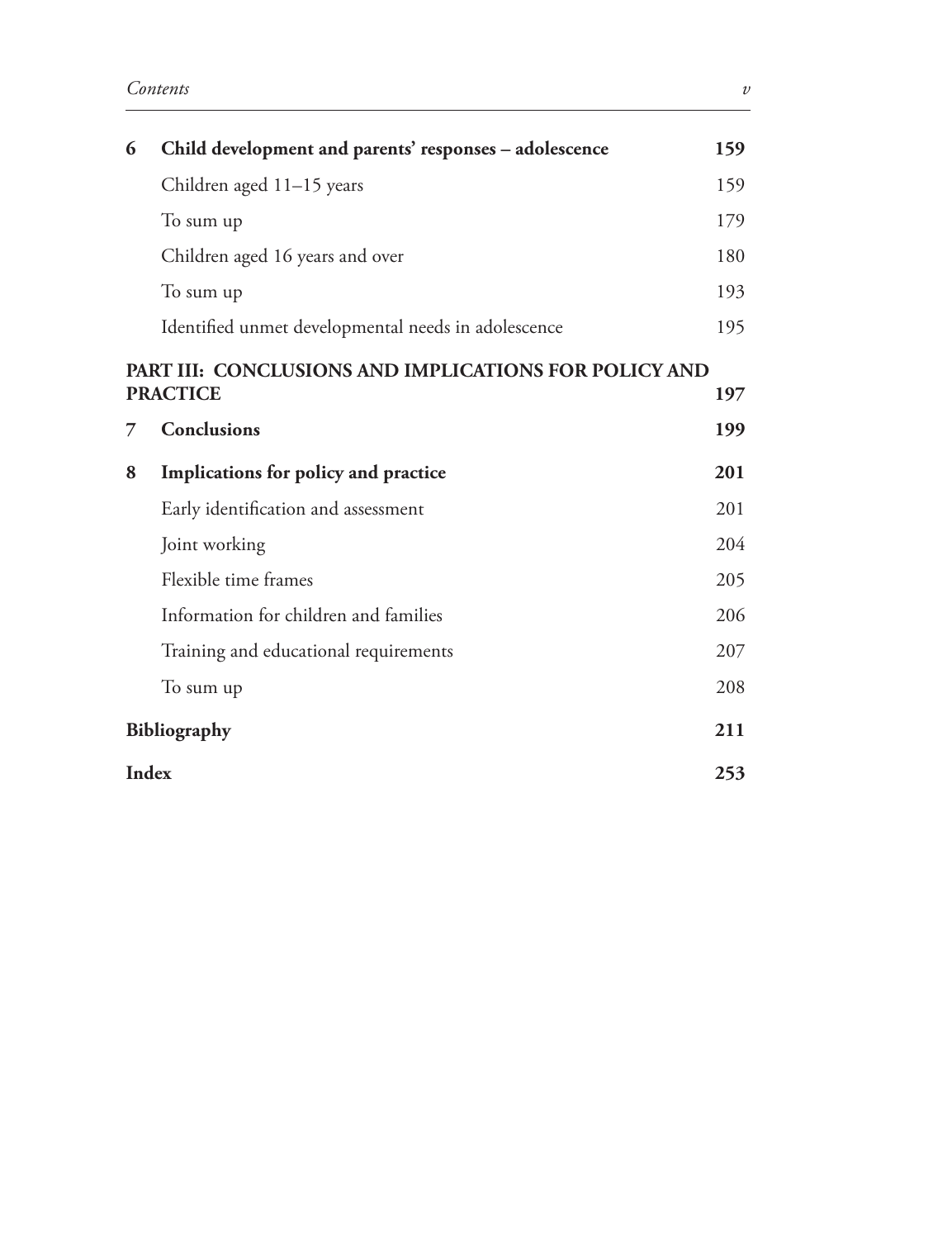| | | |
|---|---|---|
| **6** | **Child development and parents' responses – adolescence** | **159** |
| | Children aged 11–15 years | 159 |
| | To sum up | 179 |
| | Children aged 16 years and over | 180 |
| | To sum up | 193 |
| | Identified unmet developmental needs in adolescence | 195 |
| **PART III: CONCLUSIONS AND IMPLICATIONS FOR POLICY AND PRACTICE** | | **197** |
| **7** | **Conclusions** | **199** |
| **8** | **Implications for policy and practice** | **201** |
| | Early identification and assessment | 201 |
| | Joint working | 204 |
| | Flexible time frames | 205 |
| | Information for children and families | 206 |
| | Training and educational requirements | 207 |
| | To sum up | 208 |
| **Bibliography** | | **211** |
| **Index** | | **253** |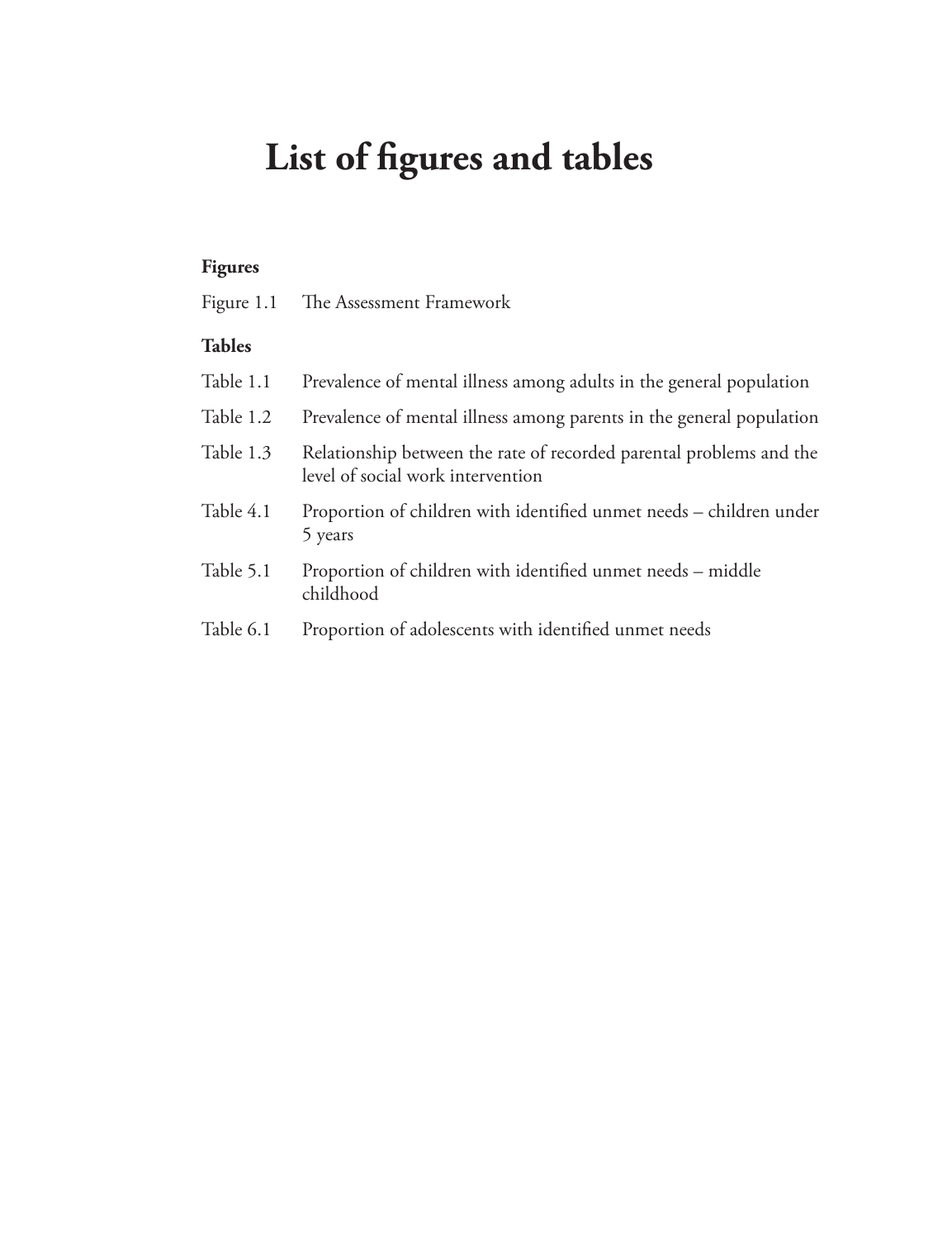# List of figures and tables

**Figures**

Figure 1.1 The Assessment Framework

**Tables**

Table 1.1 Prevalence of mental illness among adults in the general population

Table 1.2 Prevalence of mental illness among parents in the general population

Table 1.3 Relationship between the rate of recorded parental problems and the level of social work intervention

Table 4.1 Proportion of children with identified unmet needs – children under 5 years

Table 5.1 Proportion of children with identified unmet needs – middle childhood

Table 6.1 Proportion of adolescents with identified unmet needs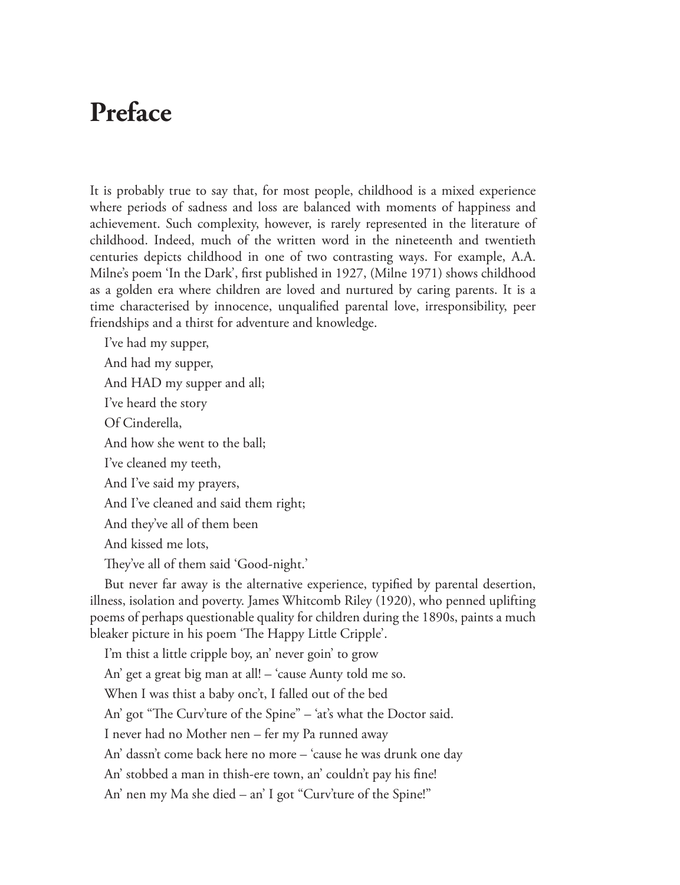# Preface

It is probably true to say that, for most people, childhood is a mixed experience where periods of sadness and loss are balanced with moments of happiness and achievement. Such complexity, however, is rarely represented in the literature of childhood. Indeed, much of the written word in the nineteenth and twentieth centuries depicts childhood in one of two contrasting ways. For example, A.A. Milne's poem 'In the Dark', first published in 1927, (Milne 1971) shows childhood as a golden era where children are loved and nurtured by caring parents. It is a time characterised by innocence, unqualified parental love, irresponsibility, peer friendships and a thirst for adventure and knowledge.

I've had my supper,

And had my supper,

And HAD my supper and all;

I've heard the story

Of Cinderella,

And how she went to the ball;

I've cleaned my teeth,

And I've said my prayers,

And I've cleaned and said them right;

And they've all of them been

And kissed me lots,

They've all of them said 'Good-night.'

But never far away is the alternative experience, typified by parental desertion, illness, isolation and poverty. James Whitcomb Riley (1920), who penned uplifting poems of perhaps questionable quality for children during the 1890s, paints a much bleaker picture in his poem 'The Happy Little Cripple'.

I'm thist a little cripple boy, an' never goin' to grow

An' get a great big man at all! – 'cause Aunty told me so.

When I was thist a baby onc't, I falled out of the bed

An' got "The Curv'ture of the Spine" – 'at's what the Doctor said.

I never had no Mother nen – fer my Pa runned away

An' dassn't come back here no more – 'cause he was drunk one day

An' stobbed a man in thish-ere town, an' couldn't pay his fine!

An' nen my Ma she died – an' I got "Curv'ture of the Spine!"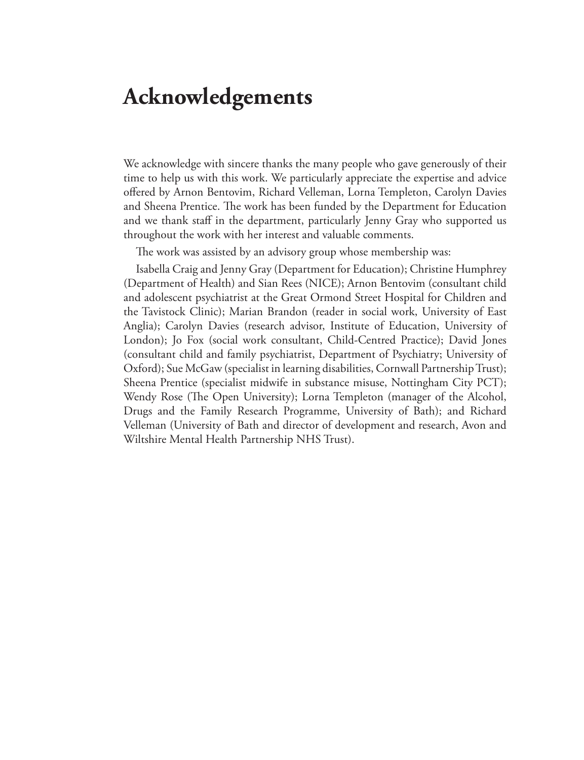# Acknowledgements

We acknowledge with sincere thanks the many people who gave generously of their time to help us with this work. We particularly appreciate the expertise and advice offered by Arnon Bentovim, Richard Velleman, Lorna Templeton, Carolyn Davies and Sheena Prentice. The work has been funded by the Department for Education and we thank staff in the department, particularly Jenny Gray who supported us throughout the work with her interest and valuable comments.

The work was assisted by an advisory group whose membership was:

Isabella Craig and Jenny Gray (Department for Education); Christine Humphrey (Department of Health) and Sian Rees (NICE); Arnon Bentovim (consultant child and adolescent psychiatrist at the Great Ormond Street Hospital for Children and the Tavistock Clinic); Marian Brandon (reader in social work, University of East Anglia); Carolyn Davies (research advisor, Institute of Education, University of London); Jo Fox (social work consultant, Child-Centred Practice); David Jones (consultant child and family psychiatrist, Department of Psychiatry; University of Oxford); Sue McGaw (specialist in learning disabilities, Cornwall Partnership Trust); Sheena Prentice (specialist midwife in substance misuse, Nottingham City PCT); Wendy Rose (The Open University); Lorna Templeton (manager of the Alcohol, Drugs and the Family Research Programme, University of Bath); and Richard Velleman (University of Bath and director of development and research, Avon and Wiltshire Mental Health Partnership NHS Trust).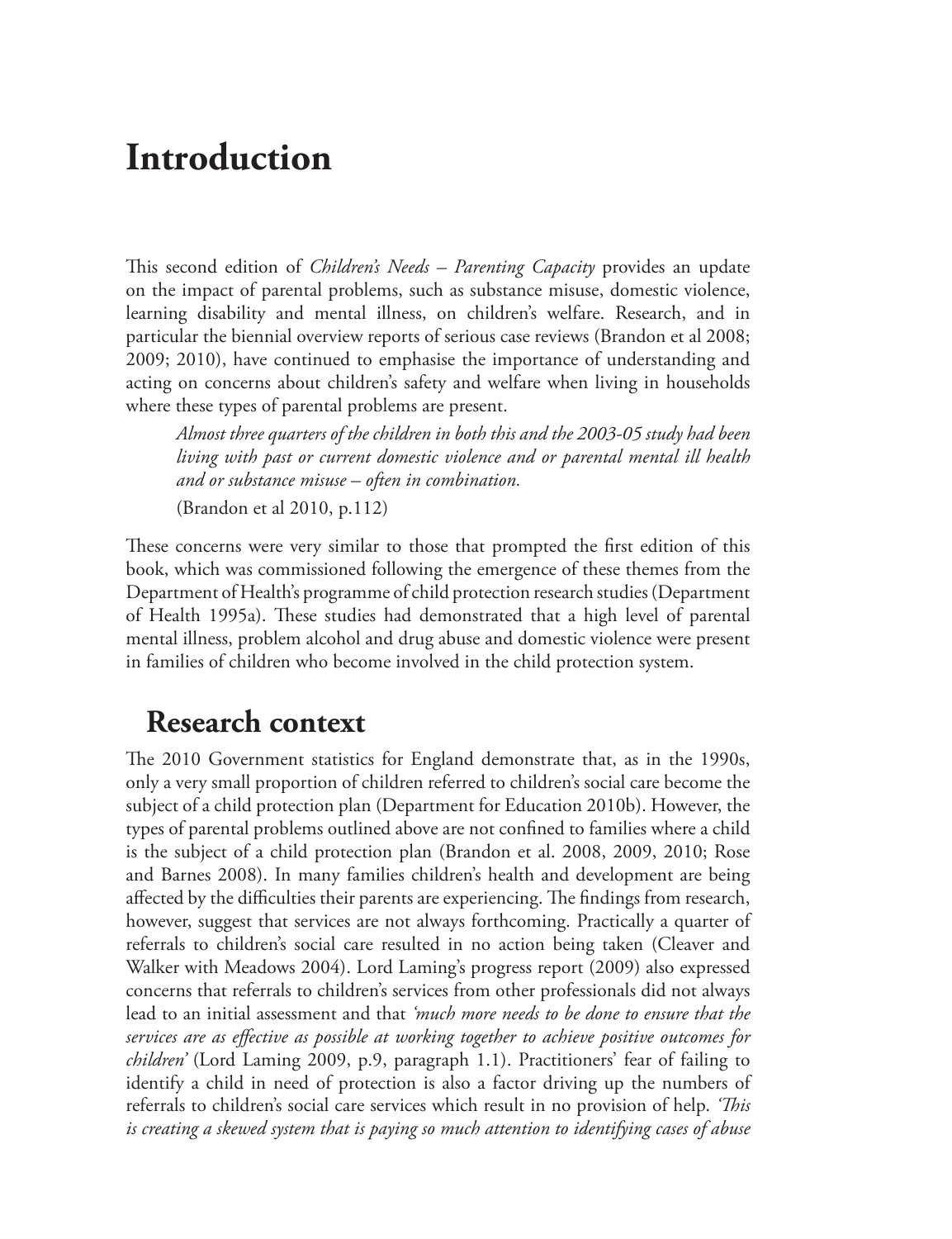# Introduction

This second edition of *Children's Needs – Parenting Capacity* provides an update on the impact of parental problems, such as substance misuse, domestic violence, learning disability and mental illness, on children's welfare. Research, and in particular the biennial overview reports of serious case reviews (Brandon et al 2008; 2009; 2010), have continued to emphasise the importance of understanding and acting on concerns about children's safety and welfare when living in households where these types of parental problems are present.

> *Almost three quarters of the children in both this and the 2003-05 study had been living with past or current domestic violence and or parental mental ill health and or substance misuse – often in combination.*
>
> (Brandon et al 2010, p.112)

These concerns were very similar to those that prompted the first edition of this book, which was commissioned following the emergence of these themes from the Department of Health's programme of child protection research studies (Department of Health 1995a). These studies had demonstrated that a high level of parental mental illness, problem alcohol and drug abuse and domestic violence were present in families of children who become involved in the child protection system.

## Research context

The 2010 Government statistics for England demonstrate that, as in the 1990s, only a very small proportion of children referred to children's social care become the subject of a child protection plan (Department for Education 2010b). However, the types of parental problems outlined above are not confined to families where a child is the subject of a child protection plan (Brandon et al. 2008, 2009, 2010; Rose and Barnes 2008). In many families children's health and development are being affected by the difficulties their parents are experiencing. The findings from research, however, suggest that services are not always forthcoming. Practically a quarter of referrals to children's social care resulted in no action being taken (Cleaver and Walker with Meadows 2004). Lord Laming's progress report (2009) also expressed concerns that referrals to children's services from other professionals did not always lead to an initial assessment and that *'much more needs to be done to ensure that the services are as effective as possible at working together to achieve positive outcomes for children'* (Lord Laming 2009, p.9, paragraph 1.1). Practitioners' fear of failing to identify a child in need of protection is also a factor driving up the numbers of referrals to children's social care services which result in no provision of help. *'This is creating a skewed system that is paying so much attention to identifying cases of abuse*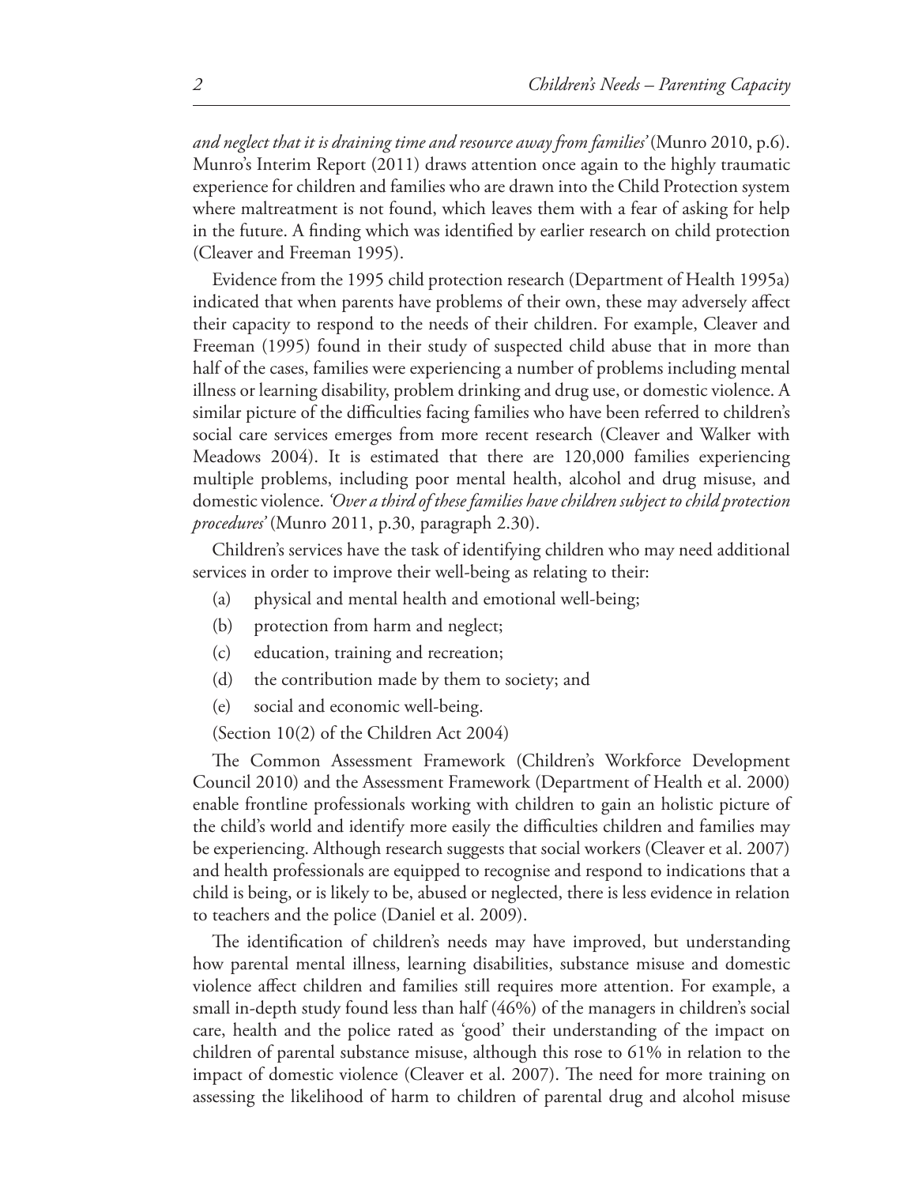*and neglect that it is draining time and resource away from families'* (Munro 2010, p.6). Munro's Interim Report (2011) draws attention once again to the highly traumatic experience for children and families who are drawn into the Child Protection system where maltreatment is not found, which leaves them with a fear of asking for help in the future. A finding which was identified by earlier research on child protection (Cleaver and Freeman 1995).

Evidence from the 1995 child protection research (Department of Health 1995a) indicated that when parents have problems of their own, these may adversely affect their capacity to respond to the needs of their children. For example, Cleaver and Freeman (1995) found in their study of suspected child abuse that in more than half of the cases, families were experiencing a number of problems including mental illness or learning disability, problem drinking and drug use, or domestic violence. A similar picture of the difficulties facing families who have been referred to children's social care services emerges from more recent research (Cleaver and Walker with Meadows 2004). It is estimated that there are 120,000 families experiencing multiple problems, including poor mental health, alcohol and drug misuse, and domestic violence. *'Over a third of these families have children subject to child protection procedures'* (Munro 2011, p.30, paragraph 2.30).

Children's services have the task of identifying children who may need additional services in order to improve their well-being as relating to their:

(a) physical and mental health and emotional well-being;

(b) protection from harm and neglect;

(c) education, training and recreation;

(d) the contribution made by them to society; and

(e) social and economic well-being.

(Section 10(2) of the Children Act 2004)

The Common Assessment Framework (Children's Workforce Development Council 2010) and the Assessment Framework (Department of Health et al. 2000) enable frontline professionals working with children to gain an holistic picture of the child's world and identify more easily the difficulties children and families may be experiencing. Although research suggests that social workers (Cleaver et al. 2007) and health professionals are equipped to recognise and respond to indications that a child is being, or is likely to be, abused or neglected, there is less evidence in relation to teachers and the police (Daniel et al. 2009).

The identification of children's needs may have improved, but understanding how parental mental illness, learning disabilities, substance misuse and domestic violence affect children and families still requires more attention. For example, a small in-depth study found less than half (46%) of the managers in children's social care, health and the police rated as 'good' their understanding of the impact on children of parental substance misuse, although this rose to 61% in relation to the impact of domestic violence (Cleaver et al. 2007). The need for more training on assessing the likelihood of harm to children of parental drug and alcohol misuse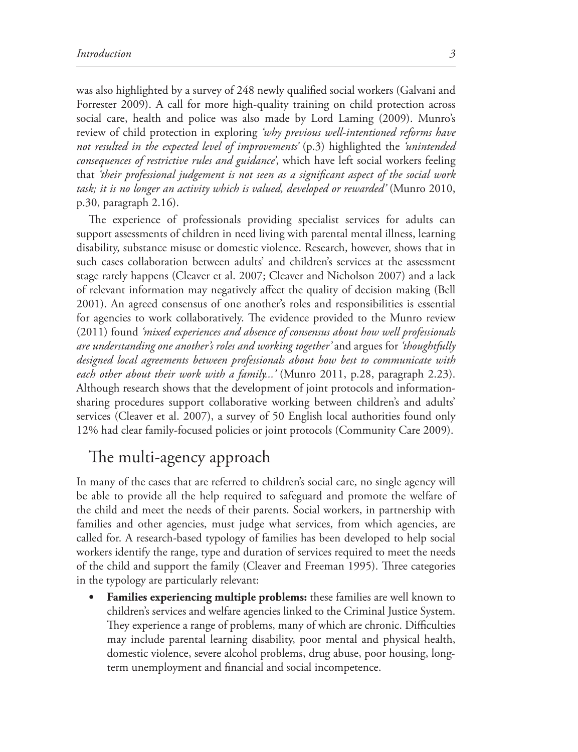was also highlighted by a survey of 248 newly qualified social workers (Galvani and Forrester 2009). A call for more high-quality training on child protection across social care, health and police was also made by Lord Laming (2009). Munro's review of child protection in exploring *'why previous well-intentioned reforms have not resulted in the expected level of improvements'* (p.3) highlighted the *'unintended consequences of restrictive rules and guidance'*, which have left social workers feeling that *'their professional judgement is not seen as a significant aspect of the social work task; it is no longer an activity which is valued, developed or rewarded'* (Munro 2010, p.30, paragraph 2.16).

The experience of professionals providing specialist services for adults can support assessments of children in need living with parental mental illness, learning disability, substance misuse or domestic violence. Research, however, shows that in such cases collaboration between adults' and children's services at the assessment stage rarely happens (Cleaver et al. 2007; Cleaver and Nicholson 2007) and a lack of relevant information may negatively affect the quality of decision making (Bell 2001). An agreed consensus of one another's roles and responsibilities is essential for agencies to work collaboratively. The evidence provided to the Munro review (2011) found *'mixed experiences and absence of consensus about how well professionals are understanding one another's roles and working together'* and argues for *'thoughtfully designed local agreements between professionals about how best to communicate with each other about their work with a family...'* (Munro 2011, p.28, paragraph 2.23). Although research shows that the development of joint protocols and information-sharing procedures support collaborative working between children's and adults' services (Cleaver et al. 2007), a survey of 50 English local authorities found only 12% had clear family-focused policies or joint protocols (Community Care 2009).

## The multi-agency approach

In many of the cases that are referred to children's social care, no single agency will be able to provide all the help required to safeguard and promote the welfare of the child and meet the needs of their parents. Social workers, in partnership with families and other agencies, must judge what services, from which agencies, are called for. A research-based typology of families has been developed to help social workers identify the range, type and duration of services required to meet the needs of the child and support the family (Cleaver and Freeman 1995). Three categories in the typology are particularly relevant:

- **Families experiencing multiple problems:** these families are well known to children's services and welfare agencies linked to the Criminal Justice System. They experience a range of problems, many of which are chronic. Difficulties may include parental learning disability, poor mental and physical health, domestic violence, severe alcohol problems, drug abuse, poor housing, long-term unemployment and financial and social incompetence.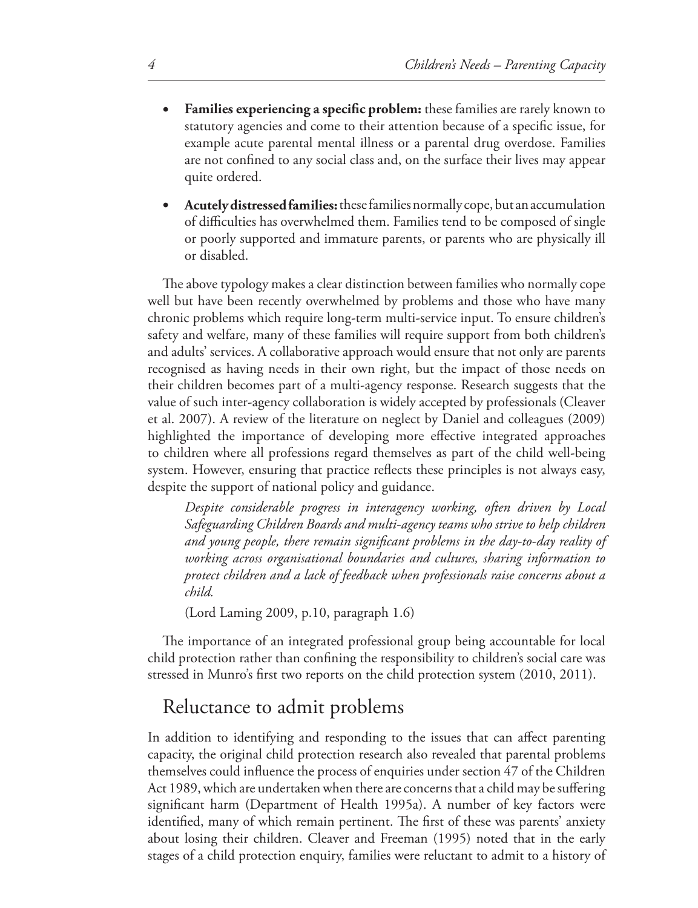- **Families experiencing a specific problem:** these families are rarely known to statutory agencies and come to their attention because of a specific issue, for example acute parental mental illness or a parental drug overdose. Families are not confined to any social class and, on the surface their lives may appear quite ordered.
- **Acutely distressed families:** these families normally cope, but an accumulation of difficulties has overwhelmed them. Families tend to be composed of single or poorly supported and immature parents, or parents who are physically ill or disabled.

The above typology makes a clear distinction between families who normally cope well but have been recently overwhelmed by problems and those who have many chronic problems which require long-term multi-service input. To ensure children's safety and welfare, many of these families will require support from both children's and adults' services. A collaborative approach would ensure that not only are parents recognised as having needs in their own right, but the impact of those needs on their children becomes part of a multi-agency response. Research suggests that the value of such inter-agency collaboration is widely accepted by professionals (Cleaver et al. 2007). A review of the literature on neglect by Daniel and colleagues (2009) highlighted the importance of developing more effective integrated approaches to children where all professions regard themselves as part of the child well-being system. However, ensuring that practice reflects these principles is not always easy, despite the support of national policy and guidance.

> *Despite considerable progress in interagency working, often driven by Local Safeguarding Children Boards and multi-agency teams who strive to help children and young people, there remain significant problems in the day-to-day reality of working across organisational boundaries and cultures, sharing information to protect children and a lack of feedback when professionals raise concerns about a child.*
>
> (Lord Laming 2009, p.10, paragraph 1.6)

The importance of an integrated professional group being accountable for local child protection rather than confining the responsibility to children's social care was stressed in Munro's first two reports on the child protection system (2010, 2011).

## Reluctance to admit problems

In addition to identifying and responding to the issues that can affect parenting capacity, the original child protection research also revealed that parental problems themselves could influence the process of enquiries under section 47 of the Children Act 1989, which are undertaken when there are concerns that a child may be suffering significant harm (Department of Health 1995a). A number of key factors were identified, many of which remain pertinent. The first of these was parents' anxiety about losing their children. Cleaver and Freeman (1995) noted that in the early stages of a child protection enquiry, families were reluctant to admit to a history of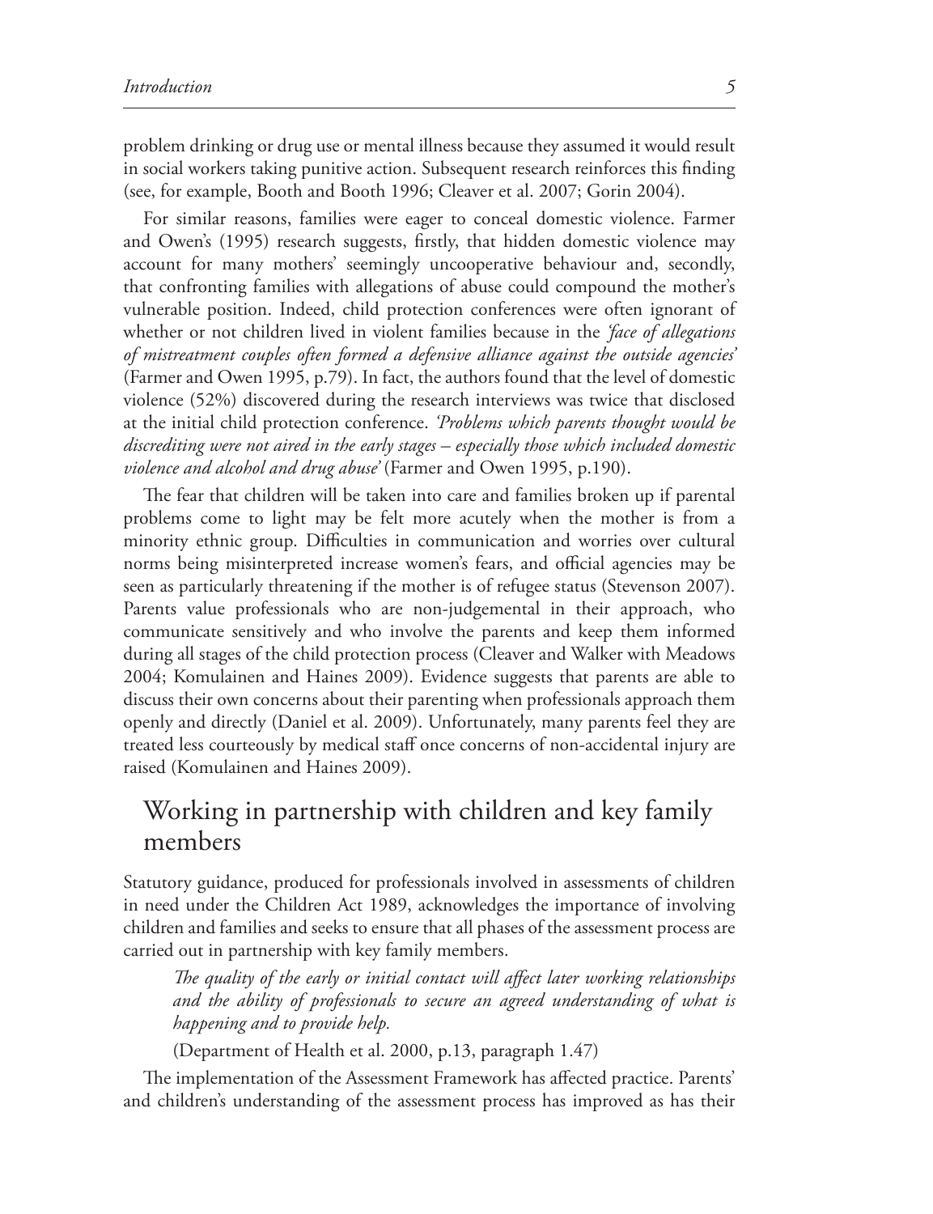problem drinking or drug use or mental illness because they assumed it would result in social workers taking punitive action. Subsequent research reinforces this finding (see, for example, Booth and Booth 1996; Cleaver et al. 2007; Gorin 2004).

For similar reasons, families were eager to conceal domestic violence. Farmer and Owen's (1995) research suggests, firstly, that hidden domestic violence may account for many mothers' seemingly uncooperative behaviour and, secondly, that confronting families with allegations of abuse could compound the mother's vulnerable position. Indeed, child protection conferences were often ignorant of whether or not children lived in violent families because in the *'face of allegations of mistreatment couples often formed a defensive alliance against the outside agencies'* (Farmer and Owen 1995, p.79). In fact, the authors found that the level of domestic violence (52%) discovered during the research interviews was twice that disclosed at the initial child protection conference. *'Problems which parents thought would be discrediting were not aired in the early stages – especially those which included domestic violence and alcohol and drug abuse'* (Farmer and Owen 1995, p.190).

The fear that children will be taken into care and families broken up if parental problems come to light may be felt more acutely when the mother is from a minority ethnic group. Difficulties in communication and worries over cultural norms being misinterpreted increase women's fears, and official agencies may be seen as particularly threatening if the mother is of refugee status (Stevenson 2007). Parents value professionals who are non-judgemental in their approach, who communicate sensitively and who involve the parents and keep them informed during all stages of the child protection process (Cleaver and Walker with Meadows 2004; Komulainen and Haines 2009). Evidence suggests that parents are able to discuss their own concerns about their parenting when professionals approach them openly and directly (Daniel et al. 2009). Unfortunately, many parents feel they are treated less courteously by medical staff once concerns of non-accidental injury are raised (Komulainen and Haines 2009).

## Working in partnership with children and key family members

Statutory guidance, produced for professionals involved in assessments of children in need under the Children Act 1989, acknowledges the importance of involving children and families and seeks to ensure that all phases of the assessment process are carried out in partnership with key family members.

> *The quality of the early or initial contact will affect later working relationships and the ability of professionals to secure an agreed understanding of what is happening and to provide help.*
>
> (Department of Health et al. 2000, p.13, paragraph 1.47)

The implementation of the Assessment Framework has affected practice. Parents' and children's understanding of the assessment process has improved as has their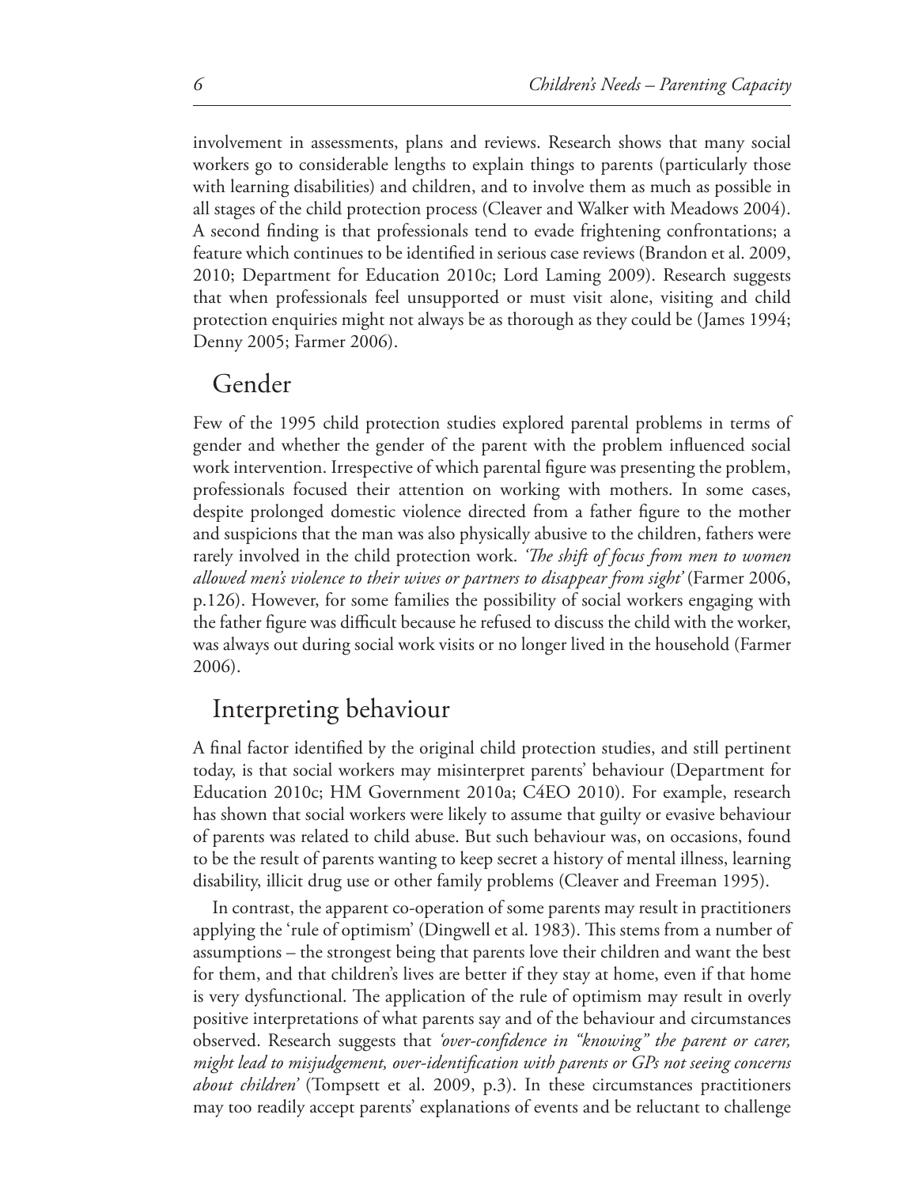involvement in assessments, plans and reviews. Research shows that many social workers go to considerable lengths to explain things to parents (particularly those with learning disabilities) and children, and to involve them as much as possible in all stages of the child protection process (Cleaver and Walker with Meadows 2004). A second finding is that professionals tend to evade frightening confrontations; a feature which continues to be identified in serious case reviews (Brandon et al. 2009, 2010; Department for Education 2010c; Lord Laming 2009). Research suggests that when professionals feel unsupported or must visit alone, visiting and child protection enquiries might not always be as thorough as they could be (James 1994; Denny 2005; Farmer 2006).

## Gender

Few of the 1995 child protection studies explored parental problems in terms of gender and whether the gender of the parent with the problem influenced social work intervention. Irrespective of which parental figure was presenting the problem, professionals focused their attention on working with mothers. In some cases, despite prolonged domestic violence directed from a father figure to the mother and suspicions that the man was also physically abusive to the children, fathers were rarely involved in the child protection work. *'The shift of focus from men to women allowed men's violence to their wives or partners to disappear from sight'* (Farmer 2006, p.126). However, for some families the possibility of social workers engaging with the father figure was difficult because he refused to discuss the child with the worker, was always out during social work visits or no longer lived in the household (Farmer 2006).

## Interpreting behaviour

A final factor identified by the original child protection studies, and still pertinent today, is that social workers may misinterpret parents' behaviour (Department for Education 2010c; HM Government 2010a; C4EO 2010). For example, research has shown that social workers were likely to assume that guilty or evasive behaviour of parents was related to child abuse. But such behaviour was, on occasions, found to be the result of parents wanting to keep secret a history of mental illness, learning disability, illicit drug use or other family problems (Cleaver and Freeman 1995).

In contrast, the apparent co-operation of some parents may result in practitioners applying the 'rule of optimism' (Dingwell et al. 1983). This stems from a number of assumptions – the strongest being that parents love their children and want the best for them, and that children's lives are better if they stay at home, even if that home is very dysfunctional. The application of the rule of optimism may result in overly positive interpretations of what parents say and of the behaviour and circumstances observed. Research suggests that *'over-confidence in "knowing" the parent or carer, might lead to misjudgement, over-identification with parents or GPs not seeing concerns about children'* (Tompsett et al. 2009, p.3). In these circumstances practitioners may too readily accept parents' explanations of events and be reluctant to challenge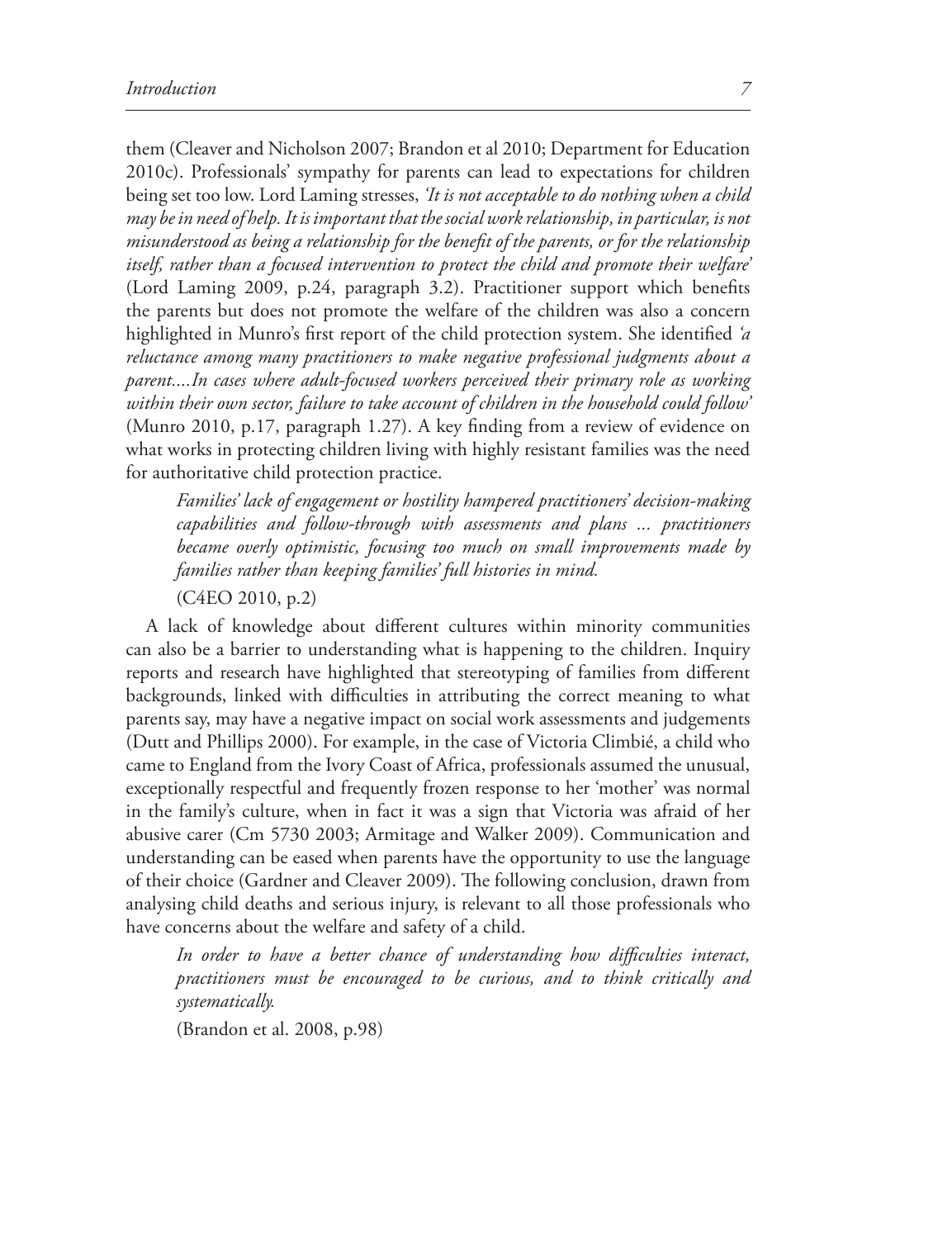them (Cleaver and Nicholson 2007; Brandon et al 2010; Department for Education 2010c). Professionals' sympathy for parents can lead to expectations for children being set too low. Lord Laming stresses, *'It is not acceptable to do nothing when a child may be in need of help. It is important that the social work relationship, in particular, is not misunderstood as being a relationship for the benefit of the parents, or for the relationship itself, rather than a focused intervention to protect the child and promote their welfare'* (Lord Laming 2009, p.24, paragraph 3.2). Practitioner support which benefits the parents but does not promote the welfare of the children was also a concern highlighted in Munro's first report of the child protection system. She identified *'a reluctance among many practitioners to make negative professional judgments about a parent....In cases where adult-focused workers perceived their primary role as working within their own sector, failure to take account of children in the household could follow'* (Munro 2010, p.17, paragraph 1.27). A key finding from a review of evidence on what works in protecting children living with highly resistant families was the need for authoritative child protection practice.

> *Families' lack of engagement or hostility hampered practitioners' decision-making capabilities and follow-through with assessments and plans ... practitioners became overly optimistic, focusing too much on small improvements made by families rather than keeping families' full histories in mind.*
>
> (C4EO 2010, p.2)

A lack of knowledge about different cultures within minority communities can also be a barrier to understanding what is happening to the children. Inquiry reports and research have highlighted that stereotyping of families from different backgrounds, linked with difficulties in attributing the correct meaning to what parents say, may have a negative impact on social work assessments and judgements (Dutt and Phillips 2000). For example, in the case of Victoria Climbié, a child who came to England from the Ivory Coast of Africa, professionals assumed the unusual, exceptionally respectful and frequently frozen response to her 'mother' was normal in the family's culture, when in fact it was a sign that Victoria was afraid of her abusive carer (Cm 5730 2003; Armitage and Walker 2009). Communication and understanding can be eased when parents have the opportunity to use the language of their choice (Gardner and Cleaver 2009). The following conclusion, drawn from analysing child deaths and serious injury, is relevant to all those professionals who have concerns about the welfare and safety of a child.

> *In order to have a better chance of understanding how difficulties interact, practitioners must be encouraged to be curious, and to think critically and systematically.*
>
> (Brandon et al. 2008, p.98)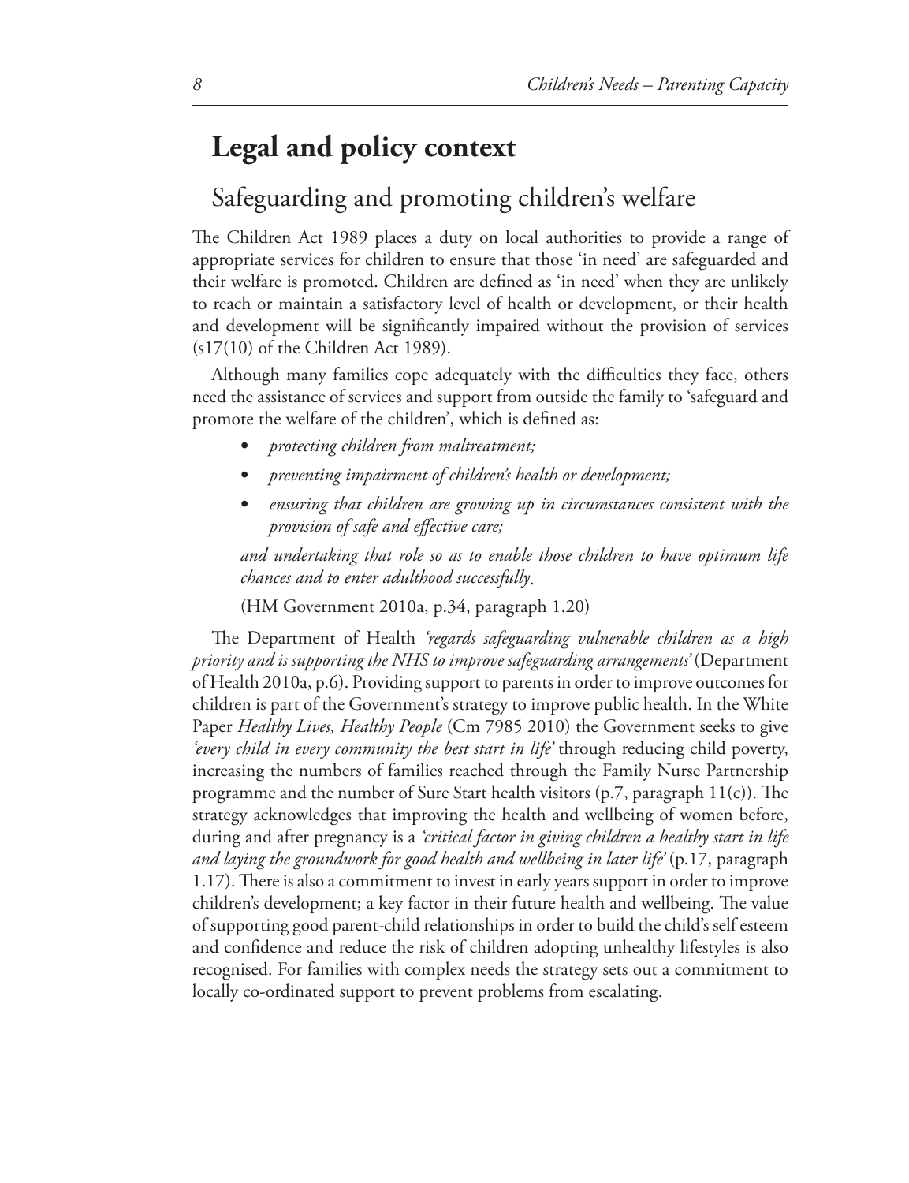# Legal and policy context

## Safeguarding and promoting children's welfare

The Children Act 1989 places a duty on local authorities to provide a range of appropriate services for children to ensure that those 'in need' are safeguarded and their welfare is promoted. Children are defined as 'in need' when they are unlikely to reach or maintain a satisfactory level of health or development, or their health and development will be significantly impaired without the provision of services (s17(10) of the Children Act 1989).

Although many families cope adequately with the difficulties they face, others need the assistance of services and support from outside the family to 'safeguard and promote the welfare of the children', which is defined as:

- *protecting children from maltreatment;*
- *preventing impairment of children's health or development;*
- *ensuring that children are growing up in circumstances consistent with the provision of safe and effective care;*

*and undertaking that role so as to enable those children to have optimum life chances and to enter adulthood successfully*.

(HM Government 2010a, p.34, paragraph 1.20)

The Department of Health *'regards safeguarding vulnerable children as a high priority and is supporting the NHS to improve safeguarding arrangements'* (Department of Health 2010a, p.6). Providing support to parents in order to improve outcomes for children is part of the Government's strategy to improve public health. In the White Paper *Healthy Lives, Healthy People* (Cm 7985 2010) the Government seeks to give *'every child in every community the best start in life'* through reducing child poverty, increasing the numbers of families reached through the Family Nurse Partnership programme and the number of Sure Start health visitors (p.7, paragraph 11(c)). The strategy acknowledges that improving the health and wellbeing of women before, during and after pregnancy is a *'critical factor in giving children a healthy start in life and laying the groundwork for good health and wellbeing in later life'* (p.17, paragraph 1.17). There is also a commitment to invest in early years support in order to improve children's development; a key factor in their future health and wellbeing. The value of supporting good parent-child relationships in order to build the child's self esteem and confidence and reduce the risk of children adopting unhealthy lifestyles is also recognised. For families with complex needs the strategy sets out a commitment to locally co-ordinated support to prevent problems from escalating.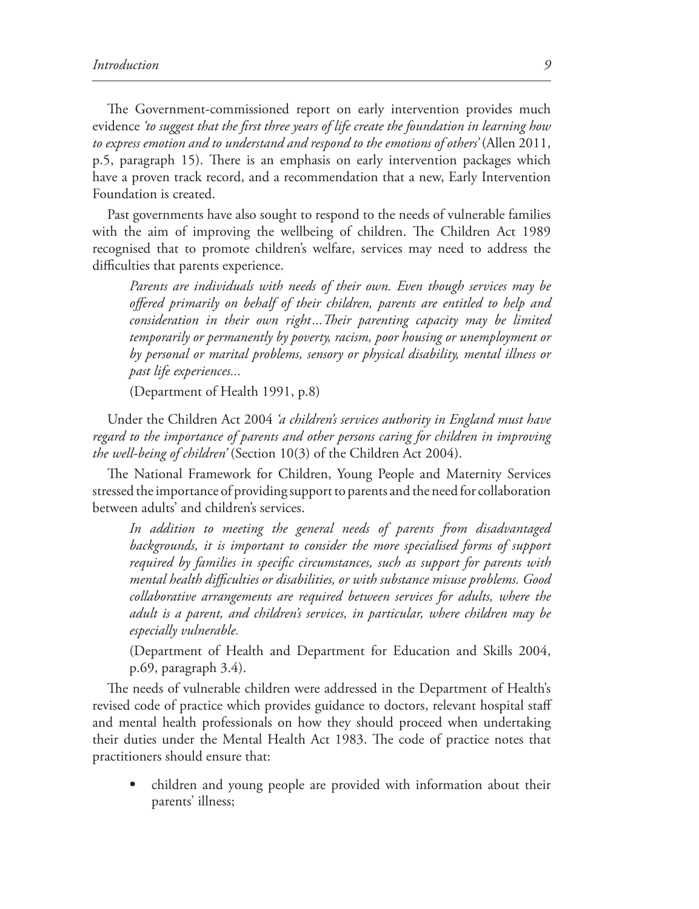The Government-commissioned report on early intervention provides much evidence *'to suggest that the first three years of life create the foundation in learning how to express emotion and to understand and respond to the emotions of others'* (Allen 2011, p.5, paragraph 15). There is an emphasis on early intervention packages which have a proven track record, and a recommendation that a new, Early Intervention Foundation is created.

Past governments have also sought to respond to the needs of vulnerable families with the aim of improving the wellbeing of children. The Children Act 1989 recognised that to promote children's welfare, services may need to address the difficulties that parents experience.

> *Parents are individuals with needs of their own. Even though services may be offered primarily on behalf of their children, parents are entitled to help and consideration in their own right…Their parenting capacity may be limited temporarily or permanently by poverty, racism, poor housing or unemployment or by personal or marital problems, sensory or physical disability, mental illness or past life experiences...*
>
> (Department of Health 1991, p.8)

Under the Children Act 2004 *'a children's services authority in England must have regard to the importance of parents and other persons caring for children in improving the well-being of children'* (Section 10(3) of the Children Act 2004).

The National Framework for Children, Young People and Maternity Services stressed the importance of providing support to parents and the need for collaboration between adults' and children's services.

> *In addition to meeting the general needs of parents from disadvantaged backgrounds, it is important to consider the more specialised forms of support required by families in specific circumstances, such as support for parents with mental health difficulties or disabilities, or with substance misuse problems. Good collaborative arrangements are required between services for adults, where the adult is a parent, and children's services, in particular, where children may be especially vulnerable.*
>
> (Department of Health and Department for Education and Skills 2004, p.69, paragraph 3.4).

The needs of vulnerable children were addressed in the Department of Health's revised code of practice which provides guidance to doctors, relevant hospital staff and mental health professionals on how they should proceed when undertaking their duties under the Mental Health Act 1983. The code of practice notes that practitioners should ensure that:

- children and young people are provided with information about their parents' illness;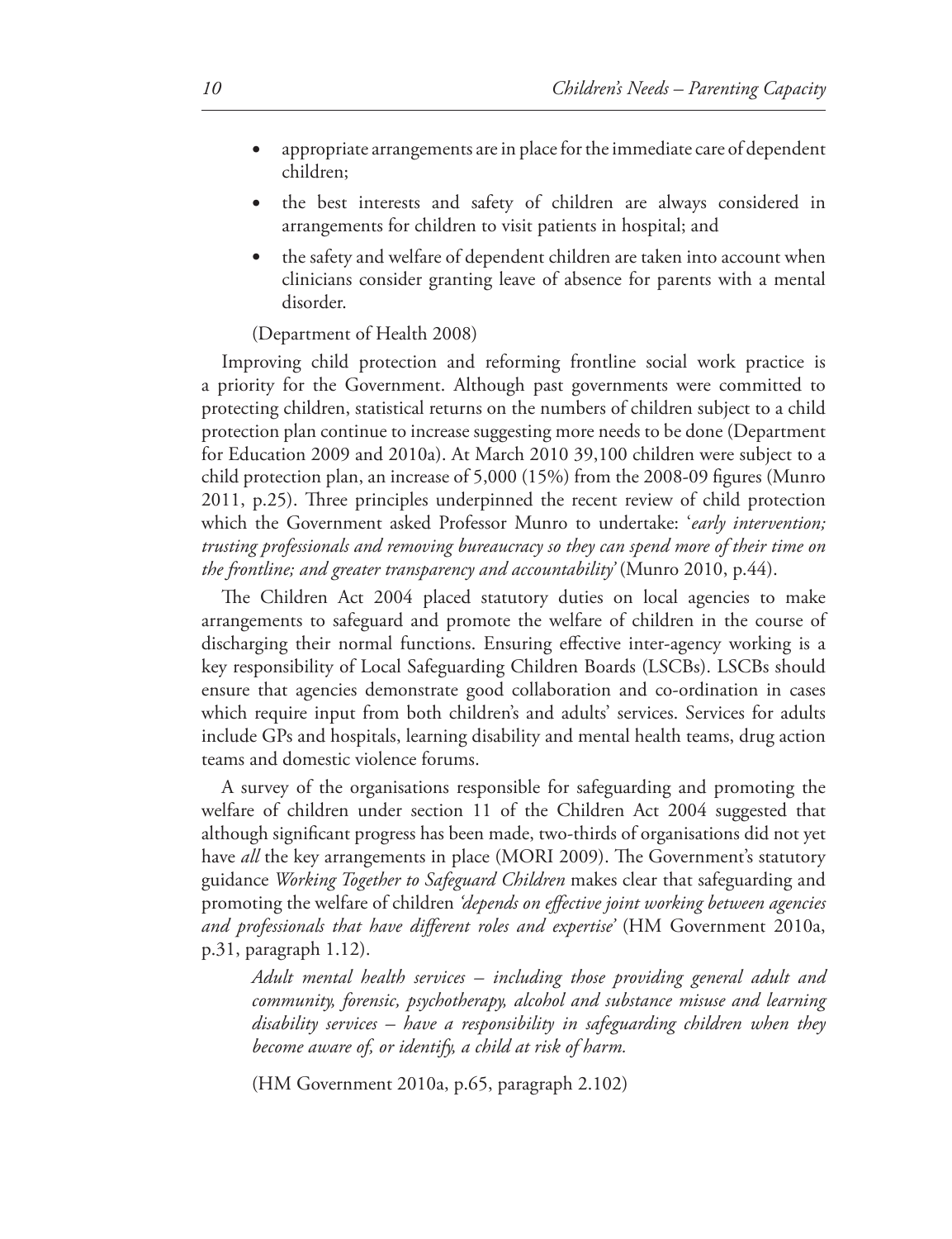- appropriate arrangements are in place for the immediate care of dependent children;
- the best interests and safety of children are always considered in arrangements for children to visit patients in hospital; and
- the safety and welfare of dependent children are taken into account when clinicians consider granting leave of absence for parents with a mental disorder.

(Department of Health 2008)

Improving child protection and reforming frontline social work practice is a priority for the Government. Although past governments were committed to protecting children, statistical returns on the numbers of children subject to a child protection plan continue to increase suggesting more needs to be done (Department for Education 2009 and 2010a). At March 2010 39,100 children were subject to a child protection plan, an increase of 5,000 (15%) from the 2008-09 figures (Munro 2011, p.25). Three principles underpinned the recent review of child protection which the Government asked Professor Munro to undertake: '*early intervention; trusting professionals and removing bureaucracy so they can spend more of their time on the frontline; and greater transparency and accountability*' (Munro 2010, p.44).

The Children Act 2004 placed statutory duties on local agencies to make arrangements to safeguard and promote the welfare of children in the course of discharging their normal functions. Ensuring effective inter-agency working is a key responsibility of Local Safeguarding Children Boards (LSCBs). LSCBs should ensure that agencies demonstrate good collaboration and co-ordination in cases which require input from both children's and adults' services. Services for adults include GPs and hospitals, learning disability and mental health teams, drug action teams and domestic violence forums.

A survey of the organisations responsible for safeguarding and promoting the welfare of children under section 11 of the Children Act 2004 suggested that although significant progress has been made, two-thirds of organisations did not yet have *all* the key arrangements in place (MORI 2009). The Government's statutory guidance *Working Together to Safeguard Children* makes clear that safeguarding and promoting the welfare of children *'depends on effective joint working between agencies and professionals that have different roles and expertise'* (HM Government 2010a, p.31, paragraph 1.12).

> *Adult mental health services – including those providing general adult and community, forensic, psychotherapy, alcohol and substance misuse and learning disability services – have a responsibility in safeguarding children when they become aware of, or identify, a child at risk of harm.*
>
> (HM Government 2010a, p.65, paragraph 2.102)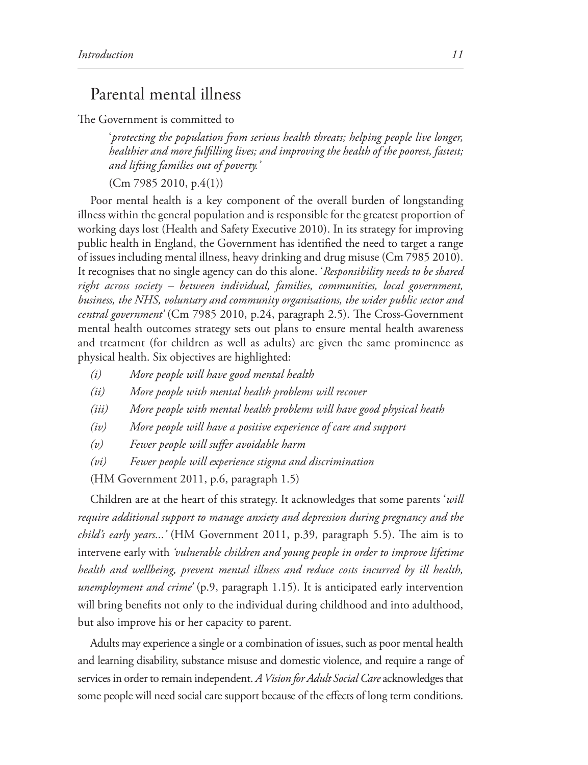## Parental mental illness

The Government is committed to

> '*protecting the population from serious health threats; helping people live longer, healthier and more fulfilling lives; and improving the health of the poorest, fastest; and lifting families out of poverty.'*
>
> (Cm 7985 2010, p.4(1))

Poor mental health is a key component of the overall burden of longstanding illness within the general population and is responsible for the greatest proportion of working days lost (Health and Safety Executive 2010). In its strategy for improving public health in England, the Government has identified the need to target a range of issues including mental illness, heavy drinking and drug misuse (Cm 7985 2010). It recognises that no single agency can do this alone. '*Responsibility needs to be shared right across society – between individual, families, communities, local government, business, the NHS, voluntary and community organisations, the wider public sector and central government*' (Cm 7985 2010, p.24, paragraph 2.5). The Cross-Government mental health outcomes strategy sets out plans to ensure mental health awareness and treatment (for children as well as adults) are given the same prominence as physical health. Six objectives are highlighted:

- *(i)* *More people will have good mental health*
- *(ii)* *More people with mental health problems will recover*
- *(iii)* *More people with mental health problems will have good physical heath*
- *(iv)* *More people will have a positive experience of care and support*
- *(v)* *Fewer people will suffer avoidable harm*
- *(vi)* *Fewer people will experience stigma and discrimination*

(HM Government 2011, p.6, paragraph 1.5)

Children are at the heart of this strategy. It acknowledges that some parents '*will require additional support to manage anxiety and depression during pregnancy and the child's early years...'* (HM Government 2011, p.39, paragraph 5.5). The aim is to intervene early with *'vulnerable children and young people in order to improve lifetime health and wellbeing, prevent mental illness and reduce costs incurred by ill health, unemployment and crime'* (p.9, paragraph 1.15). It is anticipated early intervention will bring benefits not only to the individual during childhood and into adulthood, but also improve his or her capacity to parent.

Adults may experience a single or a combination of issues, such as poor mental health and learning disability, substance misuse and domestic violence, and require a range of services in order to remain independent. *A Vision for Adult Social Care* acknowledges that some people will need social care support because of the effects of long term conditions.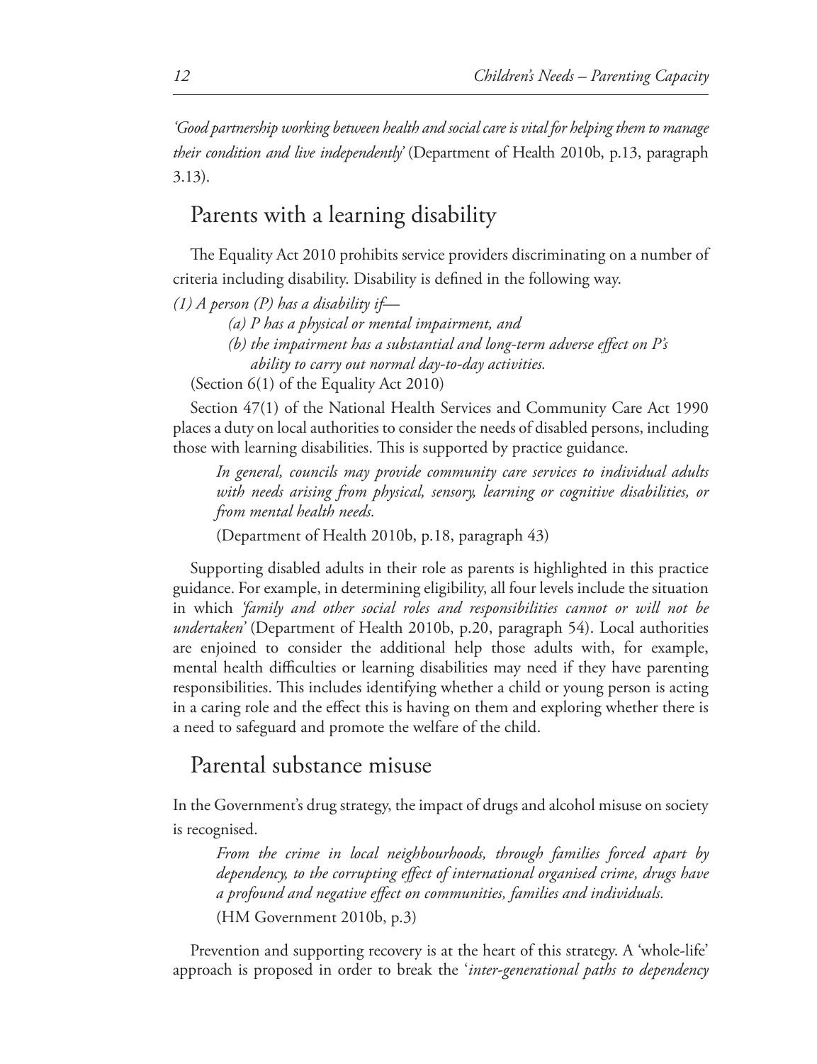*'Good partnership working between health and social care is vital for helping them to manage their condition and live independently'* (Department of Health 2010b, p.13, paragraph 3.13).

## Parents with a learning disability

The Equality Act 2010 prohibits service providers discriminating on a number of criteria including disability. Disability is defined in the following way.

*(1) A person (P) has a disability if—*

> *(a) P has a physical or mental impairment, and*
>
> *(b) the impairment has a substantial and long-term adverse effect on P's ability to carry out normal day-to-day activities.*

(Section 6(1) of the Equality Act 2010)

Section 47(1) of the National Health Services and Community Care Act 1990 places a duty on local authorities to consider the needs of disabled persons, including those with learning disabilities. This is supported by practice guidance.

> *In general, councils may provide community care services to individual adults with needs arising from physical, sensory, learning or cognitive disabilities, or from mental health needs.*
>
> (Department of Health 2010b, p.18, paragraph 43)

Supporting disabled adults in their role as parents is highlighted in this practice guidance. For example, in determining eligibility, all four levels include the situation in which *'family and other social roles and responsibilities cannot or will not be undertaken'* (Department of Health 2010b, p.20, paragraph 54). Local authorities are enjoined to consider the additional help those adults with, for example, mental health difficulties or learning disabilities may need if they have parenting responsibilities. This includes identifying whether a child or young person is acting in a caring role and the effect this is having on them and exploring whether there is a need to safeguard and promote the welfare of the child.

## Parental substance misuse

In the Government's drug strategy, the impact of drugs and alcohol misuse on society is recognised.

> *From the crime in local neighbourhoods, through families forced apart by dependency, to the corrupting effect of international organised crime, drugs have a profound and negative effect on communities, families and individuals.*
>
> (HM Government 2010b, p.3)

Prevention and supporting recovery is at the heart of this strategy. A 'whole-life' approach is proposed in order to break the '*inter-generational paths to dependency*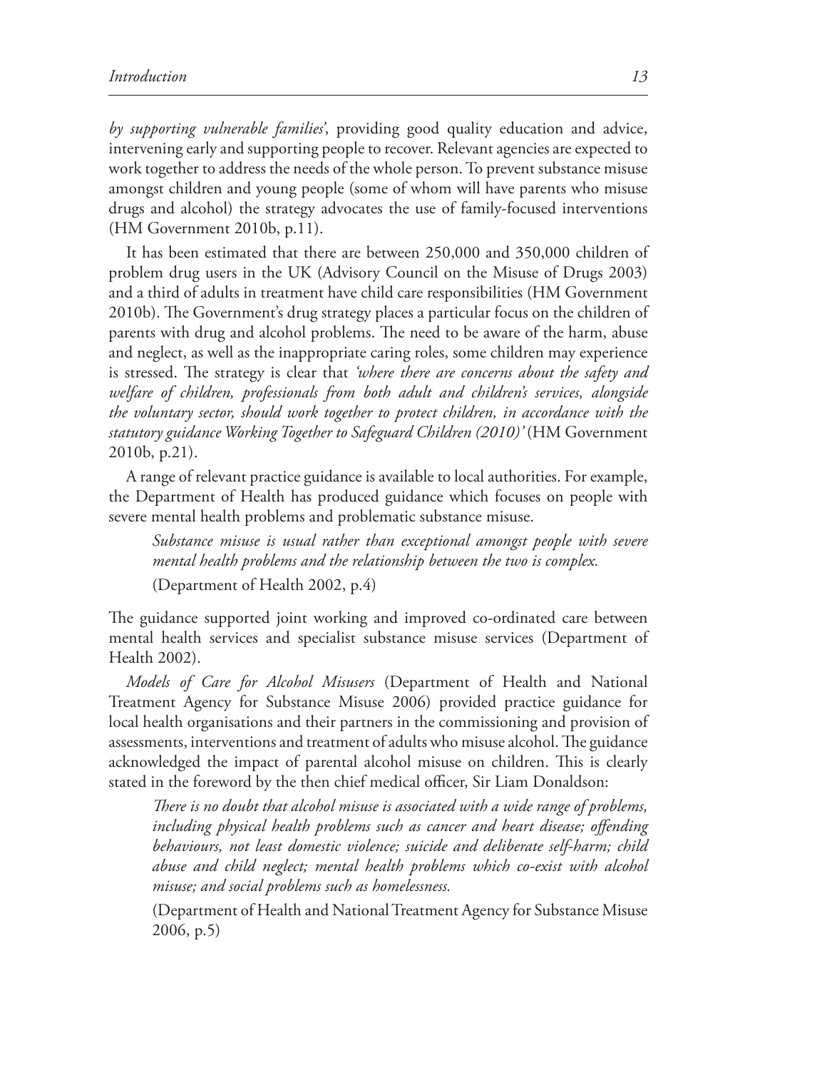*by supporting vulnerable families'*, providing good quality education and advice, intervening early and supporting people to recover. Relevant agencies are expected to work together to address the needs of the whole person. To prevent substance misuse amongst children and young people (some of whom will have parents who misuse drugs and alcohol) the strategy advocates the use of family-focused interventions (HM Government 2010b, p.11).

It has been estimated that there are between 250,000 and 350,000 children of problem drug users in the UK (Advisory Council on the Misuse of Drugs 2003) and a third of adults in treatment have child care responsibilities (HM Government 2010b). The Government's drug strategy places a particular focus on the children of parents with drug and alcohol problems. The need to be aware of the harm, abuse and neglect, as well as the inappropriate caring roles, some children may experience is stressed. The strategy is clear that *'where there are concerns about the safety and welfare of children, professionals from both adult and children's services, alongside the voluntary sector, should work together to protect children, in accordance with the statutory guidance Working Together to Safeguard Children (2010)'* (HM Government 2010b, p.21).

A range of relevant practice guidance is available to local authorities. For example, the Department of Health has produced guidance which focuses on people with severe mental health problems and problematic substance misuse.

> *Substance misuse is usual rather than exceptional amongst people with severe mental health problems and the relationship between the two is complex.*
>
> (Department of Health 2002, p.4)

The guidance supported joint working and improved co-ordinated care between mental health services and specialist substance misuse services (Department of Health 2002).

*Models of Care for Alcohol Misusers* (Department of Health and National Treatment Agency for Substance Misuse 2006) provided practice guidance for local health organisations and their partners in the commissioning and provision of assessments, interventions and treatment of adults who misuse alcohol. The guidance acknowledged the impact of parental alcohol misuse on children. This is clearly stated in the foreword by the then chief medical officer, Sir Liam Donaldson:

> *There is no doubt that alcohol misuse is associated with a wide range of problems, including physical health problems such as cancer and heart disease; offending behaviours, not least domestic violence; suicide and deliberate self-harm; child abuse and child neglect; mental health problems which co-exist with alcohol misuse; and social problems such as homelessness.*
>
> (Department of Health and National Treatment Agency for Substance Misuse 2006, p.5)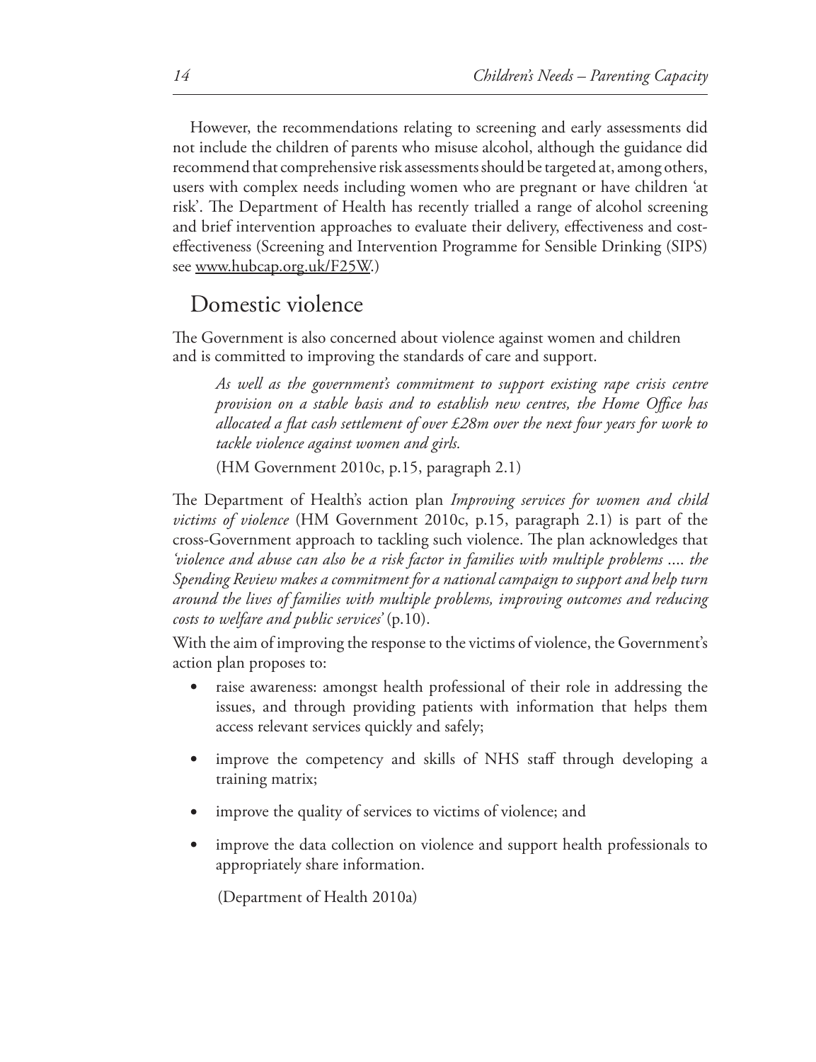However, the recommendations relating to screening and early assessments did not include the children of parents who misuse alcohol, although the guidance did recommend that comprehensive risk assessments should be targeted at, among others, users with complex needs including women who are pregnant or have children 'at risk'. The Department of Health has recently trialled a range of alcohol screening and brief intervention approaches to evaluate their delivery, effectiveness and cost-effectiveness (Screening and Intervention Programme for Sensible Drinking (SIPS) see www.hubcap.org.uk/F25W.)

## Domestic violence

The Government is also concerned about violence against women and children and is committed to improving the standards of care and support.

> *As well as the government's commitment to support existing rape crisis centre provision on a stable basis and to establish new centres, the Home Office has allocated a flat cash settlement of over £28m over the next four years for work to tackle violence against women and girls.*
>
> (HM Government 2010c, p.15, paragraph 2.1)

The Department of Health's action plan *Improving services for women and child victims of violence* (HM Government 2010c, p.15, paragraph 2.1) is part of the cross-Government approach to tackling such violence. The plan acknowledges that *'violence and abuse can also be a risk factor in families with multiple problems .... the Spending Review makes a commitment for a national campaign to support and help turn around the lives of families with multiple problems, improving outcomes and reducing costs to welfare and public services'* (p.10).

With the aim of improving the response to the victims of violence, the Government's action plan proposes to:

- raise awareness: amongst health professional of their role in addressing the issues, and through providing patients with information that helps them access relevant services quickly and safely;
- improve the competency and skills of NHS staff through developing a training matrix;
- improve the quality of services to victims of violence; and
- improve the data collection on violence and support health professionals to appropriately share information.

(Department of Health 2010a)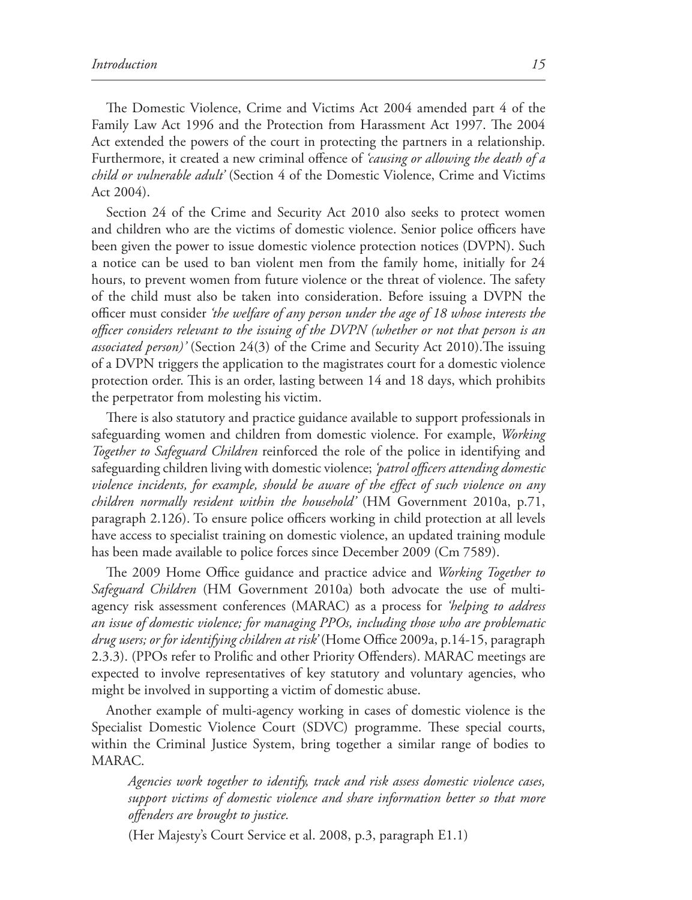The Domestic Violence, Crime and Victims Act 2004 amended part 4 of the Family Law Act 1996 and the Protection from Harassment Act 1997. The 2004 Act extended the powers of the court in protecting the partners in a relationship. Furthermore, it created a new criminal offence of *'causing or allowing the death of a child or vulnerable adult'* (Section 4 of the Domestic Violence, Crime and Victims Act 2004).

Section 24 of the Crime and Security Act 2010 also seeks to protect women and children who are the victims of domestic violence. Senior police officers have been given the power to issue domestic violence protection notices (DVPN). Such a notice can be used to ban violent men from the family home, initially for 24 hours, to prevent women from future violence or the threat of violence. The safety of the child must also be taken into consideration. Before issuing a DVPN the officer must consider *'the welfare of any person under the age of 18 whose interests the officer considers relevant to the issuing of the DVPN (whether or not that person is an associated person)'* (Section 24(3) of the Crime and Security Act 2010).The issuing of a DVPN triggers the application to the magistrates court for a domestic violence protection order. This is an order, lasting between 14 and 18 days, which prohibits the perpetrator from molesting his victim.

There is also statutory and practice guidance available to support professionals in safeguarding women and children from domestic violence. For example, *Working Together to Safeguard Children* reinforced the role of the police in identifying and safeguarding children living with domestic violence; *'patrol officers attending domestic violence incidents, for example, should be aware of the effect of such violence on any children normally resident within the household'* (HM Government 2010a, p.71, paragraph 2.126). To ensure police officers working in child protection at all levels have access to specialist training on domestic violence, an updated training module has been made available to police forces since December 2009 (Cm 7589).

The 2009 Home Office guidance and practice advice and *Working Together to Safeguard Children* (HM Government 2010a) both advocate the use of multi-agency risk assessment conferences (MARAC) as a process for *'helping to address an issue of domestic violence; for managing PPOs, including those who are problematic drug users; or for identifying children at risk'* (Home Office 2009a, p.14-15, paragraph 2.3.3). (PPOs refer to Prolific and other Priority Offenders). MARAC meetings are expected to involve representatives of key statutory and voluntary agencies, who might be involved in supporting a victim of domestic abuse.

Another example of multi-agency working in cases of domestic violence is the Specialist Domestic Violence Court (SDVC) programme. These special courts, within the Criminal Justice System, bring together a similar range of bodies to MARAC.

> *Agencies work together to identify, track and risk assess domestic violence cases, support victims of domestic violence and share information better so that more offenders are brought to justice.*
>
> (Her Majesty's Court Service et al. 2008, p.3, paragraph E1.1)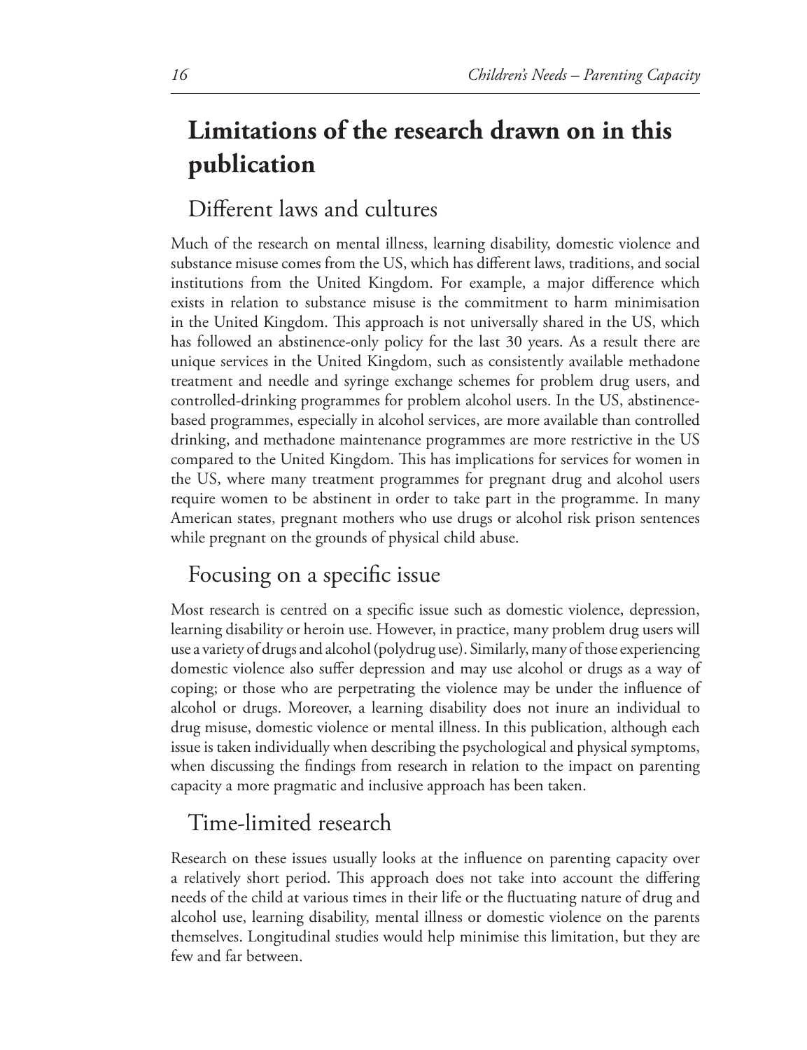# Limitations of the research drawn on in this publication

## Different laws and cultures

Much of the research on mental illness, learning disability, domestic violence and substance misuse comes from the US, which has different laws, traditions, and social institutions from the United Kingdom. For example, a major difference which exists in relation to substance misuse is the commitment to harm minimisation in the United Kingdom. This approach is not universally shared in the US, which has followed an abstinence-only policy for the last 30 years. As a result there are unique services in the United Kingdom, such as consistently available methadone treatment and needle and syringe exchange schemes for problem drug users, and controlled-drinking programmes for problem alcohol users. In the US, abstinence-based programmes, especially in alcohol services, are more available than controlled drinking, and methadone maintenance programmes are more restrictive in the US compared to the United Kingdom. This has implications for services for women in the US, where many treatment programmes for pregnant drug and alcohol users require women to be abstinent in order to take part in the programme. In many American states, pregnant mothers who use drugs or alcohol risk prison sentences while pregnant on the grounds of physical child abuse.

## Focusing on a specific issue

Most research is centred on a specific issue such as domestic violence, depression, learning disability or heroin use. However, in practice, many problem drug users will use a variety of drugs and alcohol (polydrug use). Similarly, many of those experiencing domestic violence also suffer depression and may use alcohol or drugs as a way of coping; or those who are perpetrating the violence may be under the influence of alcohol or drugs. Moreover, a learning disability does not inure an individual to drug misuse, domestic violence or mental illness. In this publication, although each issue is taken individually when describing the psychological and physical symptoms, when discussing the findings from research in relation to the impact on parenting capacity a more pragmatic and inclusive approach has been taken.

## Time-limited research

Research on these issues usually looks at the influence on parenting capacity over a relatively short period. This approach does not take into account the differing needs of the child at various times in their life or the fluctuating nature of drug and alcohol use, learning disability, mental illness or domestic violence on the parents themselves. Longitudinal studies would help minimise this limitation, but they are few and far between.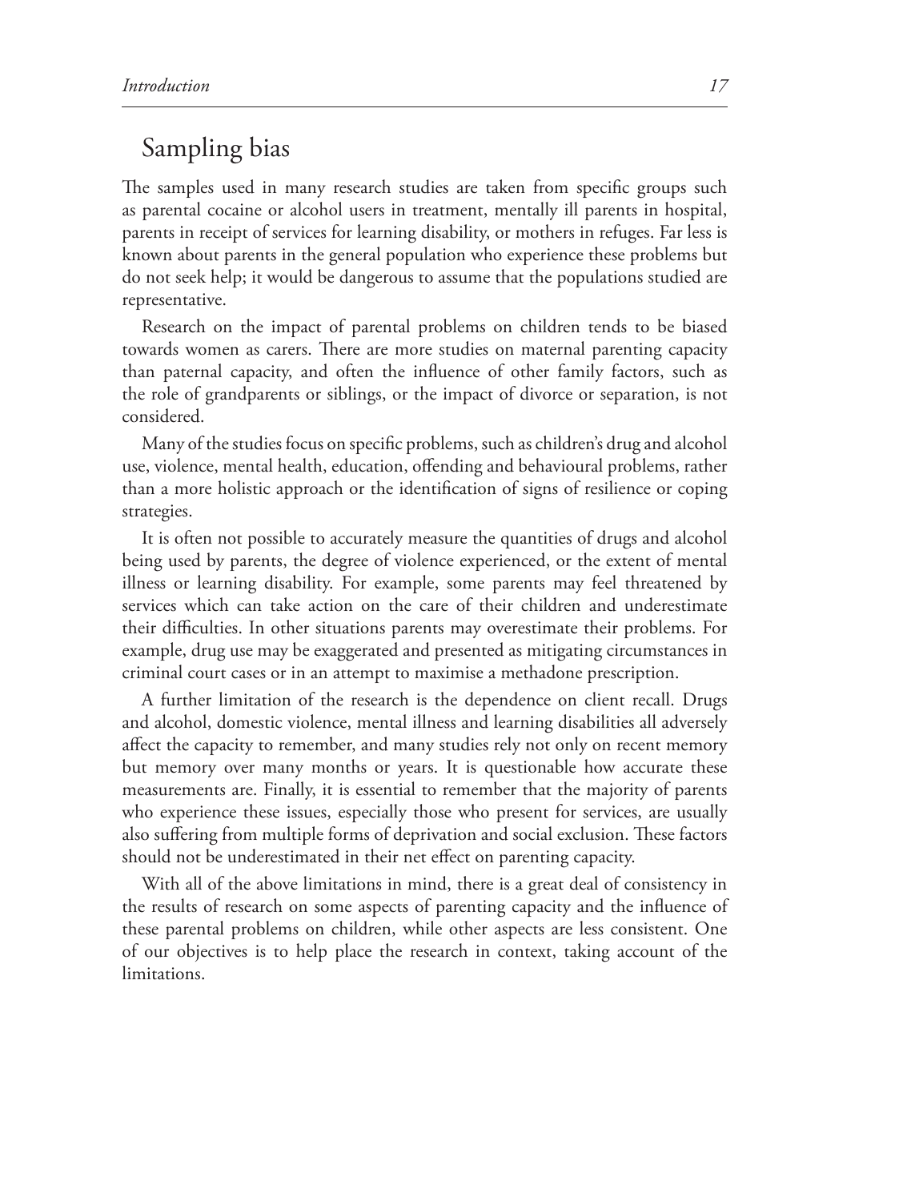## Sampling bias

The samples used in many research studies are taken from specific groups such as parental cocaine or alcohol users in treatment, mentally ill parents in hospital, parents in receipt of services for learning disability, or mothers in refuges. Far less is known about parents in the general population who experience these problems but do not seek help; it would be dangerous to assume that the populations studied are representative.

Research on the impact of parental problems on children tends to be biased towards women as carers. There are more studies on maternal parenting capacity than paternal capacity, and often the influence of other family factors, such as the role of grandparents or siblings, or the impact of divorce or separation, is not considered.

Many of the studies focus on specific problems, such as children's drug and alcohol use, violence, mental health, education, offending and behavioural problems, rather than a more holistic approach or the identification of signs of resilience or coping strategies.

It is often not possible to accurately measure the quantities of drugs and alcohol being used by parents, the degree of violence experienced, or the extent of mental illness or learning disability. For example, some parents may feel threatened by services which can take action on the care of their children and underestimate their difficulties. In other situations parents may overestimate their problems. For example, drug use may be exaggerated and presented as mitigating circumstances in criminal court cases or in an attempt to maximise a methadone prescription.

A further limitation of the research is the dependence on client recall. Drugs and alcohol, domestic violence, mental illness and learning disabilities all adversely affect the capacity to remember, and many studies rely not only on recent memory but memory over many months or years. It is questionable how accurate these measurements are. Finally, it is essential to remember that the majority of parents who experience these issues, especially those who present for services, are usually also suffering from multiple forms of deprivation and social exclusion. These factors should not be underestimated in their net effect on parenting capacity.

With all of the above limitations in mind, there is a great deal of consistency in the results of research on some aspects of parenting capacity and the influence of these parental problems on children, while other aspects are less consistent. One of our objectives is to help place the research in context, taking account of the limitations.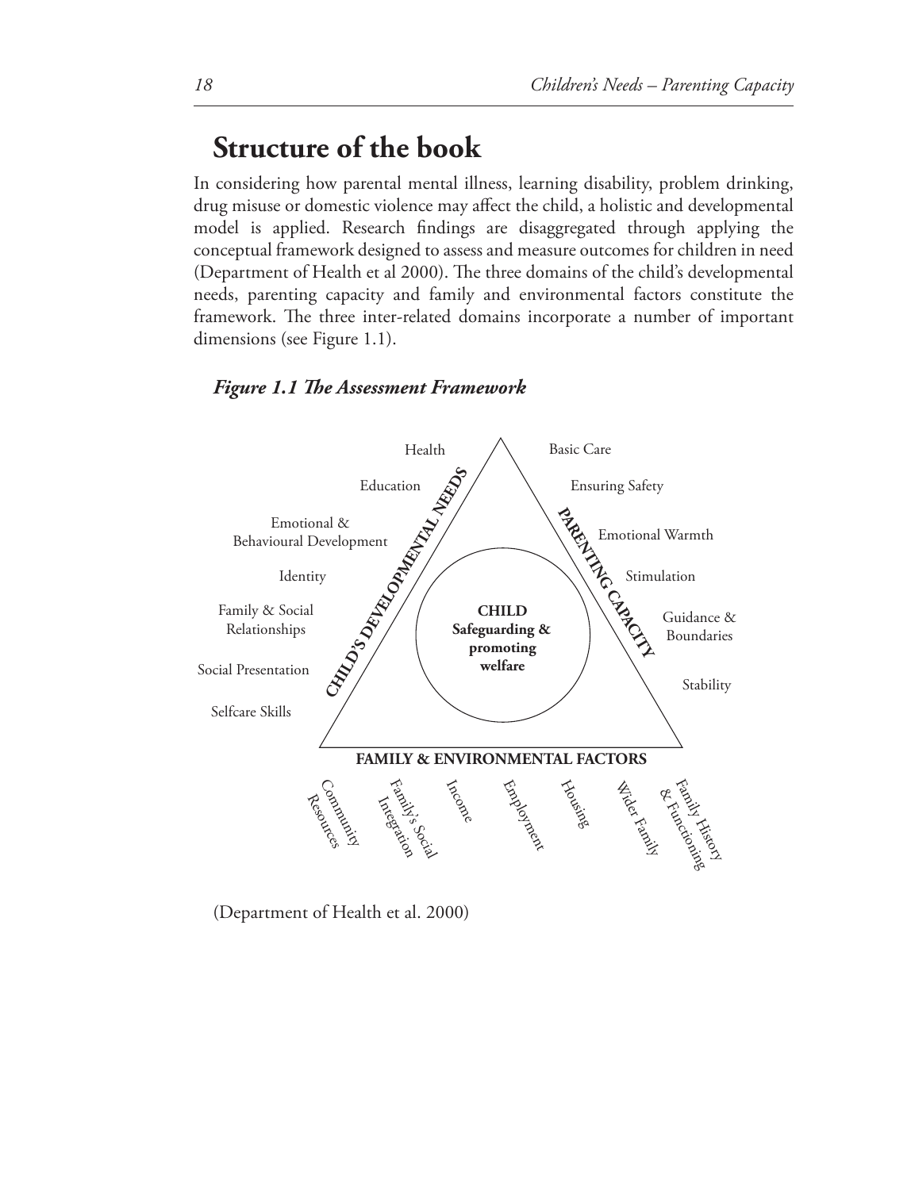## Structure of the book

In considering how parental mental illness, learning disability, problem drinking, drug misuse or domestic violence may affect the child, a holistic and developmental model is applied. Research findings are disaggregated through applying the conceptual framework designed to assess and measure outcomes for children in need (Department of Health et al 2000). The three domains of the child's developmental needs, parenting capacity and family and environmental factors constitute the framework. The three inter-related domains incorporate a number of important dimensions (see Figure 1.1).

***Figure 1.1 The Assessment Framework***

**CHILD Safeguarding & promoting welfare**

**CHILD'S DEVELOPMENTAL NEEDS**
- Health
- Education
- Emotional & Behavioural Development
- Identity
- Family & Social Relationships
- Social Presentation
- Selfcare Skills

**PARENTING CAPACITY**
- Basic Care
- Ensuring Safety
- Emotional Warmth
- Stimulation
- Guidance & Boundaries
- Stability

**FAMILY & ENVIRONMENTAL FACTORS**
- Community Resources
- Family's Social Integration
- Income
- Employment
- Housing
- Wider Family
- Family History & Functioning

(Department of Health et al. 2000)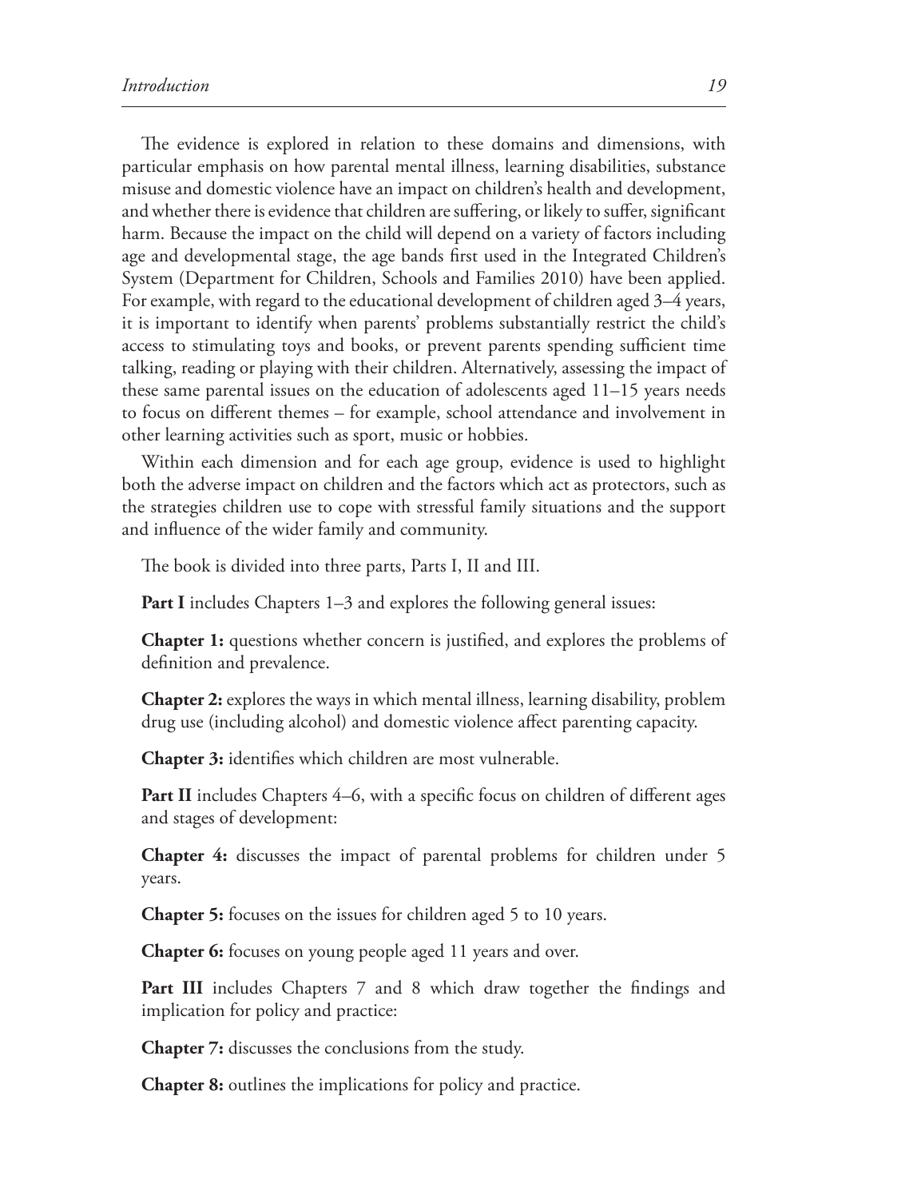The evidence is explored in relation to these domains and dimensions, with particular emphasis on how parental mental illness, learning disabilities, substance misuse and domestic violence have an impact on children's health and development, and whether there is evidence that children are suffering, or likely to suffer, significant harm. Because the impact on the child will depend on a variety of factors including age and developmental stage, the age bands first used in the Integrated Children's System (Department for Children, Schools and Families 2010) have been applied. For example, with regard to the educational development of children aged 3–4 years, it is important to identify when parents' problems substantially restrict the child's access to stimulating toys and books, or prevent parents spending sufficient time talking, reading or playing with their children. Alternatively, assessing the impact of these same parental issues on the education of adolescents aged 11–15 years needs to focus on different themes – for example, school attendance and involvement in other learning activities such as sport, music or hobbies.

Within each dimension and for each age group, evidence is used to highlight both the adverse impact on children and the factors which act as protectors, such as the strategies children use to cope with stressful family situations and the support and influence of the wider family and community.

The book is divided into three parts, Parts I, II and III.

**Part I** includes Chapters 1–3 and explores the following general issues:

**Chapter 1:** questions whether concern is justified, and explores the problems of definition and prevalence.

**Chapter 2:** explores the ways in which mental illness, learning disability, problem drug use (including alcohol) and domestic violence affect parenting capacity.

**Chapter 3:** identifies which children are most vulnerable.

**Part II** includes Chapters 4–6, with a specific focus on children of different ages and stages of development:

**Chapter 4:** discusses the impact of parental problems for children under 5 years.

**Chapter 5:** focuses on the issues for children aged 5 to 10 years.

**Chapter 6:** focuses on young people aged 11 years and over.

**Part III** includes Chapters 7 and 8 which draw together the findings and implication for policy and practice:

**Chapter 7:** discusses the conclusions from the study.

**Chapter 8:** outlines the implications for policy and practice.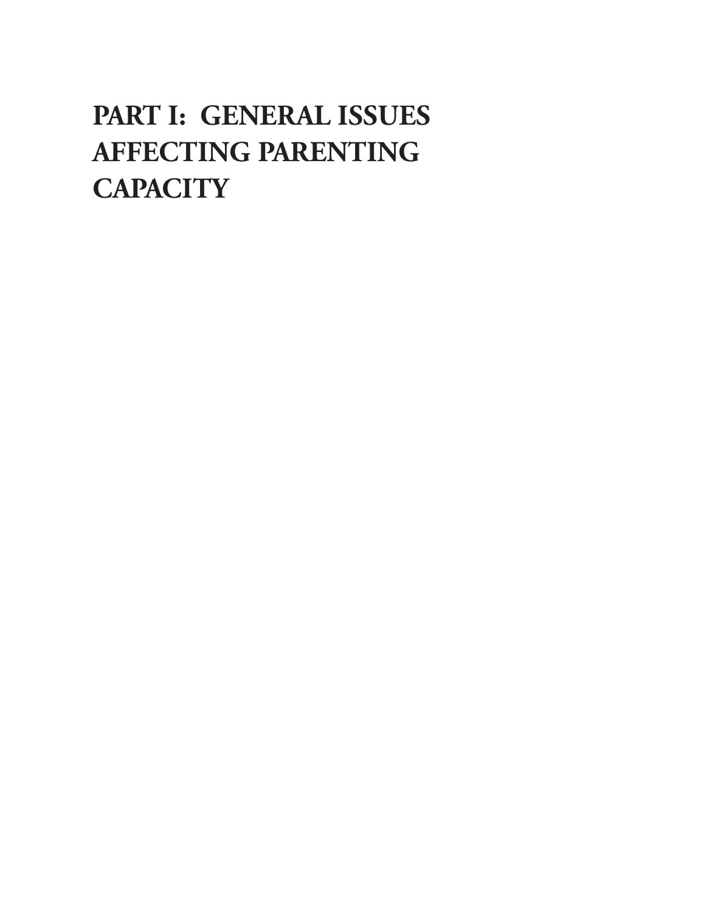# PART I: GENERAL ISSUES AFFECTING PARENTING CAPACITY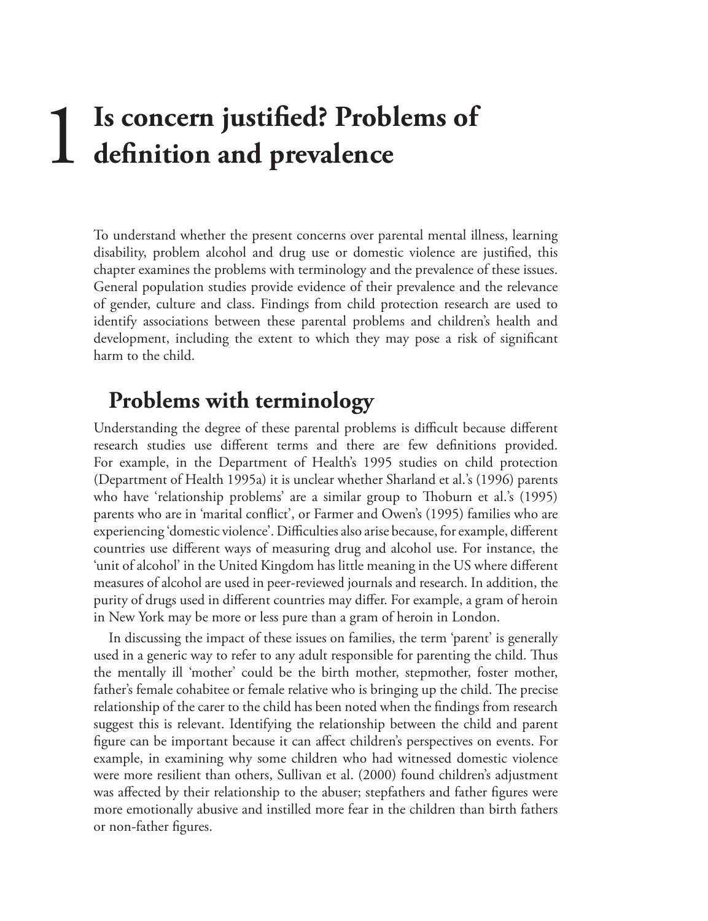# 1 Is concern justified? Problems of definition and prevalence

To understand whether the present concerns over parental mental illness, learning disability, problem alcohol and drug use or domestic violence are justified, this chapter examines the problems with terminology and the prevalence of these issues. General population studies provide evidence of their prevalence and the relevance of gender, culture and class. Findings from child protection research are used to identify associations between these parental problems and children's health and development, including the extent to which they may pose a risk of significant harm to the child.

## Problems with terminology

Understanding the degree of these parental problems is difficult because different research studies use different terms and there are few definitions provided. For example, in the Department of Health's 1995 studies on child protection (Department of Health 1995a) it is unclear whether Sharland et al.'s (1996) parents who have 'relationship problems' are a similar group to Thoburn et al.'s (1995) parents who are in 'marital conflict', or Farmer and Owen's (1995) families who are experiencing 'domestic violence'. Difficulties also arise because, for example, different countries use different ways of measuring drug and alcohol use. For instance, the 'unit of alcohol' in the United Kingdom has little meaning in the US where different measures of alcohol are used in peer-reviewed journals and research. In addition, the purity of drugs used in different countries may differ. For example, a gram of heroin in New York may be more or less pure than a gram of heroin in London.

In discussing the impact of these issues on families, the term 'parent' is generally used in a generic way to refer to any adult responsible for parenting the child. Thus the mentally ill 'mother' could be the birth mother, stepmother, foster mother, father's female cohabitee or female relative who is bringing up the child. The precise relationship of the carer to the child has been noted when the findings from research suggest this is relevant. Identifying the relationship between the child and parent figure can be important because it can affect children's perspectives on events. For example, in examining why some children who had witnessed domestic violence were more resilient than others, Sullivan et al. (2000) found children's adjustment was affected by their relationship to the abuser; stepfathers and father figures were more emotionally abusive and instilled more fear in the children than birth fathers or non-father figures.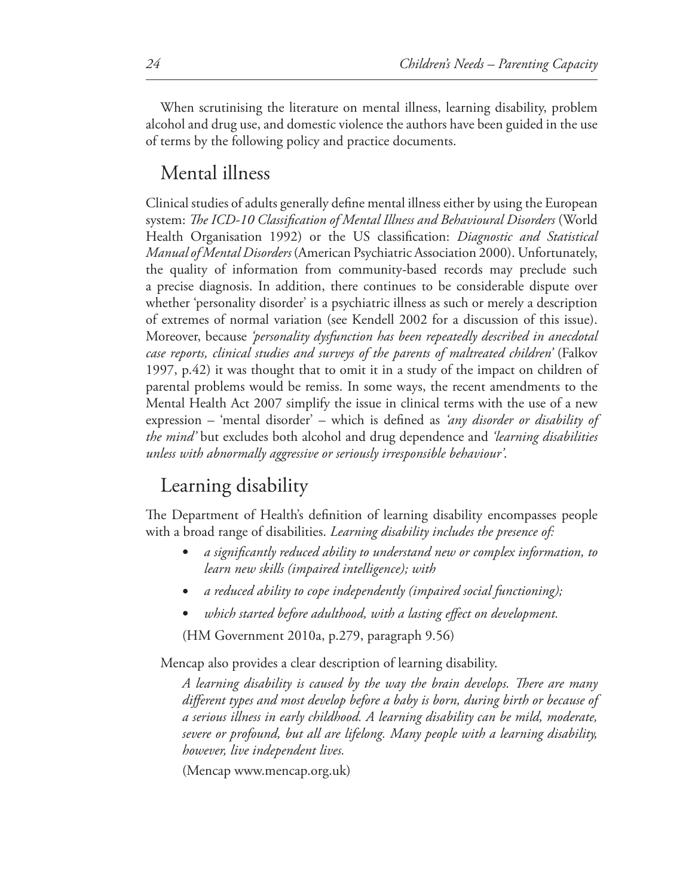When scrutinising the literature on mental illness, learning disability, problem alcohol and drug use, and domestic violence the authors have been guided in the use of terms by the following policy and practice documents.

## Mental illness

Clinical studies of adults generally define mental illness either by using the European system: *The ICD-10 Classification of Mental Illness and Behavioural Disorders* (World Health Organisation 1992) or the US classification: *Diagnostic and Statistical Manual of Mental Disorders* (American Psychiatric Association 2000). Unfortunately, the quality of information from community-based records may preclude such a precise diagnosis. In addition, there continues to be considerable dispute over whether 'personality disorder' is a psychiatric illness as such or merely a description of extremes of normal variation (see Kendell 2002 for a discussion of this issue). Moreover, because *'personality dysfunction has been repeatedly described in anecdotal case reports, clinical studies and surveys of the parents of maltreated children'* (Falkov 1997, p.42) it was thought that to omit it in a study of the impact on children of parental problems would be remiss. In some ways, the recent amendments to the Mental Health Act 2007 simplify the issue in clinical terms with the use of a new expression – 'mental disorder' – which is defined as *'any disorder or disability of the mind'* but excludes both alcohol and drug dependence and *'learning disabilities unless with abnormally aggressive or seriously irresponsible behaviour'*.

## Learning disability

The Department of Health's definition of learning disability encompasses people with a broad range of disabilities. *Learning disability includes the presence of:*

- *a significantly reduced ability to understand new or complex information, to learn new skills (impaired intelligence); with*
- *a reduced ability to cope independently (impaired social functioning);*
- *which started before adulthood, with a lasting effect on development.*

(HM Government 2010a, p.279, paragraph 9.56)

Mencap also provides a clear description of learning disability.

> *A learning disability is caused by the way the brain develops. There are many different types and most develop before a baby is born, during birth or because of a serious illness in early childhood. A learning disability can be mild, moderate, severe or profound, but all are lifelong. Many people with a learning disability, however, live independent lives.*
>
> (Mencap www.mencap.org.uk)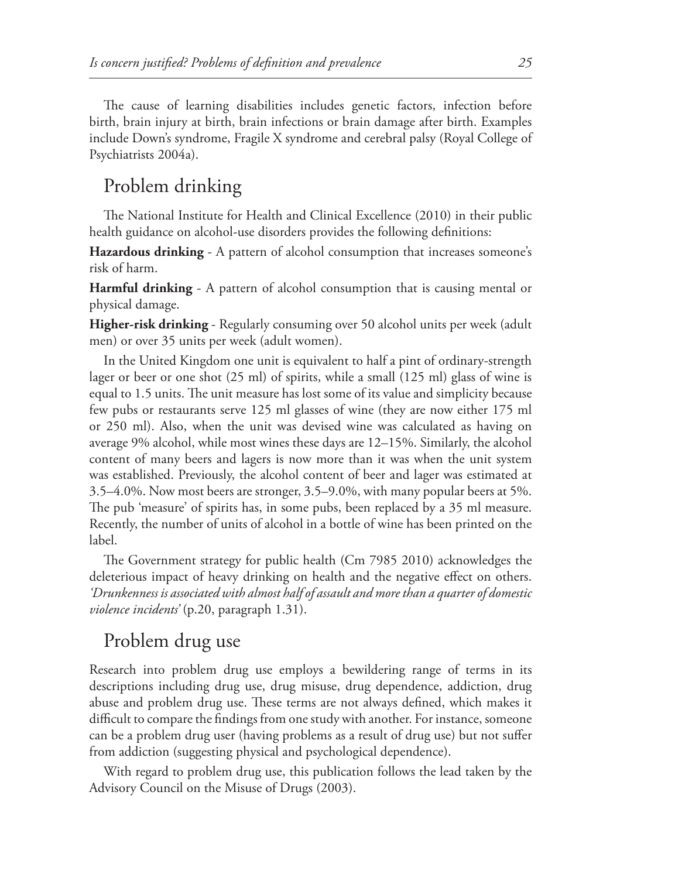The cause of learning disabilities includes genetic factors, infection before birth, brain injury at birth, brain infections or brain damage after birth. Examples include Down's syndrome, Fragile X syndrome and cerebral palsy (Royal College of Psychiatrists 2004a).

## Problem drinking

The National Institute for Health and Clinical Excellence (2010) in their public health guidance on alcohol-use disorders provides the following definitions:

**Hazardous drinking** - A pattern of alcohol consumption that increases someone's risk of harm.

**Harmful drinking** - A pattern of alcohol consumption that is causing mental or physical damage.

**Higher-risk drinking** - Regularly consuming over 50 alcohol units per week (adult men) or over 35 units per week (adult women).

In the United Kingdom one unit is equivalent to half a pint of ordinary-strength lager or beer or one shot (25 ml) of spirits, while a small (125 ml) glass of wine is equal to 1.5 units. The unit measure has lost some of its value and simplicity because few pubs or restaurants serve 125 ml glasses of wine (they are now either 175 ml or 250 ml). Also, when the unit was devised wine was calculated as having on average 9% alcohol, while most wines these days are 12–15%. Similarly, the alcohol content of many beers and lagers is now more than it was when the unit system was established. Previously, the alcohol content of beer and lager was estimated at 3.5–4.0%. Now most beers are stronger, 3.5–9.0%, with many popular beers at 5%. The pub 'measure' of spirits has, in some pubs, been replaced by a 35 ml measure. Recently, the number of units of alcohol in a bottle of wine has been printed on the label.

The Government strategy for public health (Cm 7985 2010) acknowledges the deleterious impact of heavy drinking on health and the negative effect on others. *'Drunkenness is associated with almost half of assault and more than a quarter of domestic violence incidents'* (p.20, paragraph 1.31).

## Problem drug use

Research into problem drug use employs a bewildering range of terms in its descriptions including drug use, drug misuse, drug dependence, addiction, drug abuse and problem drug use. These terms are not always defined, which makes it difficult to compare the findings from one study with another. For instance, someone can be a problem drug user (having problems as a result of drug use) but not suffer from addiction (suggesting physical and psychological dependence).

With regard to problem drug use, this publication follows the lead taken by the Advisory Council on the Misuse of Drugs (2003).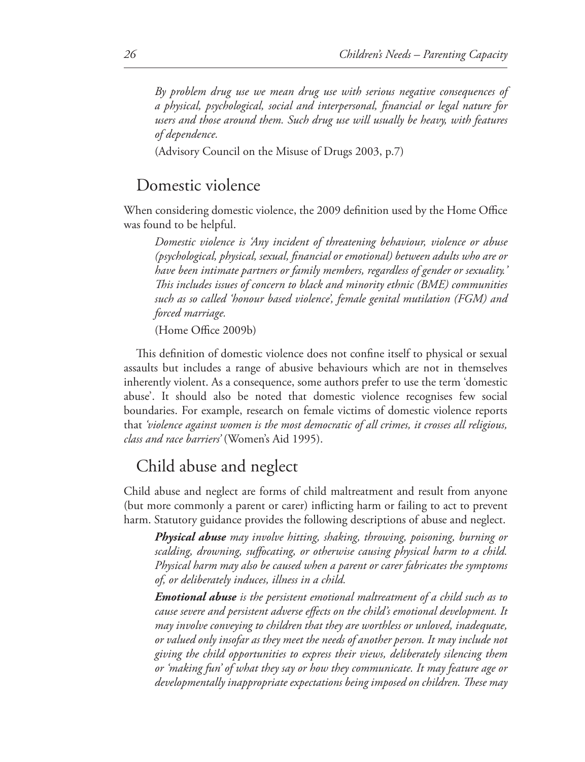*By problem drug use we mean drug use with serious negative consequences of a physical, psychological, social and interpersonal, financial or legal nature for users and those around them. Such drug use will usually be heavy, with features of dependence.*

(Advisory Council on the Misuse of Drugs 2003, p.7)

## Domestic violence

When considering domestic violence, the 2009 definition used by the Home Office was found to be helpful.

*Domestic violence is 'Any incident of threatening behaviour, violence or abuse (psychological, physical, sexual, financial or emotional) between adults who are or have been intimate partners or family members, regardless of gender or sexuality.' This includes issues of concern to black and minority ethnic (BME) communities such as so called 'honour based violence', female genital mutilation (FGM) and forced marriage.*

(Home Office 2009b)

This definition of domestic violence does not confine itself to physical or sexual assaults but includes a range of abusive behaviours which are not in themselves inherently violent. As a consequence, some authors prefer to use the term 'domestic abuse'. It should also be noted that domestic violence recognises few social boundaries. For example, research on female victims of domestic violence reports that *'violence against women is the most democratic of all crimes, it crosses all religious, class and race barriers'* (Women's Aid 1995).

## Child abuse and neglect

Child abuse and neglect are forms of child maltreatment and result from anyone (but more commonly a parent or carer) inflicting harm or failing to act to prevent harm. Statutory guidance provides the following descriptions of abuse and neglect.

***Physical abuse*** *may involve hitting, shaking, throwing, poisoning, burning or scalding, drowning, suffocating, or otherwise causing physical harm to a child. Physical harm may also be caused when a parent or carer fabricates the symptoms of, or deliberately induces, illness in a child.*

***Emotional abuse*** *is the persistent emotional maltreatment of a child such as to cause severe and persistent adverse effects on the child's emotional development. It may involve conveying to children that they are worthless or unloved, inadequate, or valued only insofar as they meet the needs of another person. It may include not giving the child opportunities to express their views, deliberately silencing them or 'making fun' of what they say or how they communicate. It may feature age or developmentally inappropriate expectations being imposed on children. These may*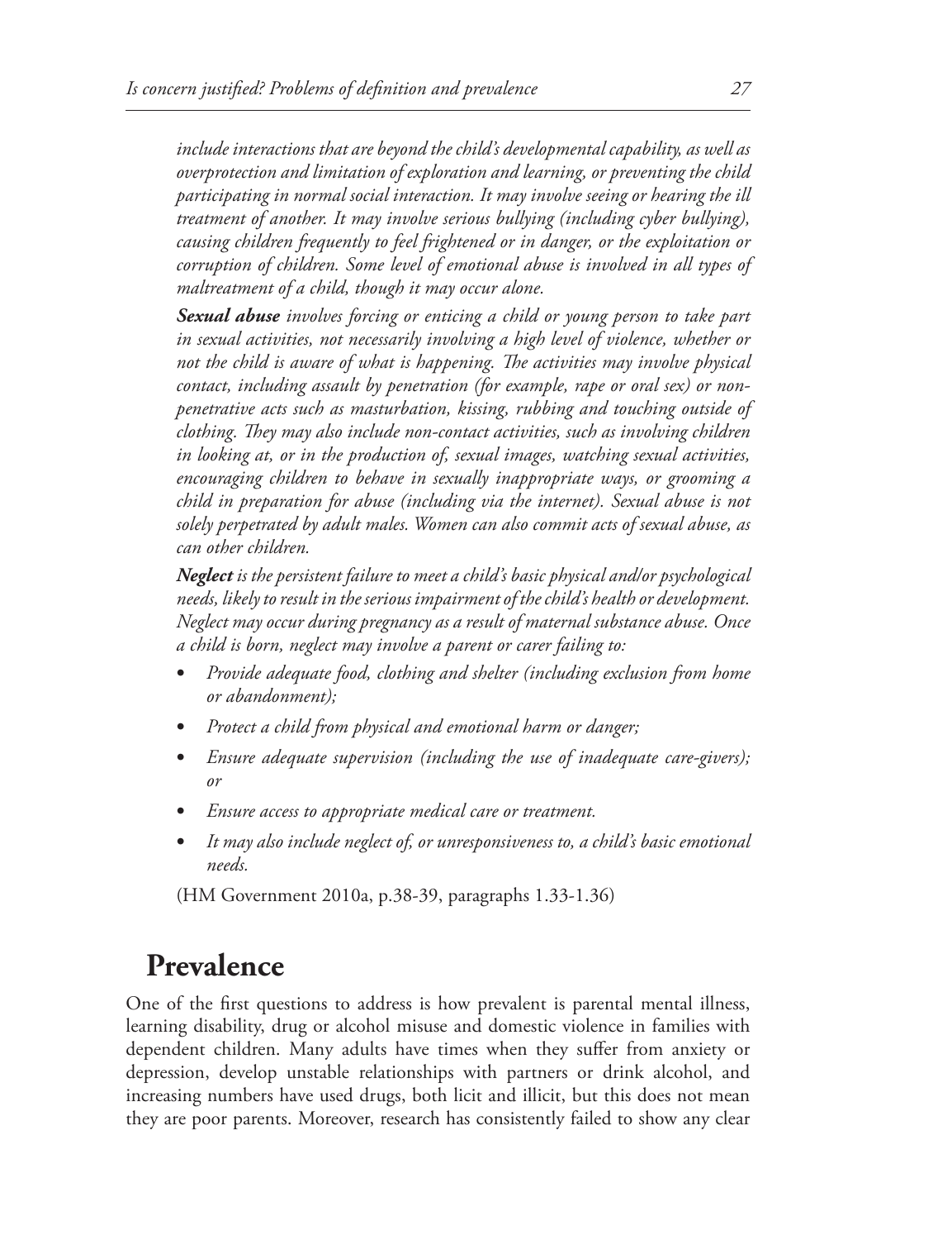*include interactions that are beyond the child's developmental capability, as well as overprotection and limitation of exploration and learning, or preventing the child participating in normal social interaction. It may involve seeing or hearing the ill treatment of another. It may involve serious bullying (including cyber bullying), causing children frequently to feel frightened or in danger, or the exploitation or corruption of children. Some level of emotional abuse is involved in all types of maltreatment of a child, though it may occur alone.*

***Sexual abuse*** *involves forcing or enticing a child or young person to take part in sexual activities, not necessarily involving a high level of violence, whether or not the child is aware of what is happening. The activities may involve physical contact, including assault by penetration (for example, rape or oral sex) or non-penetrative acts such as masturbation, kissing, rubbing and touching outside of clothing. They may also include non-contact activities, such as involving children in looking at, or in the production of, sexual images, watching sexual activities, encouraging children to behave in sexually inappropriate ways, or grooming a child in preparation for abuse (including via the internet). Sexual abuse is not solely perpetrated by adult males. Women can also commit acts of sexual abuse, as can other children.*

***Neglect*** *is the persistent failure to meet a child's basic physical and/or psychological needs, likely to result in the serious impairment of the child's health or development. Neglect may occur during pregnancy as a result of maternal substance abuse. Once a child is born, neglect may involve a parent or carer failing to:*

- *Provide adequate food, clothing and shelter (including exclusion from home or abandonment);*
- *Protect a child from physical and emotional harm or danger;*
- *Ensure adequate supervision (including the use of inadequate care-givers); or*
- *Ensure access to appropriate medical care or treatment.*
- *It may also include neglect of, or unresponsiveness to, a child's basic emotional needs.*

(HM Government 2010a, p.38-39, paragraphs 1.33-1.36)

## Prevalence

One of the first questions to address is how prevalent is parental mental illness, learning disability, drug or alcohol misuse and domestic violence in families with dependent children. Many adults have times when they suffer from anxiety or depression, develop unstable relationships with partners or drink alcohol, and increasing numbers have used drugs, both licit and illicit, but this does not mean they are poor parents. Moreover, research has consistently failed to show any clear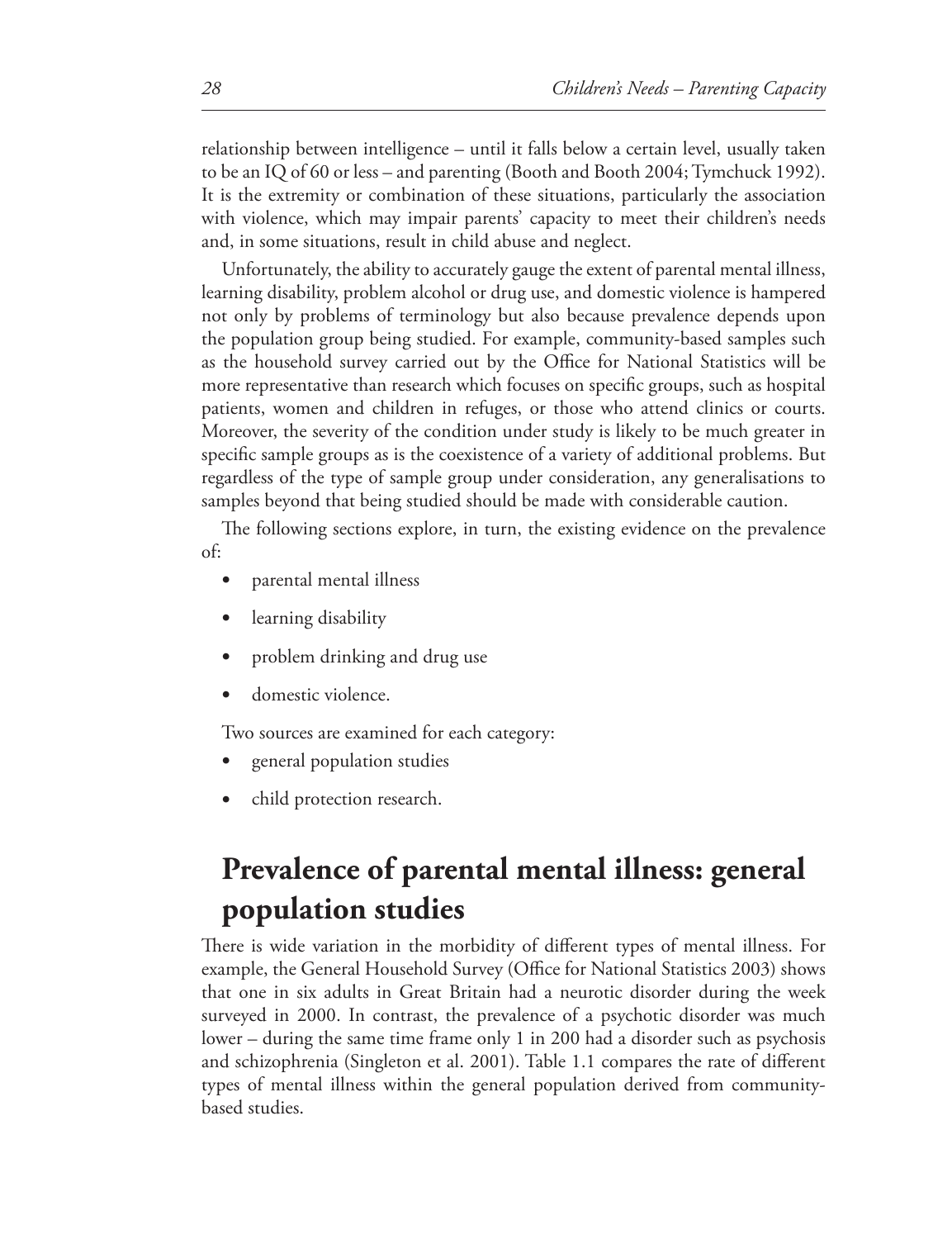relationship between intelligence – until it falls below a certain level, usually taken to be an IQ of 60 or less – and parenting (Booth and Booth 2004; Tymchuck 1992). It is the extremity or combination of these situations, particularly the association with violence, which may impair parents' capacity to meet their children's needs and, in some situations, result in child abuse and neglect.

Unfortunately, the ability to accurately gauge the extent of parental mental illness, learning disability, problem alcohol or drug use, and domestic violence is hampered not only by problems of terminology but also because prevalence depends upon the population group being studied. For example, community-based samples such as the household survey carried out by the Office for National Statistics will be more representative than research which focuses on specific groups, such as hospital patients, women and children in refuges, or those who attend clinics or courts. Moreover, the severity of the condition under study is likely to be much greater in specific sample groups as is the coexistence of a variety of additional problems. But regardless of the type of sample group under consideration, any generalisations to samples beyond that being studied should be made with considerable caution.

The following sections explore, in turn, the existing evidence on the prevalence of:

- parental mental illness
- learning disability
- problem drinking and drug use
- domestic violence.

Two sources are examined for each category:

- general population studies
- child protection research.

## Prevalence of parental mental illness: general population studies

There is wide variation in the morbidity of different types of mental illness. For example, the General Household Survey (Office for National Statistics 2003) shows that one in six adults in Great Britain had a neurotic disorder during the week surveyed in 2000. In contrast, the prevalence of a psychotic disorder was much lower – during the same time frame only 1 in 200 had a disorder such as psychosis and schizophrenia (Singleton et al. 2001). Table 1.1 compares the rate of different types of mental illness within the general population derived from community-based studies.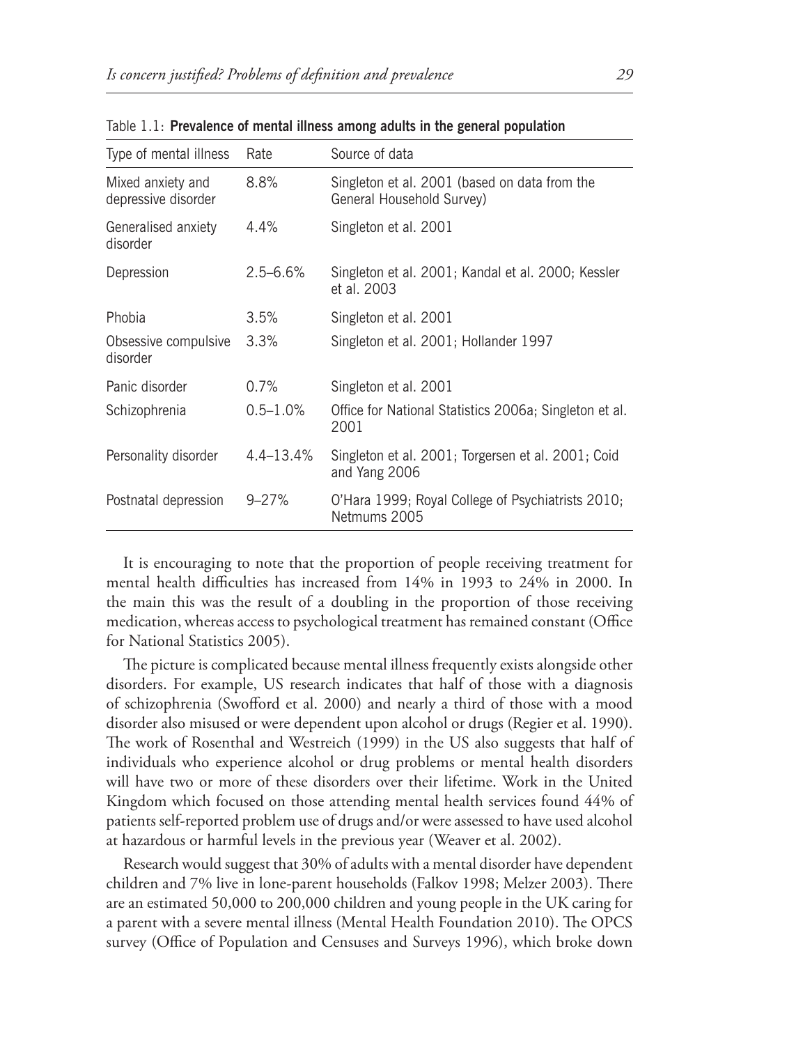Table 1.1: **Prevalence of mental illness among adults in the general population**

| Type of mental illness | Rate | Source of data |
|---|---|---|
| Mixed anxiety and depressive disorder | 8.8% | Singleton et al. 2001 (based on data from the General Household Survey) |
| Generalised anxiety disorder | 4.4% | Singleton et al. 2001 |
| Depression | 2.5–6.6% | Singleton et al. 2001; Kandal et al. 2000; Kessler et al. 2003 |
| Phobia | 3.5% | Singleton et al. 2001 |
| Obsessive compulsive disorder | 3.3% | Singleton et al. 2001; Hollander 1997 |
| Panic disorder | 0.7% | Singleton et al. 2001 |
| Schizophrenia | 0.5–1.0% | Office for National Statistics 2006a; Singleton et al. 2001 |
| Personality disorder | 4.4–13.4% | Singleton et al. 2001; Torgersen et al. 2001; Coid and Yang 2006 |
| Postnatal depression | 9–27% | O'Hara 1999; Royal College of Psychiatrists 2010; Netmums 2005 |

It is encouraging to note that the proportion of people receiving treatment for mental health difficulties has increased from 14% in 1993 to 24% in 2000. In the main this was the result of a doubling in the proportion of those receiving medication, whereas access to psychological treatment has remained constant (Office for National Statistics 2005).

The picture is complicated because mental illness frequently exists alongside other disorders. For example, US research indicates that half of those with a diagnosis of schizophrenia (Swofford et al. 2000) and nearly a third of those with a mood disorder also misused or were dependent upon alcohol or drugs (Regier et al. 1990). The work of Rosenthal and Westreich (1999) in the US also suggests that half of individuals who experience alcohol or drug problems or mental health disorders will have two or more of these disorders over their lifetime. Work in the United Kingdom which focused on those attending mental health services found 44% of patients self-reported problem use of drugs and/or were assessed to have used alcohol at hazardous or harmful levels in the previous year (Weaver et al. 2002).

Research would suggest that 30% of adults with a mental disorder have dependent children and 7% live in lone-parent households (Falkov 1998; Melzer 2003). There are an estimated 50,000 to 200,000 children and young people in the UK caring for a parent with a severe mental illness (Mental Health Foundation 2010). The OPCS survey (Office of Population and Censuses and Surveys 1996), which broke down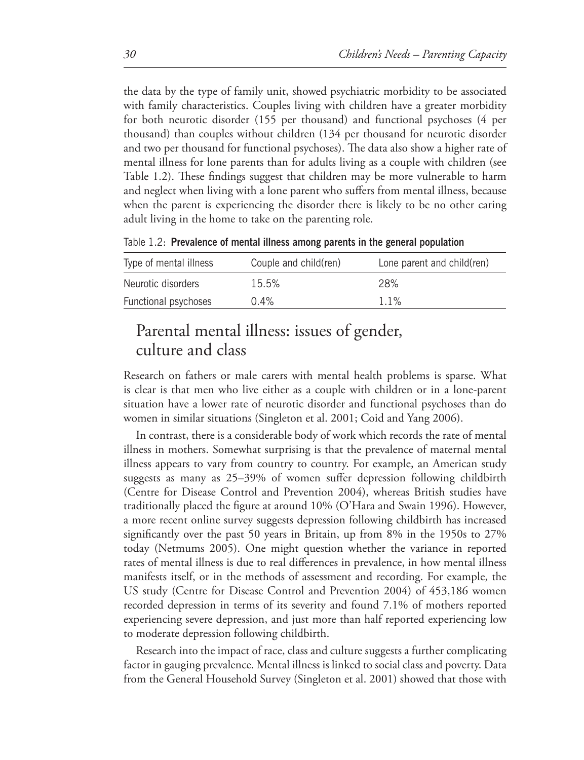the data by the type of family unit, showed psychiatric morbidity to be associated with family characteristics. Couples living with children have a greater morbidity for both neurotic disorder (155 per thousand) and functional psychoses (4 per thousand) than couples without children (134 per thousand for neurotic disorder and two per thousand for functional psychoses). The data also show a higher rate of mental illness for lone parents than for adults living as a couple with children (see Table 1.2). These findings suggest that children may be more vulnerable to harm and neglect when living with a lone parent who suffers from mental illness, because when the parent is experiencing the disorder there is likely to be no other caring adult living in the home to take on the parenting role.

Table 1.2: **Prevalence of mental illness among parents in the general population**

| Type of mental illness | Couple and child(ren) | Lone parent and child(ren) |
|---|---|---|
| Neurotic disorders | 15.5% | 28% |
| Functional psychoses | 0.4% | 1.1% |

## Parental mental illness: issues of gender, culture and class

Research on fathers or male carers with mental health problems is sparse. What is clear is that men who live either as a couple with children or in a lone-parent situation have a lower rate of neurotic disorder and functional psychoses than do women in similar situations (Singleton et al. 2001; Coid and Yang 2006).

In contrast, there is a considerable body of work which records the rate of mental illness in mothers. Somewhat surprising is that the prevalence of maternal mental illness appears to vary from country to country. For example, an American study suggests as many as 25–39% of women suffer depression following childbirth (Centre for Disease Control and Prevention 2004), whereas British studies have traditionally placed the figure at around 10% (O'Hara and Swain 1996). However, a more recent online survey suggests depression following childbirth has increased significantly over the past 50 years in Britain, up from 8% in the 1950s to 27% today (Netmums 2005). One might question whether the variance in reported rates of mental illness is due to real differences in prevalence, in how mental illness manifests itself, or in the methods of assessment and recording. For example, the US study (Centre for Disease Control and Prevention 2004) of 453,186 women recorded depression in terms of its severity and found 7.1% of mothers reported experiencing severe depression, and just more than half reported experiencing low to moderate depression following childbirth.

Research into the impact of race, class and culture suggests a further complicating factor in gauging prevalence. Mental illness is linked to social class and poverty. Data from the General Household Survey (Singleton et al. 2001) showed that those with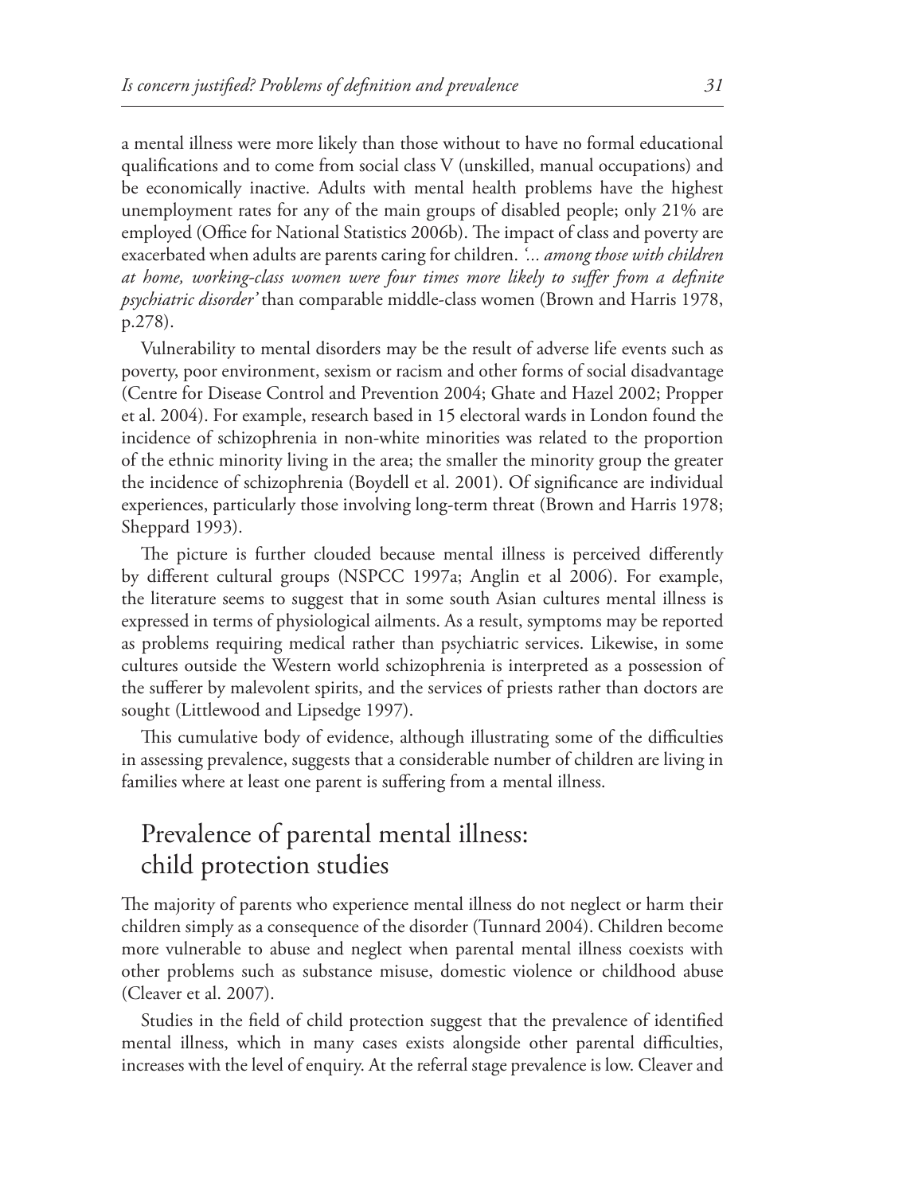a mental illness were more likely than those without to have no formal educational qualifications and to come from social class V (unskilled, manual occupations) and be economically inactive. Adults with mental health problems have the highest unemployment rates for any of the main groups of disabled people; only 21% are employed (Office for National Statistics 2006b). The impact of class and poverty are exacerbated when adults are parents caring for children. *'... among those with children at home, working-class women were four times more likely to suffer from a definite psychiatric disorder'* than comparable middle-class women (Brown and Harris 1978, p.278).

Vulnerability to mental disorders may be the result of adverse life events such as poverty, poor environment, sexism or racism and other forms of social disadvantage (Centre for Disease Control and Prevention 2004; Ghate and Hazel 2002; Propper et al. 2004). For example, research based in 15 electoral wards in London found the incidence of schizophrenia in non-white minorities was related to the proportion of the ethnic minority living in the area; the smaller the minority group the greater the incidence of schizophrenia (Boydell et al. 2001). Of significance are individual experiences, particularly those involving long-term threat (Brown and Harris 1978; Sheppard 1993).

The picture is further clouded because mental illness is perceived differently by different cultural groups (NSPCC 1997a; Anglin et al 2006). For example, the literature seems to suggest that in some south Asian cultures mental illness is expressed in terms of physiological ailments. As a result, symptoms may be reported as problems requiring medical rather than psychiatric services. Likewise, in some cultures outside the Western world schizophrenia is interpreted as a possession of the sufferer by malevolent spirits, and the services of priests rather than doctors are sought (Littlewood and Lipsedge 1997).

This cumulative body of evidence, although illustrating some of the difficulties in assessing prevalence, suggests that a considerable number of children are living in families where at least one parent is suffering from a mental illness.

## Prevalence of parental mental illness: child protection studies

The majority of parents who experience mental illness do not neglect or harm their children simply as a consequence of the disorder (Tunnard 2004). Children become more vulnerable to abuse and neglect when parental mental illness coexists with other problems such as substance misuse, domestic violence or childhood abuse (Cleaver et al. 2007).

Studies in the field of child protection suggest that the prevalence of identified mental illness, which in many cases exists alongside other parental difficulties, increases with the level of enquiry. At the referral stage prevalence is low. Cleaver and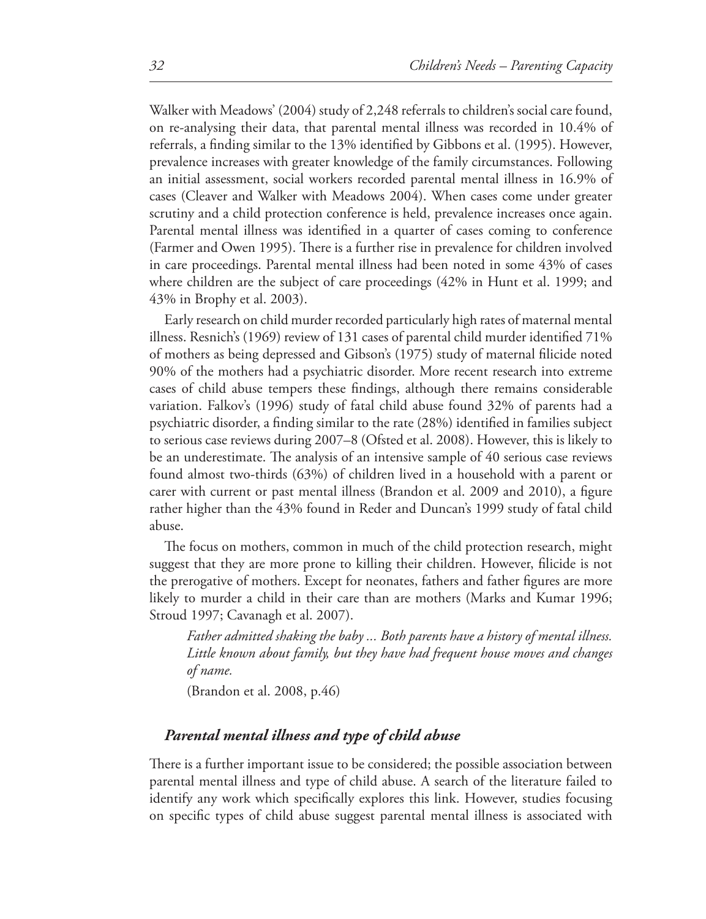Walker with Meadows' (2004) study of 2,248 referrals to children's social care found, on re-analysing their data, that parental mental illness was recorded in 10.4% of referrals, a finding similar to the 13% identified by Gibbons et al. (1995). However, prevalence increases with greater knowledge of the family circumstances. Following an initial assessment, social workers recorded parental mental illness in 16.9% of cases (Cleaver and Walker with Meadows 2004). When cases come under greater scrutiny and a child protection conference is held, prevalence increases once again. Parental mental illness was identified in a quarter of cases coming to conference (Farmer and Owen 1995). There is a further rise in prevalence for children involved in care proceedings. Parental mental illness had been noted in some 43% of cases where children are the subject of care proceedings (42% in Hunt et al. 1999; and 43% in Brophy et al. 2003).

Early research on child murder recorded particularly high rates of maternal mental illness. Resnich's (1969) review of 131 cases of parental child murder identified 71% of mothers as being depressed and Gibson's (1975) study of maternal filicide noted 90% of the mothers had a psychiatric disorder. More recent research into extreme cases of child abuse tempers these findings, although there remains considerable variation. Falkov's (1996) study of fatal child abuse found 32% of parents had a psychiatric disorder, a finding similar to the rate (28%) identified in families subject to serious case reviews during 2007–8 (Ofsted et al. 2008). However, this is likely to be an underestimate. The analysis of an intensive sample of 40 serious case reviews found almost two-thirds (63%) of children lived in a household with a parent or carer with current or past mental illness (Brandon et al. 2009 and 2010), a figure rather higher than the 43% found in Reder and Duncan's 1999 study of fatal child abuse.

The focus on mothers, common in much of the child protection research, might suggest that they are more prone to killing their children. However, filicide is not the prerogative of mothers. Except for neonates, fathers and father figures are more likely to murder a child in their care than are mothers (Marks and Kumar 1996; Stroud 1997; Cavanagh et al. 2007).

> *Father admitted shaking the baby ... Both parents have a history of mental illness. Little known about family, but they have had frequent house moves and changes of name.*
>
> (Brandon et al. 2008, p.46)

### *Parental mental illness and type of child abuse*

There is a further important issue to be considered; the possible association between parental mental illness and type of child abuse. A search of the literature failed to identify any work which specifically explores this link. However, studies focusing on specific types of child abuse suggest parental mental illness is associated with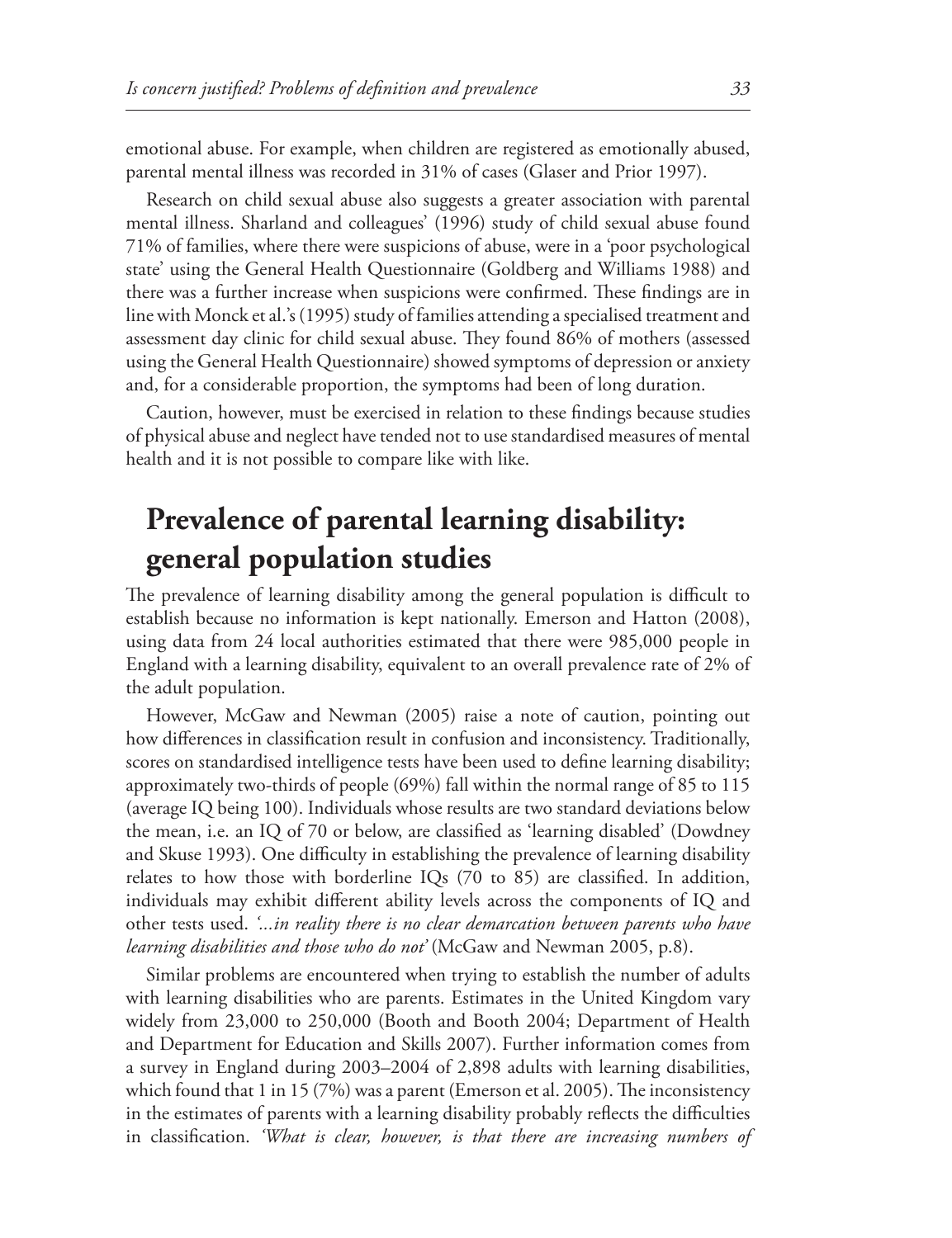emotional abuse. For example, when children are registered as emotionally abused, parental mental illness was recorded in 31% of cases (Glaser and Prior 1997).

Research on child sexual abuse also suggests a greater association with parental mental illness. Sharland and colleagues' (1996) study of child sexual abuse found 71% of families, where there were suspicions of abuse, were in a 'poor psychological state' using the General Health Questionnaire (Goldberg and Williams 1988) and there was a further increase when suspicions were confirmed. These findings are in line with Monck et al.'s (1995) study of families attending a specialised treatment and assessment day clinic for child sexual abuse. They found 86% of mothers (assessed using the General Health Questionnaire) showed symptoms of depression or anxiety and, for a considerable proportion, the symptoms had been of long duration.

Caution, however, must be exercised in relation to these findings because studies of physical abuse and neglect have tended not to use standardised measures of mental health and it is not possible to compare like with like.

## Prevalence of parental learning disability: general population studies

The prevalence of learning disability among the general population is difficult to establish because no information is kept nationally. Emerson and Hatton (2008), using data from 24 local authorities estimated that there were 985,000 people in England with a learning disability, equivalent to an overall prevalence rate of 2% of the adult population.

However, McGaw and Newman (2005) raise a note of caution, pointing out how differences in classification result in confusion and inconsistency. Traditionally, scores on standardised intelligence tests have been used to define learning disability; approximately two-thirds of people (69%) fall within the normal range of 85 to 115 (average IQ being 100). Individuals whose results are two standard deviations below the mean, i.e. an IQ of 70 or below, are classified as 'learning disabled' (Dowdney and Skuse 1993). One difficulty in establishing the prevalence of learning disability relates to how those with borderline IQs (70 to 85) are classified. In addition, individuals may exhibit different ability levels across the components of IQ and other tests used. *'...in reality there is no clear demarcation between parents who have learning disabilities and those who do not'* (McGaw and Newman 2005, p.8).

Similar problems are encountered when trying to establish the number of adults with learning disabilities who are parents. Estimates in the United Kingdom vary widely from 23,000 to 250,000 (Booth and Booth 2004; Department of Health and Department for Education and Skills 2007). Further information comes from a survey in England during 2003–2004 of 2,898 adults with learning disabilities, which found that 1 in 15 (7%) was a parent (Emerson et al. 2005). The inconsistency in the estimates of parents with a learning disability probably reflects the difficulties in classification. *'What is clear, however, is that there are increasing numbers of*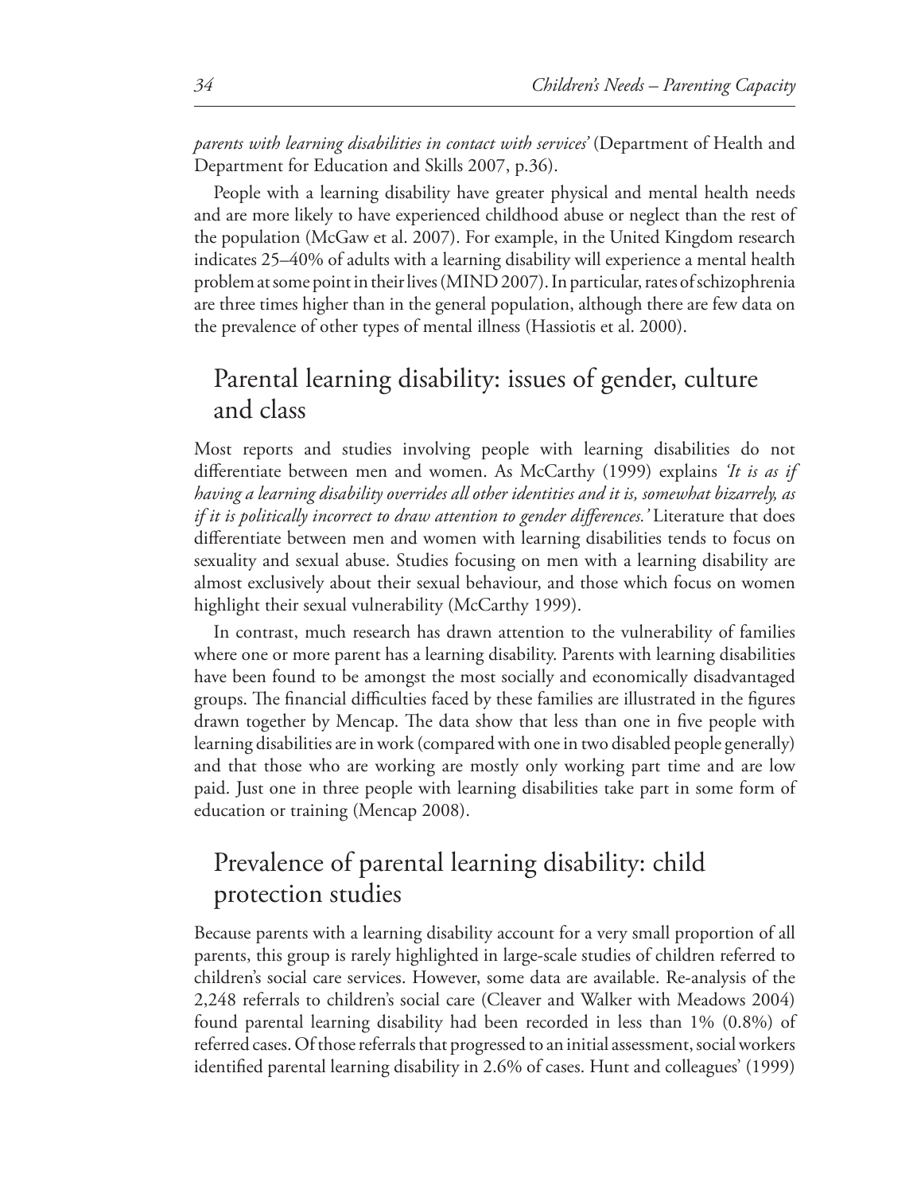*parents with learning disabilities in contact with services'* (Department of Health and Department for Education and Skills 2007, p.36).

People with a learning disability have greater physical and mental health needs and are more likely to have experienced childhood abuse or neglect than the rest of the population (McGaw et al. 2007). For example, in the United Kingdom research indicates 25–40% of adults with a learning disability will experience a mental health problem at some point in their lives (MIND 2007). In particular, rates of schizophrenia are three times higher than in the general population, although there are few data on the prevalence of other types of mental illness (Hassiotis et al. 2000).

## Parental learning disability: issues of gender, culture and class

Most reports and studies involving people with learning disabilities do not differentiate between men and women. As McCarthy (1999) explains *'It is as if having a learning disability overrides all other identities and it is, somewhat bizarrely, as if it is politically incorrect to draw attention to gender differences.'* Literature that does differentiate between men and women with learning disabilities tends to focus on sexuality and sexual abuse. Studies focusing on men with a learning disability are almost exclusively about their sexual behaviour, and those which focus on women highlight their sexual vulnerability (McCarthy 1999).

In contrast, much research has drawn attention to the vulnerability of families where one or more parent has a learning disability. Parents with learning disabilities have been found to be amongst the most socially and economically disadvantaged groups. The financial difficulties faced by these families are illustrated in the figures drawn together by Mencap. The data show that less than one in five people with learning disabilities are in work (compared with one in two disabled people generally) and that those who are working are mostly only working part time and are low paid. Just one in three people with learning disabilities take part in some form of education or training (Mencap 2008).

## Prevalence of parental learning disability: child protection studies

Because parents with a learning disability account for a very small proportion of all parents, this group is rarely highlighted in large-scale studies of children referred to children's social care services. However, some data are available. Re-analysis of the 2,248 referrals to children's social care (Cleaver and Walker with Meadows 2004) found parental learning disability had been recorded in less than 1% (0.8%) of referred cases. Of those referrals that progressed to an initial assessment, social workers identified parental learning disability in 2.6% of cases. Hunt and colleagues' (1999)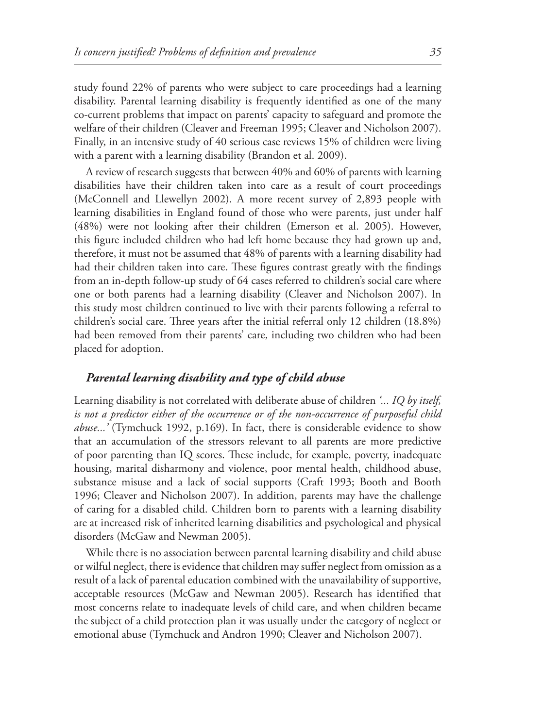study found 22% of parents who were subject to care proceedings had a learning disability. Parental learning disability is frequently identified as one of the many co-current problems that impact on parents' capacity to safeguard and promote the welfare of their children (Cleaver and Freeman 1995; Cleaver and Nicholson 2007). Finally, in an intensive study of 40 serious case reviews 15% of children were living with a parent with a learning disability (Brandon et al. 2009).

A review of research suggests that between 40% and 60% of parents with learning disabilities have their children taken into care as a result of court proceedings (McConnell and Llewellyn 2002). A more recent survey of 2,893 people with learning disabilities in England found of those who were parents, just under half (48%) were not looking after their children (Emerson et al. 2005). However, this figure included children who had left home because they had grown up and, therefore, it must not be assumed that 48% of parents with a learning disability had had their children taken into care. These figures contrast greatly with the findings from an in-depth follow-up study of 64 cases referred to children's social care where one or both parents had a learning disability (Cleaver and Nicholson 2007). In this study most children continued to live with their parents following a referral to children's social care. Three years after the initial referral only 12 children (18.8%) had been removed from their parents' care, including two children who had been placed for adoption.

### *Parental learning disability and type of child abuse*

Learning disability is not correlated with deliberate abuse of children *'... IQ by itself, is not a predictor either of the occurrence or of the non-occurrence of purposeful child abuse...'* (Tymchuck 1992, p.169). In fact, there is considerable evidence to show that an accumulation of the stressors relevant to all parents are more predictive of poor parenting than IQ scores. These include, for example, poverty, inadequate housing, marital disharmony and violence, poor mental health, childhood abuse, substance misuse and a lack of social supports (Craft 1993; Booth and Booth 1996; Cleaver and Nicholson 2007). In addition, parents may have the challenge of caring for a disabled child. Children born to parents with a learning disability are at increased risk of inherited learning disabilities and psychological and physical disorders (McGaw and Newman 2005).

While there is no association between parental learning disability and child abuse or wilful neglect, there is evidence that children may suffer neglect from omission as a result of a lack of parental education combined with the unavailability of supportive, acceptable resources (McGaw and Newman 2005). Research has identified that most concerns relate to inadequate levels of child care, and when children became the subject of a child protection plan it was usually under the category of neglect or emotional abuse (Tymchuck and Andron 1990; Cleaver and Nicholson 2007).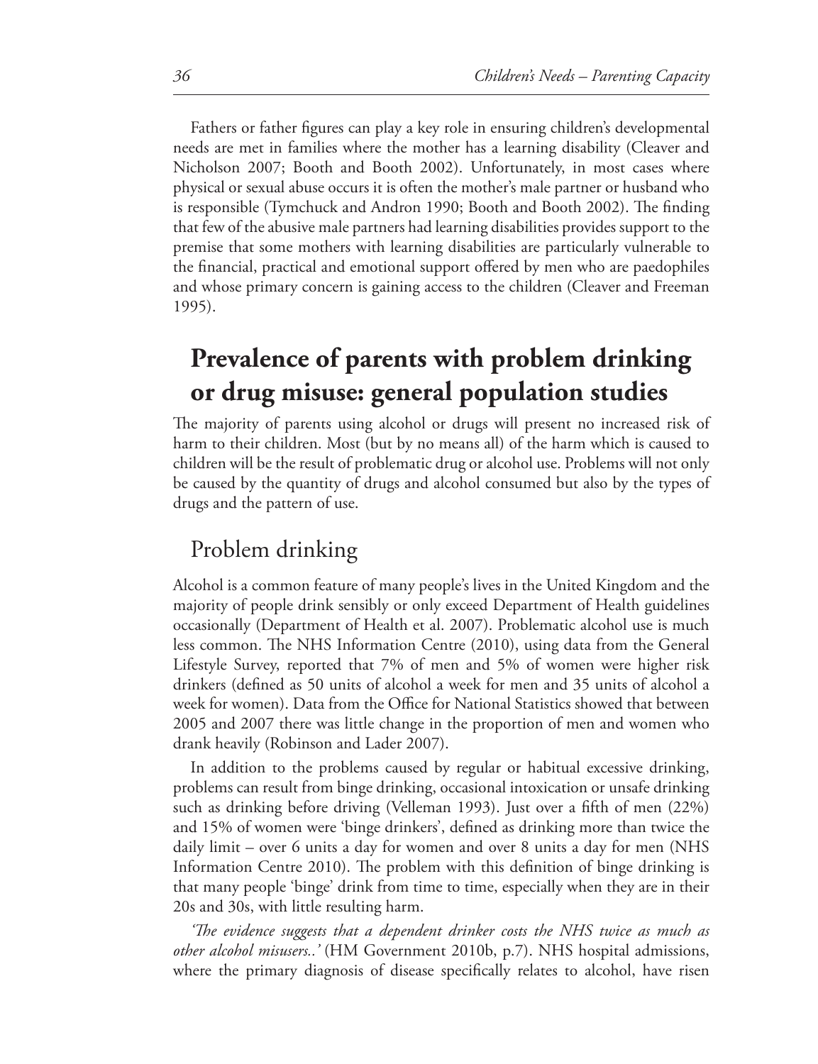Fathers or father figures can play a key role in ensuring children's developmental needs are met in families where the mother has a learning disability (Cleaver and Nicholson 2007; Booth and Booth 2002). Unfortunately, in most cases where physical or sexual abuse occurs it is often the mother's male partner or husband who is responsible (Tymchuck and Andron 1990; Booth and Booth 2002). The finding that few of the abusive male partners had learning disabilities provides support to the premise that some mothers with learning disabilities are particularly vulnerable to the financial, practical and emotional support offered by men who are paedophiles and whose primary concern is gaining access to the children (Cleaver and Freeman 1995).

## Prevalence of parents with problem drinking or drug misuse: general population studies

The majority of parents using alcohol or drugs will present no increased risk of harm to their children. Most (but by no means all) of the harm which is caused to children will be the result of problematic drug or alcohol use. Problems will not only be caused by the quantity of drugs and alcohol consumed but also by the types of drugs and the pattern of use.

### Problem drinking

Alcohol is a common feature of many people's lives in the United Kingdom and the majority of people drink sensibly or only exceed Department of Health guidelines occasionally (Department of Health et al. 2007). Problematic alcohol use is much less common. The NHS Information Centre (2010), using data from the General Lifestyle Survey, reported that 7% of men and 5% of women were higher risk drinkers (defined as 50 units of alcohol a week for men and 35 units of alcohol a week for women). Data from the Office for National Statistics showed that between 2005 and 2007 there was little change in the proportion of men and women who drank heavily (Robinson and Lader 2007).

In addition to the problems caused by regular or habitual excessive drinking, problems can result from binge drinking, occasional intoxication or unsafe drinking such as drinking before driving (Velleman 1993). Just over a fifth of men (22%) and 15% of women were 'binge drinkers', defined as drinking more than twice the daily limit – over 6 units a day for women and over 8 units a day for men (NHS Information Centre 2010). The problem with this definition of binge drinking is that many people 'binge' drink from time to time, especially when they are in their 20s and 30s, with little resulting harm.

*'The evidence suggests that a dependent drinker costs the NHS twice as much as other alcohol misusers..'* (HM Government 2010b, p.7). NHS hospital admissions, where the primary diagnosis of disease specifically relates to alcohol, have risen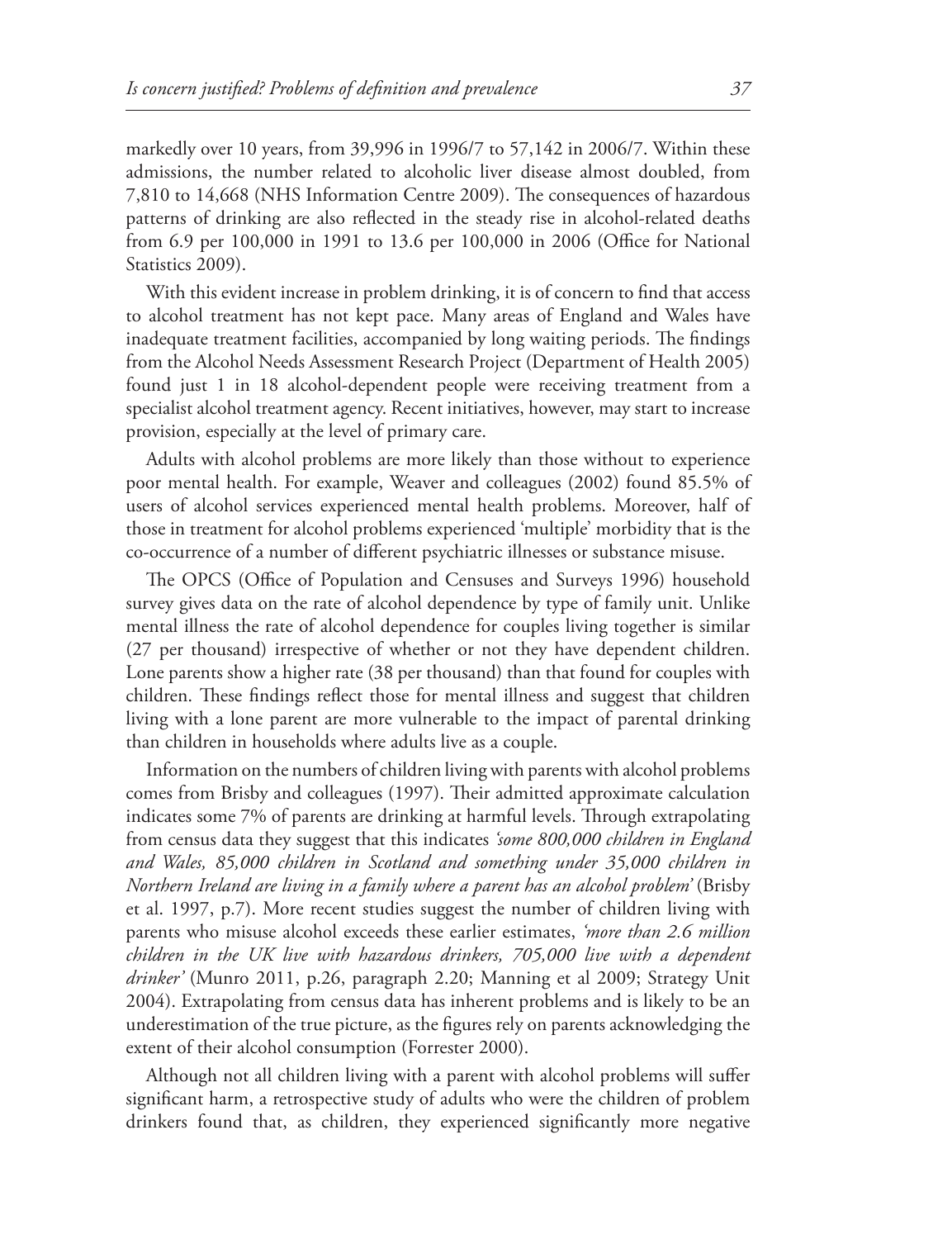markedly over 10 years, from 39,996 in 1996/7 to 57,142 in 2006/7. Within these admissions, the number related to alcoholic liver disease almost doubled, from 7,810 to 14,668 (NHS Information Centre 2009). The consequences of hazardous patterns of drinking are also reflected in the steady rise in alcohol-related deaths from 6.9 per 100,000 in 1991 to 13.6 per 100,000 in 2006 (Office for National Statistics 2009).

With this evident increase in problem drinking, it is of concern to find that access to alcohol treatment has not kept pace. Many areas of England and Wales have inadequate treatment facilities, accompanied by long waiting periods. The findings from the Alcohol Needs Assessment Research Project (Department of Health 2005) found just 1 in 18 alcohol-dependent people were receiving treatment from a specialist alcohol treatment agency. Recent initiatives, however, may start to increase provision, especially at the level of primary care.

Adults with alcohol problems are more likely than those without to experience poor mental health. For example, Weaver and colleagues (2002) found 85.5% of users of alcohol services experienced mental health problems. Moreover, half of those in treatment for alcohol problems experienced 'multiple' morbidity that is the co-occurrence of a number of different psychiatric illnesses or substance misuse.

The OPCS (Office of Population and Censuses and Surveys 1996) household survey gives data on the rate of alcohol dependence by type of family unit. Unlike mental illness the rate of alcohol dependence for couples living together is similar (27 per thousand) irrespective of whether or not they have dependent children. Lone parents show a higher rate (38 per thousand) than that found for couples with children. These findings reflect those for mental illness and suggest that children living with a lone parent are more vulnerable to the impact of parental drinking than children in households where adults live as a couple.

Information on the numbers of children living with parents with alcohol problems comes from Brisby and colleagues (1997). Their admitted approximate calculation indicates some 7% of parents are drinking at harmful levels. Through extrapolating from census data they suggest that this indicates *'some 800,000 children in England and Wales, 85,000 children in Scotland and something under 35,000 children in Northern Ireland are living in a family where a parent has an alcohol problem'* (Brisby et al. 1997, p.7). More recent studies suggest the number of children living with parents who misuse alcohol exceeds these earlier estimates, *'more than 2.6 million children in the UK live with hazardous drinkers, 705,000 live with a dependent drinker'* (Munro 2011, p.26, paragraph 2.20; Manning et al 2009; Strategy Unit 2004). Extrapolating from census data has inherent problems and is likely to be an underestimation of the true picture, as the figures rely on parents acknowledging the extent of their alcohol consumption (Forrester 2000).

Although not all children living with a parent with alcohol problems will suffer significant harm, a retrospective study of adults who were the children of problem drinkers found that, as children, they experienced significantly more negative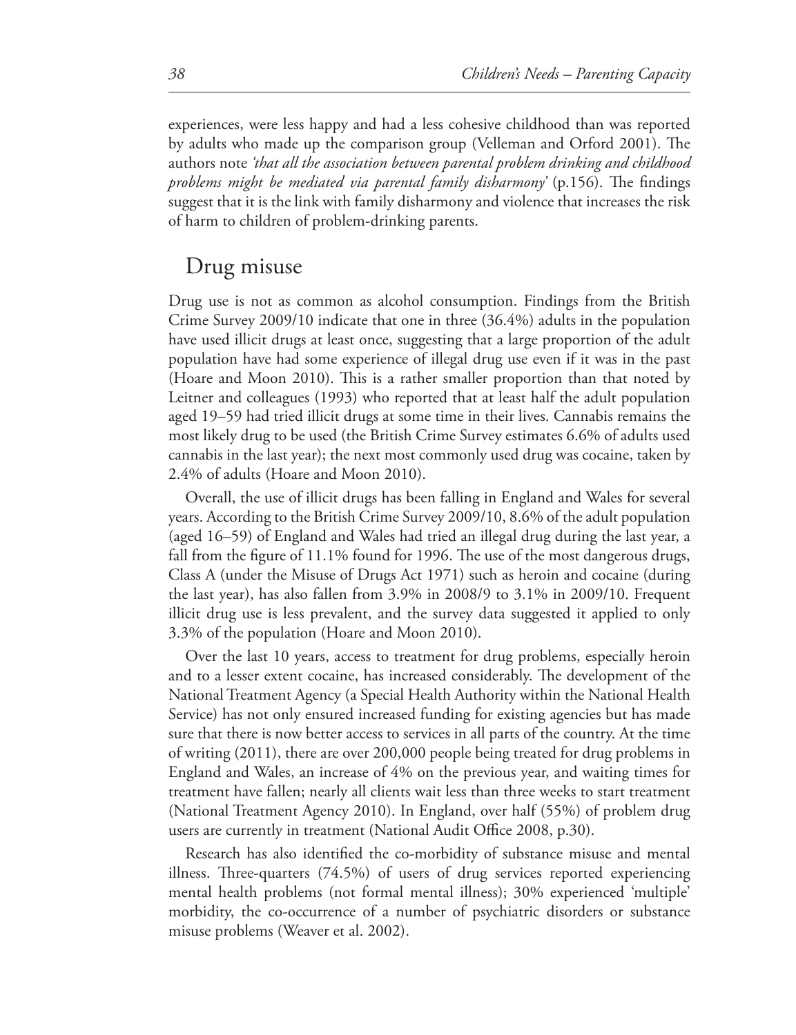experiences, were less happy and had a less cohesive childhood than was reported by adults who made up the comparison group (Velleman and Orford 2001). The authors note *'that all the association between parental problem drinking and childhood problems might be mediated via parental family disharmony'* (p.156). The findings suggest that it is the link with family disharmony and violence that increases the risk of harm to children of problem-drinking parents.

## Drug misuse

Drug use is not as common as alcohol consumption. Findings from the British Crime Survey 2009/10 indicate that one in three (36.4%) adults in the population have used illicit drugs at least once, suggesting that a large proportion of the adult population have had some experience of illegal drug use even if it was in the past (Hoare and Moon 2010). This is a rather smaller proportion than that noted by Leitner and colleagues (1993) who reported that at least half the adult population aged 19–59 had tried illicit drugs at some time in their lives. Cannabis remains the most likely drug to be used (the British Crime Survey estimates 6.6% of adults used cannabis in the last year); the next most commonly used drug was cocaine, taken by 2.4% of adults (Hoare and Moon 2010).

Overall, the use of illicit drugs has been falling in England and Wales for several years. According to the British Crime Survey 2009/10, 8.6% of the adult population (aged 16–59) of England and Wales had tried an illegal drug during the last year, a fall from the figure of 11.1% found for 1996. The use of the most dangerous drugs, Class A (under the Misuse of Drugs Act 1971) such as heroin and cocaine (during the last year), has also fallen from 3.9% in 2008/9 to 3.1% in 2009/10. Frequent illicit drug use is less prevalent, and the survey data suggested it applied to only 3.3% of the population (Hoare and Moon 2010).

Over the last 10 years, access to treatment for drug problems, especially heroin and to a lesser extent cocaine, has increased considerably. The development of the National Treatment Agency (a Special Health Authority within the National Health Service) has not only ensured increased funding for existing agencies but has made sure that there is now better access to services in all parts of the country. At the time of writing (2011), there are over 200,000 people being treated for drug problems in England and Wales, an increase of 4% on the previous year, and waiting times for treatment have fallen; nearly all clients wait less than three weeks to start treatment (National Treatment Agency 2010). In England, over half (55%) of problem drug users are currently in treatment (National Audit Office 2008, p.30).

Research has also identified the co-morbidity of substance misuse and mental illness. Three-quarters (74.5%) of users of drug services reported experiencing mental health problems (not formal mental illness); 30% experienced 'multiple' morbidity, the co-occurrence of a number of psychiatric disorders or substance misuse problems (Weaver et al. 2002).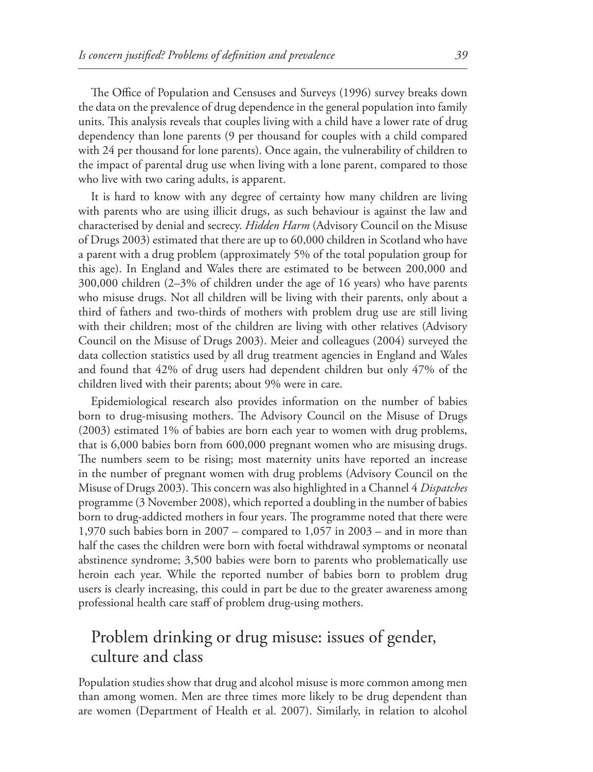The Office of Population and Censuses and Surveys (1996) survey breaks down the data on the prevalence of drug dependence in the general population into family units. This analysis reveals that couples living with a child have a lower rate of drug dependency than lone parents (9 per thousand for couples with a child compared with 24 per thousand for lone parents). Once again, the vulnerability of children to the impact of parental drug use when living with a lone parent, compared to those who live with two caring adults, is apparent.

It is hard to know with any degree of certainty how many children are living with parents who are using illicit drugs, as such behaviour is against the law and characterised by denial and secrecy. *Hidden Harm* (Advisory Council on the Misuse of Drugs 2003) estimated that there are up to 60,000 children in Scotland who have a parent with a drug problem (approximately 5% of the total population group for this age). In England and Wales there are estimated to be between 200,000 and 300,000 children (2–3% of children under the age of 16 years) who have parents who misuse drugs. Not all children will be living with their parents, only about a third of fathers and two-thirds of mothers with problem drug use are still living with their children; most of the children are living with other relatives (Advisory Council on the Misuse of Drugs 2003). Meier and colleagues (2004) surveyed the data collection statistics used by all drug treatment agencies in England and Wales and found that 42% of drug users had dependent children but only 47% of the children lived with their parents; about 9% were in care.

Epidemiological research also provides information on the number of babies born to drug-misusing mothers. The Advisory Council on the Misuse of Drugs (2003) estimated 1% of babies are born each year to women with drug problems, that is 6,000 babies born from 600,000 pregnant women who are misusing drugs. The numbers seem to be rising; most maternity units have reported an increase in the number of pregnant women with drug problems (Advisory Council on the Misuse of Drugs 2003). This concern was also highlighted in a Channel 4 *Dispatches* programme (3 November 2008), which reported a doubling in the number of babies born to drug-addicted mothers in four years. The programme noted that there were 1,970 such babies born in 2007 – compared to 1,057 in 2003 – and in more than half the cases the children were born with foetal withdrawal symptoms or neonatal abstinence syndrome; 3,500 babies were born to parents who problematically use heroin each year. While the reported number of babies born to problem drug users is clearly increasing, this could in part be due to the greater awareness among professional health care staff of problem drug-using mothers.

## Problem drinking or drug misuse: issues of gender, culture and class

Population studies show that drug and alcohol misuse is more common among men than among women. Men are three times more likely to be drug dependent than are women (Department of Health et al. 2007). Similarly, in relation to alcohol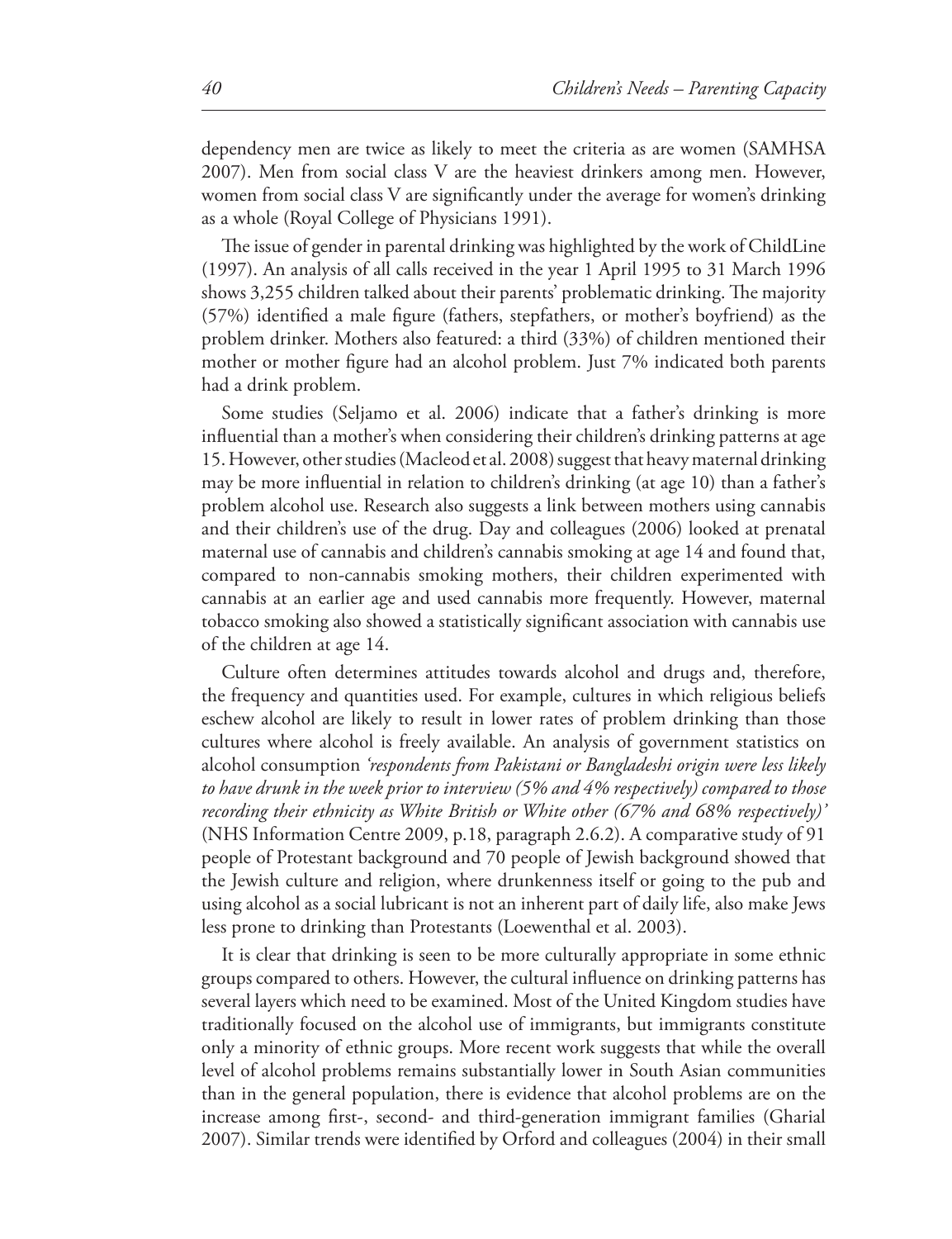dependency men are twice as likely to meet the criteria as are women (SAMHSA 2007). Men from social class V are the heaviest drinkers among men. However, women from social class V are significantly under the average for women's drinking as a whole (Royal College of Physicians 1991).

The issue of gender in parental drinking was highlighted by the work of ChildLine (1997). An analysis of all calls received in the year 1 April 1995 to 31 March 1996 shows 3,255 children talked about their parents' problematic drinking. The majority (57%) identified a male figure (fathers, stepfathers, or mother's boyfriend) as the problem drinker. Mothers also featured: a third (33%) of children mentioned their mother or mother figure had an alcohol problem. Just 7% indicated both parents had a drink problem.

Some studies (Seljamo et al. 2006) indicate that a father's drinking is more influential than a mother's when considering their children's drinking patterns at age 15. However, other studies (Macleod et al. 2008) suggest that heavy maternal drinking may be more influential in relation to children's drinking (at age 10) than a father's problem alcohol use. Research also suggests a link between mothers using cannabis and their children's use of the drug. Day and colleagues (2006) looked at prenatal maternal use of cannabis and children's cannabis smoking at age 14 and found that, compared to non-cannabis smoking mothers, their children experimented with cannabis at an earlier age and used cannabis more frequently. However, maternal tobacco smoking also showed a statistically significant association with cannabis use of the children at age 14.

Culture often determines attitudes towards alcohol and drugs and, therefore, the frequency and quantities used. For example, cultures in which religious beliefs eschew alcohol are likely to result in lower rates of problem drinking than those cultures where alcohol is freely available. An analysis of government statistics on alcohol consumption *'respondents from Pakistani or Bangladeshi origin were less likely to have drunk in the week prior to interview (5% and 4% respectively) compared to those recording their ethnicity as White British or White other (67% and 68% respectively)'* (NHS Information Centre 2009, p.18, paragraph 2.6.2). A comparative study of 91 people of Protestant background and 70 people of Jewish background showed that the Jewish culture and religion, where drunkenness itself or going to the pub and using alcohol as a social lubricant is not an inherent part of daily life, also make Jews less prone to drinking than Protestants (Loewenthal et al. 2003).

It is clear that drinking is seen to be more culturally appropriate in some ethnic groups compared to others. However, the cultural influence on drinking patterns has several layers which need to be examined. Most of the United Kingdom studies have traditionally focused on the alcohol use of immigrants, but immigrants constitute only a minority of ethnic groups. More recent work suggests that while the overall level of alcohol problems remains substantially lower in South Asian communities than in the general population, there is evidence that alcohol problems are on the increase among first-, second- and third-generation immigrant families (Gharial 2007). Similar trends were identified by Orford and colleagues (2004) in their small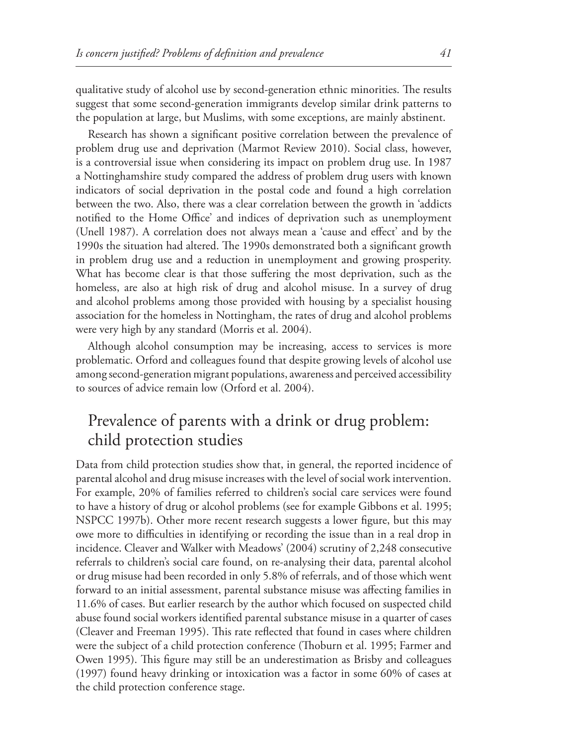qualitative study of alcohol use by second-generation ethnic minorities. The results suggest that some second-generation immigrants develop similar drink patterns to the population at large, but Muslims, with some exceptions, are mainly abstinent.

Research has shown a significant positive correlation between the prevalence of problem drug use and deprivation (Marmot Review 2010). Social class, however, is a controversial issue when considering its impact on problem drug use. In 1987 a Nottinghamshire study compared the address of problem drug users with known indicators of social deprivation in the postal code and found a high correlation between the two. Also, there was a clear correlation between the growth in 'addicts notified to the Home Office' and indices of deprivation such as unemployment (Unell 1987). A correlation does not always mean a 'cause and effect' and by the 1990s the situation had altered. The 1990s demonstrated both a significant growth in problem drug use and a reduction in unemployment and growing prosperity. What has become clear is that those suffering the most deprivation, such as the homeless, are also at high risk of drug and alcohol misuse. In a survey of drug and alcohol problems among those provided with housing by a specialist housing association for the homeless in Nottingham, the rates of drug and alcohol problems were very high by any standard (Morris et al. 2004).

Although alcohol consumption may be increasing, access to services is more problematic. Orford and colleagues found that despite growing levels of alcohol use among second-generation migrant populations, awareness and perceived accessibility to sources of advice remain low (Orford et al. 2004).

## Prevalence of parents with a drink or drug problem: child protection studies

Data from child protection studies show that, in general, the reported incidence of parental alcohol and drug misuse increases with the level of social work intervention. For example, 20% of families referred to children's social care services were found to have a history of drug or alcohol problems (see for example Gibbons et al. 1995; NSPCC 1997b). Other more recent research suggests a lower figure, but this may owe more to difficulties in identifying or recording the issue than in a real drop in incidence. Cleaver and Walker with Meadows' (2004) scrutiny of 2,248 consecutive referrals to children's social care found, on re-analysing their data, parental alcohol or drug misuse had been recorded in only 5.8% of referrals, and of those which went forward to an initial assessment, parental substance misuse was affecting families in 11.6% of cases. But earlier research by the author which focused on suspected child abuse found social workers identified parental substance misuse in a quarter of cases (Cleaver and Freeman 1995). This rate reflected that found in cases where children were the subject of a child protection conference (Thoburn et al. 1995; Farmer and Owen 1995). This figure may still be an underestimation as Brisby and colleagues (1997) found heavy drinking or intoxication was a factor in some 60% of cases at the child protection conference stage.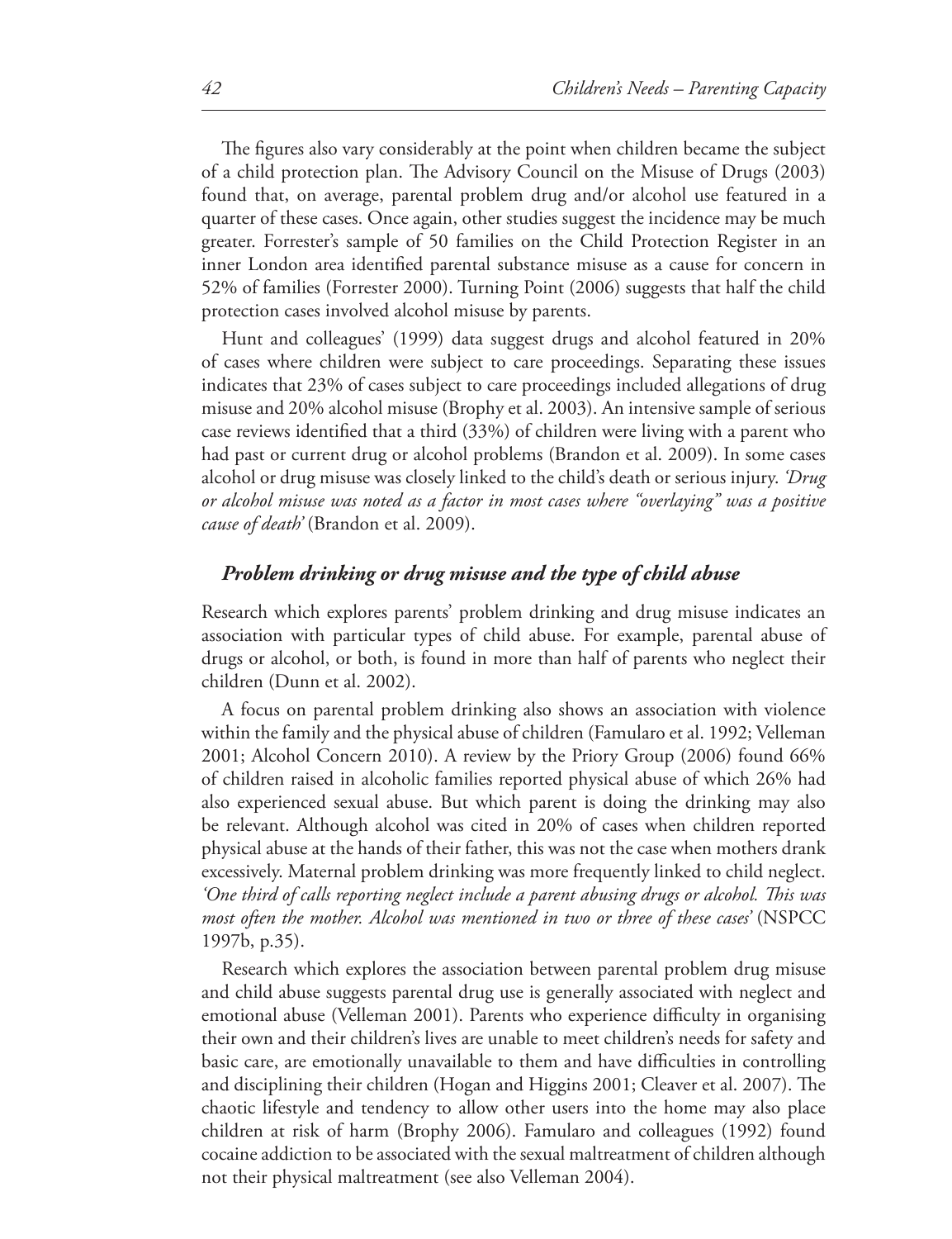The figures also vary considerably at the point when children became the subject of a child protection plan. The Advisory Council on the Misuse of Drugs (2003) found that, on average, parental problem drug and/or alcohol use featured in a quarter of these cases. Once again, other studies suggest the incidence may be much greater. Forrester's sample of 50 families on the Child Protection Register in an inner London area identified parental substance misuse as a cause for concern in 52% of families (Forrester 2000). Turning Point (2006) suggests that half the child protection cases involved alcohol misuse by parents.

Hunt and colleagues' (1999) data suggest drugs and alcohol featured in 20% of cases where children were subject to care proceedings. Separating these issues indicates that 23% of cases subject to care proceedings included allegations of drug misuse and 20% alcohol misuse (Brophy et al. 2003). An intensive sample of serious case reviews identified that a third (33%) of children were living with a parent who had past or current drug or alcohol problems (Brandon et al. 2009). In some cases alcohol or drug misuse was closely linked to the child's death or serious injury. *'Drug or alcohol misuse was noted as a factor in most cases where "overlaying" was a positive cause of death'* (Brandon et al. 2009).

### *Problem drinking or drug misuse and the type of child abuse*

Research which explores parents' problem drinking and drug misuse indicates an association with particular types of child abuse. For example, parental abuse of drugs or alcohol, or both, is found in more than half of parents who neglect their children (Dunn et al. 2002).

A focus on parental problem drinking also shows an association with violence within the family and the physical abuse of children (Famularo et al. 1992; Velleman 2001; Alcohol Concern 2010). A review by the Priory Group (2006) found 66% of children raised in alcoholic families reported physical abuse of which 26% had also experienced sexual abuse. But which parent is doing the drinking may also be relevant. Although alcohol was cited in 20% of cases when children reported physical abuse at the hands of their father, this was not the case when mothers drank excessively. Maternal problem drinking was more frequently linked to child neglect. *'One third of calls reporting neglect include a parent abusing drugs or alcohol. This was most often the mother. Alcohol was mentioned in two or three of these cases'* (NSPCC 1997b, p.35).

Research which explores the association between parental problem drug misuse and child abuse suggests parental drug use is generally associated with neglect and emotional abuse (Velleman 2001). Parents who experience difficulty in organising their own and their children's lives are unable to meet children's needs for safety and basic care, are emotionally unavailable to them and have difficulties in controlling and disciplining their children (Hogan and Higgins 2001; Cleaver et al. 2007). The chaotic lifestyle and tendency to allow other users into the home may also place children at risk of harm (Brophy 2006). Famularo and colleagues (1992) found cocaine addiction to be associated with the sexual maltreatment of children although not their physical maltreatment (see also Velleman 2004).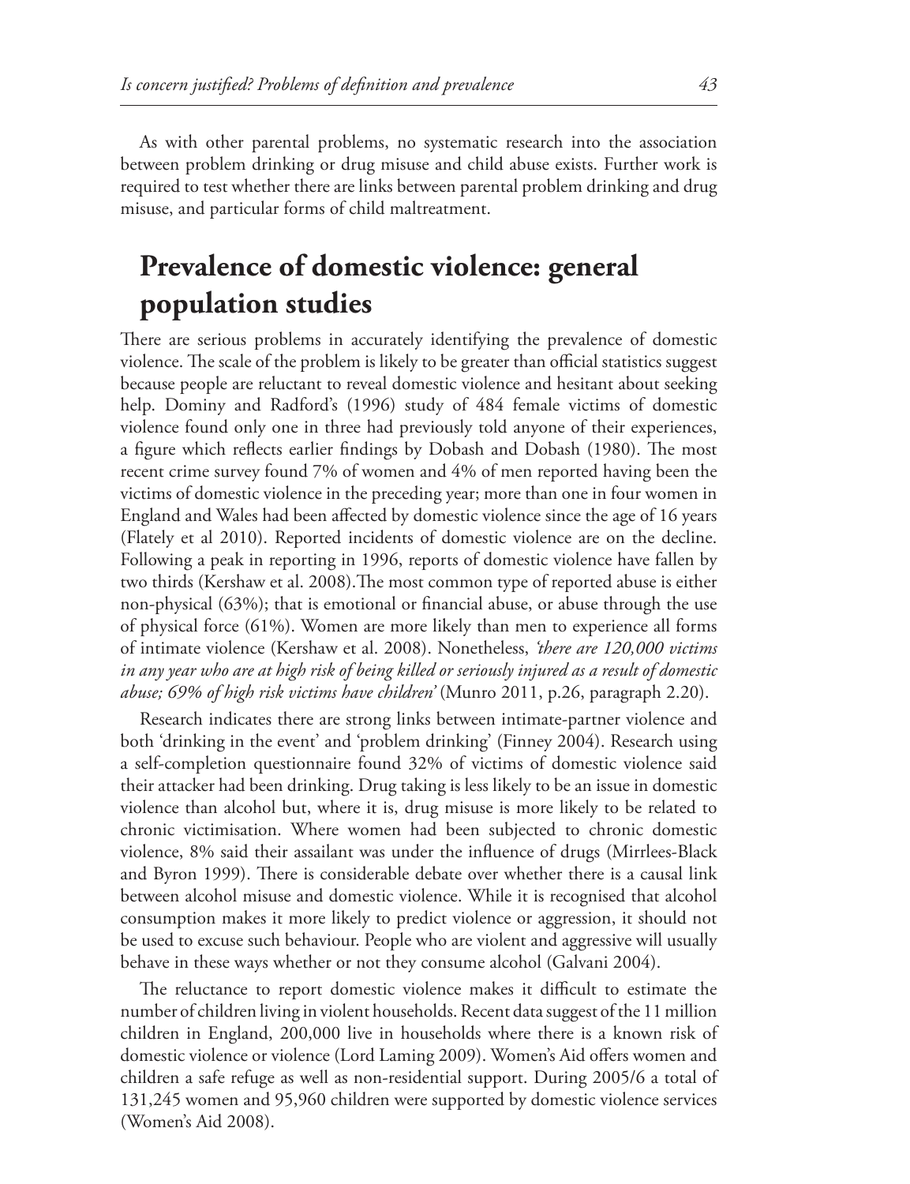As with other parental problems, no systematic research into the association between problem drinking or drug misuse and child abuse exists. Further work is required to test whether there are links between parental problem drinking and drug misuse, and particular forms of child maltreatment.

## Prevalence of domestic violence: general population studies

There are serious problems in accurately identifying the prevalence of domestic violence. The scale of the problem is likely to be greater than official statistics suggest because people are reluctant to reveal domestic violence and hesitant about seeking help. Dominy and Radford's (1996) study of 484 female victims of domestic violence found only one in three had previously told anyone of their experiences, a figure which reflects earlier findings by Dobash and Dobash (1980). The most recent crime survey found 7% of women and 4% of men reported having been the victims of domestic violence in the preceding year; more than one in four women in England and Wales had been affected by domestic violence since the age of 16 years (Flately et al 2010). Reported incidents of domestic violence are on the decline. Following a peak in reporting in 1996, reports of domestic violence have fallen by two thirds (Kershaw et al. 2008).The most common type of reported abuse is either non-physical (63%); that is emotional or financial abuse, or abuse through the use of physical force (61%). Women are more likely than men to experience all forms of intimate violence (Kershaw et al. 2008). Nonetheless, *'there are 120,000 victims in any year who are at high risk of being killed or seriously injured as a result of domestic abuse; 69% of high risk victims have children'* (Munro 2011, p.26, paragraph 2.20).

Research indicates there are strong links between intimate-partner violence and both 'drinking in the event' and 'problem drinking' (Finney 2004). Research using a self-completion questionnaire found 32% of victims of domestic violence said their attacker had been drinking. Drug taking is less likely to be an issue in domestic violence than alcohol but, where it is, drug misuse is more likely to be related to chronic victimisation. Where women had been subjected to chronic domestic violence, 8% said their assailant was under the influence of drugs (Mirrlees-Black and Byron 1999). There is considerable debate over whether there is a causal link between alcohol misuse and domestic violence. While it is recognised that alcohol consumption makes it more likely to predict violence or aggression, it should not be used to excuse such behaviour. People who are violent and aggressive will usually behave in these ways whether or not they consume alcohol (Galvani 2004).

The reluctance to report domestic violence makes it difficult to estimate the number of children living in violent households. Recent data suggest of the 11 million children in England, 200,000 live in households where there is a known risk of domestic violence or violence (Lord Laming 2009). Women's Aid offers women and children a safe refuge as well as non-residential support. During 2005/6 a total of 131,245 women and 95,960 children were supported by domestic violence services (Women's Aid 2008).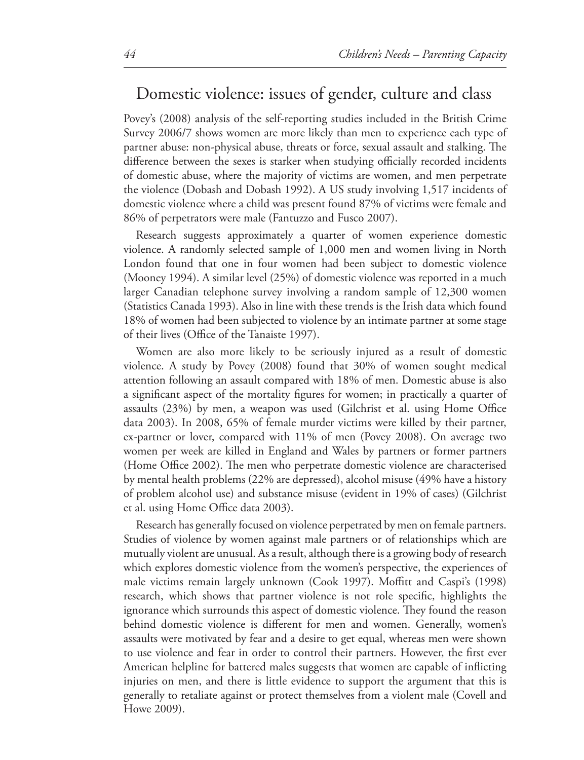## Domestic violence: issues of gender, culture and class

Povey's (2008) analysis of the self-reporting studies included in the British Crime Survey 2006/7 shows women are more likely than men to experience each type of partner abuse: non-physical abuse, threats or force, sexual assault and stalking. The difference between the sexes is starker when studying officially recorded incidents of domestic abuse, where the majority of victims are women, and men perpetrate the violence (Dobash and Dobash 1992). A US study involving 1,517 incidents of domestic violence where a child was present found 87% of victims were female and 86% of perpetrators were male (Fantuzzo and Fusco 2007).

Research suggests approximately a quarter of women experience domestic violence. A randomly selected sample of 1,000 men and women living in North London found that one in four women had been subject to domestic violence (Mooney 1994). A similar level (25%) of domestic violence was reported in a much larger Canadian telephone survey involving a random sample of 12,300 women (Statistics Canada 1993). Also in line with these trends is the Irish data which found 18% of women had been subjected to violence by an intimate partner at some stage of their lives (Office of the Tanaiste 1997).

Women are also more likely to be seriously injured as a result of domestic violence. A study by Povey (2008) found that 30% of women sought medical attention following an assault compared with 18% of men. Domestic abuse is also a significant aspect of the mortality figures for women; in practically a quarter of assaults (23%) by men, a weapon was used (Gilchrist et al. using Home Office data 2003). In 2008, 65% of female murder victims were killed by their partner, ex-partner or lover, compared with 11% of men (Povey 2008). On average two women per week are killed in England and Wales by partners or former partners (Home Office 2002). The men who perpetrate domestic violence are characterised by mental health problems (22% are depressed), alcohol misuse (49% have a history of problem alcohol use) and substance misuse (evident in 19% of cases) (Gilchrist et al. using Home Office data 2003).

Research has generally focused on violence perpetrated by men on female partners. Studies of violence by women against male partners or of relationships which are mutually violent are unusual. As a result, although there is a growing body of research which explores domestic violence from the women's perspective, the experiences of male victims remain largely unknown (Cook 1997). Moffitt and Caspi's (1998) research, which shows that partner violence is not role specific, highlights the ignorance which surrounds this aspect of domestic violence. They found the reason behind domestic violence is different for men and women. Generally, women's assaults were motivated by fear and a desire to get equal, whereas men were shown to use violence and fear in order to control their partners. However, the first ever American helpline for battered males suggests that women are capable of inflicting injuries on men, and there is little evidence to support the argument that this is generally to retaliate against or protect themselves from a violent male (Covell and Howe 2009).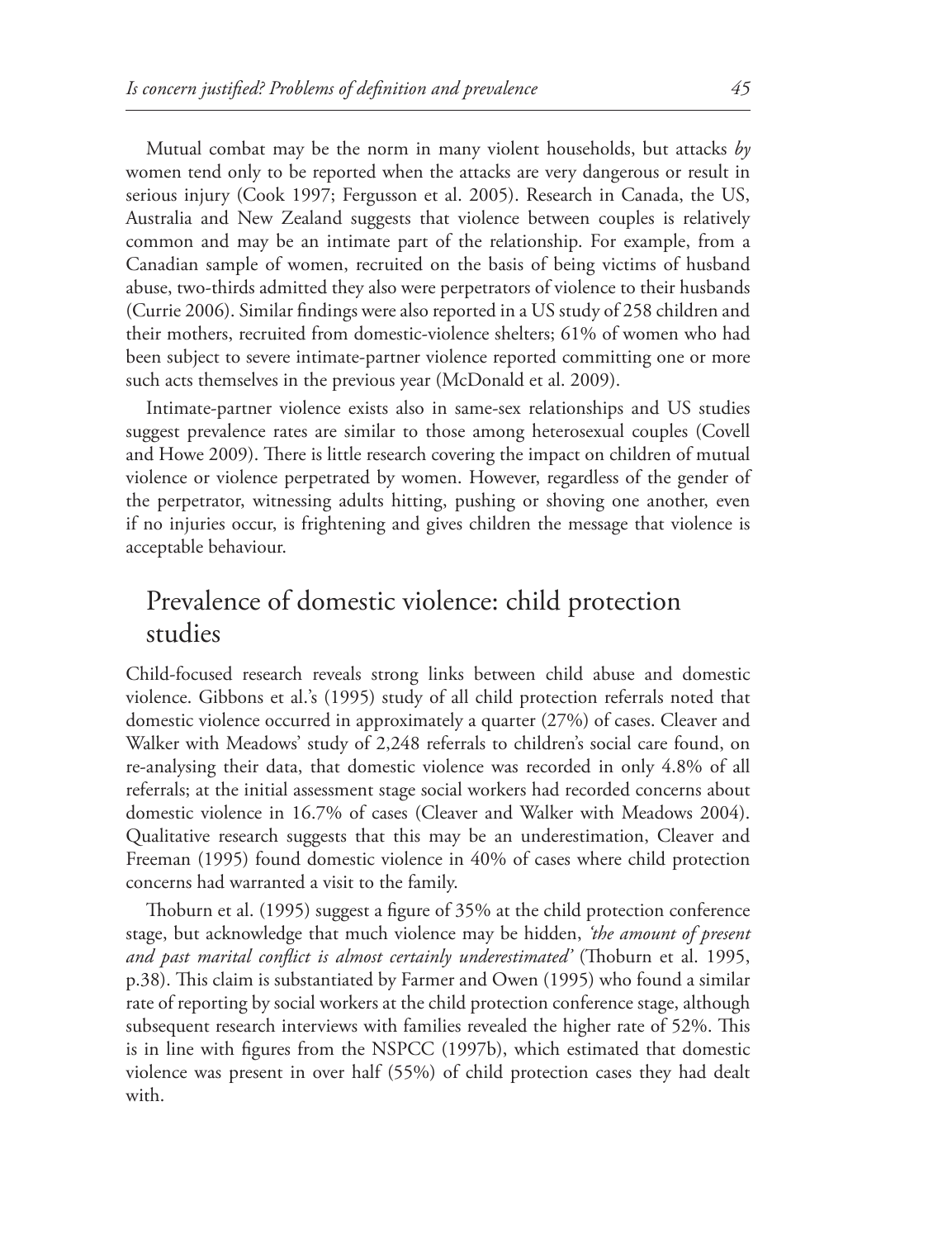Mutual combat may be the norm in many violent households, but attacks *by* women tend only to be reported when the attacks are very dangerous or result in serious injury (Cook 1997; Fergusson et al. 2005). Research in Canada, the US, Australia and New Zealand suggests that violence between couples is relatively common and may be an intimate part of the relationship. For example, from a Canadian sample of women, recruited on the basis of being victims of husband abuse, two-thirds admitted they also were perpetrators of violence to their husbands (Currie 2006). Similar findings were also reported in a US study of 258 children and their mothers, recruited from domestic-violence shelters; 61% of women who had been subject to severe intimate-partner violence reported committing one or more such acts themselves in the previous year (McDonald et al. 2009).

Intimate-partner violence exists also in same-sex relationships and US studies suggest prevalence rates are similar to those among heterosexual couples (Covell and Howe 2009). There is little research covering the impact on children of mutual violence or violence perpetrated by women. However, regardless of the gender of the perpetrator, witnessing adults hitting, pushing or shoving one another, even if no injuries occur, is frightening and gives children the message that violence is acceptable behaviour.

## Prevalence of domestic violence: child protection studies

Child-focused research reveals strong links between child abuse and domestic violence. Gibbons et al.'s (1995) study of all child protection referrals noted that domestic violence occurred in approximately a quarter (27%) of cases. Cleaver and Walker with Meadows' study of 2,248 referrals to children's social care found, on re-analysing their data, that domestic violence was recorded in only 4.8% of all referrals; at the initial assessment stage social workers had recorded concerns about domestic violence in 16.7% of cases (Cleaver and Walker with Meadows 2004). Qualitative research suggests that this may be an underestimation, Cleaver and Freeman (1995) found domestic violence in 40% of cases where child protection concerns had warranted a visit to the family.

Thoburn et al. (1995) suggest a figure of 35% at the child protection conference stage, but acknowledge that much violence may be hidden, *'the amount of present and past marital conflict is almost certainly underestimated'* (Thoburn et al. 1995, p.38). This claim is substantiated by Farmer and Owen (1995) who found a similar rate of reporting by social workers at the child protection conference stage, although subsequent research interviews with families revealed the higher rate of 52%. This is in line with figures from the NSPCC (1997b), which estimated that domestic violence was present in over half (55%) of child protection cases they had dealt with.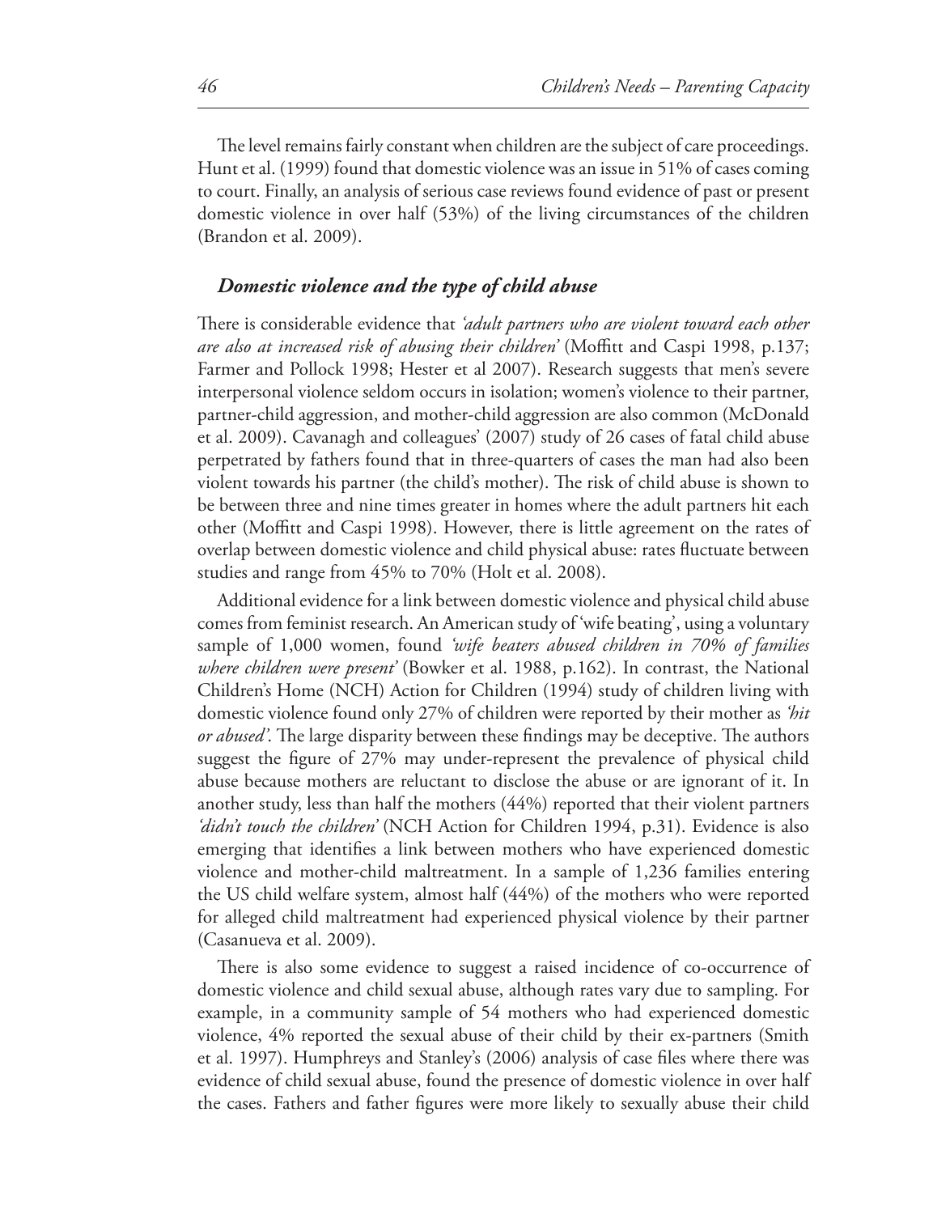The level remains fairly constant when children are the subject of care proceedings. Hunt et al. (1999) found that domestic violence was an issue in 51% of cases coming to court. Finally, an analysis of serious case reviews found evidence of past or present domestic violence in over half (53%) of the living circumstances of the children (Brandon et al. 2009).

### *Domestic violence and the type of child abuse*

There is considerable evidence that *'adult partners who are violent toward each other are also at increased risk of abusing their children'* (Moffitt and Caspi 1998, p.137; Farmer and Pollock 1998; Hester et al 2007). Research suggests that men's severe interpersonal violence seldom occurs in isolation; women's violence to their partner, partner-child aggression, and mother-child aggression are also common (McDonald et al. 2009). Cavanagh and colleagues' (2007) study of 26 cases of fatal child abuse perpetrated by fathers found that in three-quarters of cases the man had also been violent towards his partner (the child's mother). The risk of child abuse is shown to be between three and nine times greater in homes where the adult partners hit each other (Moffitt and Caspi 1998). However, there is little agreement on the rates of overlap between domestic violence and child physical abuse: rates fluctuate between studies and range from 45% to 70% (Holt et al. 2008).

Additional evidence for a link between domestic violence and physical child abuse comes from feminist research. An American study of 'wife beating', using a voluntary sample of 1,000 women, found *'wife beaters abused children in 70% of families where children were present'* (Bowker et al. 1988, p.162). In contrast, the National Children's Home (NCH) Action for Children (1994) study of children living with domestic violence found only 27% of children were reported by their mother as *'hit or abused'*. The large disparity between these findings may be deceptive. The authors suggest the figure of 27% may under-represent the prevalence of physical child abuse because mothers are reluctant to disclose the abuse or are ignorant of it. In another study, less than half the mothers (44%) reported that their violent partners *'didn't touch the children'* (NCH Action for Children 1994, p.31). Evidence is also emerging that identifies a link between mothers who have experienced domestic violence and mother-child maltreatment. In a sample of 1,236 families entering the US child welfare system, almost half (44%) of the mothers who were reported for alleged child maltreatment had experienced physical violence by their partner (Casanueva et al. 2009).

There is also some evidence to suggest a raised incidence of co-occurrence of domestic violence and child sexual abuse, although rates vary due to sampling. For example, in a community sample of 54 mothers who had experienced domestic violence, 4% reported the sexual abuse of their child by their ex-partners (Smith et al. 1997). Humphreys and Stanley's (2006) analysis of case files where there was evidence of child sexual abuse, found the presence of domestic violence in over half the cases. Fathers and father figures were more likely to sexually abuse their child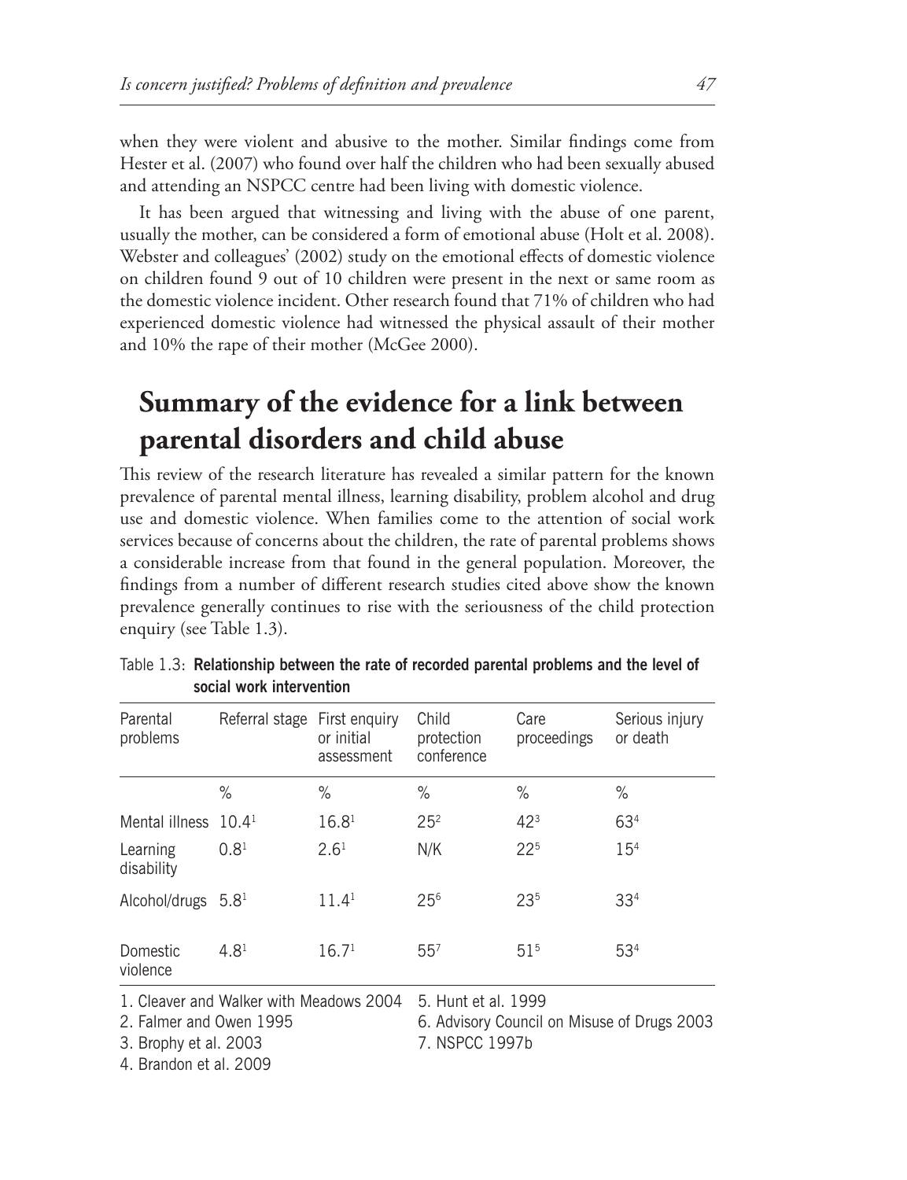when they were violent and abusive to the mother. Similar findings come from Hester et al. (2007) who found over half the children who had been sexually abused and attending an NSPCC centre had been living with domestic violence.

It has been argued that witnessing and living with the abuse of one parent, usually the mother, can be considered a form of emotional abuse (Holt et al. 2008). Webster and colleagues' (2002) study on the emotional effects of domestic violence on children found 9 out of 10 children were present in the next or same room as the domestic violence incident. Other research found that 71% of children who had experienced domestic violence had witnessed the physical assault of their mother and 10% the rape of their mother (McGee 2000).

## Summary of the evidence for a link between parental disorders and child abuse

This review of the research literature has revealed a similar pattern for the known prevalence of parental mental illness, learning disability, problem alcohol and drug use and domestic violence. When families come to the attention of social work services because of concerns about the children, the rate of parental problems shows a considerable increase from that found in the general population. Moreover, the findings from a number of different research studies cited above show the known prevalence generally continues to rise with the seriousness of the child protection enquiry (see Table 1.3).

Table 1.3: **Relationship between the rate of recorded parental problems and the level of social work intervention**

| Parental problems | Referral stage | First enquiry or initial assessment | Child protection conference | Care proceedings | Serious injury or death |
|---|---|---|---|---|---|
| | % | % | % | % | % |
| Mental illness | 10.4[1] | 16.8[1] | 25[2] | 42[3] | 63[4] |
| Learning disability | 0.8[1] | 2.6[1] | N/K | 22[5] | 15[4] |
| Alcohol/drugs | 5.8[1] | 11.4[1] | 25[6] | 23[5] | 33[4] |
| Domestic violence | 4.8[1] | 16.7[1] | 55[7] | 51[5] | 53[4] |

1. Cleaver and Walker with Meadows 2004
2. Falmer and Owen 1995
3. Brophy et al. 2003
4. Brandon et al. 2009
5. Hunt et al. 1999
6. Advisory Council on Misuse of Drugs 2003
7. NSPCC 1997b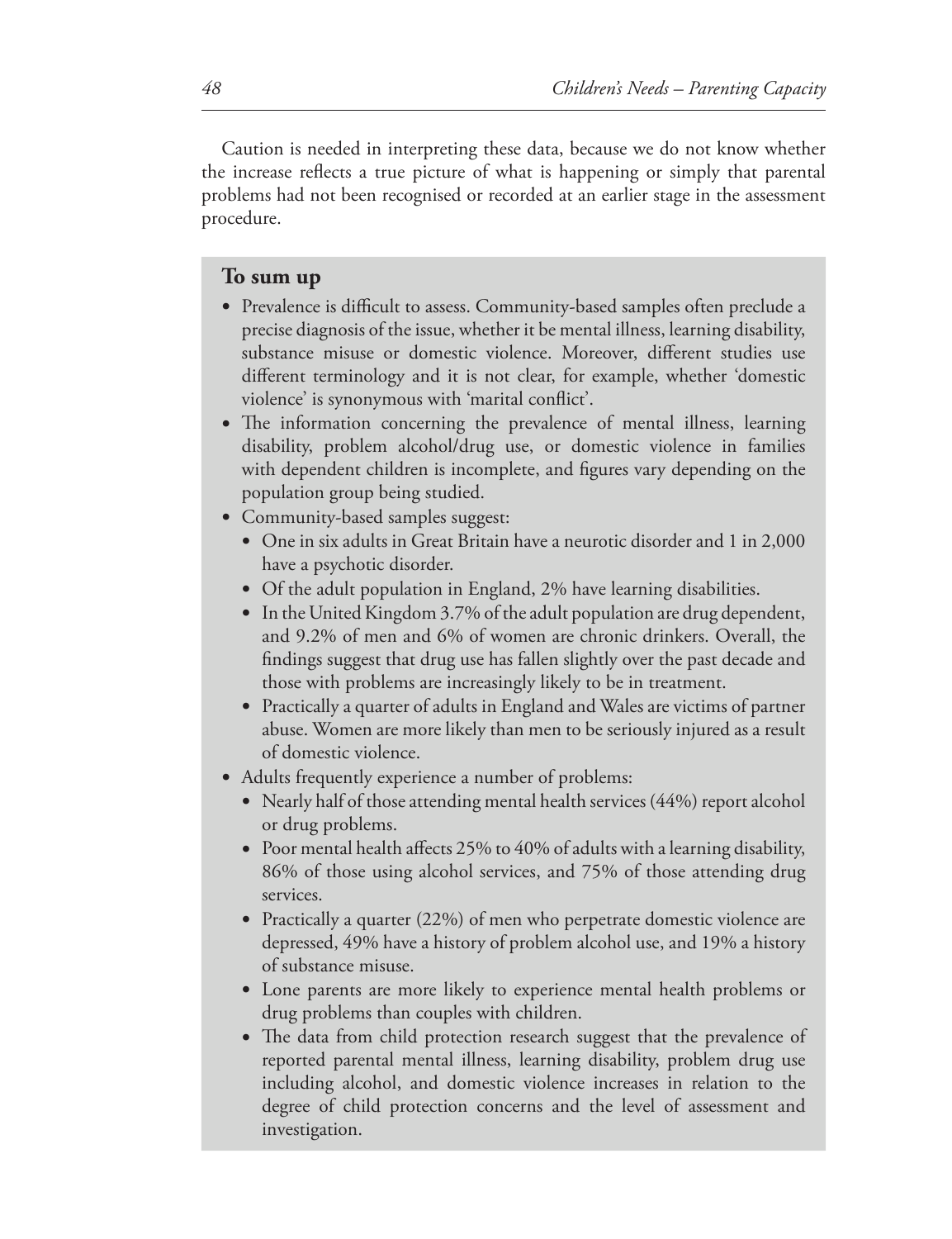Caution is needed in interpreting these data, because we do not know whether the increase reflects a true picture of what is happening or simply that parental problems had not been recognised or recorded at an earlier stage in the assessment procedure.

## To sum up

- Prevalence is difficult to assess. Community-based samples often preclude a precise diagnosis of the issue, whether it be mental illness, learning disability, substance misuse or domestic violence. Moreover, different studies use different terminology and it is not clear, for example, whether 'domestic violence' is synonymous with 'marital conflict'.
- The information concerning the prevalence of mental illness, learning disability, problem alcohol/drug use, or domestic violence in families with dependent children is incomplete, and figures vary depending on the population group being studied.
- Community-based samples suggest:
  - One in six adults in Great Britain have a neurotic disorder and 1 in 2,000 have a psychotic disorder.
  - Of the adult population in England, 2% have learning disabilities.
  - In the United Kingdom 3.7% of the adult population are drug dependent, and 9.2% of men and 6% of women are chronic drinkers. Overall, the findings suggest that drug use has fallen slightly over the past decade and those with problems are increasingly likely to be in treatment.
  - Practically a quarter of adults in England and Wales are victims of partner abuse. Women are more likely than men to be seriously injured as a result of domestic violence.
- Adults frequently experience a number of problems:
  - Nearly half of those attending mental health services (44%) report alcohol or drug problems.
  - Poor mental health affects 25% to 40% of adults with a learning disability, 86% of those using alcohol services, and 75% of those attending drug services.
  - Practically a quarter (22%) of men who perpetrate domestic violence are depressed, 49% have a history of problem alcohol use, and 19% a history of substance misuse.
  - Lone parents are more likely to experience mental health problems or drug problems than couples with children.
  - The data from child protection research suggest that the prevalence of reported parental mental illness, learning disability, problem drug use including alcohol, and domestic violence increases in relation to the degree of child protection concerns and the level of assessment and investigation.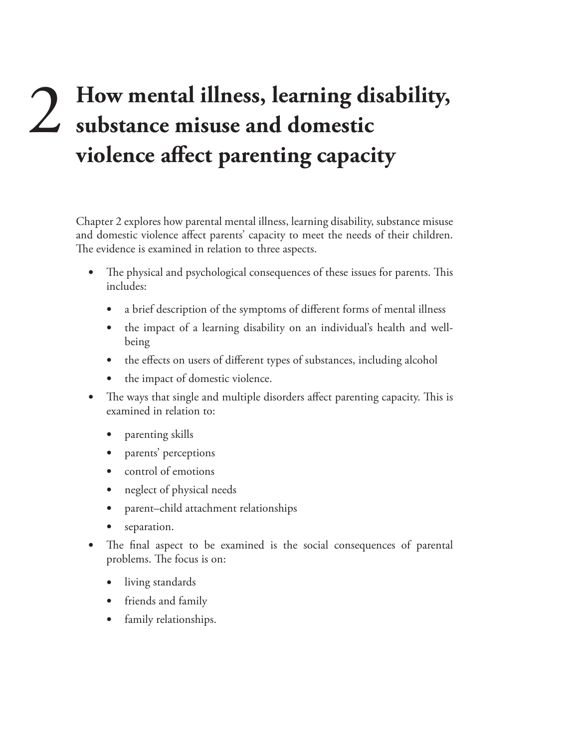# 2 How mental illness, learning disability, substance misuse and domestic violence affect parenting capacity

Chapter 2 explores how parental mental illness, learning disability, substance misuse and domestic violence affect parents' capacity to meet the needs of their children. The evidence is examined in relation to three aspects.

- The physical and psychological consequences of these issues for parents. This includes:
    - a brief description of the symptoms of different forms of mental illness
    - the impact of a learning disability on an individual's health and well-being
    - the effects on users of different types of substances, including alcohol
    - the impact of domestic violence.
- The ways that single and multiple disorders affect parenting capacity. This is examined in relation to:
    - parenting skills
    - parents' perceptions
    - control of emotions
    - neglect of physical needs
    - parent–child attachment relationships
    - separation.
- The final aspect to be examined is the social consequences of parental problems. The focus is on:
    - living standards
    - friends and family
    - family relationships.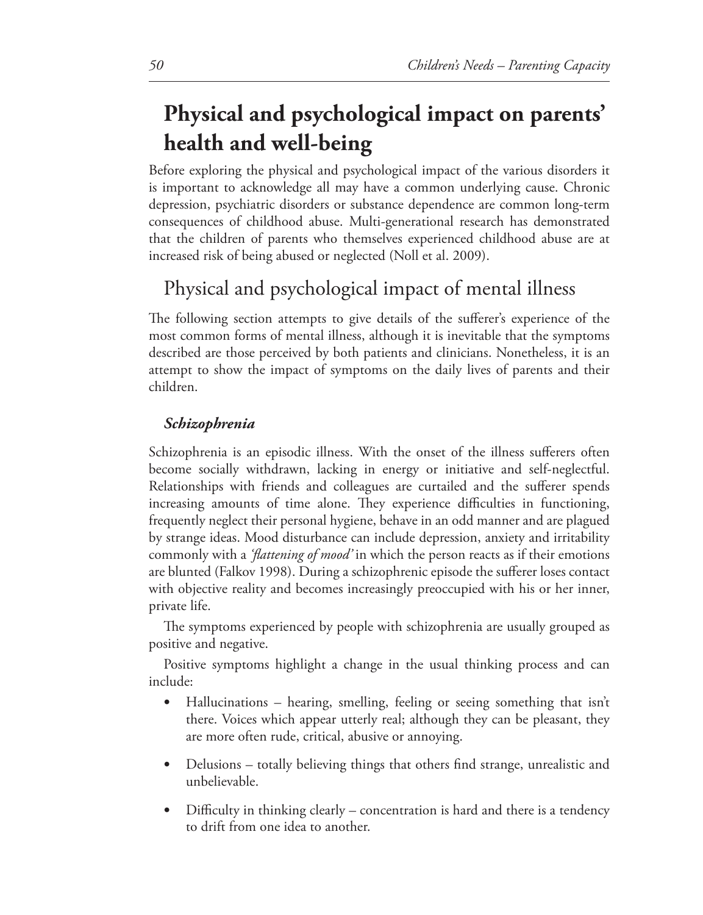# Physical and psychological impact on parents' health and well-being

Before exploring the physical and psychological impact of the various disorders it is important to acknowledge all may have a common underlying cause. Chronic depression, psychiatric disorders or substance dependence are common long-term consequences of childhood abuse. Multi-generational research has demonstrated that the children of parents who themselves experienced childhood abuse are at increased risk of being abused or neglected (Noll et al. 2009).

## Physical and psychological impact of mental illness

The following section attempts to give details of the sufferer's experience of the most common forms of mental illness, although it is inevitable that the symptoms described are those perceived by both patients and clinicians. Nonetheless, it is an attempt to show the impact of symptoms on the daily lives of parents and their children.

### *Schizophrenia*

Schizophrenia is an episodic illness. With the onset of the illness sufferers often become socially withdrawn, lacking in energy or initiative and self-neglectful. Relationships with friends and colleagues are curtailed and the sufferer spends increasing amounts of time alone. They experience difficulties in functioning, frequently neglect their personal hygiene, behave in an odd manner and are plagued by strange ideas. Mood disturbance can include depression, anxiety and irritability commonly with a *'flattening of mood'* in which the person reacts as if their emotions are blunted (Falkov 1998). During a schizophrenic episode the sufferer loses contact with objective reality and becomes increasingly preoccupied with his or her inner, private life.

The symptoms experienced by people with schizophrenia are usually grouped as positive and negative.

Positive symptoms highlight a change in the usual thinking process and can include:

- Hallucinations – hearing, smelling, feeling or seeing something that isn't there. Voices which appear utterly real; although they can be pleasant, they are more often rude, critical, abusive or annoying.
- Delusions – totally believing things that others find strange, unrealistic and unbelievable.
- Difficulty in thinking clearly – concentration is hard and there is a tendency to drift from one idea to another.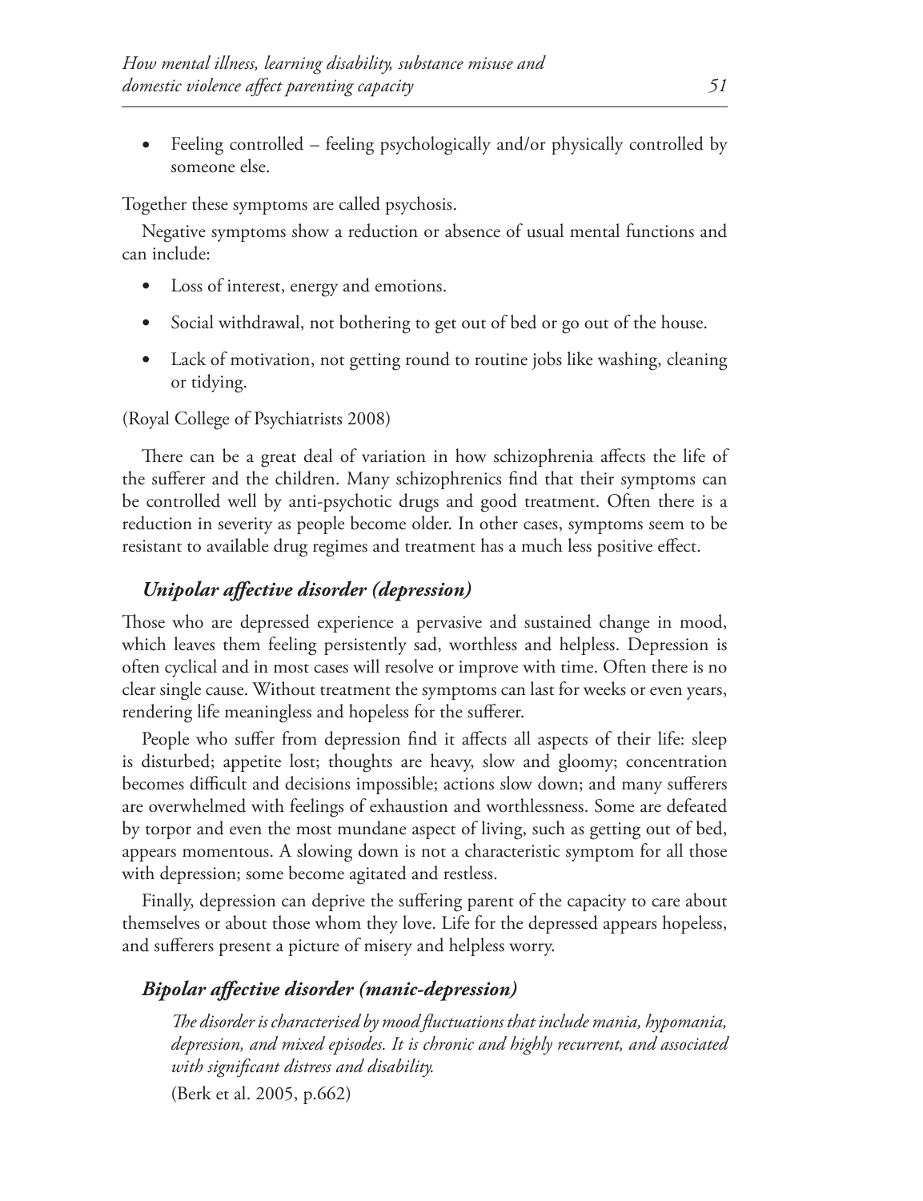- Feeling controlled – feeling psychologically and/or physically controlled by someone else.

Together these symptoms are called psychosis.

Negative symptoms show a reduction or absence of usual mental functions and can include:

- Loss of interest, energy and emotions.
- Social withdrawal, not bothering to get out of bed or go out of the house.
- Lack of motivation, not getting round to routine jobs like washing, cleaning or tidying.

(Royal College of Psychiatrists 2008)

There can be a great deal of variation in how schizophrenia affects the life of the sufferer and the children. Many schizophrenics find that their symptoms can be controlled well by anti-psychotic drugs and good treatment. Often there is a reduction in severity as people become older. In other cases, symptoms seem to be resistant to available drug regimes and treatment has a much less positive effect.

### *Unipolar affective disorder (depression)*

Those who are depressed experience a pervasive and sustained change in mood, which leaves them feeling persistently sad, worthless and helpless. Depression is often cyclical and in most cases will resolve or improve with time. Often there is no clear single cause. Without treatment the symptoms can last for weeks or even years, rendering life meaningless and hopeless for the sufferer.

People who suffer from depression find it affects all aspects of their life: sleep is disturbed; appetite lost; thoughts are heavy, slow and gloomy; concentration becomes difficult and decisions impossible; actions slow down; and many sufferers are overwhelmed with feelings of exhaustion and worthlessness. Some are defeated by torpor and even the most mundane aspect of living, such as getting out of bed, appears momentous. A slowing down is not a characteristic symptom for all those with depression; some become agitated and restless.

Finally, depression can deprive the suffering parent of the capacity to care about themselves or about those whom they love. Life for the depressed appears hopeless, and sufferers present a picture of misery and helpless worry.

### *Bipolar affective disorder (manic-depression)*

> *The disorder is characterised by mood fluctuations that include mania, hypomania, depression, and mixed episodes. It is chronic and highly recurrent, and associated with significant distress and disability.*
>
> (Berk et al. 2005, p.662)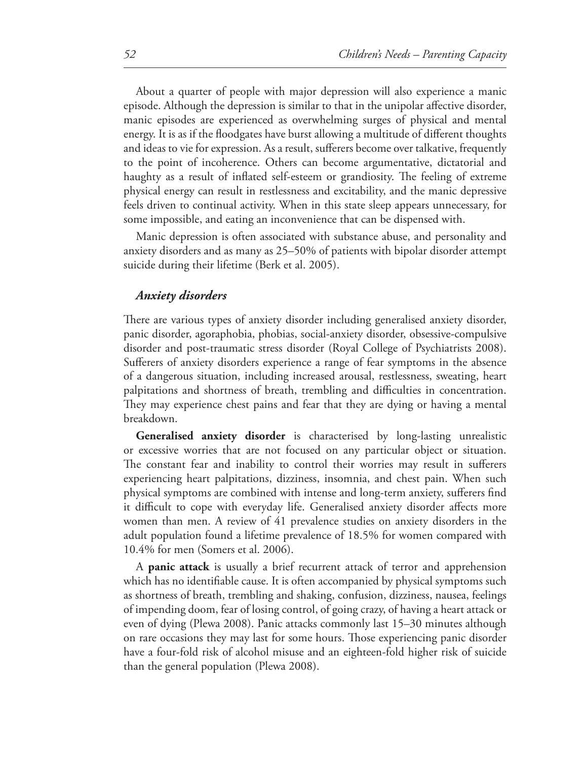About a quarter of people with major depression will also experience a manic episode. Although the depression is similar to that in the unipolar affective disorder, manic episodes are experienced as overwhelming surges of physical and mental energy. It is as if the floodgates have burst allowing a multitude of different thoughts and ideas to vie for expression. As a result, sufferers become over talkative, frequently to the point of incoherence. Others can become argumentative, dictatorial and haughty as a result of inflated self-esteem or grandiosity. The feeling of extreme physical energy can result in restlessness and excitability, and the manic depressive feels driven to continual activity. When in this state sleep appears unnecessary, for some impossible, and eating an inconvenience that can be dispensed with.

Manic depression is often associated with substance abuse, and personality and anxiety disorders and as many as 25–50% of patients with bipolar disorder attempt suicide during their lifetime (Berk et al. 2005).

### *Anxiety disorders*

There are various types of anxiety disorder including generalised anxiety disorder, panic disorder, agoraphobia, phobias, social-anxiety disorder, obsessive-compulsive disorder and post-traumatic stress disorder (Royal College of Psychiatrists 2008). Sufferers of anxiety disorders experience a range of fear symptoms in the absence of a dangerous situation, including increased arousal, restlessness, sweating, heart palpitations and shortness of breath, trembling and difficulties in concentration. They may experience chest pains and fear that they are dying or having a mental breakdown.

**Generalised anxiety disorder** is characterised by long-lasting unrealistic or excessive worries that are not focused on any particular object or situation. The constant fear and inability to control their worries may result in sufferers experiencing heart palpitations, dizziness, insomnia, and chest pain. When such physical symptoms are combined with intense and long-term anxiety, sufferers find it difficult to cope with everyday life. Generalised anxiety disorder affects more women than men. A review of 41 prevalence studies on anxiety disorders in the adult population found a lifetime prevalence of 18.5% for women compared with 10.4% for men (Somers et al. 2006).

A **panic attack** is usually a brief recurrent attack of terror and apprehension which has no identifiable cause. It is often accompanied by physical symptoms such as shortness of breath, trembling and shaking, confusion, dizziness, nausea, feelings of impending doom, fear of losing control, of going crazy, of having a heart attack or even of dying (Plewa 2008). Panic attacks commonly last 15–30 minutes although on rare occasions they may last for some hours. Those experiencing panic disorder have a four-fold risk of alcohol misuse and an eighteen-fold higher risk of suicide than the general population (Plewa 2008).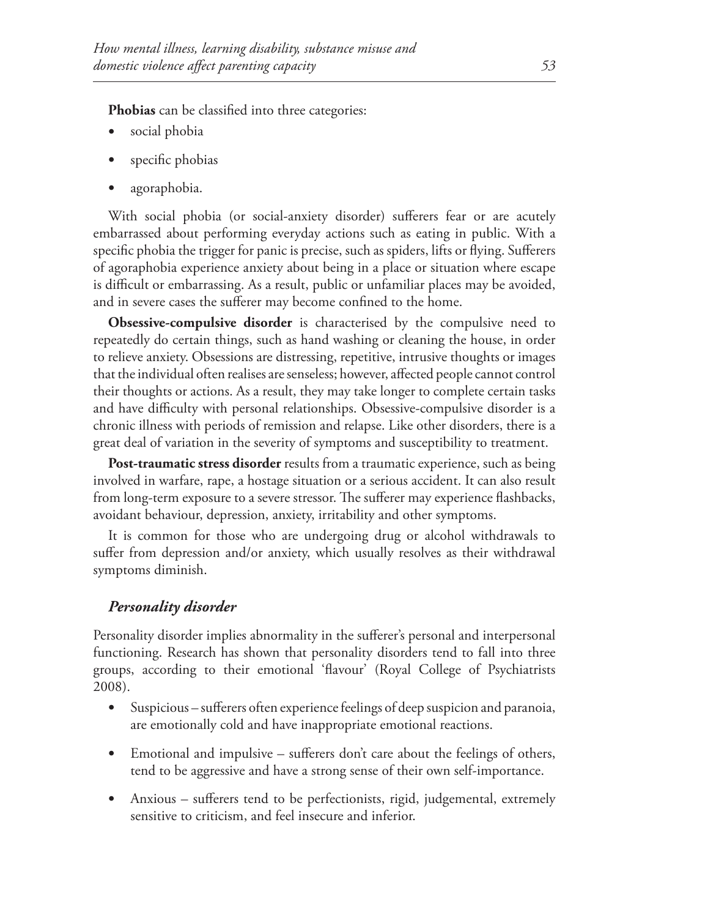**Phobias** can be classified into three categories:

- social phobia
- specific phobias
- agoraphobia.

With social phobia (or social-anxiety disorder) sufferers fear or are acutely embarrassed about performing everyday actions such as eating in public. With a specific phobia the trigger for panic is precise, such as spiders, lifts or flying. Sufferers of agoraphobia experience anxiety about being in a place or situation where escape is difficult or embarrassing. As a result, public or unfamiliar places may be avoided, and in severe cases the sufferer may become confined to the home.

**Obsessive-compulsive disorder** is characterised by the compulsive need to repeatedly do certain things, such as hand washing or cleaning the house, in order to relieve anxiety. Obsessions are distressing, repetitive, intrusive thoughts or images that the individual often realises are senseless; however, affected people cannot control their thoughts or actions. As a result, they may take longer to complete certain tasks and have difficulty with personal relationships. Obsessive-compulsive disorder is a chronic illness with periods of remission and relapse. Like other disorders, there is a great deal of variation in the severity of symptoms and susceptibility to treatment.

**Post-traumatic stress disorder** results from a traumatic experience, such as being involved in warfare, rape, a hostage situation or a serious accident. It can also result from long-term exposure to a severe stressor. The sufferer may experience flashbacks, avoidant behaviour, depression, anxiety, irritability and other symptoms.

It is common for those who are undergoing drug or alcohol withdrawals to suffer from depression and/or anxiety, which usually resolves as their withdrawal symptoms diminish.

### *Personality disorder*

Personality disorder implies abnormality in the sufferer's personal and interpersonal functioning. Research has shown that personality disorders tend to fall into three groups, according to their emotional 'flavour' (Royal College of Psychiatrists 2008).

- Suspicious – sufferers often experience feelings of deep suspicion and paranoia, are emotionally cold and have inappropriate emotional reactions.
- Emotional and impulsive – sufferers don't care about the feelings of others, tend to be aggressive and have a strong sense of their own self-importance.
- Anxious – sufferers tend to be perfectionists, rigid, judgemental, extremely sensitive to criticism, and feel insecure and inferior.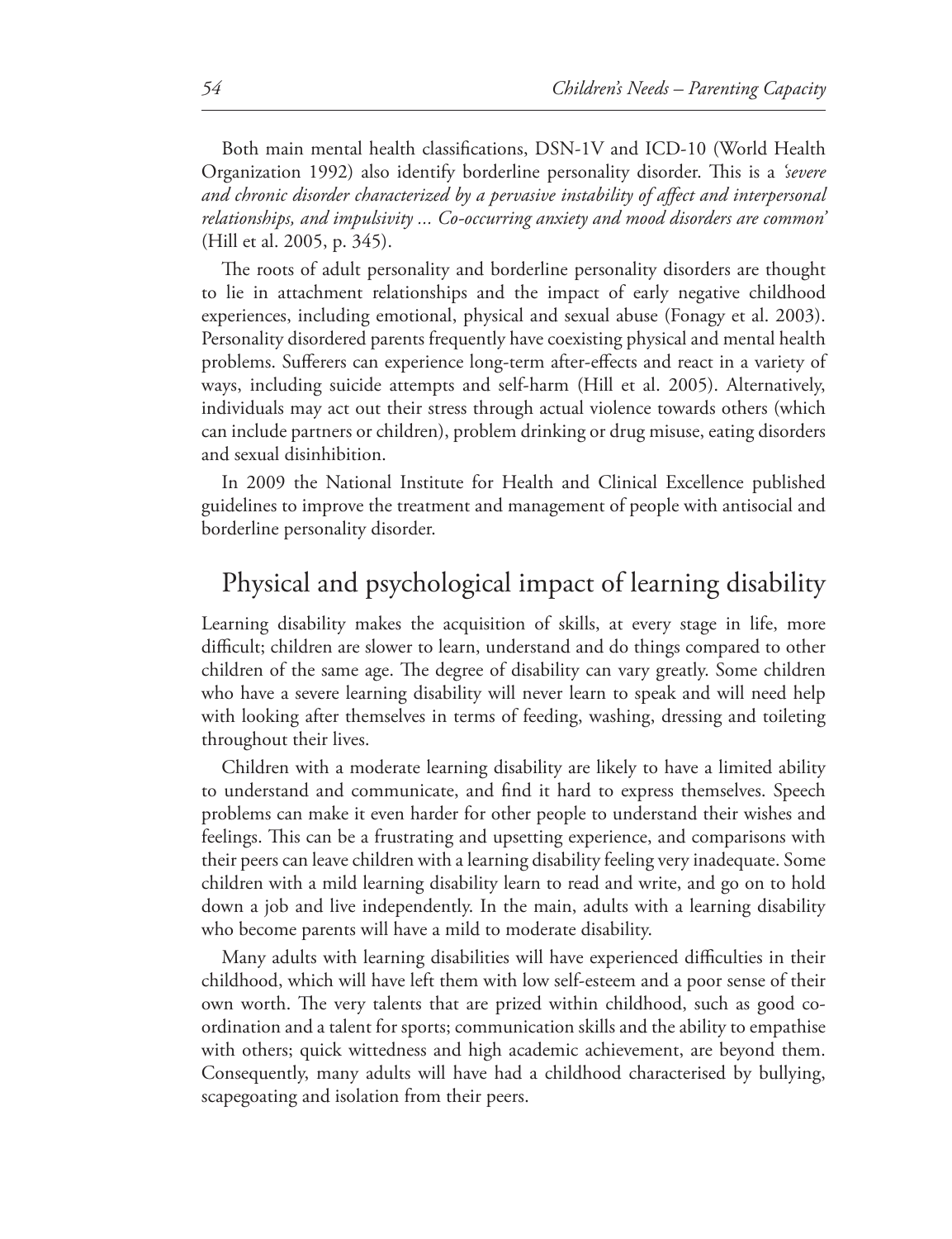Both main mental health classifications, DSN-1V and ICD-10 (World Health Organization 1992) also identify borderline personality disorder. This is a *'severe and chronic disorder characterized by a pervasive instability of affect and interpersonal relationships, and impulsivity ... Co-occurring anxiety and mood disorders are common'* (Hill et al. 2005, p. 345).

The roots of adult personality and borderline personality disorders are thought to lie in attachment relationships and the impact of early negative childhood experiences, including emotional, physical and sexual abuse (Fonagy et al. 2003). Personality disordered parents frequently have coexisting physical and mental health problems. Sufferers can experience long-term after-effects and react in a variety of ways, including suicide attempts and self-harm (Hill et al. 2005). Alternatively, individuals may act out their stress through actual violence towards others (which can include partners or children), problem drinking or drug misuse, eating disorders and sexual disinhibition.

In 2009 the National Institute for Health and Clinical Excellence published guidelines to improve the treatment and management of people with antisocial and borderline personality disorder.

## Physical and psychological impact of learning disability

Learning disability makes the acquisition of skills, at every stage in life, more difficult; children are slower to learn, understand and do things compared to other children of the same age. The degree of disability can vary greatly. Some children who have a severe learning disability will never learn to speak and will need help with looking after themselves in terms of feeding, washing, dressing and toileting throughout their lives.

Children with a moderate learning disability are likely to have a limited ability to understand and communicate, and find it hard to express themselves. Speech problems can make it even harder for other people to understand their wishes and feelings. This can be a frustrating and upsetting experience, and comparisons with their peers can leave children with a learning disability feeling very inadequate. Some children with a mild learning disability learn to read and write, and go on to hold down a job and live independently. In the main, adults with a learning disability who become parents will have a mild to moderate disability.

Many adults with learning disabilities will have experienced difficulties in their childhood, which will have left them with low self-esteem and a poor sense of their own worth. The very talents that are prized within childhood, such as good co-ordination and a talent for sports; communication skills and the ability to empathise with others; quick wittedness and high academic achievement, are beyond them. Consequently, many adults will have had a childhood characterised by bullying, scapegoating and isolation from their peers.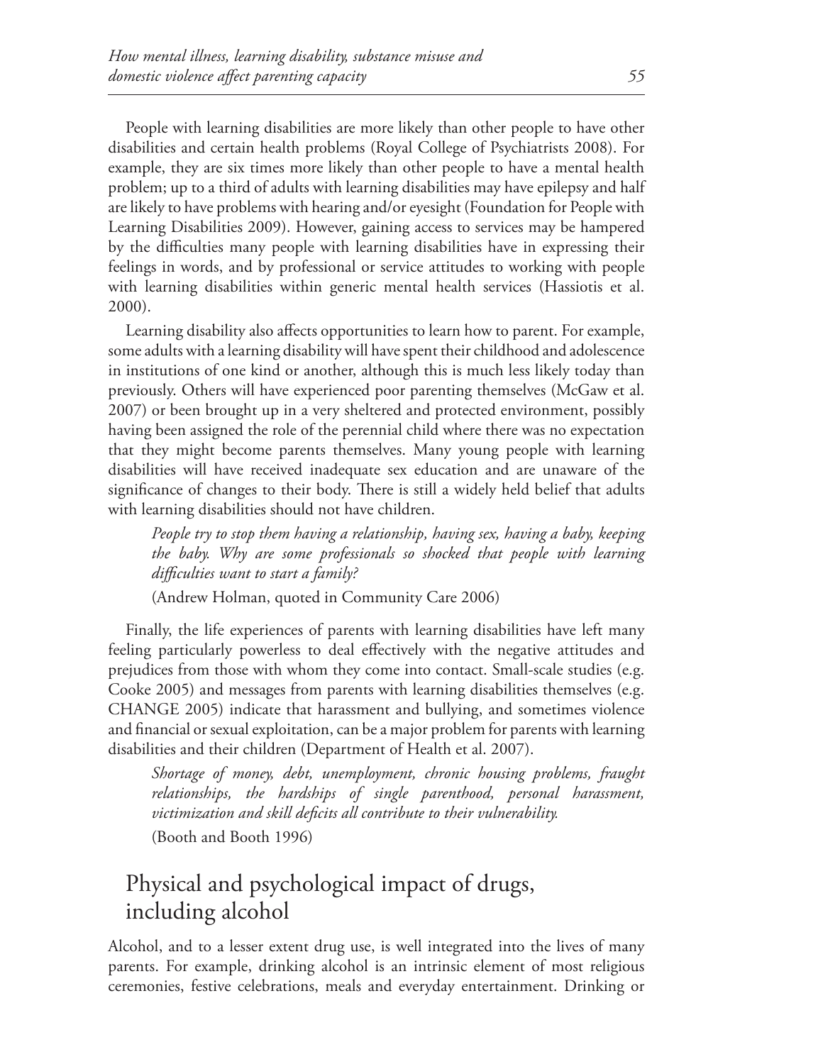People with learning disabilities are more likely than other people to have other disabilities and certain health problems (Royal College of Psychiatrists 2008). For example, they are six times more likely than other people to have a mental health problem; up to a third of adults with learning disabilities may have epilepsy and half are likely to have problems with hearing and/or eyesight (Foundation for People with Learning Disabilities 2009). However, gaining access to services may be hampered by the difficulties many people with learning disabilities have in expressing their feelings in words, and by professional or service attitudes to working with people with learning disabilities within generic mental health services (Hassiotis et al. 2000).

Learning disability also affects opportunities to learn how to parent. For example, some adults with a learning disability will have spent their childhood and adolescence in institutions of one kind or another, although this is much less likely today than previously. Others will have experienced poor parenting themselves (McGaw et al. 2007) or been brought up in a very sheltered and protected environment, possibly having been assigned the role of the perennial child where there was no expectation that they might become parents themselves. Many young people with learning disabilities will have received inadequate sex education and are unaware of the significance of changes to their body. There is still a widely held belief that adults with learning disabilities should not have children.

> *People try to stop them having a relationship, having sex, having a baby, keeping the baby. Why are some professionals so shocked that people with learning difficulties want to start a family?*
>
> (Andrew Holman, quoted in Community Care 2006)

Finally, the life experiences of parents with learning disabilities have left many feeling particularly powerless to deal effectively with the negative attitudes and prejudices from those with whom they come into contact. Small-scale studies (e.g. Cooke 2005) and messages from parents with learning disabilities themselves (e.g. CHANGE 2005) indicate that harassment and bullying, and sometimes violence and financial or sexual exploitation, can be a major problem for parents with learning disabilities and their children (Department of Health et al. 2007).

> *Shortage of money, debt, unemployment, chronic housing problems, fraught relationships, the hardships of single parenthood, personal harassment, victimization and skill deficits all contribute to their vulnerability.*
>
> (Booth and Booth 1996)

## Physical and psychological impact of drugs, including alcohol

Alcohol, and to a lesser extent drug use, is well integrated into the lives of many parents. For example, drinking alcohol is an intrinsic element of most religious ceremonies, festive celebrations, meals and everyday entertainment. Drinking or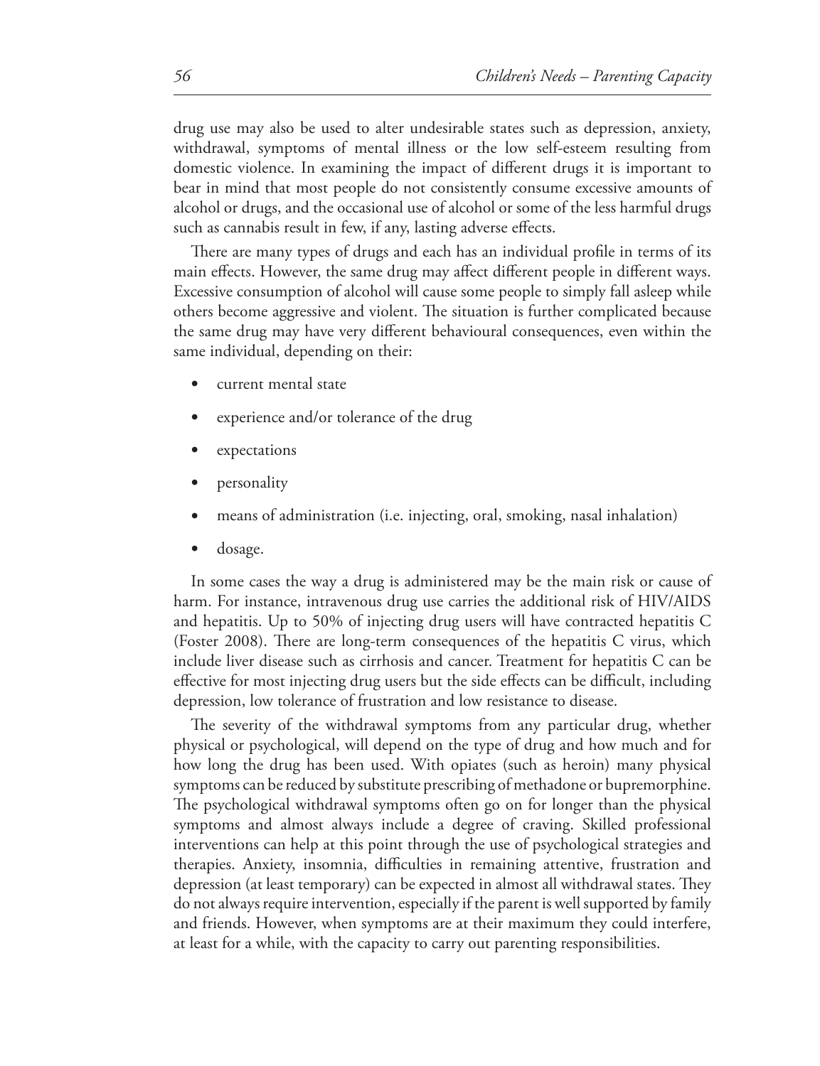drug use may also be used to alter undesirable states such as depression, anxiety, withdrawal, symptoms of mental illness or the low self-esteem resulting from domestic violence. In examining the impact of different drugs it is important to bear in mind that most people do not consistently consume excessive amounts of alcohol or drugs, and the occasional use of alcohol or some of the less harmful drugs such as cannabis result in few, if any, lasting adverse effects.

There are many types of drugs and each has an individual profile in terms of its main effects. However, the same drug may affect different people in different ways. Excessive consumption of alcohol will cause some people to simply fall asleep while others become aggressive and violent. The situation is further complicated because the same drug may have very different behavioural consequences, even within the same individual, depending on their:

- current mental state
- experience and/or tolerance of the drug
- expectations
- personality
- means of administration (i.e. injecting, oral, smoking, nasal inhalation)
- dosage.

In some cases the way a drug is administered may be the main risk or cause of harm. For instance, intravenous drug use carries the additional risk of HIV/AIDS and hepatitis. Up to 50% of injecting drug users will have contracted hepatitis C (Foster 2008). There are long-term consequences of the hepatitis C virus, which include liver disease such as cirrhosis and cancer. Treatment for hepatitis C can be effective for most injecting drug users but the side effects can be difficult, including depression, low tolerance of frustration and low resistance to disease.

The severity of the withdrawal symptoms from any particular drug, whether physical or psychological, will depend on the type of drug and how much and for how long the drug has been used. With opiates (such as heroin) many physical symptoms can be reduced by substitute prescribing of methadone or bupremorphine. The psychological withdrawal symptoms often go on for longer than the physical symptoms and almost always include a degree of craving. Skilled professional interventions can help at this point through the use of psychological strategies and therapies. Anxiety, insomnia, difficulties in remaining attentive, frustration and depression (at least temporary) can be expected in almost all withdrawal states. They do not always require intervention, especially if the parent is well supported by family and friends. However, when symptoms are at their maximum they could interfere, at least for a while, with the capacity to carry out parenting responsibilities.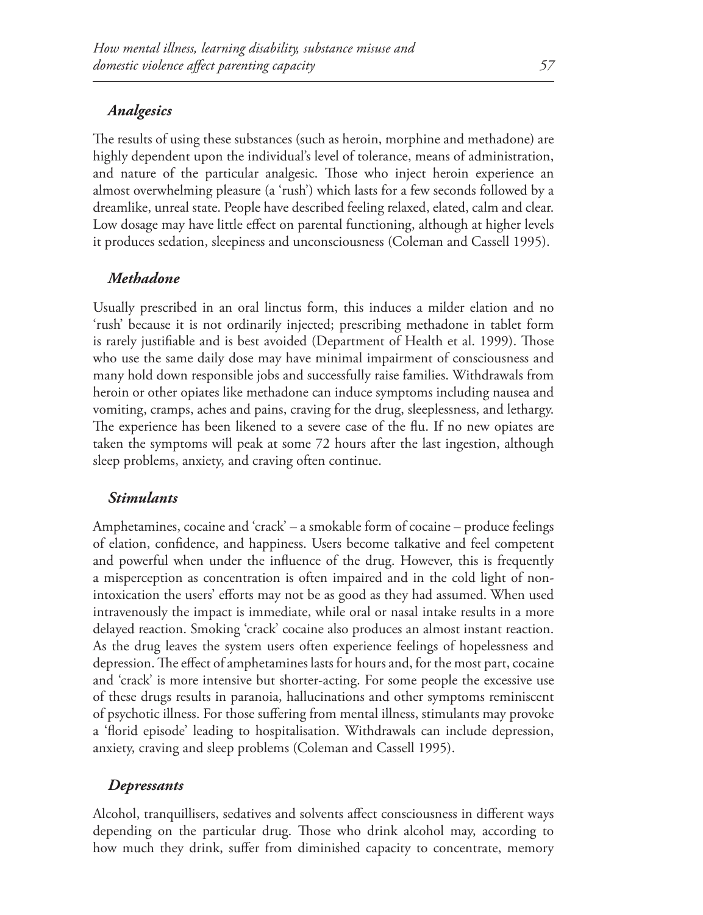### *Analgesics*

The results of using these substances (such as heroin, morphine and methadone) are highly dependent upon the individual's level of tolerance, means of administration, and nature of the particular analgesic. Those who inject heroin experience an almost overwhelming pleasure (a 'rush') which lasts for a few seconds followed by a dreamlike, unreal state. People have described feeling relaxed, elated, calm and clear. Low dosage may have little effect on parental functioning, although at higher levels it produces sedation, sleepiness and unconsciousness (Coleman and Cassell 1995).

### *Methadone*

Usually prescribed in an oral linctus form, this induces a milder elation and no 'rush' because it is not ordinarily injected; prescribing methadone in tablet form is rarely justifiable and is best avoided (Department of Health et al. 1999). Those who use the same daily dose may have minimal impairment of consciousness and many hold down responsible jobs and successfully raise families. Withdrawals from heroin or other opiates like methadone can induce symptoms including nausea and vomiting, cramps, aches and pains, craving for the drug, sleeplessness, and lethargy. The experience has been likened to a severe case of the flu. If no new opiates are taken the symptoms will peak at some 72 hours after the last ingestion, although sleep problems, anxiety, and craving often continue.

### *Stimulants*

Amphetamines, cocaine and 'crack' – a smokable form of cocaine – produce feelings of elation, confidence, and happiness. Users become talkative and feel competent and powerful when under the influence of the drug. However, this is frequently a misperception as concentration is often impaired and in the cold light of non-intoxication the users' efforts may not be as good as they had assumed. When used intravenously the impact is immediate, while oral or nasal intake results in a more delayed reaction. Smoking 'crack' cocaine also produces an almost instant reaction. As the drug leaves the system users often experience feelings of hopelessness and depression. The effect of amphetamines lasts for hours and, for the most part, cocaine and 'crack' is more intensive but shorter-acting. For some people the excessive use of these drugs results in paranoia, hallucinations and other symptoms reminiscent of psychotic illness. For those suffering from mental illness, stimulants may provoke a 'florid episode' leading to hospitalisation. Withdrawals can include depression, anxiety, craving and sleep problems (Coleman and Cassell 1995).

### *Depressants*

Alcohol, tranquillisers, sedatives and solvents affect consciousness in different ways depending on the particular drug. Those who drink alcohol may, according to how much they drink, suffer from diminished capacity to concentrate, memory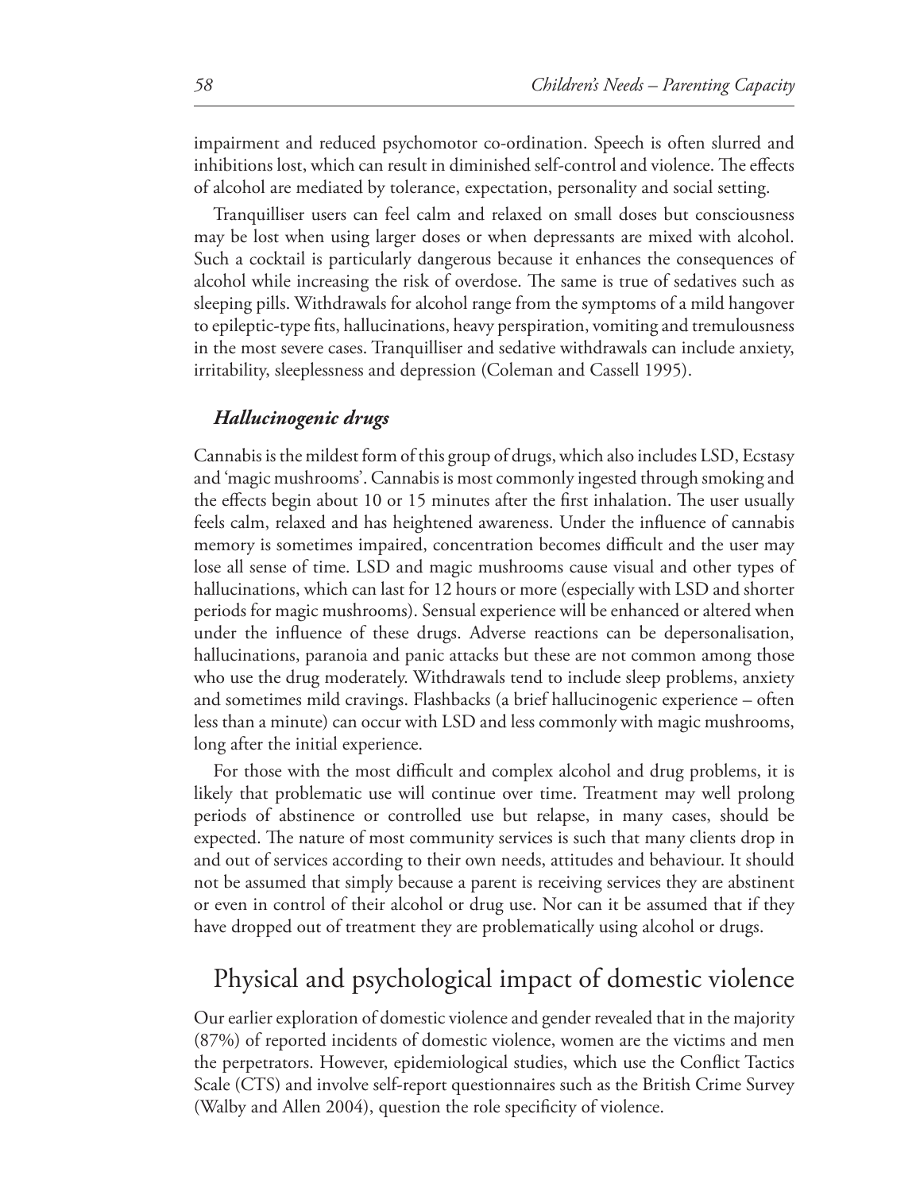impairment and reduced psychomotor co-ordination. Speech is often slurred and inhibitions lost, which can result in diminished self-control and violence. The effects of alcohol are mediated by tolerance, expectation, personality and social setting.

Tranquilliser users can feel calm and relaxed on small doses but consciousness may be lost when using larger doses or when depressants are mixed with alcohol. Such a cocktail is particularly dangerous because it enhances the consequences of alcohol while increasing the risk of overdose. The same is true of sedatives such as sleeping pills. Withdrawals for alcohol range from the symptoms of a mild hangover to epileptic-type fits, hallucinations, heavy perspiration, vomiting and tremulousness in the most severe cases. Tranquilliser and sedative withdrawals can include anxiety, irritability, sleeplessness and depression (Coleman and Cassell 1995).

### *Hallucinogenic drugs*

Cannabis is the mildest form of this group of drugs, which also includes LSD, Ecstasy and 'magic mushrooms'. Cannabis is most commonly ingested through smoking and the effects begin about 10 or 15 minutes after the first inhalation. The user usually feels calm, relaxed and has heightened awareness. Under the influence of cannabis memory is sometimes impaired, concentration becomes difficult and the user may lose all sense of time. LSD and magic mushrooms cause visual and other types of hallucinations, which can last for 12 hours or more (especially with LSD and shorter periods for magic mushrooms). Sensual experience will be enhanced or altered when under the influence of these drugs. Adverse reactions can be depersonalisation, hallucinations, paranoia and panic attacks but these are not common among those who use the drug moderately. Withdrawals tend to include sleep problems, anxiety and sometimes mild cravings. Flashbacks (a brief hallucinogenic experience – often less than a minute) can occur with LSD and less commonly with magic mushrooms, long after the initial experience.

For those with the most difficult and complex alcohol and drug problems, it is likely that problematic use will continue over time. Treatment may well prolong periods of abstinence or controlled use but relapse, in many cases, should be expected. The nature of most community services is such that many clients drop in and out of services according to their own needs, attitudes and behaviour. It should not be assumed that simply because a parent is receiving services they are abstinent or even in control of their alcohol or drug use. Nor can it be assumed that if they have dropped out of treatment they are problematically using alcohol or drugs.

## Physical and psychological impact of domestic violence

Our earlier exploration of domestic violence and gender revealed that in the majority (87%) of reported incidents of domestic violence, women are the victims and men the perpetrators. However, epidemiological studies, which use the Conflict Tactics Scale (CTS) and involve self-report questionnaires such as the British Crime Survey (Walby and Allen 2004), question the role specificity of violence.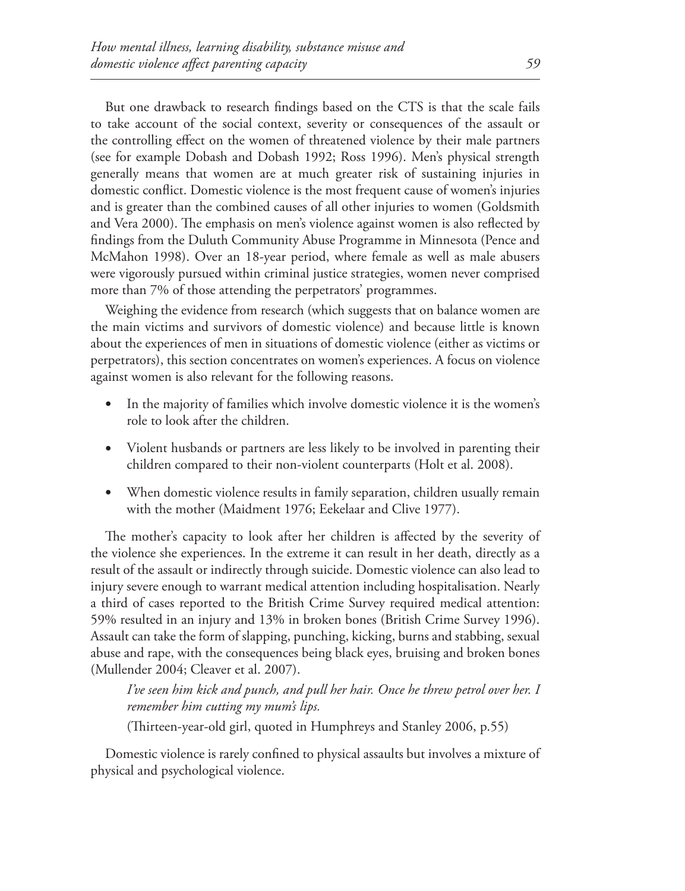But one drawback to research findings based on the CTS is that the scale fails to take account of the social context, severity or consequences of the assault or the controlling effect on the women of threatened violence by their male partners (see for example Dobash and Dobash 1992; Ross 1996). Men's physical strength generally means that women are at much greater risk of sustaining injuries in domestic conflict. Domestic violence is the most frequent cause of women's injuries and is greater than the combined causes of all other injuries to women (Goldsmith and Vera 2000). The emphasis on men's violence against women is also reflected by findings from the Duluth Community Abuse Programme in Minnesota (Pence and McMahon 1998). Over an 18-year period, where female as well as male abusers were vigorously pursued within criminal justice strategies, women never comprised more than 7% of those attending the perpetrators' programmes.

Weighing the evidence from research (which suggests that on balance women are the main victims and survivors of domestic violence) and because little is known about the experiences of men in situations of domestic violence (either as victims or perpetrators), this section concentrates on women's experiences. A focus on violence against women is also relevant for the following reasons.

- In the majority of families which involve domestic violence it is the women's role to look after the children.
- Violent husbands or partners are less likely to be involved in parenting their children compared to their non-violent counterparts (Holt et al. 2008).
- When domestic violence results in family separation, children usually remain with the mother (Maidment 1976; Eekelaar and Clive 1977).

The mother's capacity to look after her children is affected by the severity of the violence she experiences. In the extreme it can result in her death, directly as a result of the assault or indirectly through suicide. Domestic violence can also lead to injury severe enough to warrant medical attention including hospitalisation. Nearly a third of cases reported to the British Crime Survey required medical attention: 59% resulted in an injury and 13% in broken bones (British Crime Survey 1996). Assault can take the form of slapping, punching, kicking, burns and stabbing, sexual abuse and rape, with the consequences being black eyes, bruising and broken bones (Mullender 2004; Cleaver et al. 2007).

> *I've seen him kick and punch, and pull her hair. Once he threw petrol over her. I remember him cutting my mum's lips.*
>
> (Thirteen-year-old girl, quoted in Humphreys and Stanley 2006, p.55)

Domestic violence is rarely confined to physical assaults but involves a mixture of physical and psychological violence.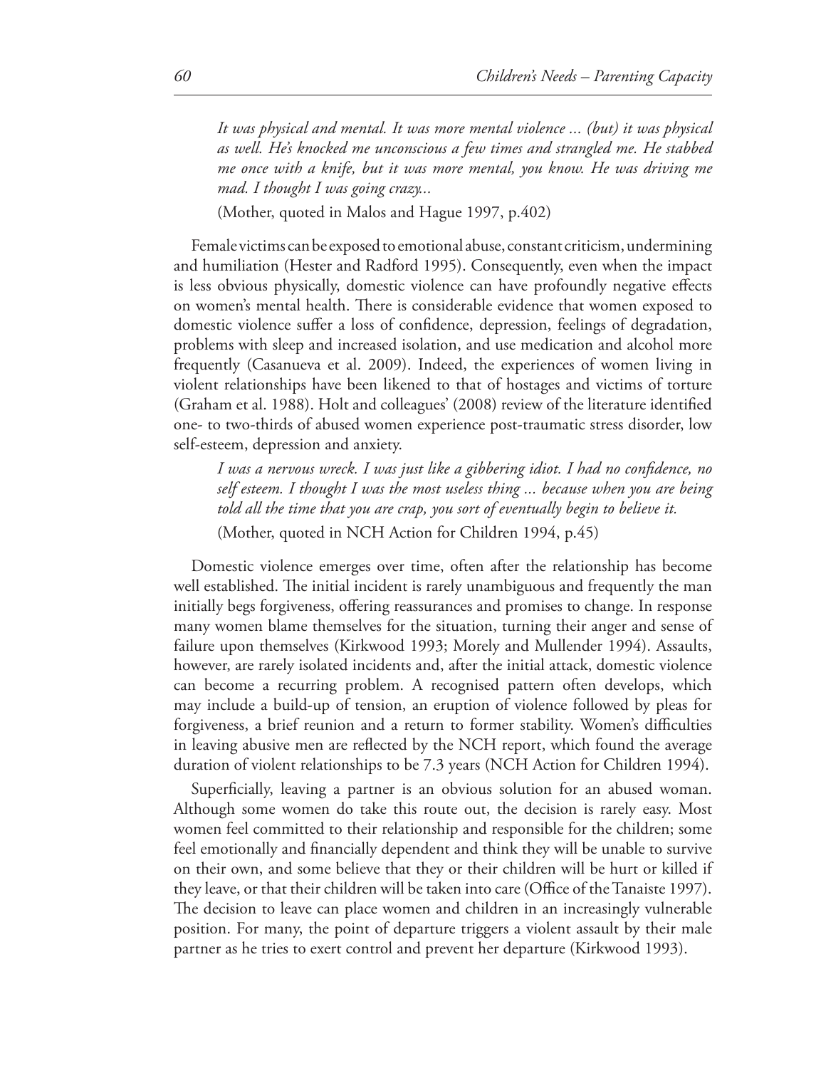*It was physical and mental. It was more mental violence ... (but) it was physical as well. He's knocked me unconscious a few times and strangled me. He stabbed me once with a knife, but it was more mental, you know. He was driving me mad. I thought I was going crazy...*

(Mother, quoted in Malos and Hague 1997, p.402)

Female victims can be exposed to emotional abuse, constant criticism, undermining and humiliation (Hester and Radford 1995). Consequently, even when the impact is less obvious physically, domestic violence can have profoundly negative effects on women's mental health. There is considerable evidence that women exposed to domestic violence suffer a loss of confidence, depression, feelings of degradation, problems with sleep and increased isolation, and use medication and alcohol more frequently (Casanueva et al. 2009). Indeed, the experiences of women living in violent relationships have been likened to that of hostages and victims of torture (Graham et al. 1988). Holt and colleagues' (2008) review of the literature identified one- to two-thirds of abused women experience post-traumatic stress disorder, low self-esteem, depression and anxiety.

*I was a nervous wreck. I was just like a gibbering idiot. I had no confidence, no self esteem. I thought I was the most useless thing ... because when you are being told all the time that you are crap, you sort of eventually begin to believe it.*

(Mother, quoted in NCH Action for Children 1994, p.45)

Domestic violence emerges over time, often after the relationship has become well established. The initial incident is rarely unambiguous and frequently the man initially begs forgiveness, offering reassurances and promises to change. In response many women blame themselves for the situation, turning their anger and sense of failure upon themselves (Kirkwood 1993; Morely and Mullender 1994). Assaults, however, are rarely isolated incidents and, after the initial attack, domestic violence can become a recurring problem. A recognised pattern often develops, which may include a build-up of tension, an eruption of violence followed by pleas for forgiveness, a brief reunion and a return to former stability. Women's difficulties in leaving abusive men are reflected by the NCH report, which found the average duration of violent relationships to be 7.3 years (NCH Action for Children 1994).

Superficially, leaving a partner is an obvious solution for an abused woman. Although some women do take this route out, the decision is rarely easy. Most women feel committed to their relationship and responsible for the children; some feel emotionally and financially dependent and think they will be unable to survive on their own, and some believe that they or their children will be hurt or killed if they leave, or that their children will be taken into care (Office of the Tanaiste 1997). The decision to leave can place women and children in an increasingly vulnerable position. For many, the point of departure triggers a violent assault by their male partner as he tries to exert control and prevent her departure (Kirkwood 1993).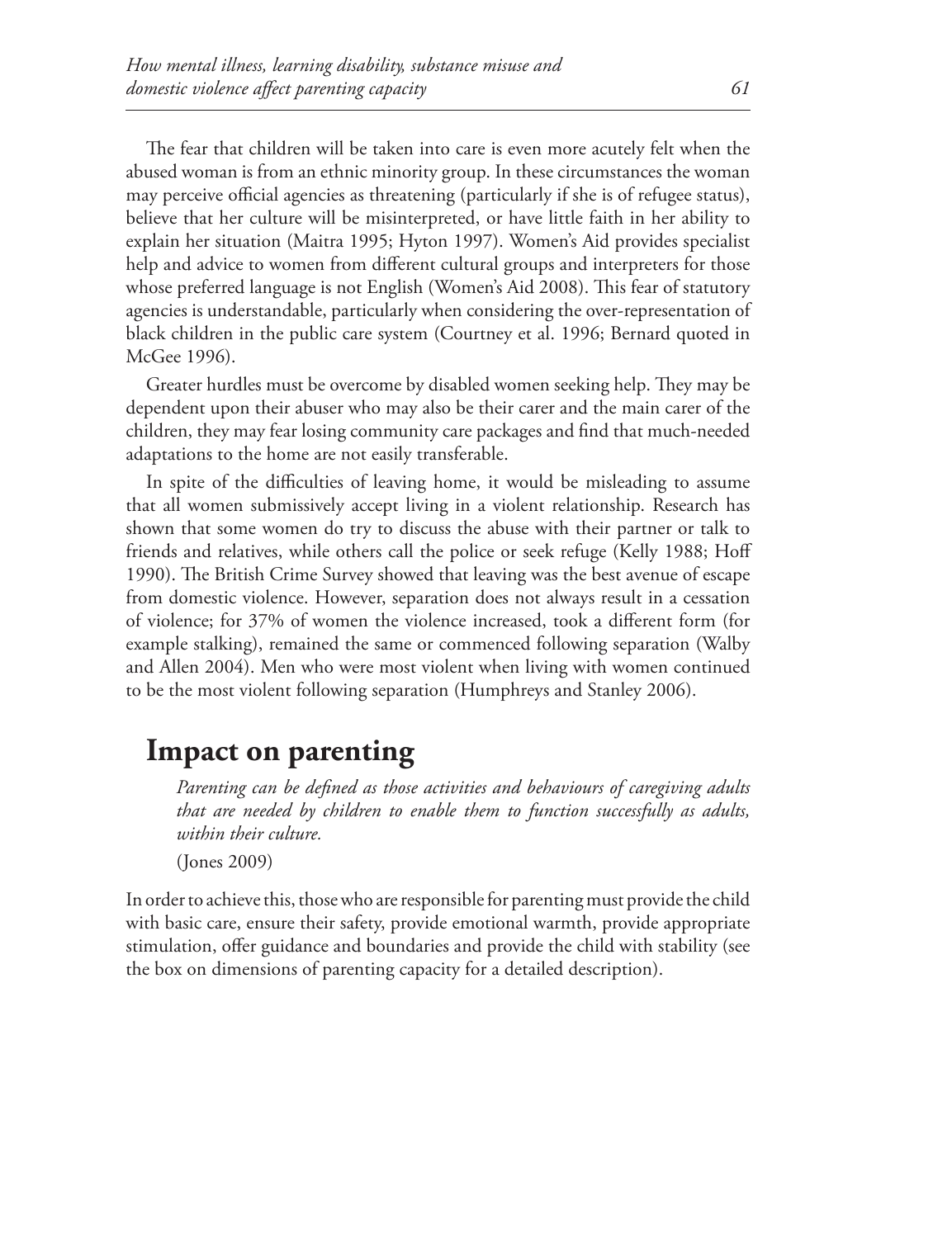The fear that children will be taken into care is even more acutely felt when the abused woman is from an ethnic minority group. In these circumstances the woman may perceive official agencies as threatening (particularly if she is of refugee status), believe that her culture will be misinterpreted, or have little faith in her ability to explain her situation (Maitra 1995; Hyton 1997). Women's Aid provides specialist help and advice to women from different cultural groups and interpreters for those whose preferred language is not English (Women's Aid 2008). This fear of statutory agencies is understandable, particularly when considering the over-representation of black children in the public care system (Courtney et al. 1996; Bernard quoted in McGee 1996).

Greater hurdles must be overcome by disabled women seeking help. They may be dependent upon their abuser who may also be their carer and the main carer of the children, they may fear losing community care packages and find that much-needed adaptations to the home are not easily transferable.

In spite of the difficulties of leaving home, it would be misleading to assume that all women submissively accept living in a violent relationship. Research has shown that some women do try to discuss the abuse with their partner or talk to friends and relatives, while others call the police or seek refuge (Kelly 1988; Hoff 1990). The British Crime Survey showed that leaving was the best avenue of escape from domestic violence. However, separation does not always result in a cessation of violence; for 37% of women the violence increased, took a different form (for example stalking), remained the same or commenced following separation (Walby and Allen 2004). Men who were most violent when living with women continued to be the most violent following separation (Humphreys and Stanley 2006).

## Impact on parenting

> *Parenting can be defined as those activities and behaviours of caregiving adults that are needed by children to enable them to function successfully as adults, within their culture.*
>
> (Jones 2009)

In order to achieve this, those who are responsible for parenting must provide the child with basic care, ensure their safety, provide emotional warmth, provide appropriate stimulation, offer guidance and boundaries and provide the child with stability (see the box on dimensions of parenting capacity for a detailed description).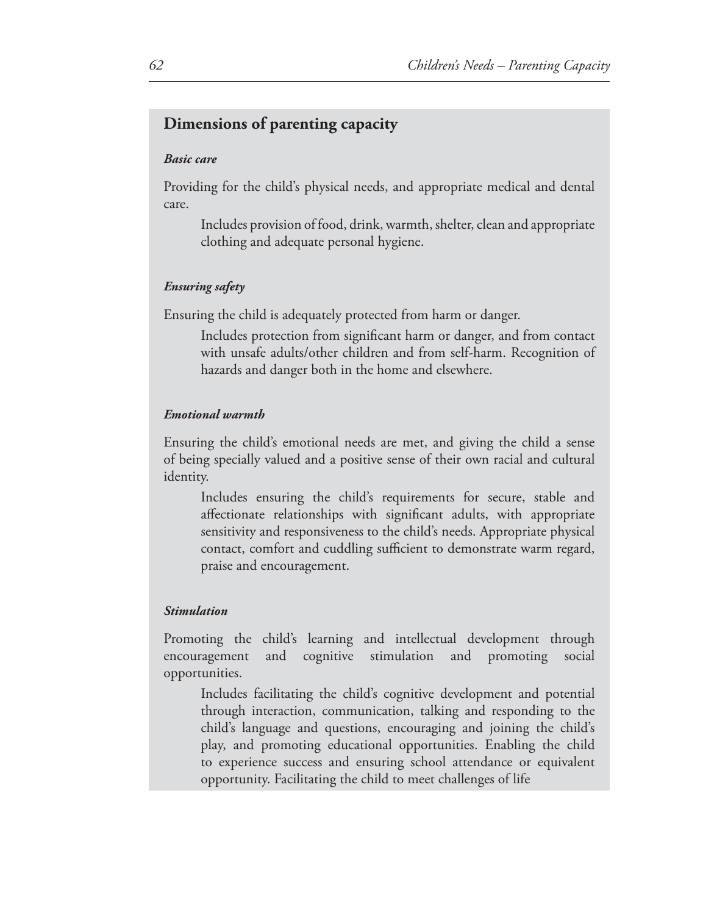## Dimensions of parenting capacity

***Basic care***

Providing for the child's physical needs, and appropriate medical and dental care.

> Includes provision of food, drink, warmth, shelter, clean and appropriate clothing and adequate personal hygiene.

***Ensuring safety***

Ensuring the child is adequately protected from harm or danger.

> Includes protection from significant harm or danger, and from contact with unsafe adults/other children and from self-harm. Recognition of hazards and danger both in the home and elsewhere.

***Emotional warmth***

Ensuring the child's emotional needs are met, and giving the child a sense of being specially valued and a positive sense of their own racial and cultural identity.

> Includes ensuring the child's requirements for secure, stable and affectionate relationships with significant adults, with appropriate sensitivity and responsiveness to the child's needs. Appropriate physical contact, comfort and cuddling sufficient to demonstrate warm regard, praise and encouragement.

***Stimulation***

Promoting the child's learning and intellectual development through encouragement and cognitive stimulation and promoting social opportunities.

> Includes facilitating the child's cognitive development and potential through interaction, communication, talking and responding to the child's language and questions, encouraging and joining the child's play, and promoting educational opportunities. Enabling the child to experience success and ensuring school attendance or equivalent opportunity. Facilitating the child to meet challenges of life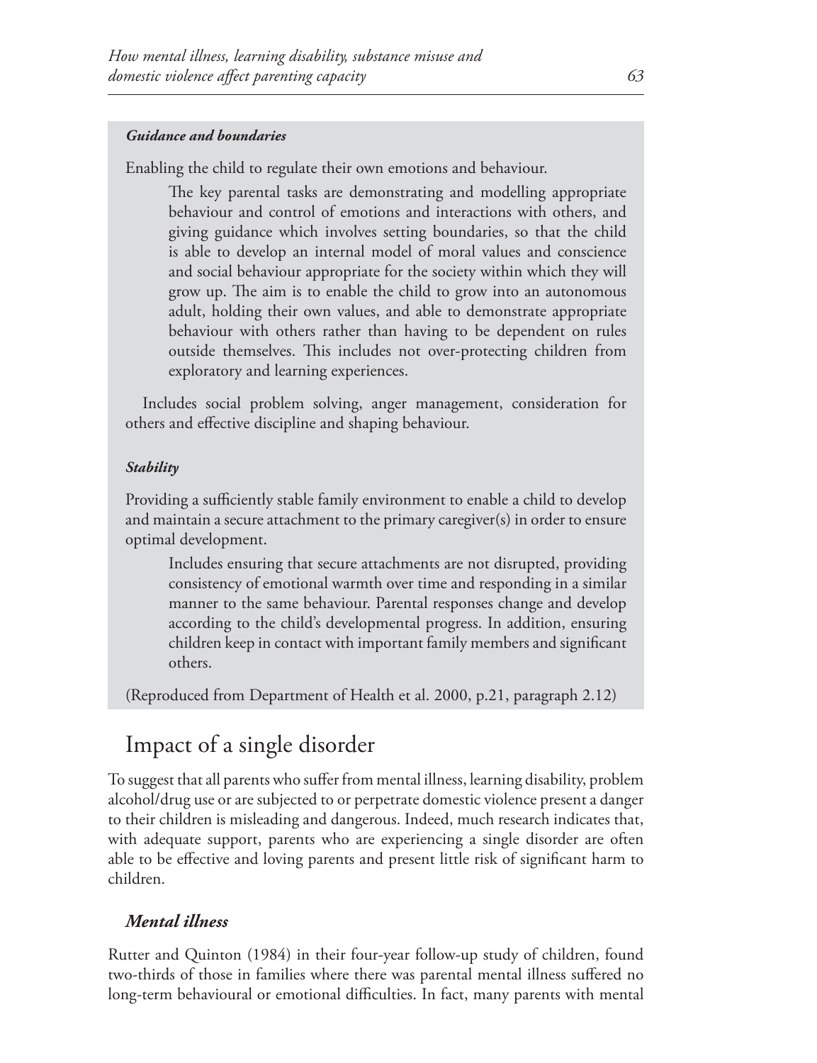***Guidance and boundaries***

Enabling the child to regulate their own emotions and behaviour.

> The key parental tasks are demonstrating and modelling appropriate behaviour and control of emotions and interactions with others, and giving guidance which involves setting boundaries, so that the child is able to develop an internal model of moral values and conscience and social behaviour appropriate for the society within which they will grow up. The aim is to enable the child to grow into an autonomous adult, holding their own values, and able to demonstrate appropriate behaviour with others rather than having to be dependent on rules outside themselves. This includes not over-protecting children from exploratory and learning experiences.

Includes social problem solving, anger management, consideration for others and effective discipline and shaping behaviour.

***Stability***

Providing a sufficiently stable family environment to enable a child to develop and maintain a secure attachment to the primary caregiver(s) in order to ensure optimal development.

> Includes ensuring that secure attachments are not disrupted, providing consistency of emotional warmth over time and responding in a similar manner to the same behaviour. Parental responses change and develop according to the child's developmental progress. In addition, ensuring children keep in contact with important family members and significant others.

(Reproduced from Department of Health et al. 2000, p.21, paragraph 2.12)

## Impact of a single disorder

To suggest that all parents who suffer from mental illness, learning disability, problem alcohol/drug use or are subjected to or perpetrate domestic violence present a danger to their children is misleading and dangerous. Indeed, much research indicates that, with adequate support, parents who are experiencing a single disorder are often able to be effective and loving parents and present little risk of significant harm to children.

### *Mental illness*

Rutter and Quinton (1984) in their four-year follow-up study of children, found two-thirds of those in families where there was parental mental illness suffered no long-term behavioural or emotional difficulties. In fact, many parents with mental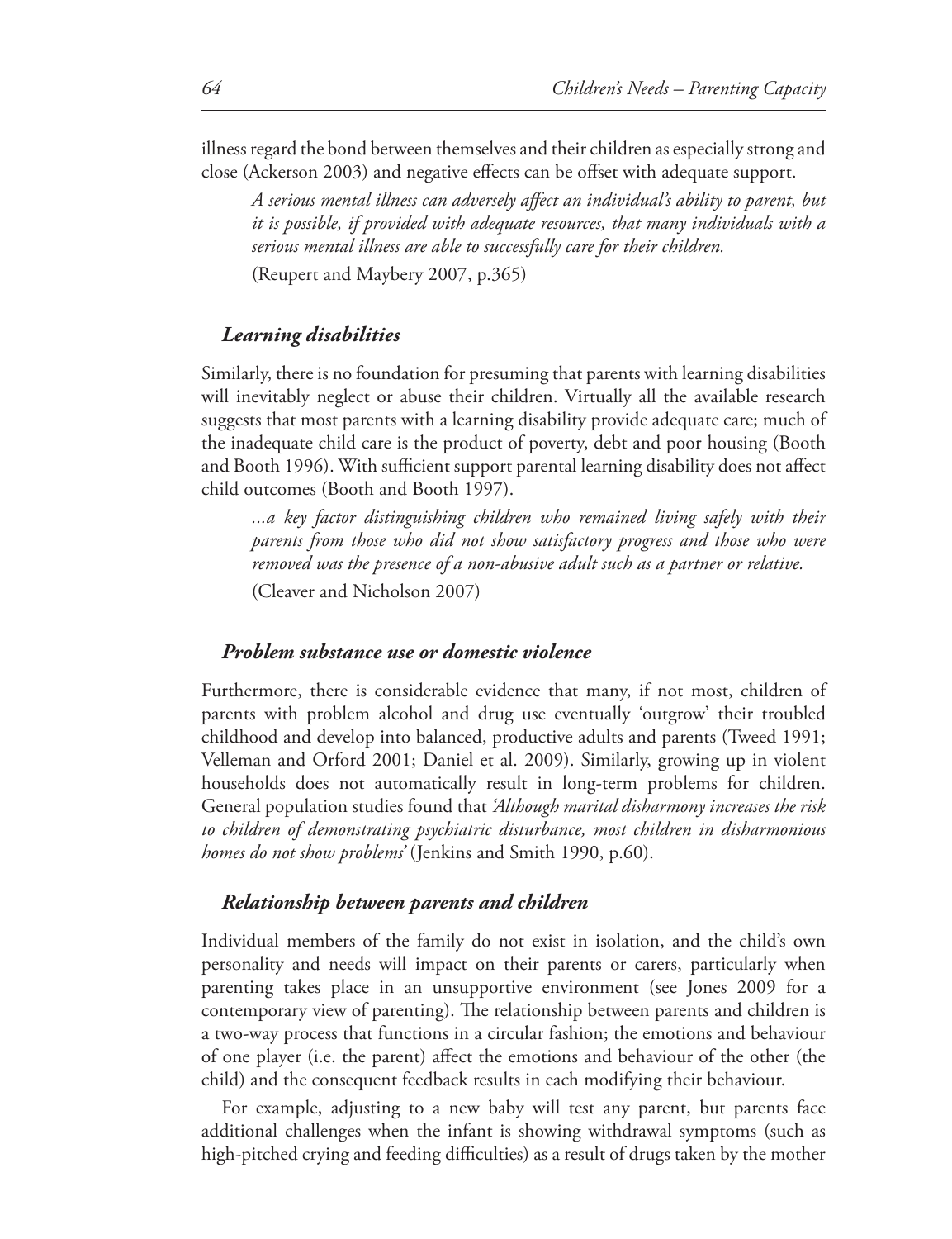illness regard the bond between themselves and their children as especially strong and close (Ackerson 2003) and negative effects can be offset with adequate support.

> *A serious mental illness can adversely affect an individual's ability to parent, but it is possible, if provided with adequate resources, that many individuals with a serious mental illness are able to successfully care for their children.*
>
> (Reupert and Maybery 2007, p.365)

### *Learning disabilities*

Similarly, there is no foundation for presuming that parents with learning disabilities will inevitably neglect or abuse their children. Virtually all the available research suggests that most parents with a learning disability provide adequate care; much of the inadequate child care is the product of poverty, debt and poor housing (Booth and Booth 1996). With sufficient support parental learning disability does not affect child outcomes (Booth and Booth 1997).

> *...a key factor distinguishing children who remained living safely with their parents from those who did not show satisfactory progress and those who were removed was the presence of a non-abusive adult such as a partner or relative.*
>
> (Cleaver and Nicholson 2007)

### *Problem substance use or domestic violence*

Furthermore, there is considerable evidence that many, if not most, children of parents with problem alcohol and drug use eventually 'outgrow' their troubled childhood and develop into balanced, productive adults and parents (Tweed 1991; Velleman and Orford 2001; Daniel et al. 2009). Similarly, growing up in violent households does not automatically result in long-term problems for children. General population studies found that *'Although marital disharmony increases the risk to children of demonstrating psychiatric disturbance, most children in disharmonious homes do not show problems'* (Jenkins and Smith 1990, p.60).

### *Relationship between parents and children*

Individual members of the family do not exist in isolation, and the child's own personality and needs will impact on their parents or carers, particularly when parenting takes place in an unsupportive environment (see Jones 2009 for a contemporary view of parenting). The relationship between parents and children is a two-way process that functions in a circular fashion; the emotions and behaviour of one player (i.e. the parent) affect the emotions and behaviour of the other (the child) and the consequent feedback results in each modifying their behaviour.

For example, adjusting to a new baby will test any parent, but parents face additional challenges when the infant is showing withdrawal symptoms (such as high-pitched crying and feeding difficulties) as a result of drugs taken by the mother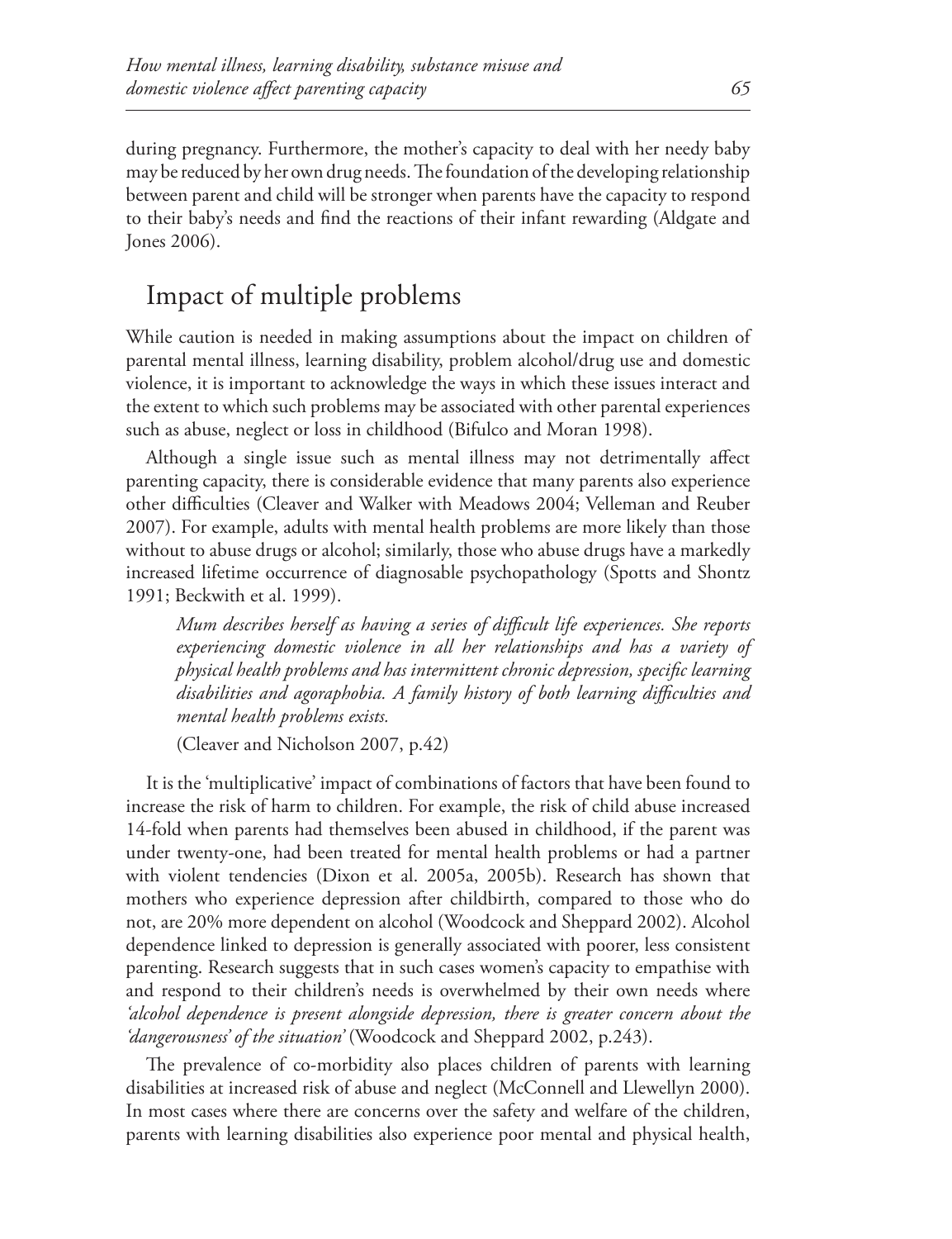during pregnancy. Furthermore, the mother's capacity to deal with her needy baby may be reduced by her own drug needs. The foundation of the developing relationship between parent and child will be stronger when parents have the capacity to respond to their baby's needs and find the reactions of their infant rewarding (Aldgate and Jones 2006).

## Impact of multiple problems

While caution is needed in making assumptions about the impact on children of parental mental illness, learning disability, problem alcohol/drug use and domestic violence, it is important to acknowledge the ways in which these issues interact and the extent to which such problems may be associated with other parental experiences such as abuse, neglect or loss in childhood (Bifulco and Moran 1998).

Although a single issue such as mental illness may not detrimentally affect parenting capacity, there is considerable evidence that many parents also experience other difficulties (Cleaver and Walker with Meadows 2004; Velleman and Reuber 2007). For example, adults with mental health problems are more likely than those without to abuse drugs or alcohol; similarly, those who abuse drugs have a markedly increased lifetime occurrence of diagnosable psychopathology (Spotts and Shontz 1991; Beckwith et al. 1999).

> *Mum describes herself as having a series of difficult life experiences. She reports experiencing domestic violence in all her relationships and has a variety of physical health problems and has intermittent chronic depression, specific learning disabilities and agoraphobia. A family history of both learning difficulties and mental health problems exists.*
>
> (Cleaver and Nicholson 2007, p.42)

It is the 'multiplicative' impact of combinations of factors that have been found to increase the risk of harm to children. For example, the risk of child abuse increased 14-fold when parents had themselves been abused in childhood, if the parent was under twenty-one, had been treated for mental health problems or had a partner with violent tendencies (Dixon et al. 2005a, 2005b). Research has shown that mothers who experience depression after childbirth, compared to those who do not, are 20% more dependent on alcohol (Woodcock and Sheppard 2002). Alcohol dependence linked to depression is generally associated with poorer, less consistent parenting. Research suggests that in such cases women's capacity to empathise with and respond to their children's needs is overwhelmed by their own needs where *'alcohol dependence is present alongside depression, there is greater concern about the 'dangerousness' of the situation'* (Woodcock and Sheppard 2002, p.243).

The prevalence of co-morbidity also places children of parents with learning disabilities at increased risk of abuse and neglect (McConnell and Llewellyn 2000). In most cases where there are concerns over the safety and welfare of the children, parents with learning disabilities also experience poor mental and physical health,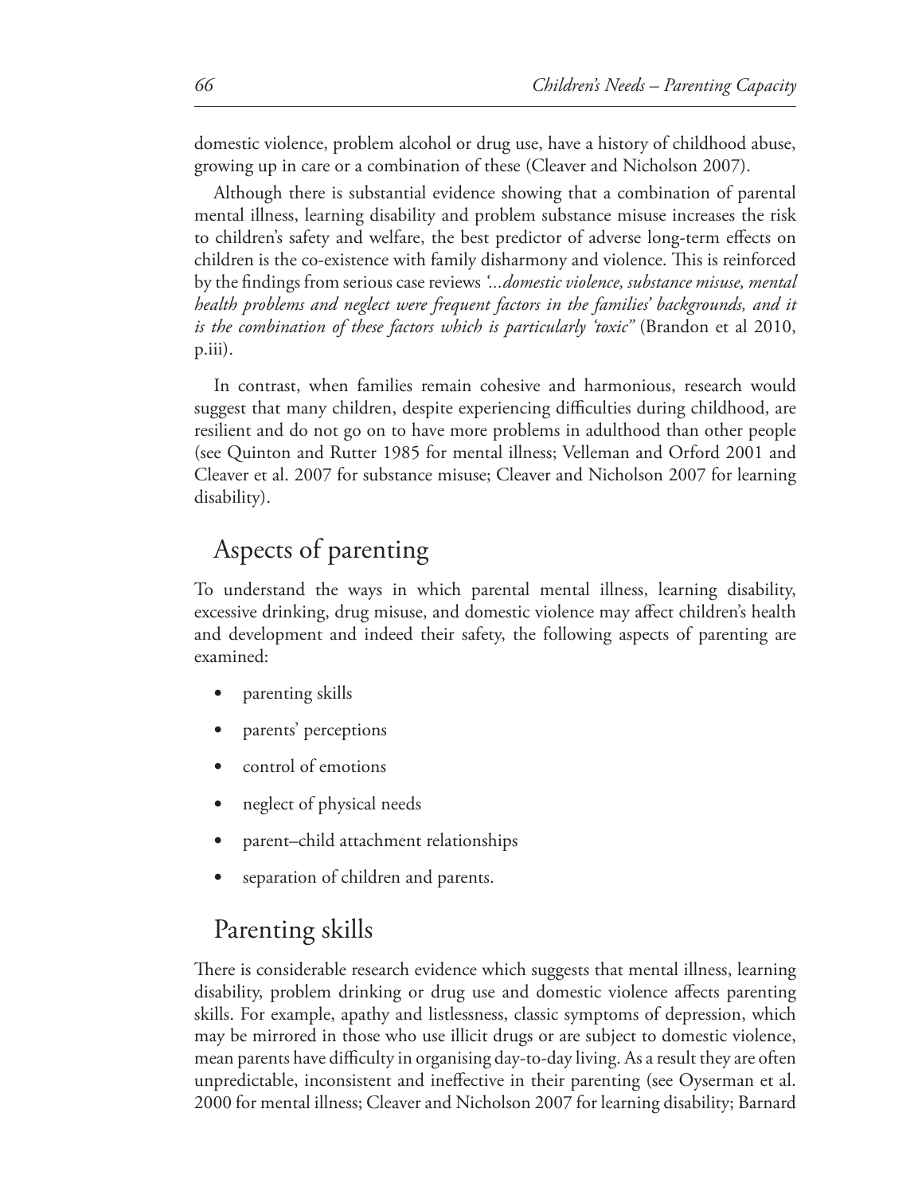domestic violence, problem alcohol or drug use, have a history of childhood abuse, growing up in care or a combination of these (Cleaver and Nicholson 2007).

Although there is substantial evidence showing that a combination of parental mental illness, learning disability and problem substance misuse increases the risk to children's safety and welfare, the best predictor of adverse long-term effects on children is the co-existence with family disharmony and violence. This is reinforced by the findings from serious case reviews *'...domestic violence, substance misuse, mental health problems and neglect were frequent factors in the families' backgrounds, and it is the combination of these factors which is particularly 'toxic"* (Brandon et al 2010, p.iii).

In contrast, when families remain cohesive and harmonious, research would suggest that many children, despite experiencing difficulties during childhood, are resilient and do not go on to have more problems in adulthood than other people (see Quinton and Rutter 1985 for mental illness; Velleman and Orford 2001 and Cleaver et al. 2007 for substance misuse; Cleaver and Nicholson 2007 for learning disability).

## Aspects of parenting

To understand the ways in which parental mental illness, learning disability, excessive drinking, drug misuse, and domestic violence may affect children's health and development and indeed their safety, the following aspects of parenting are examined:

- parenting skills
- parents' perceptions
- control of emotions
- neglect of physical needs
- parent–child attachment relationships
- separation of children and parents.

## Parenting skills

There is considerable research evidence which suggests that mental illness, learning disability, problem drinking or drug use and domestic violence affects parenting skills. For example, apathy and listlessness, classic symptoms of depression, which may be mirrored in those who use illicit drugs or are subject to domestic violence, mean parents have difficulty in organising day-to-day living. As a result they are often unpredictable, inconsistent and ineffective in their parenting (see Oyserman et al. 2000 for mental illness; Cleaver and Nicholson 2007 for learning disability; Barnard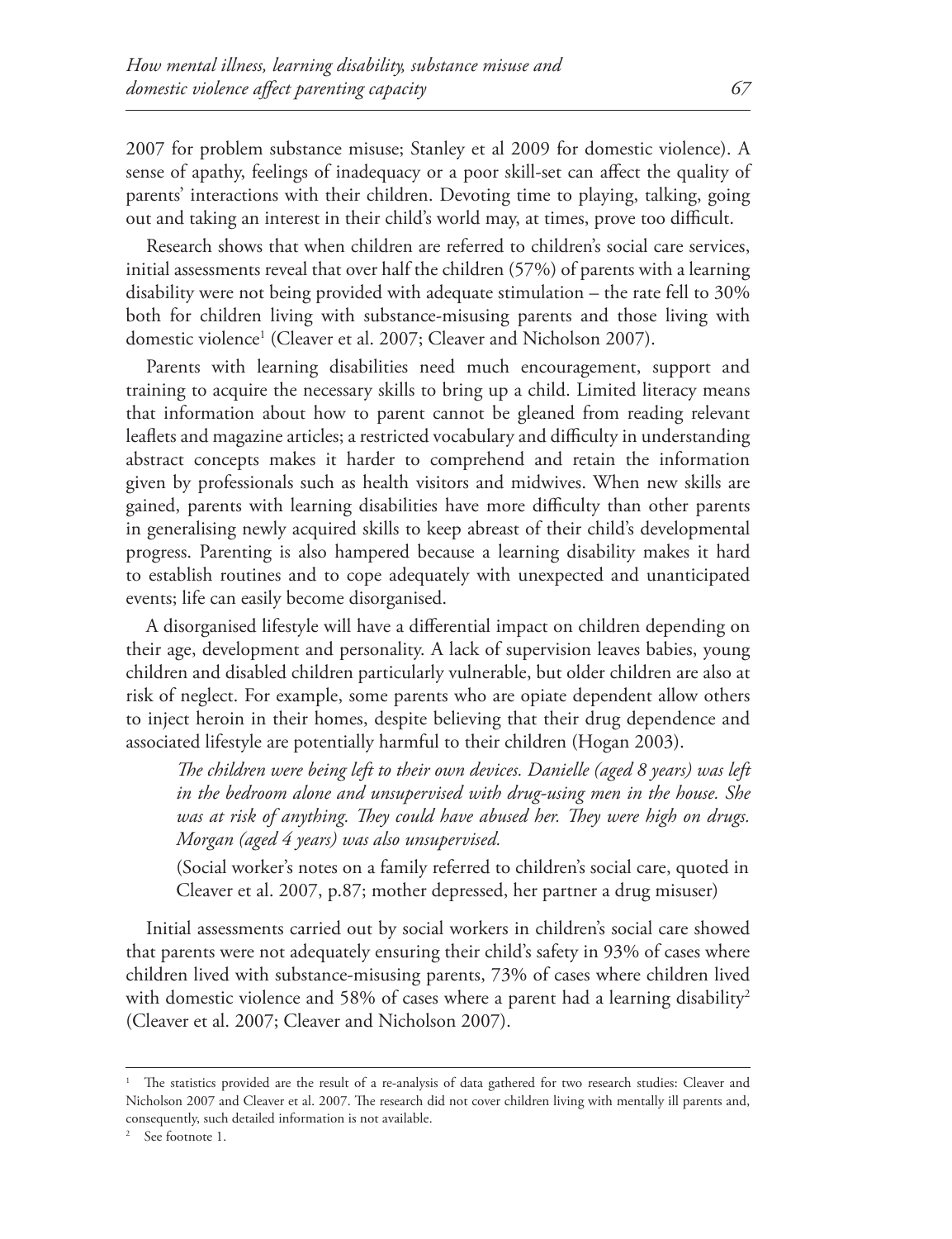2007 for problem substance misuse; Stanley et al 2009 for domestic violence). A sense of apathy, feelings of inadequacy or a poor skill-set can affect the quality of parents' interactions with their children. Devoting time to playing, talking, going out and taking an interest in their child's world may, at times, prove too difficult.

Research shows that when children are referred to children's social care services, initial assessments reveal that over half the children (57%) of parents with a learning disability were not being provided with adequate stimulation – the rate fell to 30% both for children living with substance-misusing parents and those living with domestic violence[1] (Cleaver et al. 2007; Cleaver and Nicholson 2007).

Parents with learning disabilities need much encouragement, support and training to acquire the necessary skills to bring up a child. Limited literacy means that information about how to parent cannot be gleaned from reading relevant leaflets and magazine articles; a restricted vocabulary and difficulty in understanding abstract concepts makes it harder to comprehend and retain the information given by professionals such as health visitors and midwives. When new skills are gained, parents with learning disabilities have more difficulty than other parents in generalising newly acquired skills to keep abreast of their child's developmental progress. Parenting is also hampered because a learning disability makes it hard to establish routines and to cope adequately with unexpected and unanticipated events; life can easily become disorganised.

A disorganised lifestyle will have a differential impact on children depending on their age, development and personality. A lack of supervision leaves babies, young children and disabled children particularly vulnerable, but older children are also at risk of neglect. For example, some parents who are opiate dependent allow others to inject heroin in their homes, despite believing that their drug dependence and associated lifestyle are potentially harmful to their children (Hogan 2003).

> *The children were being left to their own devices. Danielle (aged 8 years) was left in the bedroom alone and unsupervised with drug-using men in the house. She was at risk of anything. They could have abused her. They were high on drugs. Morgan (aged 4 years) was also unsupervised.*
>
> (Social worker's notes on a family referred to children's social care, quoted in Cleaver et al. 2007, p.87; mother depressed, her partner a drug misuser)

Initial assessments carried out by social workers in children's social care showed that parents were not adequately ensuring their child's safety in 93% of cases where children lived with substance-misusing parents, 73% of cases where children lived with domestic violence and 58% of cases where a parent had a learning disability[2] (Cleaver et al. 2007; Cleaver and Nicholson 2007).

---

[1] The statistics provided are the result of a re-analysis of data gathered for two research studies: Cleaver and Nicholson 2007 and Cleaver et al. 2007. The research did not cover children living with mentally ill parents and, consequently, such detailed information is not available.

[2] See footnote 1.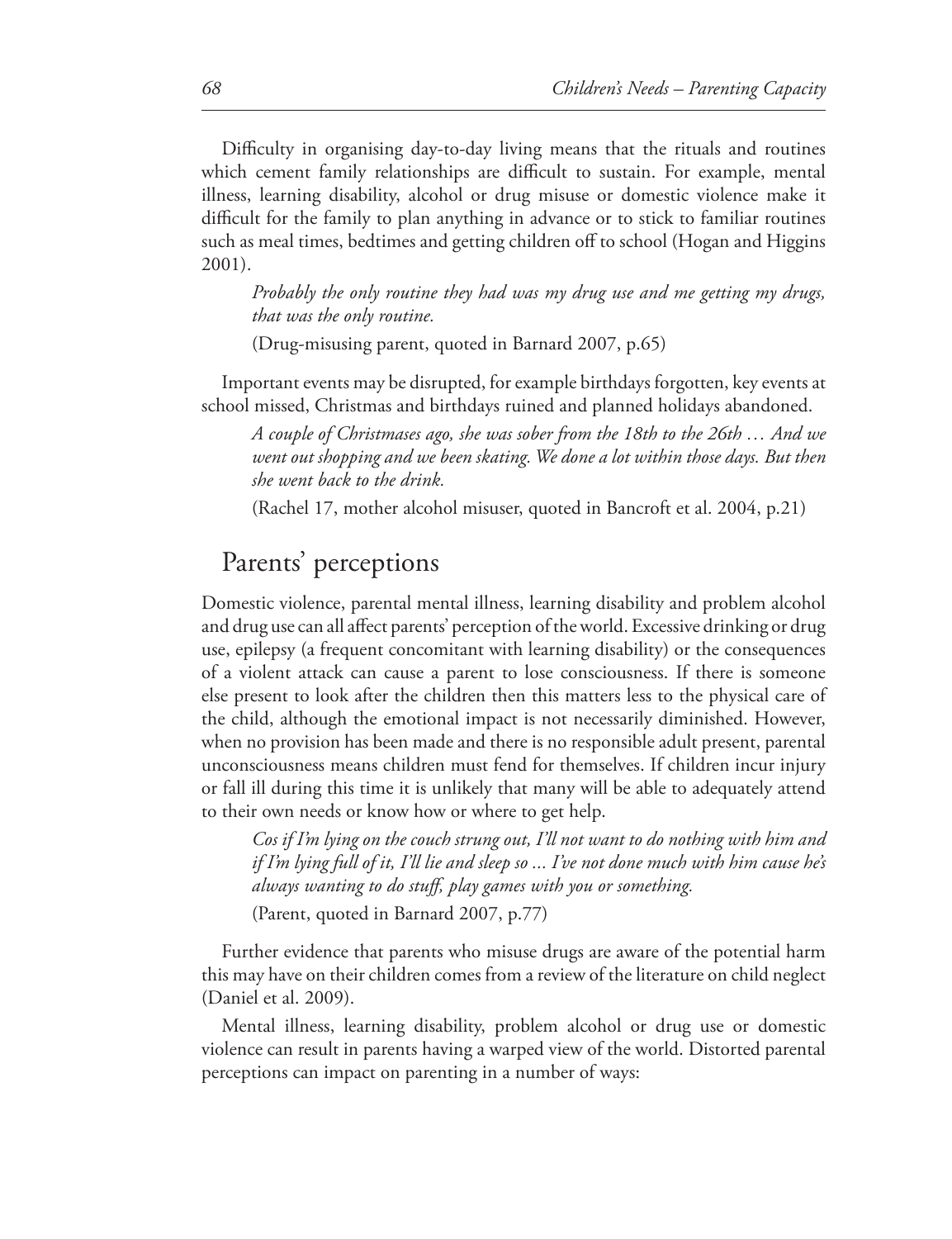Difficulty in organising day-to-day living means that the rituals and routines which cement family relationships are difficult to sustain. For example, mental illness, learning disability, alcohol or drug misuse or domestic violence make it difficult for the family to plan anything in advance or to stick to familiar routines such as meal times, bedtimes and getting children off to school (Hogan and Higgins 2001).

> *Probably the only routine they had was my drug use and me getting my drugs, that was the only routine.*
>
> (Drug-misusing parent, quoted in Barnard 2007, p.65)

Important events may be disrupted, for example birthdays forgotten, key events at school missed, Christmas and birthdays ruined and planned holidays abandoned.

> *A couple of Christmases ago, she was sober from the 18th to the 26th … And we went out shopping and we been skating. We done a lot within those days. But then she went back to the drink.*
>
> (Rachel 17, mother alcohol misuser, quoted in Bancroft et al. 2004, p.21)

## Parents' perceptions

Domestic violence, parental mental illness, learning disability and problem alcohol and drug use can all affect parents' perception of the world. Excessive drinking or drug use, epilepsy (a frequent concomitant with learning disability) or the consequences of a violent attack can cause a parent to lose consciousness. If there is someone else present to look after the children then this matters less to the physical care of the child, although the emotional impact is not necessarily diminished. However, when no provision has been made and there is no responsible adult present, parental unconsciousness means children must fend for themselves. If children incur injury or fall ill during this time it is unlikely that many will be able to adequately attend to their own needs or know how or where to get help.

> *Cos if I'm lying on the couch strung out, I'll not want to do nothing with him and if I'm lying full of it, I'll lie and sleep so ... I've not done much with him cause he's always wanting to do stuff, play games with you or something.*
>
> (Parent, quoted in Barnard 2007, p.77)

Further evidence that parents who misuse drugs are aware of the potential harm this may have on their children comes from a review of the literature on child neglect (Daniel et al. 2009).

Mental illness, learning disability, problem alcohol or drug use or domestic violence can result in parents having a warped view of the world. Distorted parental perceptions can impact on parenting in a number of ways: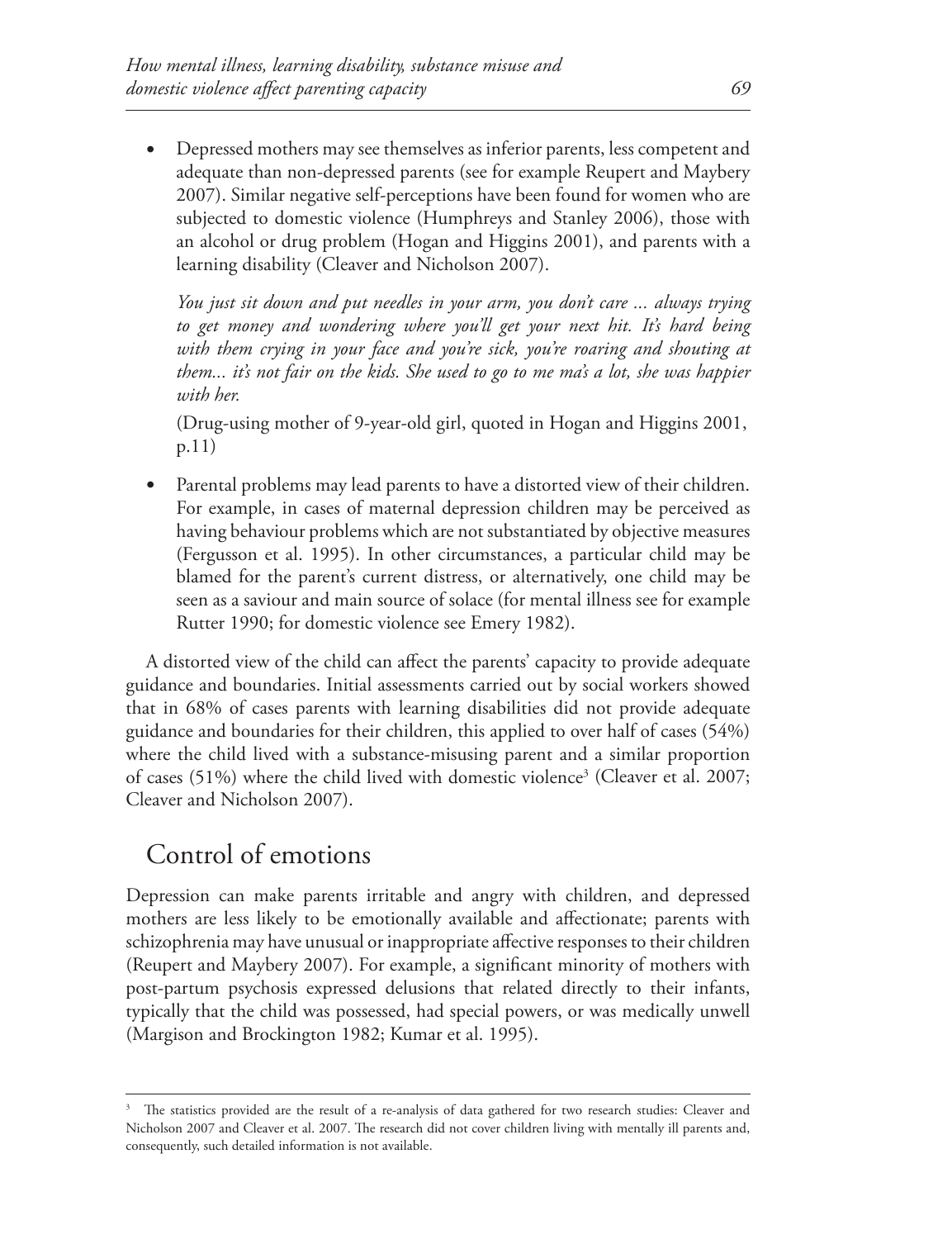- Depressed mothers may see themselves as inferior parents, less competent and adequate than non-depressed parents (see for example Reupert and Maybery 2007). Similar negative self-perceptions have been found for women who are subjected to domestic violence (Humphreys and Stanley 2006), those with an alcohol or drug problem (Hogan and Higgins 2001), and parents with a learning disability (Cleaver and Nicholson 2007).

  *You just sit down and put needles in your arm, you don't care ... always trying to get money and wondering where you'll get your next hit. It's hard being with them crying in your face and you're sick, you're roaring and shouting at them... it's not fair on the kids. She used to go to me ma's a lot, she was happier with her.*

  (Drug-using mother of 9-year-old girl, quoted in Hogan and Higgins 2001, p.11)

- Parental problems may lead parents to have a distorted view of their children. For example, in cases of maternal depression children may be perceived as having behaviour problems which are not substantiated by objective measures (Fergusson et al. 1995). In other circumstances, a particular child may be blamed for the parent's current distress, or alternatively, one child may be seen as a saviour and main source of solace (for mental illness see for example Rutter 1990; for domestic violence see Emery 1982).

A distorted view of the child can affect the parents' capacity to provide adequate guidance and boundaries. Initial assessments carried out by social workers showed that in 68% of cases parents with learning disabilities did not provide adequate guidance and boundaries for their children, this applied to over half of cases (54%) where the child lived with a substance-misusing parent and a similar proportion of cases (51%) where the child lived with domestic violence[3] (Cleaver et al. 2007; Cleaver and Nicholson 2007).

## Control of emotions

Depression can make parents irritable and angry with children, and depressed mothers are less likely to be emotionally available and affectionate; parents with schizophrenia may have unusual or inappropriate affective responses to their children (Reupert and Maybery 2007). For example, a significant minority of mothers with post-partum psychosis expressed delusions that related directly to their infants, typically that the child was possessed, had special powers, or was medically unwell (Margison and Brockington 1982; Kumar et al. 1995).

---

[3] The statistics provided are the result of a re-analysis of data gathered for two research studies: Cleaver and Nicholson 2007 and Cleaver et al. 2007. The research did not cover children living with mentally ill parents and, consequently, such detailed information is not available.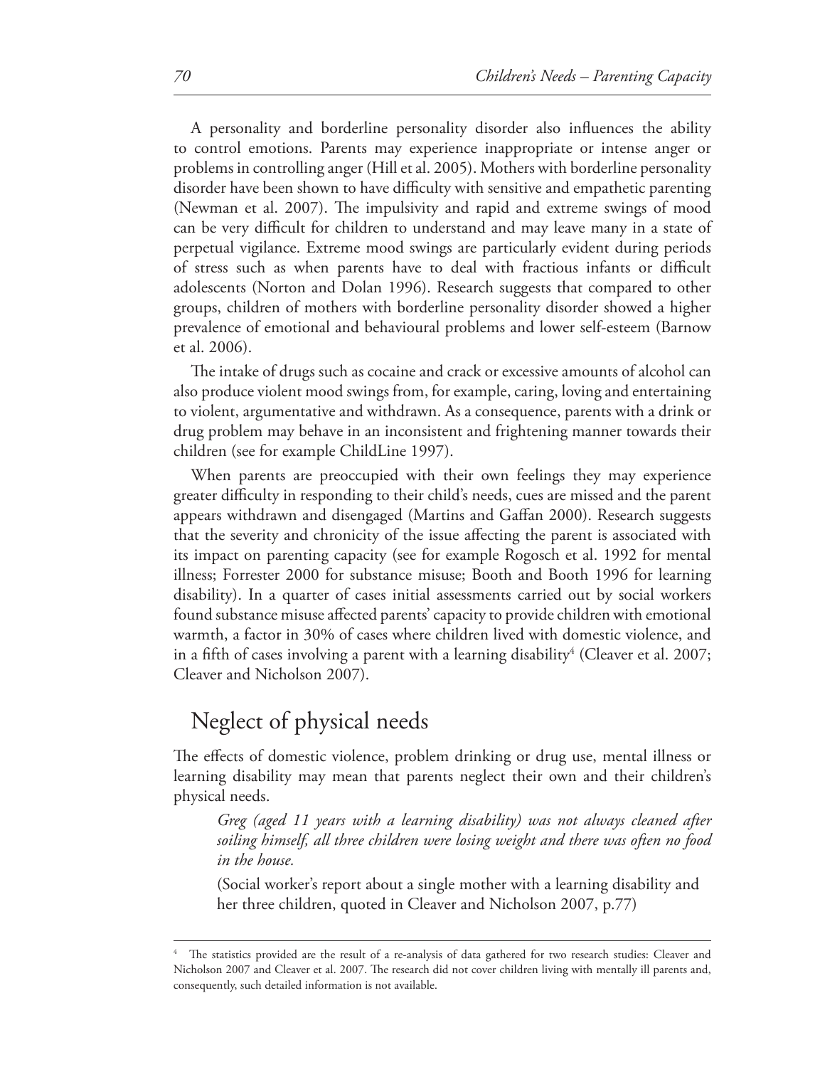A personality and borderline personality disorder also influences the ability to control emotions. Parents may experience inappropriate or intense anger or problems in controlling anger (Hill et al. 2005). Mothers with borderline personality disorder have been shown to have difficulty with sensitive and empathetic parenting (Newman et al. 2007). The impulsivity and rapid and extreme swings of mood can be very difficult for children to understand and may leave many in a state of perpetual vigilance. Extreme mood swings are particularly evident during periods of stress such as when parents have to deal with fractious infants or difficult adolescents (Norton and Dolan 1996). Research suggests that compared to other groups, children of mothers with borderline personality disorder showed a higher prevalence of emotional and behavioural problems and lower self-esteem (Barnow et al. 2006).

The intake of drugs such as cocaine and crack or excessive amounts of alcohol can also produce violent mood swings from, for example, caring, loving and entertaining to violent, argumentative and withdrawn. As a consequence, parents with a drink or drug problem may behave in an inconsistent and frightening manner towards their children (see for example ChildLine 1997).

When parents are preoccupied with their own feelings they may experience greater difficulty in responding to their child's needs, cues are missed and the parent appears withdrawn and disengaged (Martins and Gaffan 2000). Research suggests that the severity and chronicity of the issue affecting the parent is associated with its impact on parenting capacity (see for example Rogosch et al. 1992 for mental illness; Forrester 2000 for substance misuse; Booth and Booth 1996 for learning disability). In a quarter of cases initial assessments carried out by social workers found substance misuse affected parents' capacity to provide children with emotional warmth, a factor in 30% of cases where children lived with domestic violence, and in a fifth of cases involving a parent with a learning disability[4] (Cleaver et al. 2007; Cleaver and Nicholson 2007).

## Neglect of physical needs

The effects of domestic violence, problem drinking or drug use, mental illness or learning disability may mean that parents neglect their own and their children's physical needs.

> *Greg (aged 11 years with a learning disability) was not always cleaned after soiling himself, all three children were losing weight and there was often no food in the house.*
>
> (Social worker's report about a single mother with a learning disability and her three children, quoted in Cleaver and Nicholson 2007, p.77)

---

[4] The statistics provided are the result of a re-analysis of data gathered for two research studies: Cleaver and Nicholson 2007 and Cleaver et al. 2007. The research did not cover children living with mentally ill parents and, consequently, such detailed information is not available.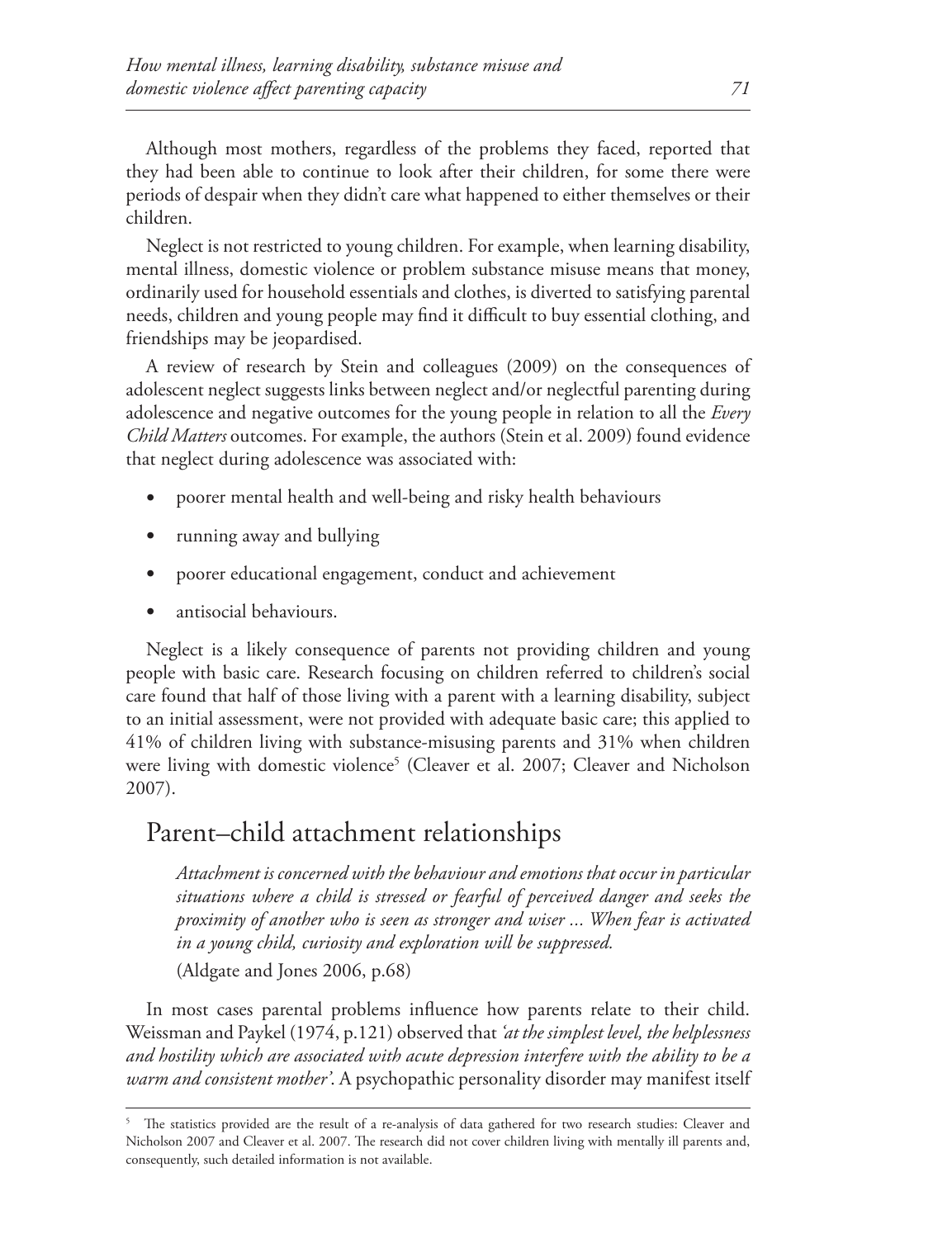Although most mothers, regardless of the problems they faced, reported that they had been able to continue to look after their children, for some there were periods of despair when they didn't care what happened to either themselves or their children.

Neglect is not restricted to young children. For example, when learning disability, mental illness, domestic violence or problem substance misuse means that money, ordinarily used for household essentials and clothes, is diverted to satisfying parental needs, children and young people may find it difficult to buy essential clothing, and friendships may be jeopardised.

A review of research by Stein and colleagues (2009) on the consequences of adolescent neglect suggests links between neglect and/or neglectful parenting during adolescence and negative outcomes for the young people in relation to all the *Every Child Matters* outcomes. For example, the authors (Stein et al. 2009) found evidence that neglect during adolescence was associated with:

- poorer mental health and well-being and risky health behaviours
- running away and bullying
- poorer educational engagement, conduct and achievement
- antisocial behaviours.

Neglect is a likely consequence of parents not providing children and young people with basic care. Research focusing on children referred to children's social care found that half of those living with a parent with a learning disability, subject to an initial assessment, were not provided with adequate basic care; this applied to 41% of children living with substance-misusing parents and 31% when children were living with domestic violence[5] (Cleaver et al. 2007; Cleaver and Nicholson 2007).

## Parent–child attachment relationships

> *Attachment is concerned with the behaviour and emotions that occur in particular situations where a child is stressed or fearful of perceived danger and seeks the proximity of another who is seen as stronger and wiser ... When fear is activated in a young child, curiosity and exploration will be suppressed.*
>
> (Aldgate and Jones 2006, p.68)

In most cases parental problems influence how parents relate to their child. Weissman and Paykel (1974, p.121) observed that *'at the simplest level, the helplessness and hostility which are associated with acute depression interfere with the ability to be a warm and consistent mother'*. A psychopathic personality disorder may manifest itself

---

[5] The statistics provided are the result of a re-analysis of data gathered for two research studies: Cleaver and Nicholson 2007 and Cleaver et al. 2007. The research did not cover children living with mentally ill parents and, consequently, such detailed information is not available.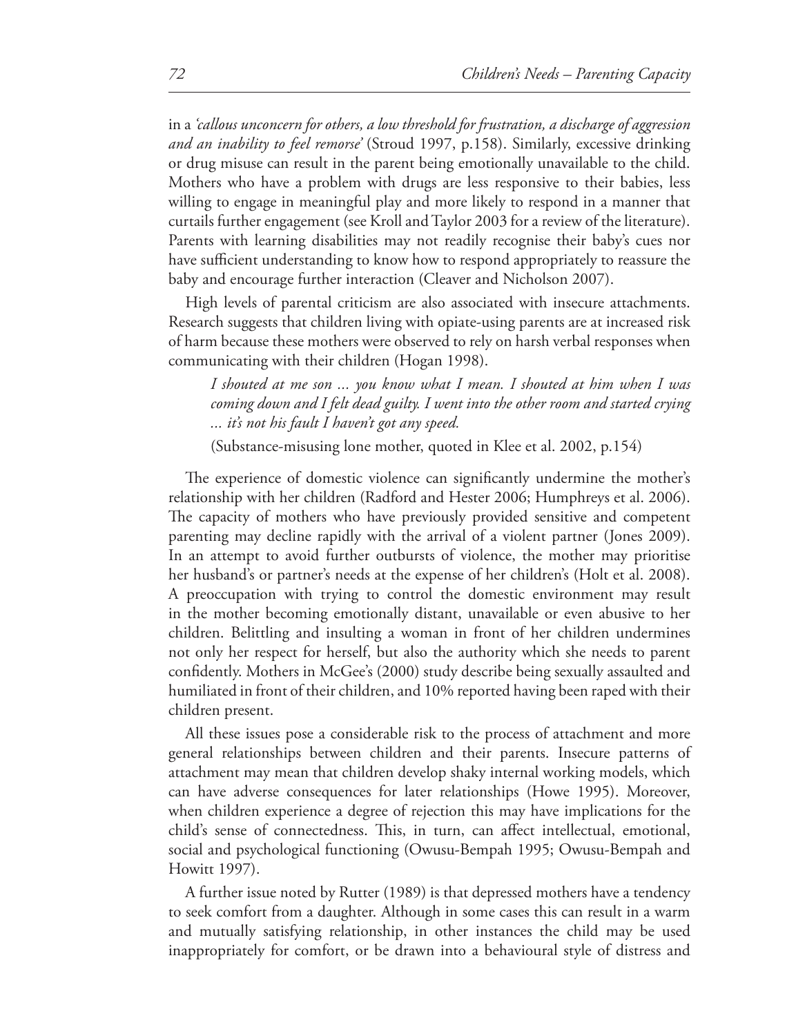in a *'callous unconcern for others, a low threshold for frustration, a discharge of aggression and an inability to feel remorse'* (Stroud 1997, p.158). Similarly, excessive drinking or drug misuse can result in the parent being emotionally unavailable to the child. Mothers who have a problem with drugs are less responsive to their babies, less willing to engage in meaningful play and more likely to respond in a manner that curtails further engagement (see Kroll and Taylor 2003 for a review of the literature). Parents with learning disabilities may not readily recognise their baby's cues nor have sufficient understanding to know how to respond appropriately to reassure the baby and encourage further interaction (Cleaver and Nicholson 2007).

High levels of parental criticism are also associated with insecure attachments. Research suggests that children living with opiate-using parents are at increased risk of harm because these mothers were observed to rely on harsh verbal responses when communicating with their children (Hogan 1998).

> *I shouted at me son ... you know what I mean. I shouted at him when I was coming down and I felt dead guilty. I went into the other room and started crying ... it's not his fault I haven't got any speed.*
>
> (Substance-misusing lone mother, quoted in Klee et al. 2002, p.154)

The experience of domestic violence can significantly undermine the mother's relationship with her children (Radford and Hester 2006; Humphreys et al. 2006). The capacity of mothers who have previously provided sensitive and competent parenting may decline rapidly with the arrival of a violent partner (Jones 2009). In an attempt to avoid further outbursts of violence, the mother may prioritise her husband's or partner's needs at the expense of her children's (Holt et al. 2008). A preoccupation with trying to control the domestic environment may result in the mother becoming emotionally distant, unavailable or even abusive to her children. Belittling and insulting a woman in front of her children undermines not only her respect for herself, but also the authority which she needs to parent confidently. Mothers in McGee's (2000) study describe being sexually assaulted and humiliated in front of their children, and 10% reported having been raped with their children present.

All these issues pose a considerable risk to the process of attachment and more general relationships between children and their parents. Insecure patterns of attachment may mean that children develop shaky internal working models, which can have adverse consequences for later relationships (Howe 1995). Moreover, when children experience a degree of rejection this may have implications for the child's sense of connectedness. This, in turn, can affect intellectual, emotional, social and psychological functioning (Owusu-Bempah 1995; Owusu-Bempah and Howitt 1997).

A further issue noted by Rutter (1989) is that depressed mothers have a tendency to seek comfort from a daughter. Although in some cases this can result in a warm and mutually satisfying relationship, in other instances the child may be used inappropriately for comfort, or be drawn into a behavioural style of distress and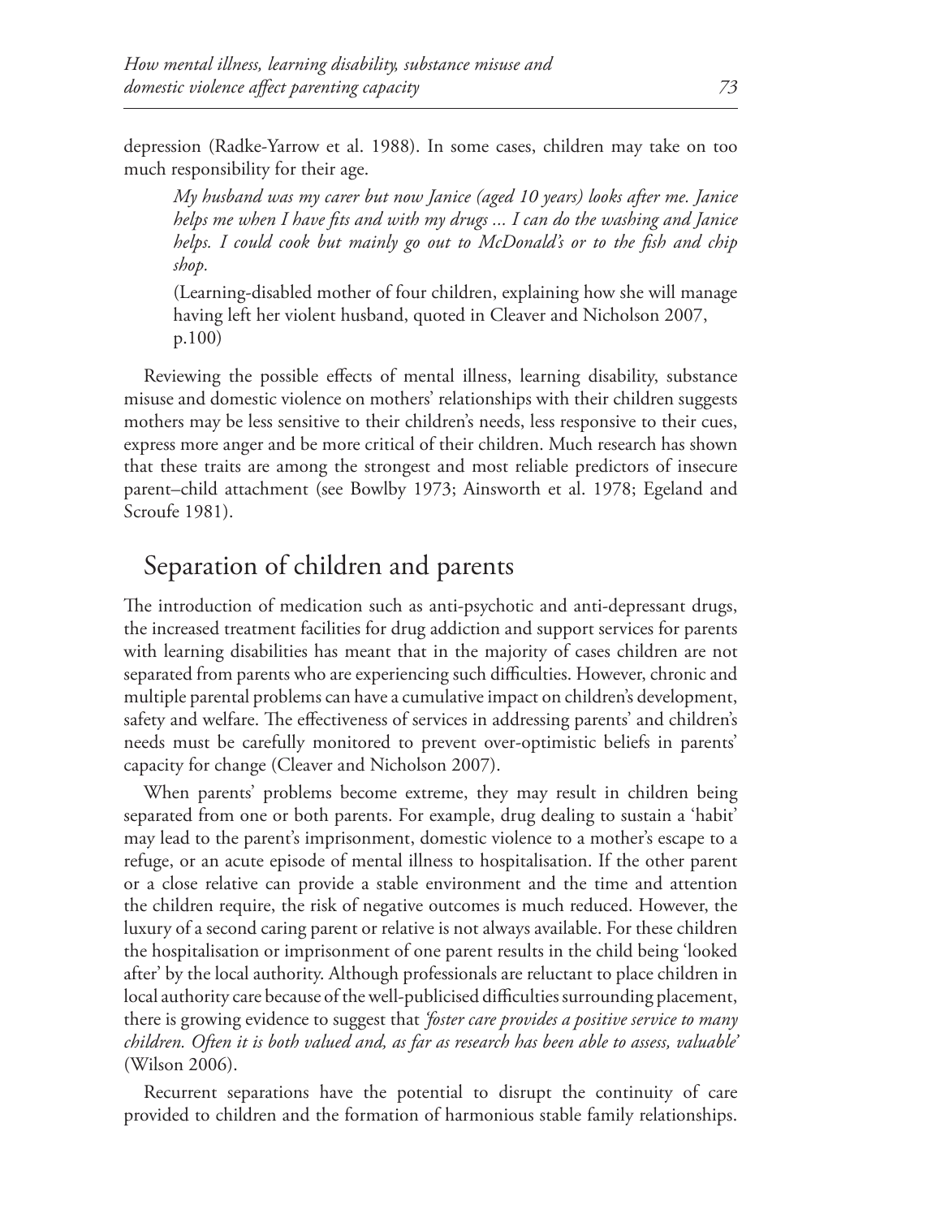depression (Radke-Yarrow et al. 1988). In some cases, children may take on too much responsibility for their age.

> *My husband was my carer but now Janice (aged 10 years) looks after me. Janice helps me when I have fits and with my drugs ... I can do the washing and Janice helps. I could cook but mainly go out to McDonald's or to the fish and chip shop.*
>
> (Learning-disabled mother of four children, explaining how she will manage having left her violent husband, quoted in Cleaver and Nicholson 2007, p.100)

Reviewing the possible effects of mental illness, learning disability, substance misuse and domestic violence on mothers' relationships with their children suggests mothers may be less sensitive to their children's needs, less responsive to their cues, express more anger and be more critical of their children. Much research has shown that these traits are among the strongest and most reliable predictors of insecure parent–child attachment (see Bowlby 1973; Ainsworth et al. 1978; Egeland and Scroufe 1981).

## Separation of children and parents

The introduction of medication such as anti-psychotic and anti-depressant drugs, the increased treatment facilities for drug addiction and support services for parents with learning disabilities has meant that in the majority of cases children are not separated from parents who are experiencing such difficulties. However, chronic and multiple parental problems can have a cumulative impact on children's development, safety and welfare. The effectiveness of services in addressing parents' and children's needs must be carefully monitored to prevent over-optimistic beliefs in parents' capacity for change (Cleaver and Nicholson 2007).

When parents' problems become extreme, they may result in children being separated from one or both parents. For example, drug dealing to sustain a 'habit' may lead to the parent's imprisonment, domestic violence to a mother's escape to a refuge, or an acute episode of mental illness to hospitalisation. If the other parent or a close relative can provide a stable environment and the time and attention the children require, the risk of negative outcomes is much reduced. However, the luxury of a second caring parent or relative is not always available. For these children the hospitalisation or imprisonment of one parent results in the child being 'looked after' by the local authority. Although professionals are reluctant to place children in local authority care because of the well-publicised difficulties surrounding placement, there is growing evidence to suggest that *'foster care provides a positive service to many children. Often it is both valued and, as far as research has been able to assess, valuable'* (Wilson 2006).

Recurrent separations have the potential to disrupt the continuity of care provided to children and the formation of harmonious stable family relationships.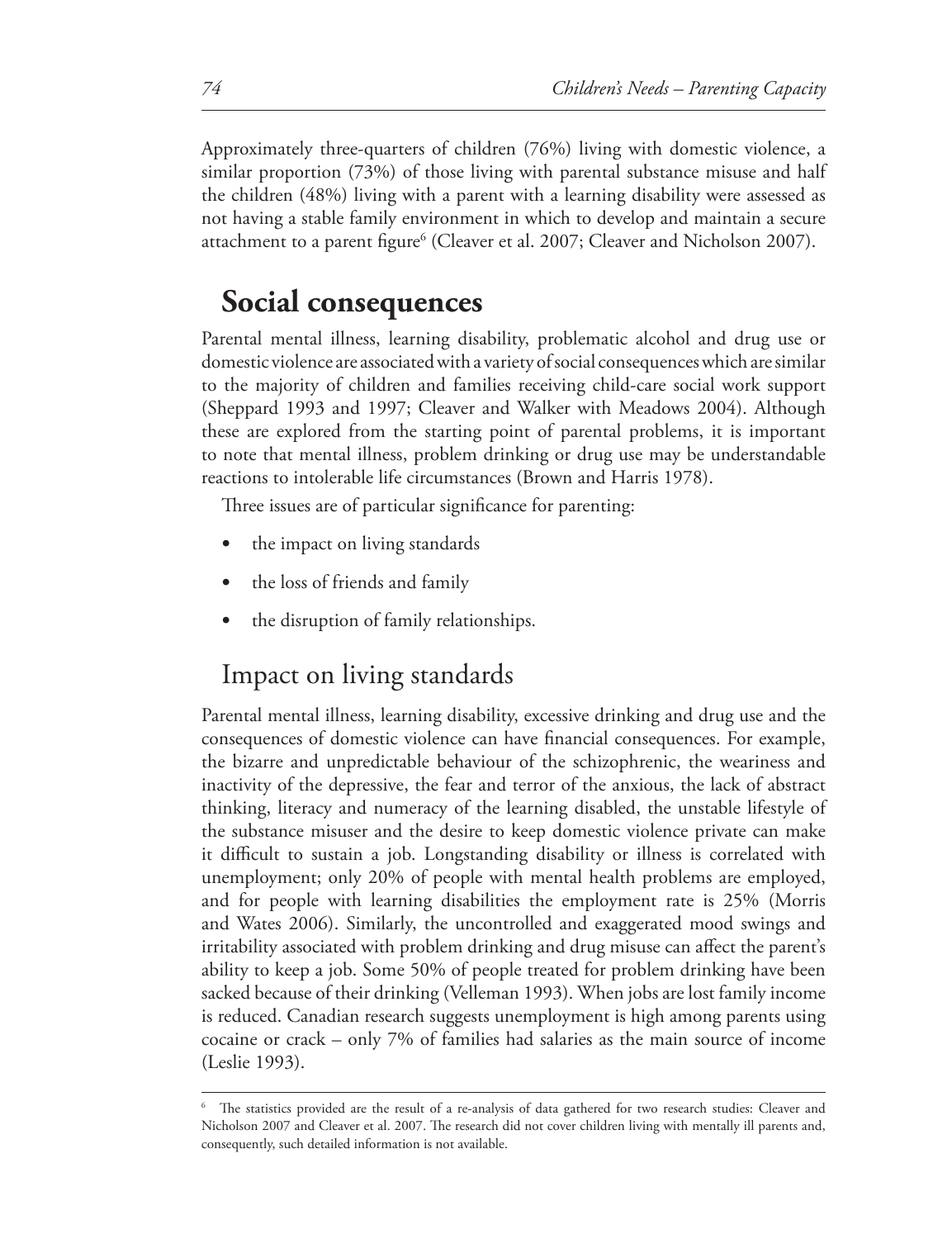Approximately three-quarters of children (76%) living with domestic violence, a similar proportion (73%) of those living with parental substance misuse and half the children (48%) living with a parent with a learning disability were assessed as not having a stable family environment in which to develop and maintain a secure attachment to a parent figure[6] (Cleaver et al. 2007; Cleaver and Nicholson 2007).

## Social consequences

Parental mental illness, learning disability, problematic alcohol and drug use or domestic violence are associated with a variety of social consequences which are similar to the majority of children and families receiving child-care social work support (Sheppard 1993 and 1997; Cleaver and Walker with Meadows 2004). Although these are explored from the starting point of parental problems, it is important to note that mental illness, problem drinking or drug use may be understandable reactions to intolerable life circumstances (Brown and Harris 1978).

Three issues are of particular significance for parenting:

- the impact on living standards
- the loss of friends and family
- the disruption of family relationships.

### Impact on living standards

Parental mental illness, learning disability, excessive drinking and drug use and the consequences of domestic violence can have financial consequences. For example, the bizarre and unpredictable behaviour of the schizophrenic, the weariness and inactivity of the depressive, the fear and terror of the anxious, the lack of abstract thinking, literacy and numeracy of the learning disabled, the unstable lifestyle of the substance misuser and the desire to keep domestic violence private can make it difficult to sustain a job. Longstanding disability or illness is correlated with unemployment; only 20% of people with mental health problems are employed, and for people with learning disabilities the employment rate is 25% (Morris and Wates 2006). Similarly, the uncontrolled and exaggerated mood swings and irritability associated with problem drinking and drug misuse can affect the parent's ability to keep a job. Some 50% of people treated for problem drinking have been sacked because of their drinking (Velleman 1993). When jobs are lost family income is reduced. Canadian research suggests unemployment is high among parents using cocaine or crack – only 7% of families had salaries as the main source of income (Leslie 1993).

---

[6] The statistics provided are the result of a re-analysis of data gathered for two research studies: Cleaver and Nicholson 2007 and Cleaver et al. 2007. The research did not cover children living with mentally ill parents and, consequently, such detailed information is not available.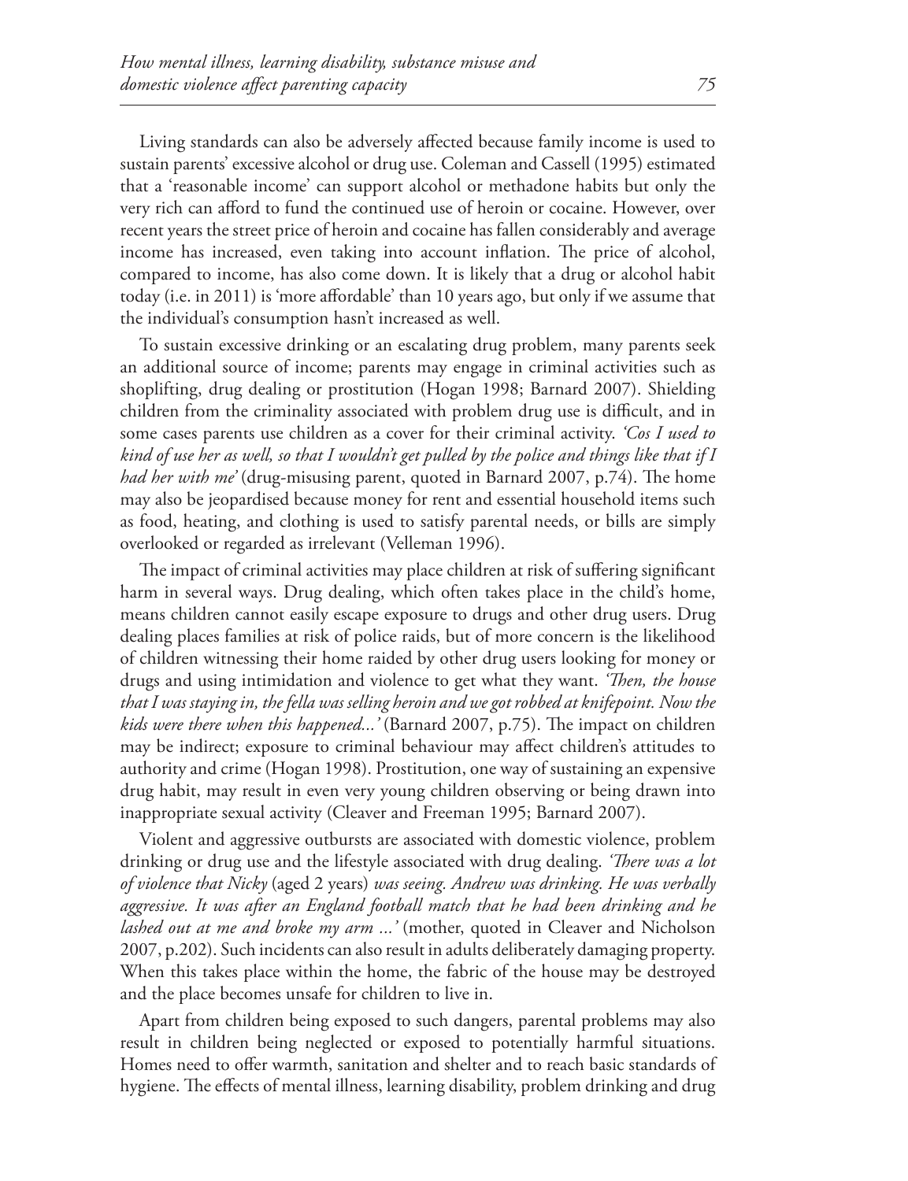Living standards can also be adversely affected because family income is used to sustain parents' excessive alcohol or drug use. Coleman and Cassell (1995) estimated that a 'reasonable income' can support alcohol or methadone habits but only the very rich can afford to fund the continued use of heroin or cocaine. However, over recent years the street price of heroin and cocaine has fallen considerably and average income has increased, even taking into account inflation. The price of alcohol, compared to income, has also come down. It is likely that a drug or alcohol habit today (i.e. in 2011) is 'more affordable' than 10 years ago, but only if we assume that the individual's consumption hasn't increased as well.

To sustain excessive drinking or an escalating drug problem, many parents seek an additional source of income; parents may engage in criminal activities such as shoplifting, drug dealing or prostitution (Hogan 1998; Barnard 2007). Shielding children from the criminality associated with problem drug use is difficult, and in some cases parents use children as a cover for their criminal activity. *'Cos I used to kind of use her as well, so that I wouldn't get pulled by the police and things like that if I had her with me'* (drug-misusing parent, quoted in Barnard 2007, p.74). The home may also be jeopardised because money for rent and essential household items such as food, heating, and clothing is used to satisfy parental needs, or bills are simply overlooked or regarded as irrelevant (Velleman 1996).

The impact of criminal activities may place children at risk of suffering significant harm in several ways. Drug dealing, which often takes place in the child's home, means children cannot easily escape exposure to drugs and other drug users. Drug dealing places families at risk of police raids, but of more concern is the likelihood of children witnessing their home raided by other drug users looking for money or drugs and using intimidation and violence to get what they want. *'Then, the house that I was staying in, the fella was selling heroin and we got robbed at knifepoint. Now the kids were there when this happened...'* (Barnard 2007, p.75). The impact on children may be indirect; exposure to criminal behaviour may affect children's attitudes to authority and crime (Hogan 1998). Prostitution, one way of sustaining an expensive drug habit, may result in even very young children observing or being drawn into inappropriate sexual activity (Cleaver and Freeman 1995; Barnard 2007).

Violent and aggressive outbursts are associated with domestic violence, problem drinking or drug use and the lifestyle associated with drug dealing. *'There was a lot of violence that Nicky* (aged 2 years) *was seeing. Andrew was drinking. He was verbally aggressive. It was after an England football match that he had been drinking and he lashed out at me and broke my arm ...'* (mother, quoted in Cleaver and Nicholson 2007, p.202). Such incidents can also result in adults deliberately damaging property. When this takes place within the home, the fabric of the house may be destroyed and the place becomes unsafe for children to live in.

Apart from children being exposed to such dangers, parental problems may also result in children being neglected or exposed to potentially harmful situations. Homes need to offer warmth, sanitation and shelter and to reach basic standards of hygiene. The effects of mental illness, learning disability, problem drinking and drug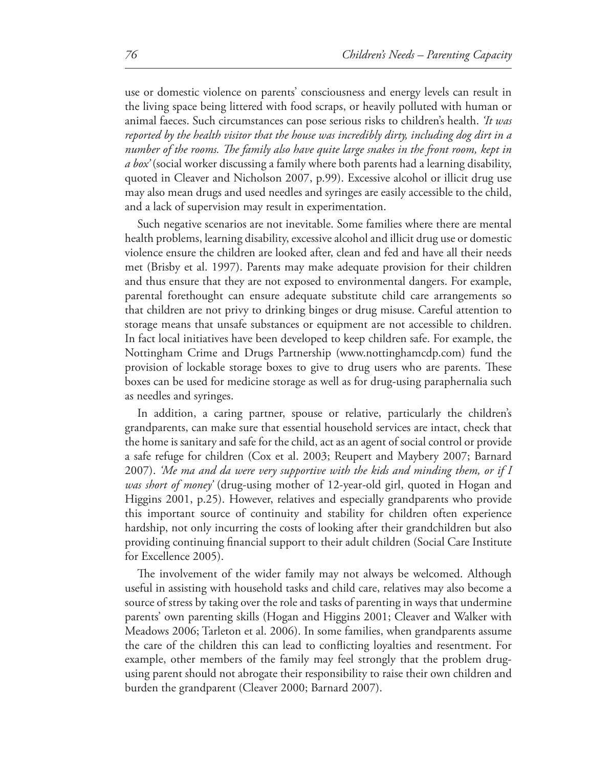use or domestic violence on parents' consciousness and energy levels can result in the living space being littered with food scraps, or heavily polluted with human or animal faeces. Such circumstances can pose serious risks to children's health. *'It was reported by the health visitor that the house was incredibly dirty, including dog dirt in a number of the rooms. The family also have quite large snakes in the front room, kept in a box'* (social worker discussing a family where both parents had a learning disability, quoted in Cleaver and Nicholson 2007, p.99). Excessive alcohol or illicit drug use may also mean drugs and used needles and syringes are easily accessible to the child, and a lack of supervision may result in experimentation.

Such negative scenarios are not inevitable. Some families where there are mental health problems, learning disability, excessive alcohol and illicit drug use or domestic violence ensure the children are looked after, clean and fed and have all their needs met (Brisby et al. 1997). Parents may make adequate provision for their children and thus ensure that they are not exposed to environmental dangers. For example, parental forethought can ensure adequate substitute child care arrangements so that children are not privy to drinking binges or drug misuse. Careful attention to storage means that unsafe substances or equipment are not accessible to children. In fact local initiatives have been developed to keep children safe. For example, the Nottingham Crime and Drugs Partnership (www.nottinghamcdp.com) fund the provision of lockable storage boxes to give to drug users who are parents. These boxes can be used for medicine storage as well as for drug-using paraphernalia such as needles and syringes.

In addition, a caring partner, spouse or relative, particularly the children's grandparents, can make sure that essential household services are intact, check that the home is sanitary and safe for the child, act as an agent of social control or provide a safe refuge for children (Cox et al. 2003; Reupert and Maybery 2007; Barnard 2007). *'Me ma and da were very supportive with the kids and minding them, or if I was short of money'* (drug-using mother of 12-year-old girl, quoted in Hogan and Higgins 2001, p.25). However, relatives and especially grandparents who provide this important source of continuity and stability for children often experience hardship, not only incurring the costs of looking after their grandchildren but also providing continuing financial support to their adult children (Social Care Institute for Excellence 2005).

The involvement of the wider family may not always be welcomed. Although useful in assisting with household tasks and child care, relatives may also become a source of stress by taking over the role and tasks of parenting in ways that undermine parents' own parenting skills (Hogan and Higgins 2001; Cleaver and Walker with Meadows 2006; Tarleton et al. 2006). In some families, when grandparents assume the care of the children this can lead to conflicting loyalties and resentment. For example, other members of the family may feel strongly that the problem drug-using parent should not abrogate their responsibility to raise their own children and burden the grandparent (Cleaver 2000; Barnard 2007).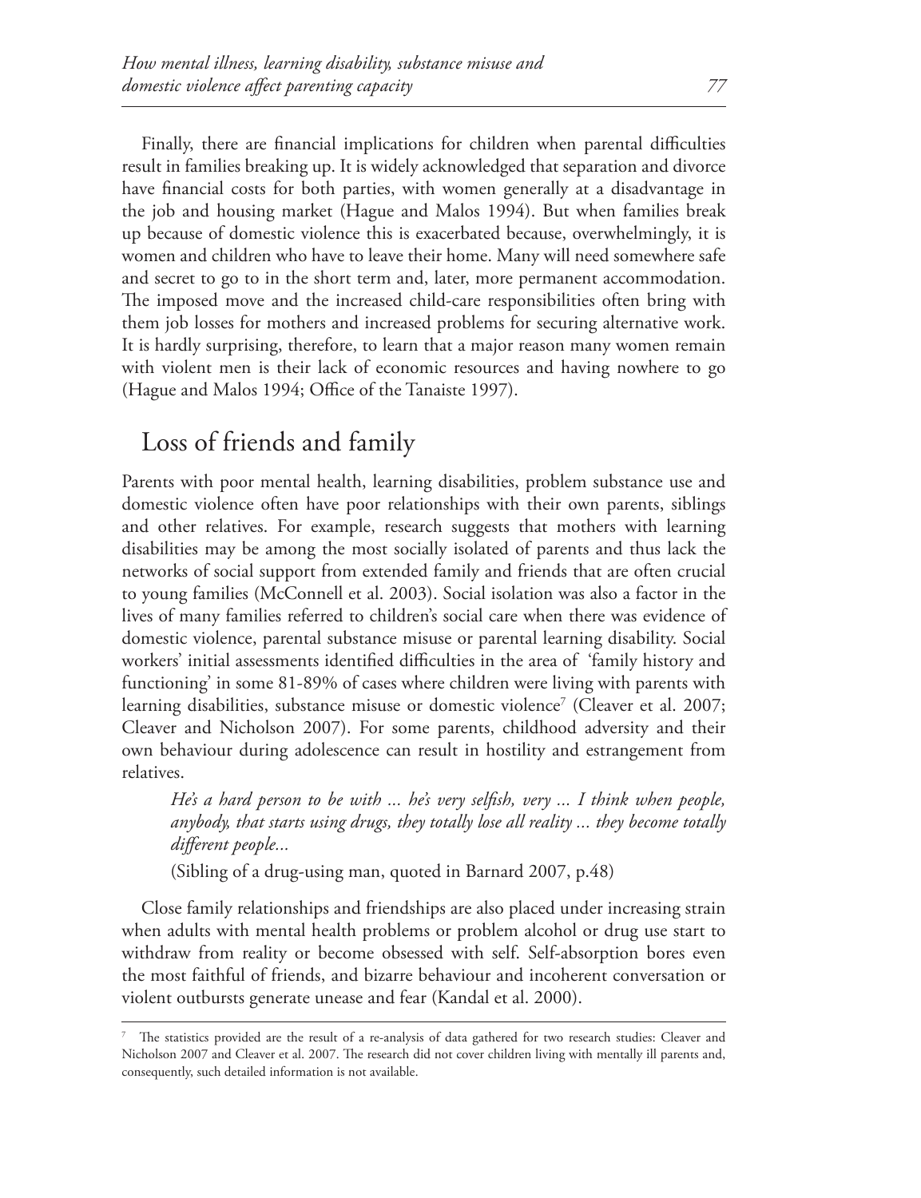Finally, there are financial implications for children when parental difficulties result in families breaking up. It is widely acknowledged that separation and divorce have financial costs for both parties, with women generally at a disadvantage in the job and housing market (Hague and Malos 1994). But when families break up because of domestic violence this is exacerbated because, overwhelmingly, it is women and children who have to leave their home. Many will need somewhere safe and secret to go to in the short term and, later, more permanent accommodation. The imposed move and the increased child-care responsibilities often bring with them job losses for mothers and increased problems for securing alternative work. It is hardly surprising, therefore, to learn that a major reason many women remain with violent men is their lack of economic resources and having nowhere to go (Hague and Malos 1994; Office of the Tanaiste 1997).

## Loss of friends and family

Parents with poor mental health, learning disabilities, problem substance use and domestic violence often have poor relationships with their own parents, siblings and other relatives. For example, research suggests that mothers with learning disabilities may be among the most socially isolated of parents and thus lack the networks of social support from extended family and friends that are often crucial to young families (McConnell et al. 2003). Social isolation was also a factor in the lives of many families referred to children's social care when there was evidence of domestic violence, parental substance misuse or parental learning disability. Social workers' initial assessments identified difficulties in the area of 'family history and functioning' in some 81-89% of cases where children were living with parents with learning disabilities, substance misuse or domestic violence[7] (Cleaver et al. 2007; Cleaver and Nicholson 2007). For some parents, childhood adversity and their own behaviour during adolescence can result in hostility and estrangement from relatives.

> *He's a hard person to be with ... he's very selfish, very ... I think when people, anybody, that starts using drugs, they totally lose all reality ... they become totally different people...*
>
> (Sibling of a drug-using man, quoted in Barnard 2007, p.48)

Close family relationships and friendships are also placed under increasing strain when adults with mental health problems or problem alcohol or drug use start to withdraw from reality or become obsessed with self. Self-absorption bores even the most faithful of friends, and bizarre behaviour and incoherent conversation or violent outbursts generate unease and fear (Kandal et al. 2000).

---

[7] The statistics provided are the result of a re-analysis of data gathered for two research studies: Cleaver and Nicholson 2007 and Cleaver et al. 2007. The research did not cover children living with mentally ill parents and, consequently, such detailed information is not available.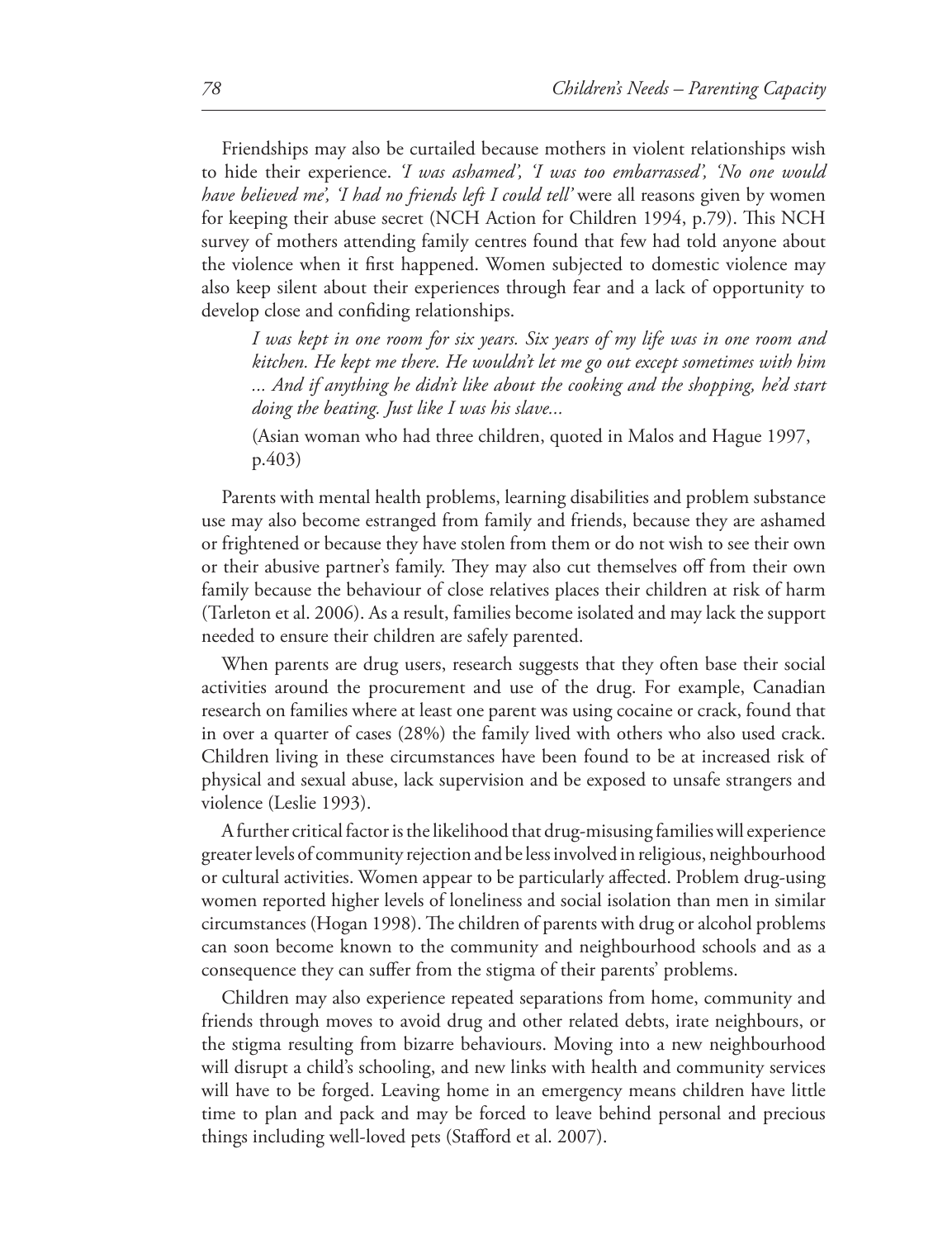Friendships may also be curtailed because mothers in violent relationships wish to hide their experience. *'I was ashamed', 'I was too embarrassed', 'No one would have believed me', 'I had no friends left I could tell'* were all reasons given by women for keeping their abuse secret (NCH Action for Children 1994, p.79). This NCH survey of mothers attending family centres found that few had told anyone about the violence when it first happened. Women subjected to domestic violence may also keep silent about their experiences through fear and a lack of opportunity to develop close and confiding relationships.

> *I was kept in one room for six years. Six years of my life was in one room and kitchen. He kept me there. He wouldn't let me go out except sometimes with him ... And if anything he didn't like about the cooking and the shopping, he'd start doing the beating. Just like I was his slave...*
>
> (Asian woman who had three children, quoted in Malos and Hague 1997, p.403)

Parents with mental health problems, learning disabilities and problem substance use may also become estranged from family and friends, because they are ashamed or frightened or because they have stolen from them or do not wish to see their own or their abusive partner's family. They may also cut themselves off from their own family because the behaviour of close relatives places their children at risk of harm (Tarleton et al. 2006). As a result, families become isolated and may lack the support needed to ensure their children are safely parented.

When parents are drug users, research suggests that they often base their social activities around the procurement and use of the drug. For example, Canadian research on families where at least one parent was using cocaine or crack, found that in over a quarter of cases (28%) the family lived with others who also used crack. Children living in these circumstances have been found to be at increased risk of physical and sexual abuse, lack supervision and be exposed to unsafe strangers and violence (Leslie 1993).

A further critical factor is the likelihood that drug-misusing families will experience greater levels of community rejection and be less involved in religious, neighbourhood or cultural activities. Women appear to be particularly affected. Problem drug-using women reported higher levels of loneliness and social isolation than men in similar circumstances (Hogan 1998). The children of parents with drug or alcohol problems can soon become known to the community and neighbourhood schools and as a consequence they can suffer from the stigma of their parents' problems.

Children may also experience repeated separations from home, community and friends through moves to avoid drug and other related debts, irate neighbours, or the stigma resulting from bizarre behaviours. Moving into a new neighbourhood will disrupt a child's schooling, and new links with health and community services will have to be forged. Leaving home in an emergency means children have little time to plan and pack and may be forced to leave behind personal and precious things including well-loved pets (Stafford et al. 2007).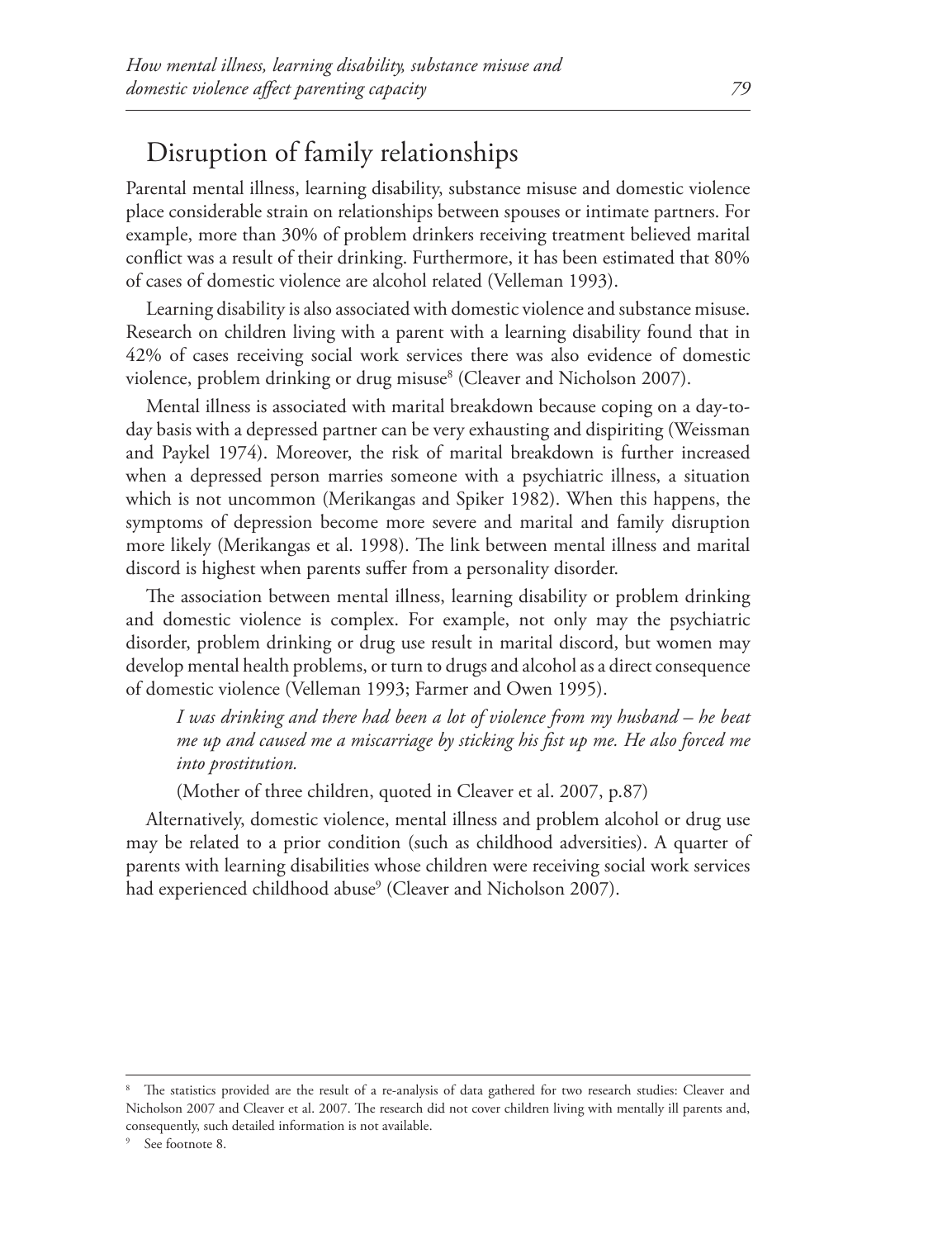## Disruption of family relationships

Parental mental illness, learning disability, substance misuse and domestic violence place considerable strain on relationships between spouses or intimate partners. For example, more than 30% of problem drinkers receiving treatment believed marital conflict was a result of their drinking. Furthermore, it has been estimated that 80% of cases of domestic violence are alcohol related (Velleman 1993).

Learning disability is also associated with domestic violence and substance misuse. Research on children living with a parent with a learning disability found that in 42% of cases receiving social work services there was also evidence of domestic violence, problem drinking or drug misuse[8] (Cleaver and Nicholson 2007).

Mental illness is associated with marital breakdown because coping on a day-to-day basis with a depressed partner can be very exhausting and dispiriting (Weissman and Paykel 1974). Moreover, the risk of marital breakdown is further increased when a depressed person marries someone with a psychiatric illness, a situation which is not uncommon (Merikangas and Spiker 1982). When this happens, the symptoms of depression become more severe and marital and family disruption more likely (Merikangas et al. 1998). The link between mental illness and marital discord is highest when parents suffer from a personality disorder.

The association between mental illness, learning disability or problem drinking and domestic violence is complex. For example, not only may the psychiatric disorder, problem drinking or drug use result in marital discord, but women may develop mental health problems, or turn to drugs and alcohol as a direct consequence of domestic violence (Velleman 1993; Farmer and Owen 1995).

> *I was drinking and there had been a lot of violence from my husband – he beat me up and caused me a miscarriage by sticking his fist up me. He also forced me into prostitution.*
>
> (Mother of three children, quoted in Cleaver et al. 2007, p.87)

Alternatively, domestic violence, mental illness and problem alcohol or drug use may be related to a prior condition (such as childhood adversities). A quarter of parents with learning disabilities whose children were receiving social work services had experienced childhood abuse[9] (Cleaver and Nicholson 2007).

---

[8] The statistics provided are the result of a re-analysis of data gathered for two research studies: Cleaver and Nicholson 2007 and Cleaver et al. 2007. The research did not cover children living with mentally ill parents and, consequently, such detailed information is not available.

[9] See footnote 8.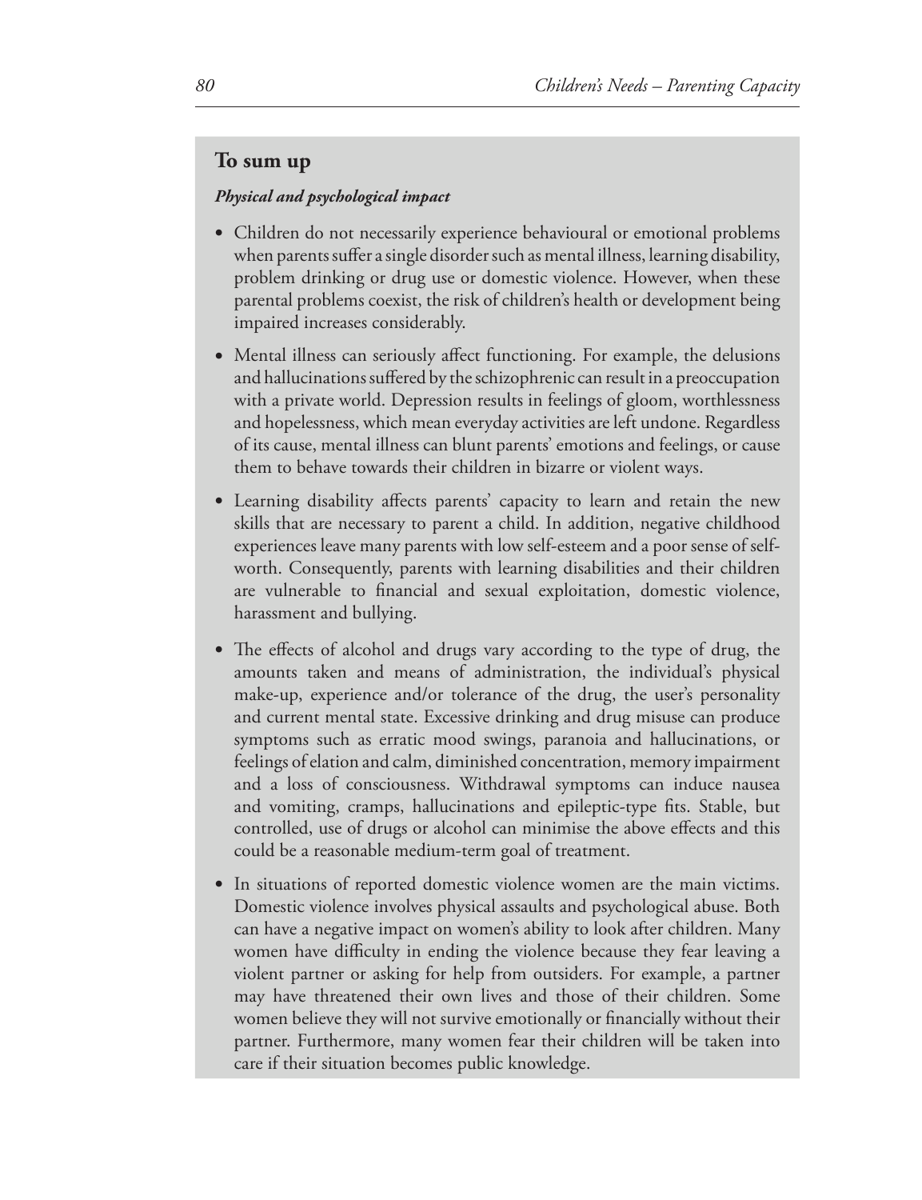## To sum up

***Physical and psychological impact***

- Children do not necessarily experience behavioural or emotional problems when parents suffer a single disorder such as mental illness, learning disability, problem drinking or drug use or domestic violence. However, when these parental problems coexist, the risk of children's health or development being impaired increases considerably.
- Mental illness can seriously affect functioning. For example, the delusions and hallucinations suffered by the schizophrenic can result in a preoccupation with a private world. Depression results in feelings of gloom, worthlessness and hopelessness, which mean everyday activities are left undone. Regardless of its cause, mental illness can blunt parents' emotions and feelings, or cause them to behave towards their children in bizarre or violent ways.
- Learning disability affects parents' capacity to learn and retain the new skills that are necessary to parent a child. In addition, negative childhood experiences leave many parents with low self-esteem and a poor sense of self-worth. Consequently, parents with learning disabilities and their children are vulnerable to financial and sexual exploitation, domestic violence, harassment and bullying.
- The effects of alcohol and drugs vary according to the type of drug, the amounts taken and means of administration, the individual's physical make-up, experience and/or tolerance of the drug, the user's personality and current mental state. Excessive drinking and drug misuse can produce symptoms such as erratic mood swings, paranoia and hallucinations, or feelings of elation and calm, diminished concentration, memory impairment and a loss of consciousness. Withdrawal symptoms can induce nausea and vomiting, cramps, hallucinations and epileptic-type fits. Stable, but controlled, use of drugs or alcohol can minimise the above effects and this could be a reasonable medium-term goal of treatment.
- In situations of reported domestic violence women are the main victims. Domestic violence involves physical assaults and psychological abuse. Both can have a negative impact on women's ability to look after children. Many women have difficulty in ending the violence because they fear leaving a violent partner or asking for help from outsiders. For example, a partner may have threatened their own lives and those of their children. Some women believe they will not survive emotionally or financially without their partner. Furthermore, many women fear their children will be taken into care if their situation becomes public knowledge.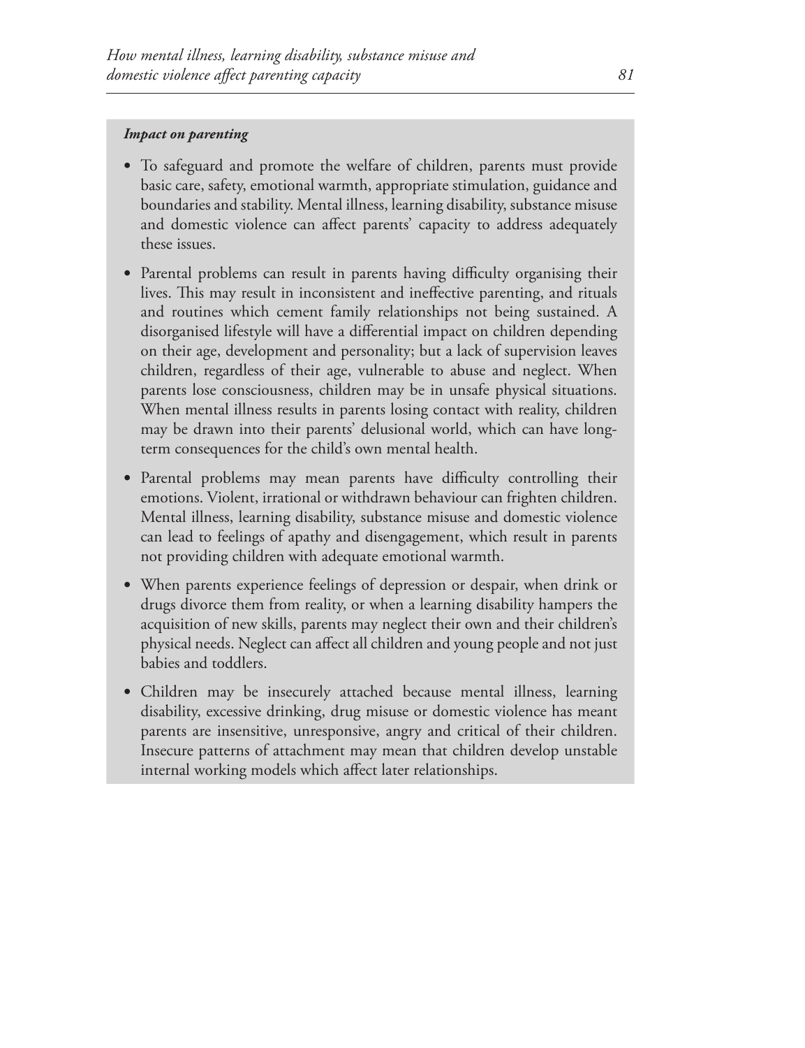***Impact on parenting***

- To safeguard and promote the welfare of children, parents must provide basic care, safety, emotional warmth, appropriate stimulation, guidance and boundaries and stability. Mental illness, learning disability, substance misuse and domestic violence can affect parents' capacity to address adequately these issues.
- Parental problems can result in parents having difficulty organising their lives. This may result in inconsistent and ineffective parenting, and rituals and routines which cement family relationships not being sustained. A disorganised lifestyle will have a differential impact on children depending on their age, development and personality; but a lack of supervision leaves children, regardless of their age, vulnerable to abuse and neglect. When parents lose consciousness, children may be in unsafe physical situations. When mental illness results in parents losing contact with reality, children may be drawn into their parents' delusional world, which can have long-term consequences for the child's own mental health.
- Parental problems may mean parents have difficulty controlling their emotions. Violent, irrational or withdrawn behaviour can frighten children. Mental illness, learning disability, substance misuse and domestic violence can lead to feelings of apathy and disengagement, which result in parents not providing children with adequate emotional warmth.
- When parents experience feelings of depression or despair, when drink or drugs divorce them from reality, or when a learning disability hampers the acquisition of new skills, parents may neglect their own and their children's physical needs. Neglect can affect all children and young people and not just babies and toddlers.
- Children may be insecurely attached because mental illness, learning disability, excessive drinking, drug misuse or domestic violence has meant parents are insensitive, unresponsive, angry and critical of their children. Insecure patterns of attachment may mean that children develop unstable internal working models which affect later relationships.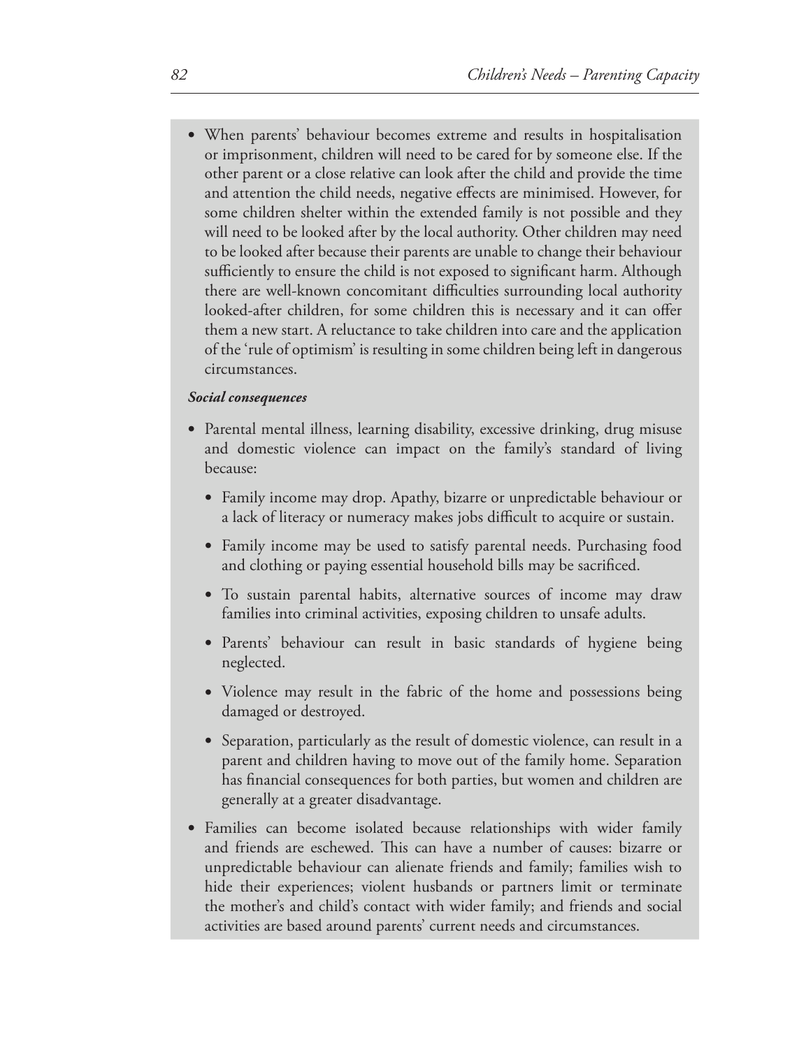- When parents' behaviour becomes extreme and results in hospitalisation or imprisonment, children will need to be cared for by someone else. If the other parent or a close relative can look after the child and provide the time and attention the child needs, negative effects are minimised. However, for some children shelter within the extended family is not possible and they will need to be looked after by the local authority. Other children may need to be looked after because their parents are unable to change their behaviour sufficiently to ensure the child is not exposed to significant harm. Although there are well-known concomitant difficulties surrounding local authority looked-after children, for some children this is necessary and it can offer them a new start. A reluctance to take children into care and the application of the 'rule of optimism' is resulting in some children being left in dangerous circumstances.

***Social consequences***

- Parental mental illness, learning disability, excessive drinking, drug misuse and domestic violence can impact on the family's standard of living because:
    - Family income may drop. Apathy, bizarre or unpredictable behaviour or a lack of literacy or numeracy makes jobs difficult to acquire or sustain.
    - Family income may be used to satisfy parental needs. Purchasing food and clothing or paying essential household bills may be sacrificed.
    - To sustain parental habits, alternative sources of income may draw families into criminal activities, exposing children to unsafe adults.
    - Parents' behaviour can result in basic standards of hygiene being neglected.
    - Violence may result in the fabric of the home and possessions being damaged or destroyed.
    - Separation, particularly as the result of domestic violence, can result in a parent and children having to move out of the family home. Separation has financial consequences for both parties, but women and children are generally at a greater disadvantage.
- Families can become isolated because relationships with wider family and friends are eschewed. This can have a number of causes: bizarre or unpredictable behaviour can alienate friends and family; families wish to hide their experiences; violent husbands or partners limit or terminate the mother's and child's contact with wider family; and friends and social activities are based around parents' current needs and circumstances.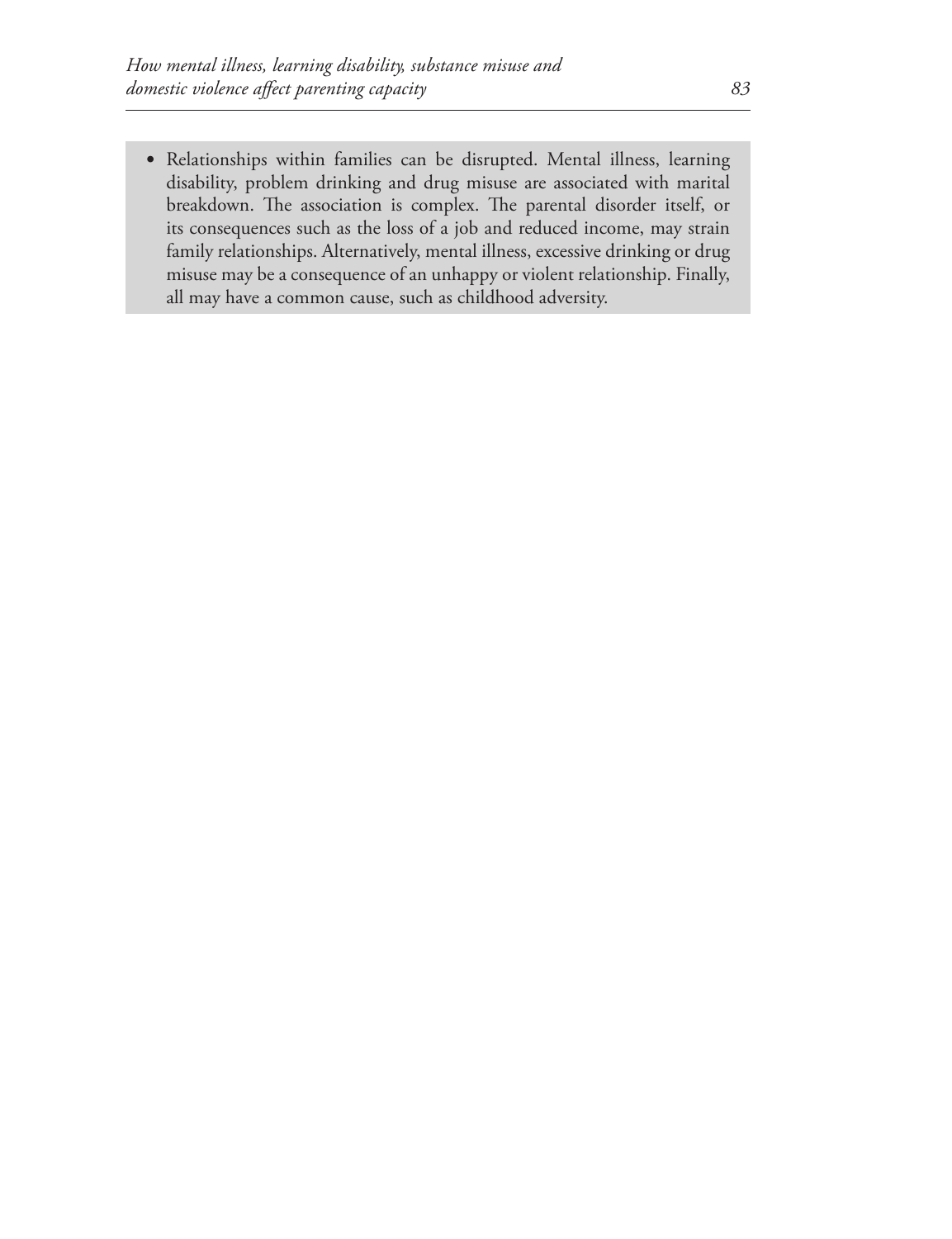- Relationships within families can be disrupted. Mental illness, learning disability, problem drinking and drug misuse are associated with marital breakdown. The association is complex. The parental disorder itself, or its consequences such as the loss of a job and reduced income, may strain family relationships. Alternatively, mental illness, excessive drinking or drug misuse may be a consequence of an unhappy or violent relationship. Finally, all may have a common cause, such as childhood adversity.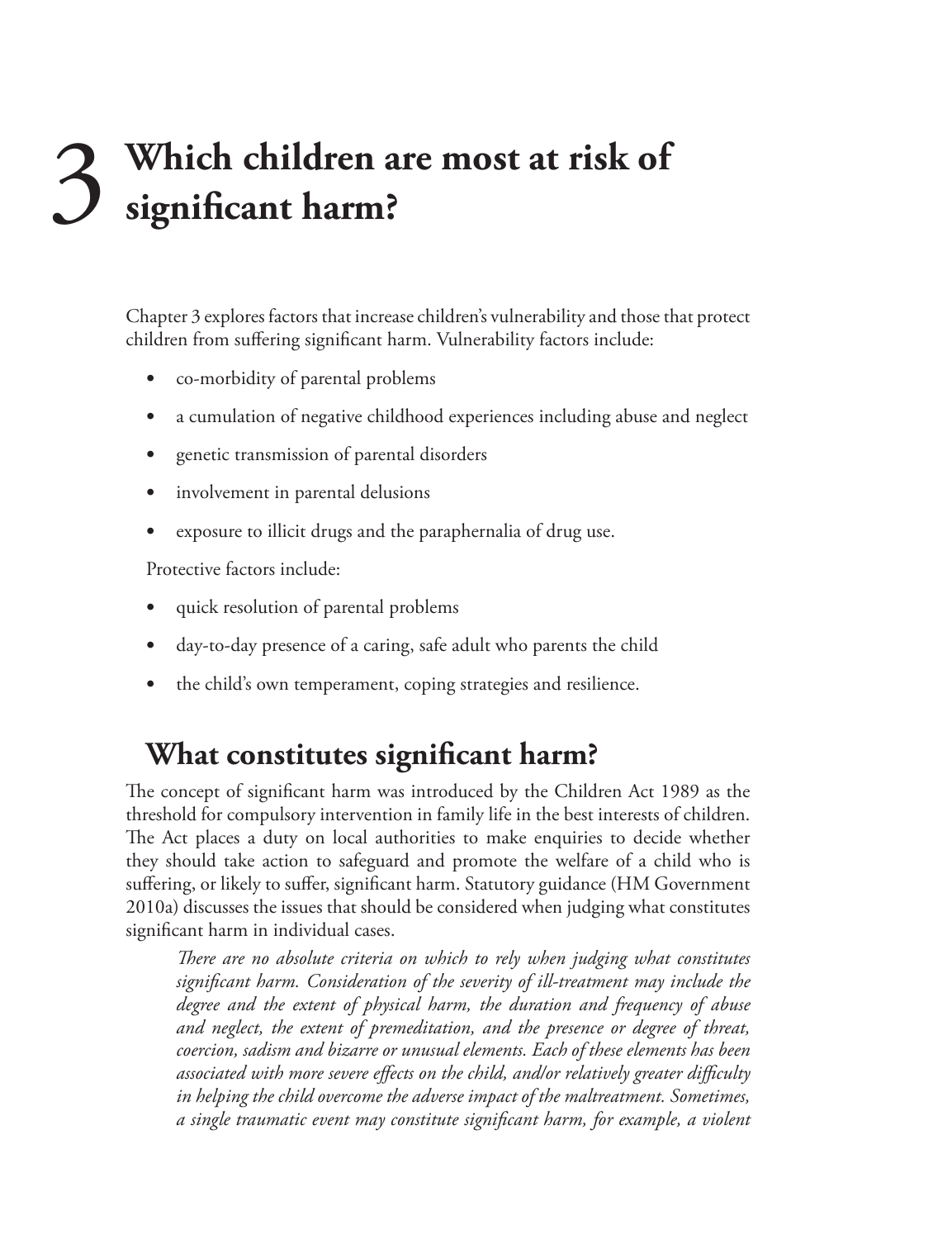# 3 Which children are most at risk of significant harm?

Chapter 3 explores factors that increase children's vulnerability and those that protect children from suffering significant harm. Vulnerability factors include:

- co-morbidity of parental problems
- a cumulation of negative childhood experiences including abuse and neglect
- genetic transmission of parental disorders
- involvement in parental delusions
- exposure to illicit drugs and the paraphernalia of drug use.

Protective factors include:

- quick resolution of parental problems
- day-to-day presence of a caring, safe adult who parents the child
- the child's own temperament, coping strategies and resilience.

## What constitutes significant harm?

The concept of significant harm was introduced by the Children Act 1989 as the threshold for compulsory intervention in family life in the best interests of children. The Act places a duty on local authorities to make enquiries to decide whether they should take action to safeguard and promote the welfare of a child who is suffering, or likely to suffer, significant harm. Statutory guidance (HM Government 2010a) discusses the issues that should be considered when judging what constitutes significant harm in individual cases.

> *There are no absolute criteria on which to rely when judging what constitutes significant harm. Consideration of the severity of ill-treatment may include the degree and the extent of physical harm, the duration and frequency of abuse and neglect, the extent of premeditation, and the presence or degree of threat, coercion, sadism and bizarre or unusual elements. Each of these elements has been associated with more severe effects on the child, and/or relatively greater difficulty in helping the child overcome the adverse impact of the maltreatment. Sometimes, a single traumatic event may constitute significant harm, for example, a violent*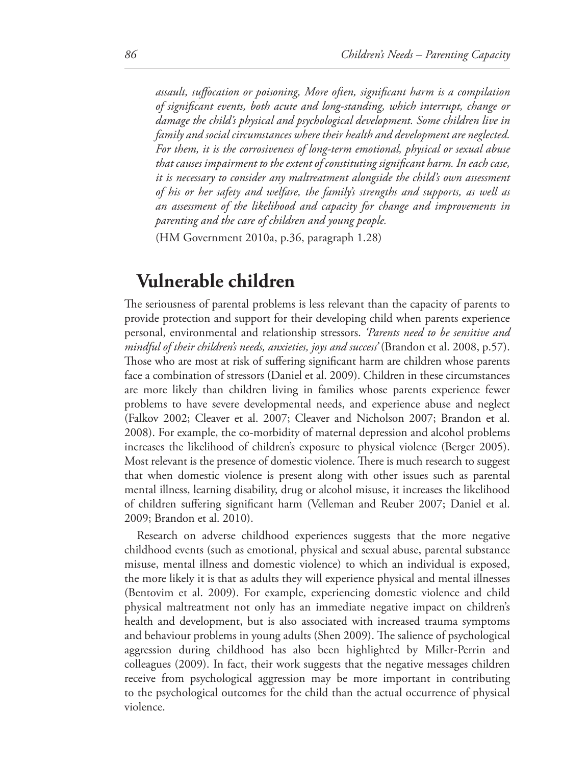*assault, suffocation or poisoning, More often, significant harm is a compilation of significant events, both acute and long-standing, which interrupt, change or damage the child's physical and psychological development. Some children live in family and social circumstances where their health and development are neglected. For them, it is the corrosiveness of long-term emotional, physical or sexual abuse that causes impairment to the extent of constituting significant harm. In each case, it is necessary to consider any maltreatment alongside the child's own assessment of his or her safety and welfare, the family's strengths and supports, as well as an assessment of the likelihood and capacity for change and improvements in parenting and the care of children and young people.*

(HM Government 2010a, p.36, paragraph 1.28)

## Vulnerable children

The seriousness of parental problems is less relevant than the capacity of parents to provide protection and support for their developing child when parents experience personal, environmental and relationship stressors. *'Parents need to be sensitive and mindful of their children's needs, anxieties, joys and success'* (Brandon et al. 2008, p.57). Those who are most at risk of suffering significant harm are children whose parents face a combination of stressors (Daniel et al. 2009). Children in these circumstances are more likely than children living in families whose parents experience fewer problems to have severe developmental needs, and experience abuse and neglect (Falkov 2002; Cleaver et al. 2007; Cleaver and Nicholson 2007; Brandon et al. 2008). For example, the co-morbidity of maternal depression and alcohol problems increases the likelihood of children's exposure to physical violence (Berger 2005). Most relevant is the presence of domestic violence. There is much research to suggest that when domestic violence is present along with other issues such as parental mental illness, learning disability, drug or alcohol misuse, it increases the likelihood of children suffering significant harm (Velleman and Reuber 2007; Daniel et al. 2009; Brandon et al. 2010).

Research on adverse childhood experiences suggests that the more negative childhood events (such as emotional, physical and sexual abuse, parental substance misuse, mental illness and domestic violence) to which an individual is exposed, the more likely it is that as adults they will experience physical and mental illnesses (Bentovim et al. 2009). For example, experiencing domestic violence and child physical maltreatment not only has an immediate negative impact on children's health and development, but is also associated with increased trauma symptoms and behaviour problems in young adults (Shen 2009). The salience of psychological aggression during childhood has also been highlighted by Miller-Perrin and colleagues (2009). In fact, their work suggests that the negative messages children receive from psychological aggression may be more important in contributing to the psychological outcomes for the child than the actual occurrence of physical violence.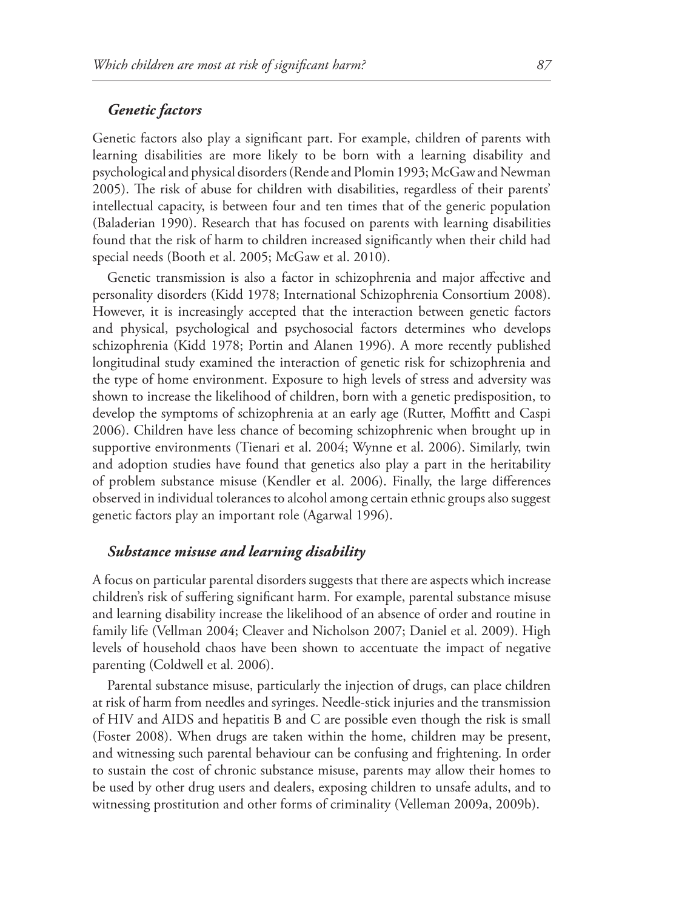### *Genetic factors*

Genetic factors also play a significant part. For example, children of parents with learning disabilities are more likely to be born with a learning disability and psychological and physical disorders (Rende and Plomin 1993; McGaw and Newman 2005). The risk of abuse for children with disabilities, regardless of their parents' intellectual capacity, is between four and ten times that of the generic population (Baladerian 1990). Research that has focused on parents with learning disabilities found that the risk of harm to children increased significantly when their child had special needs (Booth et al. 2005; McGaw et al. 2010).

Genetic transmission is also a factor in schizophrenia and major affective and personality disorders (Kidd 1978; International Schizophrenia Consortium 2008). However, it is increasingly accepted that the interaction between genetic factors and physical, psychological and psychosocial factors determines who develops schizophrenia (Kidd 1978; Portin and Alanen 1996). A more recently published longitudinal study examined the interaction of genetic risk for schizophrenia and the type of home environment. Exposure to high levels of stress and adversity was shown to increase the likelihood of children, born with a genetic predisposition, to develop the symptoms of schizophrenia at an early age (Rutter, Moffitt and Caspi 2006). Children have less chance of becoming schizophrenic when brought up in supportive environments (Tienari et al. 2004; Wynne et al. 2006). Similarly, twin and adoption studies have found that genetics also play a part in the heritability of problem substance misuse (Kendler et al. 2006). Finally, the large differences observed in individual tolerances to alcohol among certain ethnic groups also suggest genetic factors play an important role (Agarwal 1996).

### *Substance misuse and learning disability*

A focus on particular parental disorders suggests that there are aspects which increase children's risk of suffering significant harm. For example, parental substance misuse and learning disability increase the likelihood of an absence of order and routine in family life (Vellman 2004; Cleaver and Nicholson 2007; Daniel et al. 2009). High levels of household chaos have been shown to accentuate the impact of negative parenting (Coldwell et al. 2006).

Parental substance misuse, particularly the injection of drugs, can place children at risk of harm from needles and syringes. Needle-stick injuries and the transmission of HIV and AIDS and hepatitis B and C are possible even though the risk is small (Foster 2008). When drugs are taken within the home, children may be present, and witnessing such parental behaviour can be confusing and frightening. In order to sustain the cost of chronic substance misuse, parents may allow their homes to be used by other drug users and dealers, exposing children to unsafe adults, and to witnessing prostitution and other forms of criminality (Velleman 2009a, 2009b).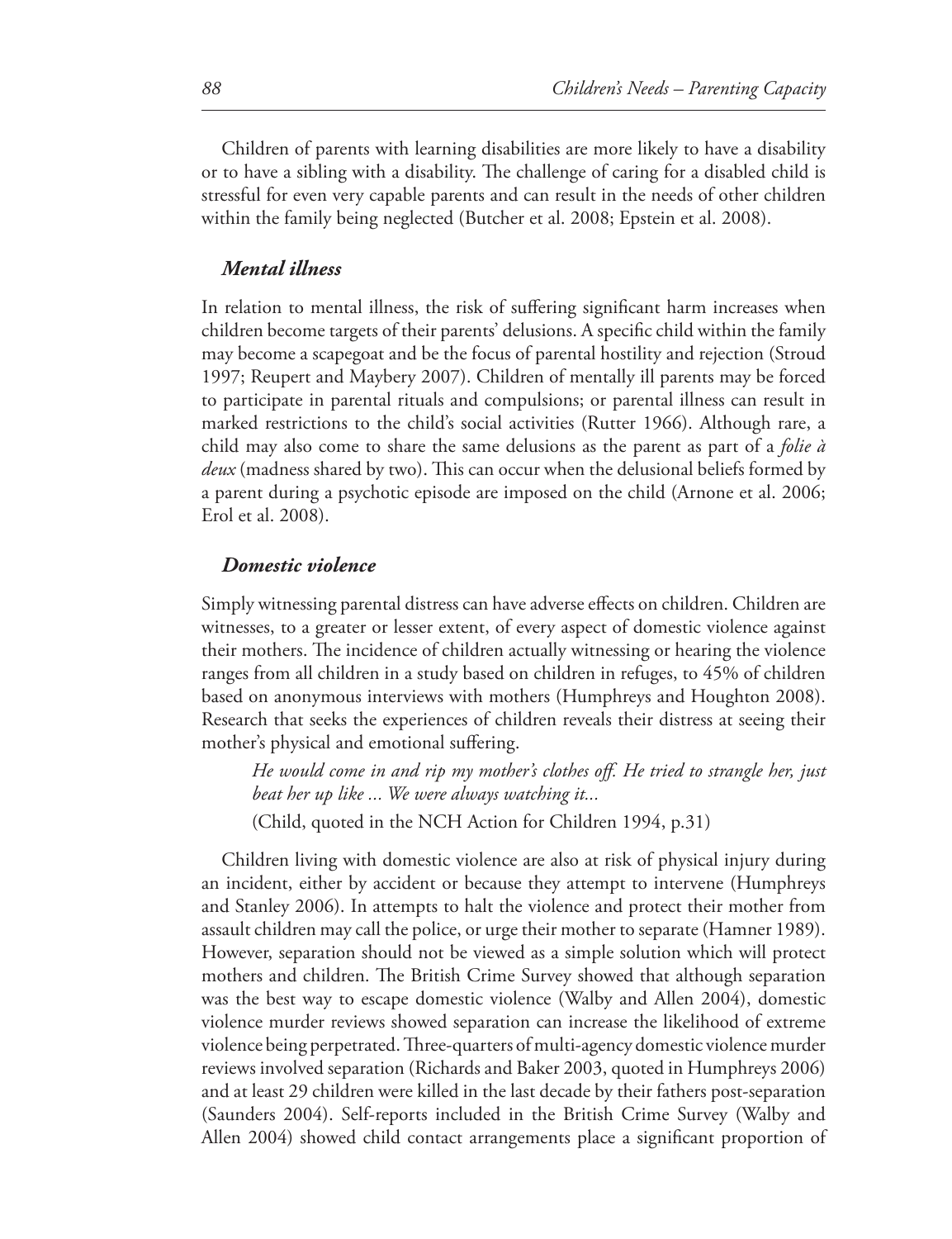Children of parents with learning disabilities are more likely to have a disability or to have a sibling with a disability. The challenge of caring for a disabled child is stressful for even very capable parents and can result in the needs of other children within the family being neglected (Butcher et al. 2008; Epstein et al. 2008).

### *Mental illness*

In relation to mental illness, the risk of suffering significant harm increases when children become targets of their parents' delusions. A specific child within the family may become a scapegoat and be the focus of parental hostility and rejection (Stroud 1997; Reupert and Maybery 2007). Children of mentally ill parents may be forced to participate in parental rituals and compulsions; or parental illness can result in marked restrictions to the child's social activities (Rutter 1966). Although rare, a child may also come to share the same delusions as the parent as part of a *folie à deux* (madness shared by two). This can occur when the delusional beliefs formed by a parent during a psychotic episode are imposed on the child (Arnone et al. 2006; Erol et al. 2008).

### *Domestic violence*

Simply witnessing parental distress can have adverse effects on children. Children are witnesses, to a greater or lesser extent, of every aspect of domestic violence against their mothers. The incidence of children actually witnessing or hearing the violence ranges from all children in a study based on children in refuges, to 45% of children based on anonymous interviews with mothers (Humphreys and Houghton 2008). Research that seeks the experiences of children reveals their distress at seeing their mother's physical and emotional suffering.

> *He would come in and rip my mother's clothes off. He tried to strangle her, just beat her up like ... We were always watching it...*
>
> (Child, quoted in the NCH Action for Children 1994, p.31)

Children living with domestic violence are also at risk of physical injury during an incident, either by accident or because they attempt to intervene (Humphreys and Stanley 2006). In attempts to halt the violence and protect their mother from assault children may call the police, or urge their mother to separate (Hamner 1989). However, separation should not be viewed as a simple solution which will protect mothers and children. The British Crime Survey showed that although separation was the best way to escape domestic violence (Walby and Allen 2004), domestic violence murder reviews showed separation can increase the likelihood of extreme violence being perpetrated. Three-quarters of multi-agency domestic violence murder reviews involved separation (Richards and Baker 2003, quoted in Humphreys 2006) and at least 29 children were killed in the last decade by their fathers post-separation (Saunders 2004). Self-reports included in the British Crime Survey (Walby and Allen 2004) showed child contact arrangements place a significant proportion of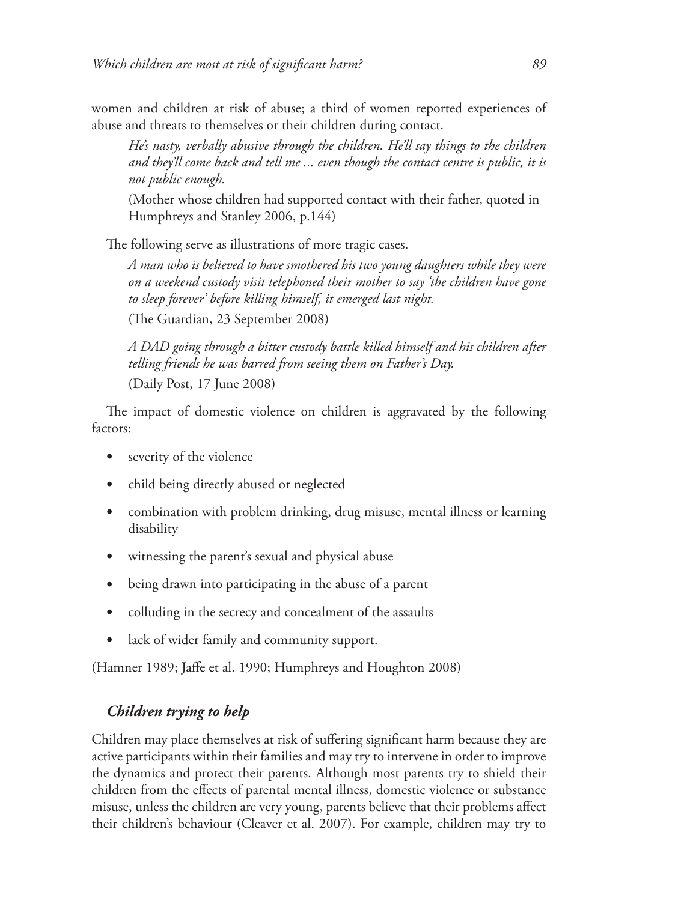women and children at risk of abuse; a third of women reported experiences of abuse and threats to themselves or their children during contact.

> *He's nasty, verbally abusive through the children. He'll say things to the children and they'll come back and tell me ... even though the contact centre is public, it is not public enough.*
>
> (Mother whose children had supported contact with their father, quoted in Humphreys and Stanley 2006, p.144)

The following serve as illustrations of more tragic cases.

> *A man who is believed to have smothered his two young daughters while they were on a weekend custody visit telephoned their mother to say 'the children have gone to sleep forever' before killing himself, it emerged last night.*
>
> (The Guardian, 23 September 2008)

> *A DAD going through a bitter custody battle killed himself and his children after telling friends he was barred from seeing them on Father's Day.*
>
> (Daily Post, 17 June 2008)

The impact of domestic violence on children is aggravated by the following factors:

- severity of the violence
- child being directly abused or neglected
- combination with problem drinking, drug misuse, mental illness or learning disability
- witnessing the parent's sexual and physical abuse
- being drawn into participating in the abuse of a parent
- colluding in the secrecy and concealment of the assaults
- lack of wider family and community support.

(Hamner 1989; Jaffe et al. 1990; Humphreys and Houghton 2008)

### *Children trying to help*

Children may place themselves at risk of suffering significant harm because they are active participants within their families and may try to intervene in order to improve the dynamics and protect their parents. Although most parents try to shield their children from the effects of parental mental illness, domestic violence or substance misuse, unless the children are very young, parents believe that their problems affect their children's behaviour (Cleaver et al. 2007). For example, children may try to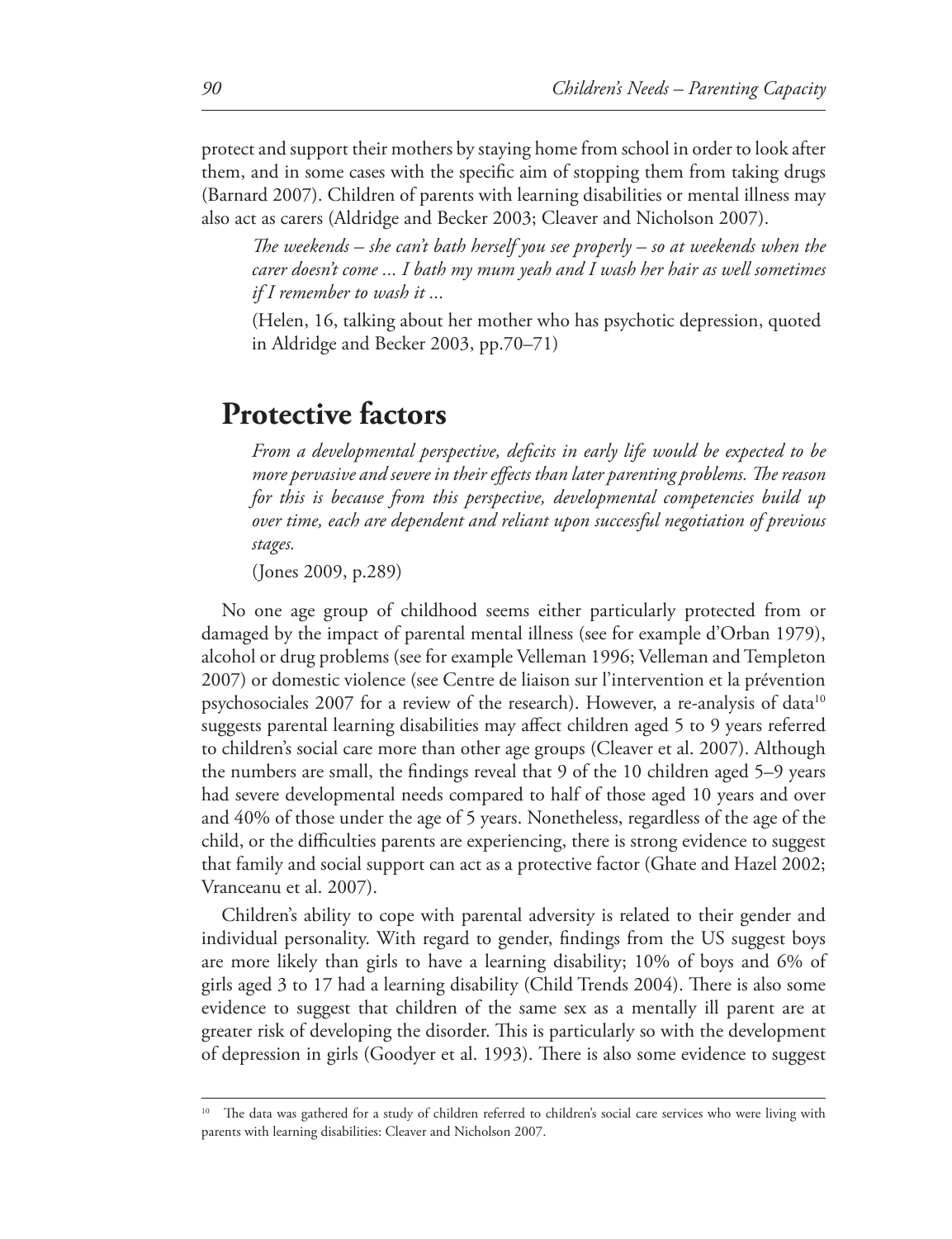protect and support their mothers by staying home from school in order to look after them, and in some cases with the specific aim of stopping them from taking drugs (Barnard 2007). Children of parents with learning disabilities or mental illness may also act as carers (Aldridge and Becker 2003; Cleaver and Nicholson 2007).

> *The weekends – she can't bath herself you see properly – so at weekends when the carer doesn't come ... I bath my mum yeah and I wash her hair as well sometimes if I remember to wash it ...*
>
> (Helen, 16, talking about her mother who has psychotic depression, quoted in Aldridge and Becker 2003, pp.70–71)

## Protective factors

> *From a developmental perspective, deficits in early life would be expected to be more pervasive and severe in their effects than later parenting problems. The reason for this is because from this perspective, developmental competencies build up over time, each are dependent and reliant upon successful negotiation of previous stages.*
>
> (Jones 2009, p.289)

No one age group of childhood seems either particularly protected from or damaged by the impact of parental mental illness (see for example d'Orban 1979), alcohol or drug problems (see for example Velleman 1996; Velleman and Templeton 2007) or domestic violence (see Centre de liaison sur l'intervention et la prévention psychosociales 2007 for a review of the research). However, a re-analysis of data[10] suggests parental learning disabilities may affect children aged 5 to 9 years referred to children's social care more than other age groups (Cleaver et al. 2007). Although the numbers are small, the findings reveal that 9 of the 10 children aged 5–9 years had severe developmental needs compared to half of those aged 10 years and over and 40% of those under the age of 5 years. Nonetheless, regardless of the age of the child, or the difficulties parents are experiencing, there is strong evidence to suggest that family and social support can act as a protective factor (Ghate and Hazel 2002; Vranceanu et al. 2007).

Children's ability to cope with parental adversity is related to their gender and individual personality. With regard to gender, findings from the US suggest boys are more likely than girls to have a learning disability; 10% of boys and 6% of girls aged 3 to 17 had a learning disability (Child Trends 2004). There is also some evidence to suggest that children of the same sex as a mentally ill parent are at greater risk of developing the disorder. This is particularly so with the development of depression in girls (Goodyer et al. 1993). There is also some evidence to suggest

---

[10] The data was gathered for a study of children referred to children's social care services who were living with parents with learning disabilities: Cleaver and Nicholson 2007.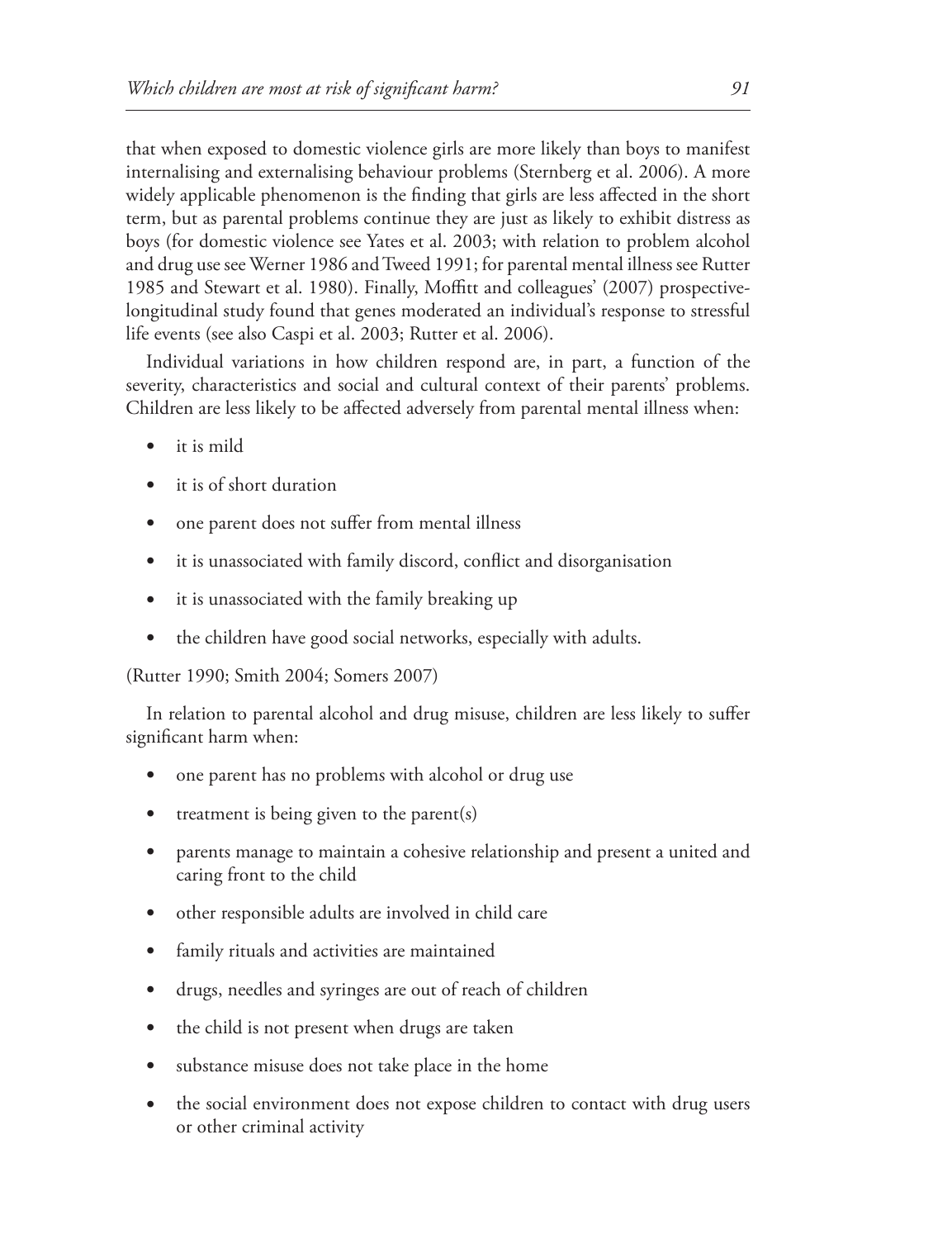that when exposed to domestic violence girls are more likely than boys to manifest internalising and externalising behaviour problems (Sternberg et al. 2006). A more widely applicable phenomenon is the finding that girls are less affected in the short term, but as parental problems continue they are just as likely to exhibit distress as boys (for domestic violence see Yates et al. 2003; with relation to problem alcohol and drug use see Werner 1986 and Tweed 1991; for parental mental illness see Rutter 1985 and Stewart et al. 1980). Finally, Moffitt and colleagues' (2007) prospective-longitudinal study found that genes moderated an individual's response to stressful life events (see also Caspi et al. 2003; Rutter et al. 2006).

Individual variations in how children respond are, in part, a function of the severity, characteristics and social and cultural context of their parents' problems. Children are less likely to be affected adversely from parental mental illness when:

- it is mild
- it is of short duration
- one parent does not suffer from mental illness
- it is unassociated with family discord, conflict and disorganisation
- it is unassociated with the family breaking up
- the children have good social networks, especially with adults.

(Rutter 1990; Smith 2004; Somers 2007)

In relation to parental alcohol and drug misuse, children are less likely to suffer significant harm when:

- one parent has no problems with alcohol or drug use
- treatment is being given to the parent(s)
- parents manage to maintain a cohesive relationship and present a united and caring front to the child
- other responsible adults are involved in child care
- family rituals and activities are maintained
- drugs, needles and syringes are out of reach of children
- the child is not present when drugs are taken
- substance misuse does not take place in the home
- the social environment does not expose children to contact with drug users or other criminal activity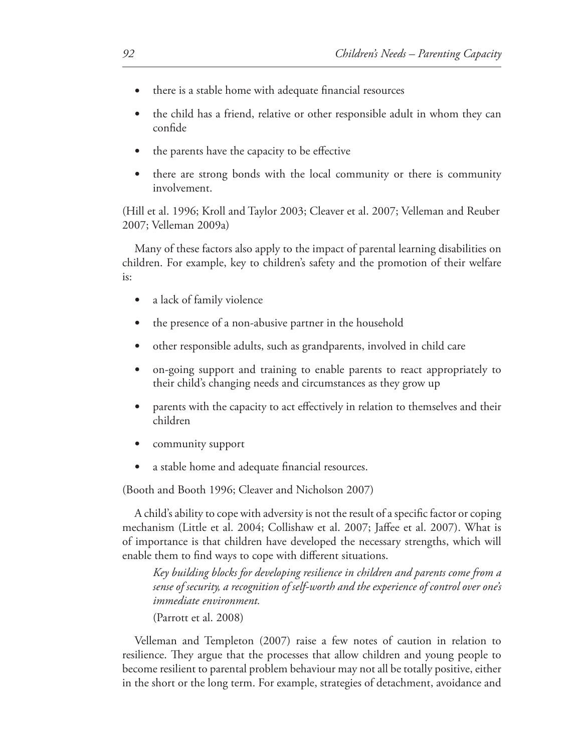- there is a stable home with adequate financial resources
- the child has a friend, relative or other responsible adult in whom they can confide
- the parents have the capacity to be effective
- there are strong bonds with the local community or there is community involvement.

(Hill et al. 1996; Kroll and Taylor 2003; Cleaver et al. 2007; Velleman and Reuber 2007; Velleman 2009a)

Many of these factors also apply to the impact of parental learning disabilities on children. For example, key to children's safety and the promotion of their welfare is:

- a lack of family violence
- the presence of a non-abusive partner in the household
- other responsible adults, such as grandparents, involved in child care
- on-going support and training to enable parents to react appropriately to their child's changing needs and circumstances as they grow up
- parents with the capacity to act effectively in relation to themselves and their children
- community support
- a stable home and adequate financial resources.

(Booth and Booth 1996; Cleaver and Nicholson 2007)

A child's ability to cope with adversity is not the result of a specific factor or coping mechanism (Little et al. 2004; Collishaw et al. 2007; Jaffee et al. 2007). What is of importance is that children have developed the necessary strengths, which will enable them to find ways to cope with different situations.

> *Key building blocks for developing resilience in children and parents come from a sense of security, a recognition of self-worth and the experience of control over one's immediate environment.*
>
> (Parrott et al. 2008)

Velleman and Templeton (2007) raise a few notes of caution in relation to resilience. They argue that the processes that allow children and young people to become resilient to parental problem behaviour may not all be totally positive, either in the short or the long term. For example, strategies of detachment, avoidance and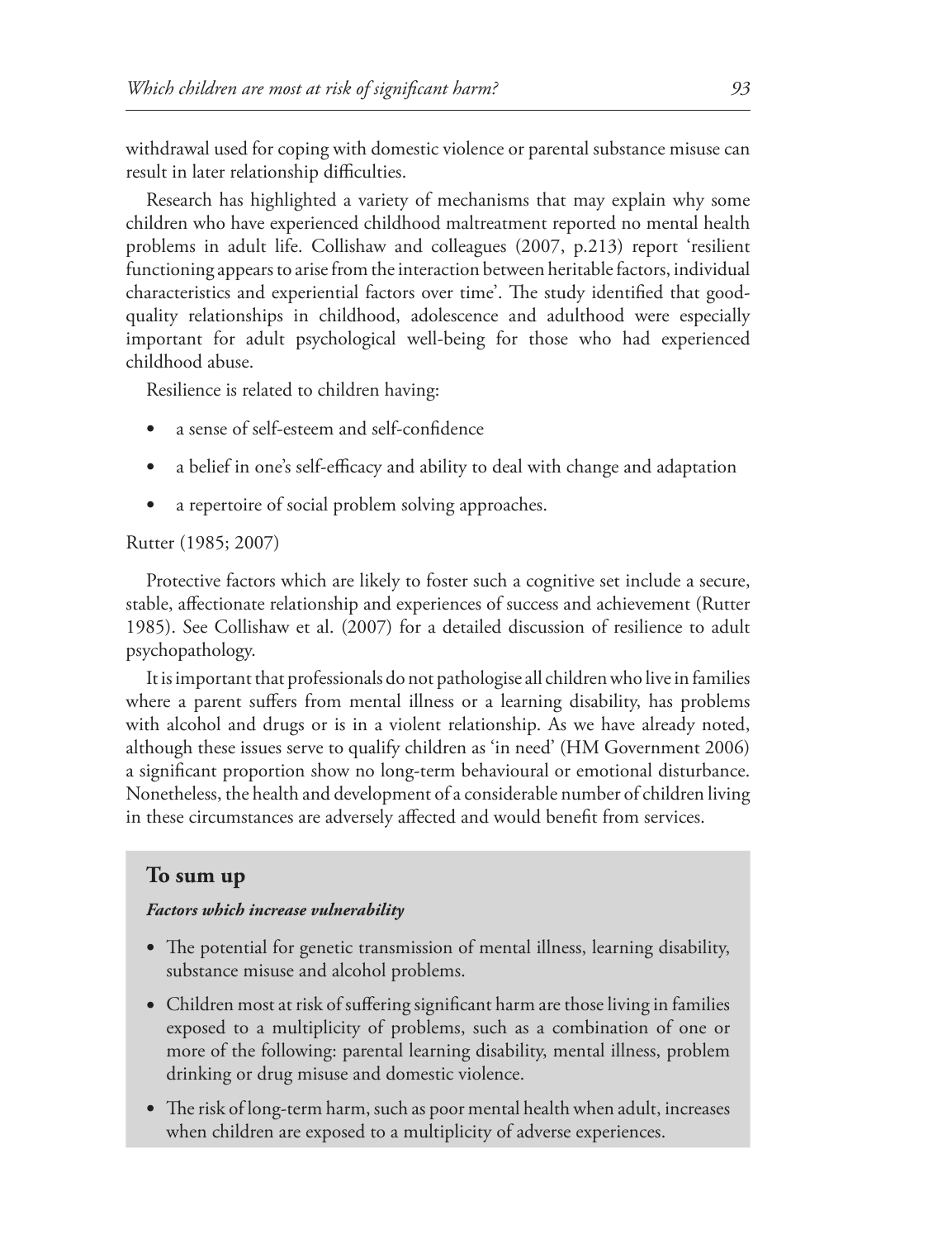withdrawal used for coping with domestic violence or parental substance misuse can result in later relationship difficulties.

Research has highlighted a variety of mechanisms that may explain why some children who have experienced childhood maltreatment reported no mental health problems in adult life. Collishaw and colleagues (2007, p.213) report 'resilient functioning appears to arise from the interaction between heritable factors, individual characteristics and experiential factors over time'. The study identified that good-quality relationships in childhood, adolescence and adulthood were especially important for adult psychological well-being for those who had experienced childhood abuse.

Resilience is related to children having:

- a sense of self-esteem and self-confidence
- a belief in one's self-efficacy and ability to deal with change and adaptation
- a repertoire of social problem solving approaches.

Rutter (1985; 2007)

Protective factors which are likely to foster such a cognitive set include a secure, stable, affectionate relationship and experiences of success and achievement (Rutter 1985). See Collishaw et al. (2007) for a detailed discussion of resilience to adult psychopathology.

It is important that professionals do not pathologise all children who live in families where a parent suffers from mental illness or a learning disability, has problems with alcohol and drugs or is in a violent relationship. As we have already noted, although these issues serve to qualify children as 'in need' (HM Government 2006) a significant proportion show no long-term behavioural or emotional disturbance. Nonetheless, the health and development of a considerable number of children living in these circumstances are adversely affected and would benefit from services.

## To sum up

***Factors which increase vulnerability***

- The potential for genetic transmission of mental illness, learning disability, substance misuse and alcohol problems.
- Children most at risk of suffering significant harm are those living in families exposed to a multiplicity of problems, such as a combination of one or more of the following: parental learning disability, mental illness, problem drinking or drug misuse and domestic violence.
- The risk of long-term harm, such as poor mental health when adult, increases when children are exposed to a multiplicity of adverse experiences.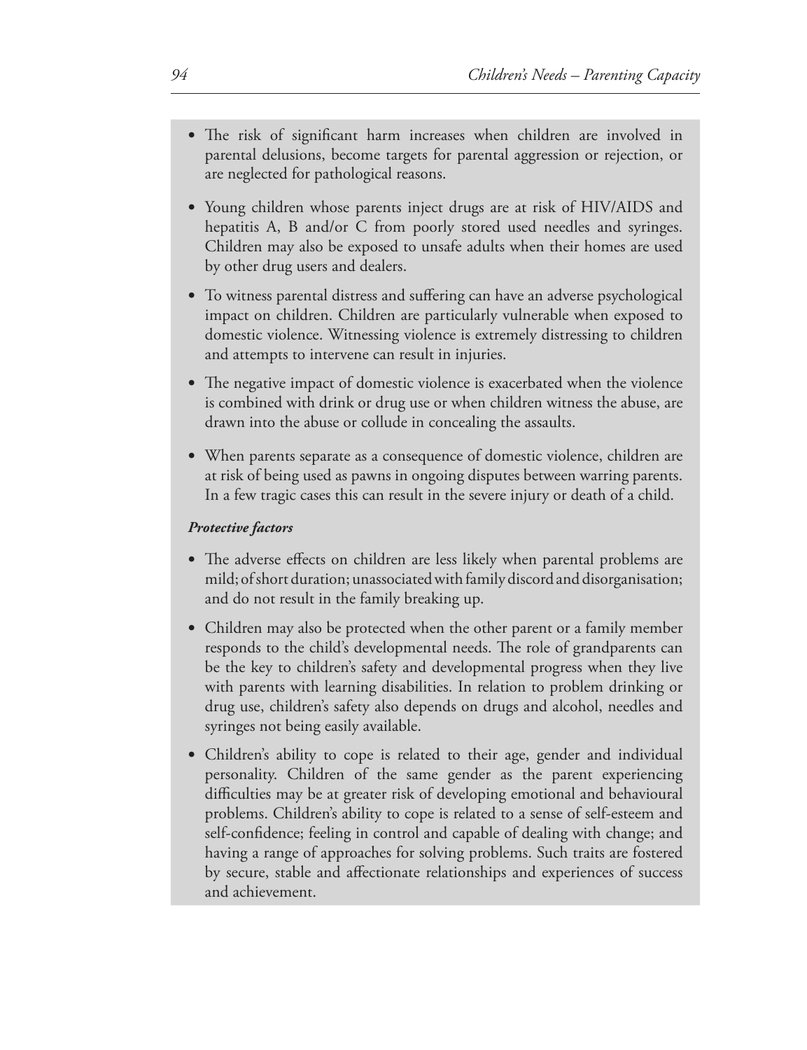- The risk of significant harm increases when children are involved in parental delusions, become targets for parental aggression or rejection, or are neglected for pathological reasons.
- Young children whose parents inject drugs are at risk of HIV/AIDS and hepatitis A, B and/or C from poorly stored used needles and syringes. Children may also be exposed to unsafe adults when their homes are used by other drug users and dealers.
- To witness parental distress and suffering can have an adverse psychological impact on children. Children are particularly vulnerable when exposed to domestic violence. Witnessing violence is extremely distressing to children and attempts to intervene can result in injuries.
- The negative impact of domestic violence is exacerbated when the violence is combined with drink or drug use or when children witness the abuse, are drawn into the abuse or collude in concealing the assaults.
- When parents separate as a consequence of domestic violence, children are at risk of being used as pawns in ongoing disputes between warring parents. In a few tragic cases this can result in the severe injury or death of a child.

***Protective factors***

- The adverse effects on children are less likely when parental problems are mild; of short duration; unassociated with family discord and disorganisation; and do not result in the family breaking up.
- Children may also be protected when the other parent or a family member responds to the child's developmental needs. The role of grandparents can be the key to children's safety and developmental progress when they live with parents with learning disabilities. In relation to problem drinking or drug use, children's safety also depends on drugs and alcohol, needles and syringes not being easily available.
- Children's ability to cope is related to their age, gender and individual personality. Children of the same gender as the parent experiencing difficulties may be at greater risk of developing emotional and behavioural problems. Children's ability to cope is related to a sense of self-esteem and self-confidence; feeling in control and capable of dealing with change; and having a range of approaches for solving problems. Such traits are fostered by secure, stable and affectionate relationships and experiences of success and achievement.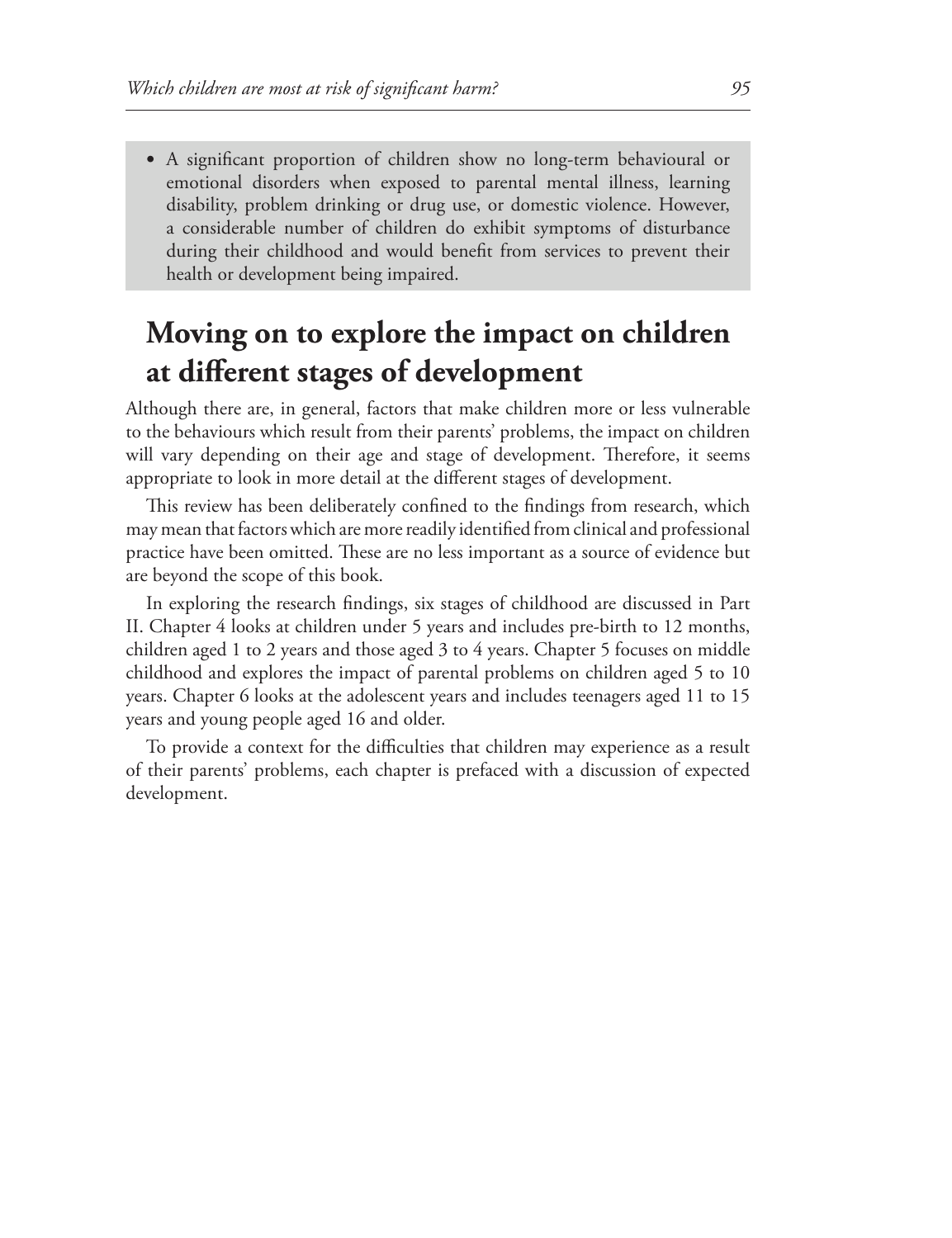- A significant proportion of children show no long-term behavioural or emotional disorders when exposed to parental mental illness, learning disability, problem drinking or drug use, or domestic violence. However, a considerable number of children do exhibit symptoms of disturbance during their childhood and would benefit from services to prevent their health or development being impaired.

## Moving on to explore the impact on children at different stages of development

Although there are, in general, factors that make children more or less vulnerable to the behaviours which result from their parents' problems, the impact on children will vary depending on their age and stage of development. Therefore, it seems appropriate to look in more detail at the different stages of development.

This review has been deliberately confined to the findings from research, which may mean that factors which are more readily identified from clinical and professional practice have been omitted. These are no less important as a source of evidence but are beyond the scope of this book.

In exploring the research findings, six stages of childhood are discussed in Part II. Chapter 4 looks at children under 5 years and includes pre-birth to 12 months, children aged 1 to 2 years and those aged 3 to 4 years. Chapter 5 focuses on middle childhood and explores the impact of parental problems on children aged 5 to 10 years. Chapter 6 looks at the adolescent years and includes teenagers aged 11 to 15 years and young people aged 16 and older.

To provide a context for the difficulties that children may experience as a result of their parents' problems, each chapter is prefaced with a discussion of expected development.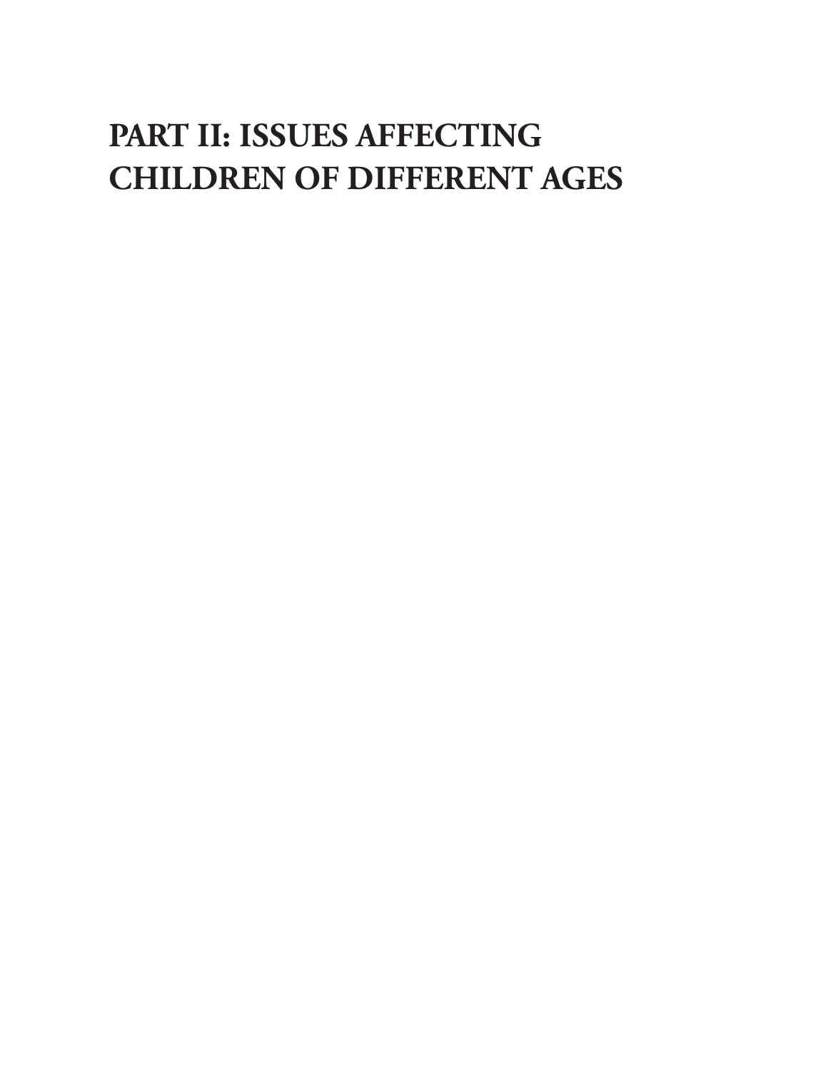# PART II: ISSUES AFFECTING CHILDREN OF DIFFERENT AGES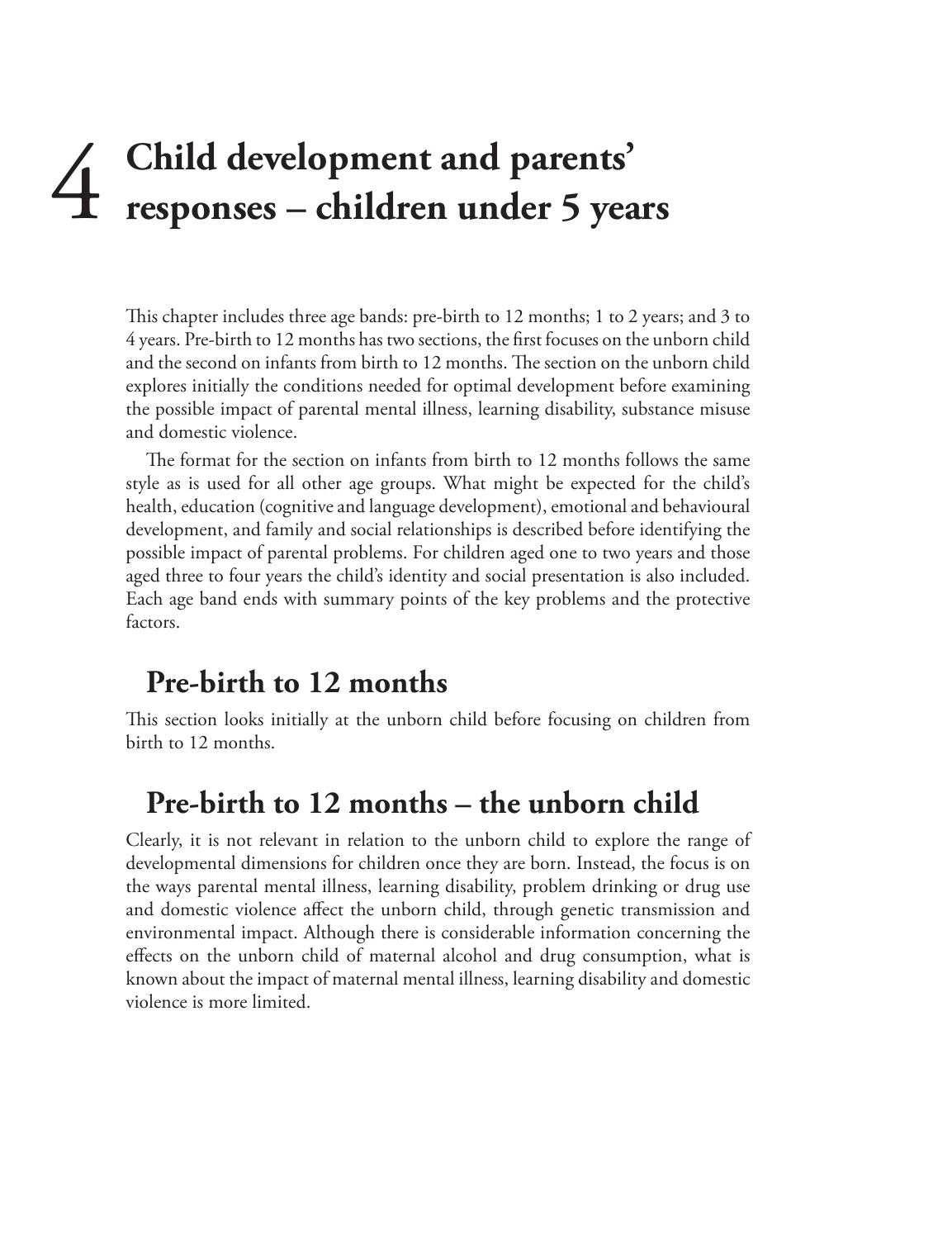# 4 Child development and parents' responses – children under 5 years

This chapter includes three age bands: pre-birth to 12 months; 1 to 2 years; and 3 to 4 years. Pre-birth to 12 months has two sections, the first focuses on the unborn child and the second on infants from birth to 12 months. The section on the unborn child explores initially the conditions needed for optimal development before examining the possible impact of parental mental illness, learning disability, substance misuse and domestic violence.

The format for the section on infants from birth to 12 months follows the same style as is used for all other age groups. What might be expected for the child's health, education (cognitive and language development), emotional and behavioural development, and family and social relationships is described before identifying the possible impact of parental problems. For children aged one to two years and those aged three to four years the child's identity and social presentation is also included. Each age band ends with summary points of the key problems and the protective factors.

## Pre-birth to 12 months

This section looks initially at the unborn child before focusing on children from birth to 12 months.

## Pre-birth to 12 months – the unborn child

Clearly, it is not relevant in relation to the unborn child to explore the range of developmental dimensions for children once they are born. Instead, the focus is on the ways parental mental illness, learning disability, problem drinking or drug use and domestic violence affect the unborn child, through genetic transmission and environmental impact. Although there is considerable information concerning the effects on the unborn child of maternal alcohol and drug consumption, what is known about the impact of maternal mental illness, learning disability and domestic violence is more limited.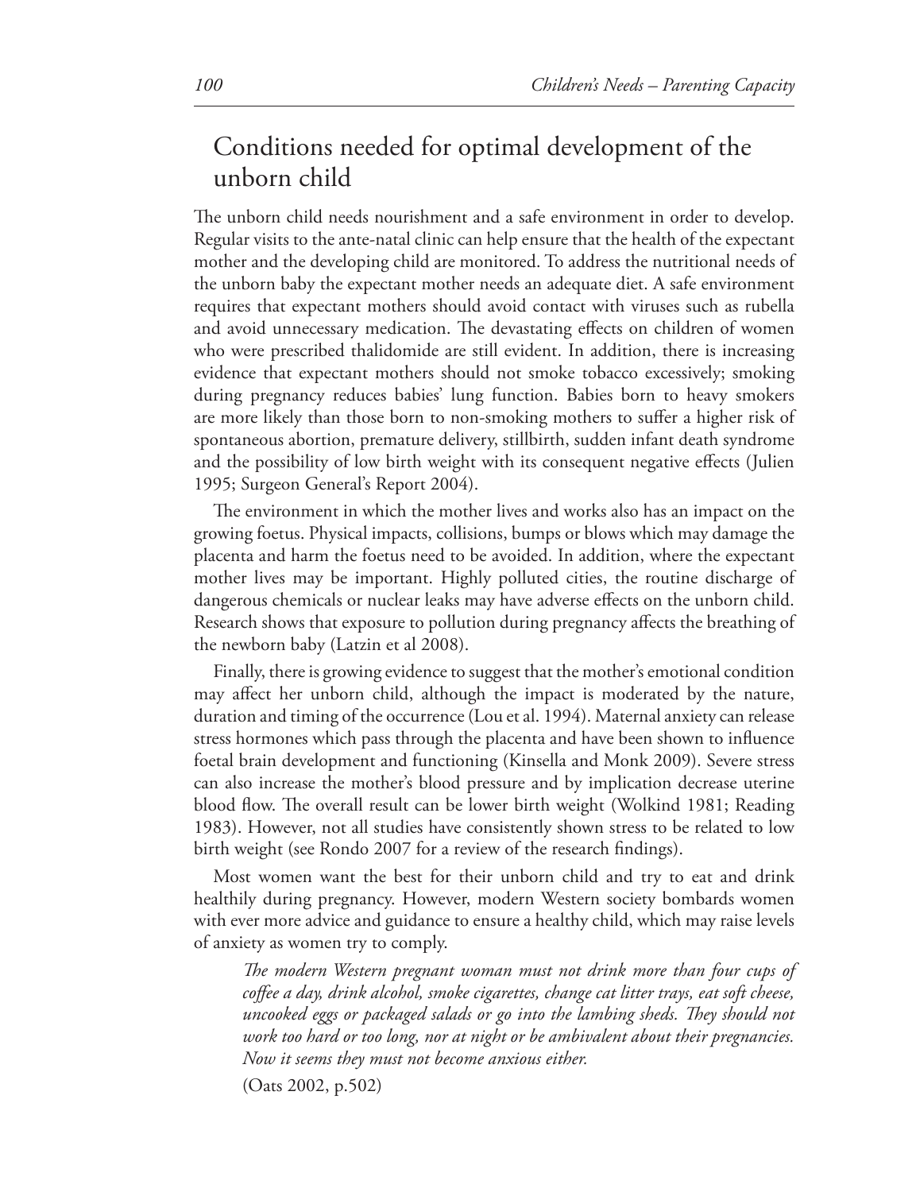## Conditions needed for optimal development of the unborn child

The unborn child needs nourishment and a safe environment in order to develop. Regular visits to the ante-natal clinic can help ensure that the health of the expectant mother and the developing child are monitored. To address the nutritional needs of the unborn baby the expectant mother needs an adequate diet. A safe environment requires that expectant mothers should avoid contact with viruses such as rubella and avoid unnecessary medication. The devastating effects on children of women who were prescribed thalidomide are still evident. In addition, there is increasing evidence that expectant mothers should not smoke tobacco excessively; smoking during pregnancy reduces babies' lung function. Babies born to heavy smokers are more likely than those born to non-smoking mothers to suffer a higher risk of spontaneous abortion, premature delivery, stillbirth, sudden infant death syndrome and the possibility of low birth weight with its consequent negative effects (Julien 1995; Surgeon General's Report 2004).

The environment in which the mother lives and works also has an impact on the growing foetus. Physical impacts, collisions, bumps or blows which may damage the placenta and harm the foetus need to be avoided. In addition, where the expectant mother lives may be important. Highly polluted cities, the routine discharge of dangerous chemicals or nuclear leaks may have adverse effects on the unborn child. Research shows that exposure to pollution during pregnancy affects the breathing of the newborn baby (Latzin et al 2008).

Finally, there is growing evidence to suggest that the mother's emotional condition may affect her unborn child, although the impact is moderated by the nature, duration and timing of the occurrence (Lou et al. 1994). Maternal anxiety can release stress hormones which pass through the placenta and have been shown to influence foetal brain development and functioning (Kinsella and Monk 2009). Severe stress can also increase the mother's blood pressure and by implication decrease uterine blood flow. The overall result can be lower birth weight (Wolkind 1981; Reading 1983). However, not all studies have consistently shown stress to be related to low birth weight (see Rondo 2007 for a review of the research findings).

Most women want the best for their unborn child and try to eat and drink healthily during pregnancy. However, modern Western society bombards women with ever more advice and guidance to ensure a healthy child, which may raise levels of anxiety as women try to comply.

> *The modern Western pregnant woman must not drink more than four cups of coffee a day, drink alcohol, smoke cigarettes, change cat litter trays, eat soft cheese, uncooked eggs or packaged salads or go into the lambing sheds. They should not work too hard or too long, nor at night or be ambivalent about their pregnancies. Now it seems they must not become anxious either.*
>
> (Oats 2002, p.502)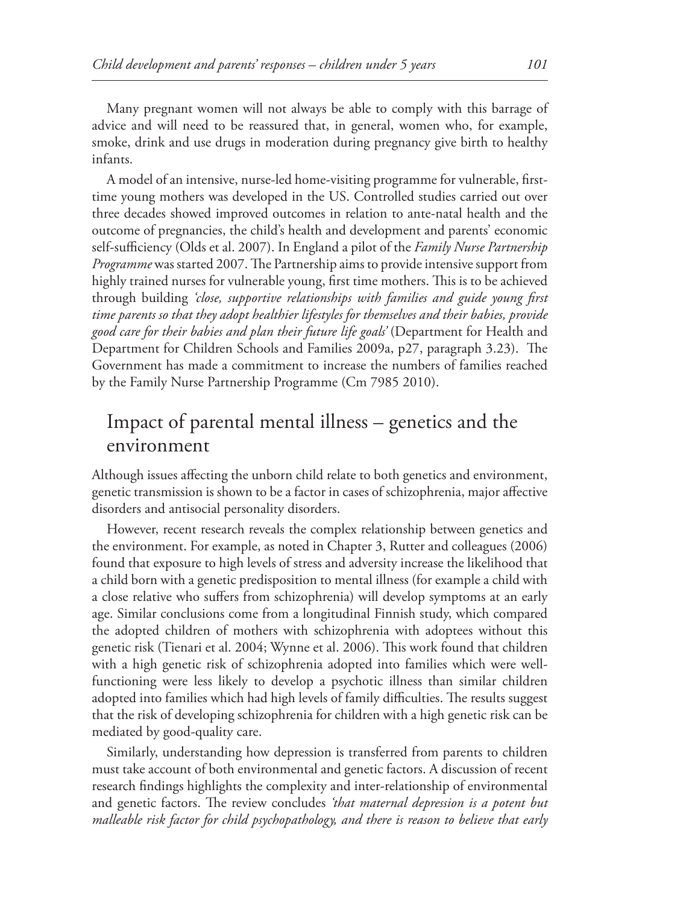Many pregnant women will not always be able to comply with this barrage of advice and will need to be reassured that, in general, women who, for example, smoke, drink and use drugs in moderation during pregnancy give birth to healthy infants.

A model of an intensive, nurse-led home-visiting programme for vulnerable, first-time young mothers was developed in the US. Controlled studies carried out over three decades showed improved outcomes in relation to ante-natal health and the outcome of pregnancies, the child's health and development and parents' economic self-sufficiency (Olds et al. 2007). In England a pilot of the *Family Nurse Partnership Programme* was started 2007. The Partnership aims to provide intensive support from highly trained nurses for vulnerable young, first time mothers. This is to be achieved through building *'close, supportive relationships with families and guide young first time parents so that they adopt healthier lifestyles for themselves and their babies, provide good care for their babies and plan their future life goals'* (Department for Health and Department for Children Schools and Families 2009a, p27, paragraph 3.23). The Government has made a commitment to increase the numbers of families reached by the Family Nurse Partnership Programme (Cm 7985 2010).

## Impact of parental mental illness – genetics and the environment

Although issues affecting the unborn child relate to both genetics and environment, genetic transmission is shown to be a factor in cases of schizophrenia, major affective disorders and antisocial personality disorders.

However, recent research reveals the complex relationship between genetics and the environment. For example, as noted in Chapter 3, Rutter and colleagues (2006) found that exposure to high levels of stress and adversity increase the likelihood that a child born with a genetic predisposition to mental illness (for example a child with a close relative who suffers from schizophrenia) will develop symptoms at an early age. Similar conclusions come from a longitudinal Finnish study, which compared the adopted children of mothers with schizophrenia with adoptees without this genetic risk (Tienari et al. 2004; Wynne et al. 2006). This work found that children with a high genetic risk of schizophrenia adopted into families which were well-functioning were less likely to develop a psychotic illness than similar children adopted into families which had high levels of family difficulties. The results suggest that the risk of developing schizophrenia for children with a high genetic risk can be mediated by good-quality care.

Similarly, understanding how depression is transferred from parents to children must take account of both environmental and genetic factors. A discussion of recent research findings highlights the complexity and inter-relationship of environmental and genetic factors. The review concludes *'that maternal depression is a potent but malleable risk factor for child psychopathology, and there is reason to believe that early*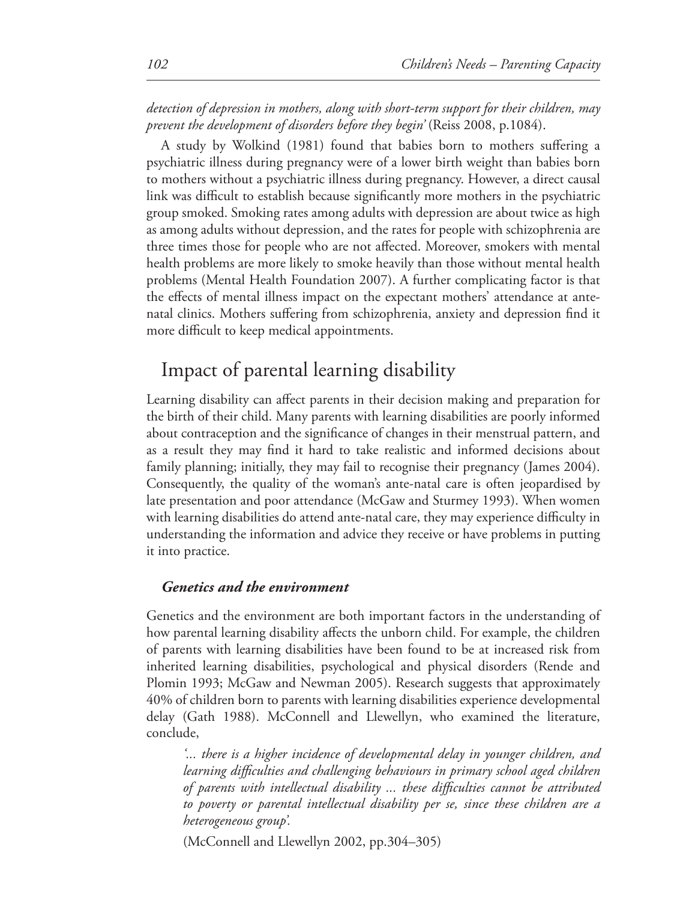*detection of depression in mothers, along with short-term support for their children, may prevent the development of disorders before they begin'* (Reiss 2008, p.1084).

A study by Wolkind (1981) found that babies born to mothers suffering a psychiatric illness during pregnancy were of a lower birth weight than babies born to mothers without a psychiatric illness during pregnancy. However, a direct causal link was difficult to establish because significantly more mothers in the psychiatric group smoked. Smoking rates among adults with depression are about twice as high as among adults without depression, and the rates for people with schizophrenia are three times those for people who are not affected. Moreover, smokers with mental health problems are more likely to smoke heavily than those without mental health problems (Mental Health Foundation 2007). A further complicating factor is that the effects of mental illness impact on the expectant mothers' attendance at ante-natal clinics. Mothers suffering from schizophrenia, anxiety and depression find it more difficult to keep medical appointments.

## Impact of parental learning disability

Learning disability can affect parents in their decision making and preparation for the birth of their child. Many parents with learning disabilities are poorly informed about contraception and the significance of changes in their menstrual pattern, and as a result they may find it hard to take realistic and informed decisions about family planning; initially, they may fail to recognise their pregnancy (James 2004). Consequently, the quality of the woman's ante-natal care is often jeopardised by late presentation and poor attendance (McGaw and Sturmey 1993). When women with learning disabilities do attend ante-natal care, they may experience difficulty in understanding the information and advice they receive or have problems in putting it into practice.

### *Genetics and the environment*

Genetics and the environment are both important factors in the understanding of how parental learning disability affects the unborn child. For example, the children of parents with learning disabilities have been found to be at increased risk from inherited learning disabilities, psychological and physical disorders (Rende and Plomin 1993; McGaw and Newman 2005). Research suggests that approximately 40% of children born to parents with learning disabilities experience developmental delay (Gath 1988). McConnell and Llewellyn, who examined the literature, conclude,

> *'... there is a higher incidence of developmental delay in younger children, and learning difficulties and challenging behaviours in primary school aged children of parents with intellectual disability ... these difficulties cannot be attributed to poverty or parental intellectual disability per se, since these children are a heterogeneous group'.*
>
> (McConnell and Llewellyn 2002, pp.304–305)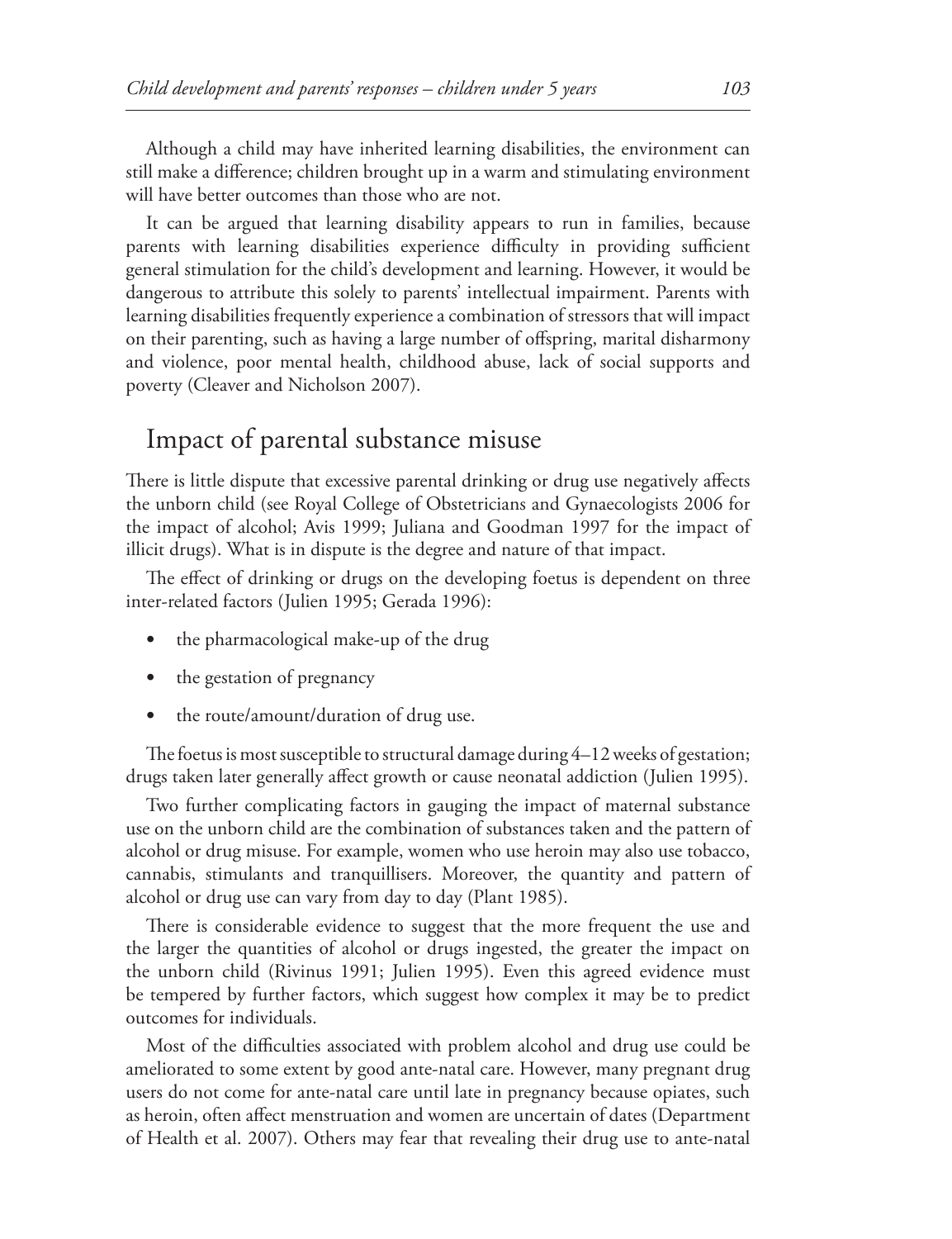Although a child may have inherited learning disabilities, the environment can still make a difference; children brought up in a warm and stimulating environment will have better outcomes than those who are not.

It can be argued that learning disability appears to run in families, because parents with learning disabilities experience difficulty in providing sufficient general stimulation for the child's development and learning. However, it would be dangerous to attribute this solely to parents' intellectual impairment. Parents with learning disabilities frequently experience a combination of stressors that will impact on their parenting, such as having a large number of offspring, marital disharmony and violence, poor mental health, childhood abuse, lack of social supports and poverty (Cleaver and Nicholson 2007).

## Impact of parental substance misuse

There is little dispute that excessive parental drinking or drug use negatively affects the unborn child (see Royal College of Obstetricians and Gynaecologists 2006 for the impact of alcohol; Avis 1999; Juliana and Goodman 1997 for the impact of illicit drugs). What is in dispute is the degree and nature of that impact.

The effect of drinking or drugs on the developing foetus is dependent on three inter-related factors (Julien 1995; Gerada 1996):

- the pharmacological make-up of the drug
- the gestation of pregnancy
- the route/amount/duration of drug use.

The foetus is most susceptible to structural damage during 4–12 weeks of gestation; drugs taken later generally affect growth or cause neonatal addiction (Julien 1995).

Two further complicating factors in gauging the impact of maternal substance use on the unborn child are the combination of substances taken and the pattern of alcohol or drug misuse. For example, women who use heroin may also use tobacco, cannabis, stimulants and tranquillisers. Moreover, the quantity and pattern of alcohol or drug use can vary from day to day (Plant 1985).

There is considerable evidence to suggest that the more frequent the use and the larger the quantities of alcohol or drugs ingested, the greater the impact on the unborn child (Rivinus 1991; Julien 1995). Even this agreed evidence must be tempered by further factors, which suggest how complex it may be to predict outcomes for individuals.

Most of the difficulties associated with problem alcohol and drug use could be ameliorated to some extent by good ante-natal care. However, many pregnant drug users do not come for ante-natal care until late in pregnancy because opiates, such as heroin, often affect menstruation and women are uncertain of dates (Department of Health et al. 2007). Others may fear that revealing their drug use to ante-natal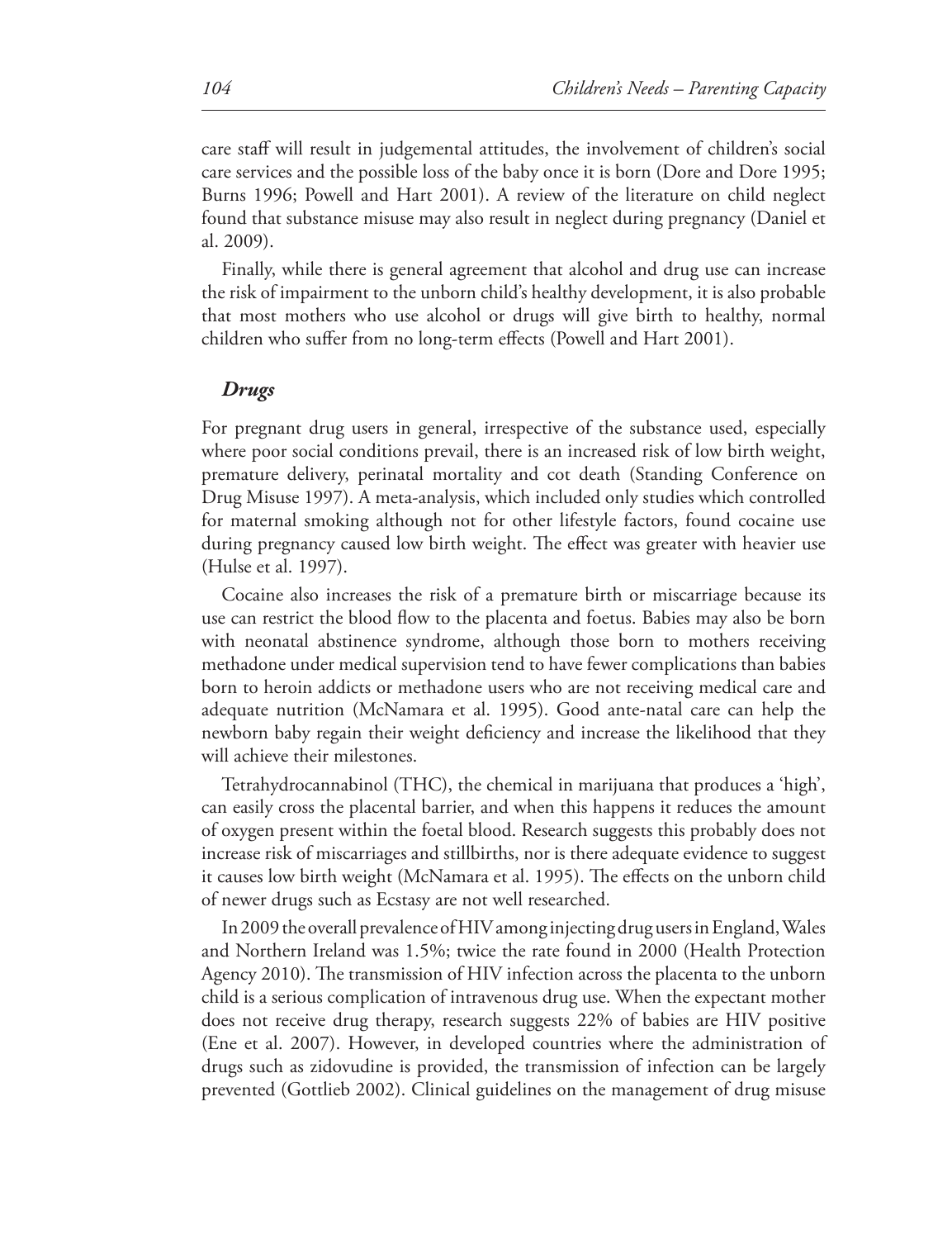care staff will result in judgemental attitudes, the involvement of children's social care services and the possible loss of the baby once it is born (Dore and Dore 1995; Burns 1996; Powell and Hart 2001). A review of the literature on child neglect found that substance misuse may also result in neglect during pregnancy (Daniel et al. 2009).

Finally, while there is general agreement that alcohol and drug use can increase the risk of impairment to the unborn child's healthy development, it is also probable that most mothers who use alcohol or drugs will give birth to healthy, normal children who suffer from no long-term effects (Powell and Hart 2001).

### *Drugs*

For pregnant drug users in general, irrespective of the substance used, especially where poor social conditions prevail, there is an increased risk of low birth weight, premature delivery, perinatal mortality and cot death (Standing Conference on Drug Misuse 1997). A meta-analysis, which included only studies which controlled for maternal smoking although not for other lifestyle factors, found cocaine use during pregnancy caused low birth weight. The effect was greater with heavier use (Hulse et al. 1997).

Cocaine also increases the risk of a premature birth or miscarriage because its use can restrict the blood flow to the placenta and foetus. Babies may also be born with neonatal abstinence syndrome, although those born to mothers receiving methadone under medical supervision tend to have fewer complications than babies born to heroin addicts or methadone users who are not receiving medical care and adequate nutrition (McNamara et al. 1995). Good ante-natal care can help the newborn baby regain their weight deficiency and increase the likelihood that they will achieve their milestones.

Tetrahydrocannabinol (THC), the chemical in marijuana that produces a 'high', can easily cross the placental barrier, and when this happens it reduces the amount of oxygen present within the foetal blood. Research suggests this probably does not increase risk of miscarriages and stillbirths, nor is there adequate evidence to suggest it causes low birth weight (McNamara et al. 1995). The effects on the unborn child of newer drugs such as Ecstasy are not well researched.

In 2009 the overall prevalence of HIV among injecting drug users in England, Wales and Northern Ireland was 1.5%; twice the rate found in 2000 (Health Protection Agency 2010). The transmission of HIV infection across the placenta to the unborn child is a serious complication of intravenous drug use. When the expectant mother does not receive drug therapy, research suggests 22% of babies are HIV positive (Ene et al. 2007). However, in developed countries where the administration of drugs such as zidovudine is provided, the transmission of infection can be largely prevented (Gottlieb 2002). Clinical guidelines on the management of drug misuse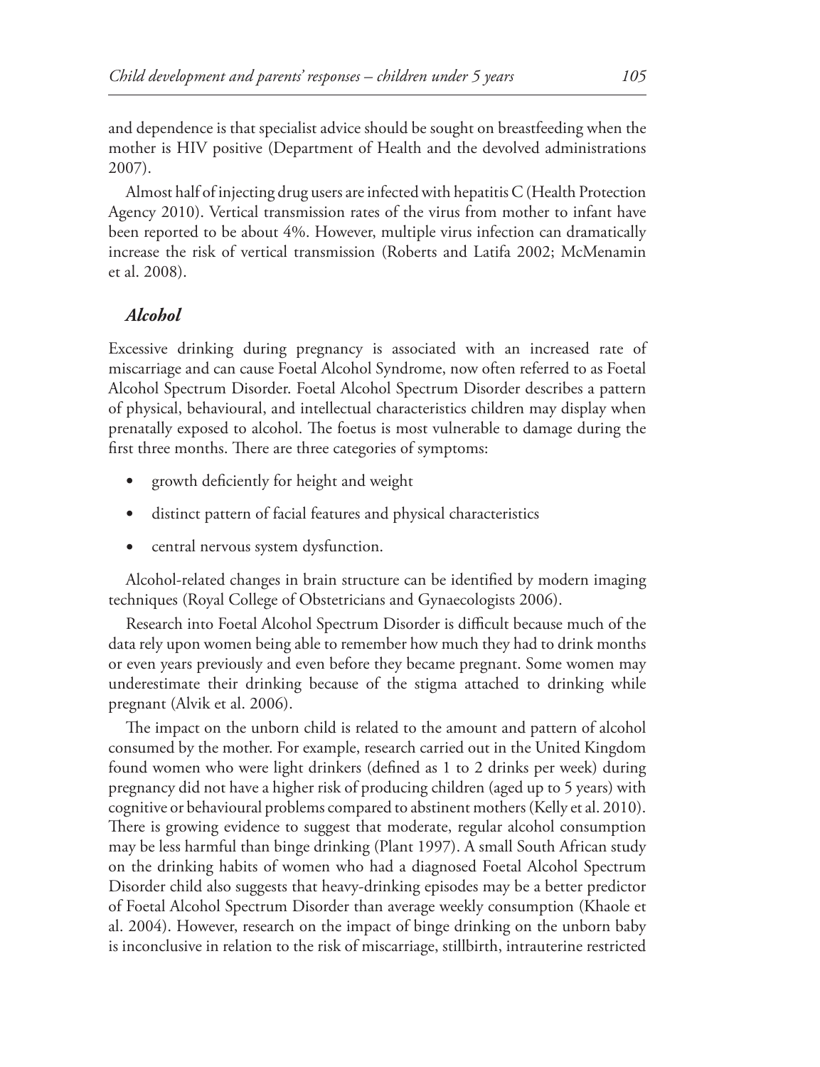and dependence is that specialist advice should be sought on breastfeeding when the mother is HIV positive (Department of Health and the devolved administrations 2007).

Almost half of injecting drug users are infected with hepatitis C (Health Protection Agency 2010). Vertical transmission rates of the virus from mother to infant have been reported to be about 4%. However, multiple virus infection can dramatically increase the risk of vertical transmission (Roberts and Latifa 2002; McMenamin et al. 2008).

### *Alcohol*

Excessive drinking during pregnancy is associated with an increased rate of miscarriage and can cause Foetal Alcohol Syndrome, now often referred to as Foetal Alcohol Spectrum Disorder. Foetal Alcohol Spectrum Disorder describes a pattern of physical, behavioural, and intellectual characteristics children may display when prenatally exposed to alcohol. The foetus is most vulnerable to damage during the first three months. There are three categories of symptoms:

- growth deficiently for height and weight
- distinct pattern of facial features and physical characteristics
- central nervous system dysfunction.

Alcohol-related changes in brain structure can be identified by modern imaging techniques (Royal College of Obstetricians and Gynaecologists 2006).

Research into Foetal Alcohol Spectrum Disorder is difficult because much of the data rely upon women being able to remember how much they had to drink months or even years previously and even before they became pregnant. Some women may underestimate their drinking because of the stigma attached to drinking while pregnant (Alvik et al. 2006).

The impact on the unborn child is related to the amount and pattern of alcohol consumed by the mother. For example, research carried out in the United Kingdom found women who were light drinkers (defined as 1 to 2 drinks per week) during pregnancy did not have a higher risk of producing children (aged up to 5 years) with cognitive or behavioural problems compared to abstinent mothers (Kelly et al. 2010). There is growing evidence to suggest that moderate, regular alcohol consumption may be less harmful than binge drinking (Plant 1997). A small South African study on the drinking habits of women who had a diagnosed Foetal Alcohol Spectrum Disorder child also suggests that heavy-drinking episodes may be a better predictor of Foetal Alcohol Spectrum Disorder than average weekly consumption (Khaole et al. 2004). However, research on the impact of binge drinking on the unborn baby is inconclusive in relation to the risk of miscarriage, stillbirth, intrauterine restricted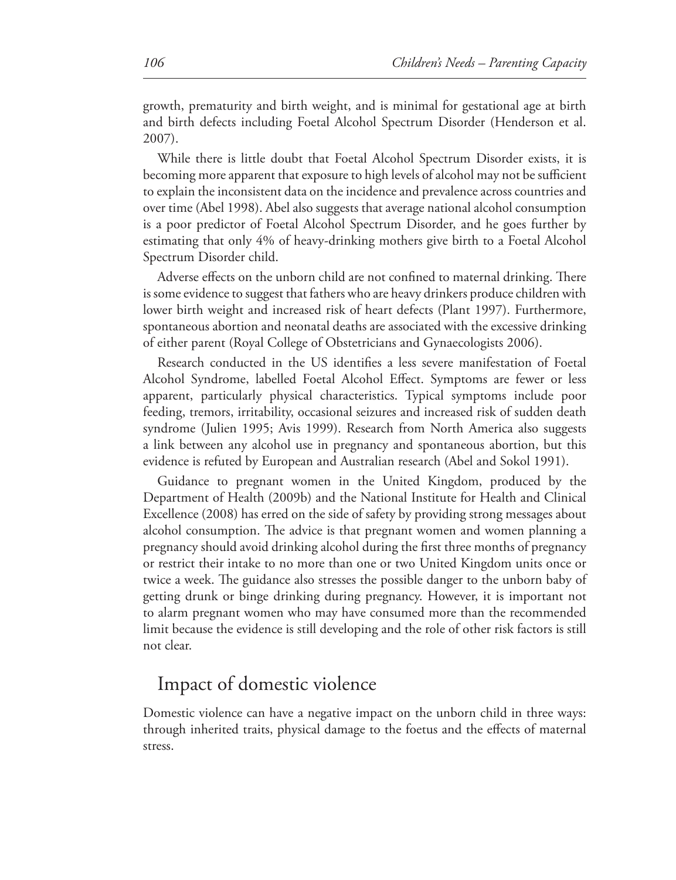growth, prematurity and birth weight, and is minimal for gestational age at birth and birth defects including Foetal Alcohol Spectrum Disorder (Henderson et al. 2007).

While there is little doubt that Foetal Alcohol Spectrum Disorder exists, it is becoming more apparent that exposure to high levels of alcohol may not be sufficient to explain the inconsistent data on the incidence and prevalence across countries and over time (Abel 1998). Abel also suggests that average national alcohol consumption is a poor predictor of Foetal Alcohol Spectrum Disorder, and he goes further by estimating that only 4% of heavy-drinking mothers give birth to a Foetal Alcohol Spectrum Disorder child.

Adverse effects on the unborn child are not confined to maternal drinking. There is some evidence to suggest that fathers who are heavy drinkers produce children with lower birth weight and increased risk of heart defects (Plant 1997). Furthermore, spontaneous abortion and neonatal deaths are associated with the excessive drinking of either parent (Royal College of Obstetricians and Gynaecologists 2006).

Research conducted in the US identifies a less severe manifestation of Foetal Alcohol Syndrome, labelled Foetal Alcohol Effect. Symptoms are fewer or less apparent, particularly physical characteristics. Typical symptoms include poor feeding, tremors, irritability, occasional seizures and increased risk of sudden death syndrome (Julien 1995; Avis 1999). Research from North America also suggests a link between any alcohol use in pregnancy and spontaneous abortion, but this evidence is refuted by European and Australian research (Abel and Sokol 1991).

Guidance to pregnant women in the United Kingdom, produced by the Department of Health (2009b) and the National Institute for Health and Clinical Excellence (2008) has erred on the side of safety by providing strong messages about alcohol consumption. The advice is that pregnant women and women planning a pregnancy should avoid drinking alcohol during the first three months of pregnancy or restrict their intake to no more than one or two United Kingdom units once or twice a week. The guidance also stresses the possible danger to the unborn baby of getting drunk or binge drinking during pregnancy. However, it is important not to alarm pregnant women who may have consumed more than the recommended limit because the evidence is still developing and the role of other risk factors is still not clear.

## Impact of domestic violence

Domestic violence can have a negative impact on the unborn child in three ways: through inherited traits, physical damage to the foetus and the effects of maternal stress.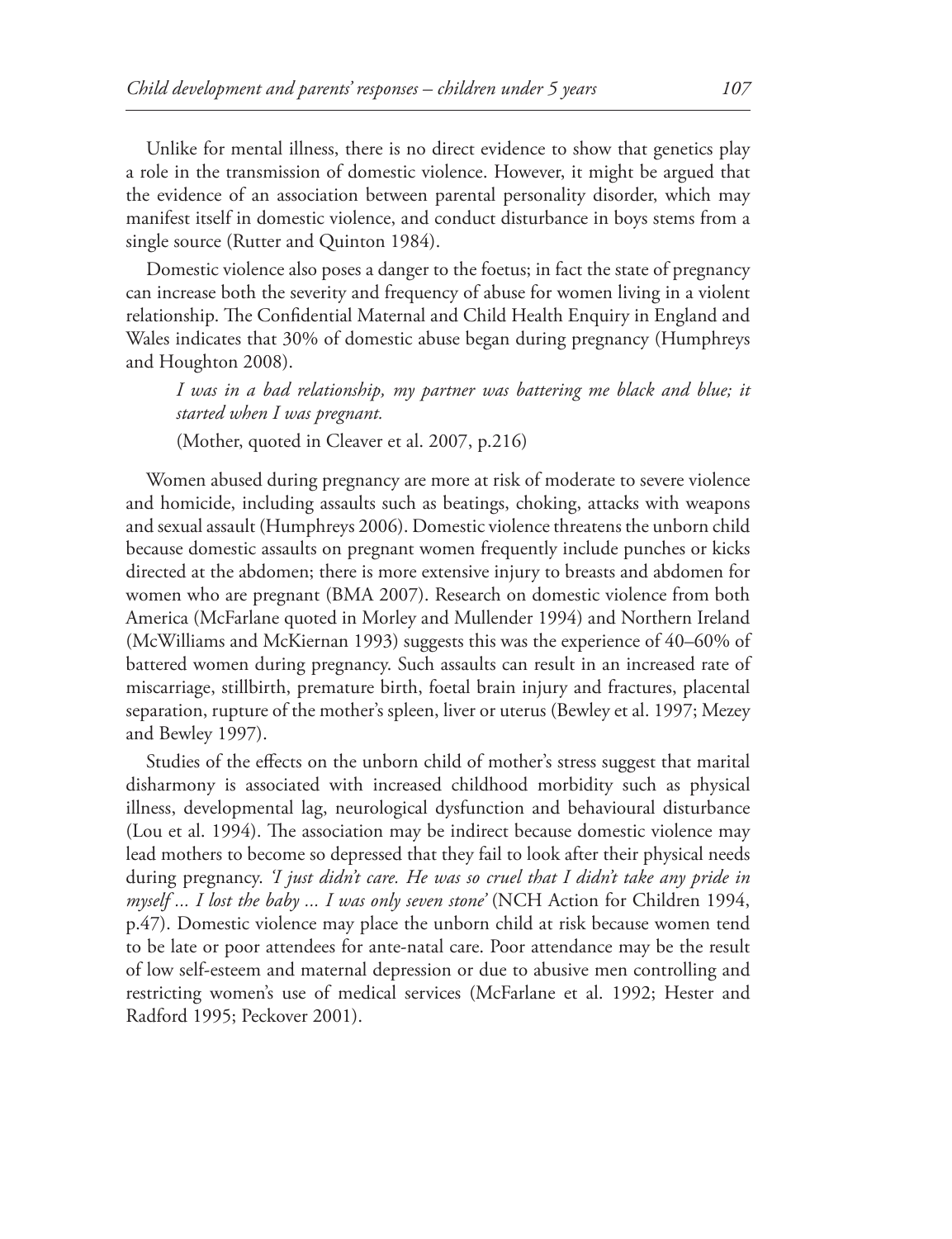Unlike for mental illness, there is no direct evidence to show that genetics play a role in the transmission of domestic violence. However, it might be argued that the evidence of an association between parental personality disorder, which may manifest itself in domestic violence, and conduct disturbance in boys stems from a single source (Rutter and Quinton 1984).

Domestic violence also poses a danger to the foetus; in fact the state of pregnancy can increase both the severity and frequency of abuse for women living in a violent relationship. The Confidential Maternal and Child Health Enquiry in England and Wales indicates that 30% of domestic abuse began during pregnancy (Humphreys and Houghton 2008).

> *I was in a bad relationship, my partner was battering me black and blue; it started when I was pregnant.*
>
> (Mother, quoted in Cleaver et al. 2007, p.216)

Women abused during pregnancy are more at risk of moderate to severe violence and homicide, including assaults such as beatings, choking, attacks with weapons and sexual assault (Humphreys 2006). Domestic violence threatens the unborn child because domestic assaults on pregnant women frequently include punches or kicks directed at the abdomen; there is more extensive injury to breasts and abdomen for women who are pregnant (BMA 2007). Research on domestic violence from both America (McFarlane quoted in Morley and Mullender 1994) and Northern Ireland (McWilliams and McKiernan 1993) suggests this was the experience of 40–60% of battered women during pregnancy. Such assaults can result in an increased rate of miscarriage, stillbirth, premature birth, foetal brain injury and fractures, placental separation, rupture of the mother's spleen, liver or uterus (Bewley et al. 1997; Mezey and Bewley 1997).

Studies of the effects on the unborn child of mother's stress suggest that marital disharmony is associated with increased childhood morbidity such as physical illness, developmental lag, neurological dysfunction and behavioural disturbance (Lou et al. 1994). The association may be indirect because domestic violence may lead mothers to become so depressed that they fail to look after their physical needs during pregnancy. *'I just didn't care. He was so cruel that I didn't take any pride in myself ... I lost the baby ... I was only seven stone'* (NCH Action for Children 1994, p.47). Domestic violence may place the unborn child at risk because women tend to be late or poor attendees for ante-natal care. Poor attendance may be the result of low self-esteem and maternal depression or due to abusive men controlling and restricting women's use of medical services (McFarlane et al. 1992; Hester and Radford 1995; Peckover 2001).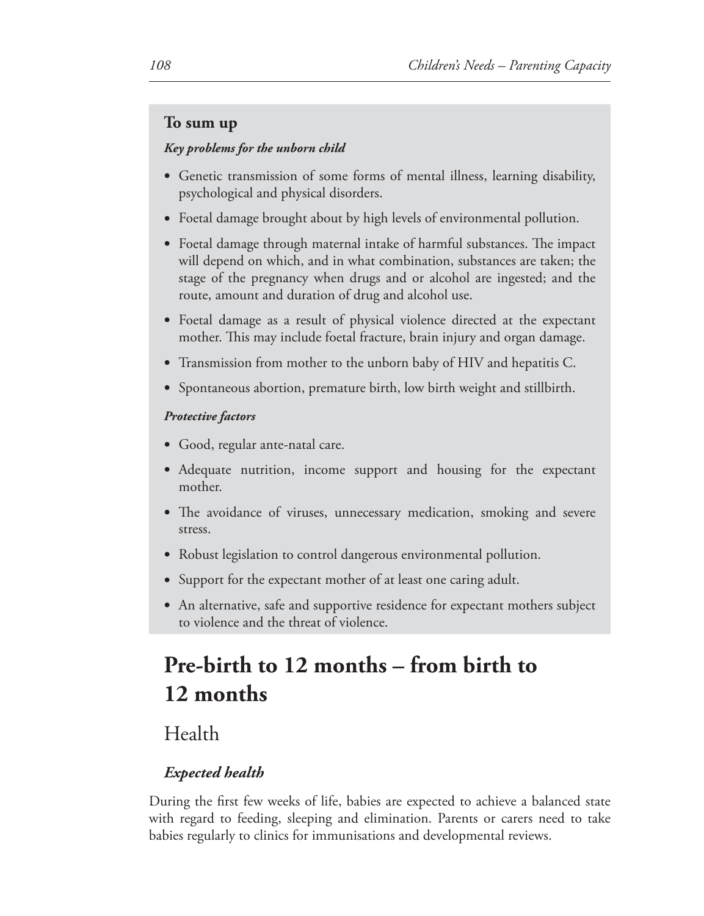**To sum up**

***Key problems for the unborn child***

- Genetic transmission of some forms of mental illness, learning disability, psychological and physical disorders.
- Foetal damage brought about by high levels of environmental pollution.
- Foetal damage through maternal intake of harmful substances. The impact will depend on which, and in what combination, substances are taken; the stage of the pregnancy when drugs and or alcohol are ingested; and the route, amount and duration of drug and alcohol use.
- Foetal damage as a result of physical violence directed at the expectant mother. This may include foetal fracture, brain injury and organ damage.
- Transmission from mother to the unborn baby of HIV and hepatitis C.
- Spontaneous abortion, premature birth, low birth weight and stillbirth.

***Protective factors***

- Good, regular ante-natal care.
- Adequate nutrition, income support and housing for the expectant mother.
- The avoidance of viruses, unnecessary medication, smoking and severe stress.
- Robust legislation to control dangerous environmental pollution.
- Support for the expectant mother of at least one caring adult.
- An alternative, safe and supportive residence for expectant mothers subject to violence and the threat of violence.

# Pre-birth to 12 months – from birth to 12 months

## Health

### *Expected health*

During the first few weeks of life, babies are expected to achieve a balanced state with regard to feeding, sleeping and elimination. Parents or carers need to take babies regularly to clinics for immunisations and developmental reviews.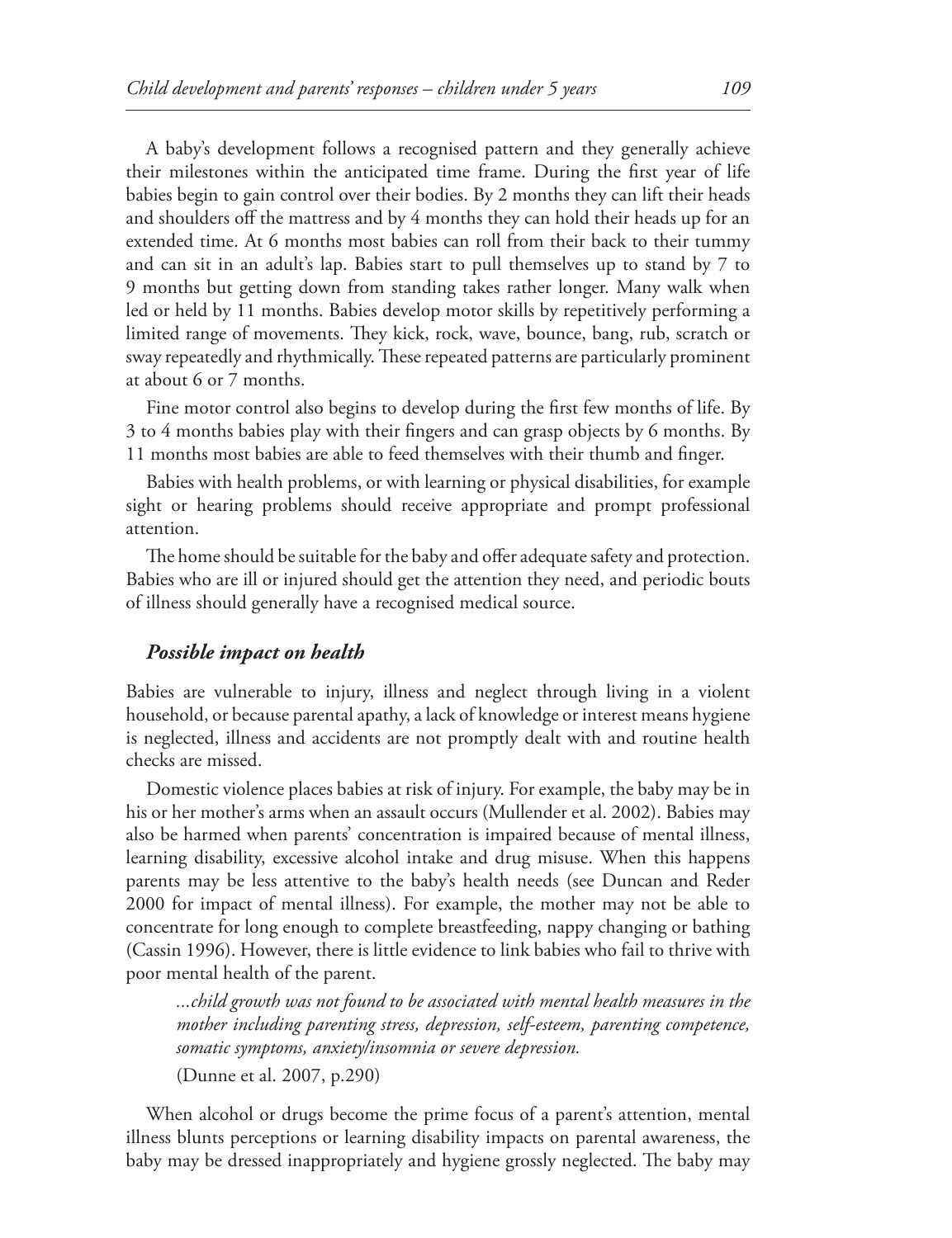A baby's development follows a recognised pattern and they generally achieve their milestones within the anticipated time frame. During the first year of life babies begin to gain control over their bodies. By 2 months they can lift their heads and shoulders off the mattress and by 4 months they can hold their heads up for an extended time. At 6 months most babies can roll from their back to their tummy and can sit in an adult's lap. Babies start to pull themselves up to stand by 7 to 9 months but getting down from standing takes rather longer. Many walk when led or held by 11 months. Babies develop motor skills by repetitively performing a limited range of movements. They kick, rock, wave, bounce, bang, rub, scratch or sway repeatedly and rhythmically. These repeated patterns are particularly prominent at about 6 or 7 months.

Fine motor control also begins to develop during the first few months of life. By 3 to 4 months babies play with their fingers and can grasp objects by 6 months. By 11 months most babies are able to feed themselves with their thumb and finger.

Babies with health problems, or with learning or physical disabilities, for example sight or hearing problems should receive appropriate and prompt professional attention.

The home should be suitable for the baby and offer adequate safety and protection. Babies who are ill or injured should get the attention they need, and periodic bouts of illness should generally have a recognised medical source.

### *Possible impact on health*

Babies are vulnerable to injury, illness and neglect through living in a violent household, or because parental apathy, a lack of knowledge or interest means hygiene is neglected, illness and accidents are not promptly dealt with and routine health checks are missed.

Domestic violence places babies at risk of injury. For example, the baby may be in his or her mother's arms when an assault occurs (Mullender et al. 2002). Babies may also be harmed when parents' concentration is impaired because of mental illness, learning disability, excessive alcohol intake and drug misuse. When this happens parents may be less attentive to the baby's health needs (see Duncan and Reder 2000 for impact of mental illness). For example, the mother may not be able to concentrate for long enough to complete breastfeeding, nappy changing or bathing (Cassin 1996). However, there is little evidence to link babies who fail to thrive with poor mental health of the parent.

> *...child growth was not found to be associated with mental health measures in the mother including parenting stress, depression, self-esteem, parenting competence, somatic symptoms, anxiety/insomnia or severe depression.*
>
> (Dunne et al. 2007, p.290)

When alcohol or drugs become the prime focus of a parent's attention, mental illness blunts perceptions or learning disability impacts on parental awareness, the baby may be dressed inappropriately and hygiene grossly neglected. The baby may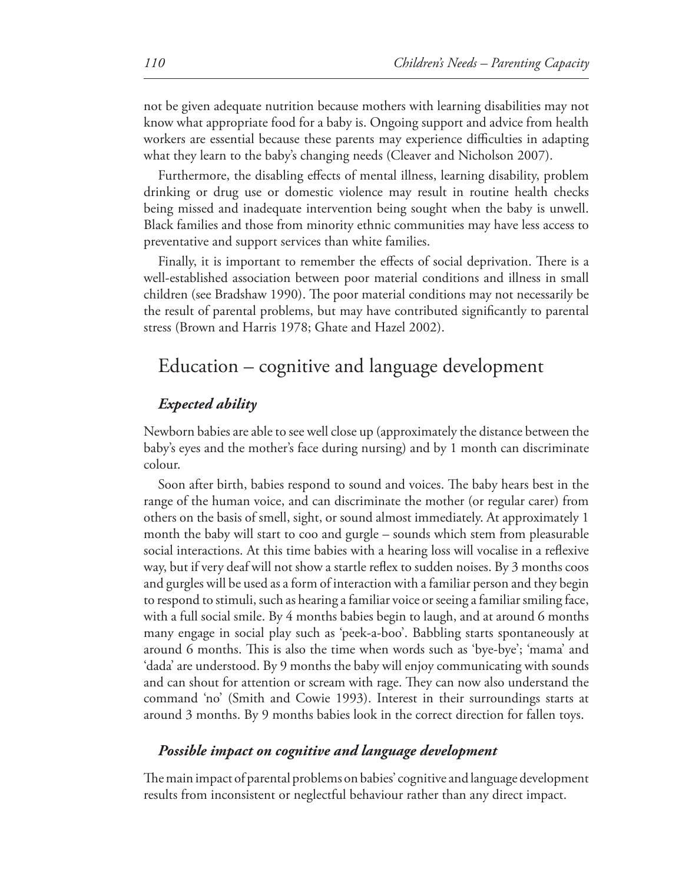not be given adequate nutrition because mothers with learning disabilities may not know what appropriate food for a baby is. Ongoing support and advice from health workers are essential because these parents may experience difficulties in adapting what they learn to the baby's changing needs (Cleaver and Nicholson 2007).

Furthermore, the disabling effects of mental illness, learning disability, problem drinking or drug use or domestic violence may result in routine health checks being missed and inadequate intervention being sought when the baby is unwell. Black families and those from minority ethnic communities may have less access to preventative and support services than white families.

Finally, it is important to remember the effects of social deprivation. There is a well-established association between poor material conditions and illness in small children (see Bradshaw 1990). The poor material conditions may not necessarily be the result of parental problems, but may have contributed significantly to parental stress (Brown and Harris 1978; Ghate and Hazel 2002).

## Education – cognitive and language development

### *Expected ability*

Newborn babies are able to see well close up (approximately the distance between the baby's eyes and the mother's face during nursing) and by 1 month can discriminate colour.

Soon after birth, babies respond to sound and voices. The baby hears best in the range of the human voice, and can discriminate the mother (or regular carer) from others on the basis of smell, sight, or sound almost immediately. At approximately 1 month the baby will start to coo and gurgle – sounds which stem from pleasurable social interactions. At this time babies with a hearing loss will vocalise in a reflexive way, but if very deaf will not show a startle reflex to sudden noises. By 3 months coos and gurgles will be used as a form of interaction with a familiar person and they begin to respond to stimuli, such as hearing a familiar voice or seeing a familiar smiling face, with a full social smile. By 4 months babies begin to laugh, and at around 6 months many engage in social play such as 'peek-a-boo'. Babbling starts spontaneously at around 6 months. This is also the time when words such as 'bye-bye'; 'mama' and 'dada' are understood. By 9 months the baby will enjoy communicating with sounds and can shout for attention or scream with rage. They can now also understand the command 'no' (Smith and Cowie 1993). Interest in their surroundings starts at around 3 months. By 9 months babies look in the correct direction for fallen toys.

### *Possible impact on cognitive and language development*

The main impact of parental problems on babies' cognitive and language development results from inconsistent or neglectful behaviour rather than any direct impact.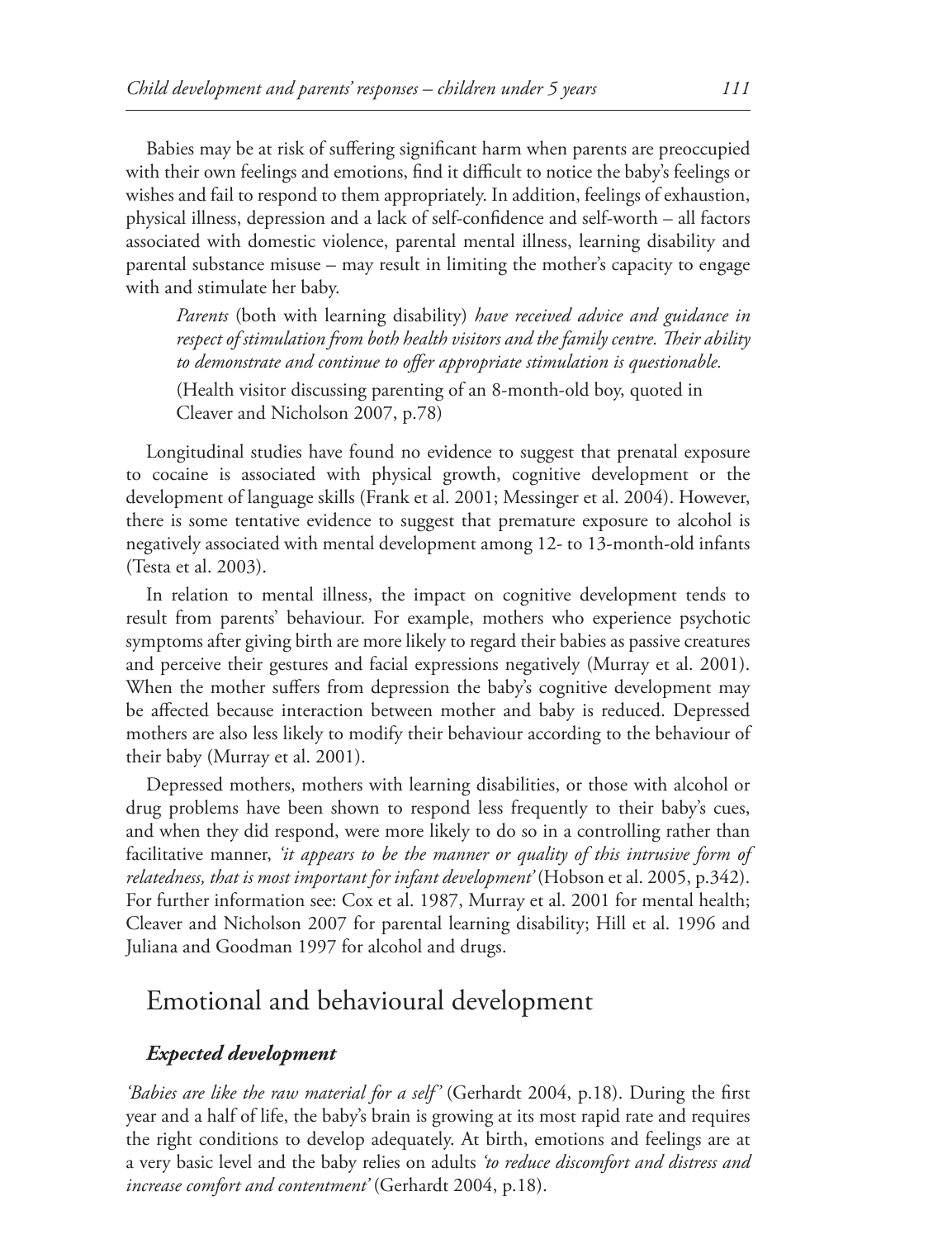Babies may be at risk of suffering significant harm when parents are preoccupied with their own feelings and emotions, find it difficult to notice the baby's feelings or wishes and fail to respond to them appropriately. In addition, feelings of exhaustion, physical illness, depression and a lack of self-confidence and self-worth – all factors associated with domestic violence, parental mental illness, learning disability and parental substance misuse – may result in limiting the mother's capacity to engage with and stimulate her baby.

> *Parents* (both with learning disability) *have received advice and guidance in respect of stimulation from both health visitors and the family centre. Their ability to demonstrate and continue to offer appropriate stimulation is questionable.*
>
> (Health visitor discussing parenting of an 8-month-old boy, quoted in Cleaver and Nicholson 2007, p.78)

Longitudinal studies have found no evidence to suggest that prenatal exposure to cocaine is associated with physical growth, cognitive development or the development of language skills (Frank et al. 2001; Messinger et al. 2004). However, there is some tentative evidence to suggest that premature exposure to alcohol is negatively associated with mental development among 12- to 13-month-old infants (Testa et al. 2003).

In relation to mental illness, the impact on cognitive development tends to result from parents' behaviour. For example, mothers who experience psychotic symptoms after giving birth are more likely to regard their babies as passive creatures and perceive their gestures and facial expressions negatively (Murray et al. 2001). When the mother suffers from depression the baby's cognitive development may be affected because interaction between mother and baby is reduced. Depressed mothers are also less likely to modify their behaviour according to the behaviour of their baby (Murray et al. 2001).

Depressed mothers, mothers with learning disabilities, or those with alcohol or drug problems have been shown to respond less frequently to their baby's cues, and when they did respond, were more likely to do so in a controlling rather than facilitative manner, *'it appears to be the manner or quality of this intrusive form of relatedness, that is most important for infant development'* (Hobson et al. 2005, p.342). For further information see: Cox et al. 1987, Murray et al. 2001 for mental health; Cleaver and Nicholson 2007 for parental learning disability; Hill et al. 1996 and Juliana and Goodman 1997 for alcohol and drugs.

## Emotional and behavioural development

### *Expected development*

*'Babies are like the raw material for a self'* (Gerhardt 2004, p.18). During the first year and a half of life, the baby's brain is growing at its most rapid rate and requires the right conditions to develop adequately. At birth, emotions and feelings are at a very basic level and the baby relies on adults *'to reduce discomfort and distress and increase comfort and contentment'* (Gerhardt 2004, p.18).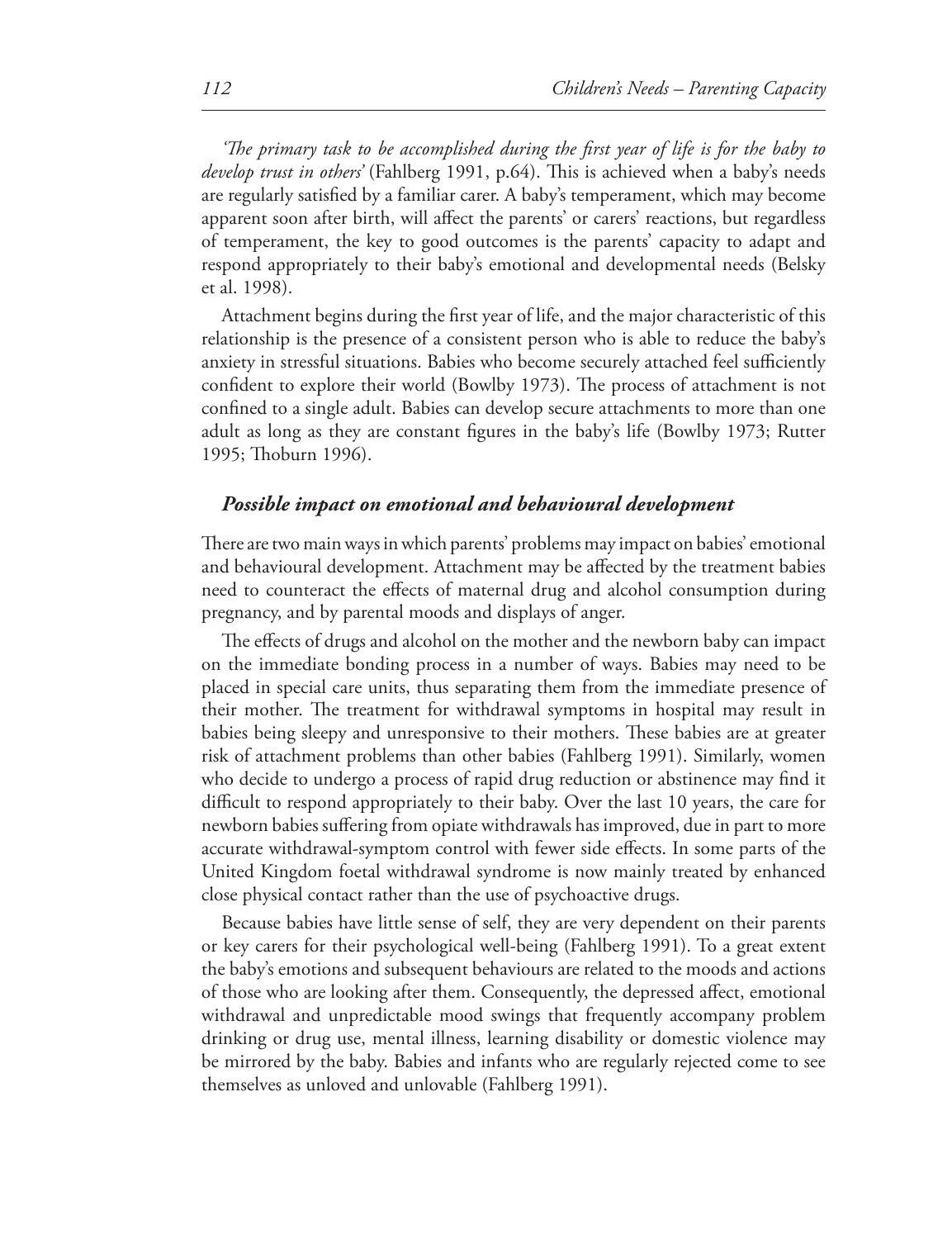*'The primary task to be accomplished during the first year of life is for the baby to develop trust in others'* (Fahlberg 1991, p.64). This is achieved when a baby's needs are regularly satisfied by a familiar carer. A baby's temperament, which may become apparent soon after birth, will affect the parents' or carers' reactions, but regardless of temperament, the key to good outcomes is the parents' capacity to adapt and respond appropriately to their baby's emotional and developmental needs (Belsky et al. 1998).

Attachment begins during the first year of life, and the major characteristic of this relationship is the presence of a consistent person who is able to reduce the baby's anxiety in stressful situations. Babies who become securely attached feel sufficiently confident to explore their world (Bowlby 1973). The process of attachment is not confined to a single adult. Babies can develop secure attachments to more than one adult as long as they are constant figures in the baby's life (Bowlby 1973; Rutter 1995; Thoburn 1996).

### *Possible impact on emotional and behavioural development*

There are two main ways in which parents' problems may impact on babies' emotional and behavioural development. Attachment may be affected by the treatment babies need to counteract the effects of maternal drug and alcohol consumption during pregnancy, and by parental moods and displays of anger.

The effects of drugs and alcohol on the mother and the newborn baby can impact on the immediate bonding process in a number of ways. Babies may need to be placed in special care units, thus separating them from the immediate presence of their mother. The treatment for withdrawal symptoms in hospital may result in babies being sleepy and unresponsive to their mothers. These babies are at greater risk of attachment problems than other babies (Fahlberg 1991). Similarly, women who decide to undergo a process of rapid drug reduction or abstinence may find it difficult to respond appropriately to their baby. Over the last 10 years, the care for newborn babies suffering from opiate withdrawals has improved, due in part to more accurate withdrawal-symptom control with fewer side effects. In some parts of the United Kingdom foetal withdrawal syndrome is now mainly treated by enhanced close physical contact rather than the use of psychoactive drugs.

Because babies have little sense of self, they are very dependent on their parents or key carers for their psychological well-being (Fahlberg 1991). To a great extent the baby's emotions and subsequent behaviours are related to the moods and actions of those who are looking after them. Consequently, the depressed affect, emotional withdrawal and unpredictable mood swings that frequently accompany problem drinking or drug use, mental illness, learning disability or domestic violence may be mirrored by the baby. Babies and infants who are regularly rejected come to see themselves as unloved and unlovable (Fahlberg 1991).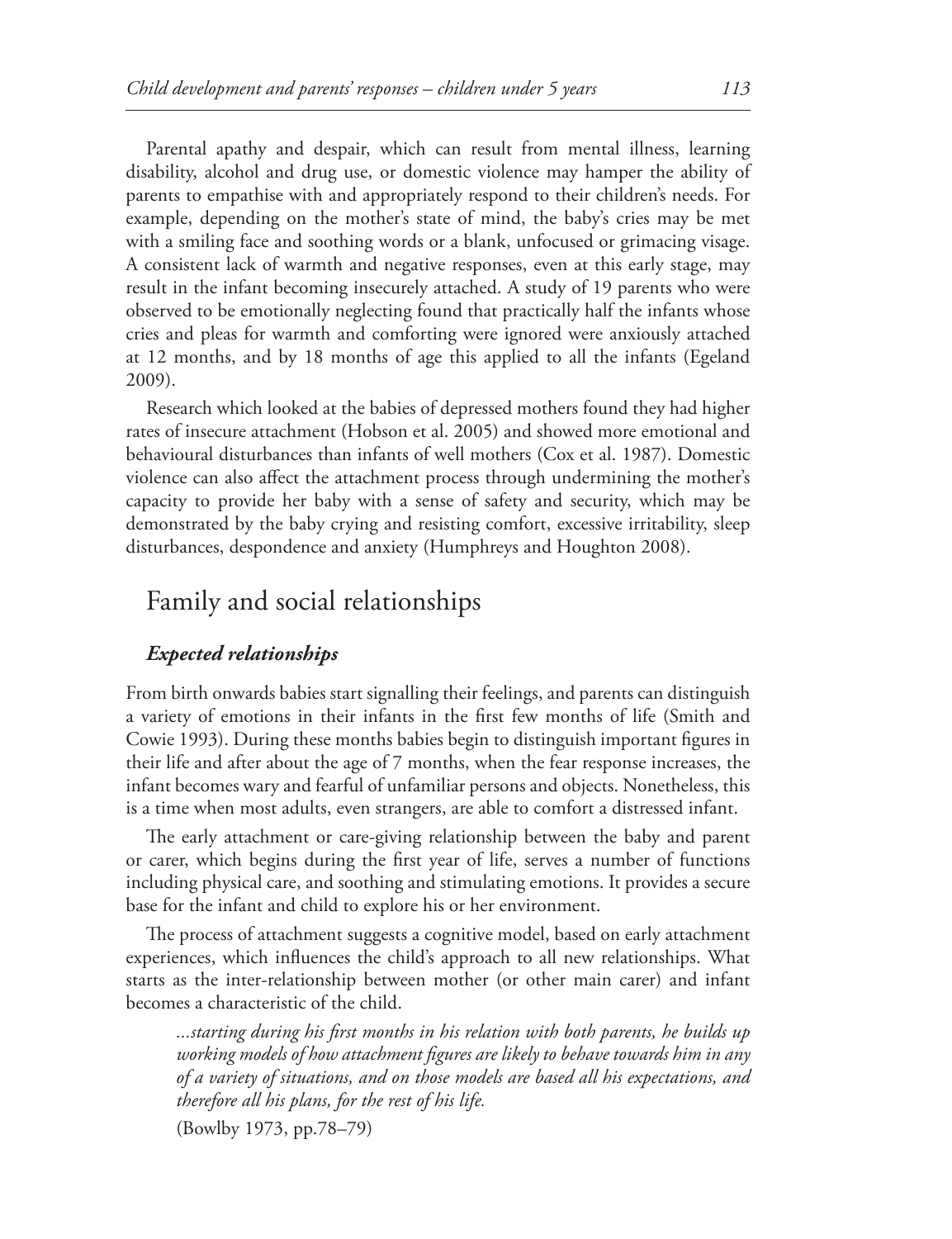Parental apathy and despair, which can result from mental illness, learning disability, alcohol and drug use, or domestic violence may hamper the ability of parents to empathise with and appropriately respond to their children's needs. For example, depending on the mother's state of mind, the baby's cries may be met with a smiling face and soothing words or a blank, unfocused or grimacing visage. A consistent lack of warmth and negative responses, even at this early stage, may result in the infant becoming insecurely attached. A study of 19 parents who were observed to be emotionally neglecting found that practically half the infants whose cries and pleas for warmth and comforting were ignored were anxiously attached at 12 months, and by 18 months of age this applied to all the infants (Egeland 2009).

Research which looked at the babies of depressed mothers found they had higher rates of insecure attachment (Hobson et al. 2005) and showed more emotional and behavioural disturbances than infants of well mothers (Cox et al. 1987). Domestic violence can also affect the attachment process through undermining the mother's capacity to provide her baby with a sense of safety and security, which may be demonstrated by the baby crying and resisting comfort, excessive irritability, sleep disturbances, despondence and anxiety (Humphreys and Houghton 2008).

## Family and social relationships

### *Expected relationships*

From birth onwards babies start signalling their feelings, and parents can distinguish a variety of emotions in their infants in the first few months of life (Smith and Cowie 1993). During these months babies begin to distinguish important figures in their life and after about the age of 7 months, when the fear response increases, the infant becomes wary and fearful of unfamiliar persons and objects. Nonetheless, this is a time when most adults, even strangers, are able to comfort a distressed infant.

The early attachment or care-giving relationship between the baby and parent or carer, which begins during the first year of life, serves a number of functions including physical care, and soothing and stimulating emotions. It provides a secure base for the infant and child to explore his or her environment.

The process of attachment suggests a cognitive model, based on early attachment experiences, which influences the child's approach to all new relationships. What starts as the inter-relationship between mother (or other main carer) and infant becomes a characteristic of the child.

> *...starting during his first months in his relation with both parents, he builds up working models of how attachment figures are likely to behave towards him in any of a variety of situations, and on those models are based all his expectations, and therefore all his plans, for the rest of his life.*
>
> (Bowlby 1973, pp.78–79)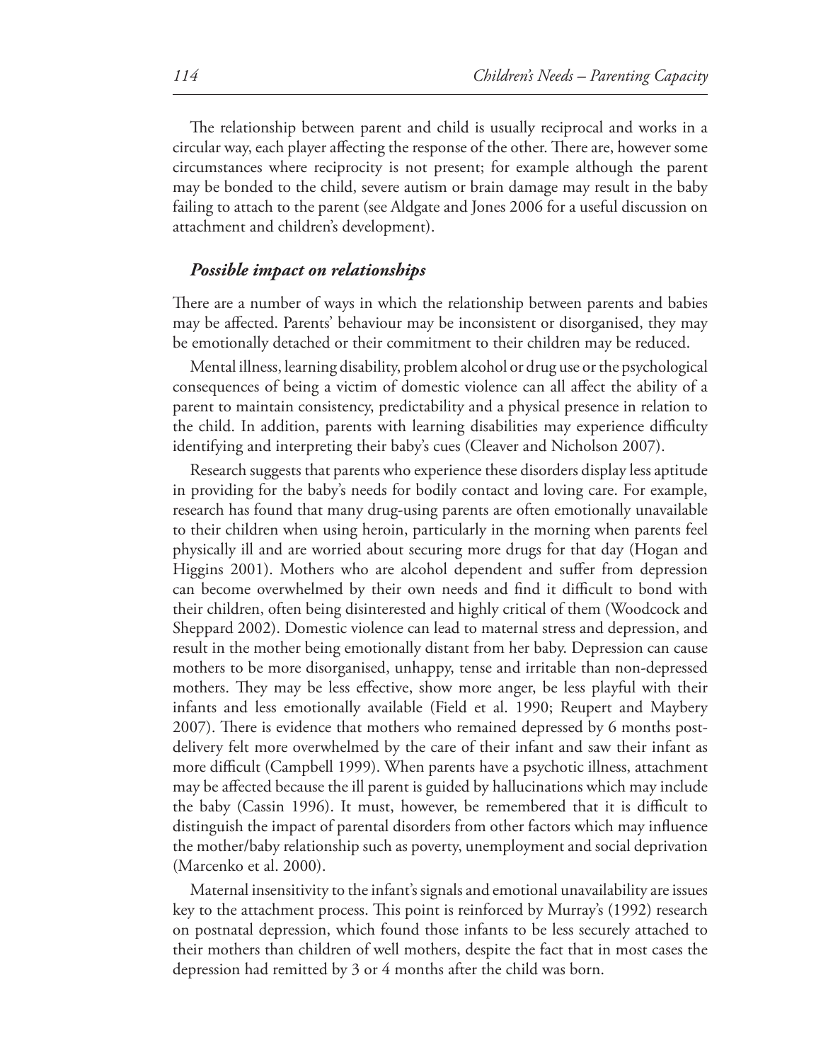The relationship between parent and child is usually reciprocal and works in a circular way, each player affecting the response of the other. There are, however some circumstances where reciprocity is not present; for example although the parent may be bonded to the child, severe autism or brain damage may result in the baby failing to attach to the parent (see Aldgate and Jones 2006 for a useful discussion on attachment and children's development).

### *Possible impact on relationships*

There are a number of ways in which the relationship between parents and babies may be affected. Parents' behaviour may be inconsistent or disorganised, they may be emotionally detached or their commitment to their children may be reduced.

Mental illness, learning disability, problem alcohol or drug use or the psychological consequences of being a victim of domestic violence can all affect the ability of a parent to maintain consistency, predictability and a physical presence in relation to the child. In addition, parents with learning disabilities may experience difficulty identifying and interpreting their baby's cues (Cleaver and Nicholson 2007).

Research suggests that parents who experience these disorders display less aptitude in providing for the baby's needs for bodily contact and loving care. For example, research has found that many drug-using parents are often emotionally unavailable to their children when using heroin, particularly in the morning when parents feel physically ill and are worried about securing more drugs for that day (Hogan and Higgins 2001). Mothers who are alcohol dependent and suffer from depression can become overwhelmed by their own needs and find it difficult to bond with their children, often being disinterested and highly critical of them (Woodcock and Sheppard 2002). Domestic violence can lead to maternal stress and depression, and result in the mother being emotionally distant from her baby. Depression can cause mothers to be more disorganised, unhappy, tense and irritable than non-depressed mothers. They may be less effective, show more anger, be less playful with their infants and less emotionally available (Field et al. 1990; Reupert and Maybery 2007). There is evidence that mothers who remained depressed by 6 months post-delivery felt more overwhelmed by the care of their infant and saw their infant as more difficult (Campbell 1999). When parents have a psychotic illness, attachment may be affected because the ill parent is guided by hallucinations which may include the baby (Cassin 1996). It must, however, be remembered that it is difficult to distinguish the impact of parental disorders from other factors which may influence the mother/baby relationship such as poverty, unemployment and social deprivation (Marcenko et al. 2000).

Maternal insensitivity to the infant's signals and emotional unavailability are issues key to the attachment process. This point is reinforced by Murray's (1992) research on postnatal depression, which found those infants to be less securely attached to their mothers than children of well mothers, despite the fact that in most cases the depression had remitted by 3 or 4 months after the child was born.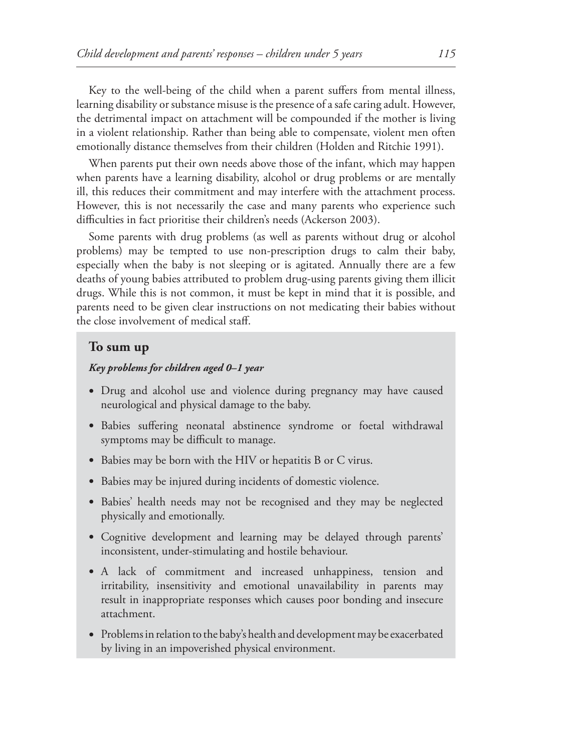Key to the well-being of the child when a parent suffers from mental illness, learning disability or substance misuse is the presence of a safe caring adult. However, the detrimental impact on attachment will be compounded if the mother is living in a violent relationship. Rather than being able to compensate, violent men often emotionally distance themselves from their children (Holden and Ritchie 1991).

When parents put their own needs above those of the infant, which may happen when parents have a learning disability, alcohol or drug problems or are mentally ill, this reduces their commitment and may interfere with the attachment process. However, this is not necessarily the case and many parents who experience such difficulties in fact prioritise their children's needs (Ackerson 2003).

Some parents with drug problems (as well as parents without drug or alcohol problems) may be tempted to use non-prescription drugs to calm their baby, especially when the baby is not sleeping or is agitated. Annually there are a few deaths of young babies attributed to problem drug-using parents giving them illicit drugs. While this is not common, it must be kept in mind that it is possible, and parents need to be given clear instructions on not medicating their babies without the close involvement of medical staff.

## To sum up

***Key problems for children aged 0–1 year***

- Drug and alcohol use and violence during pregnancy may have caused neurological and physical damage to the baby.
- Babies suffering neonatal abstinence syndrome or foetal withdrawal symptoms may be difficult to manage.
- Babies may be born with the HIV or hepatitis B or C virus.
- Babies may be injured during incidents of domestic violence.
- Babies' health needs may not be recognised and they may be neglected physically and emotionally.
- Cognitive development and learning may be delayed through parents' inconsistent, under-stimulating and hostile behaviour.
- A lack of commitment and increased unhappiness, tension and irritability, insensitivity and emotional unavailability in parents may result in inappropriate responses which causes poor bonding and insecure attachment.
- Problems in relation to the baby's health and development may be exacerbated by living in an impoverished physical environment.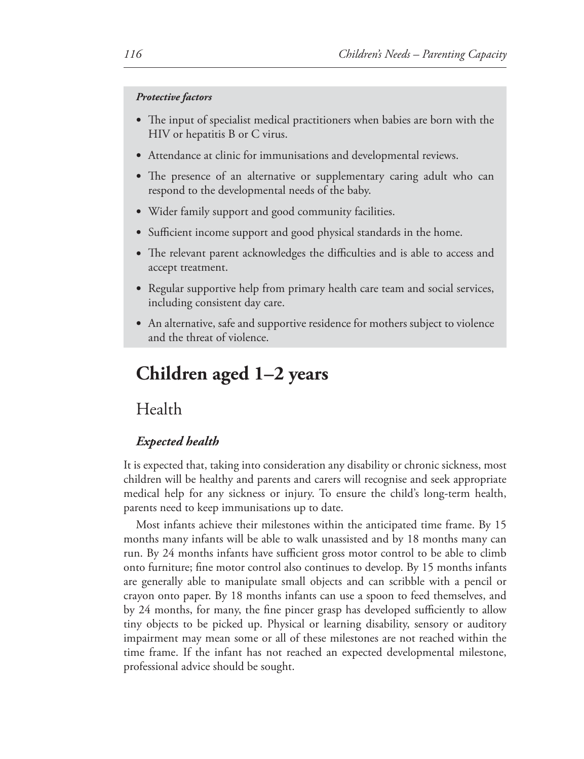***Protective factors***

- The input of specialist medical practitioners when babies are born with the HIV or hepatitis B or C virus.
- Attendance at clinic for immunisations and developmental reviews.
- The presence of an alternative or supplementary caring adult who can respond to the developmental needs of the baby.
- Wider family support and good community facilities.
- Sufficient income support and good physical standards in the home.
- The relevant parent acknowledges the difficulties and is able to access and accept treatment.
- Regular supportive help from primary health care team and social services, including consistent day care.
- An alternative, safe and supportive residence for mothers subject to violence and the threat of violence.

# Children aged 1–2 years

## Health

### *Expected health*

It is expected that, taking into consideration any disability or chronic sickness, most children will be healthy and parents and carers will recognise and seek appropriate medical help for any sickness or injury. To ensure the child's long-term health, parents need to keep immunisations up to date.

Most infants achieve their milestones within the anticipated time frame. By 15 months many infants will be able to walk unassisted and by 18 months many can run. By 24 months infants have sufficient gross motor control to be able to climb onto furniture; fine motor control also continues to develop. By 15 months infants are generally able to manipulate small objects and can scribble with a pencil or crayon onto paper. By 18 months infants can use a spoon to feed themselves, and by 24 months, for many, the fine pincer grasp has developed sufficiently to allow tiny objects to be picked up. Physical or learning disability, sensory or auditory impairment may mean some or all of these milestones are not reached within the time frame. If the infant has not reached an expected developmental milestone, professional advice should be sought.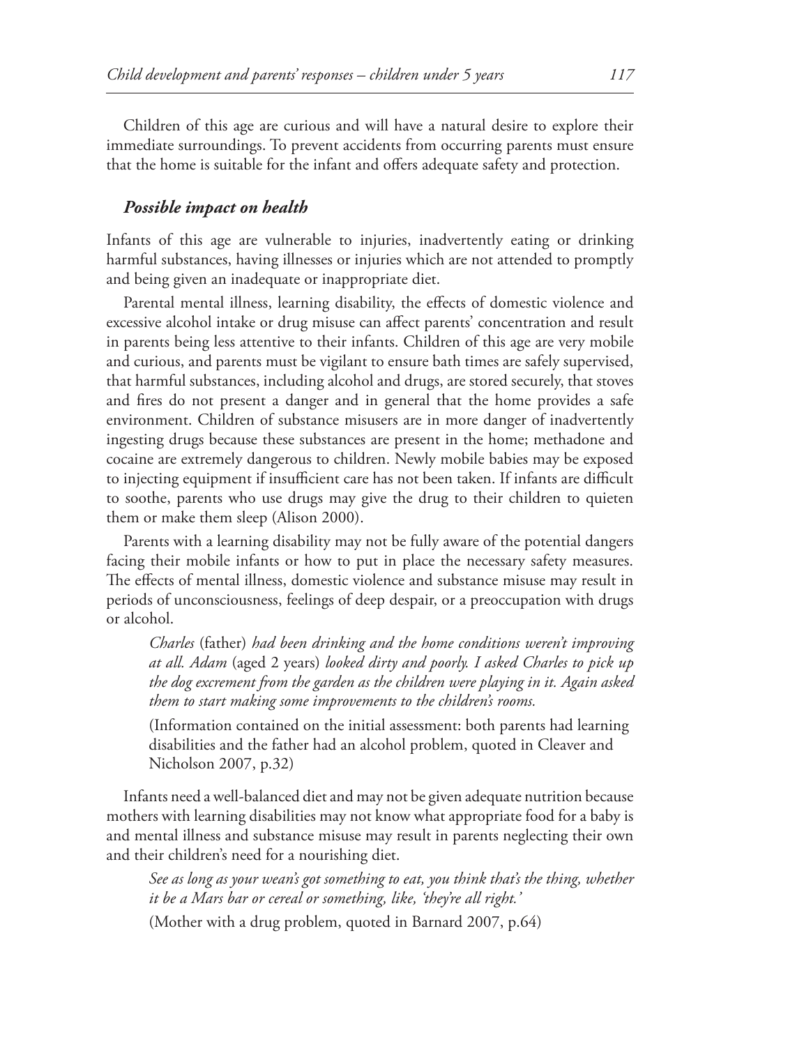Children of this age are curious and will have a natural desire to explore their immediate surroundings. To prevent accidents from occurring parents must ensure that the home is suitable for the infant and offers adequate safety and protection.

### *Possible impact on health*

Infants of this age are vulnerable to injuries, inadvertently eating or drinking harmful substances, having illnesses or injuries which are not attended to promptly and being given an inadequate or inappropriate diet.

Parental mental illness, learning disability, the effects of domestic violence and excessive alcohol intake or drug misuse can affect parents' concentration and result in parents being less attentive to their infants. Children of this age are very mobile and curious, and parents must be vigilant to ensure bath times are safely supervised, that harmful substances, including alcohol and drugs, are stored securely, that stoves and fires do not present a danger and in general that the home provides a safe environment. Children of substance misusers are in more danger of inadvertently ingesting drugs because these substances are present in the home; methadone and cocaine are extremely dangerous to children. Newly mobile babies may be exposed to injecting equipment if insufficient care has not been taken. If infants are difficult to soothe, parents who use drugs may give the drug to their children to quieten them or make them sleep (Alison 2000).

Parents with a learning disability may not be fully aware of the potential dangers facing their mobile infants or how to put in place the necessary safety measures. The effects of mental illness, domestic violence and substance misuse may result in periods of unconsciousness, feelings of deep despair, or a preoccupation with drugs or alcohol.

> *Charles* (father) *had been drinking and the home conditions weren't improving at all. Adam* (aged 2 years) *looked dirty and poorly. I asked Charles to pick up the dog excrement from the garden as the children were playing in it. Again asked them to start making some improvements to the children's rooms.*
>
> (Information contained on the initial assessment: both parents had learning disabilities and the father had an alcohol problem, quoted in Cleaver and Nicholson 2007, p.32)

Infants need a well-balanced diet and may not be given adequate nutrition because mothers with learning disabilities may not know what appropriate food for a baby is and mental illness and substance misuse may result in parents neglecting their own and their children's need for a nourishing diet.

> *See as long as your wean's got something to eat, you think that's the thing, whether it be a Mars bar or cereal or something, like, 'they're all right.'*
>
> (Mother with a drug problem, quoted in Barnard 2007, p.64)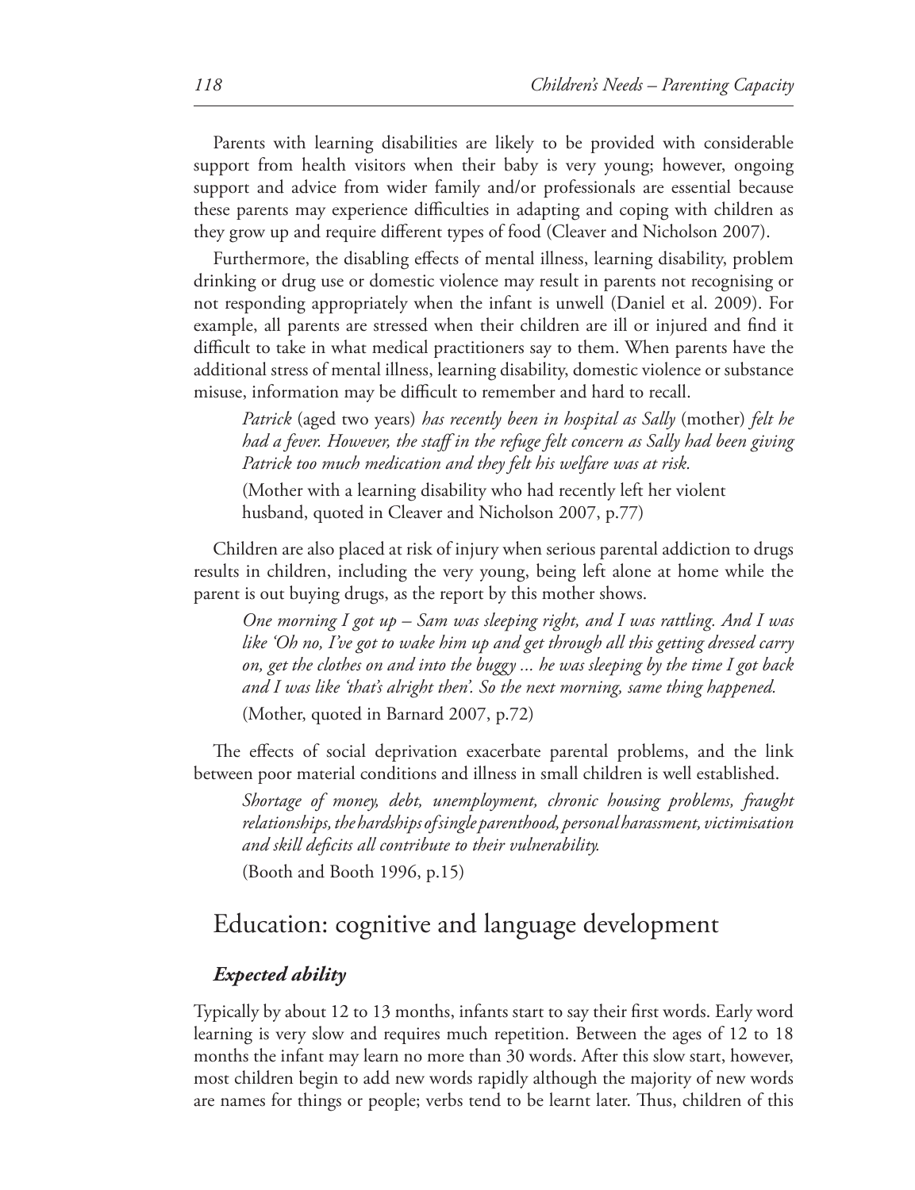Parents with learning disabilities are likely to be provided with considerable support from health visitors when their baby is very young; however, ongoing support and advice from wider family and/or professionals are essential because these parents may experience difficulties in adapting and coping with children as they grow up and require different types of food (Cleaver and Nicholson 2007).

Furthermore, the disabling effects of mental illness, learning disability, problem drinking or drug use or domestic violence may result in parents not recognising or not responding appropriately when the infant is unwell (Daniel et al. 2009). For example, all parents are stressed when their children are ill or injured and find it difficult to take in what medical practitioners say to them. When parents have the additional stress of mental illness, learning disability, domestic violence or substance misuse, information may be difficult to remember and hard to recall.

> *Patrick* (aged two years) *has recently been in hospital as Sally* (mother) *felt he had a fever. However, the staff in the refuge felt concern as Sally had been giving Patrick too much medication and they felt his welfare was at risk.*
>
> (Mother with a learning disability who had recently left her violent husband, quoted in Cleaver and Nicholson 2007, p.77)

Children are also placed at risk of injury when serious parental addiction to drugs results in children, including the very young, being left alone at home while the parent is out buying drugs, as the report by this mother shows.

> *One morning I got up – Sam was sleeping right, and I was rattling. And I was like 'Oh no, I've got to wake him up and get through all this getting dressed carry on, get the clothes on and into the buggy ... he was sleeping by the time I got back and I was like 'that's alright then'. So the next morning, same thing happened.*
>
> (Mother, quoted in Barnard 2007, p.72)

The effects of social deprivation exacerbate parental problems, and the link between poor material conditions and illness in small children is well established.

> *Shortage of money, debt, unemployment, chronic housing problems, fraught relationships, the hardships of single parenthood, personal harassment, victimisation and skill deficits all contribute to their vulnerability.*
>
> (Booth and Booth 1996, p.15)

## Education: cognitive and language development

### *Expected ability*

Typically by about 12 to 13 months, infants start to say their first words. Early word learning is very slow and requires much repetition. Between the ages of 12 to 18 months the infant may learn no more than 30 words. After this slow start, however, most children begin to add new words rapidly although the majority of new words are names for things or people; verbs tend to be learnt later. Thus, children of this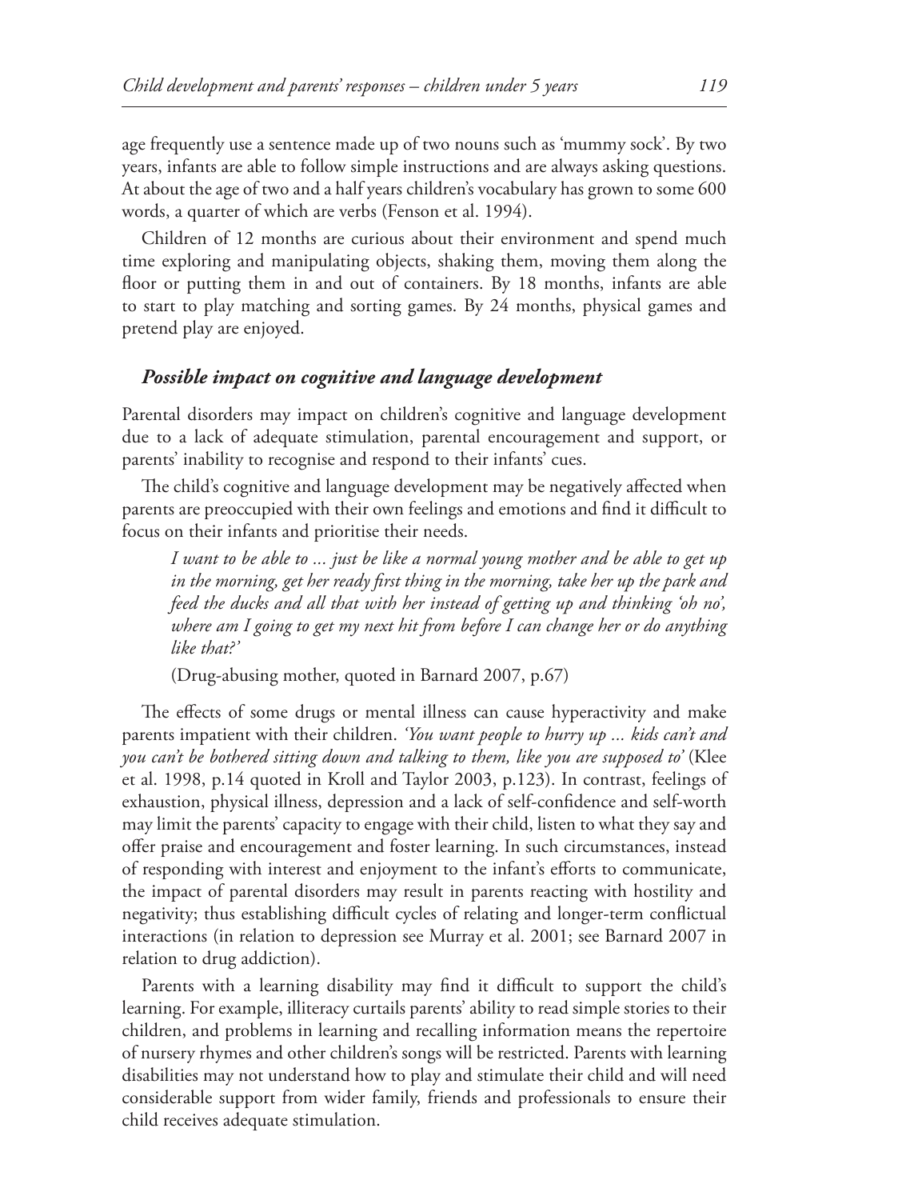age frequently use a sentence made up of two nouns such as 'mummy sock'. By two years, infants are able to follow simple instructions and are always asking questions. At about the age of two and a half years children's vocabulary has grown to some 600 words, a quarter of which are verbs (Fenson et al. 1994).

Children of 12 months are curious about their environment and spend much time exploring and manipulating objects, shaking them, moving them along the floor or putting them in and out of containers. By 18 months, infants are able to start to play matching and sorting games. By 24 months, physical games and pretend play are enjoyed.

### *Possible impact on cognitive and language development*

Parental disorders may impact on children's cognitive and language development due to a lack of adequate stimulation, parental encouragement and support, or parents' inability to recognise and respond to their infants' cues.

The child's cognitive and language development may be negatively affected when parents are preoccupied with their own feelings and emotions and find it difficult to focus on their infants and prioritise their needs.

> *I want to be able to ... just be like a normal young mother and be able to get up in the morning, get her ready first thing in the morning, take her up the park and feed the ducks and all that with her instead of getting up and thinking 'oh no', where am I going to get my next hit from before I can change her or do anything like that?'*
>
> (Drug-abusing mother, quoted in Barnard 2007, p.67)

The effects of some drugs or mental illness can cause hyperactivity and make parents impatient with their children. *'You want people to hurry up ... kids can't and you can't be bothered sitting down and talking to them, like you are supposed to'* (Klee et al. 1998, p.14 quoted in Kroll and Taylor 2003, p.123). In contrast, feelings of exhaustion, physical illness, depression and a lack of self-confidence and self-worth may limit the parents' capacity to engage with their child, listen to what they say and offer praise and encouragement and foster learning. In such circumstances, instead of responding with interest and enjoyment to the infant's efforts to communicate, the impact of parental disorders may result in parents reacting with hostility and negativity; thus establishing difficult cycles of relating and longer-term conflictual interactions (in relation to depression see Murray et al. 2001; see Barnard 2007 in relation to drug addiction).

Parents with a learning disability may find it difficult to support the child's learning. For example, illiteracy curtails parents' ability to read simple stories to their children, and problems in learning and recalling information means the repertoire of nursery rhymes and other children's songs will be restricted. Parents with learning disabilities may not understand how to play and stimulate their child and will need considerable support from wider family, friends and professionals to ensure their child receives adequate stimulation.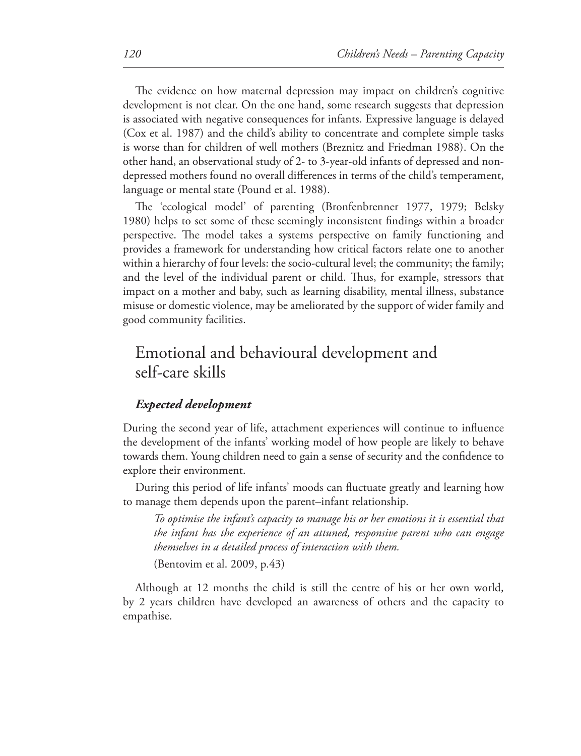The evidence on how maternal depression may impact on children's cognitive development is not clear. On the one hand, some research suggests that depression is associated with negative consequences for infants. Expressive language is delayed (Cox et al. 1987) and the child's ability to concentrate and complete simple tasks is worse than for children of well mothers (Breznitz and Friedman 1988). On the other hand, an observational study of 2- to 3-year-old infants of depressed and non-depressed mothers found no overall differences in terms of the child's temperament, language or mental state (Pound et al. 1988).

The 'ecological model' of parenting (Bronfenbrenner 1977, 1979; Belsky 1980) helps to set some of these seemingly inconsistent findings within a broader perspective. The model takes a systems perspective on family functioning and provides a framework for understanding how critical factors relate one to another within a hierarchy of four levels: the socio-cultural level; the community; the family; and the level of the individual parent or child. Thus, for example, stressors that impact on a mother and baby, such as learning disability, mental illness, substance misuse or domestic violence, may be ameliorated by the support of wider family and good community facilities.

## Emotional and behavioural development and self-care skills

### *Expected development*

During the second year of life, attachment experiences will continue to influence the development of the infants' working model of how people are likely to behave towards them. Young children need to gain a sense of security and the confidence to explore their environment.

During this period of life infants' moods can fluctuate greatly and learning how to manage them depends upon the parent–infant relationship.

> *To optimise the infant's capacity to manage his or her emotions it is essential that the infant has the experience of an attuned, responsive parent who can engage themselves in a detailed process of interaction with them.*
>
> (Bentovim et al. 2009, p.43)

Although at 12 months the child is still the centre of his or her own world, by 2 years children have developed an awareness of others and the capacity to empathise.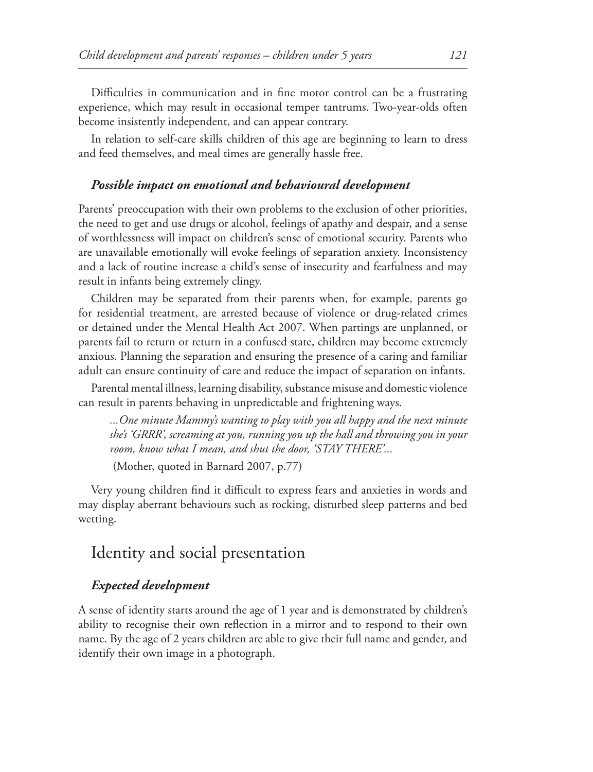Difficulties in communication and in fine motor control can be a frustrating experience, which may result in occasional temper tantrums. Two-year-olds often become insistently independent, and can appear contrary.

In relation to self-care skills children of this age are beginning to learn to dress and feed themselves, and meal times are generally hassle free.

### *Possible impact on emotional and behavioural development*

Parents' preoccupation with their own problems to the exclusion of other priorities, the need to get and use drugs or alcohol, feelings of apathy and despair, and a sense of worthlessness will impact on children's sense of emotional security. Parents who are unavailable emotionally will evoke feelings of separation anxiety. Inconsistency and a lack of routine increase a child's sense of insecurity and fearfulness and may result in infants being extremely clingy.

Children may be separated from their parents when, for example, parents go for residential treatment, are arrested because of violence or drug-related crimes or detained under the Mental Health Act 2007. When partings are unplanned, or parents fail to return or return in a confused state, children may become extremely anxious. Planning the separation and ensuring the presence of a caring and familiar adult can ensure continuity of care and reduce the impact of separation on infants.

Parental mental illness, learning disability, substance misuse and domestic violence can result in parents behaving in unpredictable and frightening ways.

> *...One minute Mammy's wanting to play with you all happy and the next minute she's 'GRRR', screaming at you, running you up the hall and throwing you in your room, know what I mean, and shut the door, 'STAY THERE'...*
>
> (Mother, quoted in Barnard 2007, p.77)

Very young children find it difficult to express fears and anxieties in words and may display aberrant behaviours such as rocking, disturbed sleep patterns and bed wetting.

## Identity and social presentation

### *Expected development*

A sense of identity starts around the age of 1 year and is demonstrated by children's ability to recognise their own reflection in a mirror and to respond to their own name. By the age of 2 years children are able to give their full name and gender, and identify their own image in a photograph.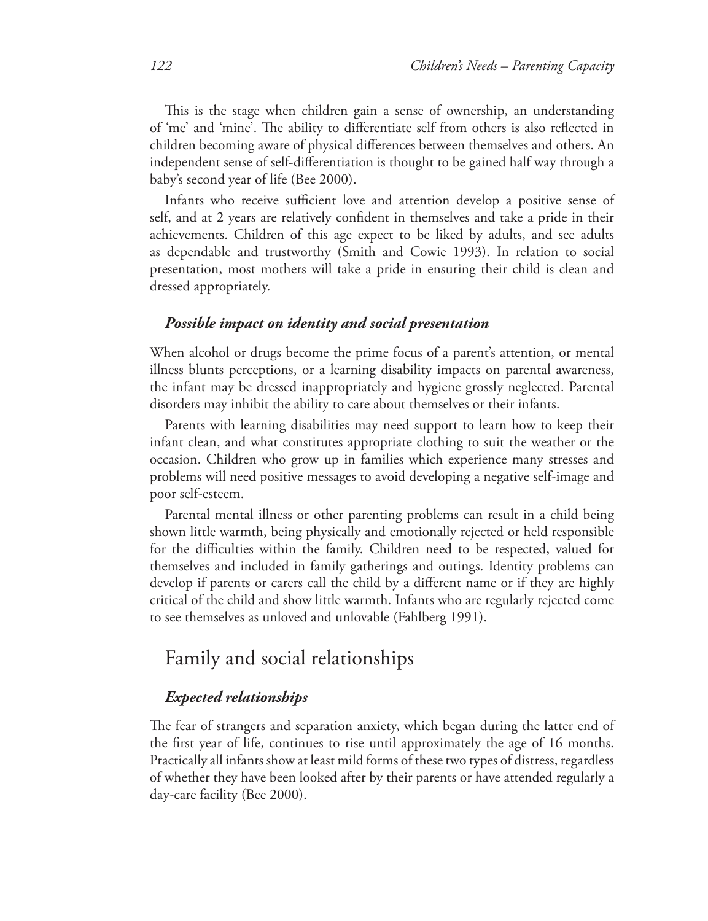This is the stage when children gain a sense of ownership, an understanding of 'me' and 'mine'. The ability to differentiate self from others is also reflected in children becoming aware of physical differences between themselves and others. An independent sense of self-differentiation is thought to be gained half way through a baby's second year of life (Bee 2000).

Infants who receive sufficient love and attention develop a positive sense of self, and at 2 years are relatively confident in themselves and take a pride in their achievements. Children of this age expect to be liked by adults, and see adults as dependable and trustworthy (Smith and Cowie 1993). In relation to social presentation, most mothers will take a pride in ensuring their child is clean and dressed appropriately.

### *Possible impact on identity and social presentation*

When alcohol or drugs become the prime focus of a parent's attention, or mental illness blunts perceptions, or a learning disability impacts on parental awareness, the infant may be dressed inappropriately and hygiene grossly neglected. Parental disorders may inhibit the ability to care about themselves or their infants.

Parents with learning disabilities may need support to learn how to keep their infant clean, and what constitutes appropriate clothing to suit the weather or the occasion. Children who grow up in families which experience many stresses and problems will need positive messages to avoid developing a negative self-image and poor self-esteem.

Parental mental illness or other parenting problems can result in a child being shown little warmth, being physically and emotionally rejected or held responsible for the difficulties within the family. Children need to be respected, valued for themselves and included in family gatherings and outings. Identity problems can develop if parents or carers call the child by a different name or if they are highly critical of the child and show little warmth. Infants who are regularly rejected come to see themselves as unloved and unlovable (Fahlberg 1991).

## Family and social relationships

### *Expected relationships*

The fear of strangers and separation anxiety, which began during the latter end of the first year of life, continues to rise until approximately the age of 16 months. Practically all infants show at least mild forms of these two types of distress, regardless of whether they have been looked after by their parents or have attended regularly a day-care facility (Bee 2000).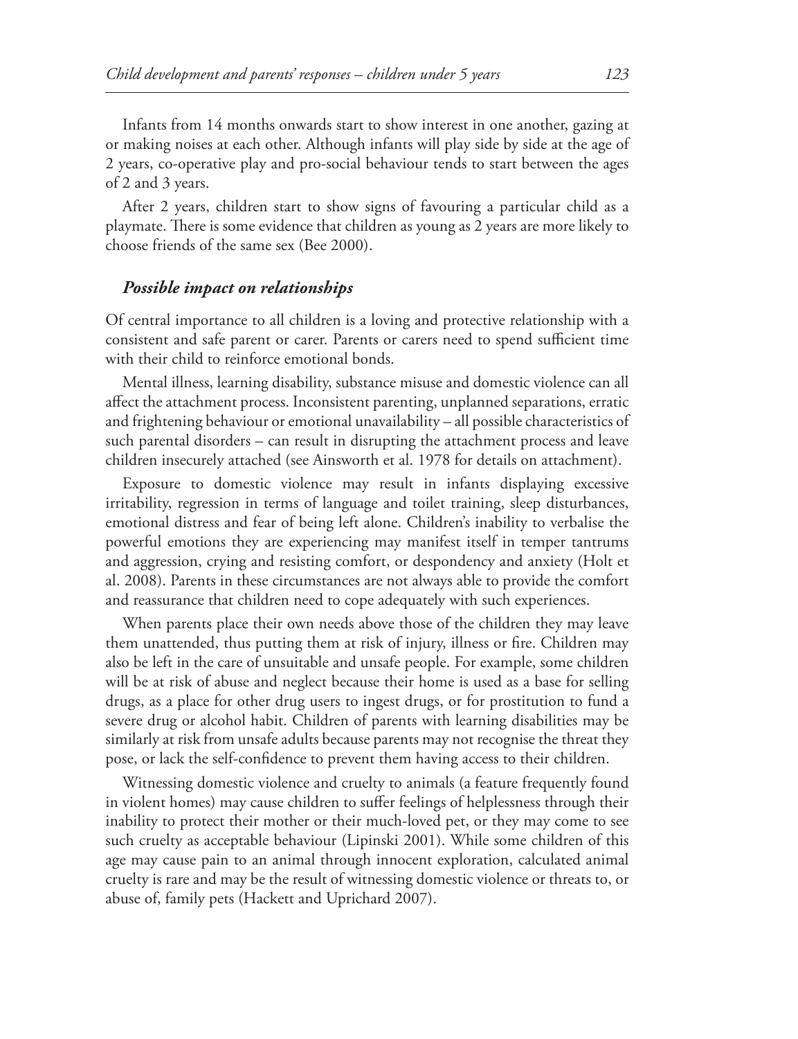Infants from 14 months onwards start to show interest in one another, gazing at or making noises at each other. Although infants will play side by side at the age of 2 years, co-operative play and pro-social behaviour tends to start between the ages of 2 and 3 years.

After 2 years, children start to show signs of favouring a particular child as a playmate. There is some evidence that children as young as 2 years are more likely to choose friends of the same sex (Bee 2000).

### *Possible impact on relationships*

Of central importance to all children is a loving and protective relationship with a consistent and safe parent or carer. Parents or carers need to spend sufficient time with their child to reinforce emotional bonds.

Mental illness, learning disability, substance misuse and domestic violence can all affect the attachment process. Inconsistent parenting, unplanned separations, erratic and frightening behaviour or emotional unavailability – all possible characteristics of such parental disorders – can result in disrupting the attachment process and leave children insecurely attached (see Ainsworth et al. 1978 for details on attachment).

Exposure to domestic violence may result in infants displaying excessive irritability, regression in terms of language and toilet training, sleep disturbances, emotional distress and fear of being left alone. Children's inability to verbalise the powerful emotions they are experiencing may manifest itself in temper tantrums and aggression, crying and resisting comfort, or despondency and anxiety (Holt et al. 2008). Parents in these circumstances are not always able to provide the comfort and reassurance that children need to cope adequately with such experiences.

When parents place their own needs above those of the children they may leave them unattended, thus putting them at risk of injury, illness or fire. Children may also be left in the care of unsuitable and unsafe people. For example, some children will be at risk of abuse and neglect because their home is used as a base for selling drugs, as a place for other drug users to ingest drugs, or for prostitution to fund a severe drug or alcohol habit. Children of parents with learning disabilities may be similarly at risk from unsafe adults because parents may not recognise the threat they pose, or lack the self-confidence to prevent them having access to their children.

Witnessing domestic violence and cruelty to animals (a feature frequently found in violent homes) may cause children to suffer feelings of helplessness through their inability to protect their mother or their much-loved pet, or they may come to see such cruelty as acceptable behaviour (Lipinski 2001). While some children of this age may cause pain to an animal through innocent exploration, calculated animal cruelty is rare and may be the result of witnessing domestic violence or threats to, or abuse of, family pets (Hackett and Uprichard 2007).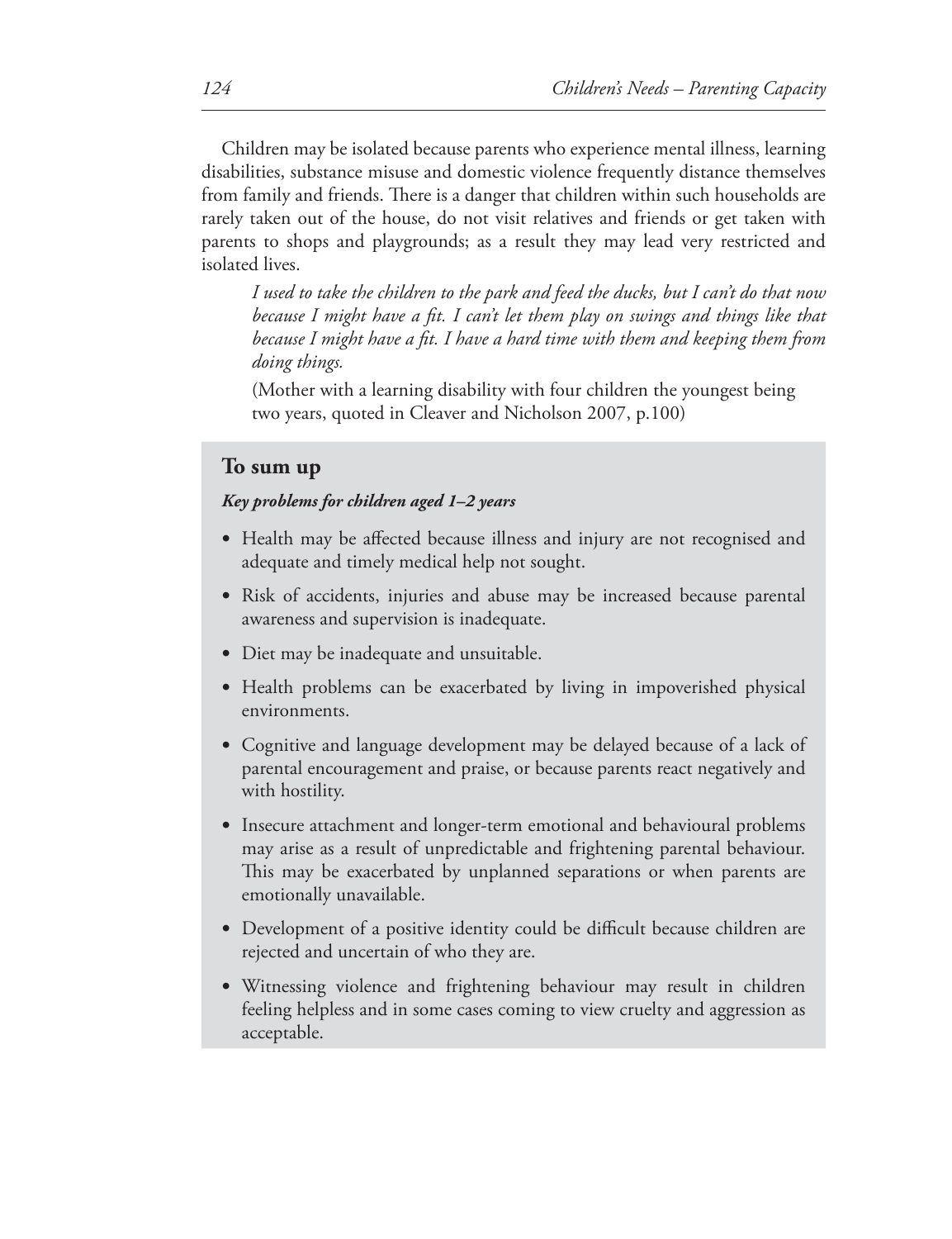Children may be isolated because parents who experience mental illness, learning disabilities, substance misuse and domestic violence frequently distance themselves from family and friends. There is a danger that children within such households are rarely taken out of the house, do not visit relatives and friends or get taken with parents to shops and playgrounds; as a result they may lead very restricted and isolated lives.

> *I used to take the children to the park and feed the ducks, but I can't do that now because I might have a fit. I can't let them play on swings and things like that because I might have a fit. I have a hard time with them and keeping them from doing things.*
>
> (Mother with a learning disability with four children the youngest being two years, quoted in Cleaver and Nicholson 2007, p.100)

## To sum up

***Key problems for children aged 1–2 years***

- Health may be affected because illness and injury are not recognised and adequate and timely medical help not sought.
- Risk of accidents, injuries and abuse may be increased because parental awareness and supervision is inadequate.
- Diet may be inadequate and unsuitable.
- Health problems can be exacerbated by living in impoverished physical environments.
- Cognitive and language development may be delayed because of a lack of parental encouragement and praise, or because parents react negatively and with hostility.
- Insecure attachment and longer-term emotional and behavioural problems may arise as a result of unpredictable and frightening parental behaviour. This may be exacerbated by unplanned separations or when parents are emotionally unavailable.
- Development of a positive identity could be difficult because children are rejected and uncertain of who they are.
- Witnessing violence and frightening behaviour may result in children feeling helpless and in some cases coming to view cruelty and aggression as acceptable.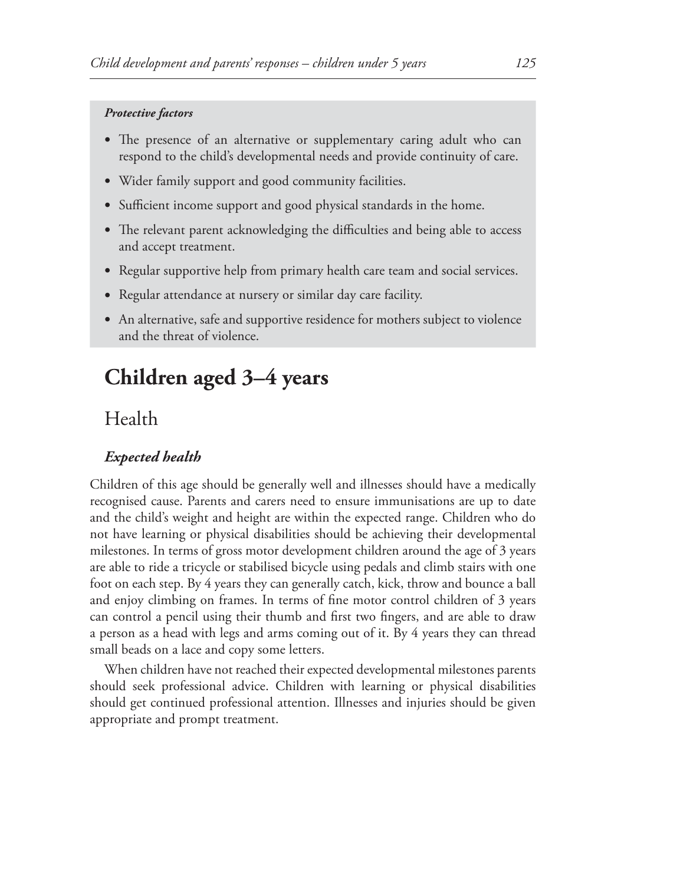***Protective factors***

- The presence of an alternative or supplementary caring adult who can respond to the child's developmental needs and provide continuity of care.
- Wider family support and good community facilities.
- Sufficient income support and good physical standards in the home.
- The relevant parent acknowledging the difficulties and being able to access and accept treatment.
- Regular supportive help from primary health care team and social services.
- Regular attendance at nursery or similar day care facility.
- An alternative, safe and supportive residence for mothers subject to violence and the threat of violence.

# Children aged 3–4 years

## Health

### *Expected health*

Children of this age should be generally well and illnesses should have a medically recognised cause. Parents and carers need to ensure immunisations are up to date and the child's weight and height are within the expected range. Children who do not have learning or physical disabilities should be achieving their developmental milestones. In terms of gross motor development children around the age of 3 years are able to ride a tricycle or stabilised bicycle using pedals and climb stairs with one foot on each step. By 4 years they can generally catch, kick, throw and bounce a ball and enjoy climbing on frames. In terms of fine motor control children of 3 years can control a pencil using their thumb and first two fingers, and are able to draw a person as a head with legs and arms coming out of it. By 4 years they can thread small beads on a lace and copy some letters.

When children have not reached their expected developmental milestones parents should seek professional advice. Children with learning or physical disabilities should get continued professional attention. Illnesses and injuries should be given appropriate and prompt treatment.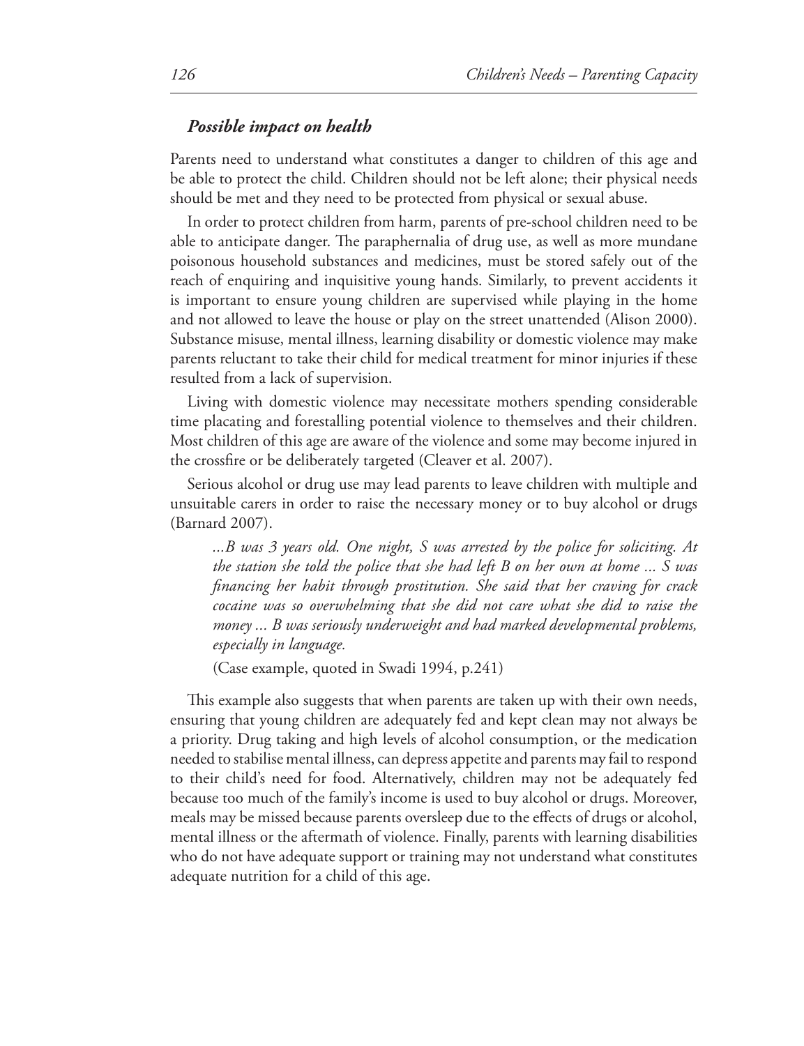### *Possible impact on health*

Parents need to understand what constitutes a danger to children of this age and be able to protect the child. Children should not be left alone; their physical needs should be met and they need to be protected from physical or sexual abuse.

In order to protect children from harm, parents of pre-school children need to be able to anticipate danger. The paraphernalia of drug use, as well as more mundane poisonous household substances and medicines, must be stored safely out of the reach of enquiring and inquisitive young hands. Similarly, to prevent accidents it is important to ensure young children are supervised while playing in the home and not allowed to leave the house or play on the street unattended (Alison 2000). Substance misuse, mental illness, learning disability or domestic violence may make parents reluctant to take their child for medical treatment for minor injuries if these resulted from a lack of supervision.

Living with domestic violence may necessitate mothers spending considerable time placating and forestalling potential violence to themselves and their children. Most children of this age are aware of the violence and some may become injured in the crossfire or be deliberately targeted (Cleaver et al. 2007).

Serious alcohol or drug use may lead parents to leave children with multiple and unsuitable carers in order to raise the necessary money or to buy alcohol or drugs (Barnard 2007).

> *...B was 3 years old. One night, S was arrested by the police for soliciting. At the station she told the police that she had left B on her own at home ... S was financing her habit through prostitution. She said that her craving for crack cocaine was so overwhelming that she did not care what she did to raise the money ... B was seriously underweight and had marked developmental problems, especially in language.*
>
> (Case example, quoted in Swadi 1994, p.241)

This example also suggests that when parents are taken up with their own needs, ensuring that young children are adequately fed and kept clean may not always be a priority. Drug taking and high levels of alcohol consumption, or the medication needed to stabilise mental illness, can depress appetite and parents may fail to respond to their child's need for food. Alternatively, children may not be adequately fed because too much of the family's income is used to buy alcohol or drugs. Moreover, meals may be missed because parents oversleep due to the effects of drugs or alcohol, mental illness or the aftermath of violence. Finally, parents with learning disabilities who do not have adequate support or training may not understand what constitutes adequate nutrition for a child of this age.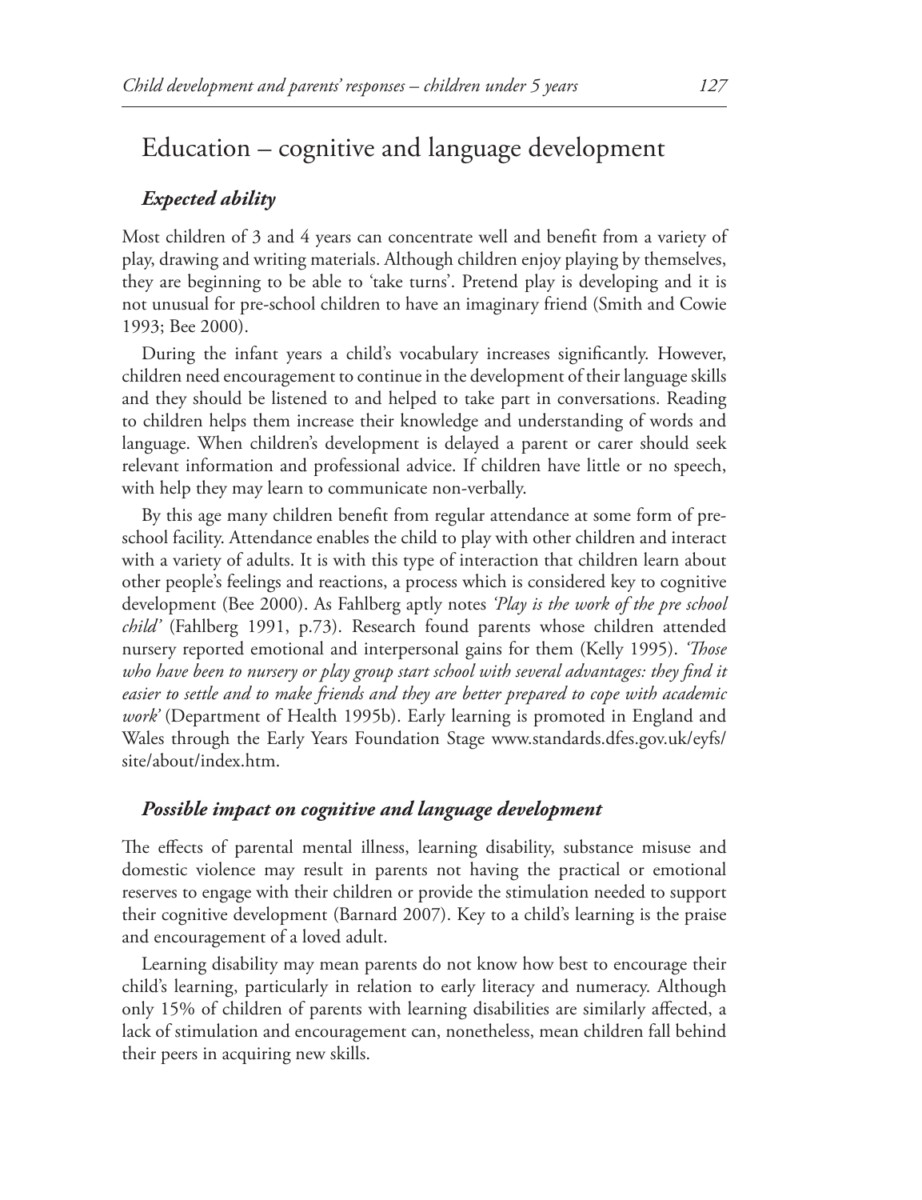## Education – cognitive and language development

### *Expected ability*

Most children of 3 and 4 years can concentrate well and benefit from a variety of play, drawing and writing materials. Although children enjoy playing by themselves, they are beginning to be able to 'take turns'. Pretend play is developing and it is not unusual for pre-school children to have an imaginary friend (Smith and Cowie 1993; Bee 2000).

During the infant years a child's vocabulary increases significantly. However, children need encouragement to continue in the development of their language skills and they should be listened to and helped to take part in conversations. Reading to children helps them increase their knowledge and understanding of words and language. When children's development is delayed a parent or carer should seek relevant information and professional advice. If children have little or no speech, with help they may learn to communicate non-verbally.

By this age many children benefit from regular attendance at some form of pre-school facility. Attendance enables the child to play with other children and interact with a variety of adults. It is with this type of interaction that children learn about other people's feelings and reactions, a process which is considered key to cognitive development (Bee 2000). As Fahlberg aptly notes *'Play is the work of the pre school child'* (Fahlberg 1991, p.73). Research found parents whose children attended nursery reported emotional and interpersonal gains for them (Kelly 1995). *'Those who have been to nursery or play group start school with several advantages: they find it easier to settle and to make friends and they are better prepared to cope with academic work'* (Department of Health 1995b). Early learning is promoted in England and Wales through the Early Years Foundation Stage www.standards.dfes.gov.uk/eyfs/site/about/index.htm.

### *Possible impact on cognitive and language development*

The effects of parental mental illness, learning disability, substance misuse and domestic violence may result in parents not having the practical or emotional reserves to engage with their children or provide the stimulation needed to support their cognitive development (Barnard 2007). Key to a child's learning is the praise and encouragement of a loved adult.

Learning disability may mean parents do not know how best to encourage their child's learning, particularly in relation to early literacy and numeracy. Although only 15% of children of parents with learning disabilities are similarly affected, a lack of stimulation and encouragement can, nonetheless, mean children fall behind their peers in acquiring new skills.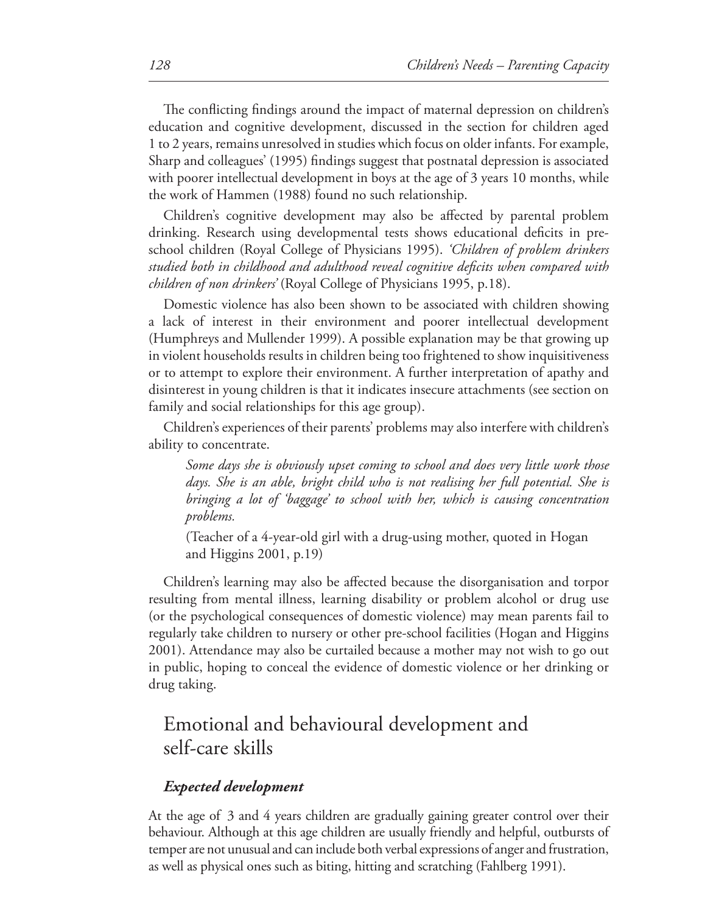The conflicting findings around the impact of maternal depression on children's education and cognitive development, discussed in the section for children aged 1 to 2 years, remains unresolved in studies which focus on older infants. For example, Sharp and colleagues' (1995) findings suggest that postnatal depression is associated with poorer intellectual development in boys at the age of 3 years 10 months, while the work of Hammen (1988) found no such relationship.

Children's cognitive development may also be affected by parental problem drinking. Research using developmental tests shows educational deficits in pre-school children (Royal College of Physicians 1995). *'Children of problem drinkers studied both in childhood and adulthood reveal cognitive deficits when compared with children of non drinkers'* (Royal College of Physicians 1995, p.18).

Domestic violence has also been shown to be associated with children showing a lack of interest in their environment and poorer intellectual development (Humphreys and Mullender 1999). A possible explanation may be that growing up in violent households results in children being too frightened to show inquisitiveness or to attempt to explore their environment. A further interpretation of apathy and disinterest in young children is that it indicates insecure attachments (see section on family and social relationships for this age group).

Children's experiences of their parents' problems may also interfere with children's ability to concentrate.

> *Some days she is obviously upset coming to school and does very little work those days. She is an able, bright child who is not realising her full potential. She is bringing a lot of 'baggage' to school with her, which is causing concentration problems.*
>
> (Teacher of a 4-year-old girl with a drug-using mother, quoted in Hogan and Higgins 2001, p.19)

Children's learning may also be affected because the disorganisation and torpor resulting from mental illness, learning disability or problem alcohol or drug use (or the psychological consequences of domestic violence) may mean parents fail to regularly take children to nursery or other pre-school facilities (Hogan and Higgins 2001). Attendance may also be curtailed because a mother may not wish to go out in public, hoping to conceal the evidence of domestic violence or her drinking or drug taking.

## Emotional and behavioural development and self-care skills

### *Expected development*

At the age of 3 and 4 years children are gradually gaining greater control over their behaviour. Although at this age children are usually friendly and helpful, outbursts of temper are not unusual and can include both verbal expressions of anger and frustration, as well as physical ones such as biting, hitting and scratching (Fahlberg 1991).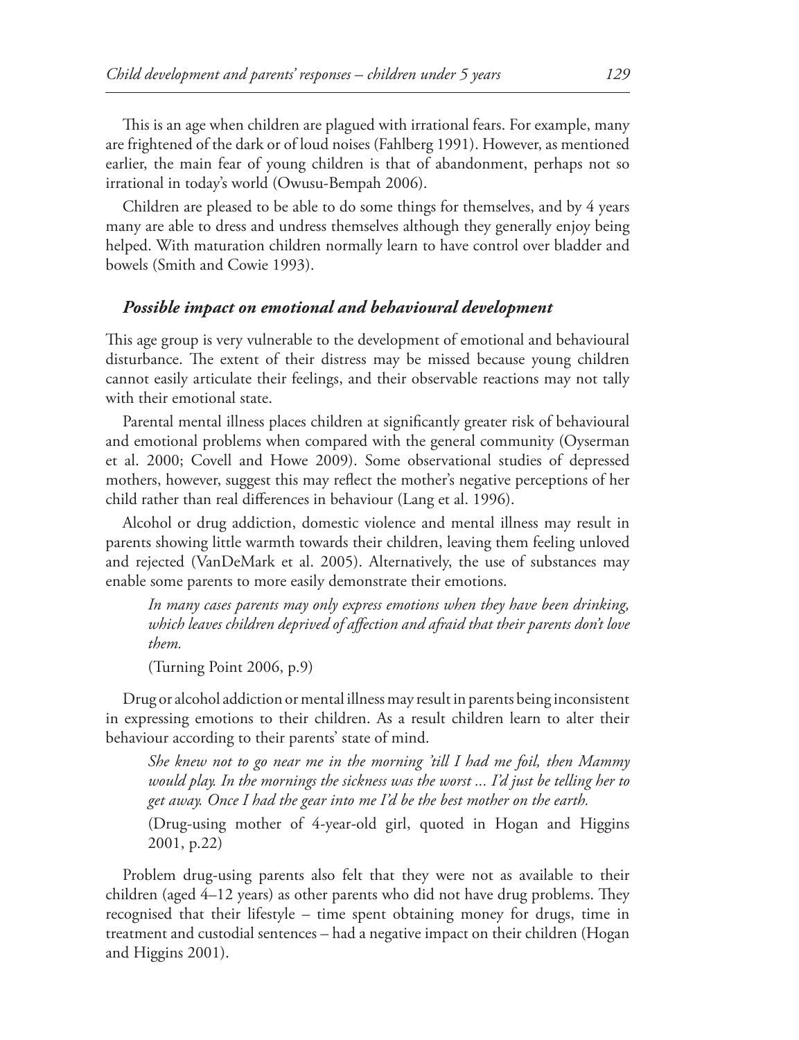This is an age when children are plagued with irrational fears. For example, many are frightened of the dark or of loud noises (Fahlberg 1991). However, as mentioned earlier, the main fear of young children is that of abandonment, perhaps not so irrational in today's world (Owusu-Bempah 2006).

Children are pleased to be able to do some things for themselves, and by 4 years many are able to dress and undress themselves although they generally enjoy being helped. With maturation children normally learn to have control over bladder and bowels (Smith and Cowie 1993).

### *Possible impact on emotional and behavioural development*

This age group is very vulnerable to the development of emotional and behavioural disturbance. The extent of their distress may be missed because young children cannot easily articulate their feelings, and their observable reactions may not tally with their emotional state.

Parental mental illness places children at significantly greater risk of behavioural and emotional problems when compared with the general community (Oyserman et al. 2000; Covell and Howe 2009). Some observational studies of depressed mothers, however, suggest this may reflect the mother's negative perceptions of her child rather than real differences in behaviour (Lang et al. 1996).

Alcohol or drug addiction, domestic violence and mental illness may result in parents showing little warmth towards their children, leaving them feeling unloved and rejected (VanDeMark et al. 2005). Alternatively, the use of substances may enable some parents to more easily demonstrate their emotions.

> *In many cases parents may only express emotions when they have been drinking, which leaves children deprived of affection and afraid that their parents don't love them.*
>
> (Turning Point 2006, p.9)

Drug or alcohol addiction or mental illness may result in parents being inconsistent in expressing emotions to their children. As a result children learn to alter their behaviour according to their parents' state of mind.

> *She knew not to go near me in the morning 'till I had me foil, then Mammy would play. In the mornings the sickness was the worst ... I'd just be telling her to get away. Once I had the gear into me I'd be the best mother on the earth.*
>
> (Drug-using mother of 4-year-old girl, quoted in Hogan and Higgins 2001, p.22)

Problem drug-using parents also felt that they were not as available to their children (aged 4–12 years) as other parents who did not have drug problems. They recognised that their lifestyle – time spent obtaining money for drugs, time in treatment and custodial sentences – had a negative impact on their children (Hogan and Higgins 2001).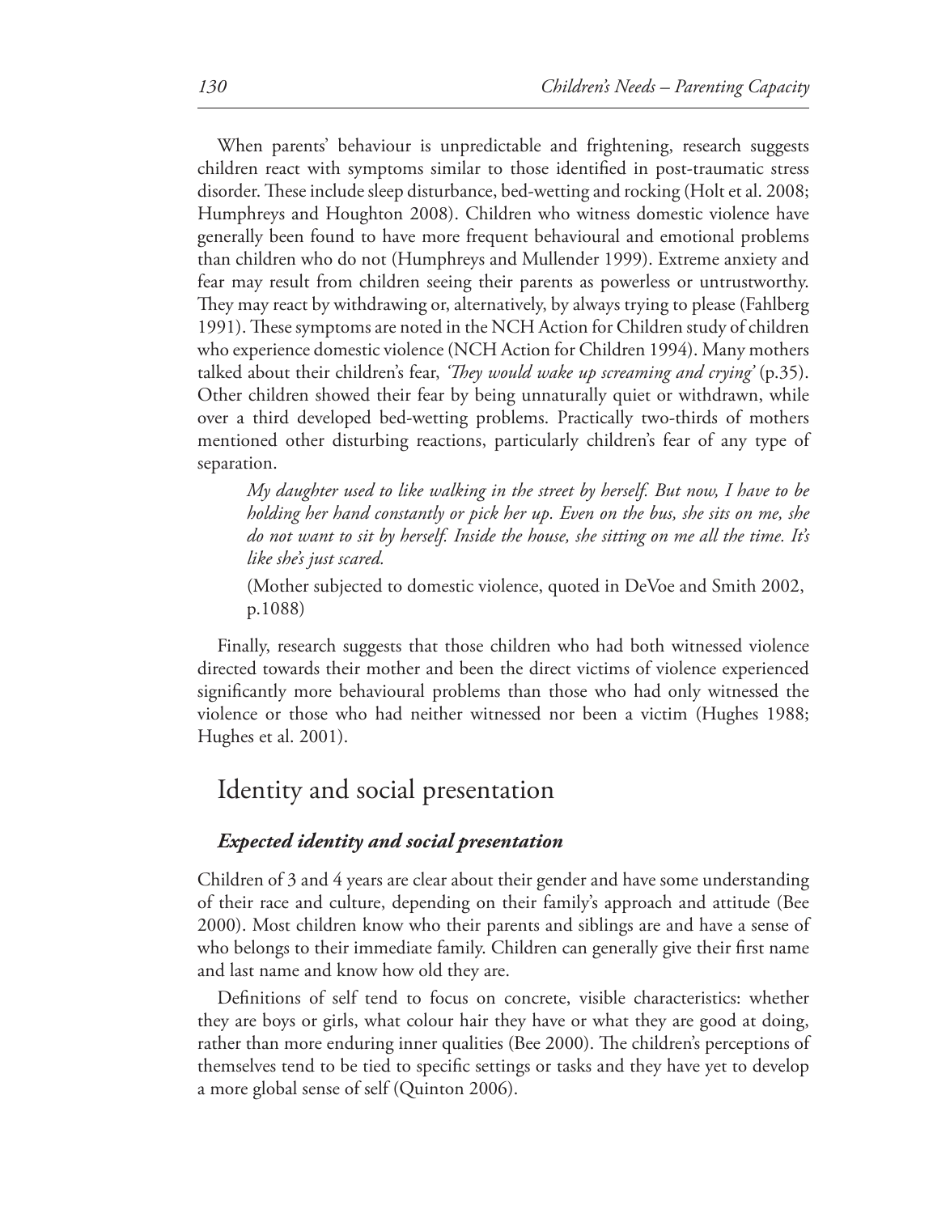When parents' behaviour is unpredictable and frightening, research suggests children react with symptoms similar to those identified in post-traumatic stress disorder. These include sleep disturbance, bed-wetting and rocking (Holt et al. 2008; Humphreys and Houghton 2008). Children who witness domestic violence have generally been found to have more frequent behavioural and emotional problems than children who do not (Humphreys and Mullender 1999). Extreme anxiety and fear may result from children seeing their parents as powerless or untrustworthy. They may react by withdrawing or, alternatively, by always trying to please (Fahlberg 1991). These symptoms are noted in the NCH Action for Children study of children who experience domestic violence (NCH Action for Children 1994). Many mothers talked about their children's fear, *'They would wake up screaming and crying'* (p.35). Other children showed their fear by being unnaturally quiet or withdrawn, while over a third developed bed-wetting problems. Practically two-thirds of mothers mentioned other disturbing reactions, particularly children's fear of any type of separation.

> *My daughter used to like walking in the street by herself. But now, I have to be holding her hand constantly or pick her up. Even on the bus, she sits on me, she do not want to sit by herself. Inside the house, she sitting on me all the time. It's like she's just scared.*
>
> (Mother subjected to domestic violence, quoted in DeVoe and Smith 2002, p.1088)

Finally, research suggests that those children who had both witnessed violence directed towards their mother and been the direct victims of violence experienced significantly more behavioural problems than those who had only witnessed the violence or those who had neither witnessed nor been a victim (Hughes 1988; Hughes et al. 2001).

## Identity and social presentation

### *Expected identity and social presentation*

Children of 3 and 4 years are clear about their gender and have some understanding of their race and culture, depending on their family's approach and attitude (Bee 2000). Most children know who their parents and siblings are and have a sense of who belongs to their immediate family. Children can generally give their first name and last name and know how old they are.

Definitions of self tend to focus on concrete, visible characteristics: whether they are boys or girls, what colour hair they have or what they are good at doing, rather than more enduring inner qualities (Bee 2000). The children's perceptions of themselves tend to be tied to specific settings or tasks and they have yet to develop a more global sense of self (Quinton 2006).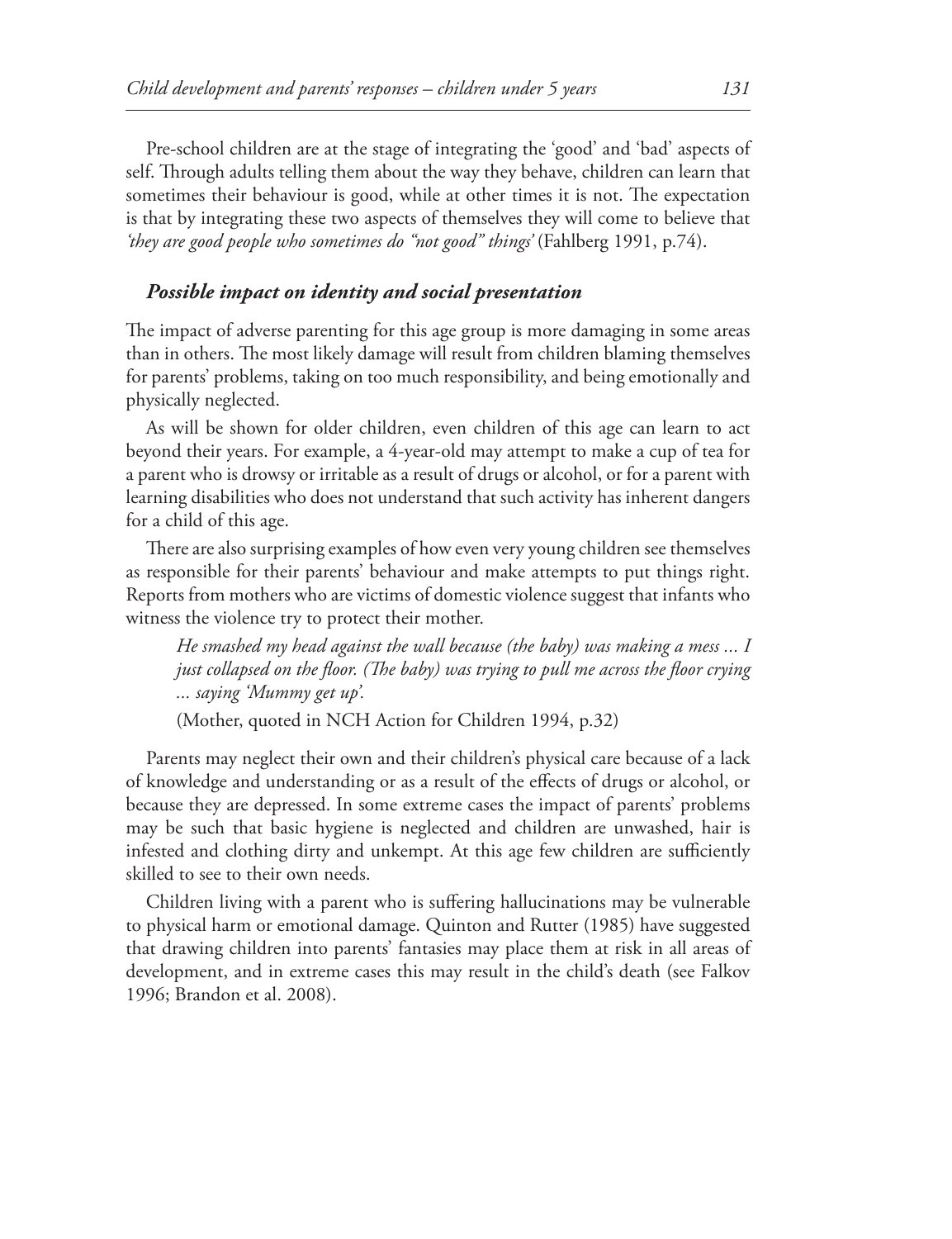Pre-school children are at the stage of integrating the 'good' and 'bad' aspects of self. Through adults telling them about the way they behave, children can learn that sometimes their behaviour is good, while at other times it is not. The expectation is that by integrating these two aspects of themselves they will come to believe that *'they are good people who sometimes do "not good" things'* (Fahlberg 1991, p.74).

### *Possible impact on identity and social presentation*

The impact of adverse parenting for this age group is more damaging in some areas than in others. The most likely damage will result from children blaming themselves for parents' problems, taking on too much responsibility, and being emotionally and physically neglected.

As will be shown for older children, even children of this age can learn to act beyond their years. For example, a 4-year-old may attempt to make a cup of tea for a parent who is drowsy or irritable as a result of drugs or alcohol, or for a parent with learning disabilities who does not understand that such activity has inherent dangers for a child of this age.

There are also surprising examples of how even very young children see themselves as responsible for their parents' behaviour and make attempts to put things right. Reports from mothers who are victims of domestic violence suggest that infants who witness the violence try to protect their mother.

> *He smashed my head against the wall because (the baby) was making a mess ... I just collapsed on the floor. (The baby) was trying to pull me across the floor crying ... saying 'Mummy get up'.*
>
> (Mother, quoted in NCH Action for Children 1994, p.32)

Parents may neglect their own and their children's physical care because of a lack of knowledge and understanding or as a result of the effects of drugs or alcohol, or because they are depressed. In some extreme cases the impact of parents' problems may be such that basic hygiene is neglected and children are unwashed, hair is infested and clothing dirty and unkempt. At this age few children are sufficiently skilled to see to their own needs.

Children living with a parent who is suffering hallucinations may be vulnerable to physical harm or emotional damage. Quinton and Rutter (1985) have suggested that drawing children into parents' fantasies may place them at risk in all areas of development, and in extreme cases this may result in the child's death (see Falkov 1996; Brandon et al. 2008).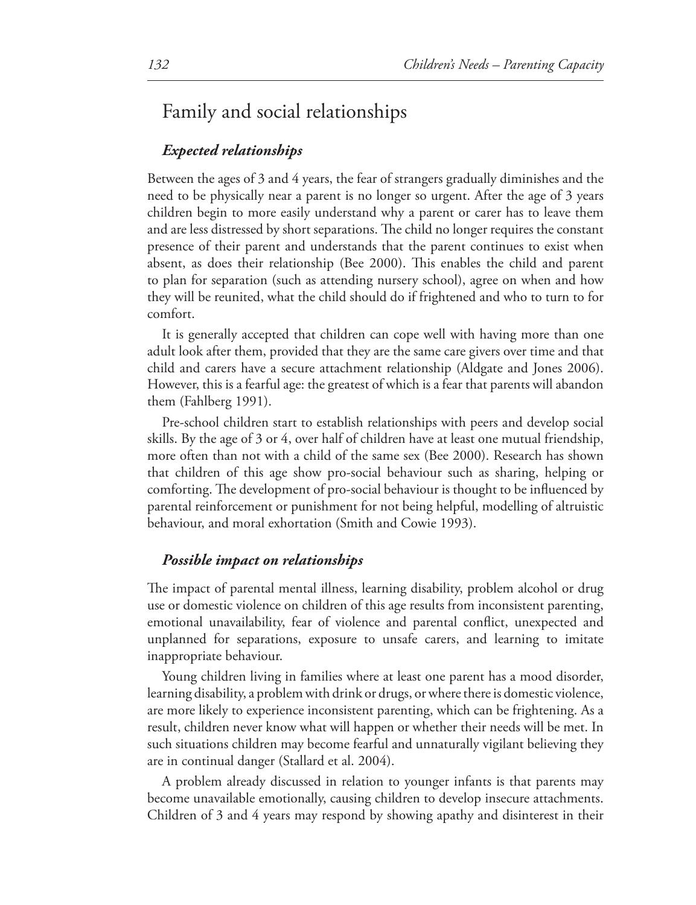## Family and social relationships

### *Expected relationships*

Between the ages of 3 and 4 years, the fear of strangers gradually diminishes and the need to be physically near a parent is no longer so urgent. After the age of 3 years children begin to more easily understand why a parent or carer has to leave them and are less distressed by short separations. The child no longer requires the constant presence of their parent and understands that the parent continues to exist when absent, as does their relationship (Bee 2000). This enables the child and parent to plan for separation (such as attending nursery school), agree on when and how they will be reunited, what the child should do if frightened and who to turn to for comfort.

It is generally accepted that children can cope well with having more than one adult look after them, provided that they are the same care givers over time and that child and carers have a secure attachment relationship (Aldgate and Jones 2006). However, this is a fearful age: the greatest of which is a fear that parents will abandon them (Fahlberg 1991).

Pre-school children start to establish relationships with peers and develop social skills. By the age of 3 or 4, over half of children have at least one mutual friendship, more often than not with a child of the same sex (Bee 2000). Research has shown that children of this age show pro-social behaviour such as sharing, helping or comforting. The development of pro-social behaviour is thought to be influenced by parental reinforcement or punishment for not being helpful, modelling of altruistic behaviour, and moral exhortation (Smith and Cowie 1993).

### *Possible impact on relationships*

The impact of parental mental illness, learning disability, problem alcohol or drug use or domestic violence on children of this age results from inconsistent parenting, emotional unavailability, fear of violence and parental conflict, unexpected and unplanned for separations, exposure to unsafe carers, and learning to imitate inappropriate behaviour.

Young children living in families where at least one parent has a mood disorder, learning disability, a problem with drink or drugs, or where there is domestic violence, are more likely to experience inconsistent parenting, which can be frightening. As a result, children never know what will happen or whether their needs will be met. In such situations children may become fearful and unnaturally vigilant believing they are in continual danger (Stallard et al. 2004).

A problem already discussed in relation to younger infants is that parents may become unavailable emotionally, causing children to develop insecure attachments. Children of 3 and 4 years may respond by showing apathy and disinterest in their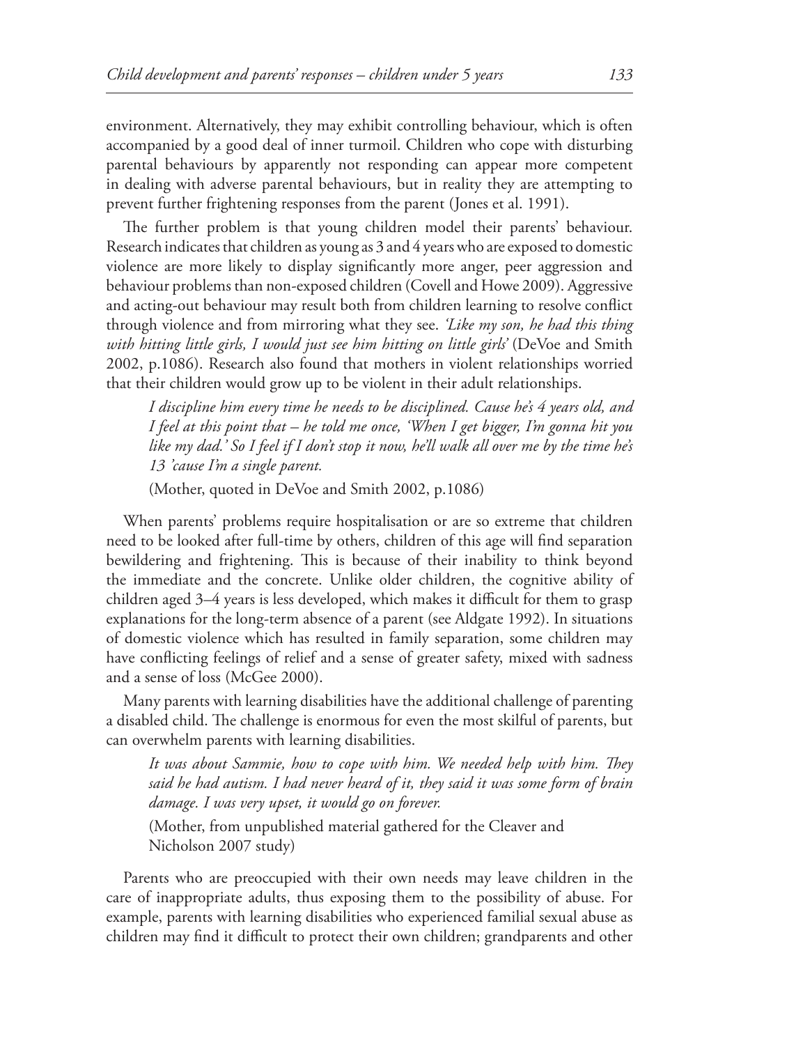environment. Alternatively, they may exhibit controlling behaviour, which is often accompanied by a good deal of inner turmoil. Children who cope with disturbing parental behaviours by apparently not responding can appear more competent in dealing with adverse parental behaviours, but in reality they are attempting to prevent further frightening responses from the parent (Jones et al. 1991).

The further problem is that young children model their parents' behaviour. Research indicates that children as young as 3 and 4 years who are exposed to domestic violence are more likely to display significantly more anger, peer aggression and behaviour problems than non-exposed children (Covell and Howe 2009). Aggressive and acting-out behaviour may result both from children learning to resolve conflict through violence and from mirroring what they see. *'Like my son, he had this thing with hitting little girls, I would just see him hitting on little girls'* (DeVoe and Smith 2002, p.1086). Research also found that mothers in violent relationships worried that their children would grow up to be violent in their adult relationships.

> *I discipline him every time he needs to be disciplined. Cause he's 4 years old, and I feel at this point that – he told me once, 'When I get bigger, I'm gonna hit you like my dad.' So I feel if I don't stop it now, he'll walk all over me by the time he's 13 'cause I'm a single parent.*
>
> (Mother, quoted in DeVoe and Smith 2002, p.1086)

When parents' problems require hospitalisation or are so extreme that children need to be looked after full-time by others, children of this age will find separation bewildering and frightening. This is because of their inability to think beyond the immediate and the concrete. Unlike older children, the cognitive ability of children aged 3–4 years is less developed, which makes it difficult for them to grasp explanations for the long-term absence of a parent (see Aldgate 1992). In situations of domestic violence which has resulted in family separation, some children may have conflicting feelings of relief and a sense of greater safety, mixed with sadness and a sense of loss (McGee 2000).

Many parents with learning disabilities have the additional challenge of parenting a disabled child. The challenge is enormous for even the most skilful of parents, but can overwhelm parents with learning disabilities.

> *It was about Sammie, how to cope with him. We needed help with him. They said he had autism. I had never heard of it, they said it was some form of brain damage. I was very upset, it would go on forever.*
>
> (Mother, from unpublished material gathered for the Cleaver and Nicholson 2007 study)

Parents who are preoccupied with their own needs may leave children in the care of inappropriate adults, thus exposing them to the possibility of abuse. For example, parents with learning disabilities who experienced familial sexual abuse as children may find it difficult to protect their own children; grandparents and other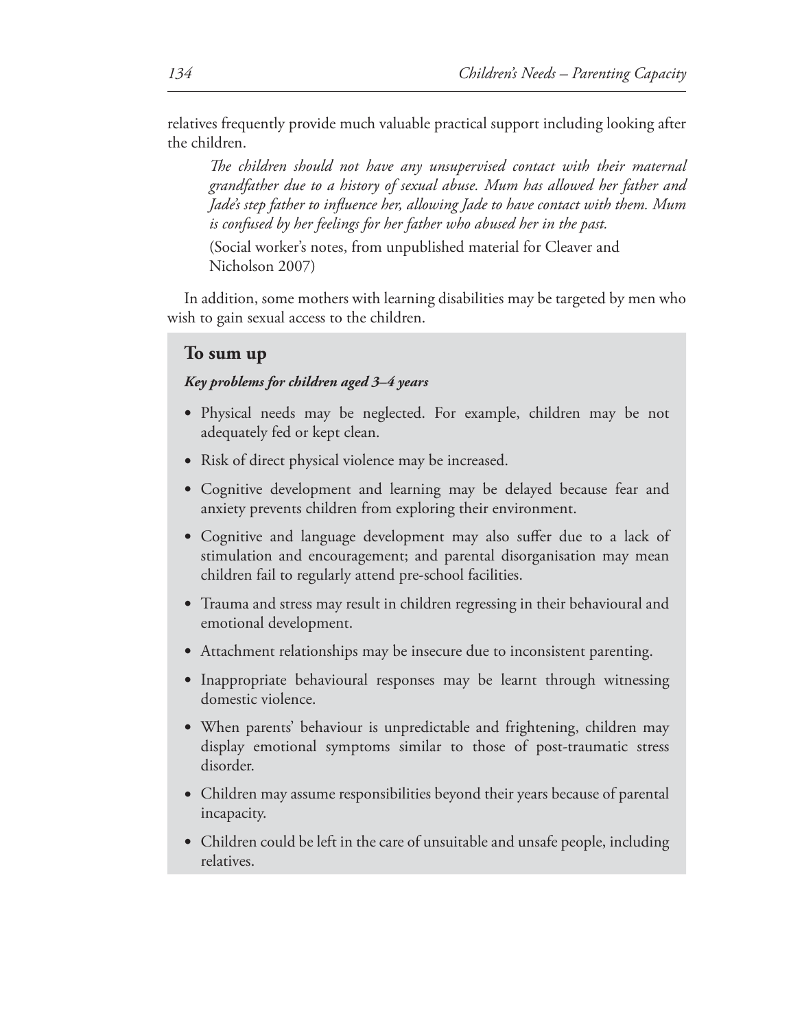relatives frequently provide much valuable practical support including looking after the children.

> *The children should not have any unsupervised contact with their maternal grandfather due to a history of sexual abuse. Mum has allowed her father and Jade's step father to influence her, allowing Jade to have contact with them. Mum is confused by her feelings for her father who abused her in the past.*
>
> (Social worker's notes, from unpublished material for Cleaver and Nicholson 2007)

In addition, some mothers with learning disabilities may be targeted by men who wish to gain sexual access to the children.

## To sum up

***Key problems for children aged 3–4 years***

- Physical needs may be neglected. For example, children may be not adequately fed or kept clean.
- Risk of direct physical violence may be increased.
- Cognitive development and learning may be delayed because fear and anxiety prevents children from exploring their environment.
- Cognitive and language development may also suffer due to a lack of stimulation and encouragement; and parental disorganisation may mean children fail to regularly attend pre-school facilities.
- Trauma and stress may result in children regressing in their behavioural and emotional development.
- Attachment relationships may be insecure due to inconsistent parenting.
- Inappropriate behavioural responses may be learnt through witnessing domestic violence.
- When parents' behaviour is unpredictable and frightening, children may display emotional symptoms similar to those of post-traumatic stress disorder.
- Children may assume responsibilities beyond their years because of parental incapacity.
- Children could be left in the care of unsuitable and unsafe people, including relatives.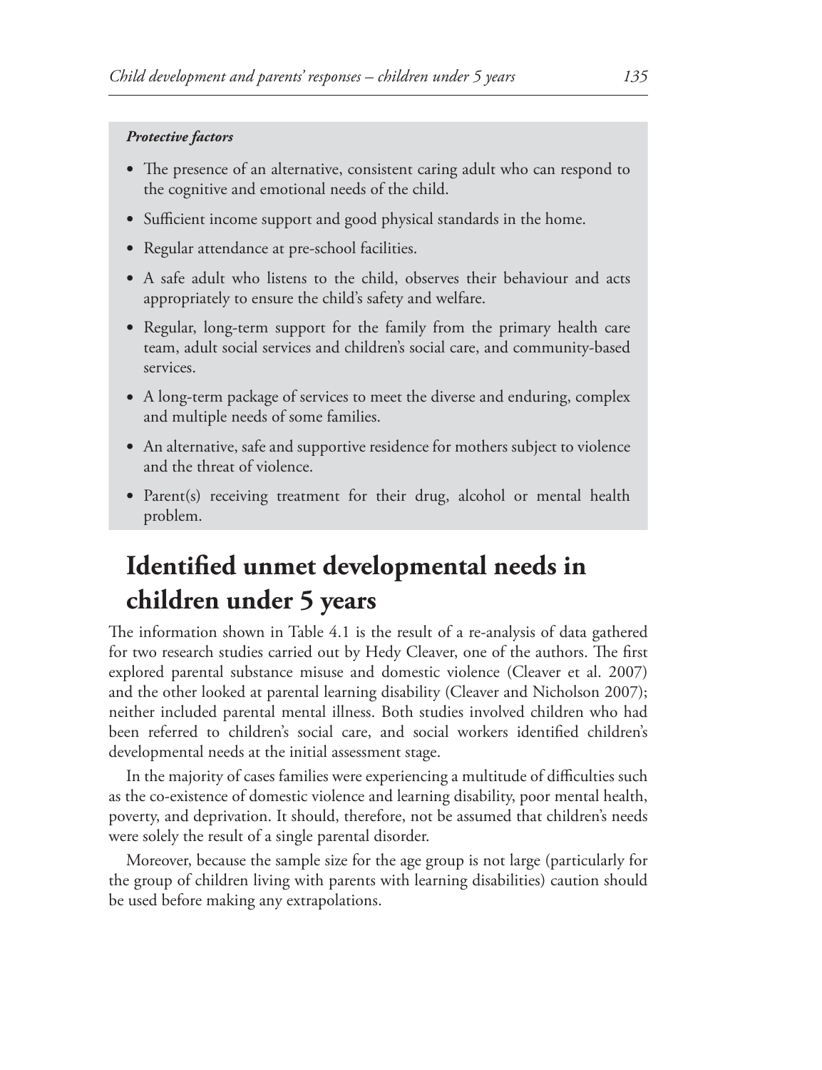***Protective factors***

- The presence of an alternative, consistent caring adult who can respond to the cognitive and emotional needs of the child.
- Sufficient income support and good physical standards in the home.
- Regular attendance at pre-school facilities.
- A safe adult who listens to the child, observes their behaviour and acts appropriately to ensure the child's safety and welfare.
- Regular, long-term support for the family from the primary health care team, adult social services and children's social care, and community-based services.
- A long-term package of services to meet the diverse and enduring, complex and multiple needs of some families.
- An alternative, safe and supportive residence for mothers subject to violence and the threat of violence.
- Parent(s) receiving treatment for their drug, alcohol or mental health problem.

## Identified unmet developmental needs in children under 5 years

The information shown in Table 4.1 is the result of a re-analysis of data gathered for two research studies carried out by Hedy Cleaver, one of the authors. The first explored parental substance misuse and domestic violence (Cleaver et al. 2007) and the other looked at parental learning disability (Cleaver and Nicholson 2007); neither included parental mental illness. Both studies involved children who had been referred to children's social care, and social workers identified children's developmental needs at the initial assessment stage.

In the majority of cases families were experiencing a multitude of difficulties such as the co-existence of domestic violence and learning disability, poor mental health, poverty, and deprivation. It should, therefore, not be assumed that children's needs were solely the result of a single parental disorder.

Moreover, because the sample size for the age group is not large (particularly for the group of children living with parents with learning disabilities) caution should be used before making any extrapolations.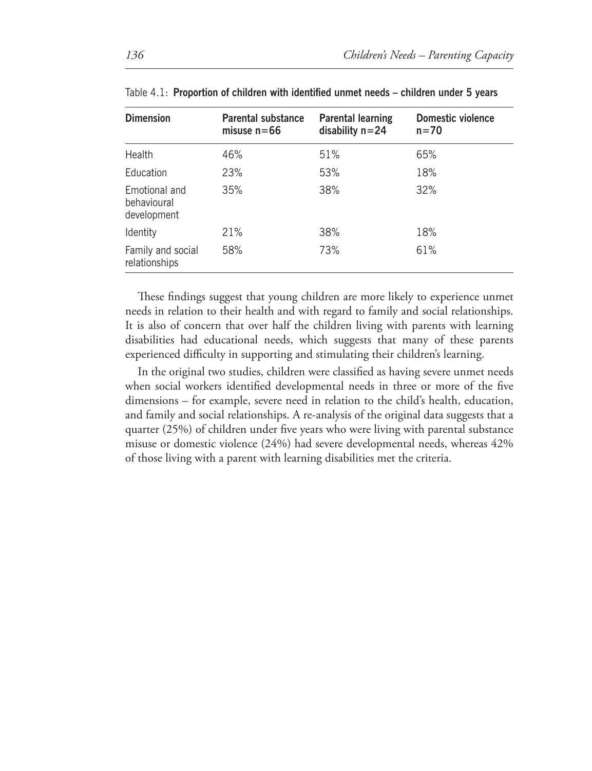Table 4.1: **Proportion of children with identified unmet needs – children under 5 years**

| Dimension | Parental substance misuse n=66 | Parental learning disability n=24 | Domestic violence n=70 |
|---|---|---|---|
| Health | 46% | 51% | 65% |
| Education | 23% | 53% | 18% |
| Emotional and behavioural development | 35% | 38% | 32% |
| Identity | 21% | 38% | 18% |
| Family and social relationships | 58% | 73% | 61% |

These findings suggest that young children are more likely to experience unmet needs in relation to their health and with regard to family and social relationships. It is also of concern that over half the children living with parents with learning disabilities had educational needs, which suggests that many of these parents experienced difficulty in supporting and stimulating their children's learning.

In the original two studies, children were classified as having severe unmet needs when social workers identified developmental needs in three or more of the five dimensions – for example, severe need in relation to the child's health, education, and family and social relationships. A re-analysis of the original data suggests that a quarter (25%) of children under five years who were living with parental substance misuse or domestic violence (24%) had severe developmental needs, whereas 42% of those living with a parent with learning disabilities met the criteria.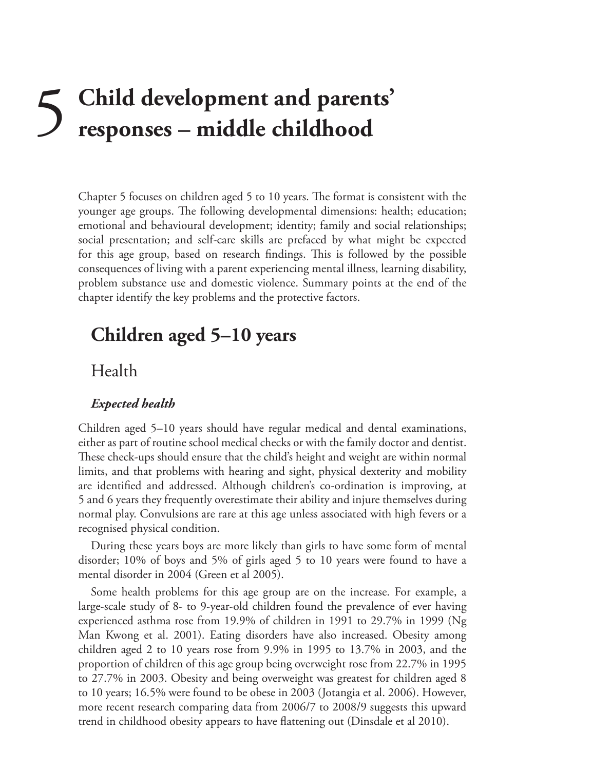# 5 Child development and parents' responses – middle childhood

Chapter 5 focuses on children aged 5 to 10 years. The format is consistent with the younger age groups. The following developmental dimensions: health; education; emotional and behavioural development; identity; family and social relationships; social presentation; and self-care skills are prefaced by what might be expected for this age group, based on research findings. This is followed by the possible consequences of living with a parent experiencing mental illness, learning disability, problem substance use and domestic violence. Summary points at the end of the chapter identify the key problems and the protective factors.

## Children aged 5–10 years

### Health

#### *Expected health*

Children aged 5–10 years should have regular medical and dental examinations, either as part of routine school medical checks or with the family doctor and dentist. These check-ups should ensure that the child's height and weight are within normal limits, and that problems with hearing and sight, physical dexterity and mobility are identified and addressed. Although children's co-ordination is improving, at 5 and 6 years they frequently overestimate their ability and injure themselves during normal play. Convulsions are rare at this age unless associated with high fevers or a recognised physical condition.

During these years boys are more likely than girls to have some form of mental disorder; 10% of boys and 5% of girls aged 5 to 10 years were found to have a mental disorder in 2004 (Green et al 2005).

Some health problems for this age group are on the increase. For example, a large-scale study of 8- to 9-year-old children found the prevalence of ever having experienced asthma rose from 19.9% of children in 1991 to 29.7% in 1999 (Ng Man Kwong et al. 2001). Eating disorders have also increased. Obesity among children aged 2 to 10 years rose from 9.9% in 1995 to 13.7% in 2003, and the proportion of children of this age group being overweight rose from 22.7% in 1995 to 27.7% in 2003. Obesity and being overweight was greatest for children aged 8 to 10 years; 16.5% were found to be obese in 2003 (Jotangia et al. 2006). However, more recent research comparing data from 2006/7 to 2008/9 suggests this upward trend in childhood obesity appears to have flattening out (Dinsdale et al 2010).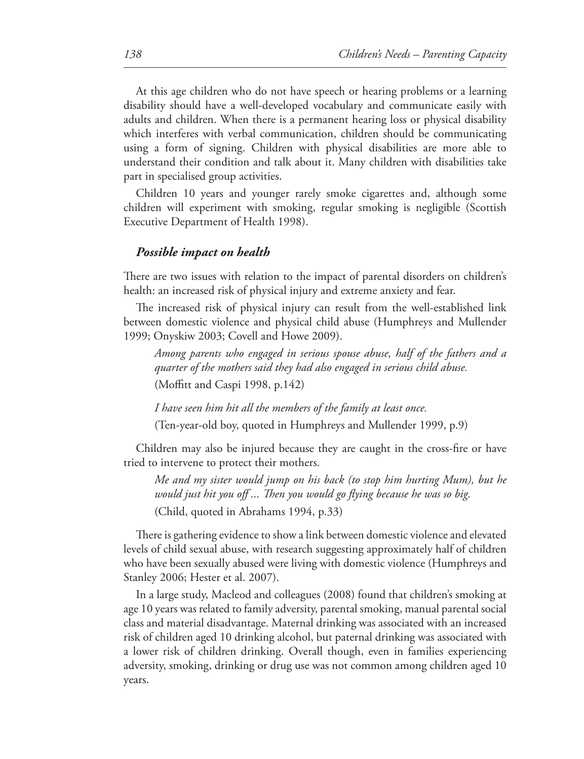At this age children who do not have speech or hearing problems or a learning disability should have a well-developed vocabulary and communicate easily with adults and children. When there is a permanent hearing loss or physical disability which interferes with verbal communication, children should be communicating using a form of signing. Children with physical disabilities are more able to understand their condition and talk about it. Many children with disabilities take part in specialised group activities.

Children 10 years and younger rarely smoke cigarettes and, although some children will experiment with smoking, regular smoking is negligible (Scottish Executive Department of Health 1998).

### *Possible impact on health*

There are two issues with relation to the impact of parental disorders on children's health: an increased risk of physical injury and extreme anxiety and fear.

The increased risk of physical injury can result from the well-established link between domestic violence and physical child abuse (Humphreys and Mullender 1999; Onyskiw 2003; Covell and Howe 2009).

> *Among parents who engaged in serious spouse abuse, half of the fathers and a quarter of the mothers said they had also engaged in serious child abuse.*
>
> (Moffitt and Caspi 1998, p.142)

> *I have seen him hit all the members of the family at least once.*
>
> (Ten-year-old boy, quoted in Humphreys and Mullender 1999, p.9)

Children may also be injured because they are caught in the cross-fire or have tried to intervene to protect their mothers.

> *Me and my sister would jump on his back (to stop him hurting Mum), but he would just hit you off ... Then you would go flying because he was so big.*
>
> (Child, quoted in Abrahams 1994, p.33)

There is gathering evidence to show a link between domestic violence and elevated levels of child sexual abuse, with research suggesting approximately half of children who have been sexually abused were living with domestic violence (Humphreys and Stanley 2006; Hester et al. 2007).

In a large study, Macleod and colleagues (2008) found that children's smoking at age 10 years was related to family adversity, parental smoking, manual parental social class and material disadvantage. Maternal drinking was associated with an increased risk of children aged 10 drinking alcohol, but paternal drinking was associated with a lower risk of children drinking. Overall though, even in families experiencing adversity, smoking, drinking or drug use was not common among children aged 10 years.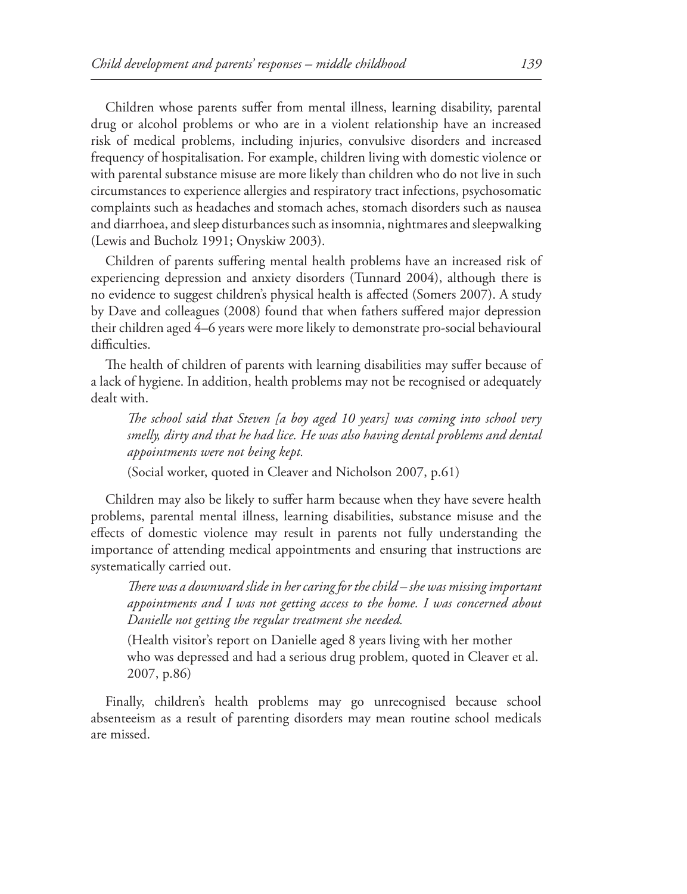Children whose parents suffer from mental illness, learning disability, parental drug or alcohol problems or who are in a violent relationship have an increased risk of medical problems, including injuries, convulsive disorders and increased frequency of hospitalisation. For example, children living with domestic violence or with parental substance misuse are more likely than children who do not live in such circumstances to experience allergies and respiratory tract infections, psychosomatic complaints such as headaches and stomach aches, stomach disorders such as nausea and diarrhoea, and sleep disturbances such as insomnia, nightmares and sleepwalking (Lewis and Bucholz 1991; Onyskiw 2003).

Children of parents suffering mental health problems have an increased risk of experiencing depression and anxiety disorders (Tunnard 2004), although there is no evidence to suggest children's physical health is affected (Somers 2007). A study by Dave and colleagues (2008) found that when fathers suffered major depression their children aged 4–6 years were more likely to demonstrate pro-social behavioural difficulties.

The health of children of parents with learning disabilities may suffer because of a lack of hygiene. In addition, health problems may not be recognised or adequately dealt with.

> *The school said that Steven [a boy aged 10 years] was coming into school very smelly, dirty and that he had lice. He was also having dental problems and dental appointments were not being kept.*
>
> (Social worker, quoted in Cleaver and Nicholson 2007, p.61)

Children may also be likely to suffer harm because when they have severe health problems, parental mental illness, learning disabilities, substance misuse and the effects of domestic violence may result in parents not fully understanding the importance of attending medical appointments and ensuring that instructions are systematically carried out.

> *There was a downward slide in her caring for the child – she was missing important appointments and I was not getting access to the home. I was concerned about Danielle not getting the regular treatment she needed.*
>
> (Health visitor's report on Danielle aged 8 years living with her mother who was depressed and had a serious drug problem, quoted in Cleaver et al. 2007, p.86)

Finally, children's health problems may go unrecognised because school absenteeism as a result of parenting disorders may mean routine school medicals are missed.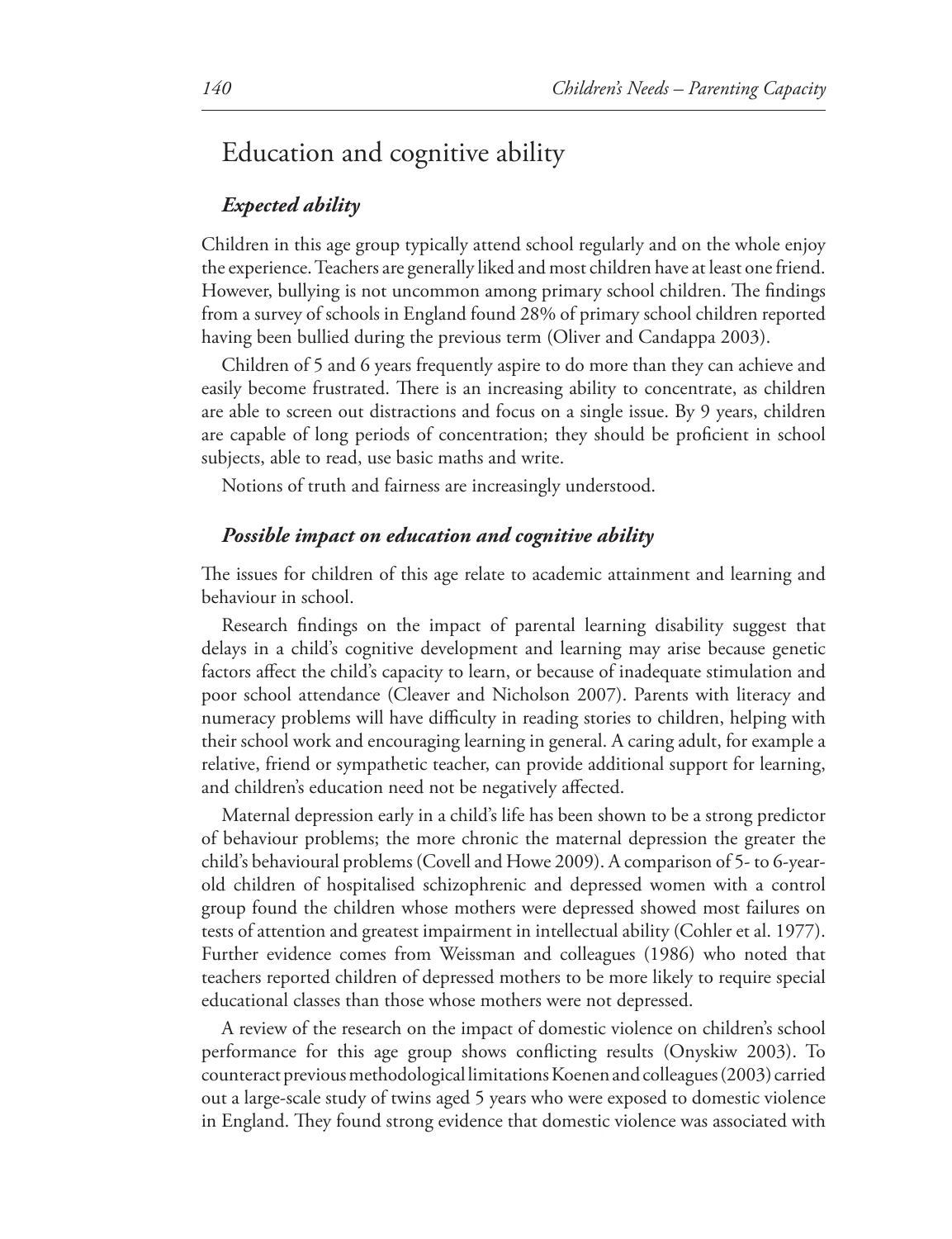## Education and cognitive ability

### *Expected ability*

Children in this age group typically attend school regularly and on the whole enjoy the experience. Teachers are generally liked and most children have at least one friend. However, bullying is not uncommon among primary school children. The findings from a survey of schools in England found 28% of primary school children reported having been bullied during the previous term (Oliver and Candappa 2003).

Children of 5 and 6 years frequently aspire to do more than they can achieve and easily become frustrated. There is an increasing ability to concentrate, as children are able to screen out distractions and focus on a single issue. By 9 years, children are capable of long periods of concentration; they should be proficient in school subjects, able to read, use basic maths and write.

Notions of truth and fairness are increasingly understood.

### *Possible impact on education and cognitive ability*

The issues for children of this age relate to academic attainment and learning and behaviour in school.

Research findings on the impact of parental learning disability suggest that delays in a child's cognitive development and learning may arise because genetic factors affect the child's capacity to learn, or because of inadequate stimulation and poor school attendance (Cleaver and Nicholson 2007). Parents with literacy and numeracy problems will have difficulty in reading stories to children, helping with their school work and encouraging learning in general. A caring adult, for example a relative, friend or sympathetic teacher, can provide additional support for learning, and children's education need not be negatively affected.

Maternal depression early in a child's life has been shown to be a strong predictor of behaviour problems; the more chronic the maternal depression the greater the child's behavioural problems (Covell and Howe 2009). A comparison of 5- to 6-year-old children of hospitalised schizophrenic and depressed women with a control group found the children whose mothers were depressed showed most failures on tests of attention and greatest impairment in intellectual ability (Cohler et al. 1977). Further evidence comes from Weissman and colleagues (1986) who noted that teachers reported children of depressed mothers to be more likely to require special educational classes than those whose mothers were not depressed.

A review of the research on the impact of domestic violence on children's school performance for this age group shows conflicting results (Onyskiw 2003). To counteract previous methodological limitations Koenen and colleagues (2003) carried out a large-scale study of twins aged 5 years who were exposed to domestic violence in England. They found strong evidence that domestic violence was associated with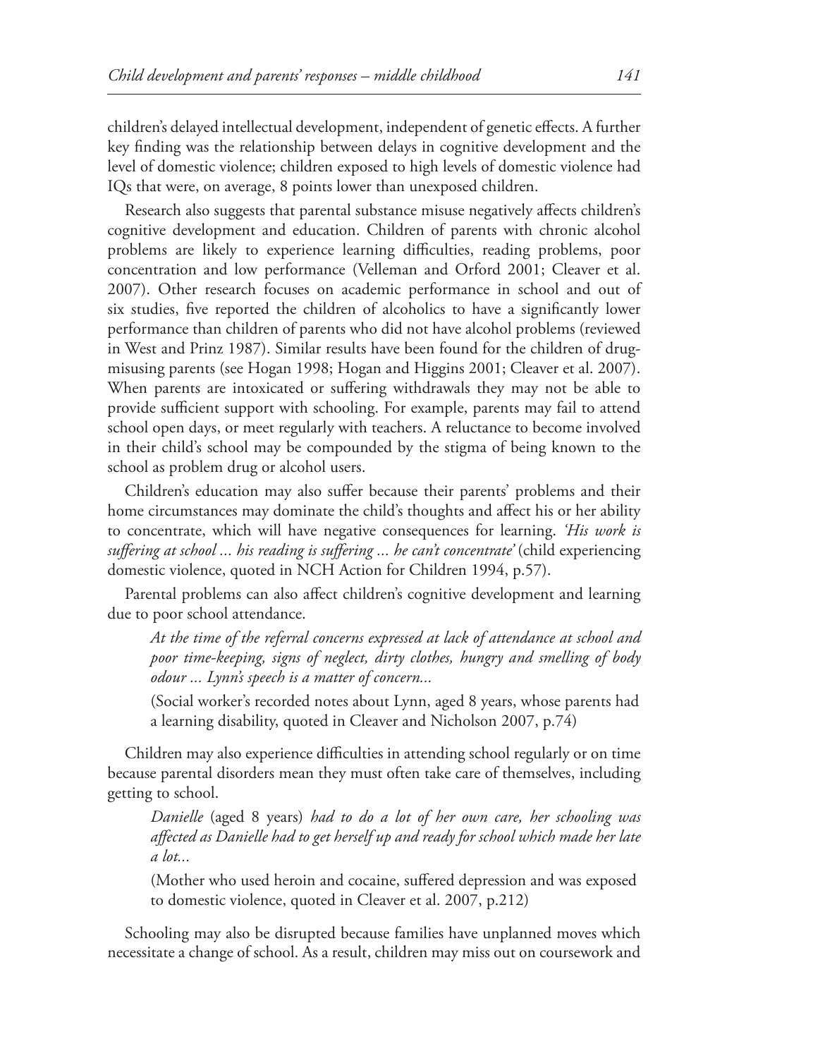children's delayed intellectual development, independent of genetic effects. A further key finding was the relationship between delays in cognitive development and the level of domestic violence; children exposed to high levels of domestic violence had IQs that were, on average, 8 points lower than unexposed children.

Research also suggests that parental substance misuse negatively affects children's cognitive development and education. Children of parents with chronic alcohol problems are likely to experience learning difficulties, reading problems, poor concentration and low performance (Velleman and Orford 2001; Cleaver et al. 2007). Other research focuses on academic performance in school and out of six studies, five reported the children of alcoholics to have a significantly lower performance than children of parents who did not have alcohol problems (reviewed in West and Prinz 1987). Similar results have been found for the children of drug-misusing parents (see Hogan 1998; Hogan and Higgins 2001; Cleaver et al. 2007). When parents are intoxicated or suffering withdrawals they may not be able to provide sufficient support with schooling. For example, parents may fail to attend school open days, or meet regularly with teachers. A reluctance to become involved in their child's school may be compounded by the stigma of being known to the school as problem drug or alcohol users.

Children's education may also suffer because their parents' problems and their home circumstances may dominate the child's thoughts and affect his or her ability to concentrate, which will have negative consequences for learning. *'His work is suffering at school ... his reading is suffering ... he can't concentrate'* (child experiencing domestic violence, quoted in NCH Action for Children 1994, p.57).

Parental problems can also affect children's cognitive development and learning due to poor school attendance.

> *At the time of the referral concerns expressed at lack of attendance at school and poor time-keeping, signs of neglect, dirty clothes, hungry and smelling of body odour ... Lynn's speech is a matter of concern...*
>
> (Social worker's recorded notes about Lynn, aged 8 years, whose parents had a learning disability, quoted in Cleaver and Nicholson 2007, p.74)

Children may also experience difficulties in attending school regularly or on time because parental disorders mean they must often take care of themselves, including getting to school.

> *Danielle* (aged 8 years) *had to do a lot of her own care, her schooling was affected as Danielle had to get herself up and ready for school which made her late a lot...*
>
> (Mother who used heroin and cocaine, suffered depression and was exposed to domestic violence, quoted in Cleaver et al. 2007, p.212)

Schooling may also be disrupted because families have unplanned moves which necessitate a change of school. As a result, children may miss out on coursework and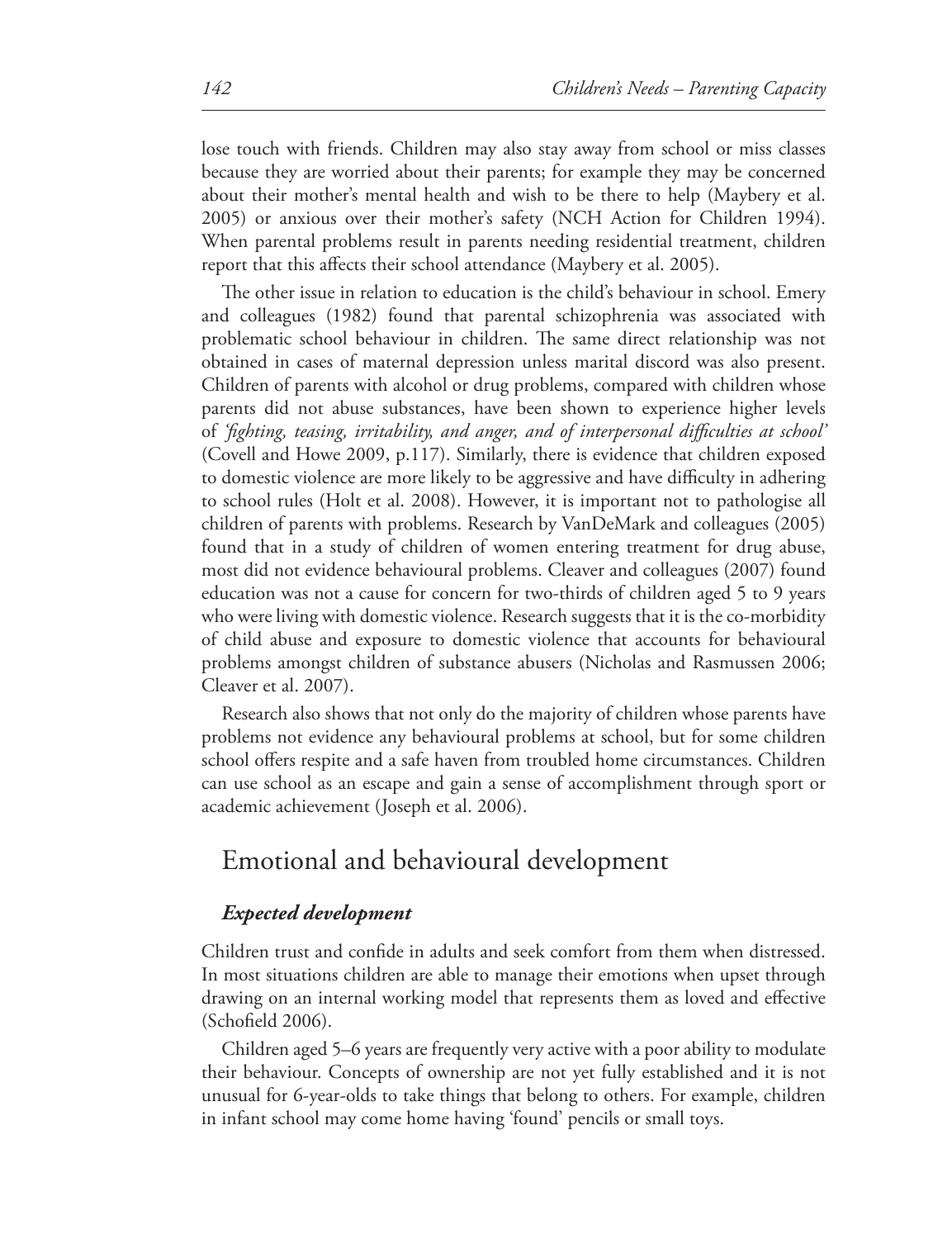lose touch with friends. Children may also stay away from school or miss classes because they are worried about their parents; for example they may be concerned about their mother's mental health and wish to be there to help (Maybery et al. 2005) or anxious over their mother's safety (NCH Action for Children 1994). When parental problems result in parents needing residential treatment, children report that this affects their school attendance (Maybery et al. 2005).

The other issue in relation to education is the child's behaviour in school. Emery and colleagues (1982) found that parental schizophrenia was associated with problematic school behaviour in children. The same direct relationship was not obtained in cases of maternal depression unless marital discord was also present. Children of parents with alcohol or drug problems, compared with children whose parents did not abuse substances, have been shown to experience higher levels of *'fighting, teasing, irritability, and anger, and of interpersonal difficulties at school'* (Covell and Howe 2009, p.117). Similarly, there is evidence that children exposed to domestic violence are more likely to be aggressive and have difficulty in adhering to school rules (Holt et al. 2008). However, it is important not to pathologise all children of parents with problems. Research by VanDeMark and colleagues (2005) found that in a study of children of women entering treatment for drug abuse, most did not evidence behavioural problems. Cleaver and colleagues (2007) found education was not a cause for concern for two-thirds of children aged 5 to 9 years who were living with domestic violence. Research suggests that it is the co-morbidity of child abuse and exposure to domestic violence that accounts for behavioural problems amongst children of substance abusers (Nicholas and Rasmussen 2006; Cleaver et al. 2007).

Research also shows that not only do the majority of children whose parents have problems not evidence any behavioural problems at school, but for some children school offers respite and a safe haven from troubled home circumstances. Children can use school as an escape and gain a sense of accomplishment through sport or academic achievement (Joseph et al. 2006).

## Emotional and behavioural development

### *Expected development*

Children trust and confide in adults and seek comfort from them when distressed. In most situations children are able to manage their emotions when upset through drawing on an internal working model that represents them as loved and effective (Schofield 2006).

Children aged 5–6 years are frequently very active with a poor ability to modulate their behaviour. Concepts of ownership are not yet fully established and it is not unusual for 6-year-olds to take things that belong to others. For example, children in infant school may come home having 'found' pencils or small toys.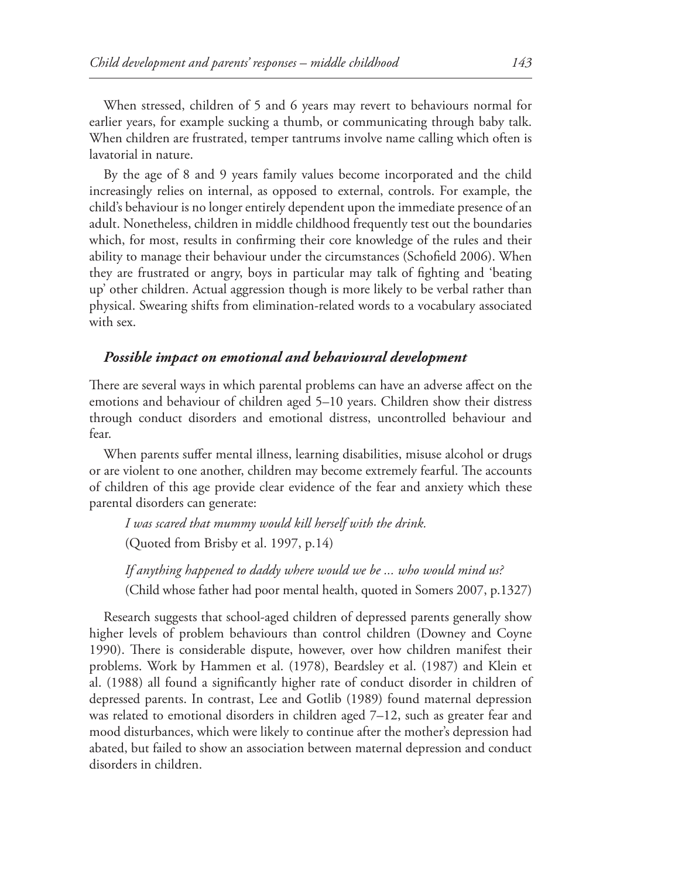When stressed, children of 5 and 6 years may revert to behaviours normal for earlier years, for example sucking a thumb, or communicating through baby talk. When children are frustrated, temper tantrums involve name calling which often is lavatorial in nature.

By the age of 8 and 9 years family values become incorporated and the child increasingly relies on internal, as opposed to external, controls. For example, the child's behaviour is no longer entirely dependent upon the immediate presence of an adult. Nonetheless, children in middle childhood frequently test out the boundaries which, for most, results in confirming their core knowledge of the rules and their ability to manage their behaviour under the circumstances (Schofield 2006). When they are frustrated or angry, boys in particular may talk of fighting and 'beating up' other children. Actual aggression though is more likely to be verbal rather than physical. Swearing shifts from elimination-related words to a vocabulary associated with sex.

### *Possible impact on emotional and behavioural development*

There are several ways in which parental problems can have an adverse affect on the emotions and behaviour of children aged 5–10 years. Children show their distress through conduct disorders and emotional distress, uncontrolled behaviour and fear.

When parents suffer mental illness, learning disabilities, misuse alcohol or drugs or are violent to one another, children may become extremely fearful. The accounts of children of this age provide clear evidence of the fear and anxiety which these parental disorders can generate:

> *I was scared that mummy would kill herself with the drink.*
> (Quoted from Brisby et al. 1997, p.14)

> *If anything happened to daddy where would we be ... who would mind us?*
> (Child whose father had poor mental health, quoted in Somers 2007, p.1327)

Research suggests that school-aged children of depressed parents generally show higher levels of problem behaviours than control children (Downey and Coyne 1990). There is considerable dispute, however, over how children manifest their problems. Work by Hammen et al. (1978), Beardsley et al. (1987) and Klein et al. (1988) all found a significantly higher rate of conduct disorder in children of depressed parents. In contrast, Lee and Gotlib (1989) found maternal depression was related to emotional disorders in children aged 7–12, such as greater fear and mood disturbances, which were likely to continue after the mother's depression had abated, but failed to show an association between maternal depression and conduct disorders in children.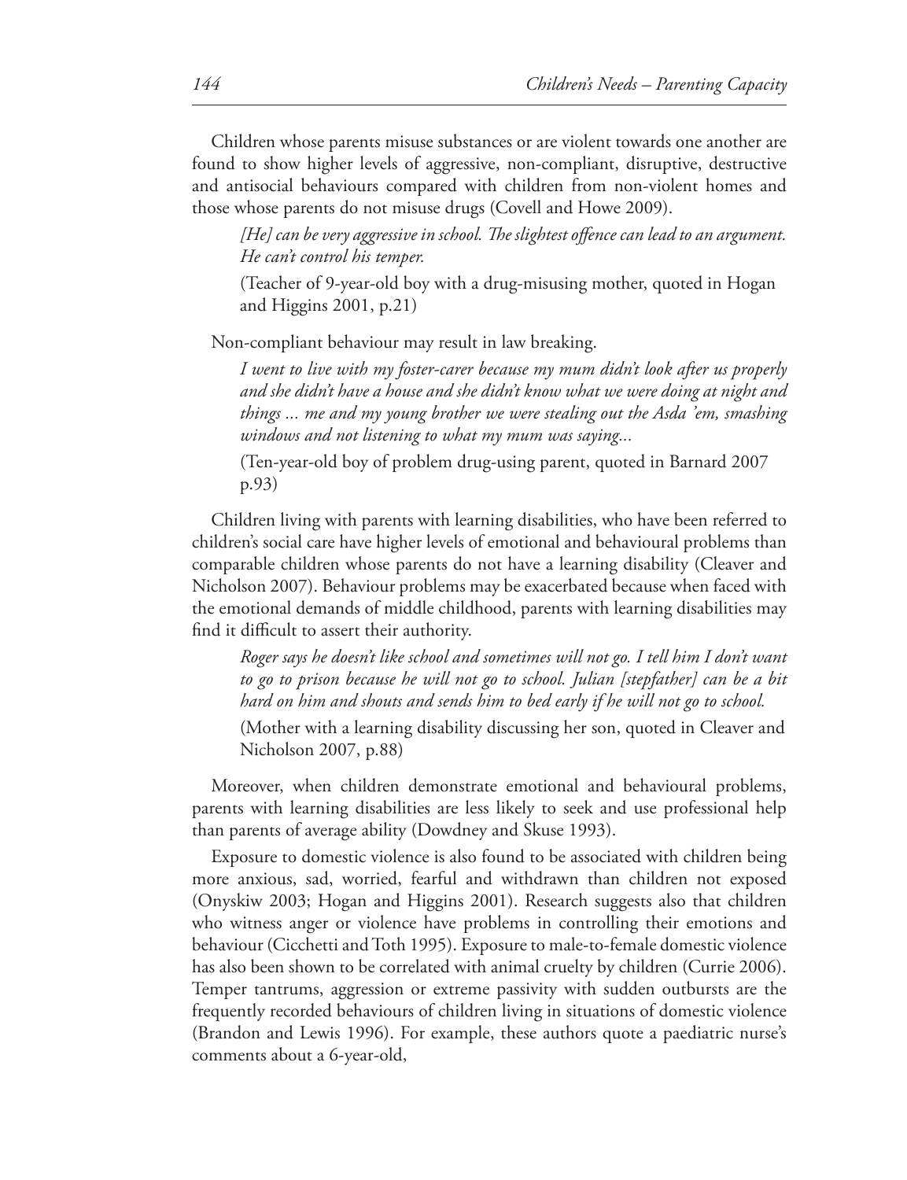Children whose parents misuse substances or are violent towards one another are found to show higher levels of aggressive, non-compliant, disruptive, destructive and antisocial behaviours compared with children from non-violent homes and those whose parents do not misuse drugs (Covell and Howe 2009).

> *[He] can be very aggressive in school. The slightest offence can lead to an argument. He can't control his temper.*
>
> (Teacher of 9-year-old boy with a drug-misusing mother, quoted in Hogan and Higgins 2001, p.21)

Non-compliant behaviour may result in law breaking.

> *I went to live with my foster-carer because my mum didn't look after us properly and she didn't have a house and she didn't know what we were doing at night and things ... me and my young brother we were stealing out the Asda 'em, smashing windows and not listening to what my mum was saying...*
>
> (Ten-year-old boy of problem drug-using parent, quoted in Barnard 2007 p.93)

Children living with parents with learning disabilities, who have been referred to children's social care have higher levels of emotional and behavioural problems than comparable children whose parents do not have a learning disability (Cleaver and Nicholson 2007). Behaviour problems may be exacerbated because when faced with the emotional demands of middle childhood, parents with learning disabilities may find it difficult to assert their authority.

> *Roger says he doesn't like school and sometimes will not go. I tell him I don't want to go to prison because he will not go to school. Julian [stepfather] can be a bit hard on him and shouts and sends him to bed early if he will not go to school.*
>
> (Mother with a learning disability discussing her son, quoted in Cleaver and Nicholson 2007, p.88)

Moreover, when children demonstrate emotional and behavioural problems, parents with learning disabilities are less likely to seek and use professional help than parents of average ability (Dowdney and Skuse 1993).

Exposure to domestic violence is also found to be associated with children being more anxious, sad, worried, fearful and withdrawn than children not exposed (Onyskiw 2003; Hogan and Higgins 2001). Research suggests also that children who witness anger or violence have problems in controlling their emotions and behaviour (Cicchetti and Toth 1995). Exposure to male-to-female domestic violence has also been shown to be correlated with animal cruelty by children (Currie 2006). Temper tantrums, aggression or extreme passivity with sudden outbursts are the frequently recorded behaviours of children living in situations of domestic violence (Brandon and Lewis 1996). For example, these authors quote a paediatric nurse's comments about a 6-year-old,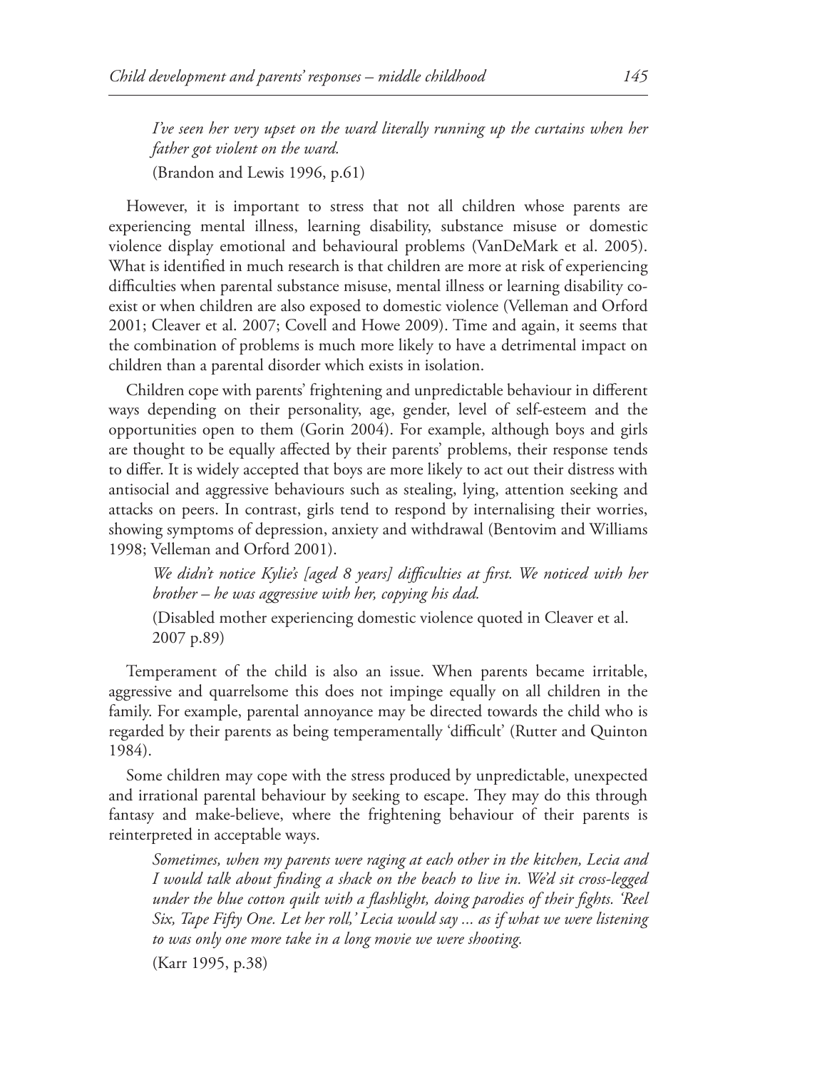> *I've seen her very upset on the ward literally running up the curtains when her father got violent on the ward.*
>
> (Brandon and Lewis 1996, p.61)

However, it is important to stress that not all children whose parents are experiencing mental illness, learning disability, substance misuse or domestic violence display emotional and behavioural problems (VanDeMark et al. 2005). What is identified in much research is that children are more at risk of experiencing difficulties when parental substance misuse, mental illness or learning disability co-exist or when children are also exposed to domestic violence (Velleman and Orford 2001; Cleaver et al. 2007; Covell and Howe 2009). Time and again, it seems that the combination of problems is much more likely to have a detrimental impact on children than a parental disorder which exists in isolation.

Children cope with parents' frightening and unpredictable behaviour in different ways depending on their personality, age, gender, level of self-esteem and the opportunities open to them (Gorin 2004). For example, although boys and girls are thought to be equally affected by their parents' problems, their response tends to differ. It is widely accepted that boys are more likely to act out their distress with antisocial and aggressive behaviours such as stealing, lying, attention seeking and attacks on peers. In contrast, girls tend to respond by internalising their worries, showing symptoms of depression, anxiety and withdrawal (Bentovim and Williams 1998; Velleman and Orford 2001).

> *We didn't notice Kylie's [aged 8 years] difficulties at first. We noticed with her brother – he was aggressive with her, copying his dad.*
>
> (Disabled mother experiencing domestic violence quoted in Cleaver et al. 2007 p.89)

Temperament of the child is also an issue. When parents became irritable, aggressive and quarrelsome this does not impinge equally on all children in the family. For example, parental annoyance may be directed towards the child who is regarded by their parents as being temperamentally 'difficult' (Rutter and Quinton 1984).

Some children may cope with the stress produced by unpredictable, unexpected and irrational parental behaviour by seeking to escape. They may do this through fantasy and make-believe, where the frightening behaviour of their parents is reinterpreted in acceptable ways.

> *Sometimes, when my parents were raging at each other in the kitchen, Lecia and I would talk about finding a shack on the beach to live in. We'd sit cross-legged under the blue cotton quilt with a flashlight, doing parodies of their fights. 'Reel Six, Tape Fifty One. Let her roll,' Lecia would say ... as if what we were listening to was only one more take in a long movie we were shooting.*
>
> (Karr 1995, p.38)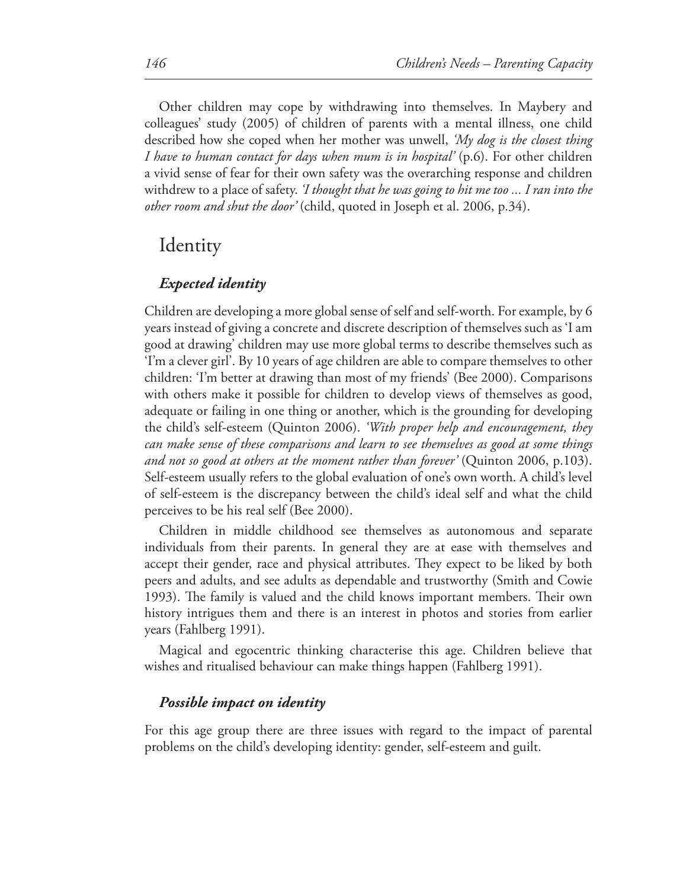Other children may cope by withdrawing into themselves. In Maybery and colleagues' study (2005) of children of parents with a mental illness, one child described how she coped when her mother was unwell, *'My dog is the closest thing I have to human contact for days when mum is in hospital'* (p.6). For other children a vivid sense of fear for their own safety was the overarching response and children withdrew to a place of safety. *'I thought that he was going to hit me too ... I ran into the other room and shut the door'* (child, quoted in Joseph et al. 2006, p.34).

## Identity

### *Expected identity*

Children are developing a more global sense of self and self-worth. For example, by 6 years instead of giving a concrete and discrete description of themselves such as 'I am good at drawing' children may use more global terms to describe themselves such as 'I'm a clever girl'. By 10 years of age children are able to compare themselves to other children: 'I'm better at drawing than most of my friends' (Bee 2000). Comparisons with others make it possible for children to develop views of themselves as good, adequate or failing in one thing or another, which is the grounding for developing the child's self-esteem (Quinton 2006). *'With proper help and encouragement, they can make sense of these comparisons and learn to see themselves as good at some things and not so good at others at the moment rather than forever'* (Quinton 2006, p.103). Self-esteem usually refers to the global evaluation of one's own worth. A child's level of self-esteem is the discrepancy between the child's ideal self and what the child perceives to be his real self (Bee 2000).

Children in middle childhood see themselves as autonomous and separate individuals from their parents. In general they are at ease with themselves and accept their gender, race and physical attributes. They expect to be liked by both peers and adults, and see adults as dependable and trustworthy (Smith and Cowie 1993). The family is valued and the child knows important members. Their own history intrigues them and there is an interest in photos and stories from earlier years (Fahlberg 1991).

Magical and egocentric thinking characterise this age. Children believe that wishes and ritualised behaviour can make things happen (Fahlberg 1991).

### *Possible impact on identity*

For this age group there are three issues with regard to the impact of parental problems on the child's developing identity: gender, self-esteem and guilt.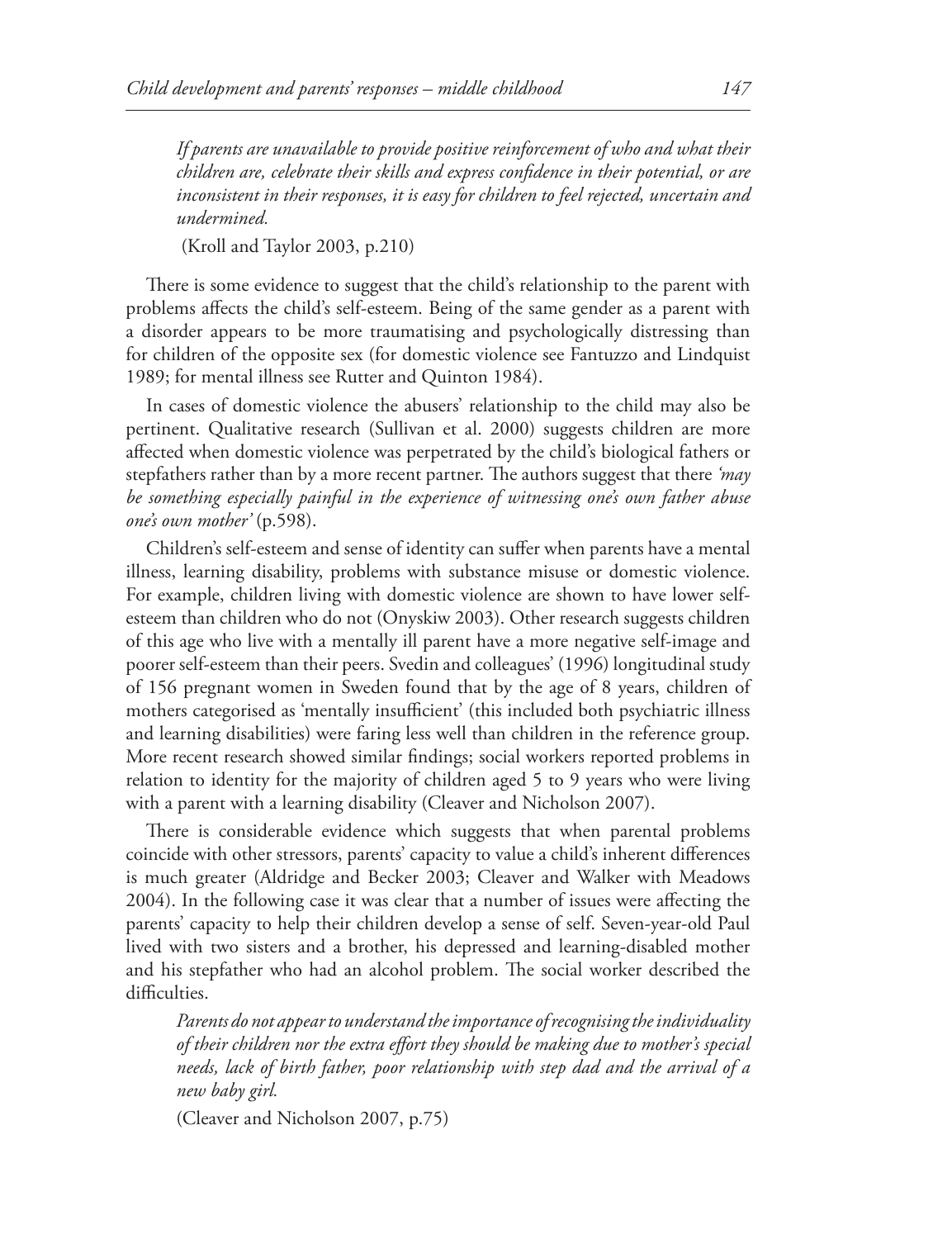*If parents are unavailable to provide positive reinforcement of who and what their children are, celebrate their skills and express confidence in their potential, or are inconsistent in their responses, it is easy for children to feel rejected, uncertain and undermined.*

(Kroll and Taylor 2003, p.210)

There is some evidence to suggest that the child's relationship to the parent with problems affects the child's self-esteem. Being of the same gender as a parent with a disorder appears to be more traumatising and psychologically distressing than for children of the opposite sex (for domestic violence see Fantuzzo and Lindquist 1989; for mental illness see Rutter and Quinton 1984).

In cases of domestic violence the abusers' relationship to the child may also be pertinent. Qualitative research (Sullivan et al. 2000) suggests children are more affected when domestic violence was perpetrated by the child's biological fathers or stepfathers rather than by a more recent partner. The authors suggest that there *'may be something especially painful in the experience of witnessing one's own father abuse one's own mother'* (p.598).

Children's self-esteem and sense of identity can suffer when parents have a mental illness, learning disability, problems with substance misuse or domestic violence. For example, children living with domestic violence are shown to have lower self-esteem than children who do not (Onyskiw 2003). Other research suggests children of this age who live with a mentally ill parent have a more negative self-image and poorer self-esteem than their peers. Svedin and colleagues' (1996) longitudinal study of 156 pregnant women in Sweden found that by the age of 8 years, children of mothers categorised as 'mentally insufficient' (this included both psychiatric illness and learning disabilities) were faring less well than children in the reference group. More recent research showed similar findings; social workers reported problems in relation to identity for the majority of children aged 5 to 9 years who were living with a parent with a learning disability (Cleaver and Nicholson 2007).

There is considerable evidence which suggests that when parental problems coincide with other stressors, parents' capacity to value a child's inherent differences is much greater (Aldridge and Becker 2003; Cleaver and Walker with Meadows 2004). In the following case it was clear that a number of issues were affecting the parents' capacity to help their children develop a sense of self. Seven-year-old Paul lived with two sisters and a brother, his depressed and learning-disabled mother and his stepfather who had an alcohol problem. The social worker described the difficulties.

*Parents do not appear to understand the importance of recognising the individuality of their children nor the extra effort they should be making due to mother's special needs, lack of birth father, poor relationship with step dad and the arrival of a new baby girl.*

(Cleaver and Nicholson 2007, p.75)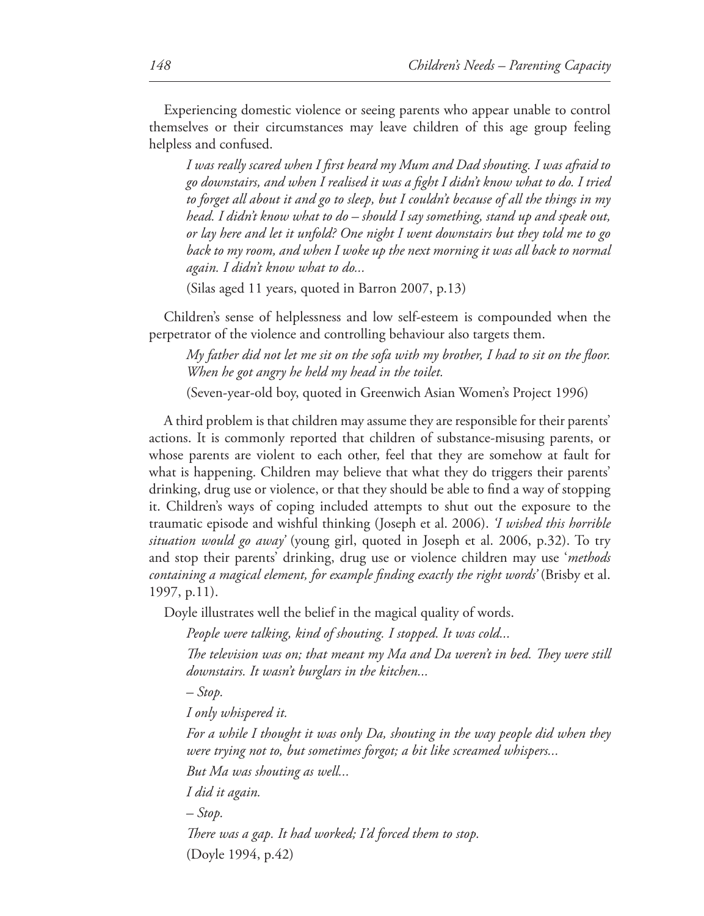Experiencing domestic violence or seeing parents who appear unable to control themselves or their circumstances may leave children of this age group feeling helpless and confused.

> *I was really scared when I first heard my Mum and Dad shouting. I was afraid to go downstairs, and when I realised it was a fight I didn't know what to do. I tried to forget all about it and go to sleep, but I couldn't because of all the things in my head. I didn't know what to do – should I say something, stand up and speak out, or lay here and let it unfold? One night I went downstairs but they told me to go back to my room, and when I woke up the next morning it was all back to normal again. I didn't know what to do...*
>
> (Silas aged 11 years, quoted in Barron 2007, p.13)

Children's sense of helplessness and low self-esteem is compounded when the perpetrator of the violence and controlling behaviour also targets them.

> *My father did not let me sit on the sofa with my brother, I had to sit on the floor. When he got angry he held my head in the toilet.*
>
> (Seven-year-old boy, quoted in Greenwich Asian Women's Project 1996)

A third problem is that children may assume they are responsible for their parents' actions. It is commonly reported that children of substance-misusing parents, or whose parents are violent to each other, feel that they are somehow at fault for what is happening. Children may believe that what they do triggers their parents' drinking, drug use or violence, or that they should be able to find a way of stopping it. Children's ways of coping included attempts to shut out the exposure to the traumatic episode and wishful thinking (Joseph et al. 2006). *'I wished this horrible situation would go away'* (young girl, quoted in Joseph et al. 2006, p.32). To try and stop their parents' drinking, drug use or violence children may use '*methods containing a magical element, for example finding exactly the right words'* (Brisby et al. 1997, p.11).

Doyle illustrates well the belief in the magical quality of words.

> *People were talking, kind of shouting. I stopped. It was cold...*
>
> *The television was on; that meant my Ma and Da weren't in bed. They were still downstairs. It wasn't burglars in the kitchen...*
>
> *– Stop.*
>
> *I only whispered it.*
>
> *For a while I thought it was only Da, shouting in the way people did when they were trying not to, but sometimes forgot; a bit like screamed whispers...*
>
> *But Ma was shouting as well...*
>
> *I did it again.*
>
> *– Stop.*
>
> *There was a gap. It had worked; I'd forced them to stop.*
>
> (Doyle 1994, p.42)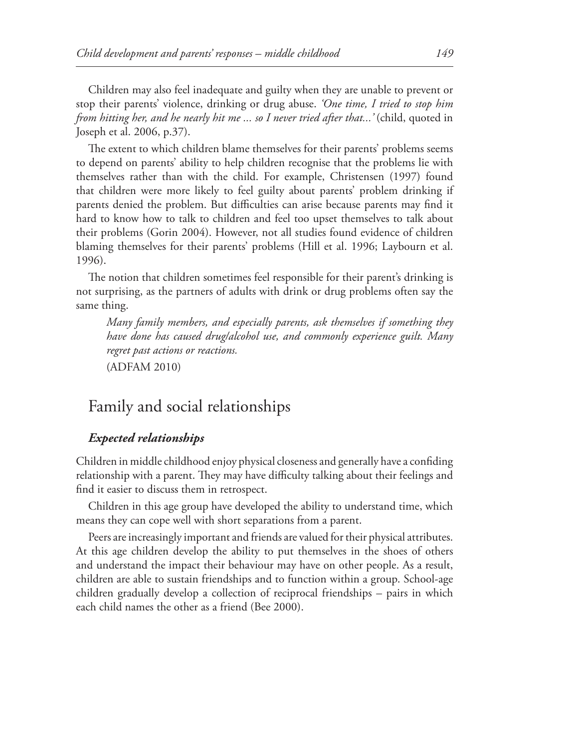Children may also feel inadequate and guilty when they are unable to prevent or stop their parents' violence, drinking or drug abuse. *'One time, I tried to stop him from hitting her, and he nearly hit me ... so I never tried after that...'* (child, quoted in Joseph et al. 2006, p.37).

The extent to which children blame themselves for their parents' problems seems to depend on parents' ability to help children recognise that the problems lie with themselves rather than with the child. For example, Christensen (1997) found that children were more likely to feel guilty about parents' problem drinking if parents denied the problem. But difficulties can arise because parents may find it hard to know how to talk to children and feel too upset themselves to talk about their problems (Gorin 2004). However, not all studies found evidence of children blaming themselves for their parents' problems (Hill et al. 1996; Laybourn et al. 1996).

The notion that children sometimes feel responsible for their parent's drinking is not surprising, as the partners of adults with drink or drug problems often say the same thing.

> *Many family members, and especially parents, ask themselves if something they have done has caused drug/alcohol use, and commonly experience guilt. Many regret past actions or reactions.*
>
> (ADFAM 2010)

## Family and social relationships

### *Expected relationships*

Children in middle childhood enjoy physical closeness and generally have a confiding relationship with a parent. They may have difficulty talking about their feelings and find it easier to discuss them in retrospect.

Children in this age group have developed the ability to understand time, which means they can cope well with short separations from a parent.

Peers are increasingly important and friends are valued for their physical attributes. At this age children develop the ability to put themselves in the shoes of others and understand the impact their behaviour may have on other people. As a result, children are able to sustain friendships and to function within a group. School-age children gradually develop a collection of reciprocal friendships – pairs in which each child names the other as a friend (Bee 2000).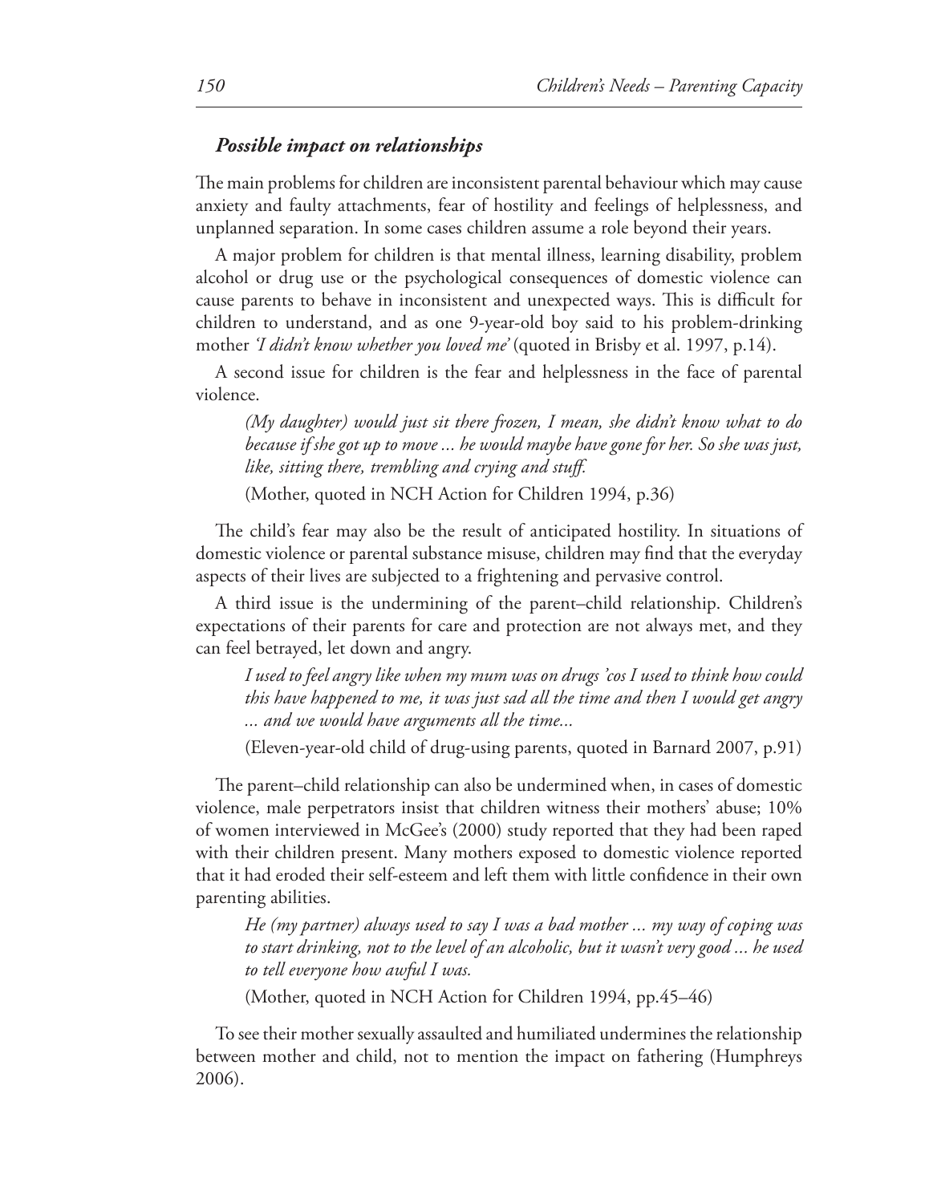### *Possible impact on relationships*

The main problems for children are inconsistent parental behaviour which may cause anxiety and faulty attachments, fear of hostility and feelings of helplessness, and unplanned separation. In some cases children assume a role beyond their years.

A major problem for children is that mental illness, learning disability, problem alcohol or drug use or the psychological consequences of domestic violence can cause parents to behave in inconsistent and unexpected ways. This is difficult for children to understand, and as one 9-year-old boy said to his problem-drinking mother *'I didn't know whether you loved me'* (quoted in Brisby et al. 1997, p.14).

A second issue for children is the fear and helplessness in the face of parental violence.

> *(My daughter) would just sit there frozen, I mean, she didn't know what to do because if she got up to move ... he would maybe have gone for her. So she was just, like, sitting there, trembling and crying and stuff.*
>
> (Mother, quoted in NCH Action for Children 1994, p.36)

The child's fear may also be the result of anticipated hostility. In situations of domestic violence or parental substance misuse, children may find that the everyday aspects of their lives are subjected to a frightening and pervasive control.

A third issue is the undermining of the parent–child relationship. Children's expectations of their parents for care and protection are not always met, and they can feel betrayed, let down and angry.

> *I used to feel angry like when my mum was on drugs 'cos I used to think how could this have happened to me, it was just sad all the time and then I would get angry ... and we would have arguments all the time...*
>
> (Eleven-year-old child of drug-using parents, quoted in Barnard 2007, p.91)

The parent–child relationship can also be undermined when, in cases of domestic violence, male perpetrators insist that children witness their mothers' abuse; 10% of women interviewed in McGee's (2000) study reported that they had been raped with their children present. Many mothers exposed to domestic violence reported that it had eroded their self-esteem and left them with little confidence in their own parenting abilities.

> *He (my partner) always used to say I was a bad mother ... my way of coping was to start drinking, not to the level of an alcoholic, but it wasn't very good ... he used to tell everyone how awful I was.*
>
> (Mother, quoted in NCH Action for Children 1994, pp.45–46)

To see their mother sexually assaulted and humiliated undermines the relationship between mother and child, not to mention the impact on fathering (Humphreys 2006).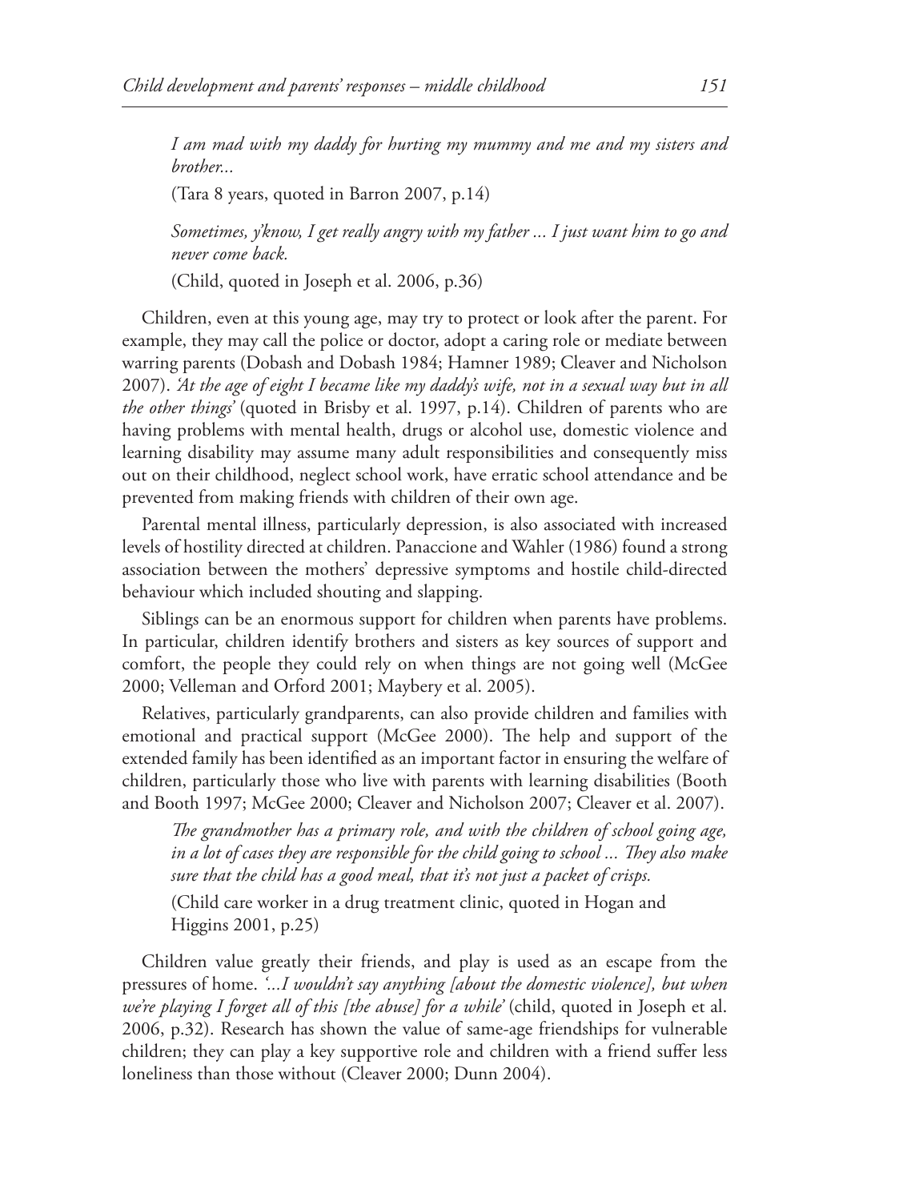*I am mad with my daddy for hurting my mummy and me and my sisters and brother...*

(Tara 8 years, quoted in Barron 2007, p.14)

*Sometimes, y'know, I get really angry with my father ... I just want him to go and never come back.*

(Child, quoted in Joseph et al. 2006, p.36)

Children, even at this young age, may try to protect or look after the parent. For example, they may call the police or doctor, adopt a caring role or mediate between warring parents (Dobash and Dobash 1984; Hamner 1989; Cleaver and Nicholson 2007). *'At the age of eight I became like my daddy's wife, not in a sexual way but in all the other things'* (quoted in Brisby et al. 1997, p.14). Children of parents who are having problems with mental health, drugs or alcohol use, domestic violence and learning disability may assume many adult responsibilities and consequently miss out on their childhood, neglect school work, have erratic school attendance and be prevented from making friends with children of their own age.

Parental mental illness, particularly depression, is also associated with increased levels of hostility directed at children. Panaccione and Wahler (1986) found a strong association between the mothers' depressive symptoms and hostile child-directed behaviour which included shouting and slapping.

Siblings can be an enormous support for children when parents have problems. In particular, children identify brothers and sisters as key sources of support and comfort, the people they could rely on when things are not going well (McGee 2000; Velleman and Orford 2001; Maybery et al. 2005).

Relatives, particularly grandparents, can also provide children and families with emotional and practical support (McGee 2000). The help and support of the extended family has been identified as an important factor in ensuring the welfare of children, particularly those who live with parents with learning disabilities (Booth and Booth 1997; McGee 2000; Cleaver and Nicholson 2007; Cleaver et al. 2007).

*The grandmother has a primary role, and with the children of school going age, in a lot of cases they are responsible for the child going to school ... They also make sure that the child has a good meal, that it's not just a packet of crisps.*

(Child care worker in a drug treatment clinic, quoted in Hogan and Higgins 2001, p.25)

Children value greatly their friends, and play is used as an escape from the pressures of home. *'...I wouldn't say anything [about the domestic violence], but when we're playing I forget all of this [the abuse] for a while'* (child, quoted in Joseph et al. 2006, p.32). Research has shown the value of same-age friendships for vulnerable children; they can play a key supportive role and children with a friend suffer less loneliness than those without (Cleaver 2000; Dunn 2004).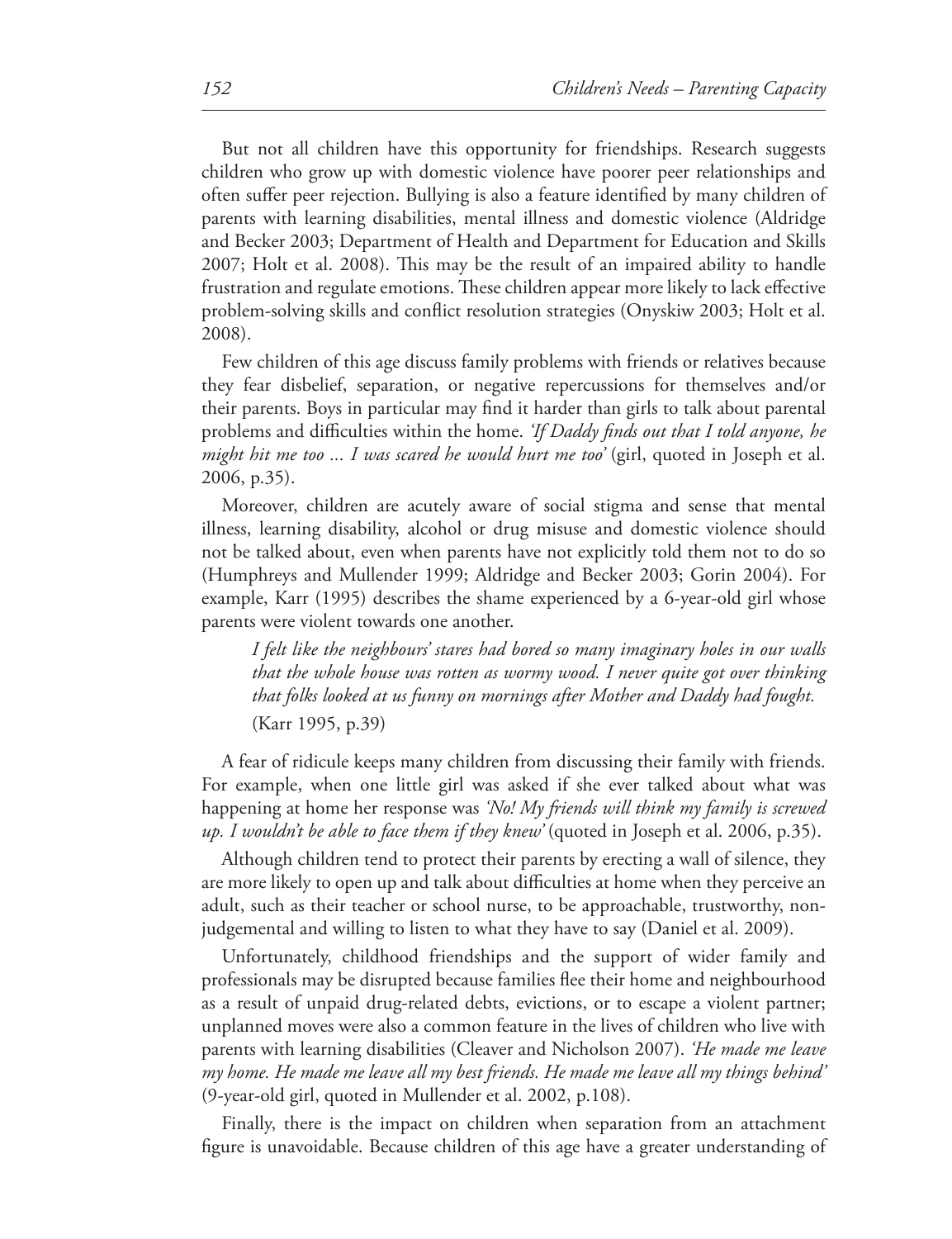But not all children have this opportunity for friendships. Research suggests children who grow up with domestic violence have poorer peer relationships and often suffer peer rejection. Bullying is also a feature identified by many children of parents with learning disabilities, mental illness and domestic violence (Aldridge and Becker 2003; Department of Health and Department for Education and Skills 2007; Holt et al. 2008). This may be the result of an impaired ability to handle frustration and regulate emotions. These children appear more likely to lack effective problem-solving skills and conflict resolution strategies (Onyskiw 2003; Holt et al. 2008).

Few children of this age discuss family problems with friends or relatives because they fear disbelief, separation, or negative repercussions for themselves and/or their parents. Boys in particular may find it harder than girls to talk about parental problems and difficulties within the home. *'If Daddy finds out that I told anyone, he might hit me too ... I was scared he would hurt me too'* (girl, quoted in Joseph et al. 2006, p.35).

Moreover, children are acutely aware of social stigma and sense that mental illness, learning disability, alcohol or drug misuse and domestic violence should not be talked about, even when parents have not explicitly told them not to do so (Humphreys and Mullender 1999; Aldridge and Becker 2003; Gorin 2004). For example, Karr (1995) describes the shame experienced by a 6-year-old girl whose parents were violent towards one another.

> *I felt like the neighbours' stares had bored so many imaginary holes in our walls that the whole house was rotten as wormy wood. I never quite got over thinking that folks looked at us funny on mornings after Mother and Daddy had fought.*
> (Karr 1995, p.39)

A fear of ridicule keeps many children from discussing their family with friends. For example, when one little girl was asked if she ever talked about what was happening at home her response was *'No! My friends will think my family is screwed up. I wouldn't be able to face them if they knew'* (quoted in Joseph et al. 2006, p.35).

Although children tend to protect their parents by erecting a wall of silence, they are more likely to open up and talk about difficulties at home when they perceive an adult, such as their teacher or school nurse, to be approachable, trustworthy, non-judgemental and willing to listen to what they have to say (Daniel et al. 2009).

Unfortunately, childhood friendships and the support of wider family and professionals may be disrupted because families flee their home and neighbourhood as a result of unpaid drug-related debts, evictions, or to escape a violent partner; unplanned moves were also a common feature in the lives of children who live with parents with learning disabilities (Cleaver and Nicholson 2007). *'He made me leave my home. He made me leave all my best friends. He made me leave all my things behind'* (9-year-old girl, quoted in Mullender et al. 2002, p.108).

Finally, there is the impact on children when separation from an attachment figure is unavoidable. Because children of this age have a greater understanding of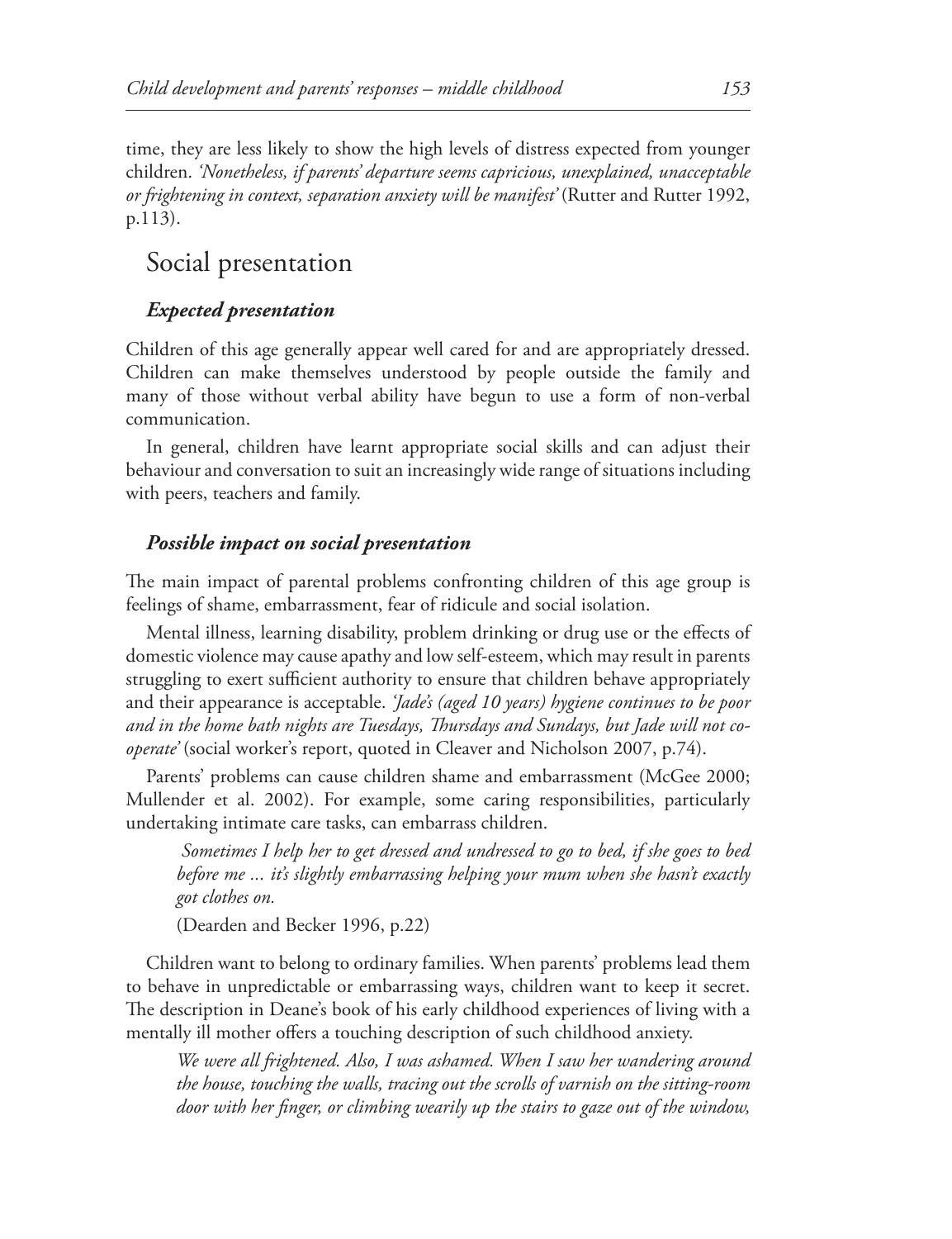time, they are less likely to show the high levels of distress expected from younger children. *'Nonetheless, if parents' departure seems capricious, unexplained, unacceptable or frightening in context, separation anxiety will be manifest'* (Rutter and Rutter 1992, p.113).

## Social presentation

### *Expected presentation*

Children of this age generally appear well cared for and are appropriately dressed. Children can make themselves understood by people outside the family and many of those without verbal ability have begun to use a form of non-verbal communication.

In general, children have learnt appropriate social skills and can adjust their behaviour and conversation to suit an increasingly wide range of situations including with peers, teachers and family.

### *Possible impact on social presentation*

The main impact of parental problems confronting children of this age group is feelings of shame, embarrassment, fear of ridicule and social isolation.

Mental illness, learning disability, problem drinking or drug use or the effects of domestic violence may cause apathy and low self-esteem, which may result in parents struggling to exert sufficient authority to ensure that children behave appropriately and their appearance is acceptable. *'Jade's (aged 10 years) hygiene continues to be poor and in the home bath nights are Tuesdays, Thursdays and Sundays, but Jade will not co-operate'* (social worker's report, quoted in Cleaver and Nicholson 2007, p.74).

Parents' problems can cause children shame and embarrassment (McGee 2000; Mullender et al. 2002). For example, some caring responsibilities, particularly undertaking intimate care tasks, can embarrass children.

> *Sometimes I help her to get dressed and undressed to go to bed, if she goes to bed before me ... it's slightly embarrassing helping your mum when she hasn't exactly got clothes on.*
>
> (Dearden and Becker 1996, p.22)

Children want to belong to ordinary families. When parents' problems lead them to behave in unpredictable or embarrassing ways, children want to keep it secret. The description in Deane's book of his early childhood experiences of living with a mentally ill mother offers a touching description of such childhood anxiety.

> *We were all frightened. Also, I was ashamed. When I saw her wandering around the house, touching the walls, tracing out the scrolls of varnish on the sitting-room door with her finger, or climbing wearily up the stairs to gaze out of the window,*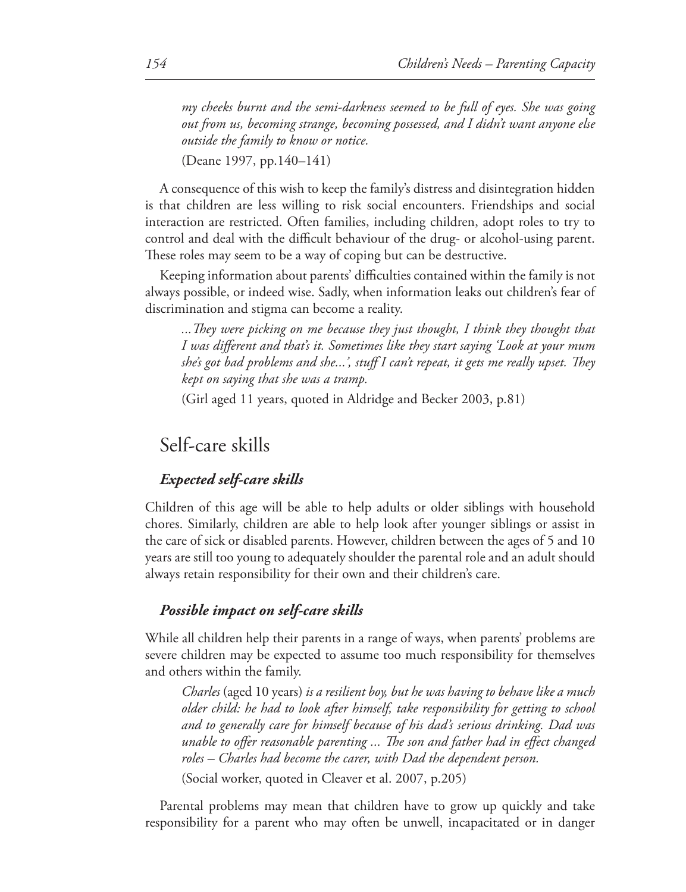*my cheeks burnt and the semi-darkness seemed to be full of eyes. She was going out from us, becoming strange, becoming possessed, and I didn't want anyone else outside the family to know or notice.*

(Deane 1997, pp.140–141)

A consequence of this wish to keep the family's distress and disintegration hidden is that children are less willing to risk social encounters. Friendships and social interaction are restricted. Often families, including children, adopt roles to try to control and deal with the difficult behaviour of the drug- or alcohol-using parent. These roles may seem to be a way of coping but can be destructive.

Keeping information about parents' difficulties contained within the family is not always possible, or indeed wise. Sadly, when information leaks out children's fear of discrimination and stigma can become a reality.

*...They were picking on me because they just thought, I think they thought that I was different and that's it. Sometimes like they start saying 'Look at your mum she's got bad problems and she...', stuff I can't repeat, it gets me really upset. They kept on saying that she was a tramp.*

(Girl aged 11 years, quoted in Aldridge and Becker 2003, p.81)

## Self-care skills

### *Expected self-care skills*

Children of this age will be able to help adults or older siblings with household chores. Similarly, children are able to help look after younger siblings or assist in the care of sick or disabled parents. However, children between the ages of 5 and 10 years are still too young to adequately shoulder the parental role and an adult should always retain responsibility for their own and their children's care.

### *Possible impact on self-care skills*

While all children help their parents in a range of ways, when parents' problems are severe children may be expected to assume too much responsibility for themselves and others within the family.

*Charles* (aged 10 years) *is a resilient boy, but he was having to behave like a much older child: he had to look after himself, take responsibility for getting to school and to generally care for himself because of his dad's serious drinking. Dad was unable to offer reasonable parenting ... The son and father had in effect changed roles – Charles had become the carer, with Dad the dependent person.*

(Social worker, quoted in Cleaver et al. 2007, p.205)

Parental problems may mean that children have to grow up quickly and take responsibility for a parent who may often be unwell, incapacitated or in danger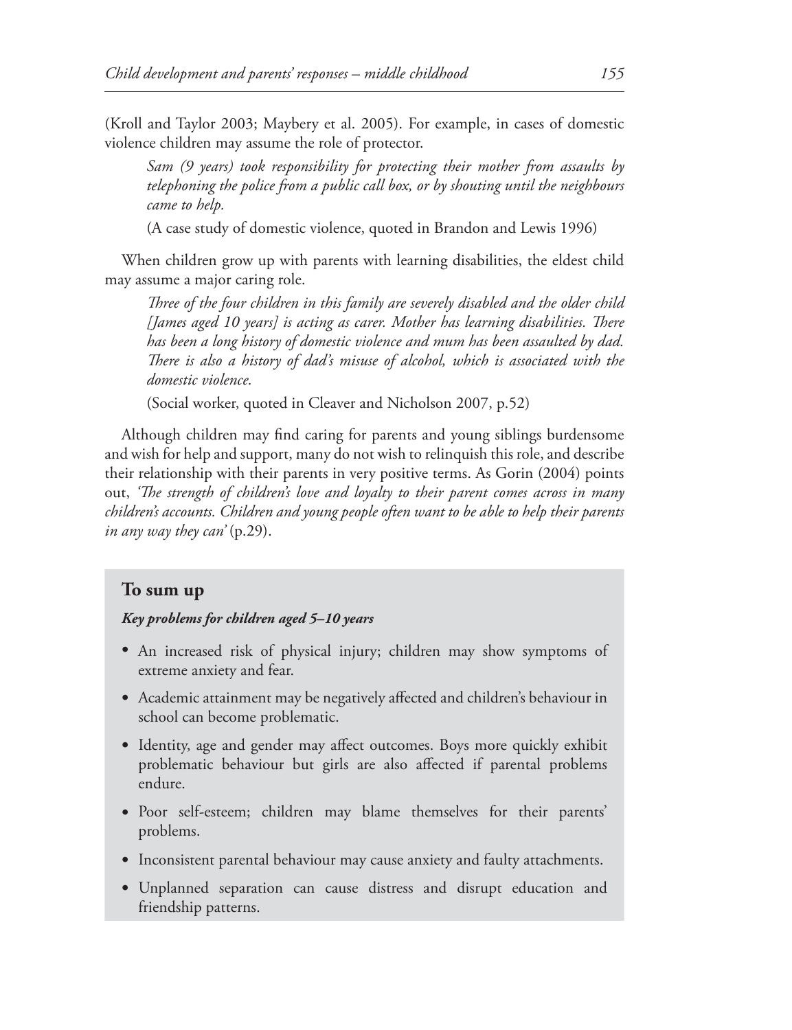(Kroll and Taylor 2003; Maybery et al. 2005). For example, in cases of domestic violence children may assume the role of protector.

> *Sam (9 years) took responsibility for protecting their mother from assaults by telephoning the police from a public call box, or by shouting until the neighbours came to help.*
>
> (A case study of domestic violence, quoted in Brandon and Lewis 1996)

When children grow up with parents with learning disabilities, the eldest child may assume a major caring role.

> *Three of the four children in this family are severely disabled and the older child [James aged 10 years] is acting as carer. Mother has learning disabilities. There has been a long history of domestic violence and mum has been assaulted by dad. There is also a history of dad's misuse of alcohol, which is associated with the domestic violence.*
>
> (Social worker, quoted in Cleaver and Nicholson 2007, p.52)

Although children may find caring for parents and young siblings burdensome and wish for help and support, many do not wish to relinquish this role, and describe their relationship with their parents in very positive terms. As Gorin (2004) points out, *'The strength of children's love and loyalty to their parent comes across in many children's accounts. Children and young people often want to be able to help their parents in any way they can'* (p.29).

## To sum up

***Key problems for children aged 5–10 years***

- An increased risk of physical injury; children may show symptoms of extreme anxiety and fear.
- Academic attainment may be negatively affected and children's behaviour in school can become problematic.
- Identity, age and gender may affect outcomes. Boys more quickly exhibit problematic behaviour but girls are also affected if parental problems endure.
- Poor self-esteem; children may blame themselves for their parents' problems.
- Inconsistent parental behaviour may cause anxiety and faulty attachments.
- Unplanned separation can cause distress and disrupt education and friendship patterns.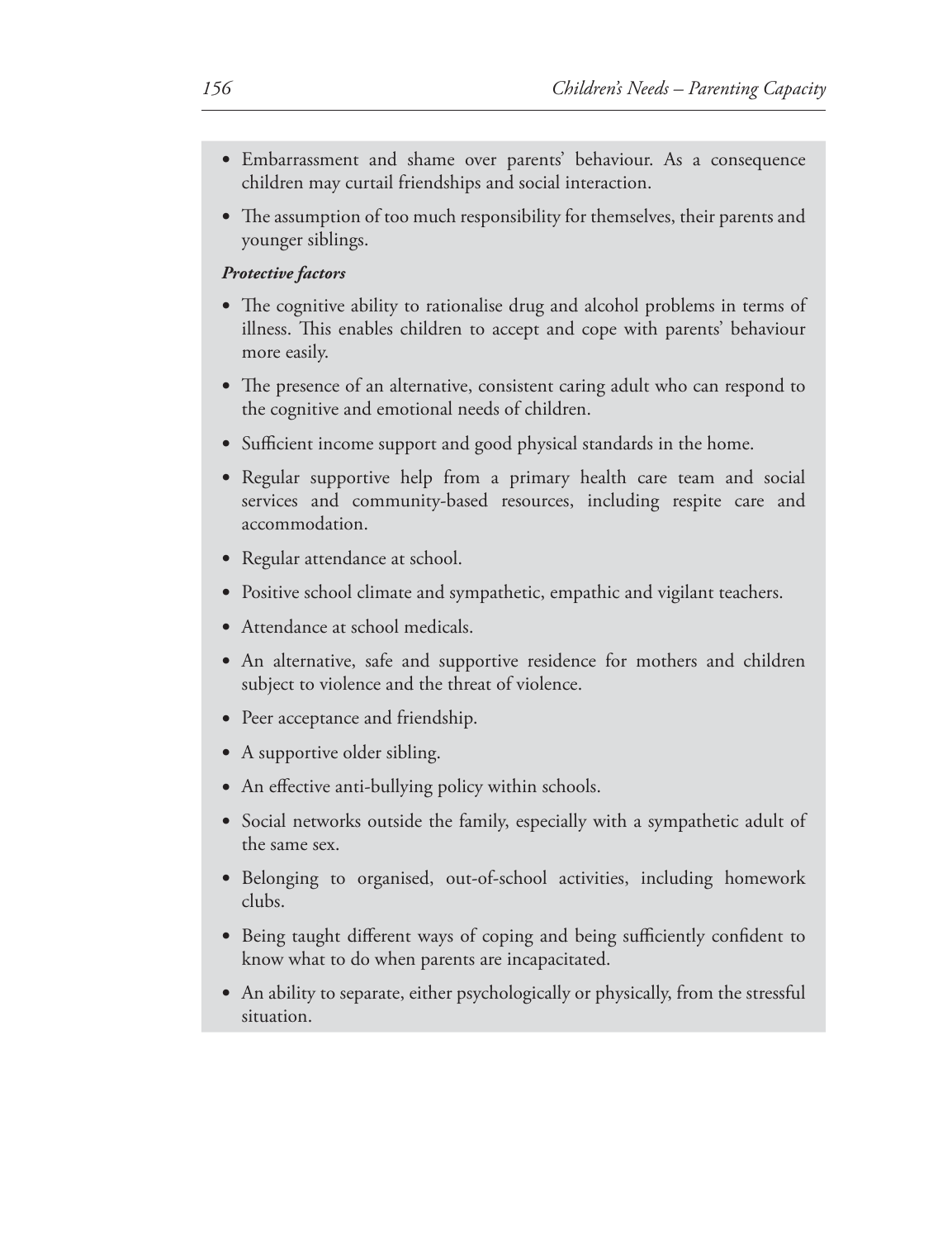- Embarrassment and shame over parents' behaviour. As a consequence children may curtail friendships and social interaction.
- The assumption of too much responsibility for themselves, their parents and younger siblings.

***Protective factors***

- The cognitive ability to rationalise drug and alcohol problems in terms of illness. This enables children to accept and cope with parents' behaviour more easily.
- The presence of an alternative, consistent caring adult who can respond to the cognitive and emotional needs of children.
- Sufficient income support and good physical standards in the home.
- Regular supportive help from a primary health care team and social services and community-based resources, including respite care and accommodation.
- Regular attendance at school.
- Positive school climate and sympathetic, empathic and vigilant teachers.
- Attendance at school medicals.
- An alternative, safe and supportive residence for mothers and children subject to violence and the threat of violence.
- Peer acceptance and friendship.
- A supportive older sibling.
- An effective anti-bullying policy within schools.
- Social networks outside the family, especially with a sympathetic adult of the same sex.
- Belonging to organised, out-of-school activities, including homework clubs.
- Being taught different ways of coping and being sufficiently confident to know what to do when parents are incapacitated.
- An ability to separate, either psychologically or physically, from the stressful situation.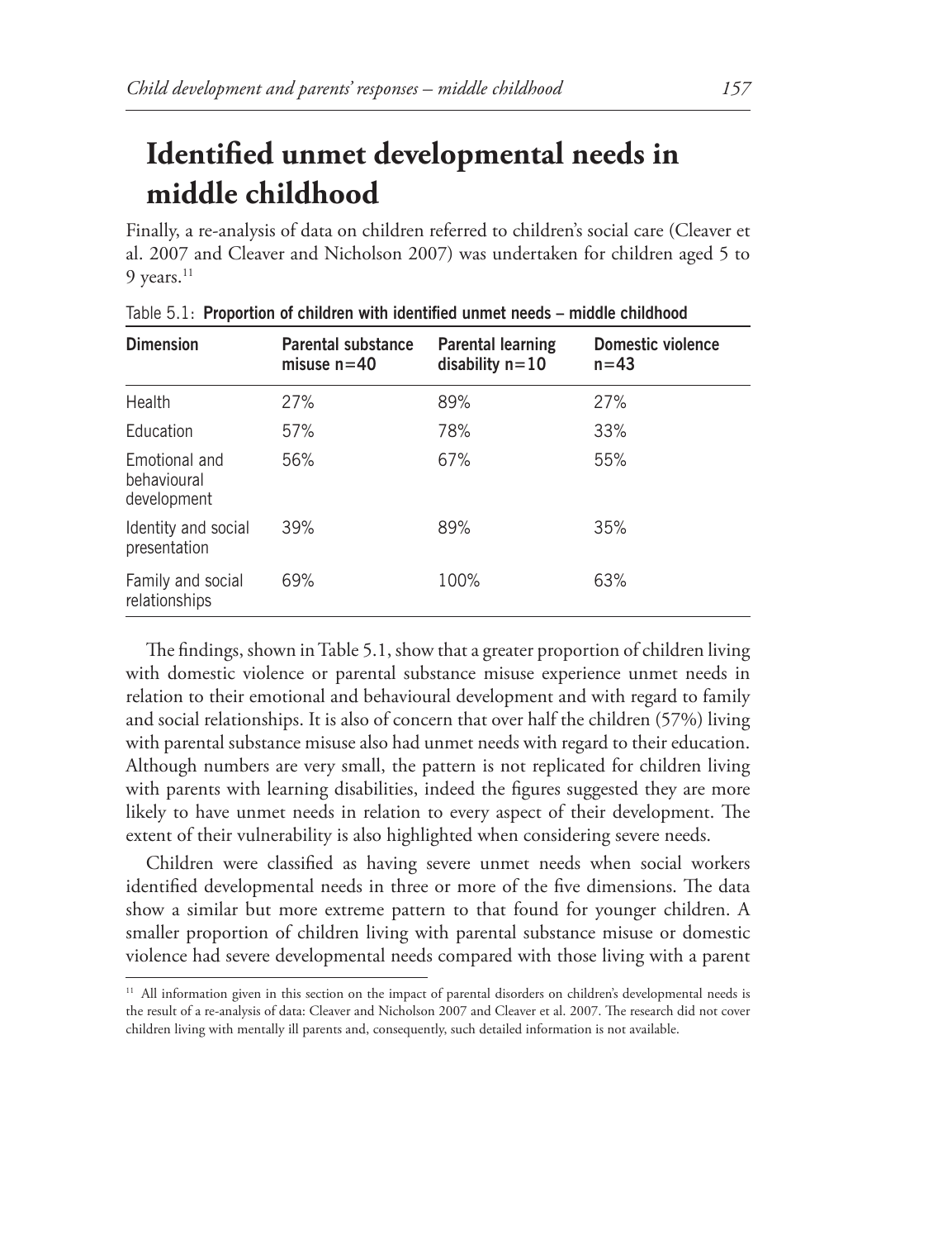# Identified unmet developmental needs in middle childhood

Finally, a re-analysis of data on children referred to children's social care (Cleaver et al. 2007 and Cleaver and Nicholson 2007) was undertaken for children aged 5 to 9 years.[11]

Table 5.1: **Proportion of children with identified unmet needs – middle childhood**

| Dimension | Parental substance misuse n=40 | Parental learning disability n=10 | Domestic violence n=43 |
|---|---|---|---|
| Health | 27% | 89% | 27% |
| Education | 57% | 78% | 33% |
| Emotional and behavioural development | 56% | 67% | 55% |
| Identity and social presentation | 39% | 89% | 35% |
| Family and social relationships | 69% | 100% | 63% |

The findings, shown in Table 5.1, show that a greater proportion of children living with domestic violence or parental substance misuse experience unmet needs in relation to their emotional and behavioural development and with regard to family and social relationships. It is also of concern that over half the children (57%) living with parental substance misuse also had unmet needs with regard to their education. Although numbers are very small, the pattern is not replicated for children living with parents with learning disabilities, indeed the figures suggested they are more likely to have unmet needs in relation to every aspect of their development. The extent of their vulnerability is also highlighted when considering severe needs.

Children were classified as having severe unmet needs when social workers identified developmental needs in three or more of the five dimensions. The data show a similar but more extreme pattern to that found for younger children. A smaller proportion of children living with parental substance misuse or domestic violence had severe developmental needs compared with those living with a parent

[11] All information given in this section on the impact of parental disorders on children's developmental needs is the result of a re-analysis of data: Cleaver and Nicholson 2007 and Cleaver et al. 2007. The research did not cover children living with mentally ill parents and, consequently, such detailed information is not available.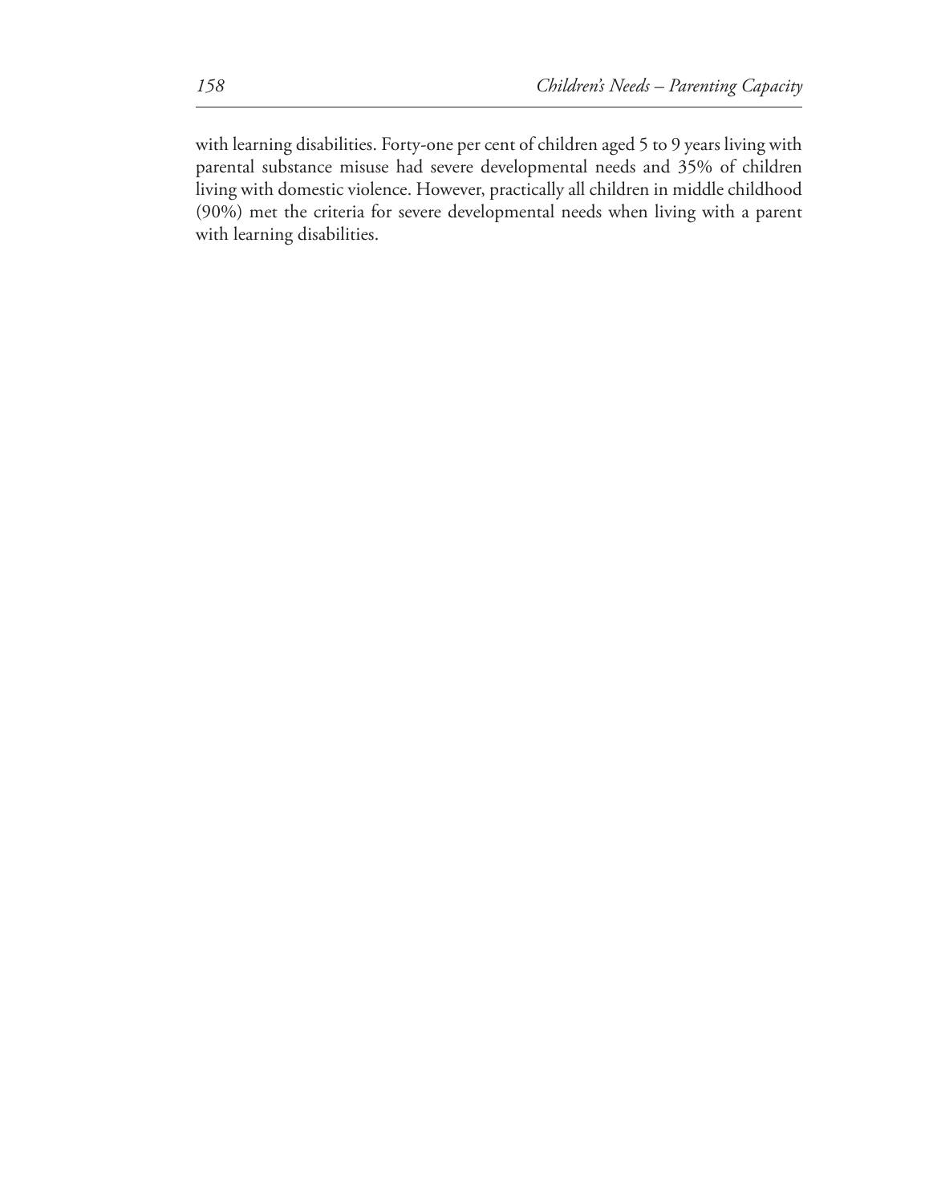with learning disabilities. Forty-one per cent of children aged 5 to 9 years living with parental substance misuse had severe developmental needs and 35% of children living with domestic violence. However, practically all children in middle childhood (90%) met the criteria for severe developmental needs when living with a parent with learning disabilities.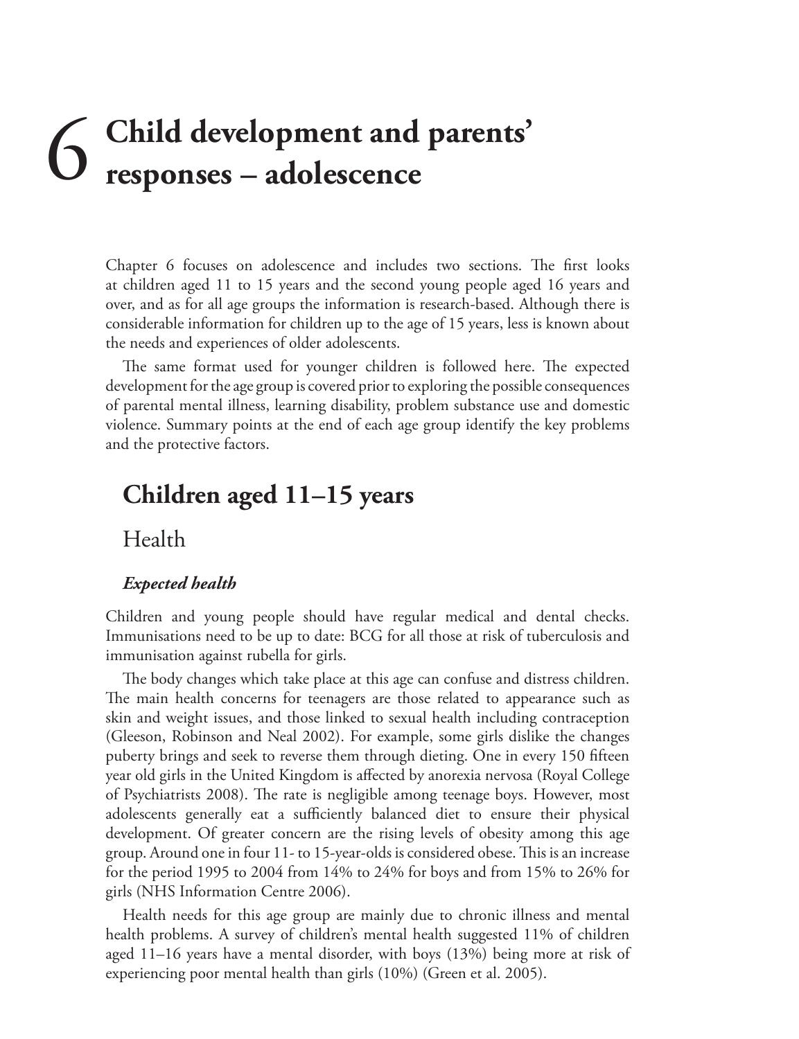# 6 Child development and parents' responses – adolescence

Chapter 6 focuses on adolescence and includes two sections. The first looks at children aged 11 to 15 years and the second young people aged 16 years and over, and as for all age groups the information is research-based. Although there is considerable information for children up to the age of 15 years, less is known about the needs and experiences of older adolescents.

The same format used for younger children is followed here. The expected development for the age group is covered prior to exploring the possible consequences of parental mental illness, learning disability, problem substance use and domestic violence. Summary points at the end of each age group identify the key problems and the protective factors.

## Children aged 11–15 years

### Health

#### *Expected health*

Children and young people should have regular medical and dental checks. Immunisations need to be up to date: BCG for all those at risk of tuberculosis and immunisation against rubella for girls.

The body changes which take place at this age can confuse and distress children. The main health concerns for teenagers are those related to appearance such as skin and weight issues, and those linked to sexual health including contraception (Gleeson, Robinson and Neal 2002). For example, some girls dislike the changes puberty brings and seek to reverse them through dieting. One in every 150 fifteen year old girls in the United Kingdom is affected by anorexia nervosa (Royal College of Psychiatrists 2008). The rate is negligible among teenage boys. However, most adolescents generally eat a sufficiently balanced diet to ensure their physical development. Of greater concern are the rising levels of obesity among this age group. Around one in four 11- to 15-year-olds is considered obese. This is an increase for the period 1995 to 2004 from 14% to 24% for boys and from 15% to 26% for girls (NHS Information Centre 2006).

Health needs for this age group are mainly due to chronic illness and mental health problems. A survey of children's mental health suggested 11% of children aged 11–16 years have a mental disorder, with boys (13%) being more at risk of experiencing poor mental health than girls (10%) (Green et al. 2005).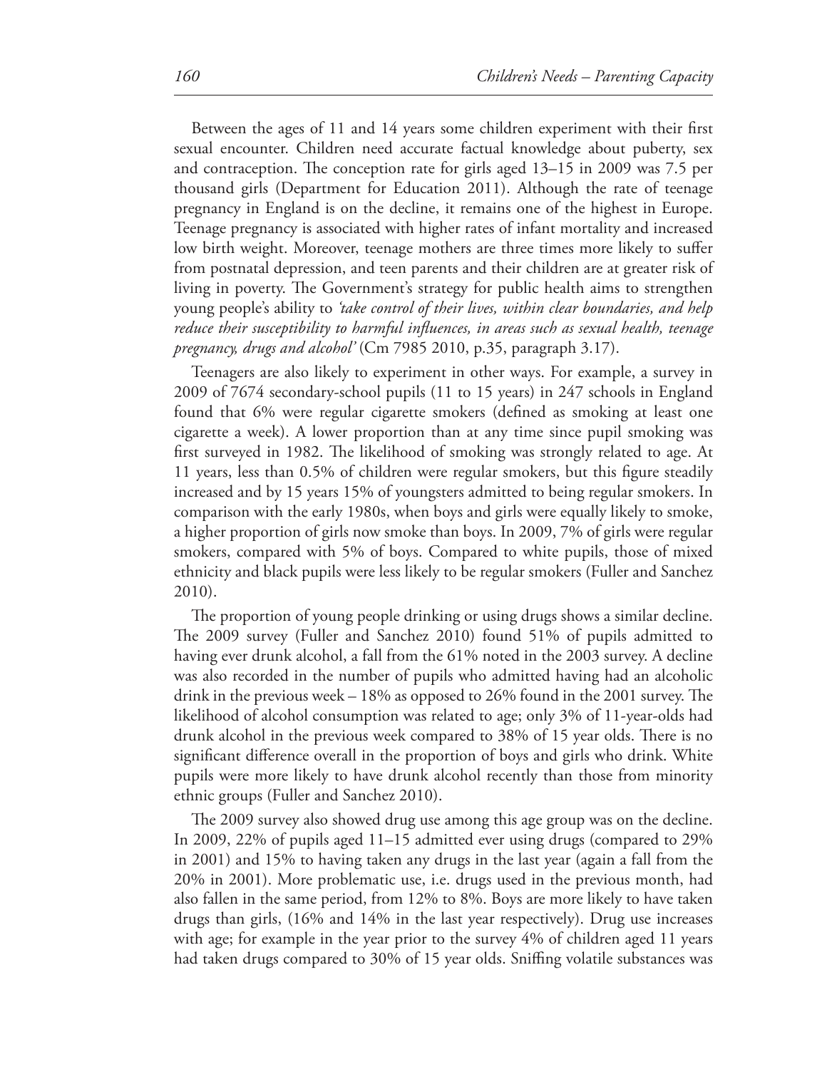Between the ages of 11 and 14 years some children experiment with their first sexual encounter. Children need accurate factual knowledge about puberty, sex and contraception. The conception rate for girls aged 13–15 in 2009 was 7.5 per thousand girls (Department for Education 2011). Although the rate of teenage pregnancy in England is on the decline, it remains one of the highest in Europe. Teenage pregnancy is associated with higher rates of infant mortality and increased low birth weight. Moreover, teenage mothers are three times more likely to suffer from postnatal depression, and teen parents and their children are at greater risk of living in poverty. The Government's strategy for public health aims to strengthen young people's ability to *'take control of their lives, within clear boundaries, and help reduce their susceptibility to harmful influences, in areas such as sexual health, teenage pregnancy, drugs and alcohol'* (Cm 7985 2010, p.35, paragraph 3.17).

Teenagers are also likely to experiment in other ways. For example, a survey in 2009 of 7674 secondary-school pupils (11 to 15 years) in 247 schools in England found that 6% were regular cigarette smokers (defined as smoking at least one cigarette a week). A lower proportion than at any time since pupil smoking was first surveyed in 1982. The likelihood of smoking was strongly related to age. At 11 years, less than 0.5% of children were regular smokers, but this figure steadily increased and by 15 years 15% of youngsters admitted to being regular smokers. In comparison with the early 1980s, when boys and girls were equally likely to smoke, a higher proportion of girls now smoke than boys. In 2009, 7% of girls were regular smokers, compared with 5% of boys. Compared to white pupils, those of mixed ethnicity and black pupils were less likely to be regular smokers (Fuller and Sanchez 2010).

The proportion of young people drinking or using drugs shows a similar decline. The 2009 survey (Fuller and Sanchez 2010) found 51% of pupils admitted to having ever drunk alcohol, a fall from the 61% noted in the 2003 survey. A decline was also recorded in the number of pupils who admitted having had an alcoholic drink in the previous week – 18% as opposed to 26% found in the 2001 survey. The likelihood of alcohol consumption was related to age; only 3% of 11-year-olds had drunk alcohol in the previous week compared to 38% of 15 year olds. There is no significant difference overall in the proportion of boys and girls who drink. White pupils were more likely to have drunk alcohol recently than those from minority ethnic groups (Fuller and Sanchez 2010).

The 2009 survey also showed drug use among this age group was on the decline. In 2009, 22% of pupils aged 11–15 admitted ever using drugs (compared to 29% in 2001) and 15% to having taken any drugs in the last year (again a fall from the 20% in 2001). More problematic use, i.e. drugs used in the previous month, had also fallen in the same period, from 12% to 8%. Boys are more likely to have taken drugs than girls, (16% and 14% in the last year respectively). Drug use increases with age; for example in the year prior to the survey 4% of children aged 11 years had taken drugs compared to 30% of 15 year olds. Sniffing volatile substances was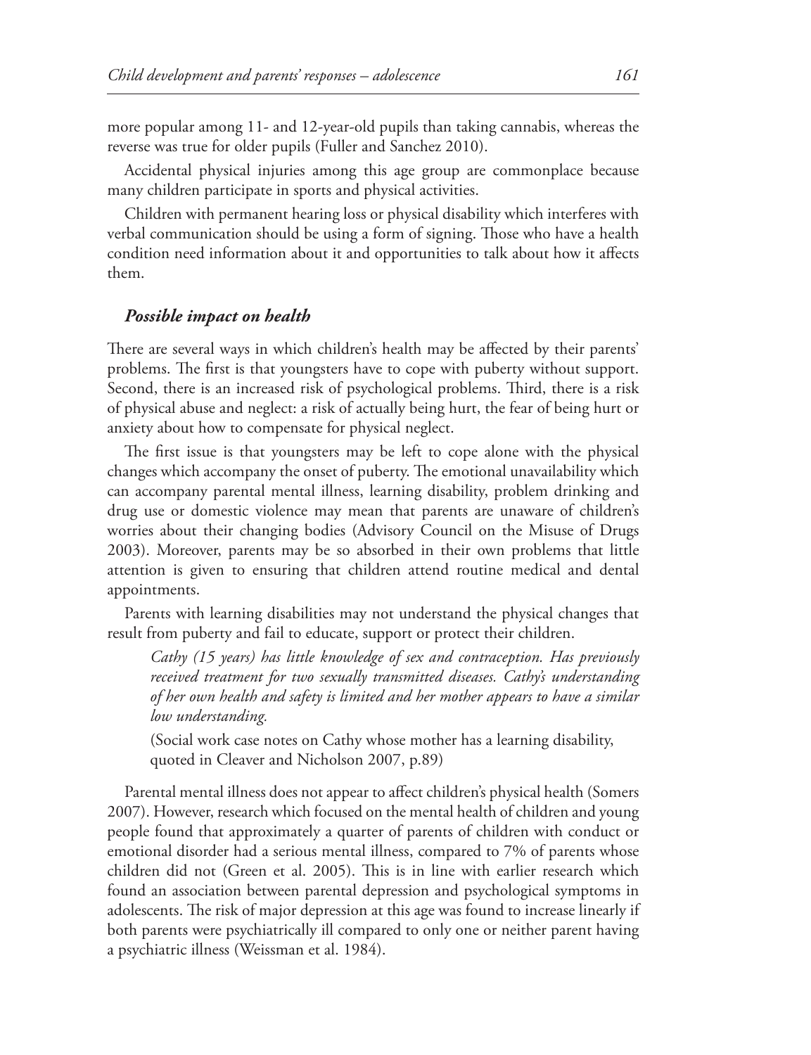more popular among 11- and 12-year-old pupils than taking cannabis, whereas the reverse was true for older pupils (Fuller and Sanchez 2010).

Accidental physical injuries among this age group are commonplace because many children participate in sports and physical activities.

Children with permanent hearing loss or physical disability which interferes with verbal communication should be using a form of signing. Those who have a health condition need information about it and opportunities to talk about how it affects them.

### *Possible impact on health*

There are several ways in which children's health may be affected by their parents' problems. The first is that youngsters have to cope with puberty without support. Second, there is an increased risk of psychological problems. Third, there is a risk of physical abuse and neglect: a risk of actually being hurt, the fear of being hurt or anxiety about how to compensate for physical neglect.

The first issue is that youngsters may be left to cope alone with the physical changes which accompany the onset of puberty. The emotional unavailability which can accompany parental mental illness, learning disability, problem drinking and drug use or domestic violence may mean that parents are unaware of children's worries about their changing bodies (Advisory Council on the Misuse of Drugs 2003). Moreover, parents may be so absorbed in their own problems that little attention is given to ensuring that children attend routine medical and dental appointments.

Parents with learning disabilities may not understand the physical changes that result from puberty and fail to educate, support or protect their children.

> *Cathy (15 years) has little knowledge of sex and contraception. Has previously received treatment for two sexually transmitted diseases. Cathy's understanding of her own health and safety is limited and her mother appears to have a similar low understanding.*
>
> (Social work case notes on Cathy whose mother has a learning disability, quoted in Cleaver and Nicholson 2007, p.89)

Parental mental illness does not appear to affect children's physical health (Somers 2007). However, research which focused on the mental health of children and young people found that approximately a quarter of parents of children with conduct or emotional disorder had a serious mental illness, compared to 7% of parents whose children did not (Green et al. 2005). This is in line with earlier research which found an association between parental depression and psychological symptoms in adolescents. The risk of major depression at this age was found to increase linearly if both parents were psychiatrically ill compared to only one or neither parent having a psychiatric illness (Weissman et al. 1984).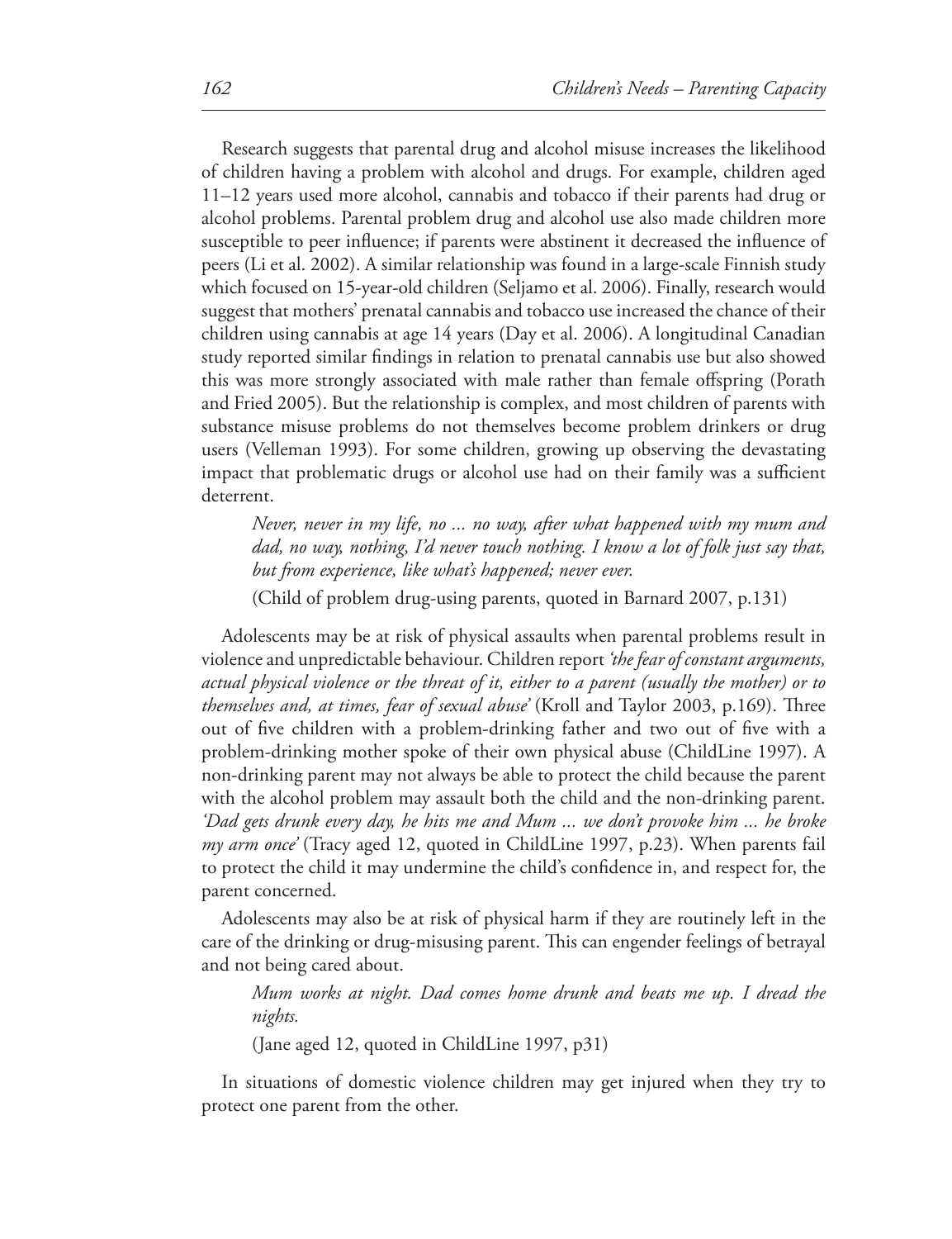Research suggests that parental drug and alcohol misuse increases the likelihood of children having a problem with alcohol and drugs. For example, children aged 11–12 years used more alcohol, cannabis and tobacco if their parents had drug or alcohol problems. Parental problem drug and alcohol use also made children more susceptible to peer influence; if parents were abstinent it decreased the influence of peers (Li et al. 2002). A similar relationship was found in a large-scale Finnish study which focused on 15-year-old children (Seljamo et al. 2006). Finally, research would suggest that mothers' prenatal cannabis and tobacco use increased the chance of their children using cannabis at age 14 years (Day et al. 2006). A longitudinal Canadian study reported similar findings in relation to prenatal cannabis use but also showed this was more strongly associated with male rather than female offspring (Porath and Fried 2005). But the relationship is complex, and most children of parents with substance misuse problems do not themselves become problem drinkers or drug users (Velleman 1993). For some children, growing up observing the devastating impact that problematic drugs or alcohol use had on their family was a sufficient deterrent.

> *Never, never in my life, no ... no way, after what happened with my mum and dad, no way, nothing, I'd never touch nothing. I know a lot of folk just say that, but from experience, like what's happened; never ever.*
>
> (Child of problem drug-using parents, quoted in Barnard 2007, p.131)

Adolescents may be at risk of physical assaults when parental problems result in violence and unpredictable behaviour. Children report *'the fear of constant arguments, actual physical violence or the threat of it, either to a parent (usually the mother) or to themselves and, at times, fear of sexual abuse'* (Kroll and Taylor 2003, p.169). Three out of five children with a problem-drinking father and two out of five with a problem-drinking mother spoke of their own physical abuse (ChildLine 1997). A non-drinking parent may not always be able to protect the child because the parent with the alcohol problem may assault both the child and the non-drinking parent. *'Dad gets drunk every day, he hits me and Mum ... we don't provoke him ... he broke my arm once'* (Tracy aged 12, quoted in ChildLine 1997, p.23). When parents fail to protect the child it may undermine the child's confidence in, and respect for, the parent concerned.

Adolescents may also be at risk of physical harm if they are routinely left in the care of the drinking or drug-misusing parent. This can engender feelings of betrayal and not being cared about.

> *Mum works at night. Dad comes home drunk and beats me up. I dread the nights.*
>
> (Jane aged 12, quoted in ChildLine 1997, p31)

In situations of domestic violence children may get injured when they try to protect one parent from the other.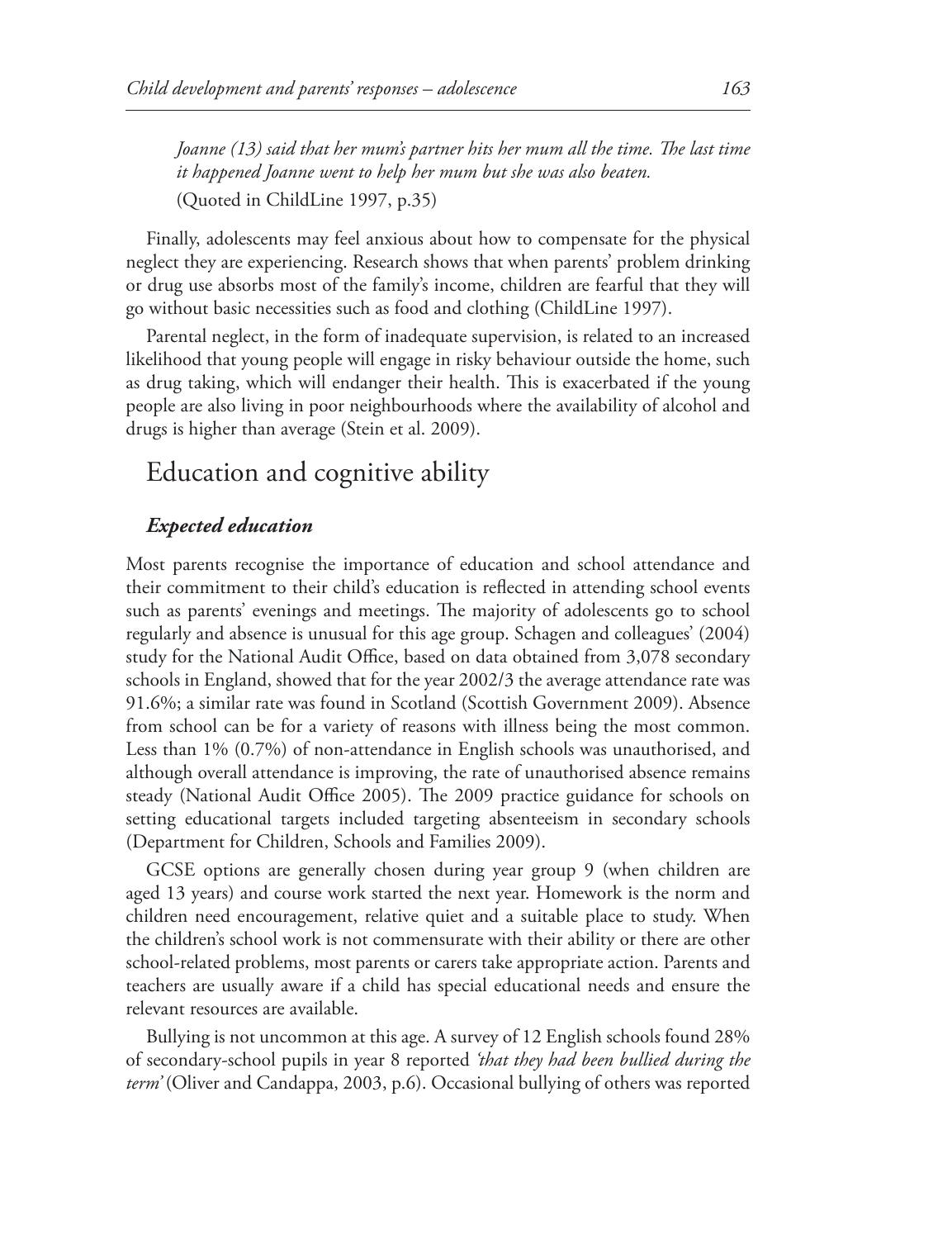*Joanne (13) said that her mum's partner hits her mum all the time. The last time it happened Joanne went to help her mum but she was also beaten.*

(Quoted in ChildLine 1997, p.35)

Finally, adolescents may feel anxious about how to compensate for the physical neglect they are experiencing. Research shows that when parents' problem drinking or drug use absorbs most of the family's income, children are fearful that they will go without basic necessities such as food and clothing (ChildLine 1997).

Parental neglect, in the form of inadequate supervision, is related to an increased likelihood that young people will engage in risky behaviour outside the home, such as drug taking, which will endanger their health. This is exacerbated if the young people are also living in poor neighbourhoods where the availability of alcohol and drugs is higher than average (Stein et al. 2009).

## Education and cognitive ability

### *Expected education*

Most parents recognise the importance of education and school attendance and their commitment to their child's education is reflected in attending school events such as parents' evenings and meetings. The majority of adolescents go to school regularly and absence is unusual for this age group. Schagen and colleagues' (2004) study for the National Audit Office, based on data obtained from 3,078 secondary schools in England, showed that for the year 2002/3 the average attendance rate was 91.6%; a similar rate was found in Scotland (Scottish Government 2009). Absence from school can be for a variety of reasons with illness being the most common. Less than 1% (0.7%) of non-attendance in English schools was unauthorised, and although overall attendance is improving, the rate of unauthorised absence remains steady (National Audit Office 2005). The 2009 practice guidance for schools on setting educational targets included targeting absenteeism in secondary schools (Department for Children, Schools and Families 2009).

GCSE options are generally chosen during year group 9 (when children are aged 13 years) and course work started the next year. Homework is the norm and children need encouragement, relative quiet and a suitable place to study. When the children's school work is not commensurate with their ability or there are other school-related problems, most parents or carers take appropriate action. Parents and teachers are usually aware if a child has special educational needs and ensure the relevant resources are available.

Bullying is not uncommon at this age. A survey of 12 English schools found 28% of secondary-school pupils in year 8 reported *'that they had been bullied during the term'* (Oliver and Candappa, 2003, p.6). Occasional bullying of others was reported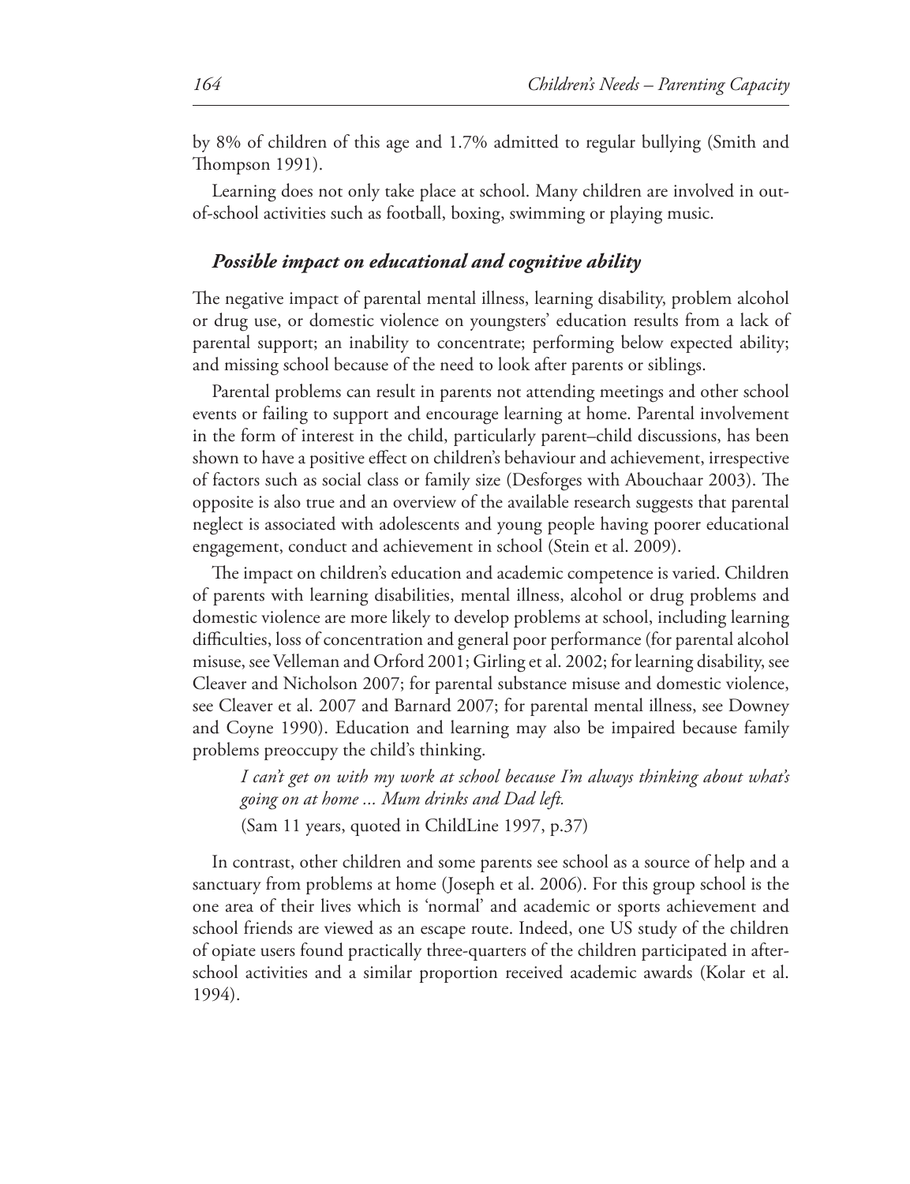by 8% of children of this age and 1.7% admitted to regular bullying (Smith and Thompson 1991).

Learning does not only take place at school. Many children are involved in out-of-school activities such as football, boxing, swimming or playing music.

### *Possible impact on educational and cognitive ability*

The negative impact of parental mental illness, learning disability, problem alcohol or drug use, or domestic violence on youngsters' education results from a lack of parental support; an inability to concentrate; performing below expected ability; and missing school because of the need to look after parents or siblings.

Parental problems can result in parents not attending meetings and other school events or failing to support and encourage learning at home. Parental involvement in the form of interest in the child, particularly parent–child discussions, has been shown to have a positive effect on children's behaviour and achievement, irrespective of factors such as social class or family size (Desforges with Abouchaar 2003). The opposite is also true and an overview of the available research suggests that parental neglect is associated with adolescents and young people having poorer educational engagement, conduct and achievement in school (Stein et al. 2009).

The impact on children's education and academic competence is varied. Children of parents with learning disabilities, mental illness, alcohol or drug problems and domestic violence are more likely to develop problems at school, including learning difficulties, loss of concentration and general poor performance (for parental alcohol misuse, see Velleman and Orford 2001; Girling et al. 2002; for learning disability, see Cleaver and Nicholson 2007; for parental substance misuse and domestic violence, see Cleaver et al. 2007 and Barnard 2007; for parental mental illness, see Downey and Coyne 1990). Education and learning may also be impaired because family problems preoccupy the child's thinking.

> *I can't get on with my work at school because I'm always thinking about what's going on at home ... Mum drinks and Dad left.*
>
> (Sam 11 years, quoted in ChildLine 1997, p.37)

In contrast, other children and some parents see school as a source of help and a sanctuary from problems at home (Joseph et al. 2006). For this group school is the one area of their lives which is 'normal' and academic or sports achievement and school friends are viewed as an escape route. Indeed, one US study of the children of opiate users found practically three-quarters of the children participated in after-school activities and a similar proportion received academic awards (Kolar et al. 1994).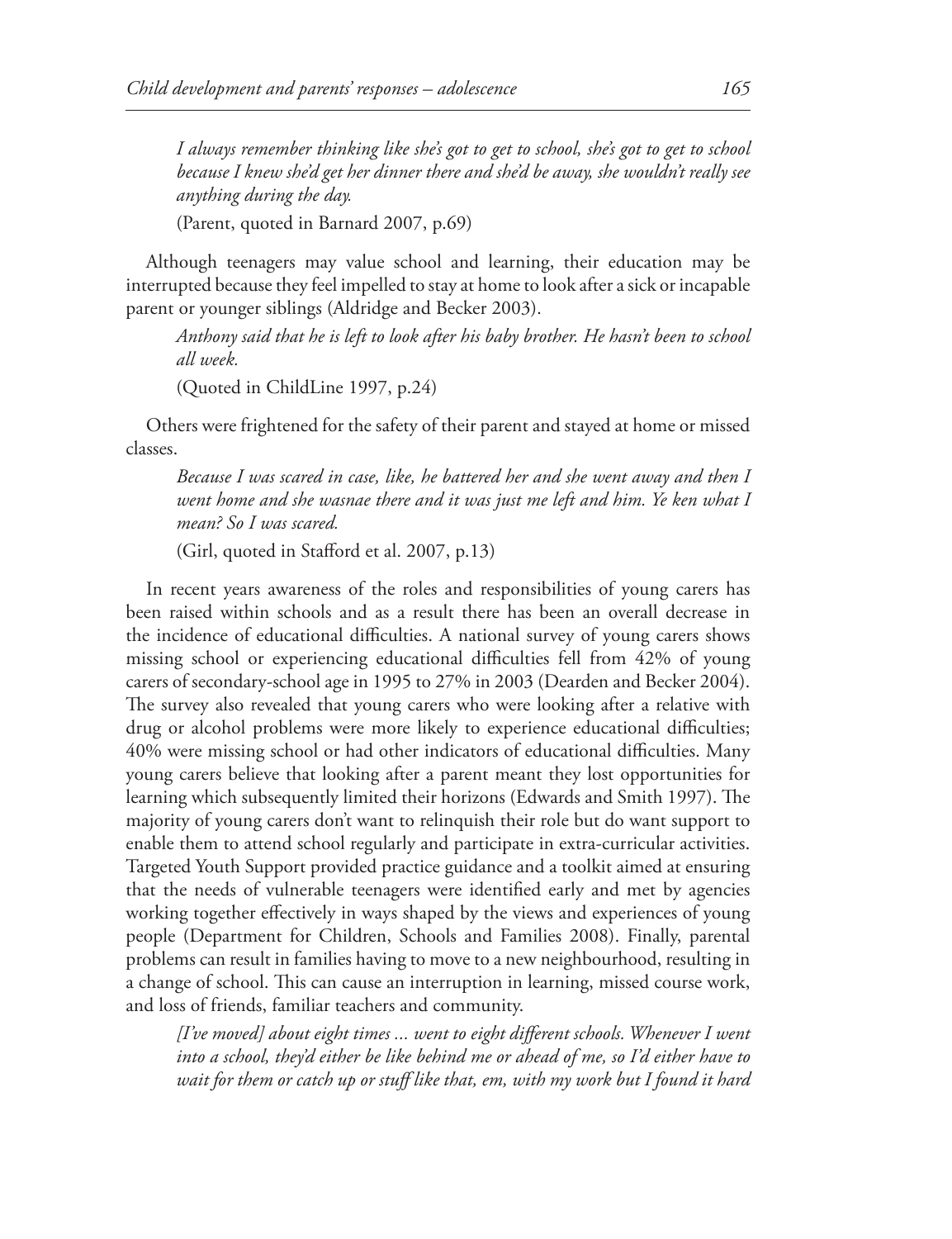*I always remember thinking like she's got to get to school, she's got to get to school because I knew she'd get her dinner there and she'd be away, she wouldn't really see anything during the day.*

(Parent, quoted in Barnard 2007, p.69)

Although teenagers may value school and learning, their education may be interrupted because they feel impelled to stay at home to look after a sick or incapable parent or younger siblings (Aldridge and Becker 2003).

*Anthony said that he is left to look after his baby brother. He hasn't been to school all week.*

(Quoted in ChildLine 1997, p.24)

Others were frightened for the safety of their parent and stayed at home or missed classes.

*Because I was scared in case, like, he battered her and she went away and then I went home and she wasnae there and it was just me left and him. Ye ken what I mean? So I was scared.*

(Girl, quoted in Stafford et al. 2007, p.13)

In recent years awareness of the roles and responsibilities of young carers has been raised within schools and as a result there has been an overall decrease in the incidence of educational difficulties. A national survey of young carers shows missing school or experiencing educational difficulties fell from 42% of young carers of secondary-school age in 1995 to 27% in 2003 (Dearden and Becker 2004). The survey also revealed that young carers who were looking after a relative with drug or alcohol problems were more likely to experience educational difficulties; 40% were missing school or had other indicators of educational difficulties. Many young carers believe that looking after a parent meant they lost opportunities for learning which subsequently limited their horizons (Edwards and Smith 1997). The majority of young carers don't want to relinquish their role but do want support to enable them to attend school regularly and participate in extra-curricular activities. Targeted Youth Support provided practice guidance and a toolkit aimed at ensuring that the needs of vulnerable teenagers were identified early and met by agencies working together effectively in ways shaped by the views and experiences of young people (Department for Children, Schools and Families 2008). Finally, parental problems can result in families having to move to a new neighbourhood, resulting in a change of school. This can cause an interruption in learning, missed course work, and loss of friends, familiar teachers and community.

*[I've moved] about eight times ... went to eight different schools. Whenever I went into a school, they'd either be like behind me or ahead of me, so I'd either have to wait for them or catch up or stuff like that, em, with my work but I found it hard*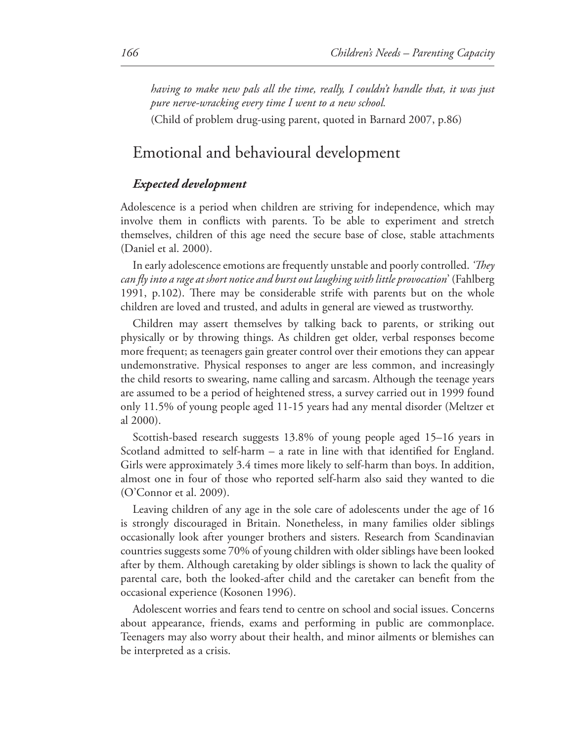*having to make new pals all the time, really, I couldn't handle that, it was just pure nerve-wracking every time I went to a new school.*

(Child of problem drug-using parent, quoted in Barnard 2007, p.86)

## Emotional and behavioural development

### *Expected development*

Adolescence is a period when children are striving for independence, which may involve them in conflicts with parents. To be able to experiment and stretch themselves, children of this age need the secure base of close, stable attachments (Daniel et al. 2000).

In early adolescence emotions are frequently unstable and poorly controlled. *'They can fly into a rage at short notice and burst out laughing with little provocation'* (Fahlberg 1991, p.102). There may be considerable strife with parents but on the whole children are loved and trusted, and adults in general are viewed as trustworthy.

Children may assert themselves by talking back to parents, or striking out physically or by throwing things. As children get older, verbal responses become more frequent; as teenagers gain greater control over their emotions they can appear undemonstrative. Physical responses to anger are less common, and increasingly the child resorts to swearing, name calling and sarcasm. Although the teenage years are assumed to be a period of heightened stress, a survey carried out in 1999 found only 11.5% of young people aged 11-15 years had any mental disorder (Meltzer et al 2000).

Scottish-based research suggests 13.8% of young people aged 15–16 years in Scotland admitted to self-harm – a rate in line with that identified for England. Girls were approximately 3.4 times more likely to self-harm than boys. In addition, almost one in four of those who reported self-harm also said they wanted to die (O'Connor et al. 2009).

Leaving children of any age in the sole care of adolescents under the age of 16 is strongly discouraged in Britain. Nonetheless, in many families older siblings occasionally look after younger brothers and sisters. Research from Scandinavian countries suggests some 70% of young children with older siblings have been looked after by them. Although caretaking by older siblings is shown to lack the quality of parental care, both the looked-after child and the caretaker can benefit from the occasional experience (Kosonen 1996).

Adolescent worries and fears tend to centre on school and social issues. Concerns about appearance, friends, exams and performing in public are commonplace. Teenagers may also worry about their health, and minor ailments or blemishes can be interpreted as a crisis.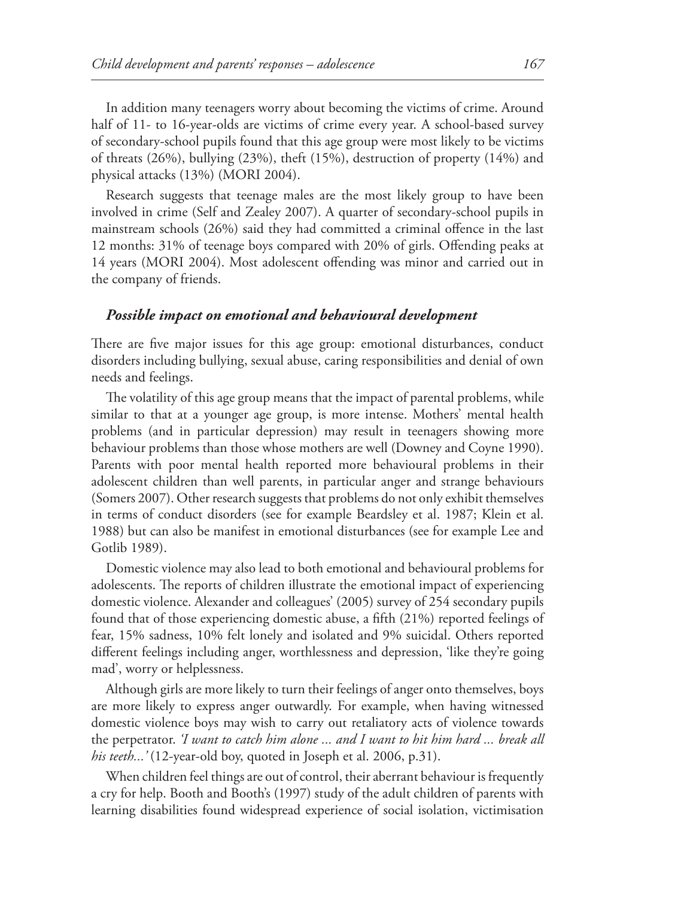In addition many teenagers worry about becoming the victims of crime. Around half of 11- to 16-year-olds are victims of crime every year. A school-based survey of secondary-school pupils found that this age group were most likely to be victims of threats (26%), bullying (23%), theft (15%), destruction of property (14%) and physical attacks (13%) (MORI 2004).

Research suggests that teenage males are the most likely group to have been involved in crime (Self and Zealey 2007). A quarter of secondary-school pupils in mainstream schools (26%) said they had committed a criminal offence in the last 12 months: 31% of teenage boys compared with 20% of girls. Offending peaks at 14 years (MORI 2004). Most adolescent offending was minor and carried out in the company of friends.

### *Possible impact on emotional and behavioural development*

There are five major issues for this age group: emotional disturbances, conduct disorders including bullying, sexual abuse, caring responsibilities and denial of own needs and feelings.

The volatility of this age group means that the impact of parental problems, while similar to that at a younger age group, is more intense. Mothers' mental health problems (and in particular depression) may result in teenagers showing more behaviour problems than those whose mothers are well (Downey and Coyne 1990). Parents with poor mental health reported more behavioural problems in their adolescent children than well parents, in particular anger and strange behaviours (Somers 2007). Other research suggests that problems do not only exhibit themselves in terms of conduct disorders (see for example Beardsley et al. 1987; Klein et al. 1988) but can also be manifest in emotional disturbances (see for example Lee and Gotlib 1989).

Domestic violence may also lead to both emotional and behavioural problems for adolescents. The reports of children illustrate the emotional impact of experiencing domestic violence. Alexander and colleagues' (2005) survey of 254 secondary pupils found that of those experiencing domestic abuse, a fifth (21%) reported feelings of fear, 15% sadness, 10% felt lonely and isolated and 9% suicidal. Others reported different feelings including anger, worthlessness and depression, 'like they're going mad', worry or helplessness.

Although girls are more likely to turn their feelings of anger onto themselves, boys are more likely to express anger outwardly. For example, when having witnessed domestic violence boys may wish to carry out retaliatory acts of violence towards the perpetrator. *'I want to catch him alone ... and I want to hit him hard ... break all his teeth...'* (12-year-old boy, quoted in Joseph et al. 2006, p.31).

When children feel things are out of control, their aberrant behaviour is frequently a cry for help. Booth and Booth's (1997) study of the adult children of parents with learning disabilities found widespread experience of social isolation, victimisation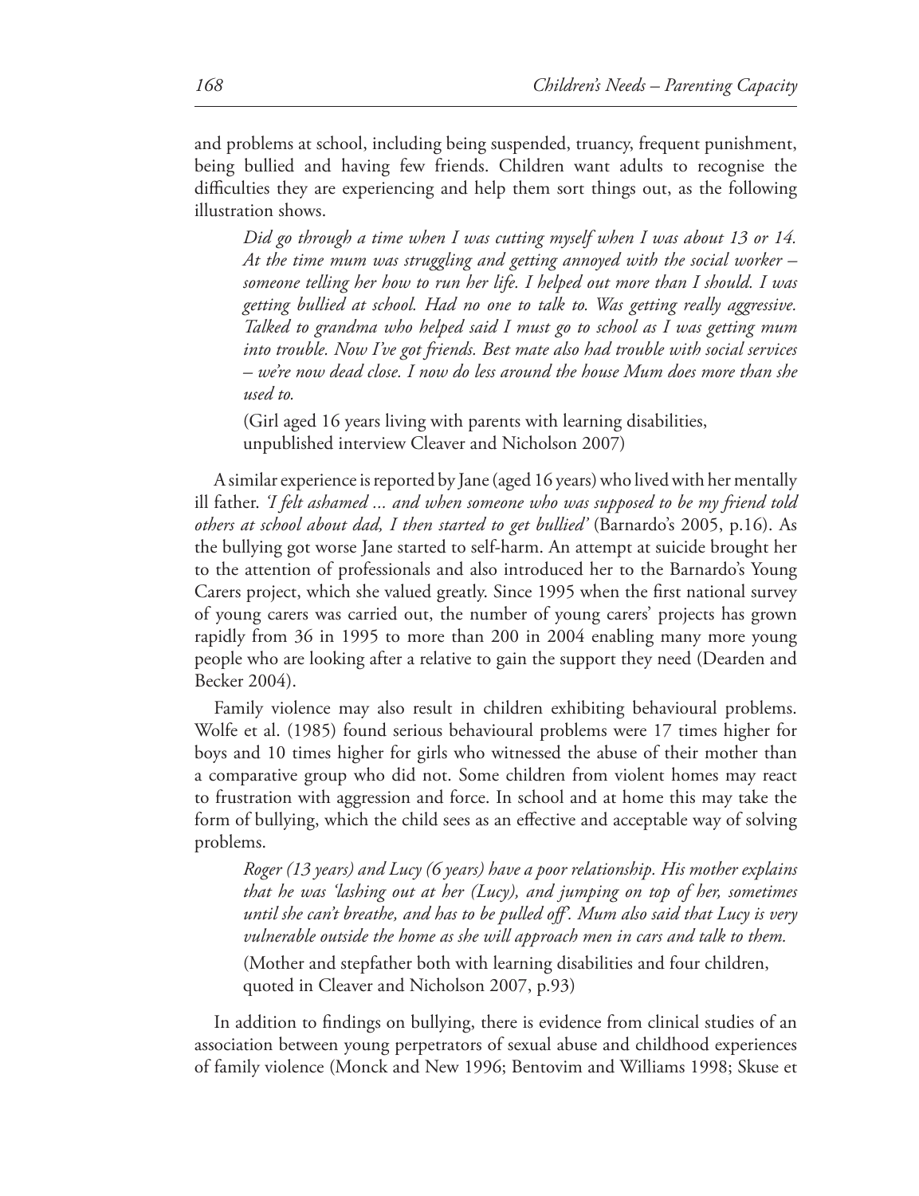and problems at school, including being suspended, truancy, frequent punishment, being bullied and having few friends. Children want adults to recognise the difficulties they are experiencing and help them sort things out, as the following illustration shows.

> *Did go through a time when I was cutting myself when I was about 13 or 14. At the time mum was struggling and getting annoyed with the social worker – someone telling her how to run her life. I helped out more than I should. I was getting bullied at school. Had no one to talk to. Was getting really aggressive. Talked to grandma who helped said I must go to school as I was getting mum into trouble. Now I've got friends. Best mate also had trouble with social services – we're now dead close. I now do less around the house Mum does more than she used to.*
>
> (Girl aged 16 years living with parents with learning disabilities, unpublished interview Cleaver and Nicholson 2007)

A similar experience is reported by Jane (aged 16 years) who lived with her mentally ill father. *'I felt ashamed ... and when someone who was supposed to be my friend told others at school about dad, I then started to get bullied'* (Barnardo's 2005, p.16). As the bullying got worse Jane started to self-harm. An attempt at suicide brought her to the attention of professionals and also introduced her to the Barnardo's Young Carers project, which she valued greatly. Since 1995 when the first national survey of young carers was carried out, the number of young carers' projects has grown rapidly from 36 in 1995 to more than 200 in 2004 enabling many more young people who are looking after a relative to gain the support they need (Dearden and Becker 2004).

Family violence may also result in children exhibiting behavioural problems. Wolfe et al. (1985) found serious behavioural problems were 17 times higher for boys and 10 times higher for girls who witnessed the abuse of their mother than a comparative group who did not. Some children from violent homes may react to frustration with aggression and force. In school and at home this may take the form of bullying, which the child sees as an effective and acceptable way of solving problems.

> *Roger (13 years) and Lucy (6 years) have a poor relationship. His mother explains that he was 'lashing out at her (Lucy), and jumping on top of her, sometimes until she can't breathe, and has to be pulled off'. Mum also said that Lucy is very vulnerable outside the home as she will approach men in cars and talk to them.*
>
> (Mother and stepfather both with learning disabilities and four children, quoted in Cleaver and Nicholson 2007, p.93)

In addition to findings on bullying, there is evidence from clinical studies of an association between young perpetrators of sexual abuse and childhood experiences of family violence (Monck and New 1996; Bentovim and Williams 1998; Skuse et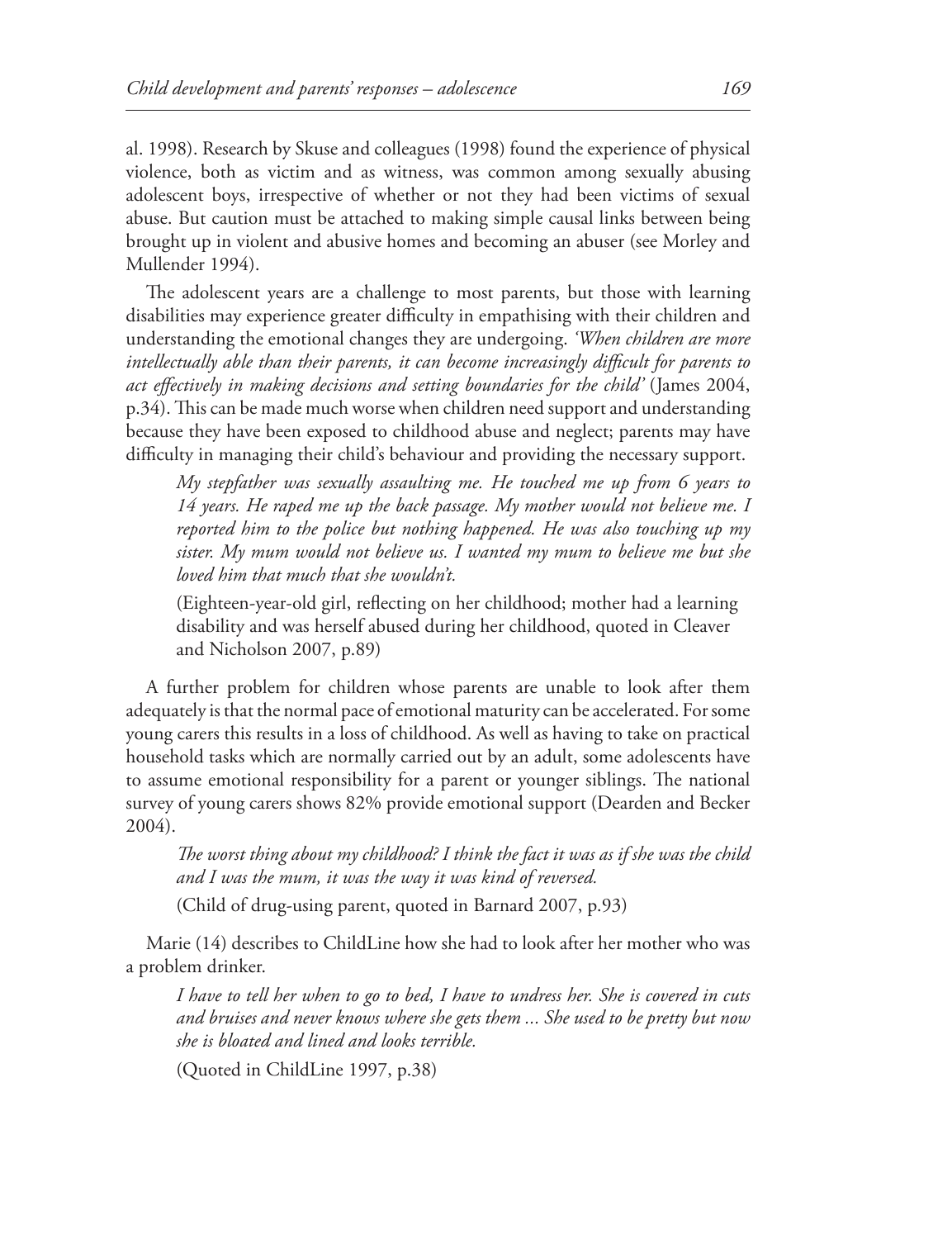al. 1998). Research by Skuse and colleagues (1998) found the experience of physical violence, both as victim and as witness, was common among sexually abusing adolescent boys, irrespective of whether or not they had been victims of sexual abuse. But caution must be attached to making simple causal links between being brought up in violent and abusive homes and becoming an abuser (see Morley and Mullender 1994).

The adolescent years are a challenge to most parents, but those with learning disabilities may experience greater difficulty in empathising with their children and understanding the emotional changes they are undergoing. *'When children are more intellectually able than their parents, it can become increasingly difficult for parents to act effectively in making decisions and setting boundaries for the child'* (James 2004, p.34). This can be made much worse when children need support and understanding because they have been exposed to childhood abuse and neglect; parents may have difficulty in managing their child's behaviour and providing the necessary support.

> *My stepfather was sexually assaulting me. He touched me up from 6 years to 14 years. He raped me up the back passage. My mother would not believe me. I reported him to the police but nothing happened. He was also touching up my sister. My mum would not believe us. I wanted my mum to believe me but she loved him that much that she wouldn't.*
>
> (Eighteen-year-old girl, reflecting on her childhood; mother had a learning disability and was herself abused during her childhood, quoted in Cleaver and Nicholson 2007, p.89)

A further problem for children whose parents are unable to look after them adequately is that the normal pace of emotional maturity can be accelerated. For some young carers this results in a loss of childhood. As well as having to take on practical household tasks which are normally carried out by an adult, some adolescents have to assume emotional responsibility for a parent or younger siblings. The national survey of young carers shows 82% provide emotional support (Dearden and Becker 2004).

> *The worst thing about my childhood? I think the fact it was as if she was the child and I was the mum, it was the way it was kind of reversed.*
>
> (Child of drug-using parent, quoted in Barnard 2007, p.93)

Marie (14) describes to ChildLine how she had to look after her mother who was a problem drinker.

> *I have to tell her when to go to bed, I have to undress her. She is covered in cuts and bruises and never knows where she gets them ... She used to be pretty but now she is bloated and lined and looks terrible.*
>
> (Quoted in ChildLine 1997, p.38)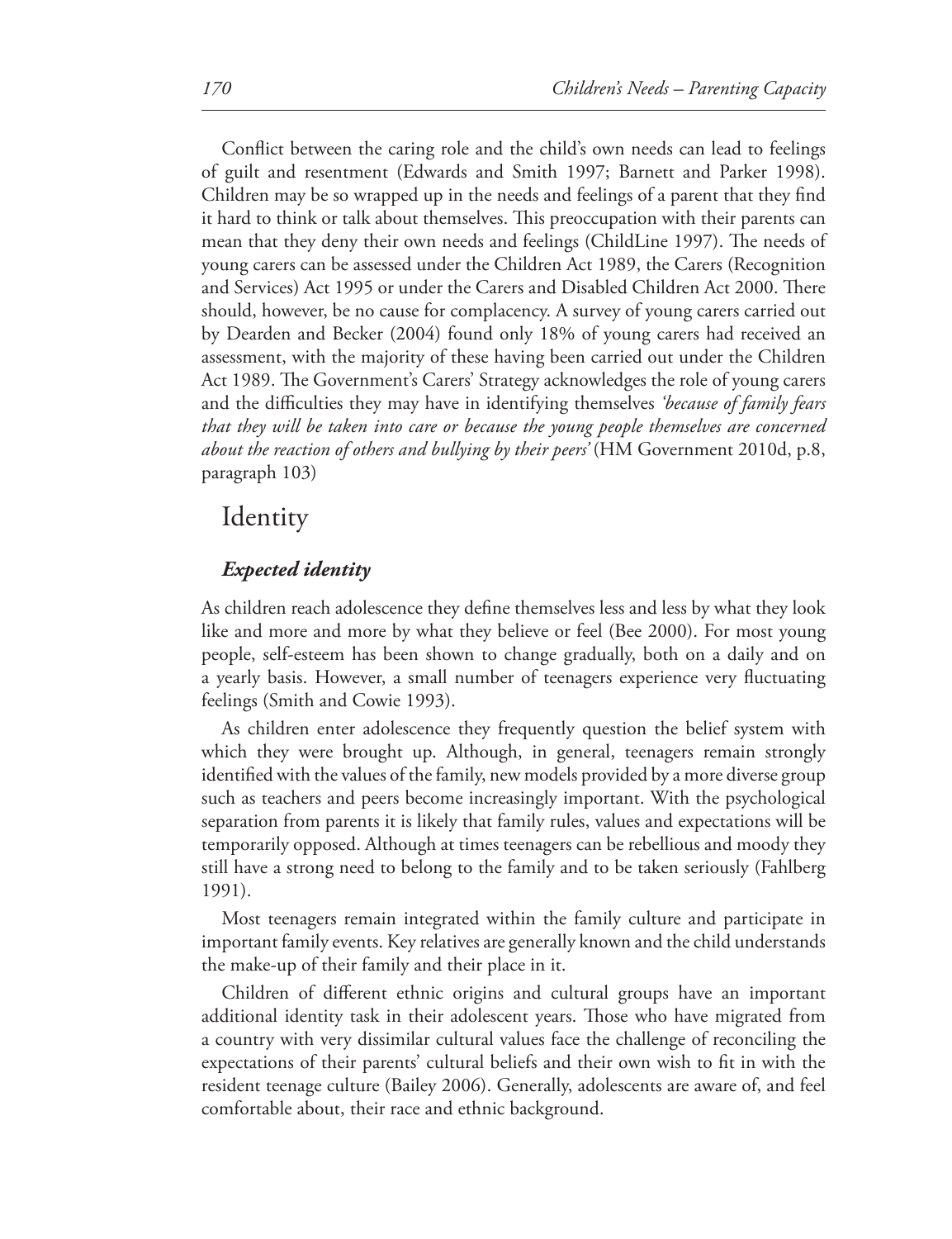Conflict between the caring role and the child's own needs can lead to feelings of guilt and resentment (Edwards and Smith 1997; Barnett and Parker 1998). Children may be so wrapped up in the needs and feelings of a parent that they find it hard to think or talk about themselves. This preoccupation with their parents can mean that they deny their own needs and feelings (ChildLine 1997). The needs of young carers can be assessed under the Children Act 1989, the Carers (Recognition and Services) Act 1995 or under the Carers and Disabled Children Act 2000. There should, however, be no cause for complacency. A survey of young carers carried out by Dearden and Becker (2004) found only 18% of young carers had received an assessment, with the majority of these having been carried out under the Children Act 1989. The Government's Carers' Strategy acknowledges the role of young carers and the difficulties they may have in identifying themselves *'because of family fears that they will be taken into care or because the young people themselves are concerned about the reaction of others and bullying by their peers'* (HM Government 2010d, p.8, paragraph 103)

## Identity

### *Expected identity*

As children reach adolescence they define themselves less and less by what they look like and more and more by what they believe or feel (Bee 2000). For most young people, self-esteem has been shown to change gradually, both on a daily and on a yearly basis. However, a small number of teenagers experience very fluctuating feelings (Smith and Cowie 1993).

As children enter adolescence they frequently question the belief system with which they were brought up. Although, in general, teenagers remain strongly identified with the values of the family, new models provided by a more diverse group such as teachers and peers become increasingly important. With the psychological separation from parents it is likely that family rules, values and expectations will be temporarily opposed. Although at times teenagers can be rebellious and moody they still have a strong need to belong to the family and to be taken seriously (Fahlberg 1991).

Most teenagers remain integrated within the family culture and participate in important family events. Key relatives are generally known and the child understands the make-up of their family and their place in it.

Children of different ethnic origins and cultural groups have an important additional identity task in their adolescent years. Those who have migrated from a country with very dissimilar cultural values face the challenge of reconciling the expectations of their parents' cultural beliefs and their own wish to fit in with the resident teenage culture (Bailey 2006). Generally, adolescents are aware of, and feel comfortable about, their race and ethnic background.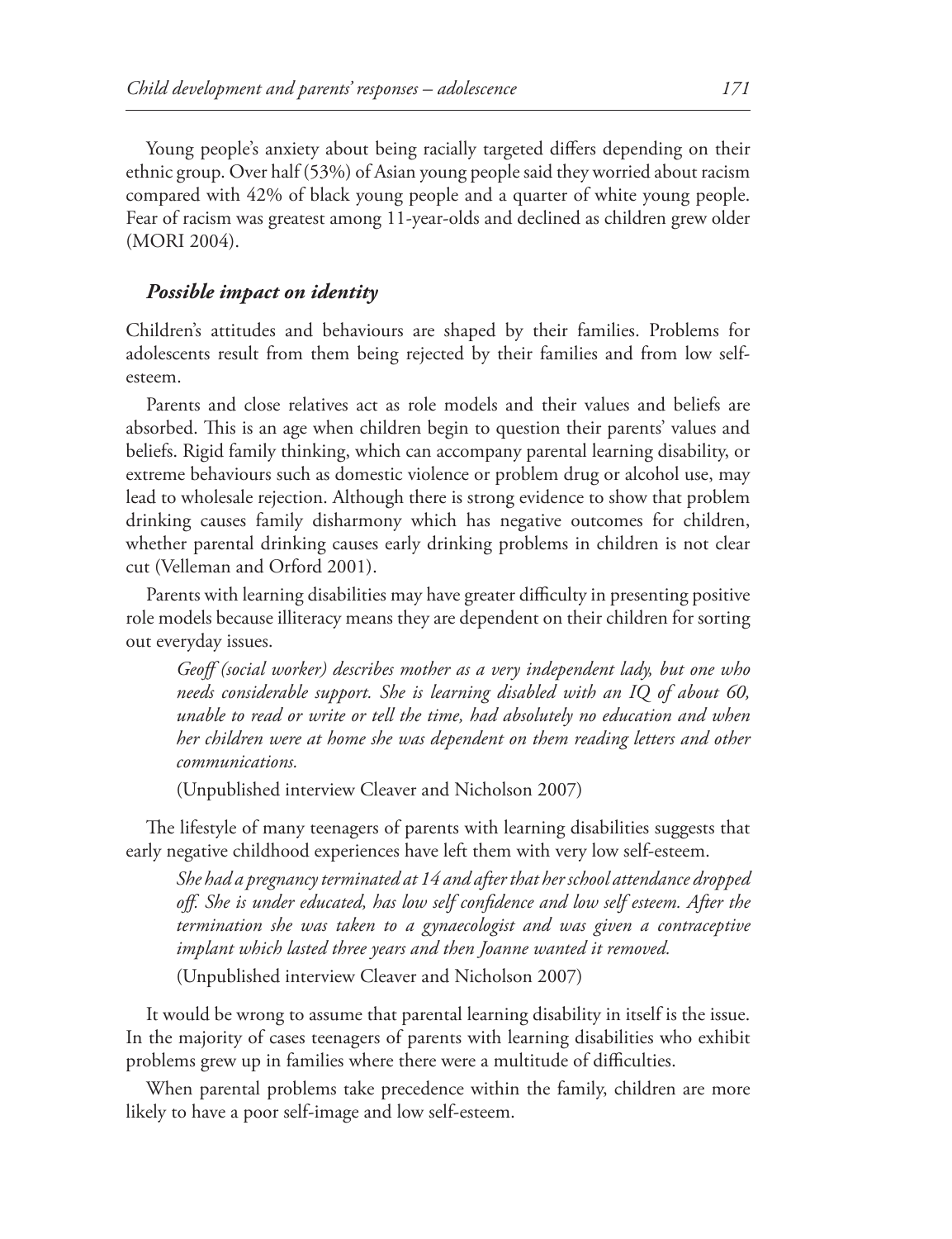Young people's anxiety about being racially targeted differs depending on their ethnic group. Over half (53%) of Asian young people said they worried about racism compared with 42% of black young people and a quarter of white young people. Fear of racism was greatest among 11-year-olds and declined as children grew older (MORI 2004).

### *Possible impact on identity*

Children's attitudes and behaviours are shaped by their families. Problems for adolescents result from them being rejected by their families and from low self-esteem.

Parents and close relatives act as role models and their values and beliefs are absorbed. This is an age when children begin to question their parents' values and beliefs. Rigid family thinking, which can accompany parental learning disability, or extreme behaviours such as domestic violence or problem drug or alcohol use, may lead to wholesale rejection. Although there is strong evidence to show that problem drinking causes family disharmony which has negative outcomes for children, whether parental drinking causes early drinking problems in children is not clear cut (Velleman and Orford 2001).

Parents with learning disabilities may have greater difficulty in presenting positive role models because illiteracy means they are dependent on their children for sorting out everyday issues.

> *Geoff (social worker) describes mother as a very independent lady, but one who needs considerable support. She is learning disabled with an IQ of about 60, unable to read or write or tell the time, had absolutely no education and when her children were at home she was dependent on them reading letters and other communications.*
>
> (Unpublished interview Cleaver and Nicholson 2007)

The lifestyle of many teenagers of parents with learning disabilities suggests that early negative childhood experiences have left them with very low self-esteem.

> *She had a pregnancy terminated at 14 and after that her school attendance dropped off. She is under educated, has low self confidence and low self esteem. After the termination she was taken to a gynaecologist and was given a contraceptive implant which lasted three years and then Joanne wanted it removed.*
>
> (Unpublished interview Cleaver and Nicholson 2007)

It would be wrong to assume that parental learning disability in itself is the issue. In the majority of cases teenagers of parents with learning disabilities who exhibit problems grew up in families where there were a multitude of difficulties.

When parental problems take precedence within the family, children are more likely to have a poor self-image and low self-esteem.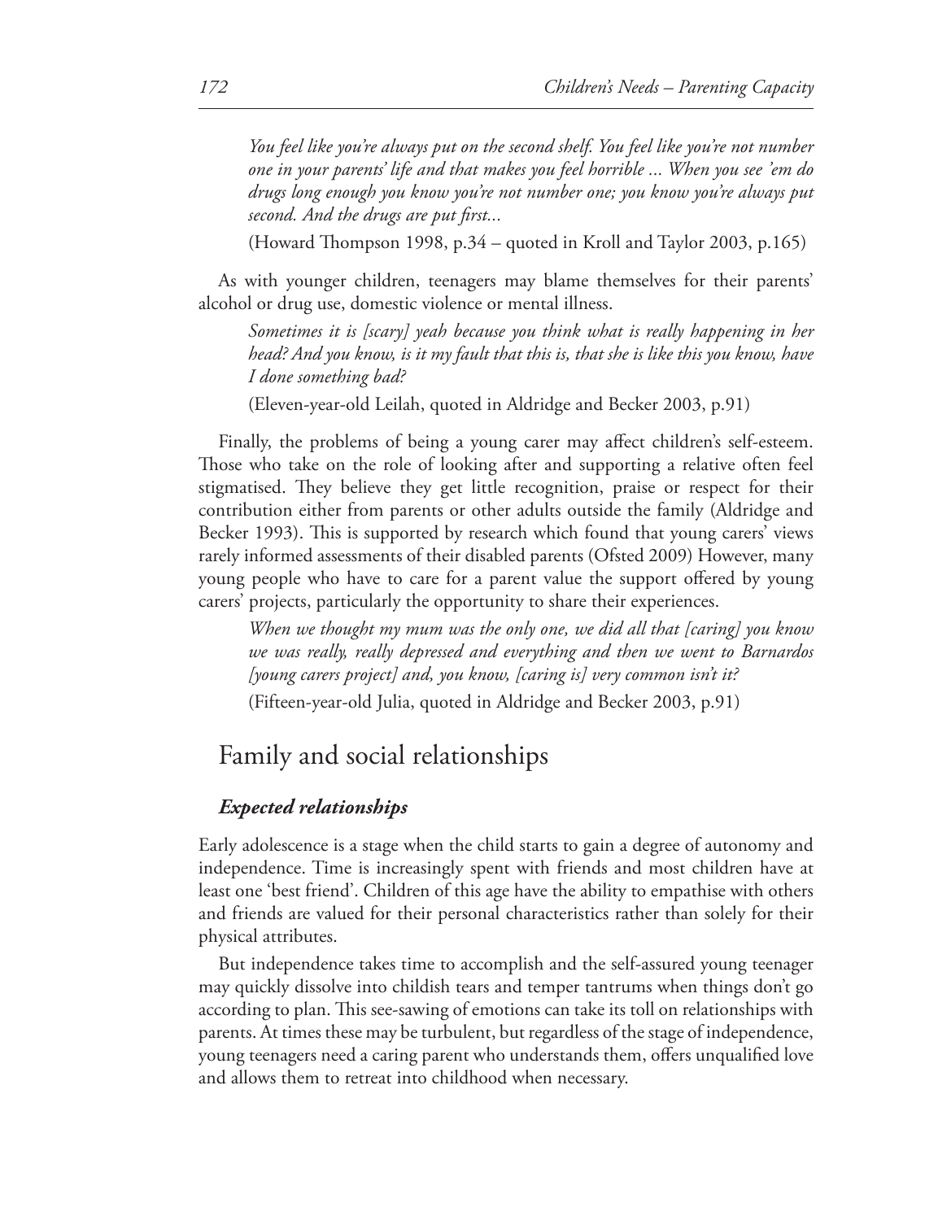*You feel like you're always put on the second shelf. You feel like you're not number one in your parents' life and that makes you feel horrible ... When you see 'em do drugs long enough you know you're not number one; you know you're always put second. And the drugs are put first...*

(Howard Thompson 1998, p.34 – quoted in Kroll and Taylor 2003, p.165)

As with younger children, teenagers may blame themselves for their parents' alcohol or drug use, domestic violence or mental illness.

*Sometimes it is [scary] yeah because you think what is really happening in her head? And you know, is it my fault that this is, that she is like this you know, have I done something bad?*

(Eleven-year-old Leilah, quoted in Aldridge and Becker 2003, p.91)

Finally, the problems of being a young carer may affect children's self-esteem. Those who take on the role of looking after and supporting a relative often feel stigmatised. They believe they get little recognition, praise or respect for their contribution either from parents or other adults outside the family (Aldridge and Becker 1993). This is supported by research which found that young carers' views rarely informed assessments of their disabled parents (Ofsted 2009) However, many young people who have to care for a parent value the support offered by young carers' projects, particularly the opportunity to share their experiences.

*When we thought my mum was the only one, we did all that [caring] you know we was really, really depressed and everything and then we went to Barnardos [young carers project] and, you know, [caring is] very common isn't it?*

(Fifteen-year-old Julia, quoted in Aldridge and Becker 2003, p.91)

## Family and social relationships

### *Expected relationships*

Early adolescence is a stage when the child starts to gain a degree of autonomy and independence. Time is increasingly spent with friends and most children have at least one 'best friend'. Children of this age have the ability to empathise with others and friends are valued for their personal characteristics rather than solely for their physical attributes.

But independence takes time to accomplish and the self-assured young teenager may quickly dissolve into childish tears and temper tantrums when things don't go according to plan. This see-sawing of emotions can take its toll on relationships with parents. At times these may be turbulent, but regardless of the stage of independence, young teenagers need a caring parent who understands them, offers unqualified love and allows them to retreat into childhood when necessary.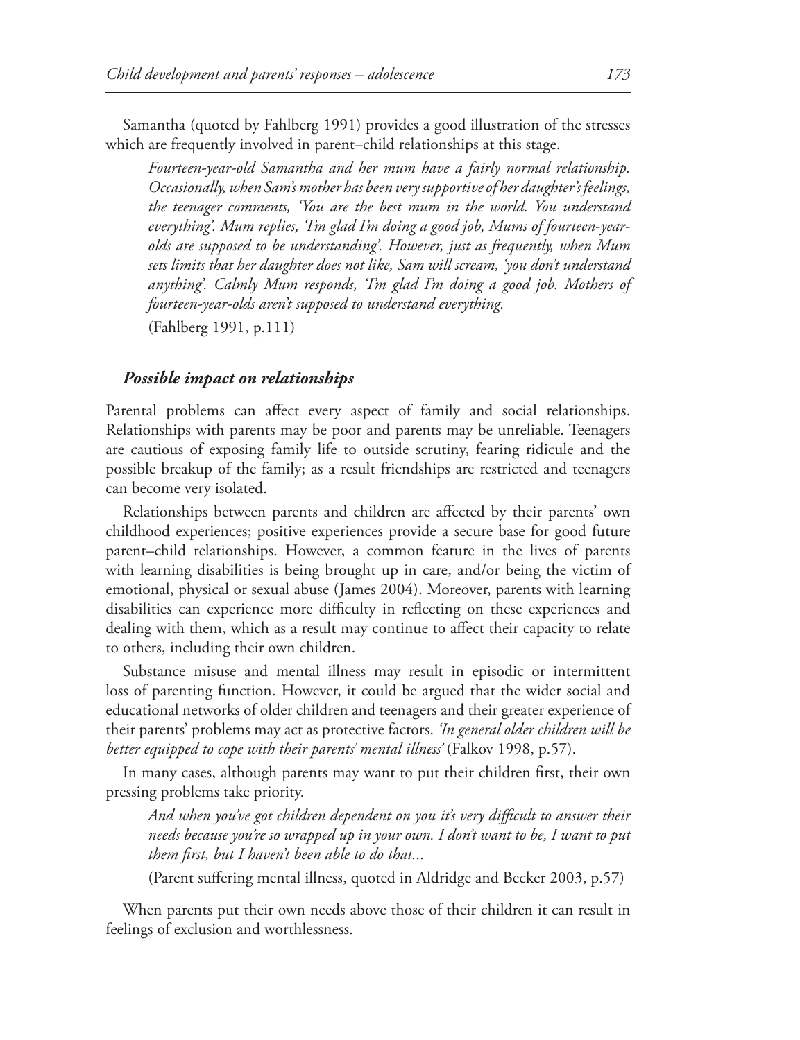Samantha (quoted by Fahlberg 1991) provides a good illustration of the stresses which are frequently involved in parent–child relationships at this stage.

> *Fourteen-year-old Samantha and her mum have a fairly normal relationship. Occasionally, when Sam's mother has been very supportive of her daughter's feelings, the teenager comments, 'You are the best mum in the world. You understand everything'. Mum replies, 'I'm glad I'm doing a good job, Mums of fourteen-year-olds are supposed to be understanding'. However, just as frequently, when Mum sets limits that her daughter does not like, Sam will scream, 'you don't understand anything'. Calmly Mum responds, 'I'm glad I'm doing a good job. Mothers of fourteen-year-olds aren't supposed to understand everything.*
>
> (Fahlberg 1991, p.111)

### *Possible impact on relationships*

Parental problems can affect every aspect of family and social relationships. Relationships with parents may be poor and parents may be unreliable. Teenagers are cautious of exposing family life to outside scrutiny, fearing ridicule and the possible breakup of the family; as a result friendships are restricted and teenagers can become very isolated.

Relationships between parents and children are affected by their parents' own childhood experiences; positive experiences provide a secure base for good future parent–child relationships. However, a common feature in the lives of parents with learning disabilities is being brought up in care, and/or being the victim of emotional, physical or sexual abuse (James 2004). Moreover, parents with learning disabilities can experience more difficulty in reflecting on these experiences and dealing with them, which as a result may continue to affect their capacity to relate to others, including their own children.

Substance misuse and mental illness may result in episodic or intermittent loss of parenting function. However, it could be argued that the wider social and educational networks of older children and teenagers and their greater experience of their parents' problems may act as protective factors. *'In general older children will be better equipped to cope with their parents' mental illness'* (Falkov 1998, p.57).

In many cases, although parents may want to put their children first, their own pressing problems take priority.

> *And when you've got children dependent on you it's very difficult to answer their needs because you're so wrapped up in your own. I don't want to be, I want to put them first, but I haven't been able to do that...*
>
> (Parent suffering mental illness, quoted in Aldridge and Becker 2003, p.57)

When parents put their own needs above those of their children it can result in feelings of exclusion and worthlessness.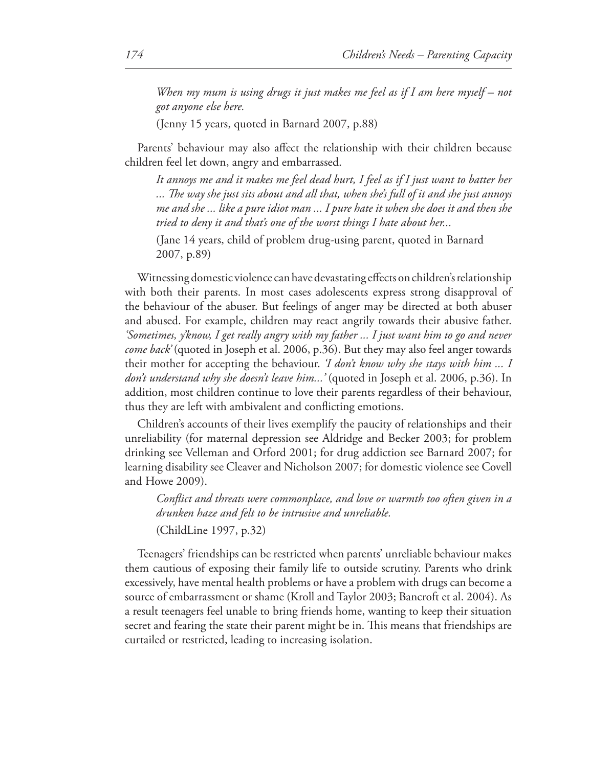> *When my mum is using drugs it just makes me feel as if I am here myself – not got anyone else here.*
>
> (Jenny 15 years, quoted in Barnard 2007, p.88)

Parents' behaviour may also affect the relationship with their children because children feel let down, angry and embarrassed.

> *It annoys me and it makes me feel dead hurt, I feel as if I just want to batter her ... The way she just sits about and all that, when she's full of it and she just annoys me and she ... like a pure idiot man ... I pure hate it when she does it and then she tried to deny it and that's one of the worst things I hate about her...*
>
> (Jane 14 years, child of problem drug-using parent, quoted in Barnard 2007, p.89)

Witnessing domestic violence can have devastating effects on children's relationship with both their parents. In most cases adolescents express strong disapproval of the behaviour of the abuser. But feelings of anger may be directed at both abuser and abused. For example, children may react angrily towards their abusive father. *'Sometimes, y'know, I get really angry with my father ... I just want him to go and never come back'* (quoted in Joseph et al. 2006, p.36). But they may also feel anger towards their mother for accepting the behaviour. *'I don't know why she stays with him ... I don't understand why she doesn't leave him...'* (quoted in Joseph et al. 2006, p.36). In addition, most children continue to love their parents regardless of their behaviour, thus they are left with ambivalent and conflicting emotions.

Children's accounts of their lives exemplify the paucity of relationships and their unreliability (for maternal depression see Aldridge and Becker 2003; for problem drinking see Velleman and Orford 2001; for drug addiction see Barnard 2007; for learning disability see Cleaver and Nicholson 2007; for domestic violence see Covell and Howe 2009).

> *Conflict and threats were commonplace, and love or warmth too often given in a drunken haze and felt to be intrusive and unreliable.*
>
> (ChildLine 1997, p.32)

Teenagers' friendships can be restricted when parents' unreliable behaviour makes them cautious of exposing their family life to outside scrutiny. Parents who drink excessively, have mental health problems or have a problem with drugs can become a source of embarrassment or shame (Kroll and Taylor 2003; Bancroft et al. 2004). As a result teenagers feel unable to bring friends home, wanting to keep their situation secret and fearing the state their parent might be in. This means that friendships are curtailed or restricted, leading to increasing isolation.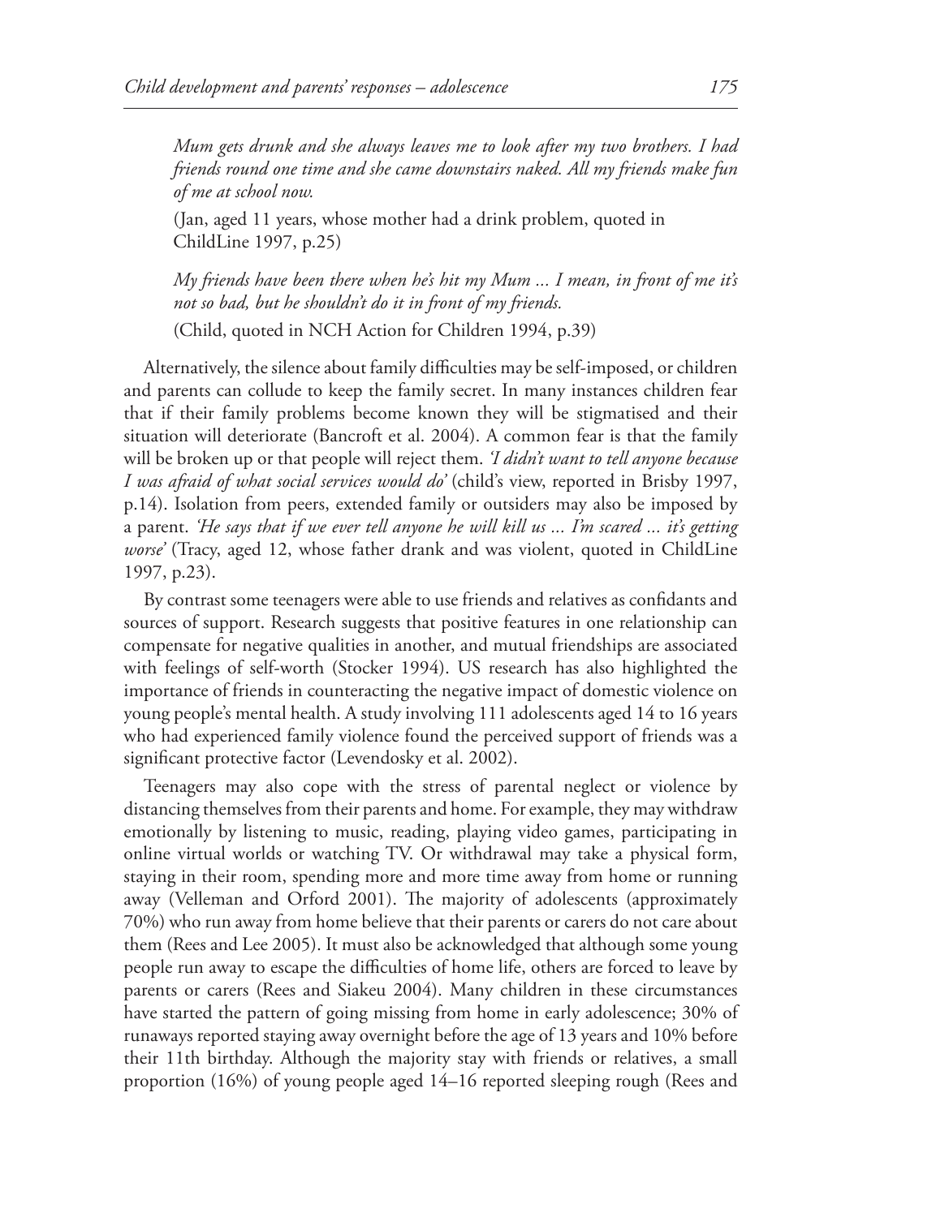*Mum gets drunk and she always leaves me to look after my two brothers. I had friends round one time and she came downstairs naked. All my friends make fun of me at school now.*

(Jan, aged 11 years, whose mother had a drink problem, quoted in ChildLine 1997, p.25)

*My friends have been there when he's hit my Mum ... I mean, in front of me it's not so bad, but he shouldn't do it in front of my friends.*

(Child, quoted in NCH Action for Children 1994, p.39)

Alternatively, the silence about family difficulties may be self-imposed, or children and parents can collude to keep the family secret. In many instances children fear that if their family problems become known they will be stigmatised and their situation will deteriorate (Bancroft et al. 2004). A common fear is that the family will be broken up or that people will reject them. *'I didn't want to tell anyone because I was afraid of what social services would do'* (child's view, reported in Brisby 1997, p.14). Isolation from peers, extended family or outsiders may also be imposed by a parent. *'He says that if we ever tell anyone he will kill us ... I'm scared ... it's getting worse'* (Tracy, aged 12, whose father drank and was violent, quoted in ChildLine 1997, p.23).

By contrast some teenagers were able to use friends and relatives as confidants and sources of support. Research suggests that positive features in one relationship can compensate for negative qualities in another, and mutual friendships are associated with feelings of self-worth (Stocker 1994). US research has also highlighted the importance of friends in counteracting the negative impact of domestic violence on young people's mental health. A study involving 111 adolescents aged 14 to 16 years who had experienced family violence found the perceived support of friends was a significant protective factor (Levendosky et al. 2002).

Teenagers may also cope with the stress of parental neglect or violence by distancing themselves from their parents and home. For example, they may withdraw emotionally by listening to music, reading, playing video games, participating in online virtual worlds or watching TV. Or withdrawal may take a physical form, staying in their room, spending more and more time away from home or running away (Velleman and Orford 2001). The majority of adolescents (approximately 70%) who run away from home believe that their parents or carers do not care about them (Rees and Lee 2005). It must also be acknowledged that although some young people run away to escape the difficulties of home life, others are forced to leave by parents or carers (Rees and Siakeu 2004). Many children in these circumstances have started the pattern of going missing from home in early adolescence; 30% of runaways reported staying away overnight before the age of 13 years and 10% before their 11th birthday. Although the majority stay with friends or relatives, a small proportion (16%) of young people aged 14–16 reported sleeping rough (Rees and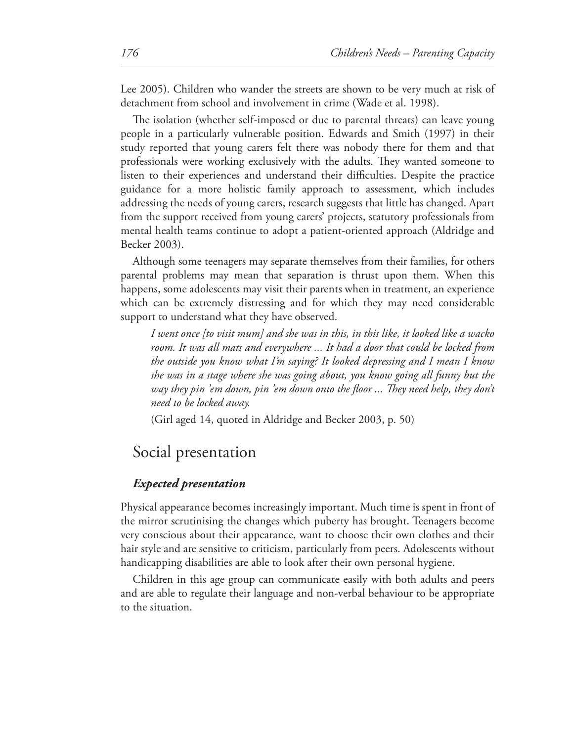Lee 2005). Children who wander the streets are shown to be very much at risk of detachment from school and involvement in crime (Wade et al. 1998).

The isolation (whether self-imposed or due to parental threats) can leave young people in a particularly vulnerable position. Edwards and Smith (1997) in their study reported that young carers felt there was nobody there for them and that professionals were working exclusively with the adults. They wanted someone to listen to their experiences and understand their difficulties. Despite the practice guidance for a more holistic family approach to assessment, which includes addressing the needs of young carers, research suggests that little has changed. Apart from the support received from young carers' projects, statutory professionals from mental health teams continue to adopt a patient-oriented approach (Aldridge and Becker 2003).

Although some teenagers may separate themselves from their families, for others parental problems may mean that separation is thrust upon them. When this happens, some adolescents may visit their parents when in treatment, an experience which can be extremely distressing and for which they may need considerable support to understand what they have observed.

> *I went once [to visit mum] and she was in this, in this like, it looked like a wacko room. It was all mats and everywhere ... It had a door that could be locked from the outside you know what I'm saying? It looked depressing and I mean I know she was in a stage where she was going about, you know going all funny but the way they pin 'em down, pin 'em down onto the floor ... They need help, they don't need to be locked away.*
>
> (Girl aged 14, quoted in Aldridge and Becker 2003, p. 50)

## Social presentation

### *Expected presentation*

Physical appearance becomes increasingly important. Much time is spent in front of the mirror scrutinising the changes which puberty has brought. Teenagers become very conscious about their appearance, want to choose their own clothes and their hair style and are sensitive to criticism, particularly from peers. Adolescents without handicapping disabilities are able to look after their own personal hygiene.

Children in this age group can communicate easily with both adults and peers and are able to regulate their language and non-verbal behaviour to be appropriate to the situation.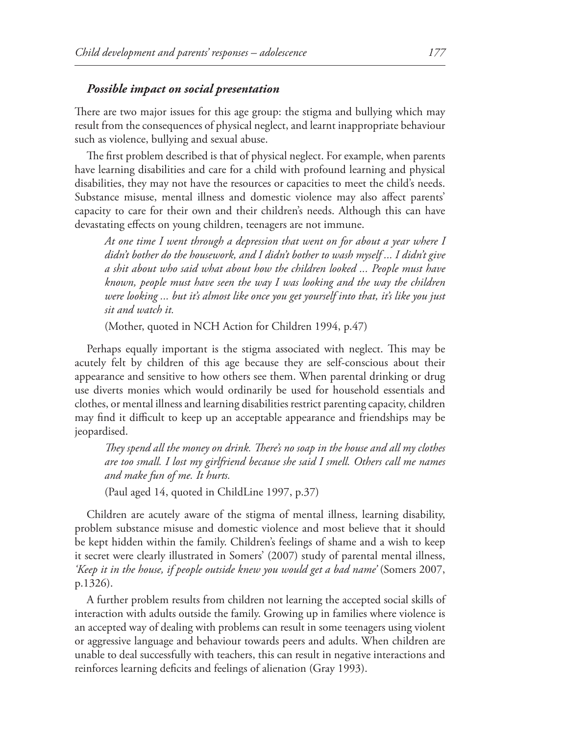### *Possible impact on social presentation*

There are two major issues for this age group: the stigma and bullying which may result from the consequences of physical neglect, and learnt inappropriate behaviour such as violence, bullying and sexual abuse.

The first problem described is that of physical neglect. For example, when parents have learning disabilities and care for a child with profound learning and physical disabilities, they may not have the resources or capacities to meet the child's needs. Substance misuse, mental illness and domestic violence may also affect parents' capacity to care for their own and their children's needs. Although this can have devastating effects on young children, teenagers are not immune.

> *At one time I went through a depression that went on for about a year where I didn't bother do the housework, and I didn't bother to wash myself ... I didn't give a shit about who said what about how the children looked ... People must have known, people must have seen the way I was looking and the way the children were looking ... but it's almost like once you get yourself into that, it's like you just sit and watch it.*
>
> (Mother, quoted in NCH Action for Children 1994, p.47)

Perhaps equally important is the stigma associated with neglect. This may be acutely felt by children of this age because they are self-conscious about their appearance and sensitive to how others see them. When parental drinking or drug use diverts monies which would ordinarily be used for household essentials and clothes, or mental illness and learning disabilities restrict parenting capacity, children may find it difficult to keep up an acceptable appearance and friendships may be jeopardised.

> *They spend all the money on drink. There's no soap in the house and all my clothes are too small. I lost my girlfriend because she said I smell. Others call me names and make fun of me. It hurts.*
>
> (Paul aged 14, quoted in ChildLine 1997, p.37)

Children are acutely aware of the stigma of mental illness, learning disability, problem substance misuse and domestic violence and most believe that it should be kept hidden within the family. Children's feelings of shame and a wish to keep it secret were clearly illustrated in Somers' (2007) study of parental mental illness, *'Keep it in the house, if people outside knew you would get a bad name'* (Somers 2007, p.1326).

A further problem results from children not learning the accepted social skills of interaction with adults outside the family. Growing up in families where violence is an accepted way of dealing with problems can result in some teenagers using violent or aggressive language and behaviour towards peers and adults. When children are unable to deal successfully with teachers, this can result in negative interactions and reinforces learning deficits and feelings of alienation (Gray 1993).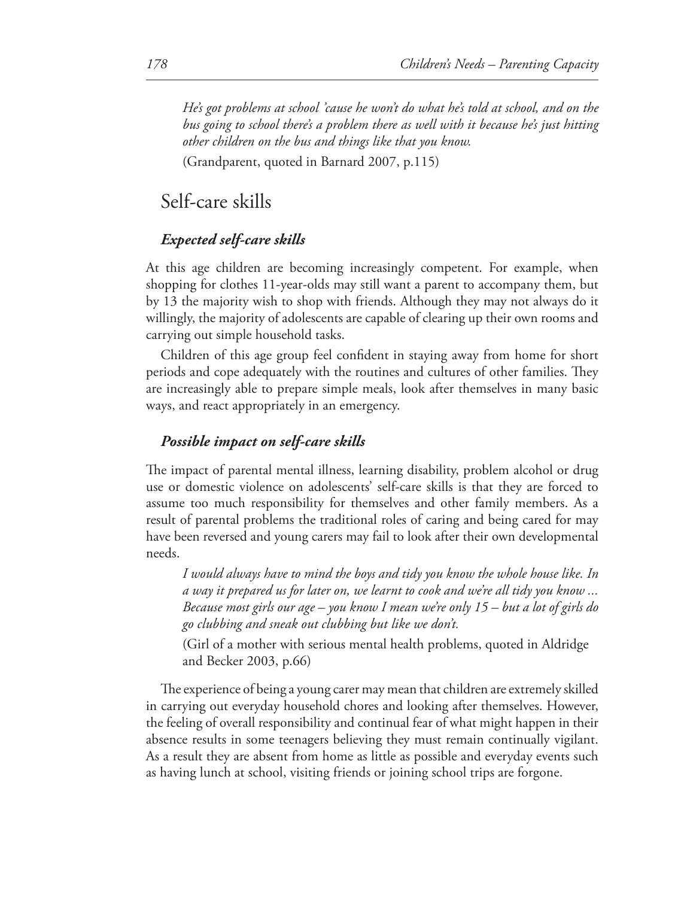*He's got problems at school 'cause he won't do what he's told at school, and on the bus going to school there's a problem there as well with it because he's just hitting other children on the bus and things like that you know.*

(Grandparent, quoted in Barnard 2007, p.115)

## Self-care skills

### *Expected self-care skills*

At this age children are becoming increasingly competent. For example, when shopping for clothes 11-year-olds may still want a parent to accompany them, but by 13 the majority wish to shop with friends. Although they may not always do it willingly, the majority of adolescents are capable of clearing up their own rooms and carrying out simple household tasks.

Children of this age group feel confident in staying away from home for short periods and cope adequately with the routines and cultures of other families. They are increasingly able to prepare simple meals, look after themselves in many basic ways, and react appropriately in an emergency.

### *Possible impact on self-care skills*

The impact of parental mental illness, learning disability, problem alcohol or drug use or domestic violence on adolescents' self-care skills is that they are forced to assume too much responsibility for themselves and other family members. As a result of parental problems the traditional roles of caring and being cared for may have been reversed and young carers may fail to look after their own developmental needs.

*I would always have to mind the boys and tidy you know the whole house like. In a way it prepared us for later on, we learnt to cook and we're all tidy you know ... Because most girls our age – you know I mean we're only 15 – but a lot of girls do go clubbing and sneak out clubbing but like we don't.*

(Girl of a mother with serious mental health problems, quoted in Aldridge and Becker 2003, p.66)

The experience of being a young carer may mean that children are extremely skilled in carrying out everyday household chores and looking after themselves. However, the feeling of overall responsibility and continual fear of what might happen in their absence results in some teenagers believing they must remain continually vigilant. As a result they are absent from home as little as possible and everyday events such as having lunch at school, visiting friends or joining school trips are forgone.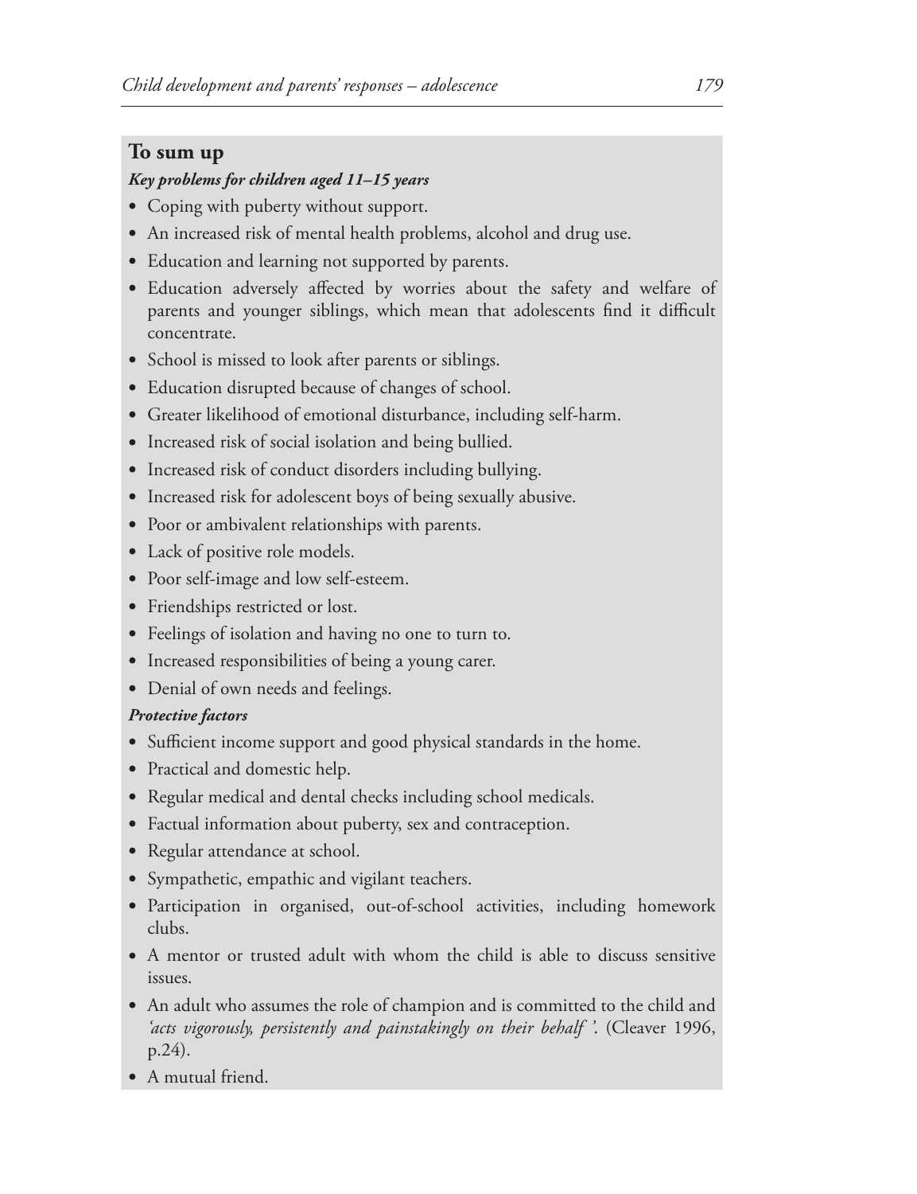## To sum up

***Key problems for children aged 11–15 years***

- Coping with puberty without support.
- An increased risk of mental health problems, alcohol and drug use.
- Education and learning not supported by parents.
- Education adversely affected by worries about the safety and welfare of parents and younger siblings, which mean that adolescents find it difficult concentrate.
- School is missed to look after parents or siblings.
- Education disrupted because of changes of school.
- Greater likelihood of emotional disturbance, including self-harm.
- Increased risk of social isolation and being bullied.
- Increased risk of conduct disorders including bullying.
- Increased risk for adolescent boys of being sexually abusive.
- Poor or ambivalent relationships with parents.
- Lack of positive role models.
- Poor self-image and low self-esteem.
- Friendships restricted or lost.
- Feelings of isolation and having no one to turn to.
- Increased responsibilities of being a young carer.
- Denial of own needs and feelings.

***Protective factors***

- Sufficient income support and good physical standards in the home.
- Practical and domestic help.
- Regular medical and dental checks including school medicals.
- Factual information about puberty, sex and contraception.
- Regular attendance at school.
- Sympathetic, empathic and vigilant teachers.
- Participation in organised, out-of-school activities, including homework clubs.
- A mentor or trusted adult with whom the child is able to discuss sensitive issues.
- An adult who assumes the role of champion and is committed to the child and *'acts vigorously, persistently and painstakingly on their behalf '*. (Cleaver 1996, p.24).
- A mutual friend.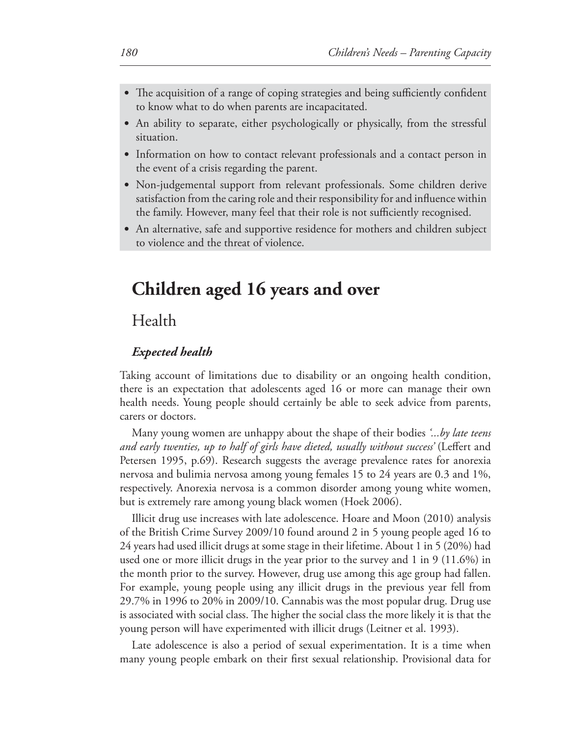- The acquisition of a range of coping strategies and being sufficiently confident to know what to do when parents are incapacitated.
- An ability to separate, either psychologically or physically, from the stressful situation.
- Information on how to contact relevant professionals and a contact person in the event of a crisis regarding the parent.
- Non-judgemental support from relevant professionals. Some children derive satisfaction from the caring role and their responsibility for and influence within the family. However, many feel that their role is not sufficiently recognised.
- An alternative, safe and supportive residence for mothers and children subject to violence and the threat of violence.

# Children aged 16 years and over

## Health

### *Expected health*

Taking account of limitations due to disability or an ongoing health condition, there is an expectation that adolescents aged 16 or more can manage their own health needs. Young people should certainly be able to seek advice from parents, carers or doctors.

Many young women are unhappy about the shape of their bodies *'...by late teens and early twenties, up to half of girls have dieted, usually without success'* (Leffert and Petersen 1995, p.69). Research suggests the average prevalence rates for anorexia nervosa and bulimia nervosa among young females 15 to 24 years are 0.3 and 1%, respectively. Anorexia nervosa is a common disorder among young white women, but is extremely rare among young black women (Hoek 2006).

Illicit drug use increases with late adolescence. Hoare and Moon (2010) analysis of the British Crime Survey 2009/10 found around 2 in 5 young people aged 16 to 24 years had used illicit drugs at some stage in their lifetime. About 1 in 5 (20%) had used one or more illicit drugs in the year prior to the survey and 1 in 9 (11.6%) in the month prior to the survey. However, drug use among this age group had fallen. For example, young people using any illicit drugs in the previous year fell from 29.7% in 1996 to 20% in 2009/10. Cannabis was the most popular drug. Drug use is associated with social class. The higher the social class the more likely it is that the young person will have experimented with illicit drugs (Leitner et al. 1993).

Late adolescence is also a period of sexual experimentation. It is a time when many young people embark on their first sexual relationship. Provisional data for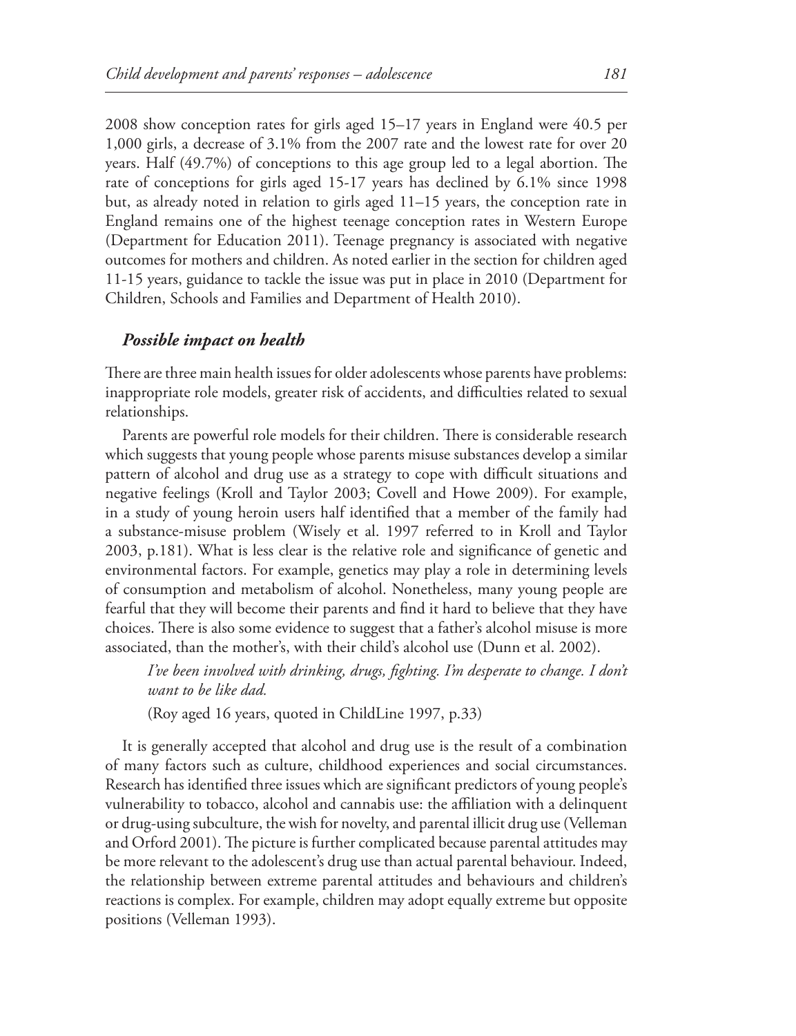2008 show conception rates for girls aged 15–17 years in England were 40.5 per 1,000 girls, a decrease of 3.1% from the 2007 rate and the lowest rate for over 20 years. Half (49.7%) of conceptions to this age group led to a legal abortion. The rate of conceptions for girls aged 15-17 years has declined by 6.1% since 1998 but, as already noted in relation to girls aged 11–15 years, the conception rate in England remains one of the highest teenage conception rates in Western Europe (Department for Education 2011). Teenage pregnancy is associated with negative outcomes for mothers and children. As noted earlier in the section for children aged 11-15 years, guidance to tackle the issue was put in place in 2010 (Department for Children, Schools and Families and Department of Health 2010).

### *Possible impact on health*

There are three main health issues for older adolescents whose parents have problems: inappropriate role models, greater risk of accidents, and difficulties related to sexual relationships.

Parents are powerful role models for their children. There is considerable research which suggests that young people whose parents misuse substances develop a similar pattern of alcohol and drug use as a strategy to cope with difficult situations and negative feelings (Kroll and Taylor 2003; Covell and Howe 2009). For example, in a study of young heroin users half identified that a member of the family had a substance-misuse problem (Wisely et al. 1997 referred to in Kroll and Taylor 2003, p.181). What is less clear is the relative role and significance of genetic and environmental factors. For example, genetics may play a role in determining levels of consumption and metabolism of alcohol. Nonetheless, many young people are fearful that they will become their parents and find it hard to believe that they have choices. There is also some evidence to suggest that a father's alcohol misuse is more associated, than the mother's, with their child's alcohol use (Dunn et al. 2002).

> *I've been involved with drinking, drugs, fighting. I'm desperate to change. I don't want to be like dad.*
>
> (Roy aged 16 years, quoted in ChildLine 1997, p.33)

It is generally accepted that alcohol and drug use is the result of a combination of many factors such as culture, childhood experiences and social circumstances. Research has identified three issues which are significant predictors of young people's vulnerability to tobacco, alcohol and cannabis use: the affiliation with a delinquent or drug-using subculture, the wish for novelty, and parental illicit drug use (Velleman and Orford 2001). The picture is further complicated because parental attitudes may be more relevant to the adolescent's drug use than actual parental behaviour. Indeed, the relationship between extreme parental attitudes and behaviours and children's reactions is complex. For example, children may adopt equally extreme but opposite positions (Velleman 1993).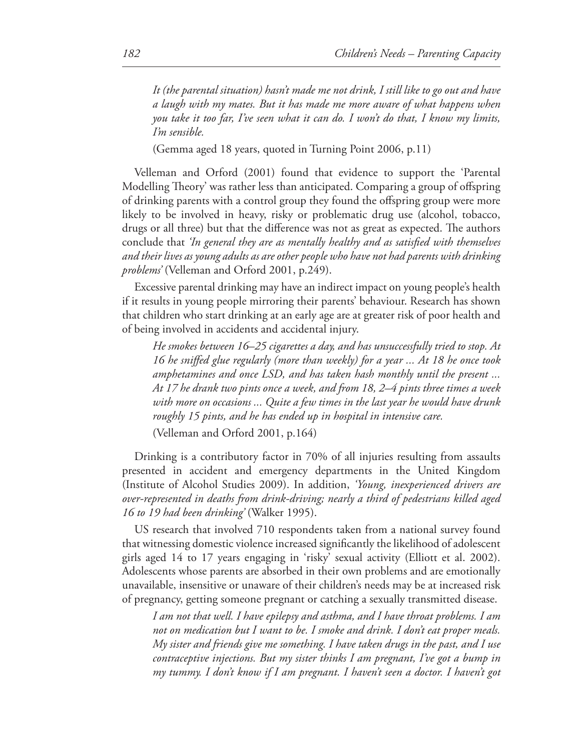*It (the parental situation) hasn't made me not drink, I still like to go out and have a laugh with my mates. But it has made me more aware of what happens when you take it too far, I've seen what it can do. I won't do that, I know my limits, I'm sensible.*

(Gemma aged 18 years, quoted in Turning Point 2006, p.11)

Velleman and Orford (2001) found that evidence to support the 'Parental Modelling Theory' was rather less than anticipated. Comparing a group of offspring of drinking parents with a control group they found the offspring group were more likely to be involved in heavy, risky or problematic drug use (alcohol, tobacco, drugs or all three) but that the difference was not as great as expected. The authors conclude that *'In general they are as mentally healthy and as satisfied with themselves and their lives as young adults as are other people who have not had parents with drinking problems'* (Velleman and Orford 2001, p.249).

Excessive parental drinking may have an indirect impact on young people's health if it results in young people mirroring their parents' behaviour. Research has shown that children who start drinking at an early age are at greater risk of poor health and of being involved in accidents and accidental injury.

*He smokes between 16–25 cigarettes a day, and has unsuccessfully tried to stop. At 16 he sniffed glue regularly (more than weekly) for a year ... At 18 he once took amphetamines and once LSD, and has taken hash monthly until the present ... At 17 he drank two pints once a week, and from 18, 2–4 pints three times a week with more on occasions ... Quite a few times in the last year he would have drunk roughly 15 pints, and he has ended up in hospital in intensive care.*

(Velleman and Orford 2001, p.164)

Drinking is a contributory factor in 70% of all injuries resulting from assaults presented in accident and emergency departments in the United Kingdom (Institute of Alcohol Studies 2009). In addition, *'Young, inexperienced drivers are over-represented in deaths from drink-driving; nearly a third of pedestrians killed aged 16 to 19 had been drinking'* (Walker 1995).

US research that involved 710 respondents taken from a national survey found that witnessing domestic violence increased significantly the likelihood of adolescent girls aged 14 to 17 years engaging in 'risky' sexual activity (Elliott et al. 2002). Adolescents whose parents are absorbed in their own problems and are emotionally unavailable, insensitive or unaware of their children's needs may be at increased risk of pregnancy, getting someone pregnant or catching a sexually transmitted disease.

*I am not that well. I have epilepsy and asthma, and I have throat problems. I am not on medication but I want to be. I smoke and drink. I don't eat proper meals. My sister and friends give me something. I have taken drugs in the past, and I use contraceptive injections. But my sister thinks I am pregnant, I've got a bump in my tummy. I don't know if I am pregnant. I haven't seen a doctor. I haven't got*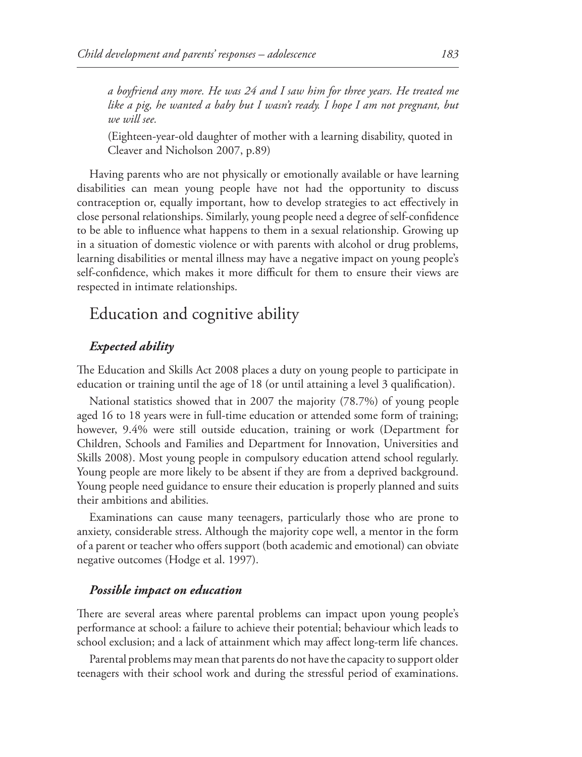*a boyfriend any more. He was 24 and I saw him for three years. He treated me like a pig, he wanted a baby but I wasn't ready. I hope I am not pregnant, but we will see.*

(Eighteen-year-old daughter of mother with a learning disability, quoted in Cleaver and Nicholson 2007, p.89)

Having parents who are not physically or emotionally available or have learning disabilities can mean young people have not had the opportunity to discuss contraception or, equally important, how to develop strategies to act effectively in close personal relationships. Similarly, young people need a degree of self-confidence to be able to influence what happens to them in a sexual relationship. Growing up in a situation of domestic violence or with parents with alcohol or drug problems, learning disabilities or mental illness may have a negative impact on young people's self-confidence, which makes it more difficult for them to ensure their views are respected in intimate relationships.

## Education and cognitive ability

### *Expected ability*

The Education and Skills Act 2008 places a duty on young people to participate in education or training until the age of 18 (or until attaining a level 3 qualification).

National statistics showed that in 2007 the majority (78.7%) of young people aged 16 to 18 years were in full-time education or attended some form of training; however, 9.4% were still outside education, training or work (Department for Children, Schools and Families and Department for Innovation, Universities and Skills 2008). Most young people in compulsory education attend school regularly. Young people are more likely to be absent if they are from a deprived background. Young people need guidance to ensure their education is properly planned and suits their ambitions and abilities.

Examinations can cause many teenagers, particularly those who are prone to anxiety, considerable stress. Although the majority cope well, a mentor in the form of a parent or teacher who offers support (both academic and emotional) can obviate negative outcomes (Hodge et al. 1997).

### *Possible impact on education*

There are several areas where parental problems can impact upon young people's performance at school: a failure to achieve their potential; behaviour which leads to school exclusion; and a lack of attainment which may affect long-term life chances.

Parental problems may mean that parents do not have the capacity to support older teenagers with their school work and during the stressful period of examinations.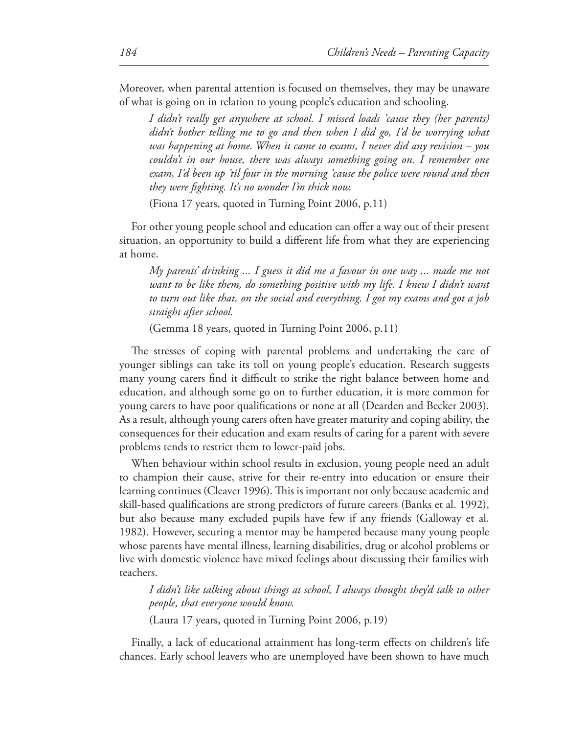Moreover, when parental attention is focused on themselves, they may be unaware of what is going on in relation to young people's education and schooling.

> *I didn't really get anywhere at school. I missed loads 'cause they (her parents) didn't bother telling me to go and then when I did go, I'd be worrying what was happening at home. When it came to exams, I never did any revision – you couldn't in our house, there was always something going on. I remember one exam, I'd been up 'til four in the morning 'cause the police were round and then they were fighting. It's no wonder I'm thick now.*
>
> (Fiona 17 years, quoted in Turning Point 2006, p.11)

For other young people school and education can offer a way out of their present situation, an opportunity to build a different life from what they are experiencing at home.

> *My parents' drinking ... I guess it did me a favour in one way ... made me not want to be like them, do something positive with my life. I knew I didn't want to turn out like that, on the social and everything. I got my exams and got a job straight after school.*
>
> (Gemma 18 years, quoted in Turning Point 2006, p.11)

The stresses of coping with parental problems and undertaking the care of younger siblings can take its toll on young people's education. Research suggests many young carers find it difficult to strike the right balance between home and education, and although some go on to further education, it is more common for young carers to have poor qualifications or none at all (Dearden and Becker 2003). As a result, although young carers often have greater maturity and coping ability, the consequences for their education and exam results of caring for a parent with severe problems tends to restrict them to lower-paid jobs.

When behaviour within school results in exclusion, young people need an adult to champion their cause, strive for their re-entry into education or ensure their learning continues (Cleaver 1996). This is important not only because academic and skill-based qualifications are strong predictors of future careers (Banks et al. 1992), but also because many excluded pupils have few if any friends (Galloway et al. 1982). However, securing a mentor may be hampered because many young people whose parents have mental illness, learning disabilities, drug or alcohol problems or live with domestic violence have mixed feelings about discussing their families with teachers.

> *I didn't like talking about things at school, I always thought they'd talk to other people, that everyone would know.*
>
> (Laura 17 years, quoted in Turning Point 2006, p.19)

Finally, a lack of educational attainment has long-term effects on children's life chances. Early school leavers who are unemployed have been shown to have much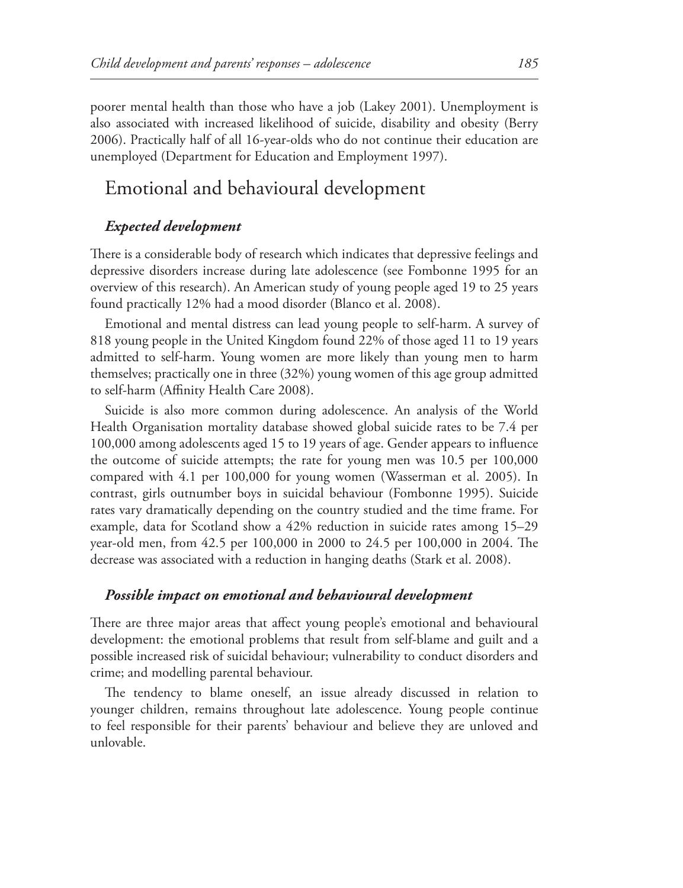poorer mental health than those who have a job (Lakey 2001). Unemployment is also associated with increased likelihood of suicide, disability and obesity (Berry 2006). Practically half of all 16-year-olds who do not continue their education are unemployed (Department for Education and Employment 1997).

## Emotional and behavioural development

### *Expected development*

There is a considerable body of research which indicates that depressive feelings and depressive disorders increase during late adolescence (see Fombonne 1995 for an overview of this research). An American study of young people aged 19 to 25 years found practically 12% had a mood disorder (Blanco et al. 2008).

Emotional and mental distress can lead young people to self-harm. A survey of 818 young people in the United Kingdom found 22% of those aged 11 to 19 years admitted to self-harm. Young women are more likely than young men to harm themselves; practically one in three (32%) young women of this age group admitted to self-harm (Affinity Health Care 2008).

Suicide is also more common during adolescence. An analysis of the World Health Organisation mortality database showed global suicide rates to be 7.4 per 100,000 among adolescents aged 15 to 19 years of age. Gender appears to influence the outcome of suicide attempts; the rate for young men was 10.5 per 100,000 compared with 4.1 per 100,000 for young women (Wasserman et al. 2005). In contrast, girls outnumber boys in suicidal behaviour (Fombonne 1995). Suicide rates vary dramatically depending on the country studied and the time frame. For example, data for Scotland show a 42% reduction in suicide rates among 15–29 year-old men, from 42.5 per 100,000 in 2000 to 24.5 per 100,000 in 2004. The decrease was associated with a reduction in hanging deaths (Stark et al. 2008).

### *Possible impact on emotional and behavioural development*

There are three major areas that affect young people's emotional and behavioural development: the emotional problems that result from self-blame and guilt and a possible increased risk of suicidal behaviour; vulnerability to conduct disorders and crime; and modelling parental behaviour.

The tendency to blame oneself, an issue already discussed in relation to younger children, remains throughout late adolescence. Young people continue to feel responsible for their parents' behaviour and believe they are unloved and unlovable.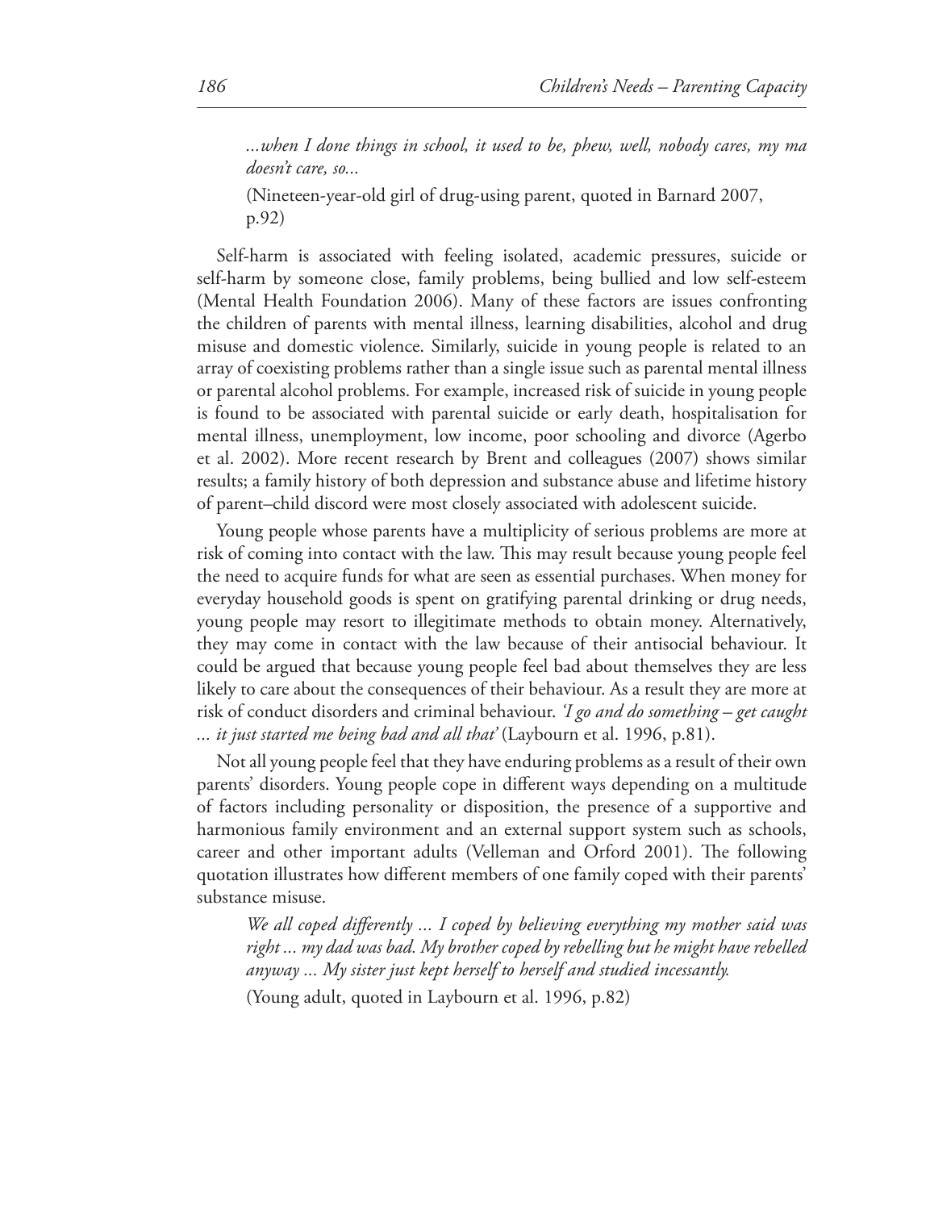*...when I done things in school, it used to be, phew, well, nobody cares, my ma doesn't care, so...*

(Nineteen-year-old girl of drug-using parent, quoted in Barnard 2007, p.92)

Self-harm is associated with feeling isolated, academic pressures, suicide or self-harm by someone close, family problems, being bullied and low self-esteem (Mental Health Foundation 2006). Many of these factors are issues confronting the children of parents with mental illness, learning disabilities, alcohol and drug misuse and domestic violence. Similarly, suicide in young people is related to an array of coexisting problems rather than a single issue such as parental mental illness or parental alcohol problems. For example, increased risk of suicide in young people is found to be associated with parental suicide or early death, hospitalisation for mental illness, unemployment, low income, poor schooling and divorce (Agerbo et al. 2002). More recent research by Brent and colleagues (2007) shows similar results; a family history of both depression and substance abuse and lifetime history of parent–child discord were most closely associated with adolescent suicide.

Young people whose parents have a multiplicity of serious problems are more at risk of coming into contact with the law. This may result because young people feel the need to acquire funds for what are seen as essential purchases. When money for everyday household goods is spent on gratifying parental drinking or drug needs, young people may resort to illegitimate methods to obtain money. Alternatively, they may come in contact with the law because of their antisocial behaviour. It could be argued that because young people feel bad about themselves they are less likely to care about the consequences of their behaviour. As a result they are more at risk of conduct disorders and criminal behaviour. *'I go and do something – get caught ... it just started me being bad and all that'* (Laybourn et al. 1996, p.81).

Not all young people feel that they have enduring problems as a result of their own parents' disorders. Young people cope in different ways depending on a multitude of factors including personality or disposition, the presence of a supportive and harmonious family environment and an external support system such as schools, career and other important adults (Velleman and Orford 2001). The following quotation illustrates how different members of one family coped with their parents' substance misuse.

*We all coped differently ... I coped by believing everything my mother said was right ... my dad was bad. My brother coped by rebelling but he might have rebelled anyway ... My sister just kept herself to herself and studied incessantly.*

(Young adult, quoted in Laybourn et al. 1996, p.82)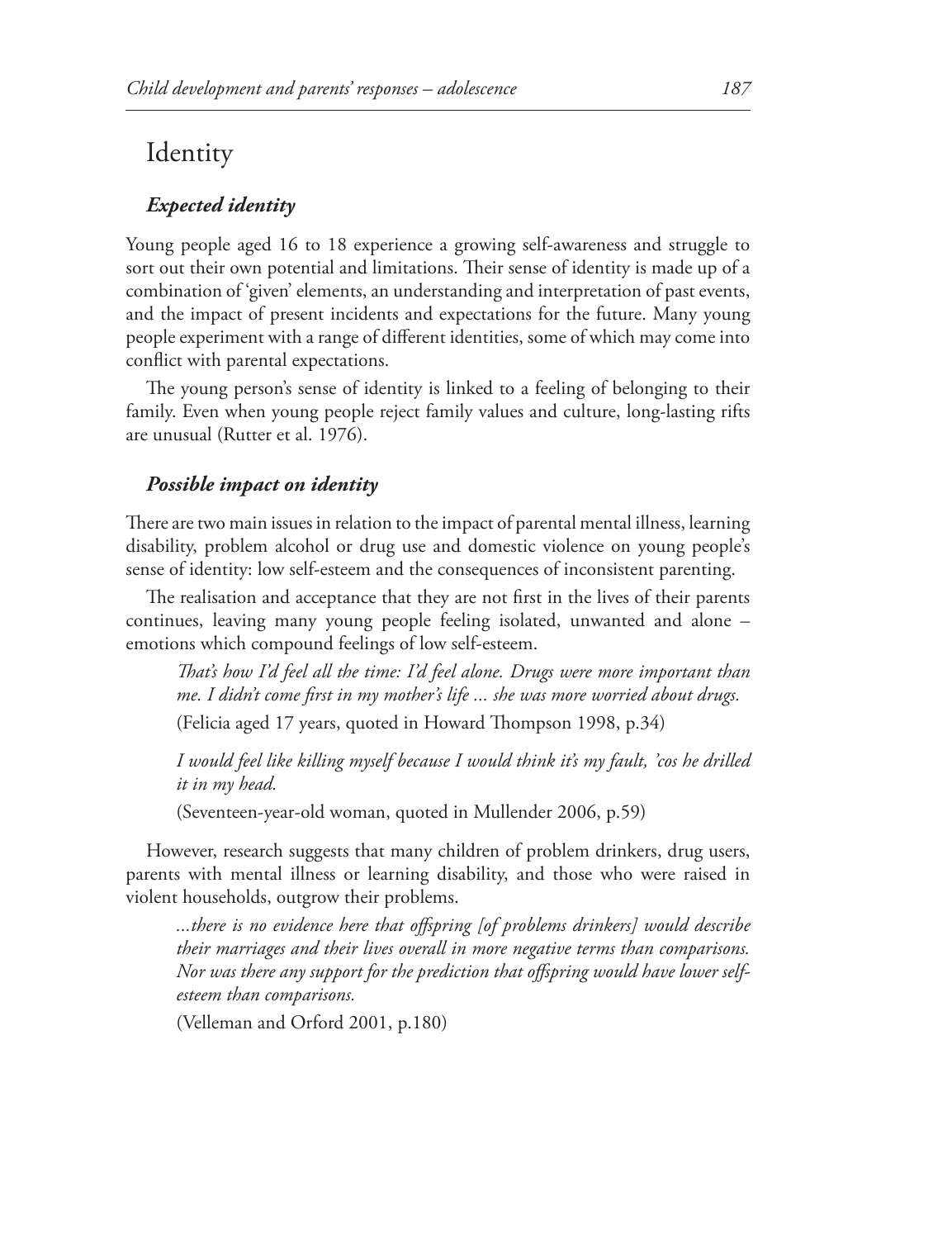## Identity

### *Expected identity*

Young people aged 16 to 18 experience a growing self-awareness and struggle to sort out their own potential and limitations. Their sense of identity is made up of a combination of 'given' elements, an understanding and interpretation of past events, and the impact of present incidents and expectations for the future. Many young people experiment with a range of different identities, some of which may come into conflict with parental expectations.

The young person's sense of identity is linked to a feeling of belonging to their family. Even when young people reject family values and culture, long-lasting rifts are unusual (Rutter et al. 1976).

### *Possible impact on identity*

There are two main issues in relation to the impact of parental mental illness, learning disability, problem alcohol or drug use and domestic violence on young people's sense of identity: low self-esteem and the consequences of inconsistent parenting.

The realisation and acceptance that they are not first in the lives of their parents continues, leaving many young people feeling isolated, unwanted and alone – emotions which compound feelings of low self-esteem.

> *That's how I'd feel all the time: I'd feel alone. Drugs were more important than me. I didn't come first in my mother's life ... she was more worried about drugs.*
>
> (Felicia aged 17 years, quoted in Howard Thompson 1998, p.34)

> *I would feel like killing myself because I would think it's my fault, 'cos he drilled it in my head.*
>
> (Seventeen-year-old woman, quoted in Mullender 2006, p.59)

However, research suggests that many children of problem drinkers, drug users, parents with mental illness or learning disability, and those who were raised in violent households, outgrow their problems.

> *...there is no evidence here that offspring [of problems drinkers] would describe their marriages and their lives overall in more negative terms than comparisons. Nor was there any support for the prediction that offspring would have lower self-esteem than comparisons.*
>
> (Velleman and Orford 2001, p.180)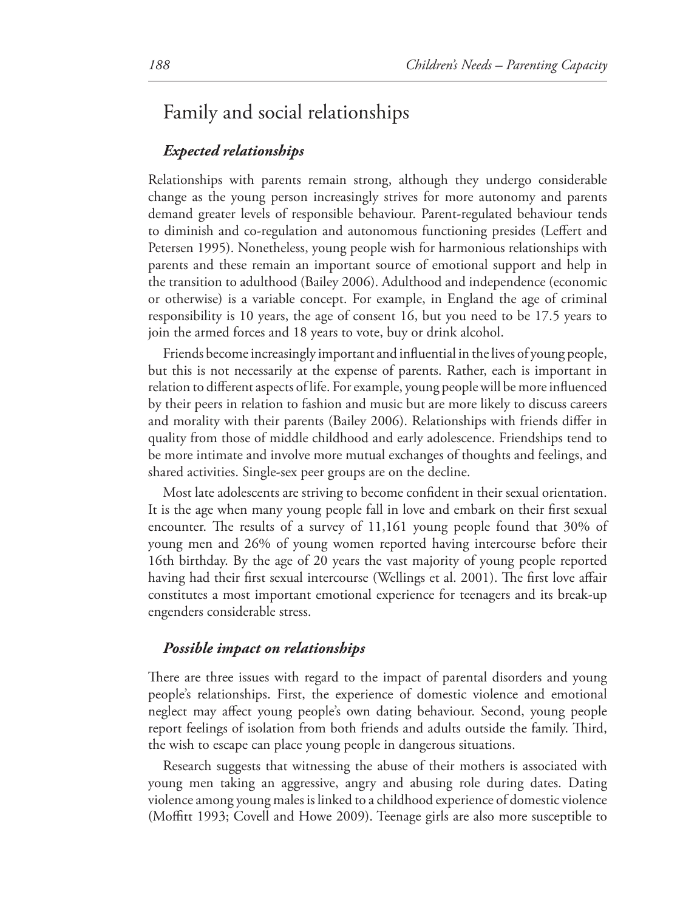## Family and social relationships

### *Expected relationships*

Relationships with parents remain strong, although they undergo considerable change as the young person increasingly strives for more autonomy and parents demand greater levels of responsible behaviour. Parent-regulated behaviour tends to diminish and co-regulation and autonomous functioning presides (Leffert and Petersen 1995). Nonetheless, young people wish for harmonious relationships with parents and these remain an important source of emotional support and help in the transition to adulthood (Bailey 2006). Adulthood and independence (economic or otherwise) is a variable concept. For example, in England the age of criminal responsibility is 10 years, the age of consent 16, but you need to be 17.5 years to join the armed forces and 18 years to vote, buy or drink alcohol.

Friends become increasingly important and influential in the lives of young people, but this is not necessarily at the expense of parents. Rather, each is important in relation to different aspects of life. For example, young people will be more influenced by their peers in relation to fashion and music but are more likely to discuss careers and morality with their parents (Bailey 2006). Relationships with friends differ in quality from those of middle childhood and early adolescence. Friendships tend to be more intimate and involve more mutual exchanges of thoughts and feelings, and shared activities. Single-sex peer groups are on the decline.

Most late adolescents are striving to become confident in their sexual orientation. It is the age when many young people fall in love and embark on their first sexual encounter. The results of a survey of 11,161 young people found that 30% of young men and 26% of young women reported having intercourse before their 16th birthday. By the age of 20 years the vast majority of young people reported having had their first sexual intercourse (Wellings et al. 2001). The first love affair constitutes a most important emotional experience for teenagers and its break-up engenders considerable stress.

### *Possible impact on relationships*

There are three issues with regard to the impact of parental disorders and young people's relationships. First, the experience of domestic violence and emotional neglect may affect young people's own dating behaviour. Second, young people report feelings of isolation from both friends and adults outside the family. Third, the wish to escape can place young people in dangerous situations.

Research suggests that witnessing the abuse of their mothers is associated with young men taking an aggressive, angry and abusing role during dates. Dating violence among young males is linked to a childhood experience of domestic violence (Moffitt 1993; Covell and Howe 2009). Teenage girls are also more susceptible to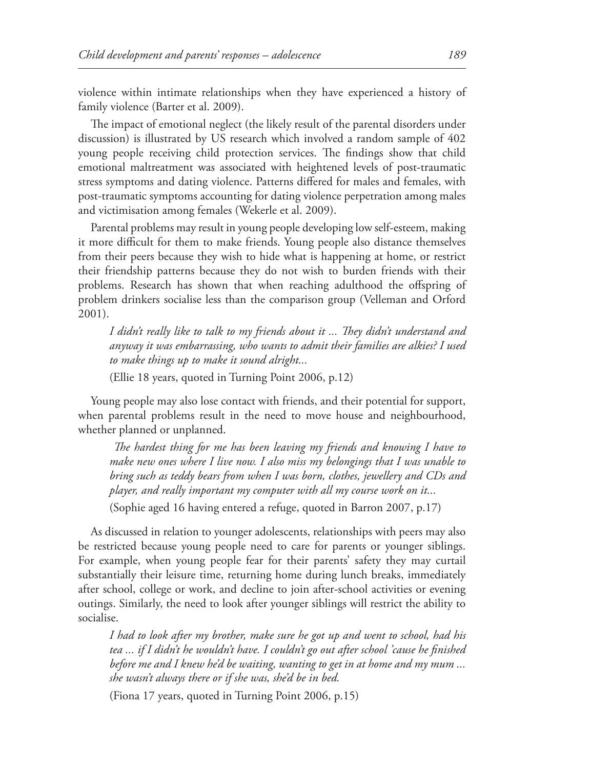violence within intimate relationships when they have experienced a history of family violence (Barter et al. 2009).

The impact of emotional neglect (the likely result of the parental disorders under discussion) is illustrated by US research which involved a random sample of 402 young people receiving child protection services. The findings show that child emotional maltreatment was associated with heightened levels of post-traumatic stress symptoms and dating violence. Patterns differed for males and females, with post-traumatic symptoms accounting for dating violence perpetration among males and victimisation among females (Wekerle et al. 2009).

Parental problems may result in young people developing low self-esteem, making it more difficult for them to make friends. Young people also distance themselves from their peers because they wish to hide what is happening at home, or restrict their friendship patterns because they do not wish to burden friends with their problems. Research has shown that when reaching adulthood the offspring of problem drinkers socialise less than the comparison group (Velleman and Orford 2001).

> *I didn't really like to talk to my friends about it ... They didn't understand and anyway it was embarrassing, who wants to admit their families are alkies? I used to make things up to make it sound alright...*
>
> (Ellie 18 years, quoted in Turning Point 2006, p.12)

Young people may also lose contact with friends, and their potential for support, when parental problems result in the need to move house and neighbourhood, whether planned or unplanned.

> *The hardest thing for me has been leaving my friends and knowing I have to make new ones where I live now. I also miss my belongings that I was unable to bring such as teddy bears from when I was born, clothes, jewellery and CDs and player, and really important my computer with all my course work on it...*
>
> (Sophie aged 16 having entered a refuge, quoted in Barron 2007, p.17)

As discussed in relation to younger adolescents, relationships with peers may also be restricted because young people need to care for parents or younger siblings. For example, when young people fear for their parents' safety they may curtail substantially their leisure time, returning home during lunch breaks, immediately after school, college or work, and decline to join after-school activities or evening outings. Similarly, the need to look after younger siblings will restrict the ability to socialise.

> *I had to look after my brother, make sure he got up and went to school, had his tea ... if I didn't he wouldn't have. I couldn't go out after school 'cause he finished before me and I knew he'd be waiting, wanting to get in at home and my mum ... she wasn't always there or if she was, she'd be in bed.*
>
> (Fiona 17 years, quoted in Turning Point 2006, p.15)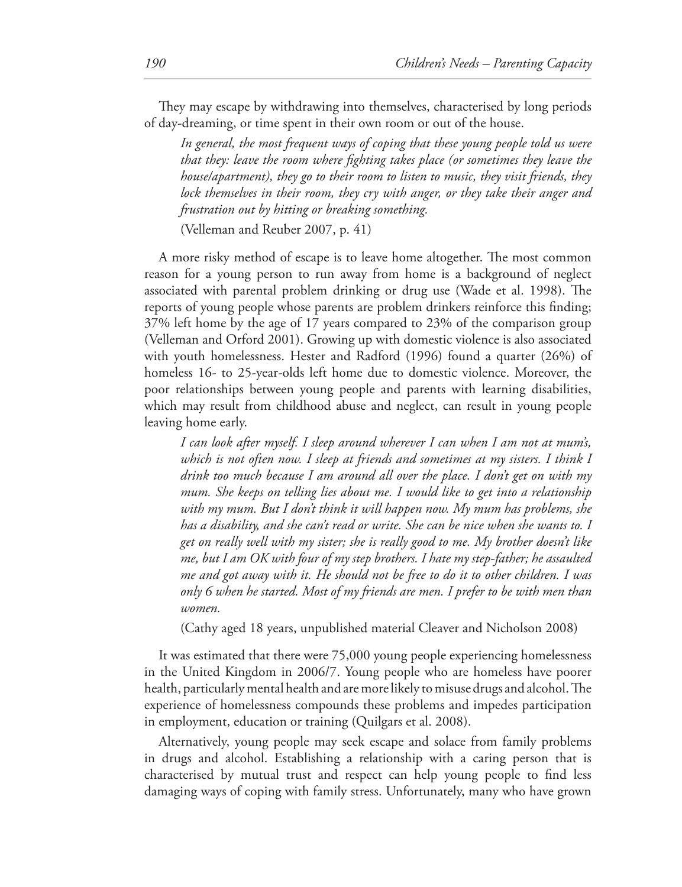They may escape by withdrawing into themselves, characterised by long periods of day-dreaming, or time spent in their own room or out of the house.

> *In general, the most frequent ways of coping that these young people told us were that they: leave the room where fighting takes place (or sometimes they leave the house/apartment), they go to their room to listen to music, they visit friends, they lock themselves in their room, they cry with anger, or they take their anger and frustration out by hitting or breaking something.*
>
> (Velleman and Reuber 2007, p. 41)

A more risky method of escape is to leave home altogether. The most common reason for a young person to run away from home is a background of neglect associated with parental problem drinking or drug use (Wade et al. 1998). The reports of young people whose parents are problem drinkers reinforce this finding; 37% left home by the age of 17 years compared to 23% of the comparison group (Velleman and Orford 2001). Growing up with domestic violence is also associated with youth homelessness. Hester and Radford (1996) found a quarter (26%) of homeless 16- to 25-year-olds left home due to domestic violence. Moreover, the poor relationships between young people and parents with learning disabilities, which may result from childhood abuse and neglect, can result in young people leaving home early.

> *I can look after myself. I sleep around wherever I can when I am not at mum's, which is not often now. I sleep at friends and sometimes at my sisters. I think I drink too much because I am around all over the place. I don't get on with my mum. She keeps on telling lies about me. I would like to get into a relationship with my mum. But I don't think it will happen now. My mum has problems, she has a disability, and she can't read or write. She can be nice when she wants to. I get on really well with my sister; she is really good to me. My brother doesn't like me, but I am OK with four of my step brothers. I hate my step-father; he assaulted me and got away with it. He should not be free to do it to other children. I was only 6 when he started. Most of my friends are men. I prefer to be with men than women.*
>
> (Cathy aged 18 years, unpublished material Cleaver and Nicholson 2008)

It was estimated that there were 75,000 young people experiencing homelessness in the United Kingdom in 2006/7. Young people who are homeless have poorer health, particularly mental health and are more likely to misuse drugs and alcohol. The experience of homelessness compounds these problems and impedes participation in employment, education or training (Quilgars et al. 2008).

Alternatively, young people may seek escape and solace from family problems in drugs and alcohol. Establishing a relationship with a caring person that is characterised by mutual trust and respect can help young people to find less damaging ways of coping with family stress. Unfortunately, many who have grown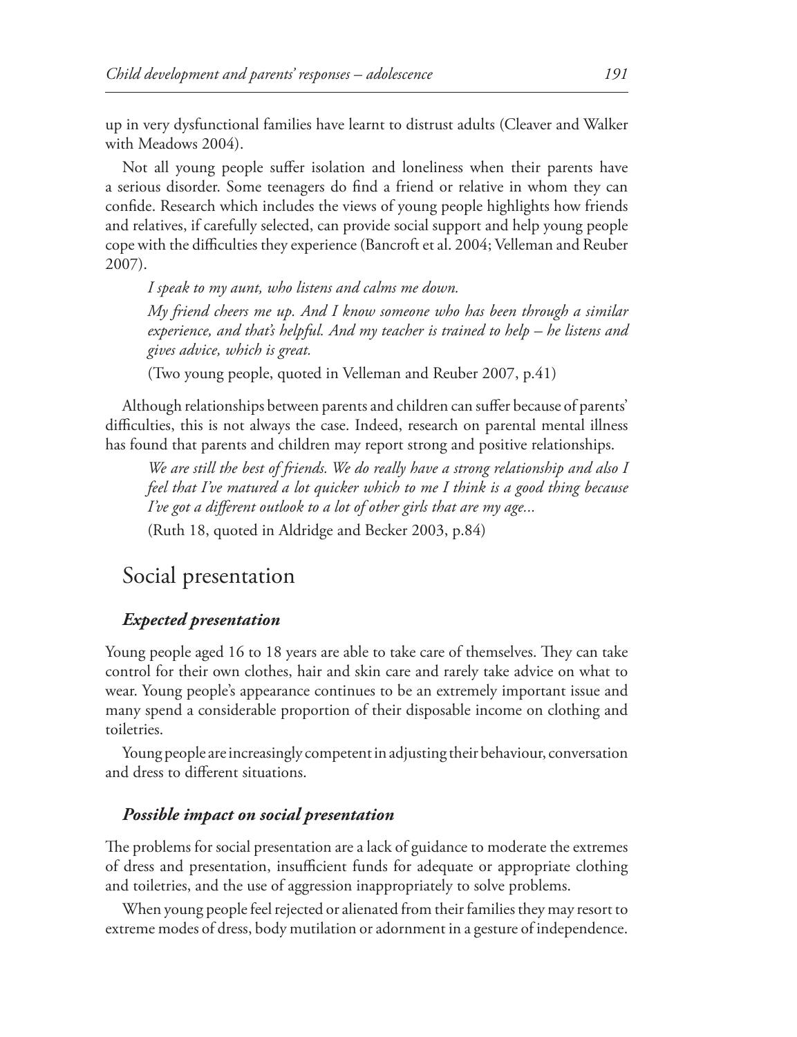up in very dysfunctional families have learnt to distrust adults (Cleaver and Walker with Meadows 2004).

Not all young people suffer isolation and loneliness when their parents have a serious disorder. Some teenagers do find a friend or relative in whom they can confide. Research which includes the views of young people highlights how friends and relatives, if carefully selected, can provide social support and help young people cope with the difficulties they experience (Bancroft et al. 2004; Velleman and Reuber 2007).

> *I speak to my aunt, who listens and calms me down.*
>
> *My friend cheers me up. And I know someone who has been through a similar experience, and that's helpful. And my teacher is trained to help – he listens and gives advice, which is great.*
>
> (Two young people, quoted in Velleman and Reuber 2007, p.41)

Although relationships between parents and children can suffer because of parents' difficulties, this is not always the case. Indeed, research on parental mental illness has found that parents and children may report strong and positive relationships.

> *We are still the best of friends. We do really have a strong relationship and also I feel that I've matured a lot quicker which to me I think is a good thing because I've got a different outlook to a lot of other girls that are my age...*
>
> (Ruth 18, quoted in Aldridge and Becker 2003, p.84)

## Social presentation

### *Expected presentation*

Young people aged 16 to 18 years are able to take care of themselves. They can take control for their own clothes, hair and skin care and rarely take advice on what to wear. Young people's appearance continues to be an extremely important issue and many spend a considerable proportion of their disposable income on clothing and toiletries.

Young people are increasingly competent in adjusting their behaviour, conversation and dress to different situations.

### *Possible impact on social presentation*

The problems for social presentation are a lack of guidance to moderate the extremes of dress and presentation, insufficient funds for adequate or appropriate clothing and toiletries, and the use of aggression inappropriately to solve problems.

When young people feel rejected or alienated from their families they may resort to extreme modes of dress, body mutilation or adornment in a gesture of independence.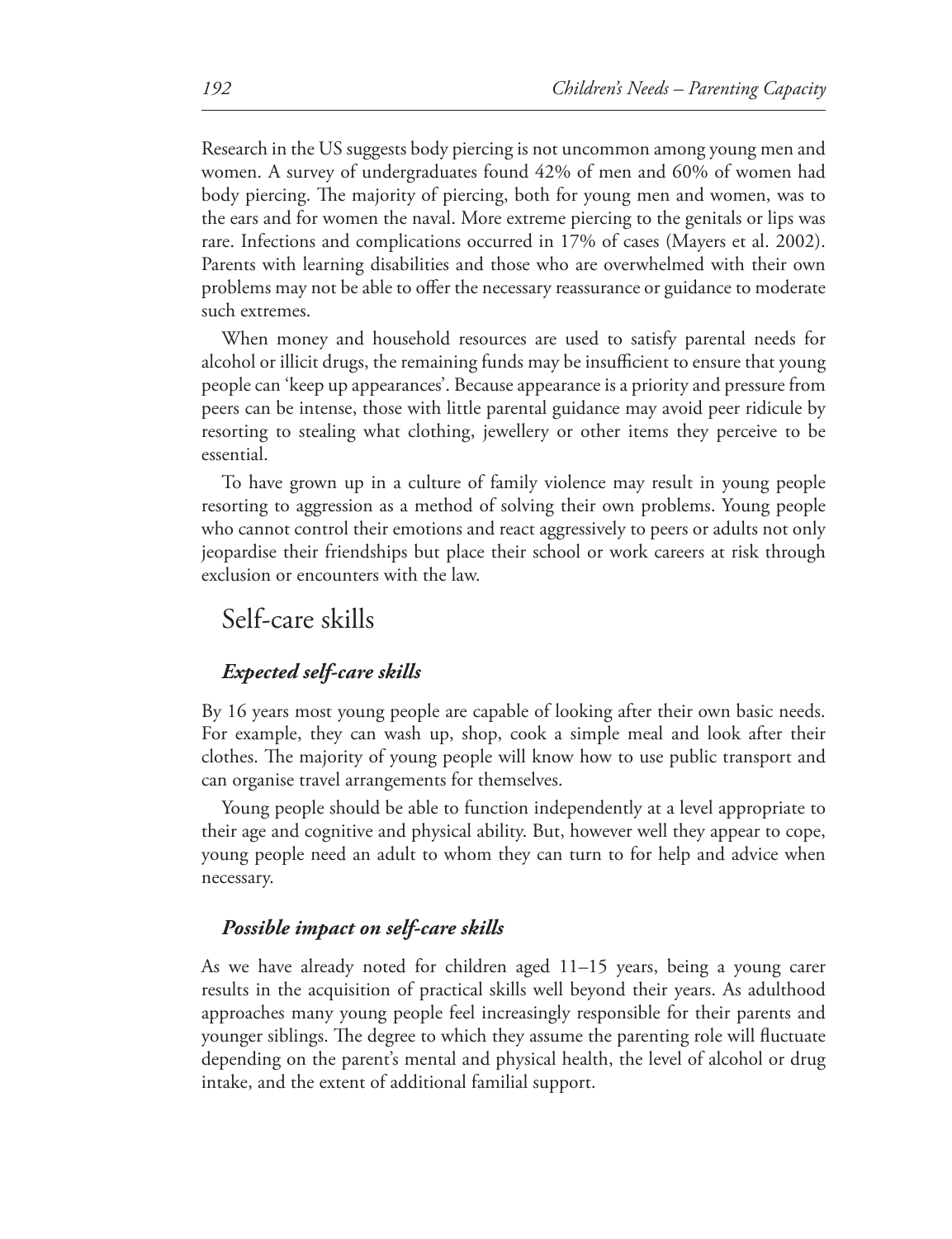Research in the US suggests body piercing is not uncommon among young men and women. A survey of undergraduates found 42% of men and 60% of women had body piercing. The majority of piercing, both for young men and women, was to the ears and for women the naval. More extreme piercing to the genitals or lips was rare. Infections and complications occurred in 17% of cases (Mayers et al. 2002). Parents with learning disabilities and those who are overwhelmed with their own problems may not be able to offer the necessary reassurance or guidance to moderate such extremes.

When money and household resources are used to satisfy parental needs for alcohol or illicit drugs, the remaining funds may be insufficient to ensure that young people can 'keep up appearances'. Because appearance is a priority and pressure from peers can be intense, those with little parental guidance may avoid peer ridicule by resorting to stealing what clothing, jewellery or other items they perceive to be essential.

To have grown up in a culture of family violence may result in young people resorting to aggression as a method of solving their own problems. Young people who cannot control their emotions and react aggressively to peers or adults not only jeopardise their friendships but place their school or work careers at risk through exclusion or encounters with the law.

## Self-care skills

### *Expected self-care skills*

By 16 years most young people are capable of looking after their own basic needs. For example, they can wash up, shop, cook a simple meal and look after their clothes. The majority of young people will know how to use public transport and can organise travel arrangements for themselves.

Young people should be able to function independently at a level appropriate to their age and cognitive and physical ability. But, however well they appear to cope, young people need an adult to whom they can turn to for help and advice when necessary.

### *Possible impact on self-care skills*

As we have already noted for children aged 11–15 years, being a young carer results in the acquisition of practical skills well beyond their years. As adulthood approaches many young people feel increasingly responsible for their parents and younger siblings. The degree to which they assume the parenting role will fluctuate depending on the parent's mental and physical health, the level of alcohol or drug intake, and the extent of additional familial support.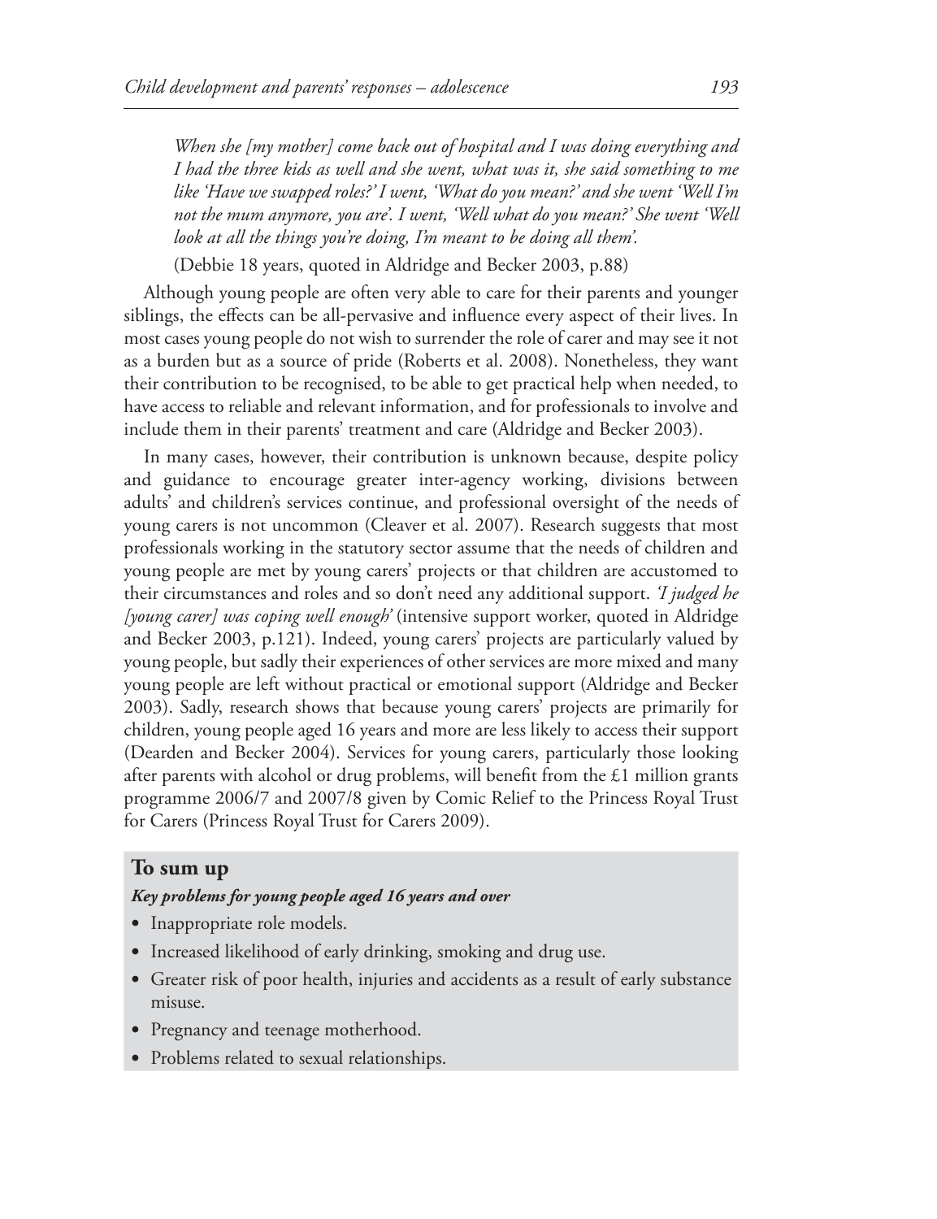*When she [my mother] come back out of hospital and I was doing everything and I had the three kids as well and she went, what was it, she said something to me like 'Have we swapped roles?' I went, 'What do you mean?' and she went 'Well I'm not the mum anymore, you are'. I went, 'Well what do you mean?' She went 'Well look at all the things you're doing, I'm meant to be doing all them'.*

(Debbie 18 years, quoted in Aldridge and Becker 2003, p.88)

Although young people are often very able to care for their parents and younger siblings, the effects can be all-pervasive and influence every aspect of their lives. In most cases young people do not wish to surrender the role of carer and may see it not as a burden but as a source of pride (Roberts et al. 2008). Nonetheless, they want their contribution to be recognised, to be able to get practical help when needed, to have access to reliable and relevant information, and for professionals to involve and include them in their parents' treatment and care (Aldridge and Becker 2003).

In many cases, however, their contribution is unknown because, despite policy and guidance to encourage greater inter-agency working, divisions between adults' and children's services continue, and professional oversight of the needs of young carers is not uncommon (Cleaver et al. 2007). Research suggests that most professionals working in the statutory sector assume that the needs of children and young people are met by young carers' projects or that children are accustomed to their circumstances and roles and so don't need any additional support. *'I judged he [young carer] was coping well enough'* (intensive support worker, quoted in Aldridge and Becker 2003, p.121). Indeed, young carers' projects are particularly valued by young people, but sadly their experiences of other services are more mixed and many young people are left without practical or emotional support (Aldridge and Becker 2003). Sadly, research shows that because young carers' projects are primarily for children, young people aged 16 years and more are less likely to access their support (Dearden and Becker 2004). Services for young carers, particularly those looking after parents with alcohol or drug problems, will benefit from the £1 million grants programme 2006/7 and 2007/8 given by Comic Relief to the Princess Royal Trust for Carers (Princess Royal Trust for Carers 2009).

## To sum up

***Key problems for young people aged 16 years and over***

- Inappropriate role models.
- Increased likelihood of early drinking, smoking and drug use.
- Greater risk of poor health, injuries and accidents as a result of early substance misuse.
- Pregnancy and teenage motherhood.
- Problems related to sexual relationships.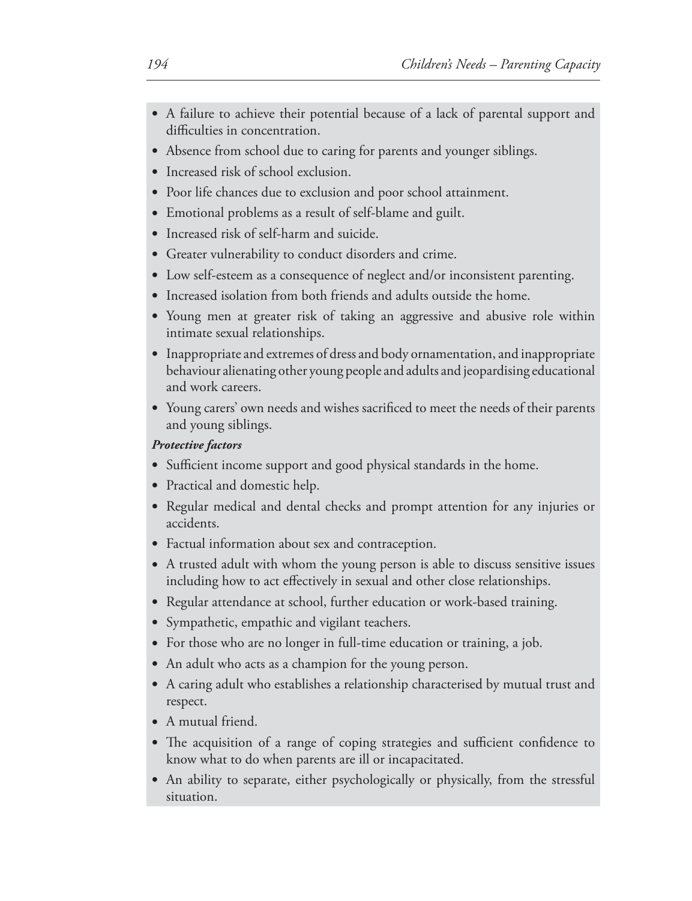- A failure to achieve their potential because of a lack of parental support and difficulties in concentration.
- Absence from school due to caring for parents and younger siblings.
- Increased risk of school exclusion.
- Poor life chances due to exclusion and poor school attainment.
- Emotional problems as a result of self-blame and guilt.
- Increased risk of self-harm and suicide.
- Greater vulnerability to conduct disorders and crime.
- Low self-esteem as a consequence of neglect and/or inconsistent parenting.
- Increased isolation from both friends and adults outside the home.
- Young men at greater risk of taking an aggressive and abusive role within intimate sexual relationships.
- Inappropriate and extremes of dress and body ornamentation, and inappropriate behaviour alienating other young people and adults and jeopardising educational and work careers.
- Young carers' own needs and wishes sacrificed to meet the needs of their parents and young siblings.

***Protective factors***

- Sufficient income support and good physical standards in the home.
- Practical and domestic help.
- Regular medical and dental checks and prompt attention for any injuries or accidents.
- Factual information about sex and contraception.
- A trusted adult with whom the young person is able to discuss sensitive issues including how to act effectively in sexual and other close relationships.
- Regular attendance at school, further education or work-based training.
- Sympathetic, empathic and vigilant teachers.
- For those who are no longer in full-time education or training, a job.
- An adult who acts as a champion for the young person.
- A caring adult who establishes a relationship characterised by mutual trust and respect.
- A mutual friend.
- The acquisition of a range of coping strategies and sufficient confidence to know what to do when parents are ill or incapacitated.
- An ability to separate, either psychologically or physically, from the stressful situation.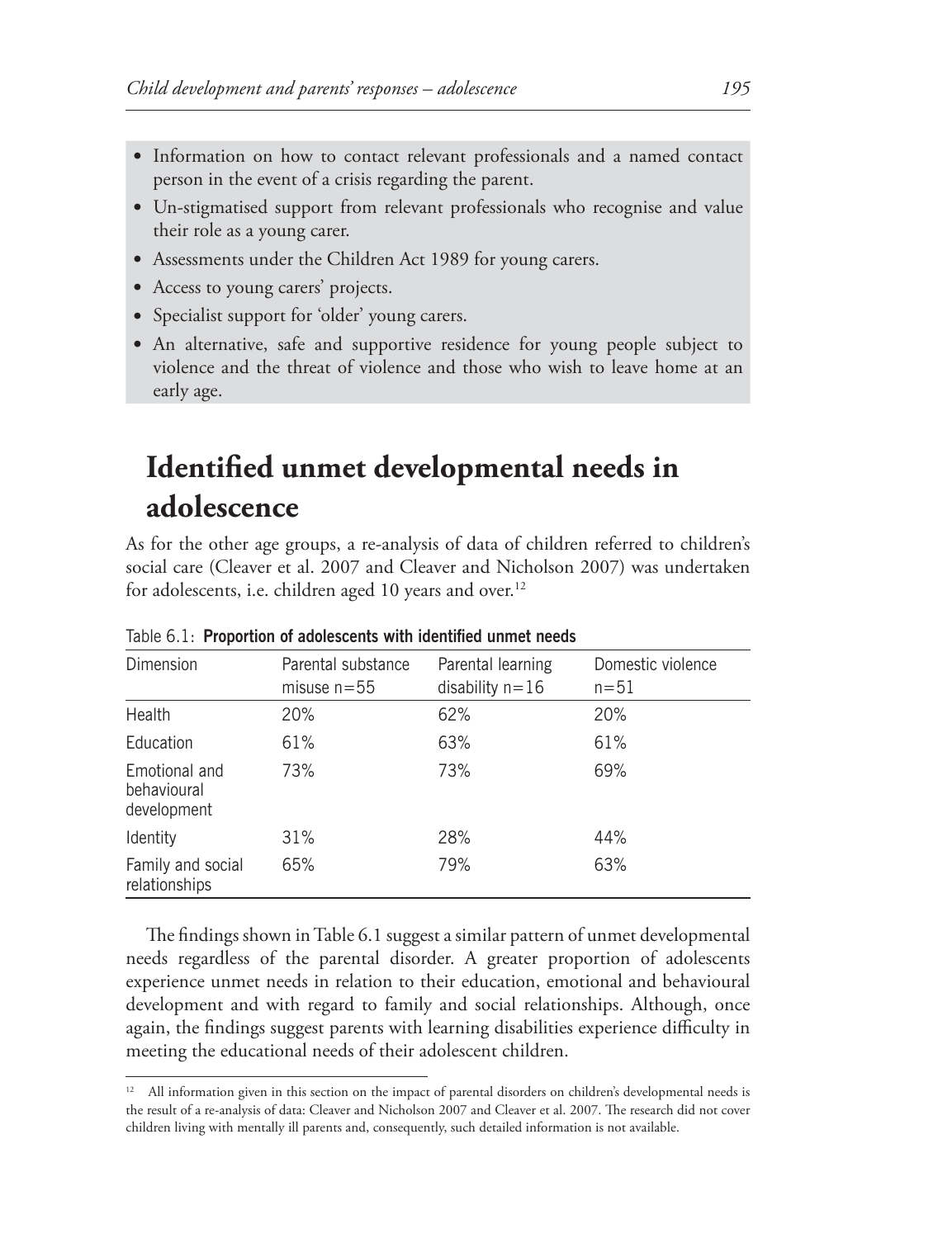- Information on how to contact relevant professionals and a named contact person in the event of a crisis regarding the parent.
- Un-stigmatised support from relevant professionals who recognise and value their role as a young carer.
- Assessments under the Children Act 1989 for young carers.
- Access to young carers' projects.
- Specialist support for 'older' young carers.
- An alternative, safe and supportive residence for young people subject to violence and the threat of violence and those who wish to leave home at an early age.

# Identified unmet developmental needs in adolescence

As for the other age groups, a re-analysis of data of children referred to children's social care (Cleaver et al. 2007 and Cleaver and Nicholson 2007) was undertaken for adolescents, i.e. children aged 10 years and over.[12]

Table 6.1: **Proportion of adolescents with identified unmet needs**

| Dimension | Parental substance misuse n=55 | Parental learning disability n=16 | Domestic violence n=51 |
|---|---|---|---|
| Health | 20% | 62% | 20% |
| Education | 61% | 63% | 61% |
| Emotional and behavioural development | 73% | 73% | 69% |
| Identity | 31% | 28% | 44% |
| Family and social relationships | 65% | 79% | 63% |

The findings shown in Table 6.1 suggest a similar pattern of unmet developmental needs regardless of the parental disorder. A greater proportion of adolescents experience unmet needs in relation to their education, emotional and behavioural development and with regard to family and social relationships. Although, once again, the findings suggest parents with learning disabilities experience difficulty in meeting the educational needs of their adolescent children.

[12] All information given in this section on the impact of parental disorders on children's developmental needs is the result of a re-analysis of data: Cleaver and Nicholson 2007 and Cleaver et al. 2007. The research did not cover children living with mentally ill parents and, consequently, such detailed information is not available.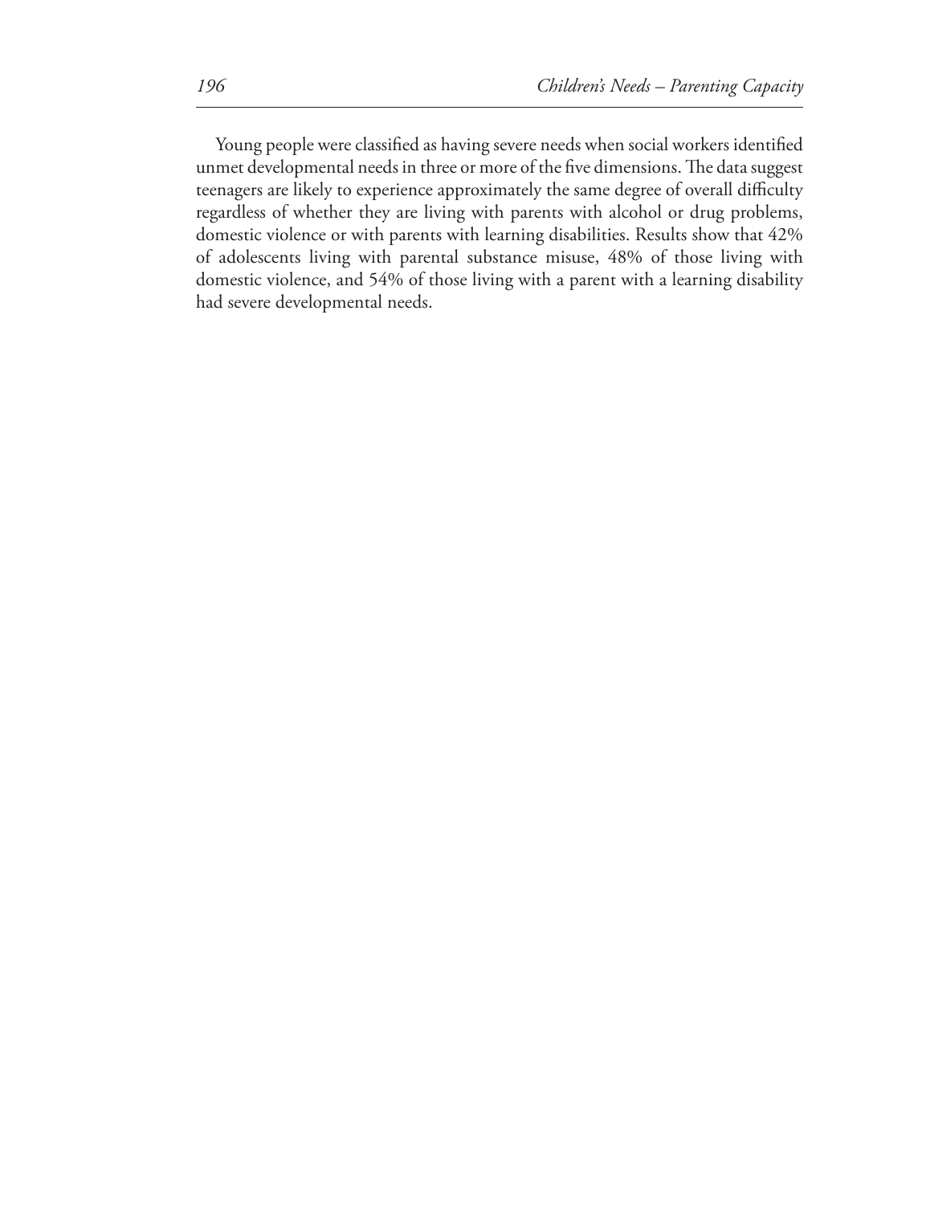Young people were classified as having severe needs when social workers identified unmet developmental needs in three or more of the five dimensions. The data suggest teenagers are likely to experience approximately the same degree of overall difficulty regardless of whether they are living with parents with alcohol or drug problems, domestic violence or with parents with learning disabilities. Results show that 42% of adolescents living with parental substance misuse, 48% of those living with domestic violence, and 54% of those living with a parent with a learning disability had severe developmental needs.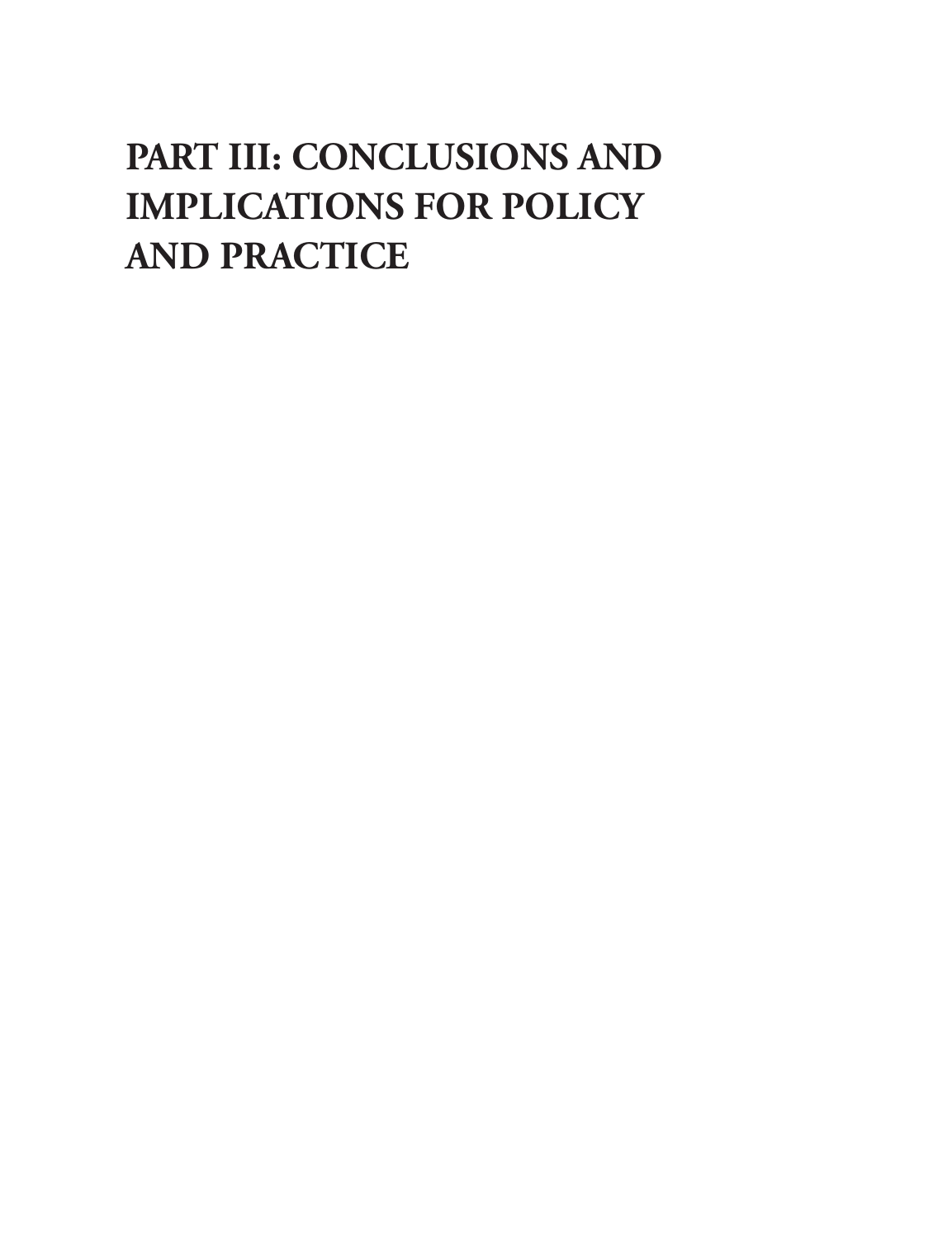# PART III: CONCLUSIONS AND IMPLICATIONS FOR POLICY AND PRACTICE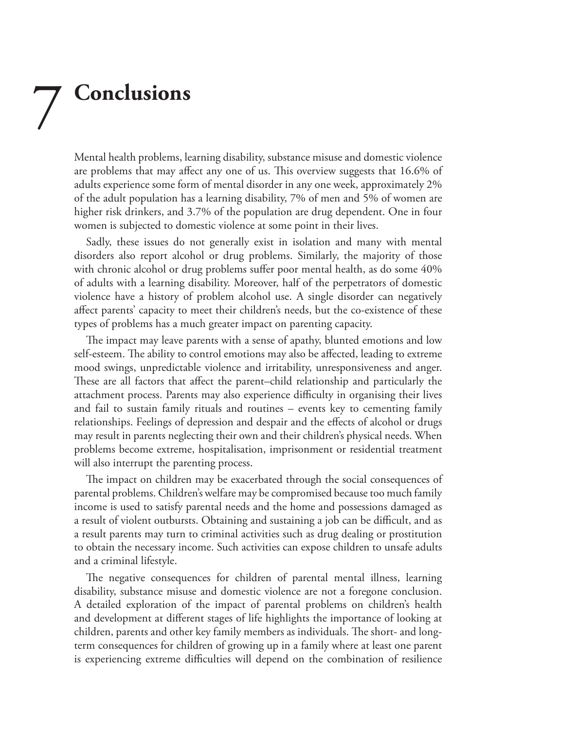# 7 Conclusions

Mental health problems, learning disability, substance misuse and domestic violence are problems that may affect any one of us. This overview suggests that 16.6% of adults experience some form of mental disorder in any one week, approximately 2% of the adult population has a learning disability, 7% of men and 5% of women are higher risk drinkers, and 3.7% of the population are drug dependent. One in four women is subjected to domestic violence at some point in their lives.

Sadly, these issues do not generally exist in isolation and many with mental disorders also report alcohol or drug problems. Similarly, the majority of those with chronic alcohol or drug problems suffer poor mental health, as do some 40% of adults with a learning disability. Moreover, half of the perpetrators of domestic violence have a history of problem alcohol use. A single disorder can negatively affect parents' capacity to meet their children's needs, but the co-existence of these types of problems has a much greater impact on parenting capacity.

The impact may leave parents with a sense of apathy, blunted emotions and low self-esteem. The ability to control emotions may also be affected, leading to extreme mood swings, unpredictable violence and irritability, unresponsiveness and anger. These are all factors that affect the parent–child relationship and particularly the attachment process. Parents may also experience difficulty in organising their lives and fail to sustain family rituals and routines – events key to cementing family relationships. Feelings of depression and despair and the effects of alcohol or drugs may result in parents neglecting their own and their children's physical needs. When problems become extreme, hospitalisation, imprisonment or residential treatment will also interrupt the parenting process.

The impact on children may be exacerbated through the social consequences of parental problems. Children's welfare may be compromised because too much family income is used to satisfy parental needs and the home and possessions damaged as a result of violent outbursts. Obtaining and sustaining a job can be difficult, and as a result parents may turn to criminal activities such as drug dealing or prostitution to obtain the necessary income. Such activities can expose children to unsafe adults and a criminal lifestyle.

The negative consequences for children of parental mental illness, learning disability, substance misuse and domestic violence are not a foregone conclusion. A detailed exploration of the impact of parental problems on children's health and development at different stages of life highlights the importance of looking at children, parents and other key family members as individuals. The short- and long-term consequences for children of growing up in a family where at least one parent is experiencing extreme difficulties will depend on the combination of resilience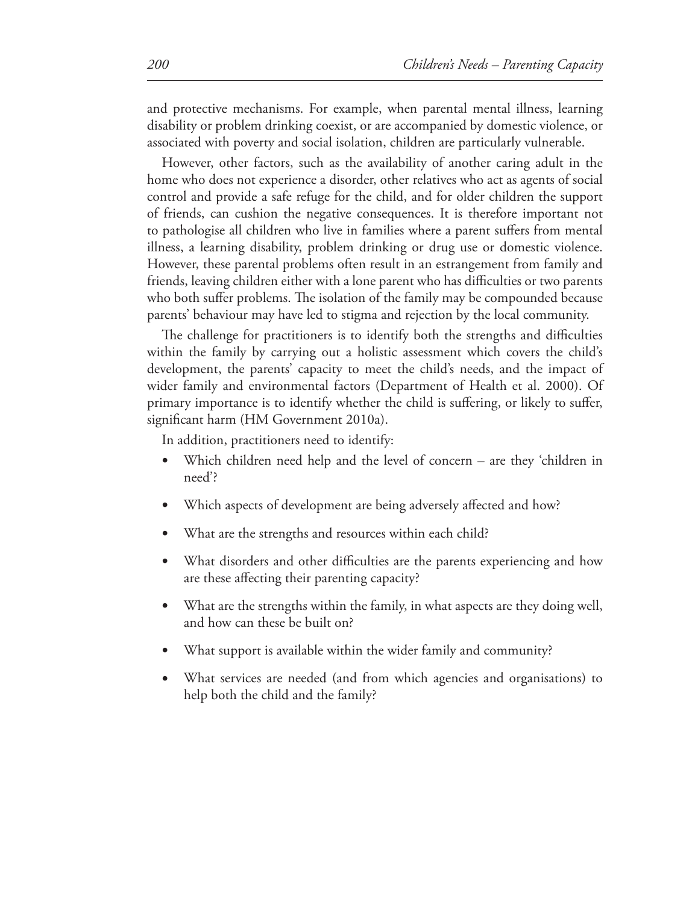and protective mechanisms. For example, when parental mental illness, learning disability or problem drinking coexist, or are accompanied by domestic violence, or associated with poverty and social isolation, children are particularly vulnerable.

However, other factors, such as the availability of another caring adult in the home who does not experience a disorder, other relatives who act as agents of social control and provide a safe refuge for the child, and for older children the support of friends, can cushion the negative consequences. It is therefore important not to pathologise all children who live in families where a parent suffers from mental illness, a learning disability, problem drinking or drug use or domestic violence. However, these parental problems often result in an estrangement from family and friends, leaving children either with a lone parent who has difficulties or two parents who both suffer problems. The isolation of the family may be compounded because parents' behaviour may have led to stigma and rejection by the local community.

The challenge for practitioners is to identify both the strengths and difficulties within the family by carrying out a holistic assessment which covers the child's development, the parents' capacity to meet the child's needs, and the impact of wider family and environmental factors (Department of Health et al. 2000). Of primary importance is to identify whether the child is suffering, or likely to suffer, significant harm (HM Government 2010a).

In addition, practitioners need to identify:

- Which children need help and the level of concern – are they 'children in need'?
- Which aspects of development are being adversely affected and how?
- What are the strengths and resources within each child?
- What disorders and other difficulties are the parents experiencing and how are these affecting their parenting capacity?
- What are the strengths within the family, in what aspects are they doing well, and how can these be built on?
- What support is available within the wider family and community?
- What services are needed (and from which agencies and organisations) to help both the child and the family?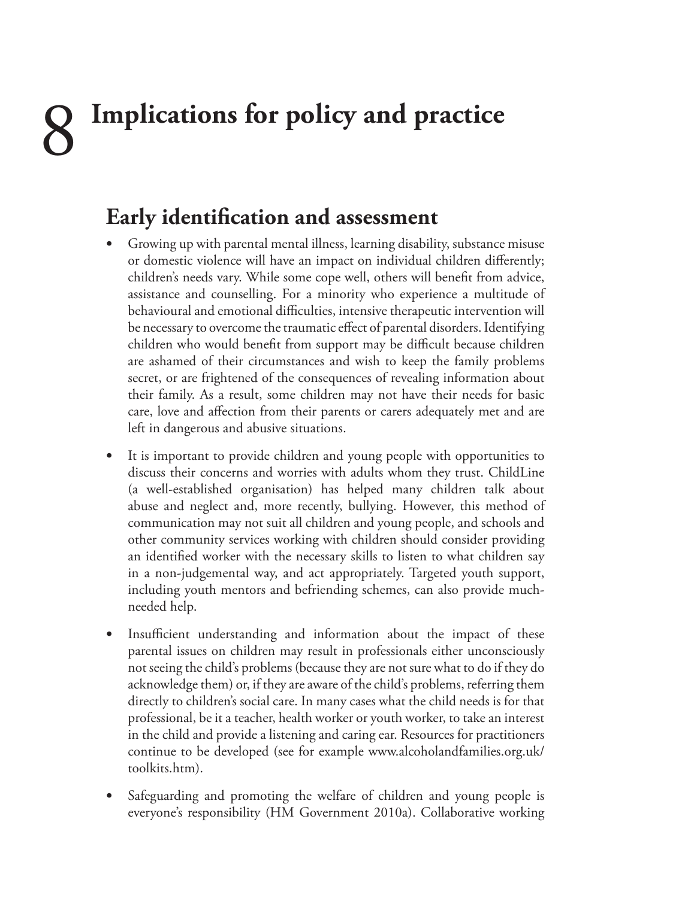# 8 Implications for policy and practice

## Early identification and assessment

- Growing up with parental mental illness, learning disability, substance misuse or domestic violence will have an impact on individual children differently; children's needs vary. While some cope well, others will benefit from advice, assistance and counselling. For a minority who experience a multitude of behavioural and emotional difficulties, intensive therapeutic intervention will be necessary to overcome the traumatic effect of parental disorders. Identifying children who would benefit from support may be difficult because children are ashamed of their circumstances and wish to keep the family problems secret, or are frightened of the consequences of revealing information about their family. As a result, some children may not have their needs for basic care, love and affection from their parents or carers adequately met and are left in dangerous and abusive situations.

- It is important to provide children and young people with opportunities to discuss their concerns and worries with adults whom they trust. ChildLine (a well-established organisation) has helped many children talk about abuse and neglect and, more recently, bullying. However, this method of communication may not suit all children and young people, and schools and other community services working with children should consider providing an identified worker with the necessary skills to listen to what children say in a non-judgemental way, and act appropriately. Targeted youth support, including youth mentors and befriending schemes, can also provide much-needed help.

- Insufficient understanding and information about the impact of these parental issues on children may result in professionals either unconsciously not seeing the child's problems (because they are not sure what to do if they do acknowledge them) or, if they are aware of the child's problems, referring them directly to children's social care. In many cases what the child needs is for that professional, be it a teacher, health worker or youth worker, to take an interest in the child and provide a listening and caring ear. Resources for practitioners continue to be developed (see for example www.alcoholandfamilies.org.uk/toolkits.htm).

- Safeguarding and promoting the welfare of children and young people is everyone's responsibility (HM Government 2010a). Collaborative working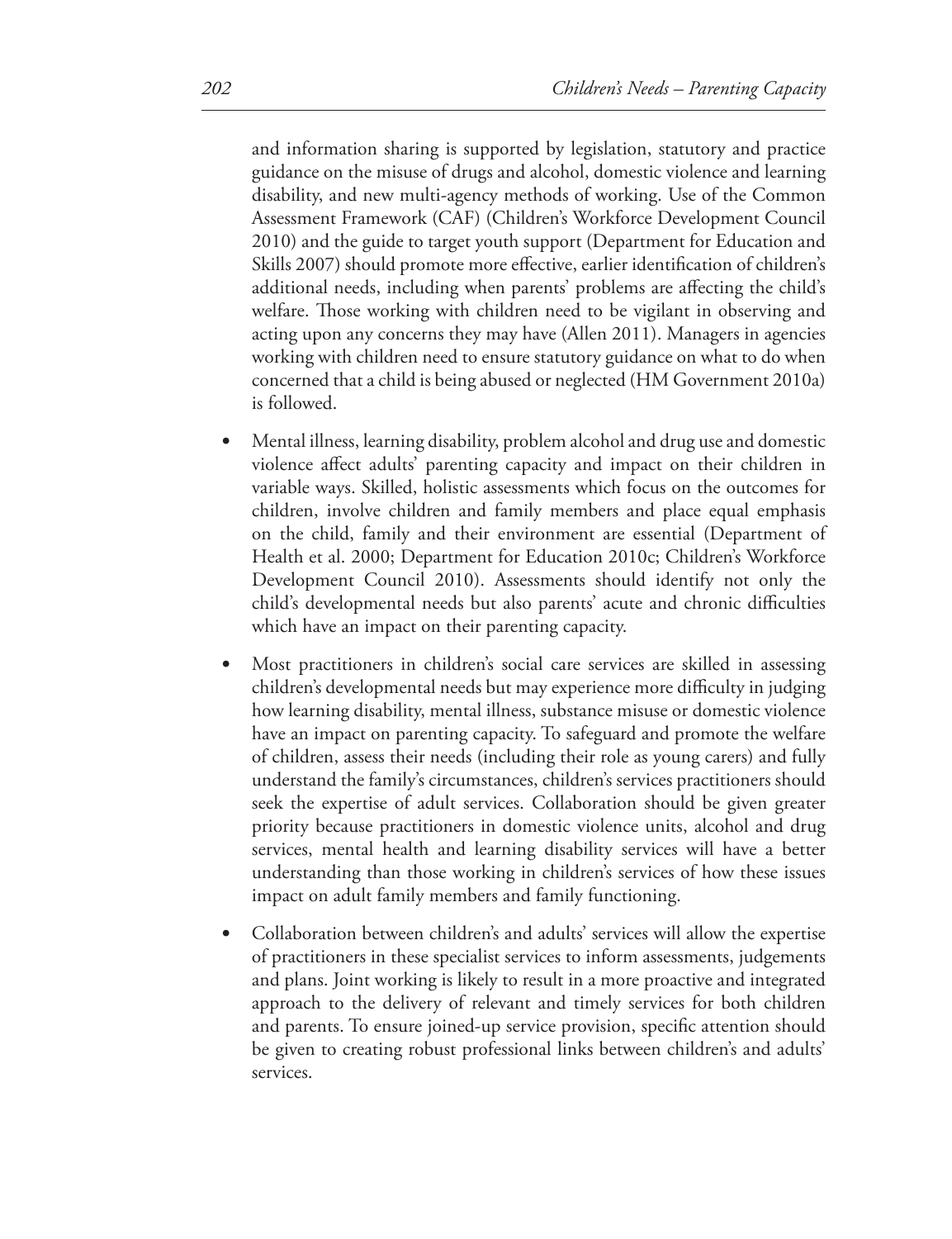and information sharing is supported by legislation, statutory and practice guidance on the misuse of drugs and alcohol, domestic violence and learning disability, and new multi-agency methods of working. Use of the Common Assessment Framework (CAF) (Children's Workforce Development Council 2010) and the guide to target youth support (Department for Education and Skills 2007) should promote more effective, earlier identification of children's additional needs, including when parents' problems are affecting the child's welfare. Those working with children need to be vigilant in observing and acting upon any concerns they may have (Allen 2011). Managers in agencies working with children need to ensure statutory guidance on what to do when concerned that a child is being abused or neglected (HM Government 2010a) is followed.

- Mental illness, learning disability, problem alcohol and drug use and domestic violence affect adults' parenting capacity and impact on their children in variable ways. Skilled, holistic assessments which focus on the outcomes for children, involve children and family members and place equal emphasis on the child, family and their environment are essential (Department of Health et al. 2000; Department for Education 2010c; Children's Workforce Development Council 2010). Assessments should identify not only the child's developmental needs but also parents' acute and chronic difficulties which have an impact on their parenting capacity.

- Most practitioners in children's social care services are skilled in assessing children's developmental needs but may experience more difficulty in judging how learning disability, mental illness, substance misuse or domestic violence have an impact on parenting capacity. To safeguard and promote the welfare of children, assess their needs (including their role as young carers) and fully understand the family's circumstances, children's services practitioners should seek the expertise of adult services. Collaboration should be given greater priority because practitioners in domestic violence units, alcohol and drug services, mental health and learning disability services will have a better understanding than those working in children's services of how these issues impact on adult family members and family functioning.

- Collaboration between children's and adults' services will allow the expertise of practitioners in these specialist services to inform assessments, judgements and plans. Joint working is likely to result in a more proactive and integrated approach to the delivery of relevant and timely services for both children and parents. To ensure joined-up service provision, specific attention should be given to creating robust professional links between children's and adults' services.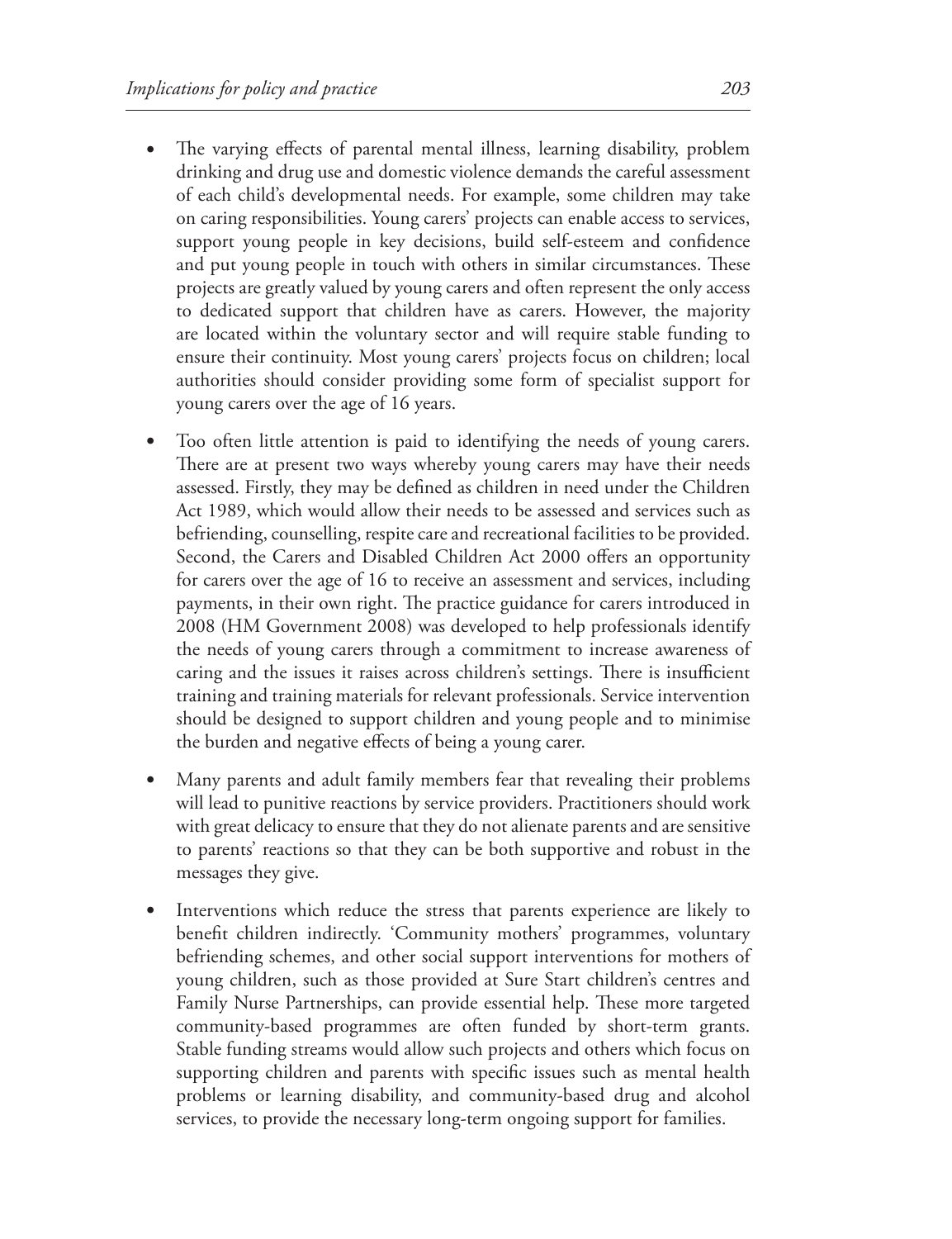- The varying effects of parental mental illness, learning disability, problem drinking and drug use and domestic violence demands the careful assessment of each child's developmental needs. For example, some children may take on caring responsibilities. Young carers' projects can enable access to services, support young people in key decisions, build self-esteem and confidence and put young people in touch with others in similar circumstances. These projects are greatly valued by young carers and often represent the only access to dedicated support that children have as carers. However, the majority are located within the voluntary sector and will require stable funding to ensure their continuity. Most young carers' projects focus on children; local authorities should consider providing some form of specialist support for young carers over the age of 16 years.

- Too often little attention is paid to identifying the needs of young carers. There are at present two ways whereby young carers may have their needs assessed. Firstly, they may be defined as children in need under the Children Act 1989, which would allow their needs to be assessed and services such as befriending, counselling, respite care and recreational facilities to be provided. Second, the Carers and Disabled Children Act 2000 offers an opportunity for carers over the age of 16 to receive an assessment and services, including payments, in their own right. The practice guidance for carers introduced in 2008 (HM Government 2008) was developed to help professionals identify the needs of young carers through a commitment to increase awareness of caring and the issues it raises across children's settings. There is insufficient training and training materials for relevant professionals. Service intervention should be designed to support children and young people and to minimise the burden and negative effects of being a young carer.

- Many parents and adult family members fear that revealing their problems will lead to punitive reactions by service providers. Practitioners should work with great delicacy to ensure that they do not alienate parents and are sensitive to parents' reactions so that they can be both supportive and robust in the messages they give.

- Interventions which reduce the stress that parents experience are likely to benefit children indirectly. 'Community mothers' programmes, voluntary befriending schemes, and other social support interventions for mothers of young children, such as those provided at Sure Start children's centres and Family Nurse Partnerships, can provide essential help. These more targeted community-based programmes are often funded by short-term grants. Stable funding streams would allow such projects and others which focus on supporting children and parents with specific issues such as mental health problems or learning disability, and community-based drug and alcohol services, to provide the necessary long-term ongoing support for families.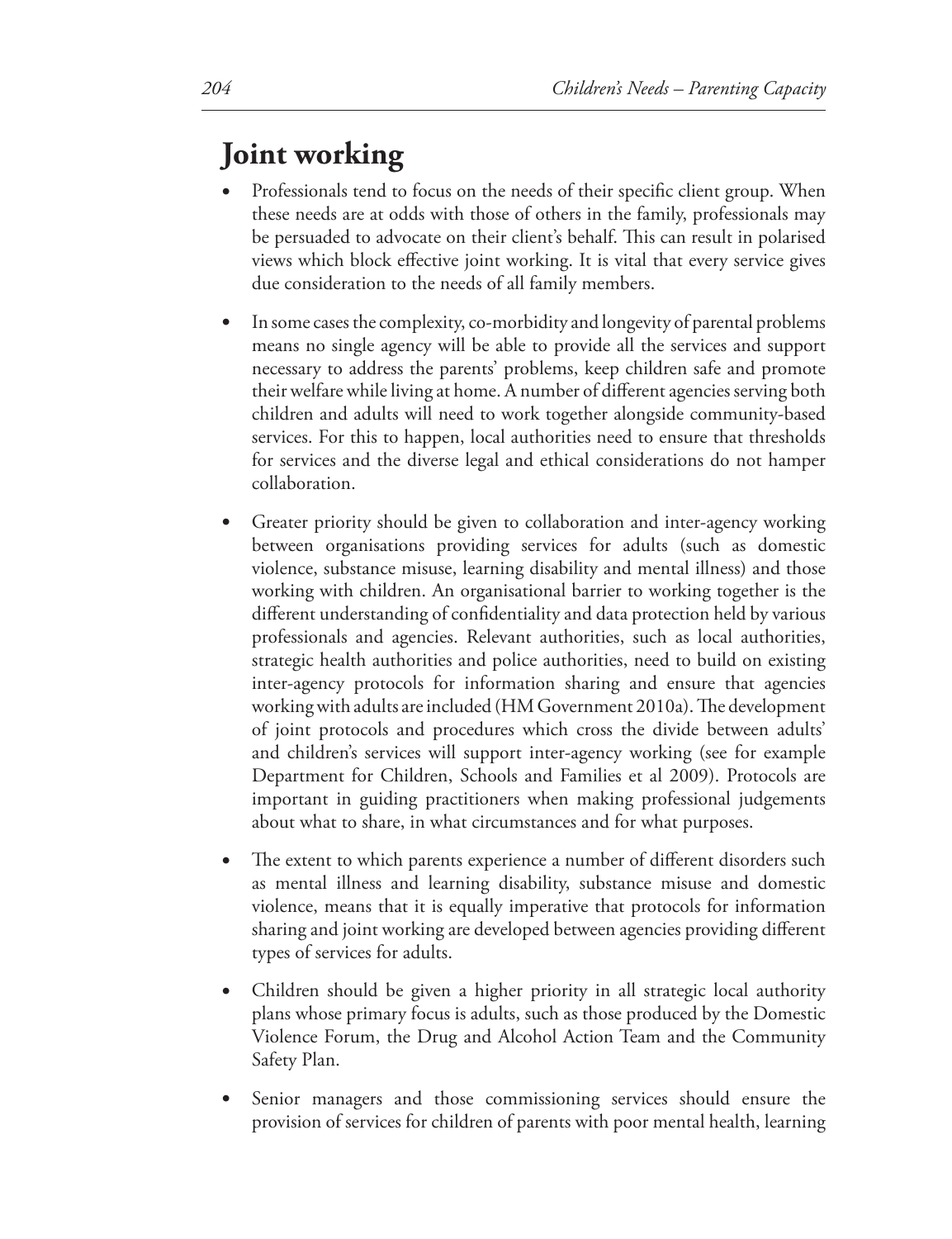## Joint working

- Professionals tend to focus on the needs of their specific client group. When these needs are at odds with those of others in the family, professionals may be persuaded to advocate on their client's behalf. This can result in polarised views which block effective joint working. It is vital that every service gives due consideration to the needs of all family members.

- In some cases the complexity, co-morbidity and longevity of parental problems means no single agency will be able to provide all the services and support necessary to address the parents' problems, keep children safe and promote their welfare while living at home. A number of different agencies serving both children and adults will need to work together alongside community-based services. For this to happen, local authorities need to ensure that thresholds for services and the diverse legal and ethical considerations do not hamper collaboration.

- Greater priority should be given to collaboration and inter-agency working between organisations providing services for adults (such as domestic violence, substance misuse, learning disability and mental illness) and those working with children. An organisational barrier to working together is the different understanding of confidentiality and data protection held by various professionals and agencies. Relevant authorities, such as local authorities, strategic health authorities and police authorities, need to build on existing inter-agency protocols for information sharing and ensure that agencies working with adults are included (HM Government 2010a). The development of joint protocols and procedures which cross the divide between adults' and children's services will support inter-agency working (see for example Department for Children, Schools and Families et al 2009). Protocols are important in guiding practitioners when making professional judgements about what to share, in what circumstances and for what purposes.

- The extent to which parents experience a number of different disorders such as mental illness and learning disability, substance misuse and domestic violence, means that it is equally imperative that protocols for information sharing and joint working are developed between agencies providing different types of services for adults.

- Children should be given a higher priority in all strategic local authority plans whose primary focus is adults, such as those produced by the Domestic Violence Forum, the Drug and Alcohol Action Team and the Community Safety Plan.

- Senior managers and those commissioning services should ensure the provision of services for children of parents with poor mental health, learning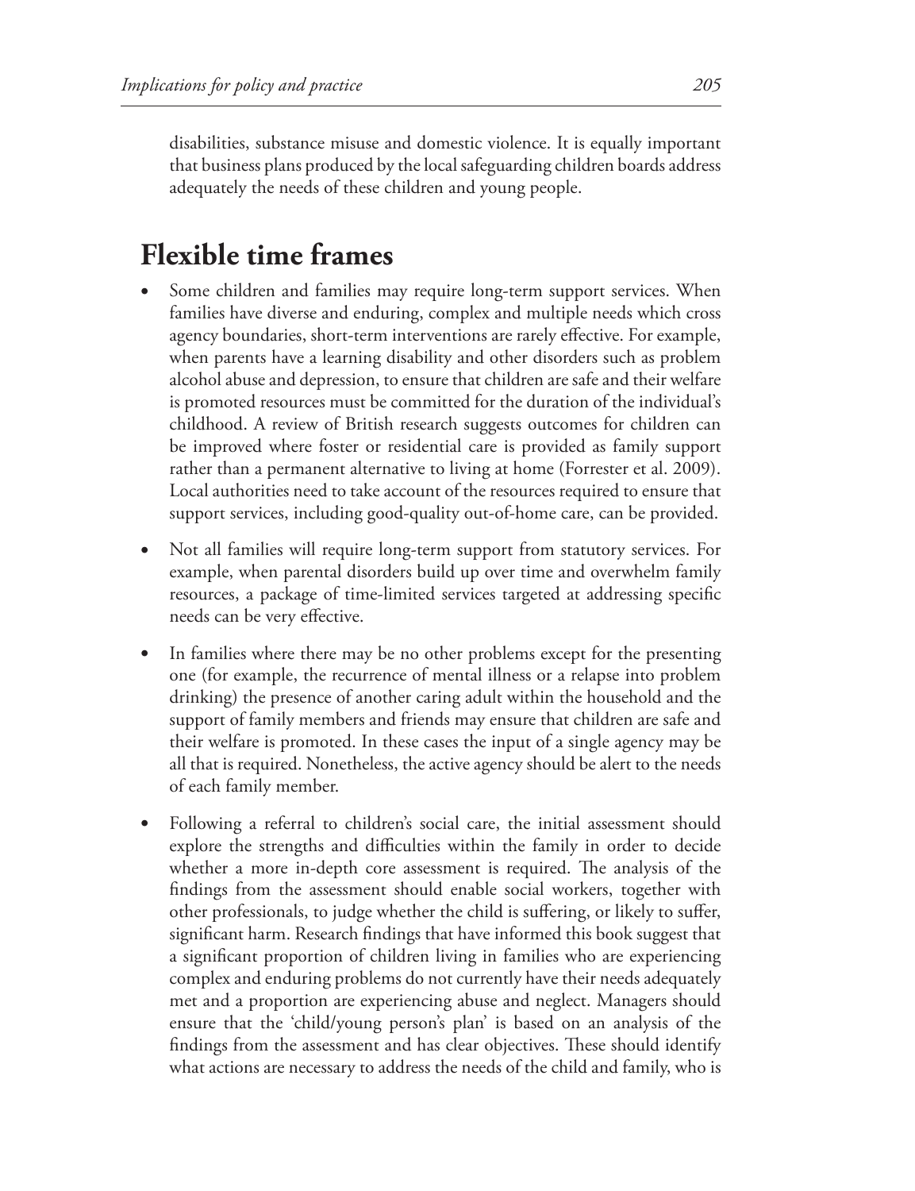disabilities, substance misuse and domestic violence. It is equally important that business plans produced by the local safeguarding children boards address adequately the needs of these children and young people.

## Flexible time frames

- Some children and families may require long-term support services. When families have diverse and enduring, complex and multiple needs which cross agency boundaries, short-term interventions are rarely effective. For example, when parents have a learning disability and other disorders such as problem alcohol abuse and depression, to ensure that children are safe and their welfare is promoted resources must be committed for the duration of the individual's childhood. A review of British research suggests outcomes for children can be improved where foster or residential care is provided as family support rather than a permanent alternative to living at home (Forrester et al. 2009). Local authorities need to take account of the resources required to ensure that support services, including good-quality out-of-home care, can be provided.
- Not all families will require long-term support from statutory services. For example, when parental disorders build up over time and overwhelm family resources, a package of time-limited services targeted at addressing specific needs can be very effective.
- In families where there may be no other problems except for the presenting one (for example, the recurrence of mental illness or a relapse into problem drinking) the presence of another caring adult within the household and the support of family members and friends may ensure that children are safe and their welfare is promoted. In these cases the input of a single agency may be all that is required. Nonetheless, the active agency should be alert to the needs of each family member.
- Following a referral to children's social care, the initial assessment should explore the strengths and difficulties within the family in order to decide whether a more in-depth core assessment is required. The analysis of the findings from the assessment should enable social workers, together with other professionals, to judge whether the child is suffering, or likely to suffer, significant harm. Research findings that have informed this book suggest that a significant proportion of children living in families who are experiencing complex and enduring problems do not currently have their needs adequately met and a proportion are experiencing abuse and neglect. Managers should ensure that the 'child/young person's plan' is based on an analysis of the findings from the assessment and has clear objectives. These should identify what actions are necessary to address the needs of the child and family, who is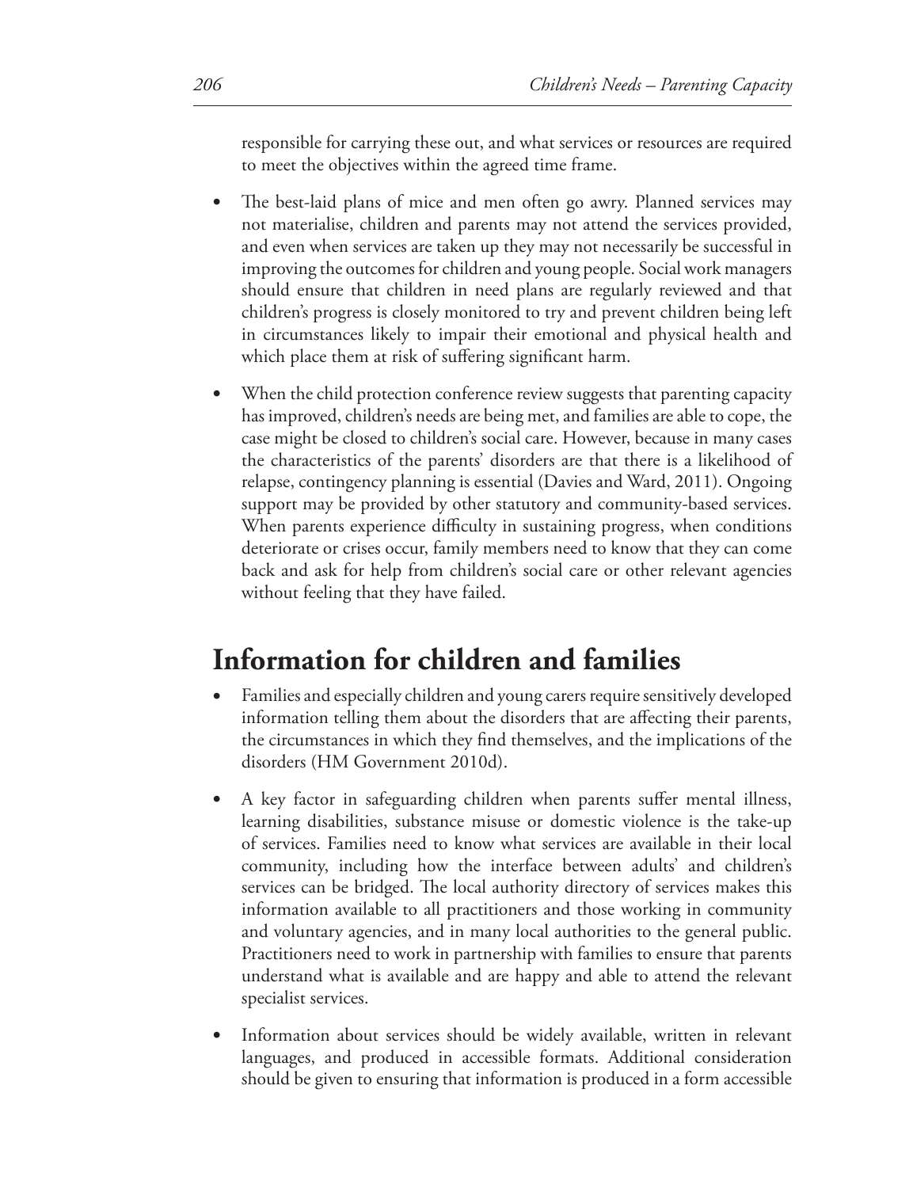responsible for carrying these out, and what services or resources are required to meet the objectives within the agreed time frame.

- The best-laid plans of mice and men often go awry. Planned services may not materialise, children and parents may not attend the services provided, and even when services are taken up they may not necessarily be successful in improving the outcomes for children and young people. Social work managers should ensure that children in need plans are regularly reviewed and that children's progress is closely monitored to try and prevent children being left in circumstances likely to impair their emotional and physical health and which place them at risk of suffering significant harm.
- When the child protection conference review suggests that parenting capacity has improved, children's needs are being met, and families are able to cope, the case might be closed to children's social care. However, because in many cases the characteristics of the parents' disorders are that there is a likelihood of relapse, contingency planning is essential (Davies and Ward, 2011). Ongoing support may be provided by other statutory and community-based services. When parents experience difficulty in sustaining progress, when conditions deteriorate or crises occur, family members need to know that they can come back and ask for help from children's social care or other relevant agencies without feeling that they have failed.

## Information for children and families

- Families and especially children and young carers require sensitively developed information telling them about the disorders that are affecting their parents, the circumstances in which they find themselves, and the implications of the disorders (HM Government 2010d).
- A key factor in safeguarding children when parents suffer mental illness, learning disabilities, substance misuse or domestic violence is the take-up of services. Families need to know what services are available in their local community, including how the interface between adults' and children's services can be bridged. The local authority directory of services makes this information available to all practitioners and those working in community and voluntary agencies, and in many local authorities to the general public. Practitioners need to work in partnership with families to ensure that parents understand what is available and are happy and able to attend the relevant specialist services.
- Information about services should be widely available, written in relevant languages, and produced in accessible formats. Additional consideration should be given to ensuring that information is produced in a form accessible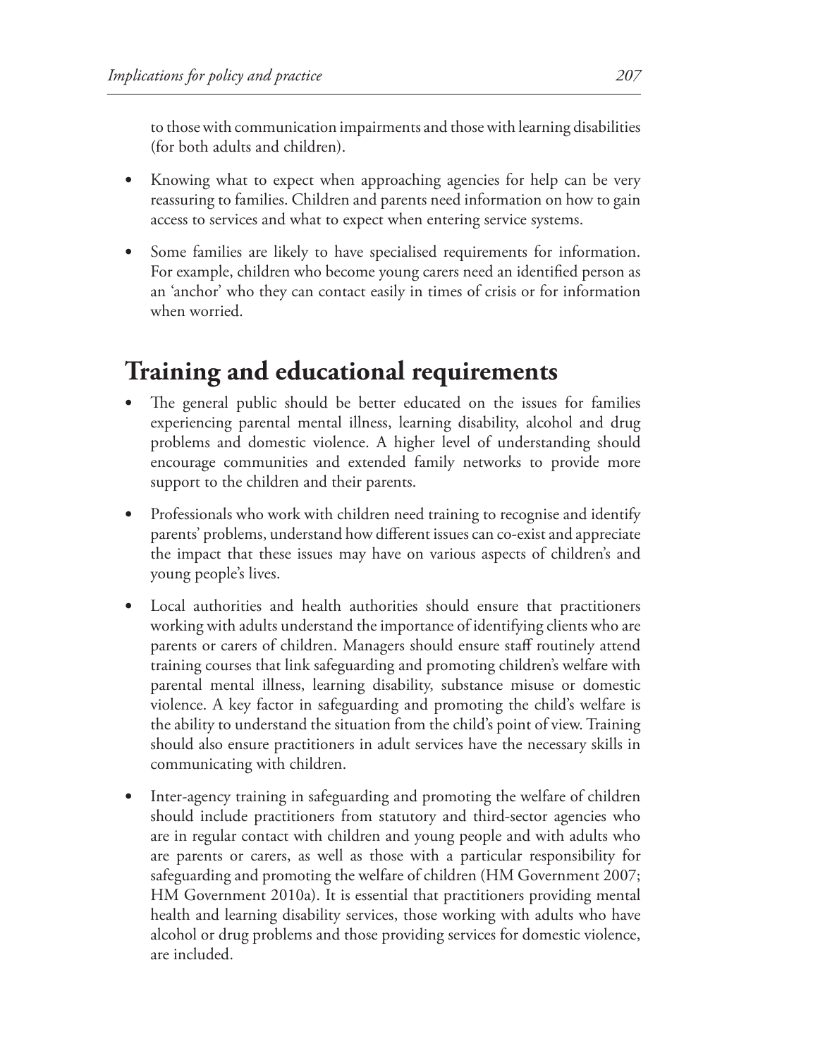to those with communication impairments and those with learning disabilities (for both adults and children).

- Knowing what to expect when approaching agencies for help can be very reassuring to families. Children and parents need information on how to gain access to services and what to expect when entering service systems.
- Some families are likely to have specialised requirements for information. For example, children who become young carers need an identified person as an 'anchor' who they can contact easily in times of crisis or for information when worried.

## Training and educational requirements

- The general public should be better educated on the issues for families experiencing parental mental illness, learning disability, alcohol and drug problems and domestic violence. A higher level of understanding should encourage communities and extended family networks to provide more support to the children and their parents.
- Professionals who work with children need training to recognise and identify parents' problems, understand how different issues can co-exist and appreciate the impact that these issues may have on various aspects of children's and young people's lives.
- Local authorities and health authorities should ensure that practitioners working with adults understand the importance of identifying clients who are parents or carers of children. Managers should ensure staff routinely attend training courses that link safeguarding and promoting children's welfare with parental mental illness, learning disability, substance misuse or domestic violence. A key factor in safeguarding and promoting the child's welfare is the ability to understand the situation from the child's point of view. Training should also ensure practitioners in adult services have the necessary skills in communicating with children.
- Inter-agency training in safeguarding and promoting the welfare of children should include practitioners from statutory and third-sector agencies who are in regular contact with children and young people and with adults who are parents or carers, as well as those with a particular responsibility for safeguarding and promoting the welfare of children (HM Government 2007; HM Government 2010a). It is essential that practitioners providing mental health and learning disability services, those working with adults who have alcohol or drug problems and those providing services for domestic violence, are included.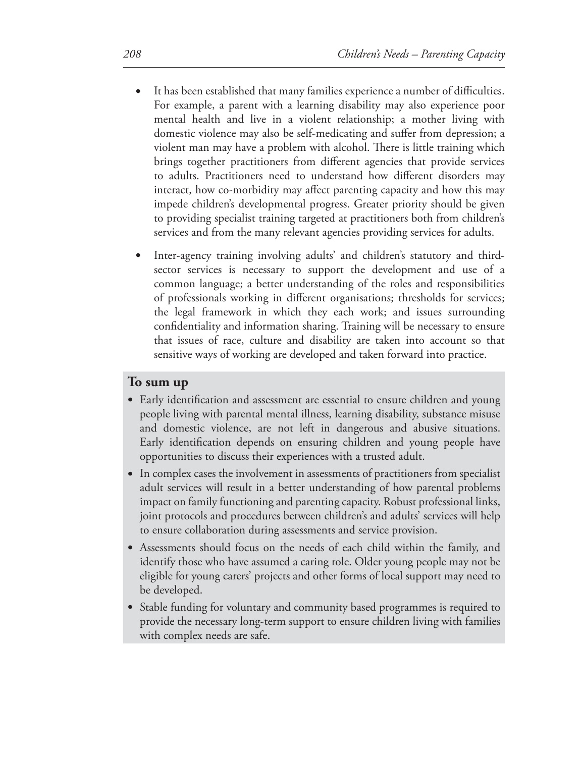- It has been established that many families experience a number of difficulties. For example, a parent with a learning disability may also experience poor mental health and live in a violent relationship; a mother living with domestic violence may also be self-medicating and suffer from depression; a violent man may have a problem with alcohol. There is little training which brings together practitioners from different agencies that provide services to adults. Practitioners need to understand how different disorders may interact, how co-morbidity may affect parenting capacity and how this may impede children's developmental progress. Greater priority should be given to providing specialist training targeted at practitioners both from children's services and from the many relevant agencies providing services for adults.
- Inter-agency training involving adults' and children's statutory and third-sector services is necessary to support the development and use of a common language; a better understanding of the roles and responsibilities of professionals working in different organisations; thresholds for services; the legal framework in which they each work; and issues surrounding confidentiality and information sharing. Training will be necessary to ensure that issues of race, culture and disability are taken into account so that sensitive ways of working are developed and taken forward into practice.

## To sum up

- Early identification and assessment are essential to ensure children and young people living with parental mental illness, learning disability, substance misuse and domestic violence, are not left in dangerous and abusive situations. Early identification depends on ensuring children and young people have opportunities to discuss their experiences with a trusted adult.
- In complex cases the involvement in assessments of practitioners from specialist adult services will result in a better understanding of how parental problems impact on family functioning and parenting capacity. Robust professional links, joint protocols and procedures between children's and adults' services will help to ensure collaboration during assessments and service provision.
- Assessments should focus on the needs of each child within the family, and identify those who have assumed a caring role. Older young people may not be eligible for young carers' projects and other forms of local support may need to be developed.
- Stable funding for voluntary and community based programmes is required to provide the necessary long-term support to ensure children living with families with complex needs are safe.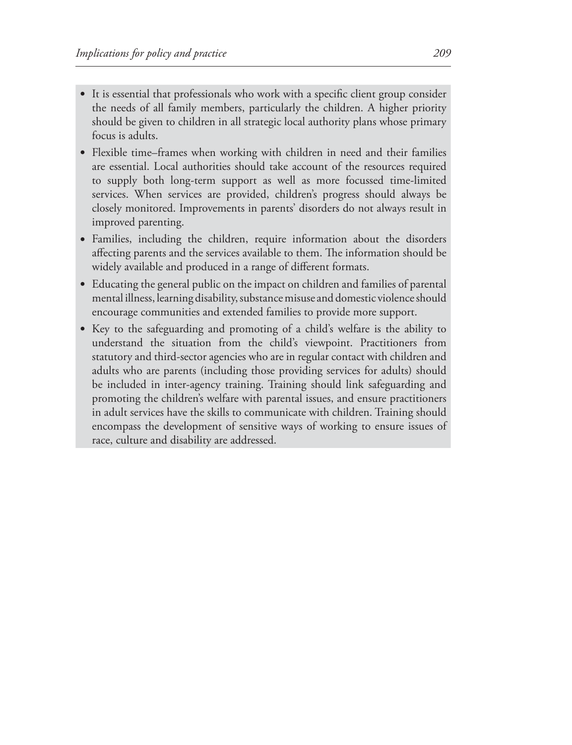- It is essential that professionals who work with a specific client group consider the needs of all family members, particularly the children. A higher priority should be given to children in all strategic local authority plans whose primary focus is adults.
- Flexible time–frames when working with children in need and their families are essential. Local authorities should take account of the resources required to supply both long-term support as well as more focussed time-limited services. When services are provided, children's progress should always be closely monitored. Improvements in parents' disorders do not always result in improved parenting.
- Families, including the children, require information about the disorders affecting parents and the services available to them. The information should be widely available and produced in a range of different formats.
- Educating the general public on the impact on children and families of parental mental illness, learning disability, substance misuse and domestic violence should encourage communities and extended families to provide more support.
- Key to the safeguarding and promoting of a child's welfare is the ability to understand the situation from the child's viewpoint. Practitioners from statutory and third-sector agencies who are in regular contact with children and adults who are parents (including those providing services for adults) should be included in inter-agency training. Training should link safeguarding and promoting the children's welfare with parental issues, and ensure practitioners in adult services have the skills to communicate with children. Training should encompass the development of sensitive ways of working to ensure issues of race, culture and disability are addressed.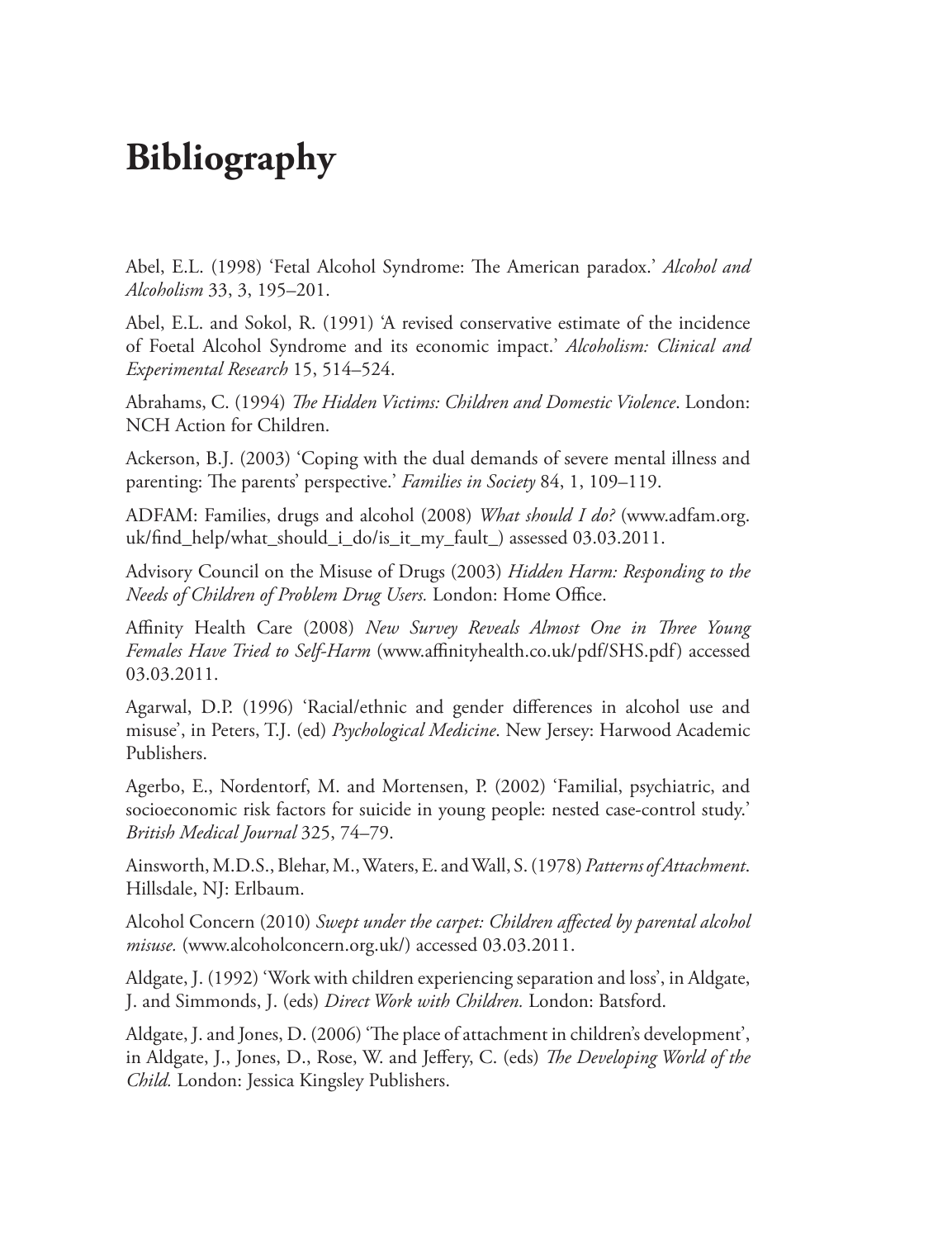# Bibliography

Abel, E.L. (1998) 'Fetal Alcohol Syndrome: The American paradox.' *Alcohol and Alcoholism* 33, 3, 195–201.

Abel, E.L. and Sokol, R. (1991) 'A revised conservative estimate of the incidence of Foetal Alcohol Syndrome and its economic impact.' *Alcoholism: Clinical and Experimental Research* 15, 514–524.

Abrahams, C. (1994) *The Hidden Victims: Children and Domestic Violence*. London: NCH Action for Children.

Ackerson, B.J. (2003) 'Coping with the dual demands of severe mental illness and parenting: The parents' perspective.' *Families in Society* 84, 1, 109–119.

ADFAM: Families, drugs and alcohol (2008) *What should I do?* (www.adfam.org.uk/find_help/what_should_i_do/is_it_my_fault_) assessed 03.03.2011.

Advisory Council on the Misuse of Drugs (2003) *Hidden Harm: Responding to the Needs of Children of Problem Drug Users.* London: Home Office.

Affinity Health Care (2008) *New Survey Reveals Almost One in Three Young Females Have Tried to Self-Harm* (www.affinityhealth.co.uk/pdf/SHS.pdf) accessed 03.03.2011.

Agarwal, D.P. (1996) 'Racial/ethnic and gender differences in alcohol use and misuse', in Peters, T.J. (ed) *Psychological Medicine*. New Jersey: Harwood Academic Publishers.

Agerbo, E., Nordentorf, M. and Mortensen, P. (2002) 'Familial, psychiatric, and socioeconomic risk factors for suicide in young people: nested case-control study.' *British Medical Journal* 325, 74–79.

Ainsworth, M.D.S., Blehar, M., Waters, E. and Wall, S. (1978) *Patterns of Attachment*. Hillsdale, NJ: Erlbaum.

Alcohol Concern (2010) *Swept under the carpet: Children affected by parental alcohol misuse.* (www.alcoholconcern.org.uk/) accessed 03.03.2011.

Aldgate, J. (1992) 'Work with children experiencing separation and loss', in Aldgate, J. and Simmonds, J. (eds) *Direct Work with Children.* London: Batsford.

Aldgate, J. and Jones, D. (2006) 'The place of attachment in children's development', in Aldgate, J., Jones, D., Rose, W. and Jeffery, C. (eds) *The Developing World of the Child.* London: Jessica Kingsley Publishers.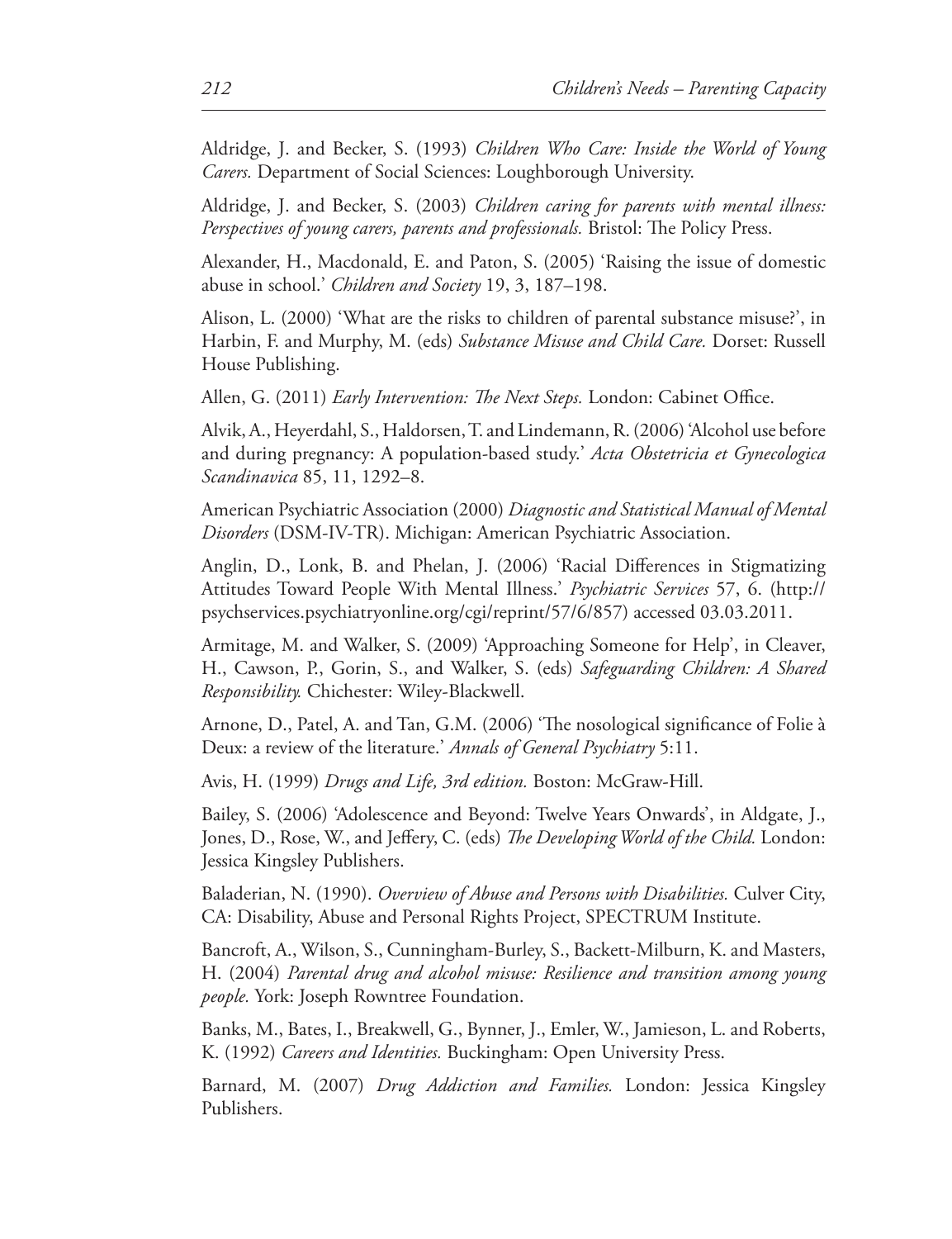Aldridge, J. and Becker, S. (1993) *Children Who Care: Inside the World of Young Carers.* Department of Social Sciences: Loughborough University.

Aldridge, J. and Becker, S. (2003) *Children caring for parents with mental illness: Perspectives of young carers, parents and professionals.* Bristol: The Policy Press.

Alexander, H., Macdonald, E. and Paton, S. (2005) 'Raising the issue of domestic abuse in school.' *Children and Society* 19, 3, 187–198.

Alison, L. (2000) 'What are the risks to children of parental substance misuse?', in Harbin, F. and Murphy, M. (eds) *Substance Misuse and Child Care.* Dorset: Russell House Publishing.

Allen, G. (2011) *Early Intervention: The Next Steps.* London: Cabinet Office.

Alvik, A., Heyerdahl, S., Haldorsen, T. and Lindemann, R. (2006) 'Alcohol use before and during pregnancy: A population-based study.' *Acta Obstetricia et Gynecologica Scandinavica* 85, 11, 1292–8.

American Psychiatric Association (2000) *Diagnostic and Statistical Manual of Mental Disorders* (DSM-IV-TR). Michigan: American Psychiatric Association.

Anglin, D., Lonk, B. and Phelan, J. (2006) 'Racial Differences in Stigmatizing Attitudes Toward People With Mental Illness.' *Psychiatric Services* 57, 6. (http://psychservices.psychiatryonline.org/cgi/reprint/57/6/857) accessed 03.03.2011.

Armitage, M. and Walker, S. (2009) 'Approaching Someone for Help', in Cleaver, H., Cawson, P., Gorin, S., and Walker, S. (eds) *Safeguarding Children: A Shared Responsibility.* Chichester: Wiley-Blackwell.

Arnone, D., Patel, A. and Tan, G.M. (2006) 'The nosological significance of Folie à Deux: a review of the literature.' *Annals of General Psychiatry* 5:11.

Avis, H. (1999) *Drugs and Life, 3rd edition.* Boston: McGraw-Hill.

Bailey, S. (2006) 'Adolescence and Beyond: Twelve Years Onwards', in Aldgate, J., Jones, D., Rose, W., and Jeffery, C. (eds) *The Developing World of the Child.* London: Jessica Kingsley Publishers.

Baladerian, N. (1990). *Overview of Abuse and Persons with Disabilities.* Culver City, CA: Disability, Abuse and Personal Rights Project, SPECTRUM Institute.

Bancroft, A., Wilson, S., Cunningham-Burley, S., Backett-Milburn, K. and Masters, H. (2004) *Parental drug and alcohol misuse: Resilience and transition among young people.* York: Joseph Rowntree Foundation.

Banks, M., Bates, I., Breakwell, G., Bynner, J., Emler, W., Jamieson, L. and Roberts, K. (1992) *Careers and Identities.* Buckingham: Open University Press.

Barnard, M. (2007) *Drug Addiction and Families.* London: Jessica Kingsley Publishers.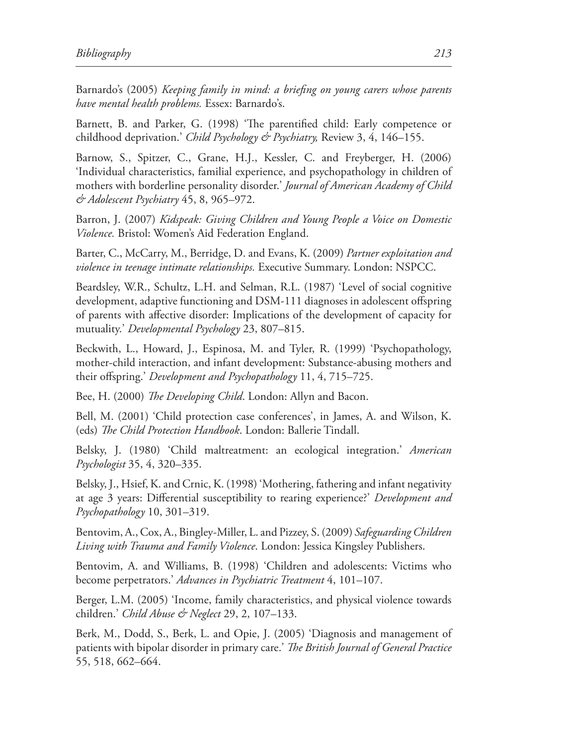Barnardo's (2005) *Keeping family in mind: a briefing on young carers whose parents have mental health problems.* Essex: Barnardo's.

Barnett, B. and Parker, G. (1998) 'The parentified child: Early competence or childhood deprivation.' *Child Psychology & Psychiatry,* Review 3, 4, 146–155.

Barnow, S., Spitzer, C., Grane, H.J., Kessler, C. and Freyberger, H. (2006) 'Individual characteristics, familial experience, and psychopathology in children of mothers with borderline personality disorder.' *Journal of American Academy of Child & Adolescent Psychiatry* 45, 8, 965–972.

Barron, J. (2007) *Kidspeak: Giving Children and Young People a Voice on Domestic Violence.* Bristol: Women's Aid Federation England.

Barter, C., McCarry, M., Berridge, D. and Evans, K. (2009) *Partner exploitation and violence in teenage intimate relationships.* Executive Summary. London: NSPCC.

Beardsley, W.R., Schultz, L.H. and Selman, R.L. (1987) 'Level of social cognitive development, adaptive functioning and DSM-111 diagnoses in adolescent offspring of parents with affective disorder: Implications of the development of capacity for mutuality.' *Developmental Psychology* 23, 807–815.

Beckwith, L., Howard, J., Espinosa, M. and Tyler, R. (1999) 'Psychopathology, mother-child interaction, and infant development: Substance-abusing mothers and their offspring.' *Development and Psychopathology* 11, 4, 715–725.

Bee, H. (2000) *The Developing Child*. London: Allyn and Bacon.

Bell, M. (2001) 'Child protection case conferences', in James, A. and Wilson, K. (eds) *The Child Protection Handbook*. London: Ballerie Tindall.

Belsky, J. (1980) 'Child maltreatment: an ecological integration.' *American Psychologist* 35, 4, 320–335.

Belsky, J., Hsief, K. and Crnic, K. (1998) 'Mothering, fathering and infant negativity at age 3 years: Differential susceptibility to rearing experience?' *Development and Psychopathology* 10, 301–319.

Bentovim, A., Cox, A., Bingley-Miller, L. and Pizzey, S. (2009) *Safeguarding Children Living with Trauma and Family Violence*. London: Jessica Kingsley Publishers.

Bentovim, A. and Williams, B. (1998) 'Children and adolescents: Victims who become perpetrators.' *Advances in Psychiatric Treatment* 4, 101–107.

Berger, L.M. (2005) 'Income, family characteristics, and physical violence towards children.' *Child Abuse & Neglect* 29, 2, 107–133.

Berk, M., Dodd, S., Berk, L. and Opie, J. (2005) 'Diagnosis and management of patients with bipolar disorder in primary care.' *The British Journal of General Practice* 55, 518, 662–664.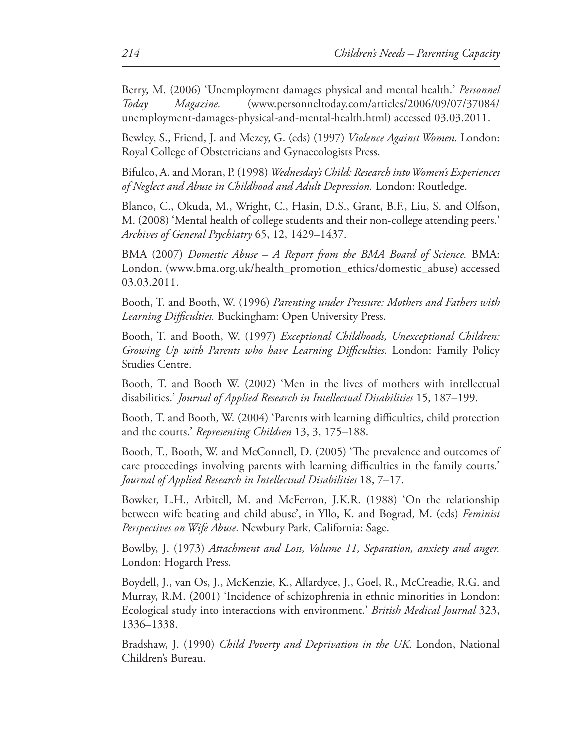Berry, M. (2006) 'Unemployment damages physical and mental health.' *Personnel Today Magazine.* (www.personneltoday.com/articles/2006/09/07/37084/unemployment-damages-physical-and-mental-health.html) accessed 03.03.2011.

Bewley, S., Friend, J. and Mezey, G. (eds) (1997) *Violence Against Women.* London: Royal College of Obstetricians and Gynaecologists Press.

Bifulco, A. and Moran, P. (1998) *Wednesday's Child: Research into Women's Experiences of Neglect and Abuse in Childhood and Adult Depression.* London: Routledge.

Blanco, C., Okuda, M., Wright, C., Hasin, D.S., Grant, B.F., Liu, S. and Olfson, M. (2008) 'Mental health of college students and their non-college attending peers.' *Archives of General Psychiatry* 65, 12, 1429–1437.

BMA (2007) *Domestic Abuse – A Report from the BMA Board of Science.* BMA: London. (www.bma.org.uk/health_promotion_ethics/domestic_abuse) accessed 03.03.2011.

Booth, T. and Booth, W. (1996) *Parenting under Pressure: Mothers and Fathers with Learning Difficulties.* Buckingham: Open University Press.

Booth, T. and Booth, W. (1997) *Exceptional Childhoods, Unexceptional Children: Growing Up with Parents who have Learning Difficulties.* London: Family Policy Studies Centre.

Booth, T. and Booth W. (2002) 'Men in the lives of mothers with intellectual disabilities.' *Journal of Applied Research in Intellectual Disabilities* 15, 187–199.

Booth, T. and Booth, W. (2004) 'Parents with learning difficulties, child protection and the courts.' *Representing Children* 13, 3, 175–188.

Booth, T., Booth, W. and McConnell, D. (2005) 'The prevalence and outcomes of care proceedings involving parents with learning difficulties in the family courts.' *Journal of Applied Research in Intellectual Disabilities* 18, 7–17.

Bowker, L.H., Arbitell, M. and McFerron, J.K.R. (1988) 'On the relationship between wife beating and child abuse', in Yllo, K. and Bograd, M. (eds) *Feminist Perspectives on Wife Abuse.* Newbury Park, California: Sage.

Bowlby, J. (1973) *Attachment and Loss, Volume 11, Separation, anxiety and anger.* London: Hogarth Press.

Boydell, J., van Os, J., McKenzie, K., Allardyce, J., Goel, R., McCreadie, R.G. and Murray, R.M. (2001) 'Incidence of schizophrenia in ethnic minorities in London: Ecological study into interactions with environment.' *British Medical Journal* 323, 1336–1338.

Bradshaw, J. (1990) *Child Poverty and Deprivation in the UK.* London, National Children's Bureau.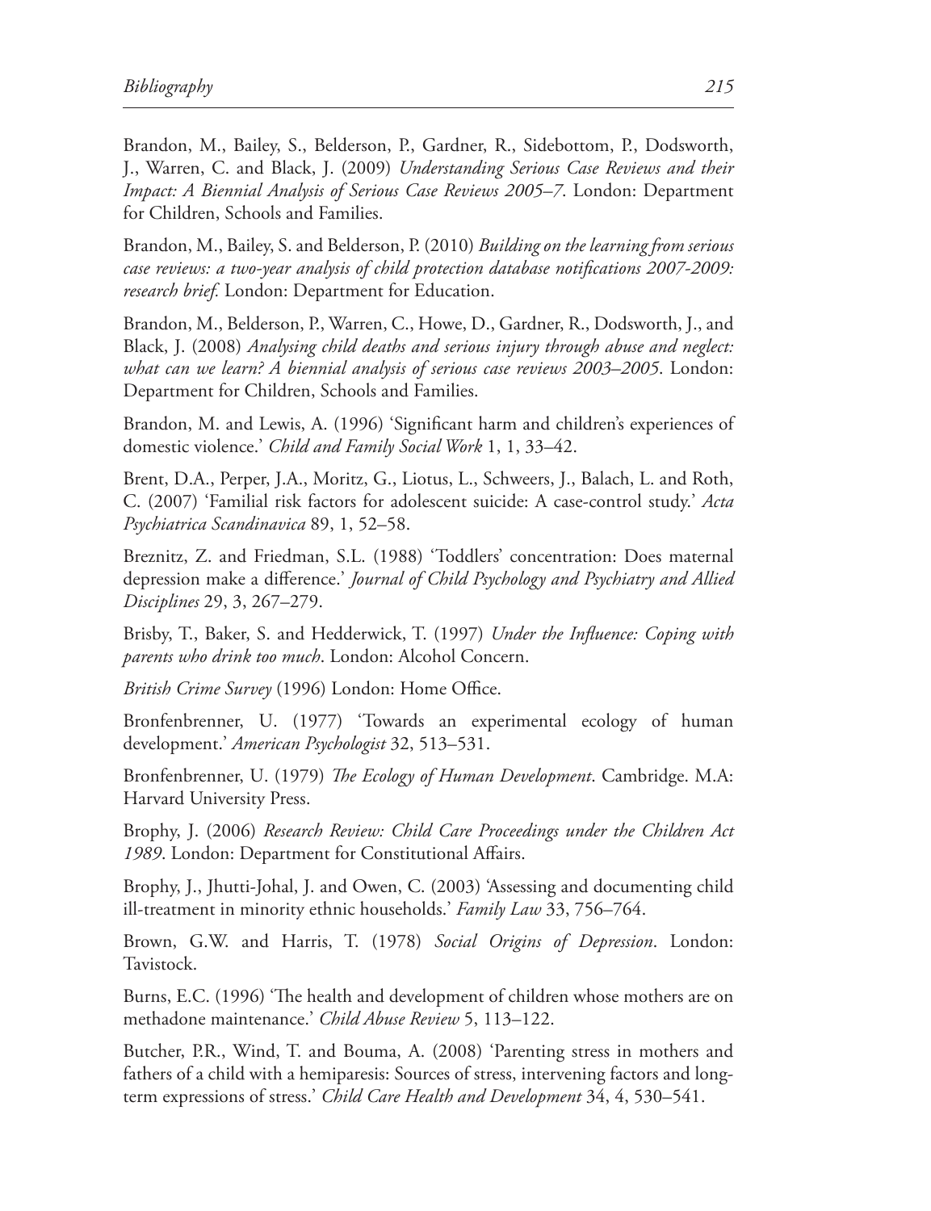Brandon, M., Bailey, S., Belderson, P., Gardner, R., Sidebottom, P., Dodsworth, J., Warren, C. and Black, J. (2009) *Understanding Serious Case Reviews and their Impact: A Biennial Analysis of Serious Case Reviews 2005–7*. London: Department for Children, Schools and Families.

Brandon, M., Bailey, S. and Belderson, P. (2010) *Building on the learning from serious case reviews: a two-year analysis of child protection database notifications 2007-2009: research brief.* London: Department for Education.

Brandon, M., Belderson, P., Warren, C., Howe, D., Gardner, R., Dodsworth, J., and Black, J. (2008) *Analysing child deaths and serious injury through abuse and neglect: what can we learn? A biennial analysis of serious case reviews 2003–2005.* London: Department for Children, Schools and Families.

Brandon, M. and Lewis, A. (1996) 'Significant harm and children's experiences of domestic violence.' *Child and Family Social Work* 1, 1, 33–42.

Brent, D.A., Perper, J.A., Moritz, G., Liotus, L., Schweers, J., Balach, L. and Roth, C. (2007) 'Familial risk factors for adolescent suicide: A case-control study.' *Acta Psychiatrica Scandinavica* 89, 1, 52–58.

Breznitz, Z. and Friedman, S.L. (1988) 'Toddlers' concentration: Does maternal depression make a difference.' *Journal of Child Psychology and Psychiatry and Allied Disciplines* 29, 3, 267–279.

Brisby, T., Baker, S. and Hedderwick, T. (1997) *Under the Influence: Coping with parents who drink too much*. London: Alcohol Concern.

*British Crime Survey* (1996) London: Home Office.

Bronfenbrenner, U. (1977) 'Towards an experimental ecology of human development.' *American Psychologist* 32, 513–531.

Bronfenbrenner, U. (1979) *The Ecology of Human Development*. Cambridge. M.A: Harvard University Press.

Brophy, J. (2006) *Research Review: Child Care Proceedings under the Children Act 1989*. London: Department for Constitutional Affairs.

Brophy, J., Jhutti-Johal, J. and Owen, C. (2003) 'Assessing and documenting child ill-treatment in minority ethnic households.' *Family Law* 33, 756–764.

Brown, G.W. and Harris, T. (1978) *Social Origins of Depression*. London: Tavistock.

Burns, E.C. (1996) 'The health and development of children whose mothers are on methadone maintenance.' *Child Abuse Review* 5, 113–122.

Butcher, P.R., Wind, T. and Bouma, A. (2008) 'Parenting stress in mothers and fathers of a child with a hemiparesis: Sources of stress, intervening factors and long-term expressions of stress.' *Child Care Health and Development* 34, 4, 530–541.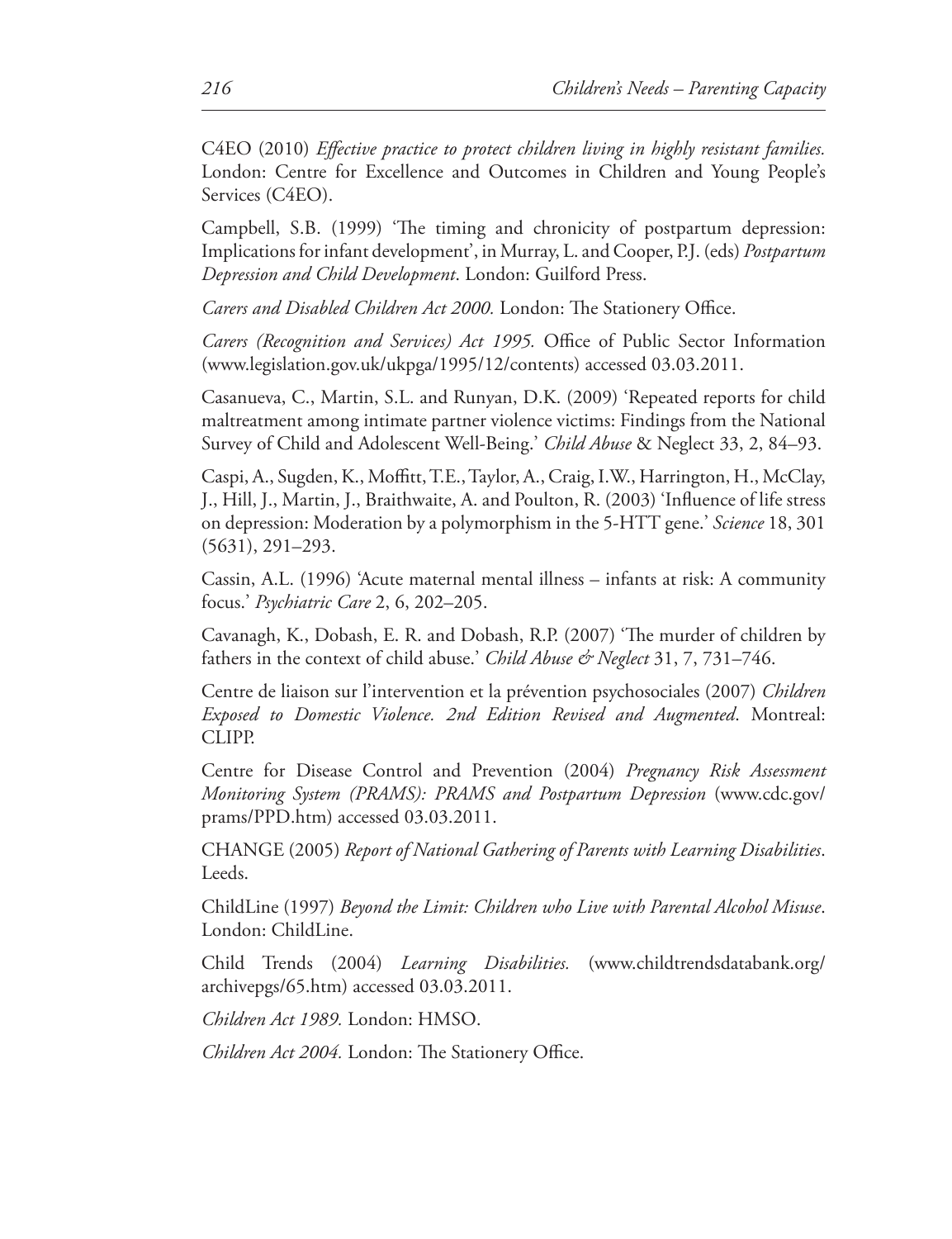C4EO (2010) *Effective practice to protect children living in highly resistant families.* London: Centre for Excellence and Outcomes in Children and Young People's Services (C4EO).

Campbell, S.B. (1999) 'The timing and chronicity of postpartum depression: Implications for infant development', in Murray, L. and Cooper, P.J. (eds) *Postpartum Depression and Child Development*. London: Guilford Press.

*Carers and Disabled Children Act 2000.* London: The Stationery Office.

*Carers (Recognition and Services) Act 1995.* Office of Public Sector Information (www.legislation.gov.uk/ukpga/1995/12/contents) accessed 03.03.2011.

Casanueva, C., Martin, S.L. and Runyan, D.K. (2009) 'Repeated reports for child maltreatment among intimate partner violence victims: Findings from the National Survey of Child and Adolescent Well-Being.' *Child Abuse* & Neglect 33, 2, 84–93.

Caspi, A., Sugden, K., Moffitt, T.E., Taylor, A., Craig, I.W., Harrington, H., McClay, J., Hill, J., Martin, J., Braithwaite, A. and Poulton, R. (2003) 'Influence of life stress on depression: Moderation by a polymorphism in the 5-HTT gene.' *Science* 18, 301 (5631), 291–293.

Cassin, A.L. (1996) 'Acute maternal mental illness – infants at risk: A community focus.' *Psychiatric Care* 2, 6, 202–205.

Cavanagh, K., Dobash, E. R. and Dobash, R.P. (2007) 'The murder of children by fathers in the context of child abuse.' *Child Abuse & Neglect* 31, 7, 731–746.

Centre de liaison sur l'intervention et la prévention psychosociales (2007) *Children Exposed to Domestic Violence. 2nd Edition Revised and Augmented*. Montreal: CLIPP.

Centre for Disease Control and Prevention (2004) *Pregnancy Risk Assessment Monitoring System (PRAMS): PRAMS and Postpartum Depression* (www.cdc.gov/prams/PPD.htm) accessed 03.03.2011.

CHANGE (2005) *Report of National Gathering of Parents with Learning Disabilities*. Leeds.

ChildLine (1997) *Beyond the Limit: Children who Live with Parental Alcohol Misuse*. London: ChildLine.

Child Trends (2004) *Learning Disabilities.* (www.childtrendsdatabank.org/archivepgs/65.htm) accessed 03.03.2011.

*Children Act 1989.* London: HMSO.

*Children Act 2004.* London: The Stationery Office.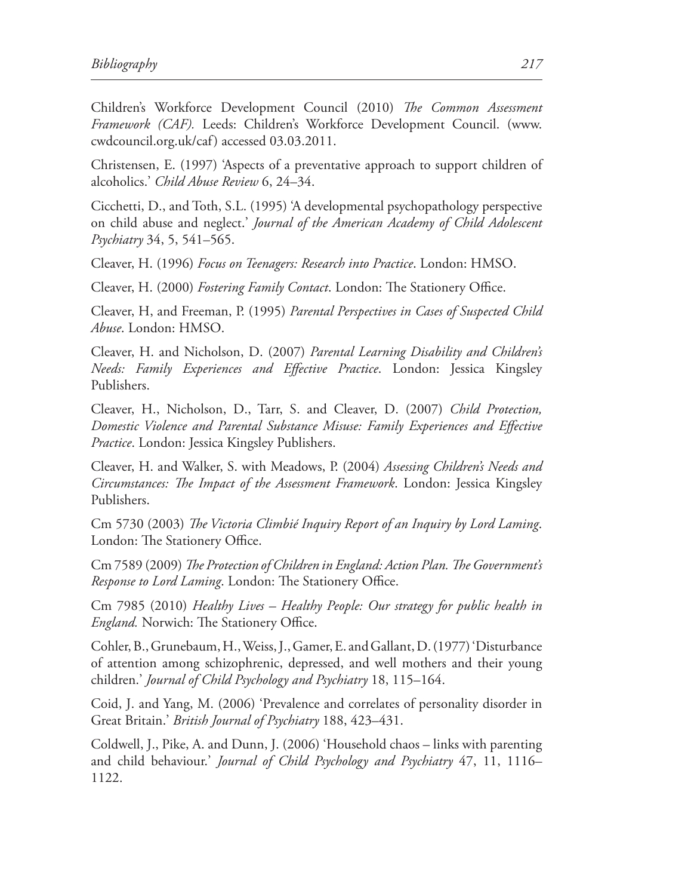Children's Workforce Development Council (2010) *The Common Assessment Framework (CAF).* Leeds: Children's Workforce Development Council. (www.cwdcouncil.org.uk/caf) accessed 03.03.2011.

Christensen, E. (1997) 'Aspects of a preventative approach to support children of alcoholics.' *Child Abuse Review* 6, 24–34.

Cicchetti, D., and Toth, S.L. (1995) 'A developmental psychopathology perspective on child abuse and neglect.' *Journal of the American Academy of Child Adolescent Psychiatry* 34, 5, 541–565.

Cleaver, H. (1996) *Focus on Teenagers: Research into Practice*. London: HMSO.

Cleaver, H. (2000) *Fostering Family Contact*. London: The Stationery Office.

Cleaver, H, and Freeman, P. (1995) *Parental Perspectives in Cases of Suspected Child Abuse*. London: HMSO.

Cleaver, H. and Nicholson, D. (2007) *Parental Learning Disability and Children's Needs: Family Experiences and Effective Practice*. London: Jessica Kingsley Publishers.

Cleaver, H., Nicholson, D., Tarr, S. and Cleaver, D. (2007) *Child Protection, Domestic Violence and Parental Substance Misuse: Family Experiences and Effective Practice*. London: Jessica Kingsley Publishers.

Cleaver, H. and Walker, S. with Meadows, P. (2004) *Assessing Children's Needs and Circumstances: The Impact of the Assessment Framework*. London: Jessica Kingsley Publishers.

Cm 5730 (2003) *The Victoria Climbié Inquiry Report of an Inquiry by Lord Laming*. London: The Stationery Office.

Cm 7589 (2009) *The Protection of Children in England: Action Plan. The Government's Response to Lord Laming*. London: The Stationery Office.

Cm 7985 (2010) *Healthy Lives – Healthy People: Our strategy for public health in England.* Norwich: The Stationery Office.

Cohler, B., Grunebaum, H., Weiss, J., Gamer, E. and Gallant, D. (1977) 'Disturbance of attention among schizophrenic, depressed, and well mothers and their young children.' *Journal of Child Psychology and Psychiatry* 18, 115–164.

Coid, J. and Yang, M. (2006) 'Prevalence and correlates of personality disorder in Great Britain.' *British Journal of Psychiatry* 188, 423–431.

Coldwell, J., Pike, A. and Dunn, J. (2006) 'Household chaos – links with parenting and child behaviour.' *Journal of Child Psychology and Psychiatry* 47, 11, 1116–1122.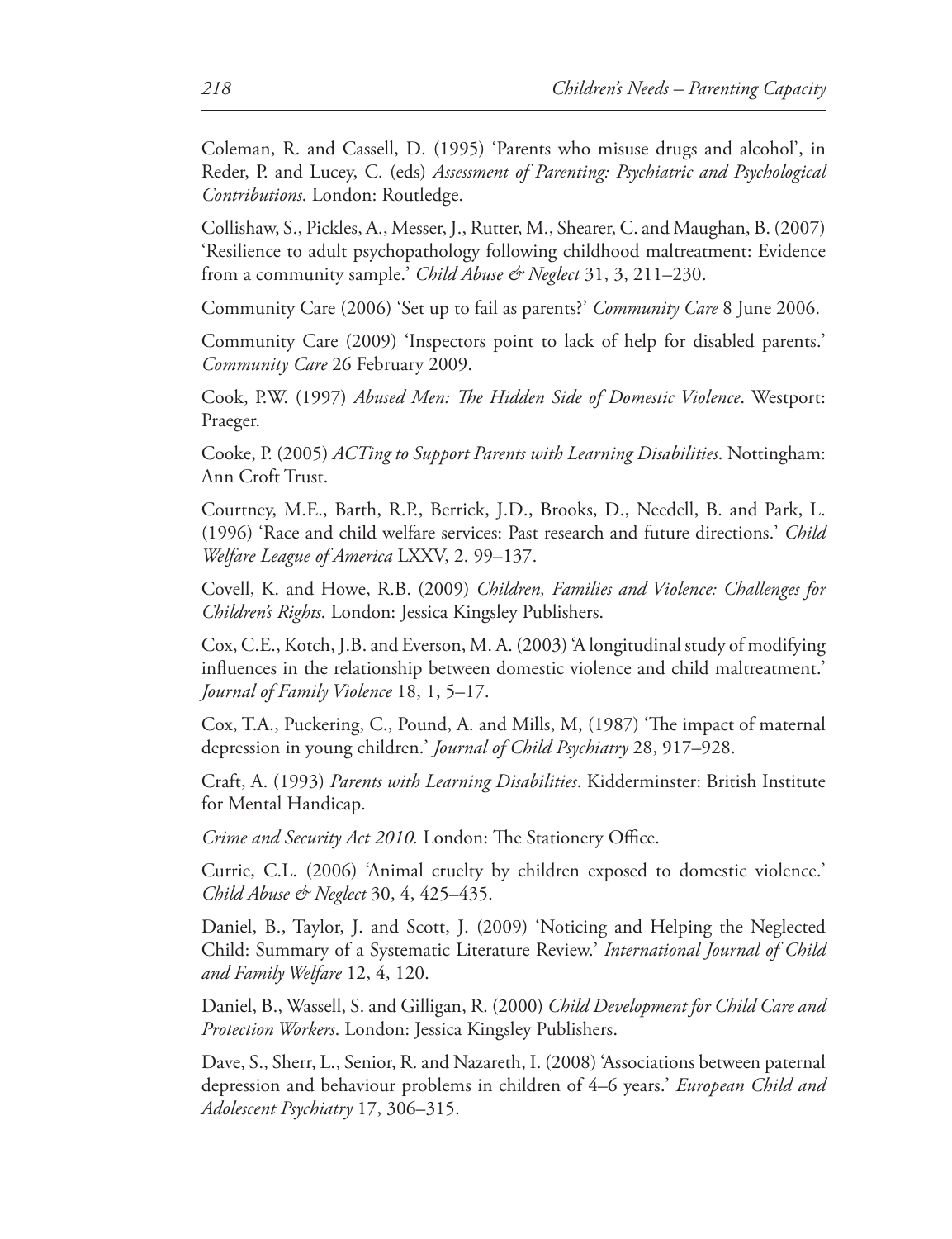Coleman, R. and Cassell, D. (1995) 'Parents who misuse drugs and alcohol', in Reder, P. and Lucey, C. (eds) *Assessment of Parenting: Psychiatric and Psychological Contributions*. London: Routledge.

Collishaw, S., Pickles, A., Messer, J., Rutter, M., Shearer, C. and Maughan, B. (2007) 'Resilience to adult psychopathology following childhood maltreatment: Evidence from a community sample.' *Child Abuse & Neglect* 31, 3, 211–230.

Community Care (2006) 'Set up to fail as parents?' *Community Care* 8 June 2006.

Community Care (2009) 'Inspectors point to lack of help for disabled parents.' *Community Care* 26 February 2009.

Cook, P.W. (1997) *Abused Men: The Hidden Side of Domestic Violence*. Westport: Praeger.

Cooke, P. (2005) *ACTing to Support Parents with Learning Disabilities*. Nottingham: Ann Croft Trust.

Courtney, M.E., Barth, R.P., Berrick, J.D., Brooks, D., Needell, B. and Park, L. (1996) 'Race and child welfare services: Past research and future directions.' *Child Welfare League of America* LXXV, 2. 99–137.

Covell, K. and Howe, R.B. (2009) *Children, Families and Violence: Challenges for Children's Rights*. London: Jessica Kingsley Publishers.

Cox, C.E., Kotch, J.B. and Everson, M. A. (2003) 'A longitudinal study of modifying influences in the relationship between domestic violence and child maltreatment.' *Journal of Family Violence* 18, 1, 5–17.

Cox, T.A., Puckering, C., Pound, A. and Mills, M, (1987) 'The impact of maternal depression in young children.' *Journal of Child Psychiatry* 28, 917–928.

Craft, A. (1993) *Parents with Learning Disabilities*. Kidderminster: British Institute for Mental Handicap.

*Crime and Security Act 2010.* London: The Stationery Office.

Currie, C.L. (2006) 'Animal cruelty by children exposed to domestic violence.' *Child Abuse & Neglect* 30, 4, 425–435.

Daniel, B., Taylor, J. and Scott, J. (2009) 'Noticing and Helping the Neglected Child: Summary of a Systematic Literature Review.' *International Journal of Child and Family Welfare* 12, 4, 120.

Daniel, B., Wassell, S. and Gilligan, R. (2000) *Child Development for Child Care and Protection Workers*. London: Jessica Kingsley Publishers.

Dave, S., Sherr, L., Senior, R. and Nazareth, I. (2008) 'Associations between paternal depression and behaviour problems in children of 4–6 years.' *European Child and Adolescent Psychiatry* 17, 306–315.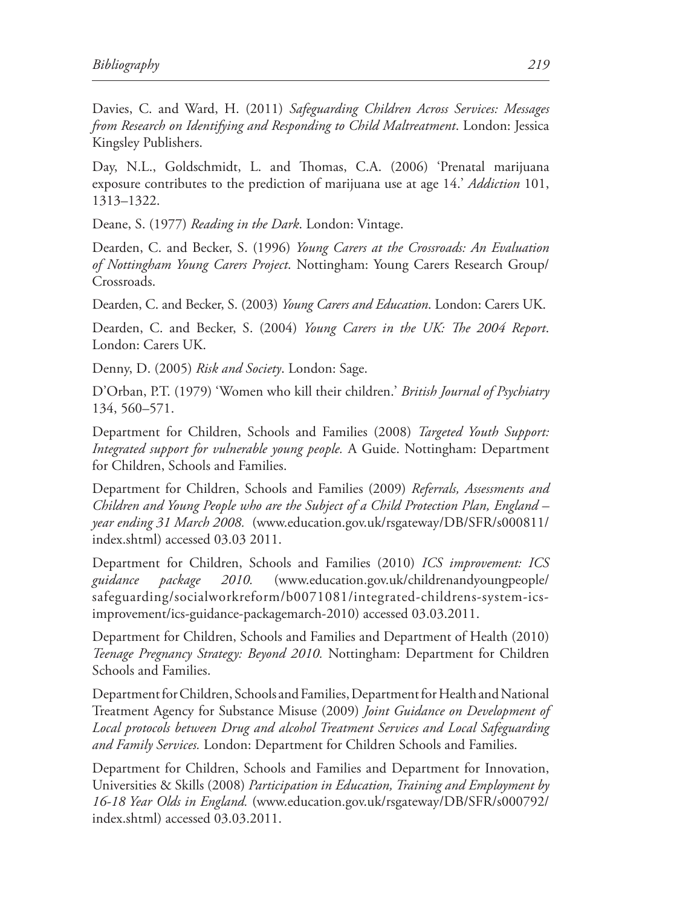Davies, C. and Ward, H. (2011) *Safeguarding Children Across Services: Messages from Research on Identifying and Responding to Child Maltreatment*. London: Jessica Kingsley Publishers.

Day, N.L., Goldschmidt, L. and Thomas, C.A. (2006) 'Prenatal marijuana exposure contributes to the prediction of marijuana use at age 14.' *Addiction* 101, 1313–1322.

Deane, S. (1977) *Reading in the Dark*. London: Vintage.

Dearden, C. and Becker, S. (1996) *Young Carers at the Crossroads: An Evaluation of Nottingham Young Carers Project*. Nottingham: Young Carers Research Group/ Crossroads.

Dearden, C. and Becker, S. (2003) *Young Carers and Education*. London: Carers UK.

Dearden, C. and Becker, S. (2004) *Young Carers in the UK: The 2004 Report*. London: Carers UK.

Denny, D. (2005) *Risk and Society*. London: Sage.

D'Orban, P.T. (1979) 'Women who kill their children.' *British Journal of Psychiatry* 134, 560–571.

Department for Children, Schools and Families (2008) *Targeted Youth Support: Integrated support for vulnerable young people.* A Guide. Nottingham: Department for Children, Schools and Families.

Department for Children, Schools and Families (2009) *Referrals, Assessments and Children and Young People who are the Subject of a Child Protection Plan, England – year ending 31 March 2008.* (www.education.gov.uk/rsgateway/DB/SFR/s000811/index.shtml) accessed 03.03 2011.

Department for Children, Schools and Families (2010) *ICS improvement: ICS guidance package 2010.* (www.education.gov.uk/childrenandyoungpeople/safeguarding/socialworkreform/b0071081/integrated-childrens-system-ics-improvement/ics-guidance-packagemarch-2010) accessed 03.03.2011.

Department for Children, Schools and Families and Department of Health (2010) *Teenage Pregnancy Strategy: Beyond 2010.* Nottingham: Department for Children Schools and Families.

Department for Children, Schools and Families, Department for Health and National Treatment Agency for Substance Misuse (2009) *Joint Guidance on Development of Local protocols between Drug and alcohol Treatment Services and Local Safeguarding and Family Services.* London: Department for Children Schools and Families.

Department for Children, Schools and Families and Department for Innovation, Universities & Skills (2008) *Participation in Education, Training and Employment by 16-18 Year Olds in England.* (www.education.gov.uk/rsgateway/DB/SFR/s000792/index.shtml) accessed 03.03.2011.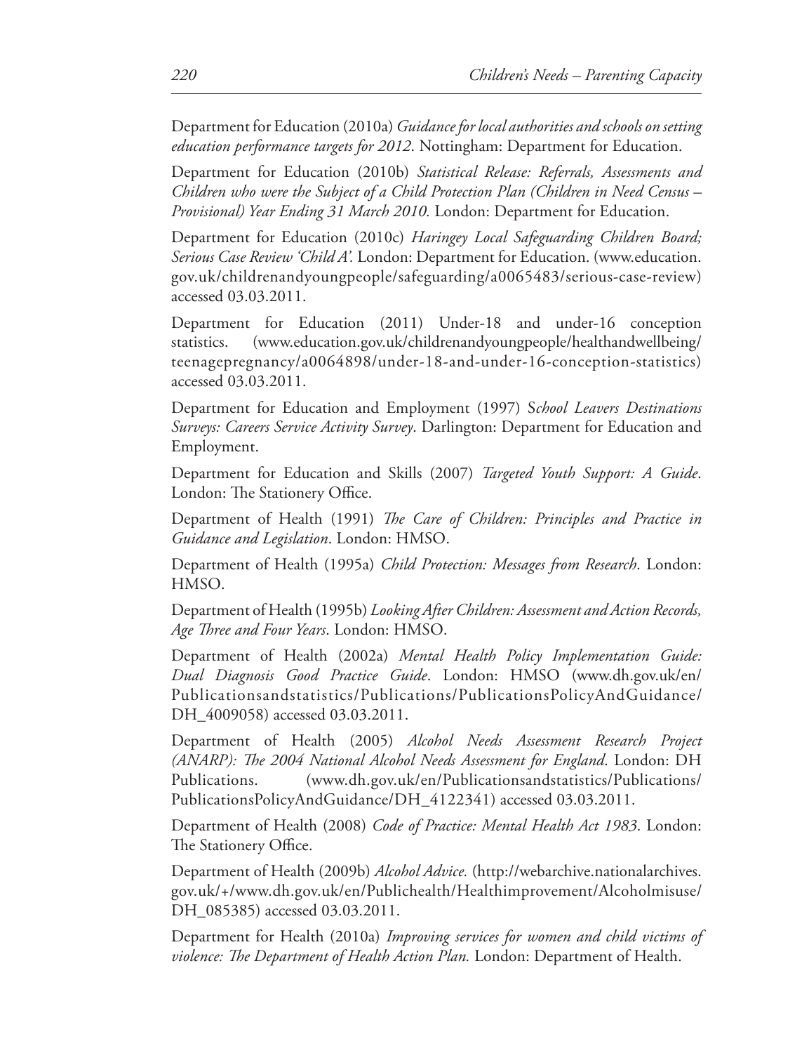Department for Education (2010a) *Guidance for local authorities and schools on setting education performance targets for 2012*. Nottingham: Department for Education.

Department for Education (2010b) *Statistical Release: Referrals, Assessments and Children who were the Subject of a Child Protection Plan (Children in Need Census – Provisional) Year Ending 31 March 2010.* London: Department for Education.

Department for Education (2010c) *Haringey Local Safeguarding Children Board; Serious Case Review 'Child A'.* London: Department for Education. (www.education.gov.uk/childrenandyoungpeople/safeguarding/a0065483/serious-case-review) accessed 03.03.2011.

Department for Education (2011) Under-18 and under-16 conception statistics. (www.education.gov.uk/childrenandyoungpeople/healthandwellbeing/teenagepregnancy/a0064898/under-18-and-under-16-conception-statistics) accessed 03.03.2011.

Department for Education and Employment (1997) S*chool Leavers Destinations Surveys: Careers Service Activity Survey*. Darlington: Department for Education and Employment.

Department for Education and Skills (2007) *Targeted Youth Support: A Guide*. London: The Stationery Office.

Department of Health (1991) *The Care of Children: Principles and Practice in Guidance and Legislation*. London: HMSO.

Department of Health (1995a) *Child Protection: Messages from Research*. London: HMSO.

Department of Health (1995b) *Looking After Children: Assessment and Action Records, Age Three and Four Years*. London: HMSO.

Department of Health (2002a) *Mental Health Policy Implementation Guide: Dual Diagnosis Good Practice Guide*. London: HMSO (www.dh.gov.uk/en/Publicationsandstatistics/Publications/PublicationsPolicyAndGuidance/DH_4009058) accessed 03.03.2011.

Department of Health (2005) *Alcohol Needs Assessment Research Project (ANARP): The 2004 National Alcohol Needs Assessment for England*. London: DH Publications. (www.dh.gov.uk/en/Publicationsandstatistics/Publications/PublicationsPolicyAndGuidance/DH_4122341) accessed 03.03.2011.

Department of Health (2008) *Code of Practice: Mental Health Act 1983*. London: The Stationery Office.

Department of Health (2009b) *Alcohol Advice.* (http://webarchive.nationalarchives.gov.uk/+/www.dh.gov.uk/en/Publichealth/Healthimprovement/Alcoholmisuse/DH_085385) accessed 03.03.2011.

Department for Health (2010a) *Improving services for women and child victims of violence: The Department of Health Action Plan.* London: Department of Health.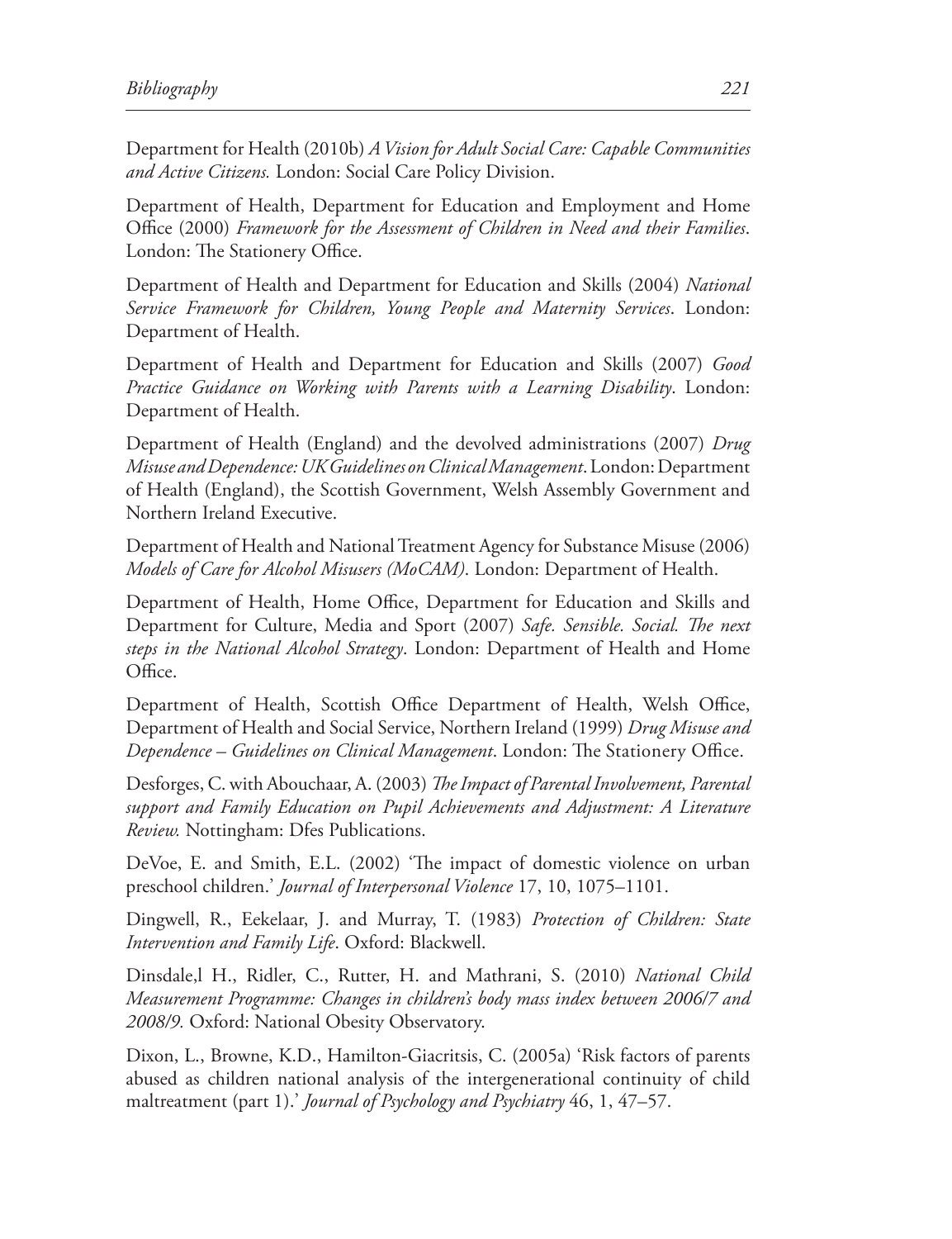Department for Health (2010b) *A Vision for Adult Social Care: Capable Communities and Active Citizens.* London: Social Care Policy Division.

Department of Health, Department for Education and Employment and Home Office (2000) *Framework for the Assessment of Children in Need and their Families*. London: The Stationery Office.

Department of Health and Department for Education and Skills (2004) *National Service Framework for Children, Young People and Maternity Services*. London: Department of Health.

Department of Health and Department for Education and Skills (2007) *Good Practice Guidance on Working with Parents with a Learning Disability*. London: Department of Health.

Department of Health (England) and the devolved administrations (2007) *Drug Misuse and Dependence: UK Guidelines on Clinical Management*. London: Department of Health (England), the Scottish Government, Welsh Assembly Government and Northern Ireland Executive.

Department of Health and National Treatment Agency for Substance Misuse (2006) *Models of Care for Alcohol Misusers (MoCAM)*. London: Department of Health.

Department of Health, Home Office, Department for Education and Skills and Department for Culture, Media and Sport (2007) *Safe. Sensible. Social. The next steps in the National Alcohol Strategy*. London: Department of Health and Home Office.

Department of Health, Scottish Office Department of Health, Welsh Office, Department of Health and Social Service, Northern Ireland (1999) *Drug Misuse and Dependence – Guidelines on Clinical Management*. London: The Stationery Office.

Desforges, C. with Abouchaar, A. (2003) *The Impact of Parental Involvement, Parental support and Family Education on Pupil Achievements and Adjustment: A Literature Review.* Nottingham: Dfes Publications.

DeVoe, E. and Smith, E.L. (2002) 'The impact of domestic violence on urban preschool children.' *Journal of Interpersonal Violence* 17, 10, 1075–1101.

Dingwell, R., Eekelaar, J. and Murray, T. (1983) *Protection of Children: State Intervention and Family Life*. Oxford: Blackwell.

Dinsdale,l H., Ridler, C., Rutter, H. and Mathrani, S. (2010) *National Child Measurement Programme: Changes in children's body mass index between 2006/7 and 2008/9.* Oxford: National Obesity Observatory.

Dixon, L., Browne, K.D., Hamilton-Giacritsis, C. (2005a) 'Risk factors of parents abused as children national analysis of the intergenerational continuity of child maltreatment (part 1).' *Journal of Psychology and Psychiatry* 46, 1, 47–57.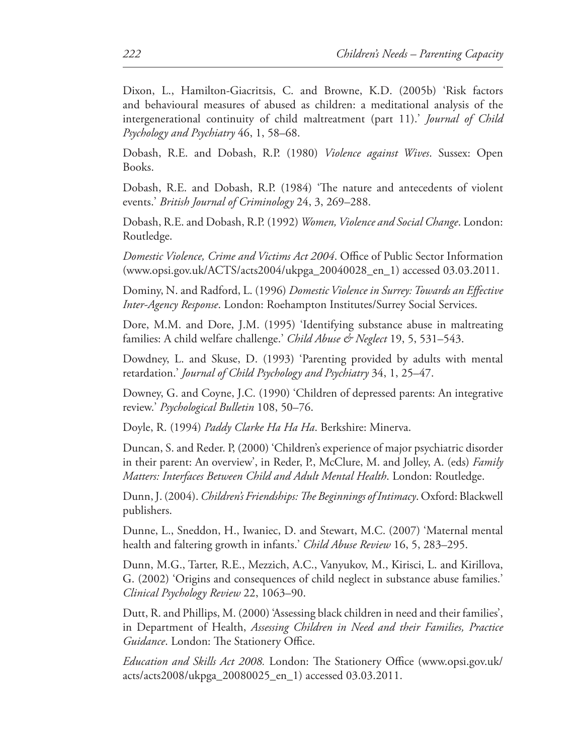Dixon, L., Hamilton-Giacritsis, C. and Browne, K.D. (2005b) 'Risk factors and behavioural measures of abused as children: a meditational analysis of the intergenerational continuity of child maltreatment (part 11).' *Journal of Child Psychology and Psychiatry* 46, 1, 58–68.

Dobash, R.E. and Dobash, R.P. (1980) *Violence against Wives*. Sussex: Open Books.

Dobash, R.E. and Dobash, R.P. (1984) 'The nature and antecedents of violent events.' *British Journal of Criminology* 24, 3, 269–288.

Dobash, R.E. and Dobash, R.P. (1992) *Women, Violence and Social Change*. London: Routledge.

*Domestic Violence, Crime and Victims Act 2004*. Office of Public Sector Information (www.opsi.gov.uk/ACTS/acts2004/ukpga_20040028_en_1) accessed 03.03.2011.

Dominy, N. and Radford, L. (1996) *Domestic Violence in Surrey: Towards an Effective Inter-Agency Response*. London: Roehampton Institutes/Surrey Social Services.

Dore, M.M. and Dore, J.M. (1995) 'Identifying substance abuse in maltreating families: A child welfare challenge.' *Child Abuse & Neglect* 19, 5, 531–543.

Dowdney, L. and Skuse, D. (1993) 'Parenting provided by adults with mental retardation.' *Journal of Child Psychology and Psychiatry* 34, 1, 25–47.

Downey, G. and Coyne, J.C. (1990) 'Children of depressed parents: An integrative review.' *Psychological Bulletin* 108, 50–76.

Doyle, R. (1994) *Paddy Clarke Ha Ha Ha*. Berkshire: Minerva.

Duncan, S. and Reder. P, (2000) 'Children's experience of major psychiatric disorder in their parent: An overview', in Reder, P., McClure, M. and Jolley, A. (eds) *Family Matters: Interfaces Between Child and Adult Mental Health*. London: Routledge.

Dunn, J. (2004). *Children's Friendships: The Beginnings of Intimacy*. Oxford: Blackwell publishers.

Dunne, L., Sneddon, H., Iwaniec, D. and Stewart, M.C. (2007) 'Maternal mental health and faltering growth in infants.' *Child Abuse Review* 16, 5, 283–295.

Dunn, M.G., Tarter, R.E., Mezzich, A.C., Vanyukov, M., Kirisci, L. and Kirillova, G. (2002) 'Origins and consequences of child neglect in substance abuse families.' *Clinical Psychology Review* 22, 1063–90.

Dutt, R. and Phillips, M. (2000) 'Assessing black children in need and their families', in Department of Health, *Assessing Children in Need and their Families, Practice Guidance*. London: The Stationery Office.

*Education and Skills Act 2008.* London: The Stationery Office (www.opsi.gov.uk/acts/acts2008/ukpga_20080025_en_1) accessed 03.03.2011.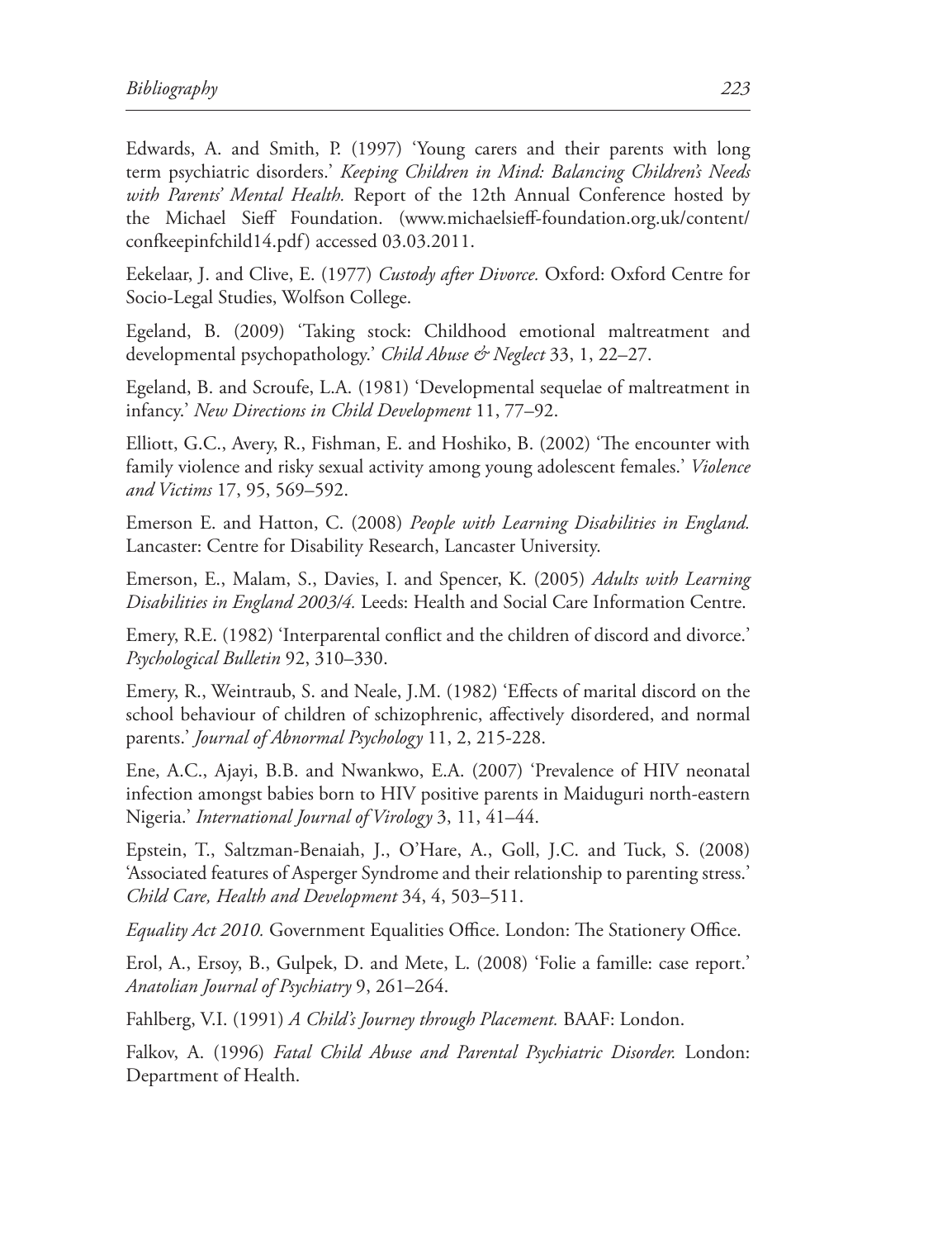Edwards, A. and Smith, P. (1997) 'Young carers and their parents with long term psychiatric disorders.' *Keeping Children in Mind: Balancing Children's Needs with Parents' Mental Health.* Report of the 12th Annual Conference hosted by the Michael Sieff Foundation. (www.michaelsieff-foundation.org.uk/content/confkeepinfchild14.pdf) accessed 03.03.2011.

Eekelaar, J. and Clive, E. (1977) *Custody after Divorce.* Oxford: Oxford Centre for Socio-Legal Studies, Wolfson College.

Egeland, B. (2009) 'Taking stock: Childhood emotional maltreatment and developmental psychopathology.' *Child Abuse & Neglect* 33, 1, 22–27.

Egeland, B. and Scroufe, L.A. (1981) 'Developmental sequelae of maltreatment in infancy.' *New Directions in Child Development* 11, 77–92.

Elliott, G.C., Avery, R., Fishman, E. and Hoshiko, B. (2002) 'The encounter with family violence and risky sexual activity among young adolescent females.' *Violence and Victims* 17, 95, 569–592.

Emerson E. and Hatton, C. (2008) *People with Learning Disabilities in England.* Lancaster: Centre for Disability Research, Lancaster University.

Emerson, E., Malam, S., Davies, I. and Spencer, K. (2005) *Adults with Learning Disabilities in England 2003/4.* Leeds: Health and Social Care Information Centre.

Emery, R.E. (1982) 'Interparental conflict and the children of discord and divorce.' *Psychological Bulletin* 92, 310–330.

Emery, R., Weintraub, S. and Neale, J.M. (1982) 'Effects of marital discord on the school behaviour of children of schizophrenic, affectively disordered, and normal parents.' *Journal of Abnormal Psychology* 11, 2, 215-228.

Ene, A.C., Ajayi, B.B. and Nwankwo, E.A. (2007) 'Prevalence of HIV neonatal infection amongst babies born to HIV positive parents in Maiduguri north-eastern Nigeria.' *International Journal of Virology* 3, 11, 41–44.

Epstein, T., Saltzman-Benaiah, J., O'Hare, A., Goll, J.C. and Tuck, S. (2008) 'Associated features of Asperger Syndrome and their relationship to parenting stress.' *Child Care, Health and Development* 34, 4, 503–511.

*Equality Act 2010.* Government Equalities Office. London: The Stationery Office.

Erol, A., Ersoy, B., Gulpek, D. and Mete, L. (2008) 'Folie a famille: case report.' *Anatolian Journal of Psychiatry* 9, 261–264.

Fahlberg, V.I. (1991) *A Child's Journey through Placement.* BAAF: London.

Falkov, A. (1996) *Fatal Child Abuse and Parental Psychiatric Disorder.* London: Department of Health.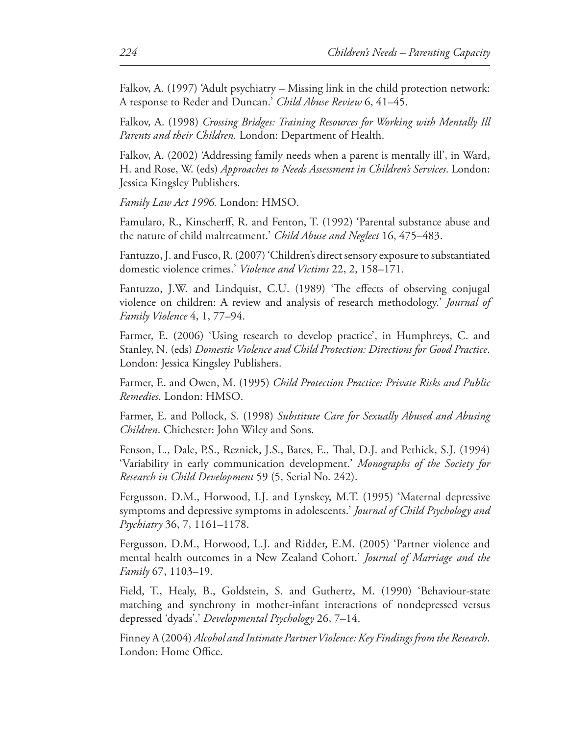Falkov, A. (1997) 'Adult psychiatry – Missing link in the child protection network: A response to Reder and Duncan.' *Child Abuse Review* 6, 41–45.

Falkov, A. (1998) *Crossing Bridges: Training Resources for Working with Mentally Ill Parents and their Children.* London: Department of Health.

Falkov, A. (2002) 'Addressing family needs when a parent is mentally ill', in Ward, H. and Rose, W. (eds) *Approaches to Needs Assessment in Children's Services*. London: Jessica Kingsley Publishers.

*Family Law Act 1996.* London: HMSO.

Famularo, R., Kinscherff, R. and Fenton, T. (1992) 'Parental substance abuse and the nature of child maltreatment.' *Child Abuse and Neglect* 16, 475–483.

Fantuzzo, J. and Fusco, R. (2007) 'Children's direct sensory exposure to substantiated domestic violence crimes.' *Violence and Victims* 22, 2, 158–171.

Fantuzzo, J.W. and Lindquist, C.U. (1989) 'The effects of observing conjugal violence on children: A review and analysis of research methodology.' *Journal of Family Violence* 4, 1, 77–94.

Farmer, E. (2006) 'Using research to develop practice', in Humphreys, C. and Stanley, N. (eds) *Domestic Violence and Child Protection: Directions for Good Practice*. London: Jessica Kingsley Publishers.

Farmer, E. and Owen, M. (1995) *Child Protection Practice: Private Risks and Public Remedies*. London: HMSO.

Farmer, E. and Pollock, S. (1998) *Substitute Care for Sexually Abused and Abusing Children*. Chichester: John Wiley and Sons.

Fenson, L., Dale, P.S., Reznick, J.S., Bates, E., Thal, D.J. and Pethick, S.J. (1994) 'Variability in early communication development.' *Monographs of the Society for Research in Child Development* 59 (5, Serial No. 242).

Fergusson, D.M., Horwood, I.J. and Lynskey, M.T. (1995) 'Maternal depressive symptoms and depressive symptoms in adolescents.' *Journal of Child Psychology and Psychiatry* 36, 7, 1161–1178.

Fergusson, D.M., Horwood, L.J. and Ridder, E.M. (2005) 'Partner violence and mental health outcomes in a New Zealand Cohort.' *Journal of Marriage and the Family* 67, 1103–19.

Field, T., Healy, B., Goldstein, S. and Guthertz, M. (1990) 'Behaviour-state matching and synchrony in mother-infant interactions of nondepressed versus depressed 'dyads'.' *Developmental Psychology* 26, 7–14.

Finney A (2004) *Alcohol and Intimate Partner Violence: Key Findings from the Research*. London: Home Office.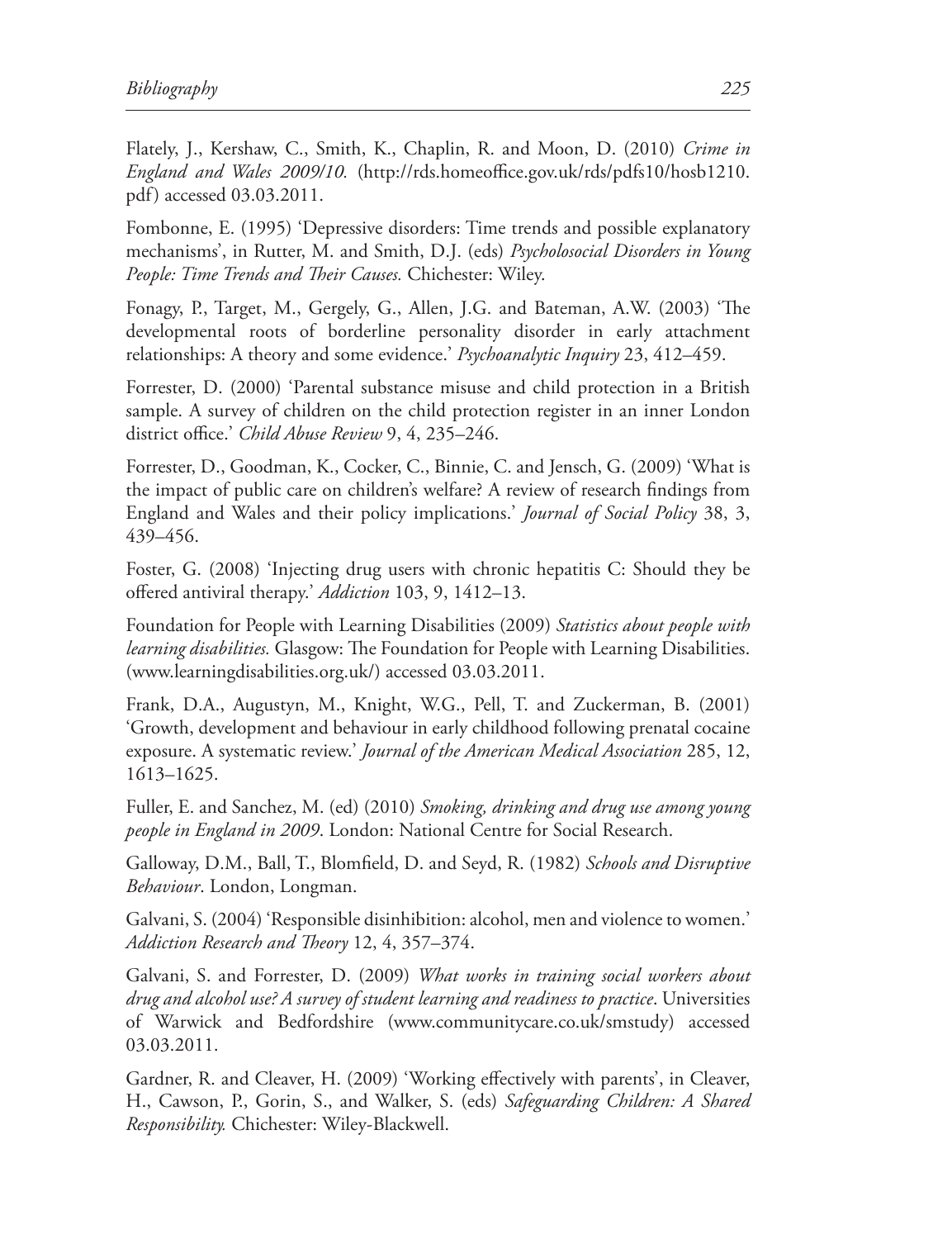Flately, J., Kershaw, C., Smith, K., Chaplin, R. and Moon, D. (2010) *Crime in England and Wales 2009/10.* (http://rds.homeoffice.gov.uk/rds/pdfs10/hosb1210.pdf) accessed 03.03.2011.

Fombonne, E. (1995) 'Depressive disorders: Time trends and possible explanatory mechanisms', in Rutter, M. and Smith, D.J. (eds) *Psycholosocial Disorders in Young People: Time Trends and Their Causes.* Chichester: Wiley.

Fonagy, P., Target, M., Gergely, G., Allen, J.G. and Bateman, A.W. (2003) 'The developmental roots of borderline personality disorder in early attachment relationships: A theory and some evidence.' *Psychoanalytic Inquiry* 23, 412–459.

Forrester, D. (2000) 'Parental substance misuse and child protection in a British sample. A survey of children on the child protection register in an inner London district office.' *Child Abuse Review* 9, 4, 235–246.

Forrester, D., Goodman, K., Cocker, C., Binnie, C. and Jensch, G. (2009) 'What is the impact of public care on children's welfare? A review of research findings from England and Wales and their policy implications.' *Journal of Social Policy* 38, 3, 439–456.

Foster, G. (2008) 'Injecting drug users with chronic hepatitis C: Should they be offered antiviral therapy.' *Addiction* 103, 9, 1412–13.

Foundation for People with Learning Disabilities (2009) *Statistics about people with learning disabilities.* Glasgow: The Foundation for People with Learning Disabilities. (www.learningdisabilities.org.uk/) accessed 03.03.2011.

Frank, D.A., Augustyn, M., Knight, W.G., Pell, T. and Zuckerman, B. (2001) 'Growth, development and behaviour in early childhood following prenatal cocaine exposure. A systematic review.' *Journal of the American Medical Association* 285, 12, 1613–1625.

Fuller, E. and Sanchez, M. (ed) (2010) *Smoking, drinking and drug use among young people in England in 2009*. London: National Centre for Social Research.

Galloway, D.M., Ball, T., Blomfield, D. and Seyd, R. (1982) *Schools and Disruptive Behaviour*. London, Longman.

Galvani, S. (2004) 'Responsible disinhibition: alcohol, men and violence to women.' *Addiction Research and Theory* 12, 4, 357–374.

Galvani, S. and Forrester, D. (2009) *What works in training social workers about drug and alcohol use? A survey of student learning and readiness to practice*. Universities of Warwick and Bedfordshire (www.communitycare.co.uk/smstudy) accessed 03.03.2011.

Gardner, R. and Cleaver, H. (2009) 'Working effectively with parents', in Cleaver, H., Cawson, P., Gorin, S., and Walker, S. (eds) *Safeguarding Children: A Shared Responsibility.* Chichester: Wiley-Blackwell.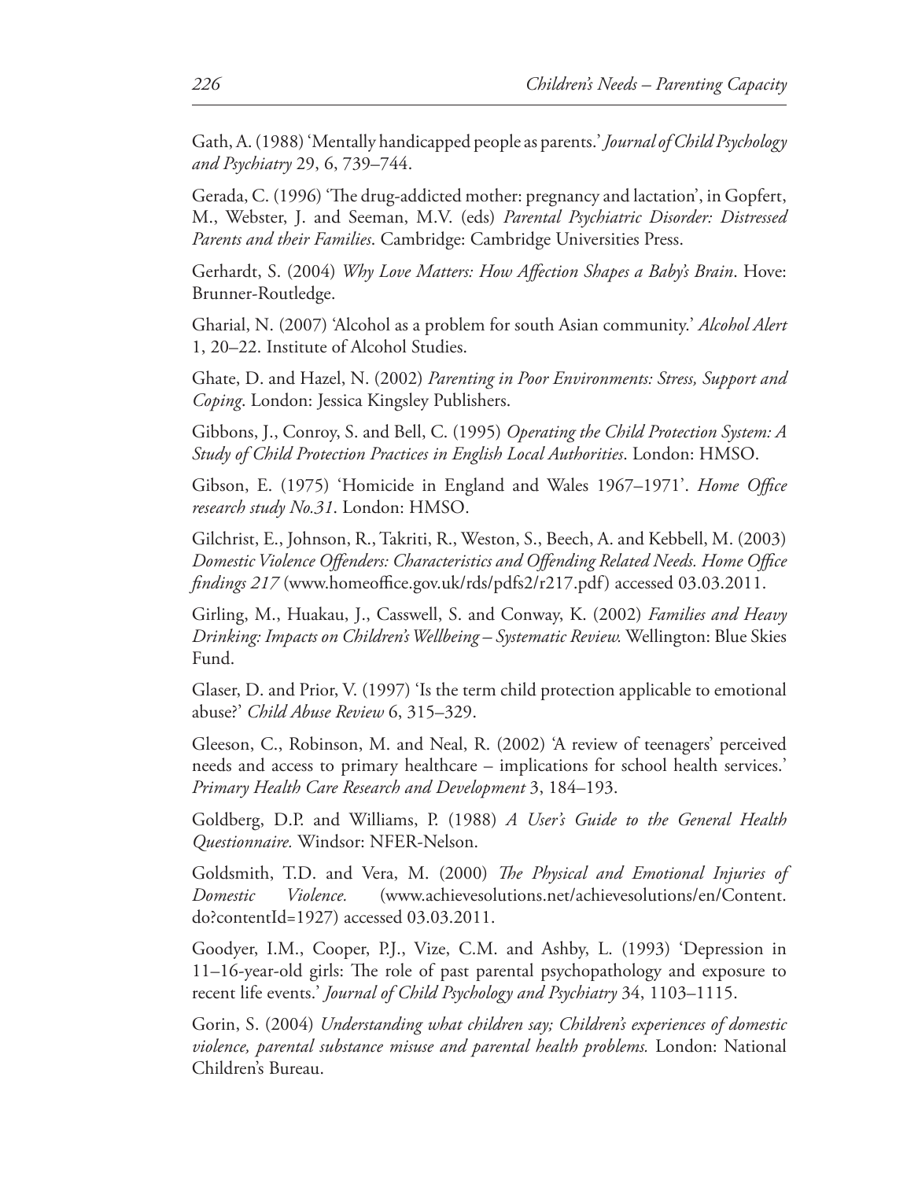Gath, A. (1988) 'Mentally handicapped people as parents.' *Journal of Child Psychology and Psychiatry* 29, 6, 739–744.

Gerada, C. (1996) 'The drug-addicted mother: pregnancy and lactation', in Gopfert, M., Webster, J. and Seeman, M.V. (eds) *Parental Psychiatric Disorder: Distressed Parents and their Families*. Cambridge: Cambridge Universities Press.

Gerhardt, S. (2004) *Why Love Matters: How Affection Shapes a Baby's Brain*. Hove: Brunner-Routledge.

Gharial, N. (2007) 'Alcohol as a problem for south Asian community.' *Alcohol Alert* 1, 20–22. Institute of Alcohol Studies.

Ghate, D. and Hazel, N. (2002) *Parenting in Poor Environments: Stress, Support and Coping*. London: Jessica Kingsley Publishers.

Gibbons, J., Conroy, S. and Bell, C. (1995) *Operating the Child Protection System: A Study of Child Protection Practices in English Local Authorities*. London: HMSO.

Gibson, E. (1975) 'Homicide in England and Wales 1967–1971'. *Home Office research study No.31*. London: HMSO.

Gilchrist, E., Johnson, R., Takriti, R., Weston, S., Beech, A. and Kebbell, M. (2003) *Domestic Violence Offenders: Characteristics and Offending Related Needs. Home Office findings 217* (www.homeoffice.gov.uk/rds/pdfs2/r217.pdf) accessed 03.03.2011.

Girling, M., Huakau, J., Casswell, S. and Conway, K. (2002) *Families and Heavy Drinking: Impacts on Children's Wellbeing – Systematic Review.* Wellington: Blue Skies Fund.

Glaser, D. and Prior, V. (1997) 'Is the term child protection applicable to emotional abuse?' *Child Abuse Review* 6, 315–329.

Gleeson, C., Robinson, M. and Neal, R. (2002) 'A review of teenagers' perceived needs and access to primary healthcare – implications for school health services.' *Primary Health Care Research and Development* 3, 184–193.

Goldberg, D.P. and Williams, P. (1988) *A User's Guide to the General Health Questionnaire.* Windsor: NFER-Nelson.

Goldsmith, T.D. and Vera, M. (2000) *The Physical and Emotional Injuries of Domestic Violence.* (www.achievesolutions.net/achievesolutions/en/Content.do?contentId=1927) accessed 03.03.2011.

Goodyer, I.M., Cooper, P.J., Vize, C.M. and Ashby, L. (1993) 'Depression in 11–16-year-old girls: The role of past parental psychopathology and exposure to recent life events.' *Journal of Child Psychology and Psychiatry* 34, 1103–1115.

Gorin, S. (2004) *Understanding what children say; Children's experiences of domestic violence, parental substance misuse and parental health problems.* London: National Children's Bureau.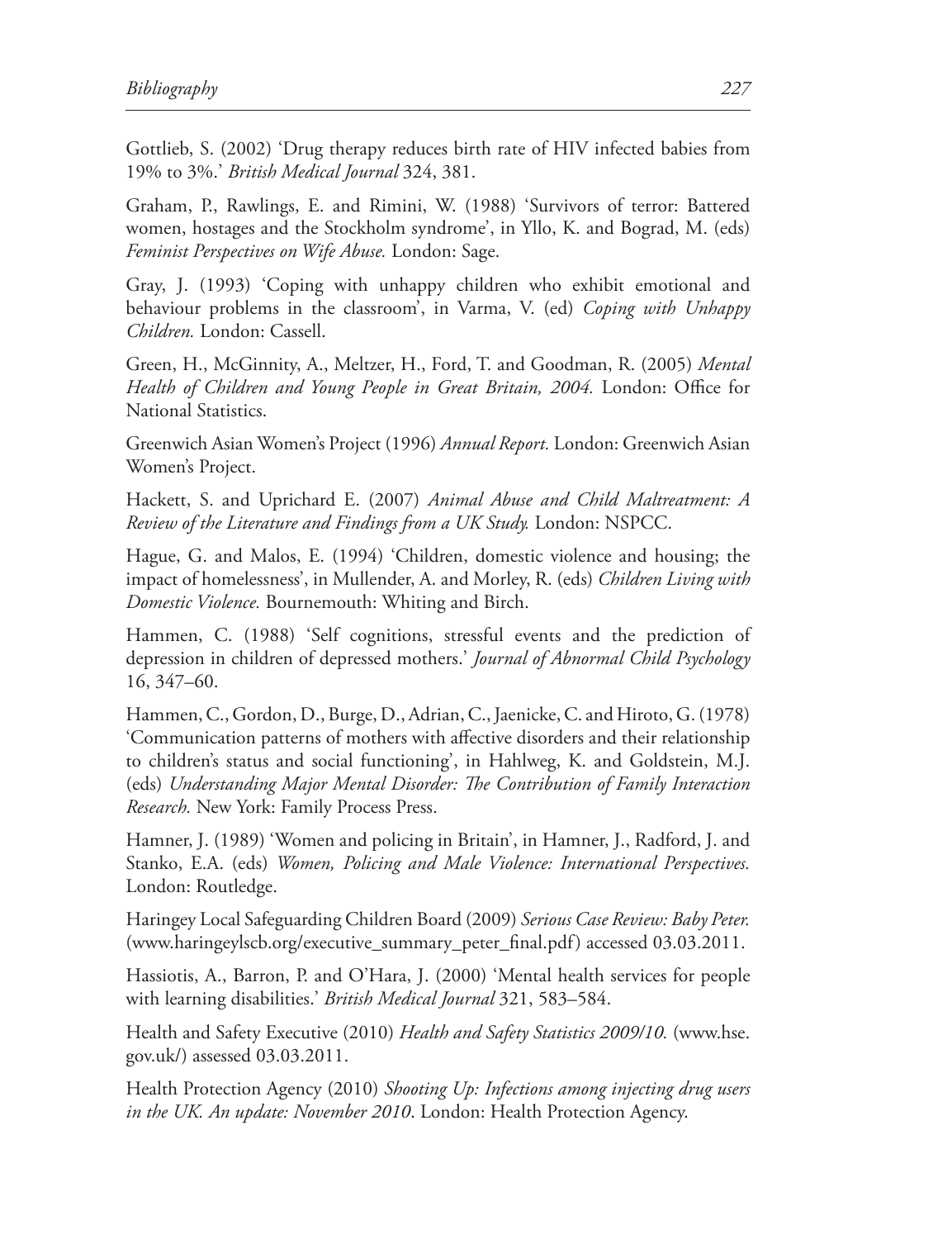Gottlieb, S. (2002) 'Drug therapy reduces birth rate of HIV infected babies from 19% to 3%.' *British Medical Journal* 324, 381.

Graham, P., Rawlings, E. and Rimini, W. (1988) 'Survivors of terror: Battered women, hostages and the Stockholm syndrome', in Yllo, K. and Bograd, M. (eds) *Feminist Perspectives on Wife Abuse.* London: Sage.

Gray, J. (1993) 'Coping with unhappy children who exhibit emotional and behaviour problems in the classroom', in Varma, V. (ed) *Coping with Unhappy Children.* London: Cassell.

Green, H., McGinnity, A., Meltzer, H., Ford, T. and Goodman, R. (2005) *Mental Health of Children and Young People in Great Britain, 2004.* London: Office for National Statistics.

Greenwich Asian Women's Project (1996) *Annual Report.* London: Greenwich Asian Women's Project.

Hackett, S. and Uprichard E. (2007) *Animal Abuse and Child Maltreatment: A Review of the Literature and Findings from a UK Study.* London: NSPCC.

Hague, G. and Malos, E. (1994) 'Children, domestic violence and housing; the impact of homelessness', in Mullender, A. and Morley, R. (eds) *Children Living with Domestic Violence.* Bournemouth: Whiting and Birch.

Hammen, C. (1988) 'Self cognitions, stressful events and the prediction of depression in children of depressed mothers.' *Journal of Abnormal Child Psychology* 16, 347–60.

Hammen, C., Gordon, D., Burge, D., Adrian, C., Jaenicke, C. and Hiroto, G. (1978) 'Communication patterns of mothers with affective disorders and their relationship to children's status and social functioning', in Hahlweg, K. and Goldstein, M.J. (eds) *Understanding Major Mental Disorder: The Contribution of Family Interaction Research.* New York: Family Process Press.

Hamner, J. (1989) 'Women and policing in Britain', in Hamner, J., Radford, J. and Stanko, E.A. (eds) *Women, Policing and Male Violence: International Perspectives.* London: Routledge.

Haringey Local Safeguarding Children Board (2009) *Serious Case Review: Baby Peter.* (www.haringeylscb.org/executive_summary_peter_final.pdf) accessed 03.03.2011.

Hassiotis, A., Barron, P. and O'Hara, J. (2000) 'Mental health services for people with learning disabilities.' *British Medical Journal* 321, 583–584.

Health and Safety Executive (2010) *Health and Safety Statistics 2009/10.* (www.hse.gov.uk/) assessed 03.03.2011.

Health Protection Agency (2010) *Shooting Up: Infections among injecting drug users in the UK. An update: November 2010*. London: Health Protection Agency.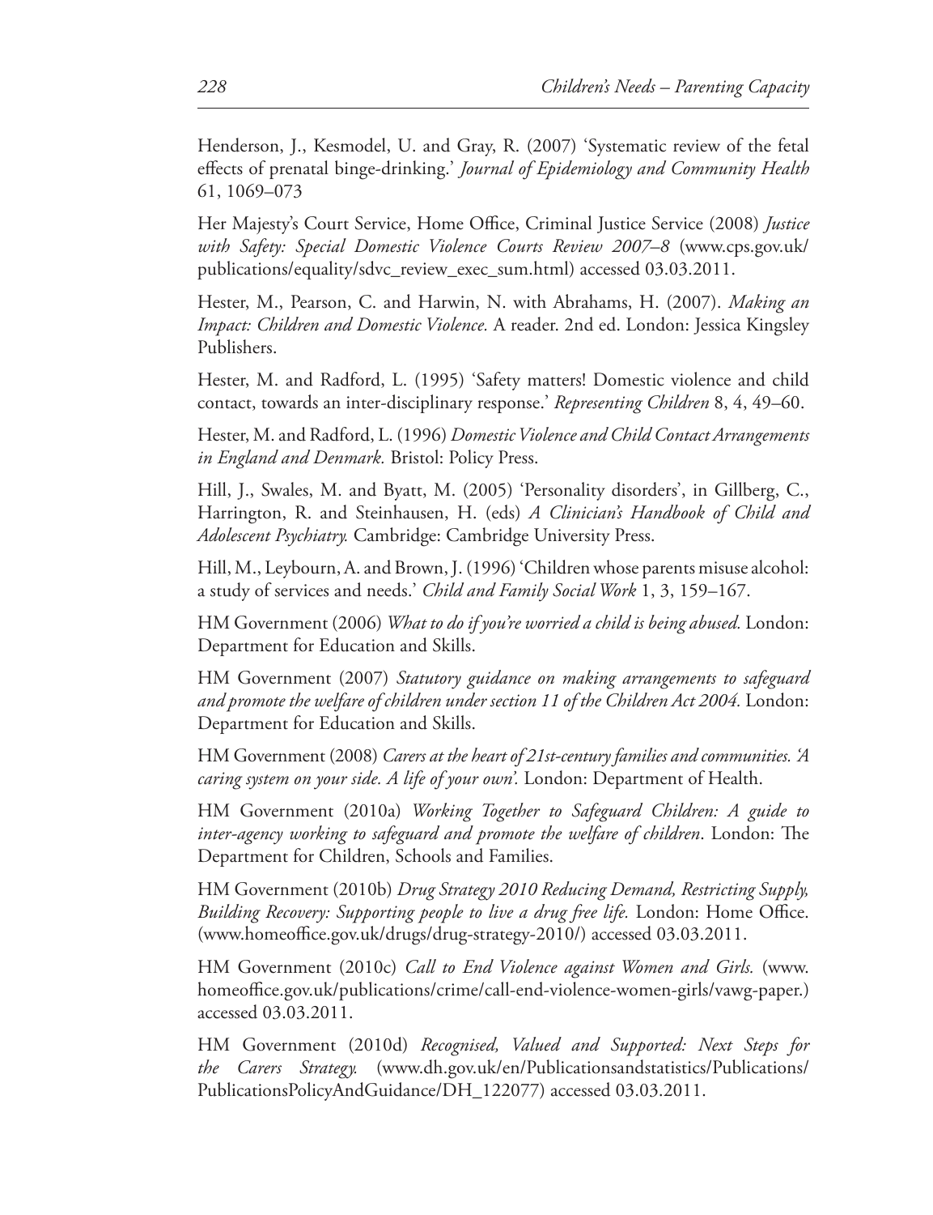Henderson, J., Kesmodel, U. and Gray, R. (2007) 'Systematic review of the fetal effects of prenatal binge-drinking.' *Journal of Epidemiology and Community Health* 61, 1069–073

Her Majesty's Court Service, Home Office, Criminal Justice Service (2008) *Justice with Safety: Special Domestic Violence Courts Review 2007–8* (www.cps.gov.uk/publications/equality/sdvc_review_exec_sum.html) accessed 03.03.2011.

Hester, M., Pearson, C. and Harwin, N. with Abrahams, H. (2007). *Making an Impact: Children and Domestic Violence.* A reader. 2nd ed. London: Jessica Kingsley Publishers.

Hester, M. and Radford, L. (1995) 'Safety matters! Domestic violence and child contact, towards an inter-disciplinary response.' *Representing Children* 8, 4, 49–60.

Hester, M. and Radford, L. (1996) *Domestic Violence and Child Contact Arrangements in England and Denmark.* Bristol: Policy Press.

Hill, J., Swales, M. and Byatt, M. (2005) 'Personality disorders', in Gillberg, C., Harrington, R. and Steinhausen, H. (eds) *A Clinician's Handbook of Child and Adolescent Psychiatry.* Cambridge: Cambridge University Press.

Hill, M., Leybourn, A. and Brown, J. (1996) 'Children whose parents misuse alcohol: a study of services and needs.' *Child and Family Social Work* 1, 3, 159–167.

HM Government (2006) *What to do if you're worried a child is being abused.* London: Department for Education and Skills.

HM Government (2007) *Statutory guidance on making arrangements to safeguard and promote the welfare of children under section 11 of the Children Act 2004.* London: Department for Education and Skills.

HM Government (2008) *Carers at the heart of 21st-century families and communities. 'A caring system on your side. A life of your own'.* London: Department of Health.

HM Government (2010a) *Working Together to Safeguard Children: A guide to inter-agency working to safeguard and promote the welfare of children*. London: The Department for Children, Schools and Families.

HM Government (2010b) *Drug Strategy 2010 Reducing Demand, Restricting Supply, Building Recovery: Supporting people to live a drug free life.* London: Home Office. (www.homeoffice.gov.uk/drugs/drug-strategy-2010/) accessed 03.03.2011.

HM Government (2010c) *Call to End Violence against Women and Girls.* (www.homeoffice.gov.uk/publications/crime/call-end-violence-women-girls/vawg-paper.) accessed 03.03.2011.

HM Government (2010d) *Recognised, Valued and Supported: Next Steps for the Carers Strategy.* (www.dh.gov.uk/en/Publicationsandstatistics/Publications/PublicationsPolicyAndGuidance/DH_122077) accessed 03.03.2011.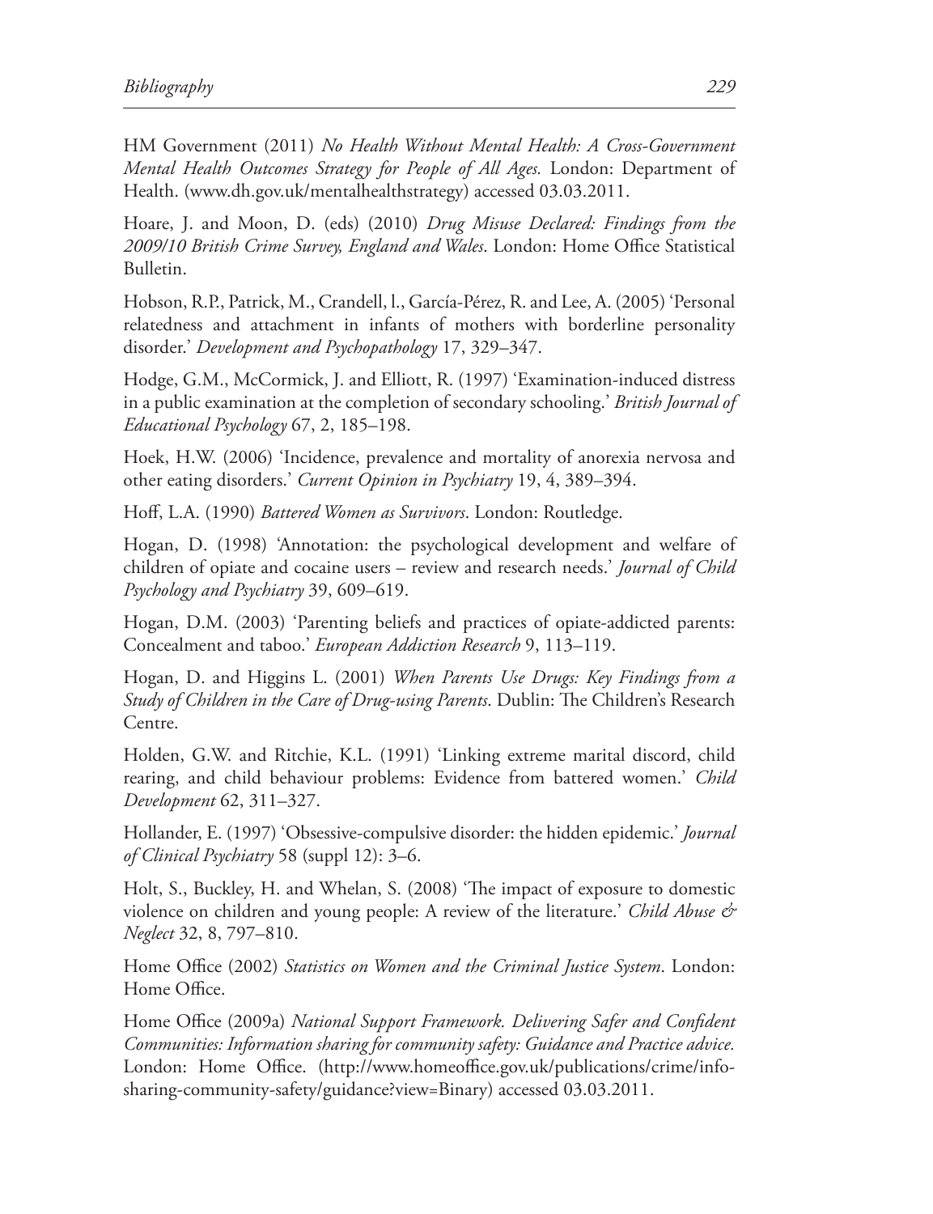HM Government (2011) *No Health Without Mental Health: A Cross-Government Mental Health Outcomes Strategy for People of All Ages.* London: Department of Health. (www.dh.gov.uk/mentalhealthstrategy) accessed 03.03.2011.

Hoare, J. and Moon, D. (eds) (2010) *Drug Misuse Declared: Findings from the 2009/10 British Crime Survey, England and Wales*. London: Home Office Statistical Bulletin.

Hobson, R.P., Patrick, M., Crandell, l., García-Pérez, R. and Lee, A. (2005) 'Personal relatedness and attachment in infants of mothers with borderline personality disorder.' *Development and Psychopathology* 17, 329–347.

Hodge, G.M., McCormick, J. and Elliott, R. (1997) 'Examination-induced distress in a public examination at the completion of secondary schooling.' *British Journal of Educational Psychology* 67, 2, 185–198.

Hoek, H.W. (2006) 'Incidence, prevalence and mortality of anorexia nervosa and other eating disorders.' *Current Opinion in Psychiatry* 19, 4, 389–394.

Hoff, L.A. (1990) *Battered Women as Survivors*. London: Routledge.

Hogan, D. (1998) 'Annotation: the psychological development and welfare of children of opiate and cocaine users – review and research needs.' *Journal of Child Psychology and Psychiatry* 39, 609–619.

Hogan, D.M. (2003) 'Parenting beliefs and practices of opiate-addicted parents: Concealment and taboo.' *European Addiction Research* 9, 113–119.

Hogan, D. and Higgins L. (2001) *When Parents Use Drugs: Key Findings from a Study of Children in the Care of Drug-using Parents*. Dublin: The Children's Research Centre.

Holden, G.W. and Ritchie, K.L. (1991) 'Linking extreme marital discord, child rearing, and child behaviour problems: Evidence from battered women.' *Child Development* 62, 311–327.

Hollander, E. (1997) 'Obsessive-compulsive disorder: the hidden epidemic.' *Journal of Clinical Psychiatry* 58 (suppl 12): 3–6.

Holt, S., Buckley, H. and Whelan, S. (2008) 'The impact of exposure to domestic violence on children and young people: A review of the literature.' *Child Abuse & Neglect* 32, 8, 797–810.

Home Office (2002) *Statistics on Women and the Criminal Justice System*. London: Home Office.

Home Office (2009a) *National Support Framework. Delivering Safer and Confident Communities: Information sharing for community safety: Guidance and Practice advice.* London: Home Office. (http://www.homeoffice.gov.uk/publications/crime/info-sharing-community-safety/guidance?view=Binary) accessed 03.03.2011.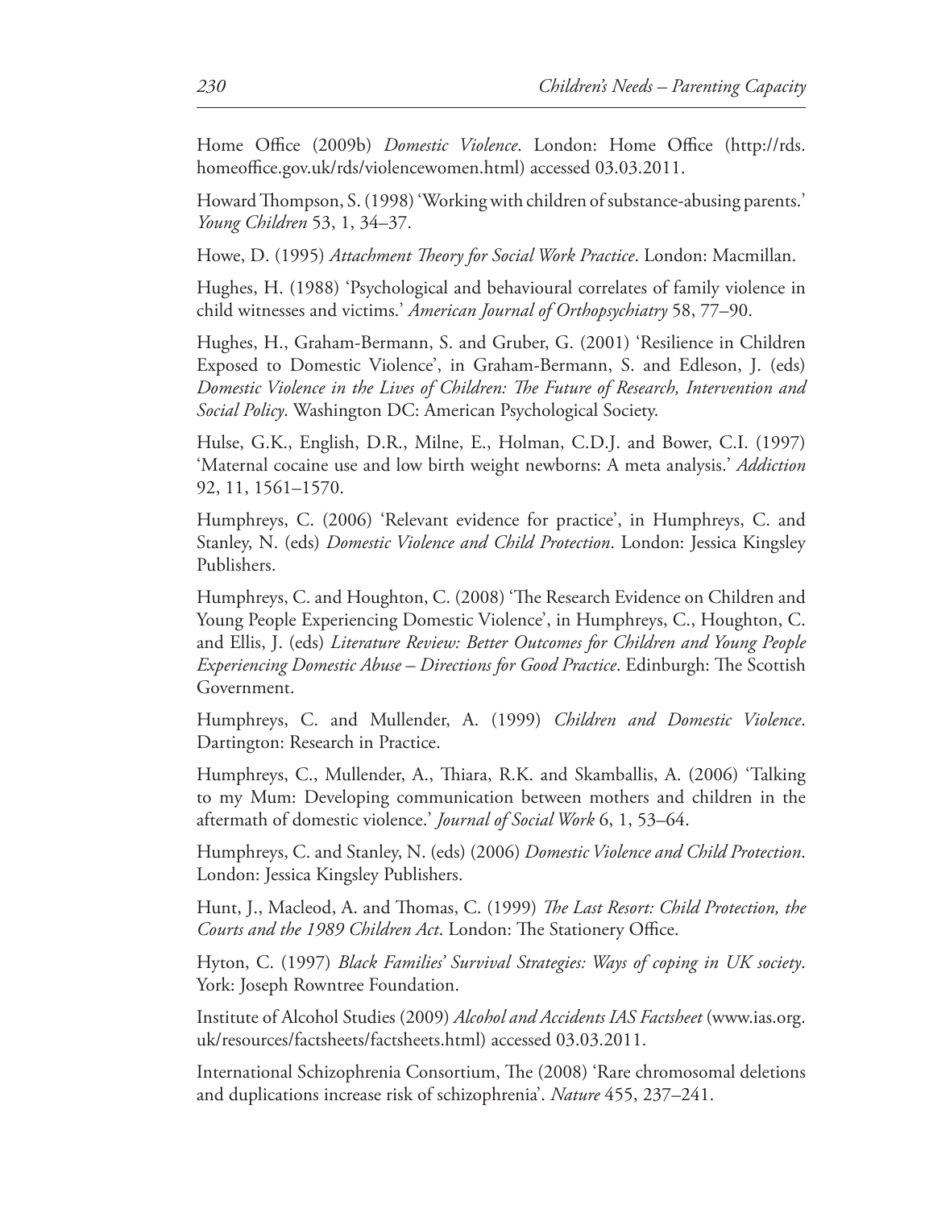Home Office (2009b) *Domestic Violence*. London: Home Office (http://rds.homeoffice.gov.uk/rds/violencewomen.html) accessed 03.03.2011.

Howard Thompson, S. (1998) 'Working with children of substance-abusing parents.' *Young Children* 53, 1, 34–37.

Howe, D. (1995) *Attachment Theory for Social Work Practice*. London: Macmillan.

Hughes, H. (1988) 'Psychological and behavioural correlates of family violence in child witnesses and victims.' *American Journal of Orthopsychiatry* 58, 77–90.

Hughes, H., Graham-Bermann, S. and Gruber, G. (2001) 'Resilience in Children Exposed to Domestic Violence', in Graham-Bermann, S. and Edleson, J. (eds) *Domestic Violence in the Lives of Children: The Future of Research, Intervention and Social Policy*. Washington DC: American Psychological Society.

Hulse, G.K., English, D.R., Milne, E., Holman, C.D.J. and Bower, C.I. (1997) 'Maternal cocaine use and low birth weight newborns: A meta analysis.' *Addiction* 92, 11, 1561–1570.

Humphreys, C. (2006) 'Relevant evidence for practice', in Humphreys, C. and Stanley, N. (eds) *Domestic Violence and Child Protection*. London: Jessica Kingsley Publishers.

Humphreys, C. and Houghton, C. (2008) 'The Research Evidence on Children and Young People Experiencing Domestic Violence', in Humphreys, C., Houghton, C. and Ellis, J. (eds) *Literature Review: Better Outcomes for Children and Young People Experiencing Domestic Abuse – Directions for Good Practice*. Edinburgh: The Scottish Government.

Humphreys, C. and Mullender, A. (1999) *Children and Domestic Violence*. Dartington: Research in Practice.

Humphreys, C., Mullender, A., Thiara, R.K. and Skamballis, A. (2006) 'Talking to my Mum: Developing communication between mothers and children in the aftermath of domestic violence.' *Journal of Social Work* 6, 1, 53–64.

Humphreys, C. and Stanley, N. (eds) (2006) *Domestic Violence and Child Protection*. London: Jessica Kingsley Publishers.

Hunt, J., Macleod, A. and Thomas, C. (1999) *The Last Resort: Child Protection, the Courts and the 1989 Children Act*. London: The Stationery Office.

Hyton, C. (1997) *Black Families' Survival Strategies: Ways of coping in UK society*. York: Joseph Rowntree Foundation.

Institute of Alcohol Studies (2009) *Alcohol and Accidents IAS Factsheet* (www.ias.org.uk/resources/factsheets/factsheets.html) accessed 03.03.2011.

International Schizophrenia Consortium, The (2008) 'Rare chromosomal deletions and duplications increase risk of schizophrenia'. *Nature* 455, 237–241.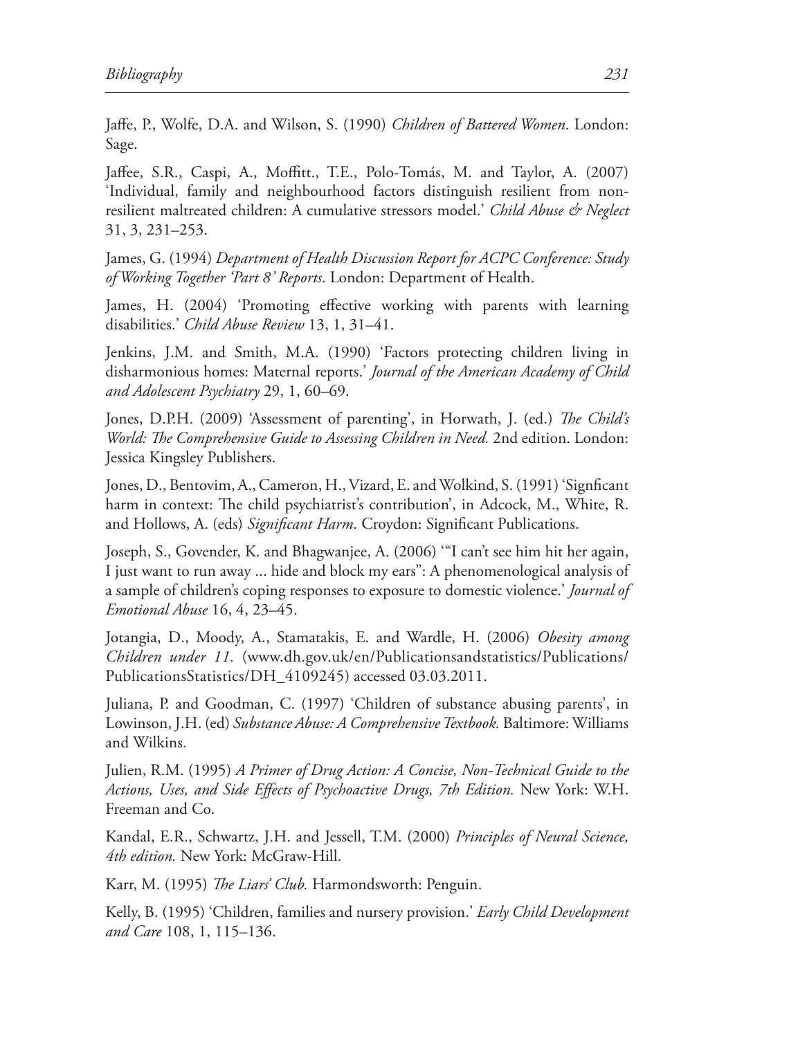Jaffe, P., Wolfe, D.A. and Wilson, S. (1990) *Children of Battered Women*. London: Sage.

Jaffee, S.R., Caspi, A., Moffitt., T.E., Polo-Tomás, M. and Taylor, A. (2007) 'Individual, family and neighbourhood factors distinguish resilient from non-resilient maltreated children: A cumulative stressors model.' *Child Abuse & Neglect* 31, 3, 231–253.

James, G. (1994) *Department of Health Discussion Report for ACPC Conference: Study of Working Together 'Part 8' Reports*. London: Department of Health.

James, H. (2004) 'Promoting effective working with parents with learning disabilities.' *Child Abuse Review* 13, 1, 31–41.

Jenkins, J.M. and Smith, M.A. (1990) 'Factors protecting children living in disharmonious homes: Maternal reports.' *Journal of the American Academy of Child and Adolescent Psychiatry* 29, 1, 60–69.

Jones, D.P.H. (2009) 'Assessment of parenting', in Horwath, J. (ed.) *The Child's World: The Comprehensive Guide to Assessing Children in Need.* 2nd edition. London: Jessica Kingsley Publishers.

Jones, D., Bentovim, A., Cameron, H., Vizard, E. and Wolkind, S. (1991) 'Signficant harm in context: The child psychiatrist's contribution', in Adcock, M., White, R. and Hollows, A. (eds) *Significant Harm*. Croydon: Significant Publications.

Joseph, S., Govender, K. and Bhagwanjee, A. (2006) '"I can't see him hit her again, I just want to run away ... hide and block my ears": A phenomenological analysis of a sample of children's coping responses to exposure to domestic violence.' *Journal of Emotional Abuse* 16, 4, 23–45.

Jotangia, D., Moody, A., Stamatakis, E. and Wardle, H. (2006) *Obesity among Children under 11.* (www.dh.gov.uk/en/Publicationsandstatistics/Publications/PublicationsStatistics/DH_4109245) accessed 03.03.2011.

Juliana, P. and Goodman, C. (1997) 'Children of substance abusing parents', in Lowinson, J.H. (ed) *Substance Abuse: A Comprehensive Textbook.* Baltimore: Williams and Wilkins.

Julien, R.M. (1995) *A Primer of Drug Action: A Concise, Non-Technical Guide to the Actions, Uses, and Side Effects of Psychoactive Drugs, 7th Edition.* New York: W.H. Freeman and Co.

Kandal, E.R., Schwartz, J.H. and Jessell, T.M. (2000) *Principles of Neural Science, 4th edition.* New York: McGraw-Hill.

Karr, M. (1995) *The Liars' Club.* Harmondsworth: Penguin.

Kelly, B. (1995) 'Children, families and nursery provision.' *Early Child Development and Care* 108, 1, 115–136.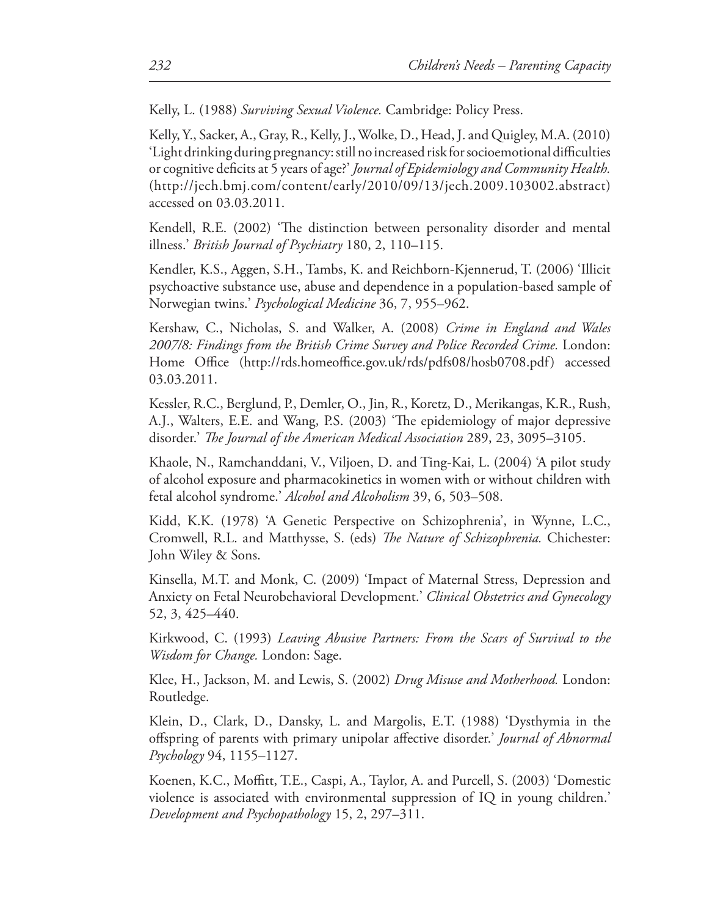Kelly, L. (1988) *Surviving Sexual Violence.* Cambridge: Policy Press.

Kelly, Y., Sacker, A., Gray, R., Kelly, J., Wolke, D., Head, J. and Quigley, M.A. (2010) 'Light drinking during pregnancy: still no increased risk for socioemotional difficulties or cognitive deficits at 5 years of age?' *Journal of Epidemiology and Community Health.* (http://jech.bmj.com/content/early/2010/09/13/jech.2009.103002.abstract) accessed on 03.03.2011.

Kendell, R.E. (2002) 'The distinction between personality disorder and mental illness.' *British Journal of Psychiatry* 180, 2, 110–115.

Kendler, K.S., Aggen, S.H., Tambs, K. and Reichborn-Kjennerud, T. (2006) 'Illicit psychoactive substance use, abuse and dependence in a population-based sample of Norwegian twins.' *Psychological Medicine* 36, 7, 955–962.

Kershaw, C., Nicholas, S. and Walker, A. (2008) *Crime in England and Wales 2007/8: Findings from the British Crime Survey and Police Recorded Crime.* London: Home Office (http://rds.homeoffice.gov.uk/rds/pdfs08/hosb0708.pdf) accessed 03.03.2011.

Kessler, R.C., Berglund, P., Demler, O., Jin, R., Koretz, D., Merikangas, K.R., Rush, A.J., Walters, E.E. and Wang, P.S. (2003) 'The epidemiology of major depressive disorder.' *The Journal of the American Medical Association* 289, 23, 3095–3105.

Khaole, N., Ramchanddani, V., Viljoen, D. and Ting-Kai, L. (2004) 'A pilot study of alcohol exposure and pharmacokinetics in women with or without children with fetal alcohol syndrome.' *Alcohol and Alcoholism* 39, 6, 503–508.

Kidd, K.K. (1978) 'A Genetic Perspective on Schizophrenia', in Wynne, L.C., Cromwell, R.L. and Matthysse, S. (eds) *The Nature of Schizophrenia.* Chichester: John Wiley & Sons.

Kinsella, M.T. and Monk, C. (2009) 'Impact of Maternal Stress, Depression and Anxiety on Fetal Neurobehavioral Development.' *Clinical Obstetrics and Gynecology* 52, 3, 425–440.

Kirkwood, C. (1993) *Leaving Abusive Partners: From the Scars of Survival to the Wisdom for Change.* London: Sage.

Klee, H., Jackson, M. and Lewis, S. (2002) *Drug Misuse and Motherhood.* London: Routledge.

Klein, D., Clark, D., Dansky, L. and Margolis, E.T. (1988) 'Dysthymia in the offspring of parents with primary unipolar affective disorder.' *Journal of Abnormal Psychology* 94, 1155–1127.

Koenen, K.C., Moffitt, T.E., Caspi, A., Taylor, A. and Purcell, S. (2003) 'Domestic violence is associated with environmental suppression of IQ in young children.' *Development and Psychopathology* 15, 2, 297–311.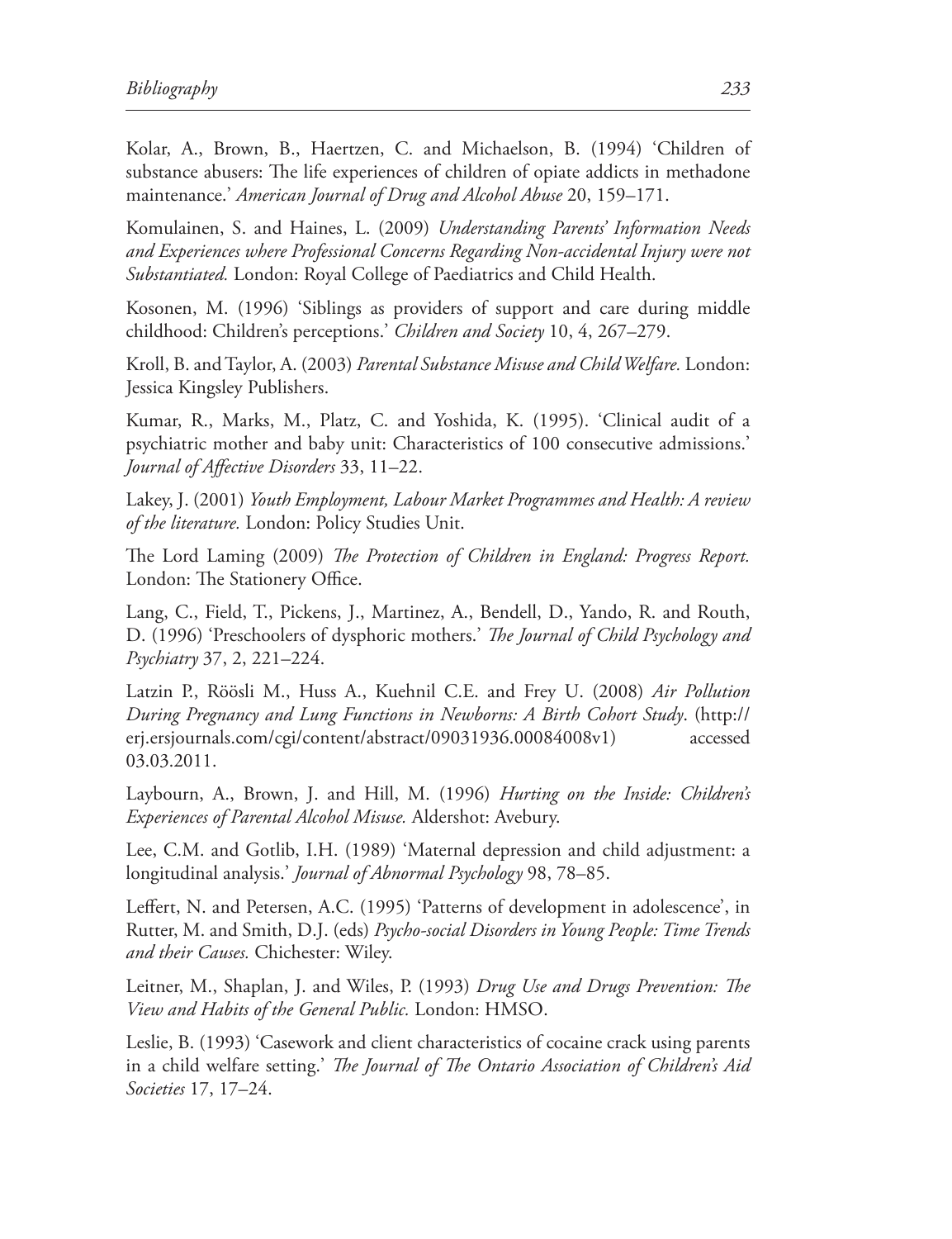Kolar, A., Brown, B., Haertzen, C. and Michaelson, B. (1994) 'Children of substance abusers: The life experiences of children of opiate addicts in methadone maintenance.' *American Journal of Drug and Alcohol Abuse* 20, 159–171.

Komulainen, S. and Haines, L. (2009) *Understanding Parents' Information Needs and Experiences where Professional Concerns Regarding Non-accidental Injury were not Substantiated.* London: Royal College of Paediatrics and Child Health.

Kosonen, M. (1996) 'Siblings as providers of support and care during middle childhood: Children's perceptions.' *Children and Society* 10, 4, 267–279.

Kroll, B. and Taylor, A. (2003) *Parental Substance Misuse and Child Welfare.* London: Jessica Kingsley Publishers.

Kumar, R., Marks, M., Platz, C. and Yoshida, K. (1995). 'Clinical audit of a psychiatric mother and baby unit: Characteristics of 100 consecutive admissions.' *Journal of Affective Disorders* 33, 11–22.

Lakey, J. (2001) *Youth Employment, Labour Market Programmes and Health: A review of the literature.* London: Policy Studies Unit.

The Lord Laming (2009) *The Protection of Children in England: Progress Report.* London: The Stationery Office.

Lang, C., Field, T., Pickens, J., Martinez, A., Bendell, D., Yando, R. and Routh, D. (1996) 'Preschoolers of dysphoric mothers.' *The Journal of Child Psychology and Psychiatry* 37, 2, 221–224.

Latzin P., Röösli M., Huss A., Kuehnil C.E. and Frey U. (2008) *Air Pollution During Pregnancy and Lung Functions in Newborns: A Birth Cohort Study*. (http://erj.ersjournals.com/cgi/content/abstract/09031936.00084008v1) accessed 03.03.2011.

Laybourn, A., Brown, J. and Hill, M. (1996) *Hurting on the Inside: Children's Experiences of Parental Alcohol Misuse.* Aldershot: Avebury.

Lee, C.M. and Gotlib, I.H. (1989) 'Maternal depression and child adjustment: a longitudinal analysis.' *Journal of Abnormal Psychology* 98, 78–85.

Leffert, N. and Petersen, A.C. (1995) 'Patterns of development in adolescence', in Rutter, M. and Smith, D.J. (eds) *Psycho-social Disorders in Young People: Time Trends and their Causes.* Chichester: Wiley.

Leitner, M., Shaplan, J. and Wiles, P. (1993) *Drug Use and Drugs Prevention: The View and Habits of the General Public.* London: HMSO.

Leslie, B. (1993) 'Casework and client characteristics of cocaine crack using parents in a child welfare setting.' *The Journal of The Ontario Association of Children's Aid Societies* 17, 17–24.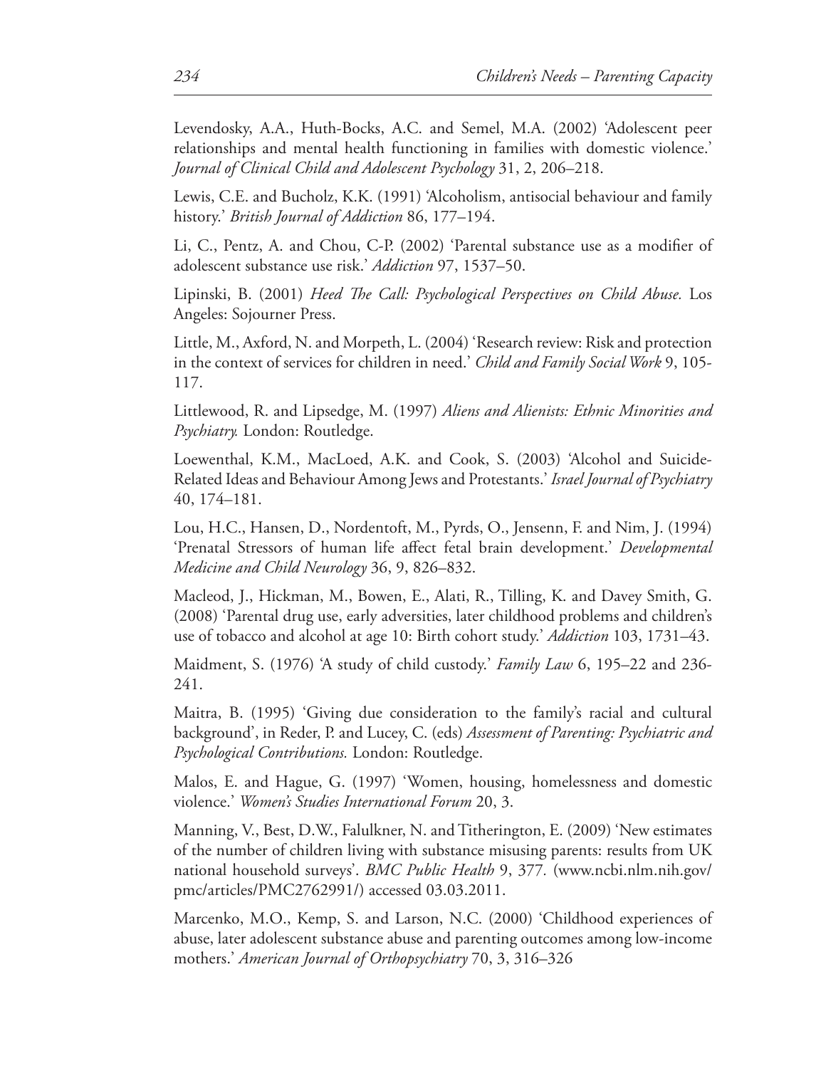Levendosky, A.A., Huth-Bocks, A.C. and Semel, M.A. (2002) 'Adolescent peer relationships and mental health functioning in families with domestic violence.' *Journal of Clinical Child and Adolescent Psychology* 31, 2, 206–218.

Lewis, C.E. and Bucholz, K.K. (1991) 'Alcoholism, antisocial behaviour and family history.' *British Journal of Addiction* 86, 177–194.

Li, C., Pentz, A. and Chou, C-P. (2002) 'Parental substance use as a modifier of adolescent substance use risk.' *Addiction* 97, 1537–50.

Lipinski, B. (2001) *Heed The Call: Psychological Perspectives on Child Abuse.* Los Angeles: Sojourner Press.

Little, M., Axford, N. and Morpeth, L. (2004) 'Research review: Risk and protection in the context of services for children in need.' *Child and Family Social Work* 9, 105-117.

Littlewood, R. and Lipsedge, M. (1997) *Aliens and Alienists: Ethnic Minorities and Psychiatry.* London: Routledge.

Loewenthal, K.M., MacLoed, A.K. and Cook, S. (2003) 'Alcohol and Suicide-Related Ideas and Behaviour Among Jews and Protestants.' *Israel Journal of Psychiatry* 40, 174–181.

Lou, H.C., Hansen, D., Nordentoft, M., Pyrds, O., Jensenn, F. and Nim, J. (1994) 'Prenatal Stressors of human life affect fetal brain development.' *Developmental Medicine and Child Neurology* 36, 9, 826–832.

Macleod, J., Hickman, M., Bowen, E., Alati, R., Tilling, K. and Davey Smith, G. (2008) 'Parental drug use, early adversities, later childhood problems and children's use of tobacco and alcohol at age 10: Birth cohort study.' *Addiction* 103, 1731–43.

Maidment, S. (1976) 'A study of child custody.' *Family Law* 6, 195–22 and 236-241.

Maitra, B. (1995) 'Giving due consideration to the family's racial and cultural background', in Reder, P. and Lucey, C. (eds) *Assessment of Parenting: Psychiatric and Psychological Contributions.* London: Routledge.

Malos, E. and Hague, G. (1997) 'Women, housing, homelessness and domestic violence.' *Women's Studies International Forum* 20, 3.

Manning, V., Best, D.W., Falulkner, N. and Titherington, E. (2009) 'New estimates of the number of children living with substance misusing parents: results from UK national household surveys'. *BMC Public Health* 9, 377. (www.ncbi.nlm.nih.gov/pmc/articles/PMC2762991/) accessed 03.03.2011.

Marcenko, M.O., Kemp, S. and Larson, N.C. (2000) 'Childhood experiences of abuse, later adolescent substance abuse and parenting outcomes among low-income mothers.' *American Journal of Orthopsychiatry* 70, 3, 316–326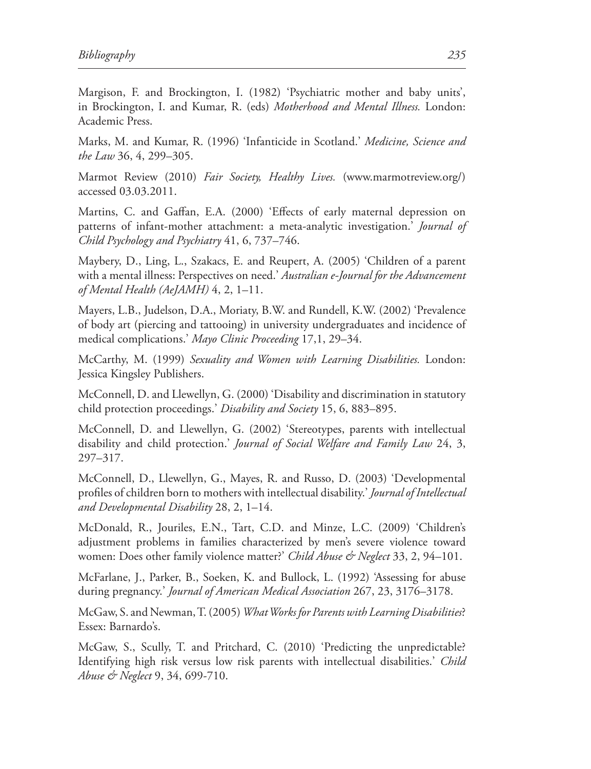Margison, F. and Brockington, I. (1982) 'Psychiatric mother and baby units', in Brockington, I. and Kumar, R. (eds) *Motherhood and Mental Illness.* London: Academic Press.

Marks, M. and Kumar, R. (1996) 'Infanticide in Scotland.' *Medicine, Science and the Law* 36, 4, 299–305.

Marmot Review (2010) *Fair Society, Healthy Lives.* (www.marmotreview.org/) accessed 03.03.2011.

Martins, C. and Gaffan, E.A. (2000) 'Effects of early maternal depression on patterns of infant-mother attachment: a meta-analytic investigation.' *Journal of Child Psychology and Psychiatry* 41, 6, 737–746.

Maybery, D., Ling, L., Szakacs, E. and Reupert, A. (2005) 'Children of a parent with a mental illness: Perspectives on need.' *Australian e-Journal for the Advancement of Mental Health (AeJAMH)* 4, 2, 1–11.

Mayers, L.B., Judelson, D.A., Moriaty, B.W. and Rundell, K.W. (2002) 'Prevalence of body art (piercing and tattooing) in university undergraduates and incidence of medical complications.' *Mayo Clinic Proceeding* 17,1, 29–34.

McCarthy, M. (1999) *Sexuality and Women with Learning Disabilities.* London: Jessica Kingsley Publishers.

McConnell, D. and Llewellyn, G. (2000) 'Disability and discrimination in statutory child protection proceedings.' *Disability and Society* 15, 6, 883–895.

McConnell, D. and Llewellyn, G. (2002) 'Stereotypes, parents with intellectual disability and child protection.' *Journal of Social Welfare and Family Law* 24, 3, 297–317.

McConnell, D., Llewellyn, G., Mayes, R. and Russo, D. (2003) 'Developmental profiles of children born to mothers with intellectual disability.' *Journal of Intellectual and Developmental Disability* 28, 2, 1–14.

McDonald, R., Jouriles, E.N., Tart, C.D. and Minze, L.C. (2009) 'Children's adjustment problems in families characterized by men's severe violence toward women: Does other family violence matter?' *Child Abuse & Neglect* 33, 2, 94–101.

McFarlane, J., Parker, B., Soeken, K. and Bullock, L. (1992) 'Assessing for abuse during pregnancy.' *Journal of American Medical Association* 267, 23, 3176–3178.

McGaw, S. and Newman, T. (2005) *What Works for Parents with Learning Disabilities*? Essex: Barnardo's.

McGaw, S., Scully, T. and Pritchard, C. (2010) 'Predicting the unpredictable? Identifying high risk versus low risk parents with intellectual disabilities.' *Child Abuse & Neglect* 9, 34, 699-710.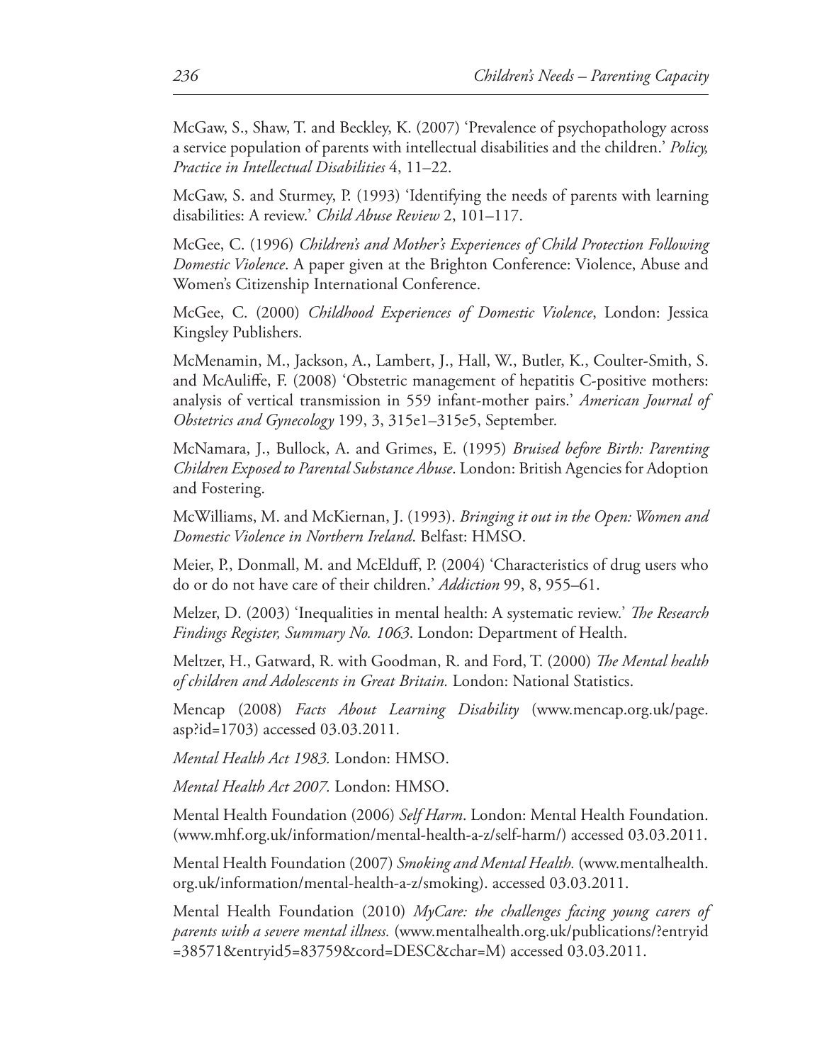McGaw, S., Shaw, T. and Beckley, K. (2007) 'Prevalence of psychopathology across a service population of parents with intellectual disabilities and the children.' *Policy, Practice in Intellectual Disabilities* 4, 11–22.

McGaw, S. and Sturmey, P. (1993) 'Identifying the needs of parents with learning disabilities: A review.' *Child Abuse Review* 2, 101–117.

McGee, C. (1996) *Children's and Mother's Experiences of Child Protection Following Domestic Violence*. A paper given at the Brighton Conference: Violence, Abuse and Women's Citizenship International Conference.

McGee, C. (2000) *Childhood Experiences of Domestic Violence*, London: Jessica Kingsley Publishers.

McMenamin, M., Jackson, A., Lambert, J., Hall, W., Butler, K., Coulter-Smith, S. and McAuliffe, F. (2008) 'Obstetric management of hepatitis C-positive mothers: analysis of vertical transmission in 559 infant-mother pairs.' *American Journal of Obstetrics and Gynecology* 199, 3, 315e1–315e5, September.

McNamara, J., Bullock, A. and Grimes, E. (1995) *Bruised before Birth: Parenting Children Exposed to Parental Substance Abuse*. London: British Agencies for Adoption and Fostering.

McWilliams, M. and McKiernan, J. (1993). *Bringing it out in the Open: Women and Domestic Violence in Northern Ireland*. Belfast: HMSO.

Meier, P., Donmall, M. and McElduff, P. (2004) 'Characteristics of drug users who do or do not have care of their children.' *Addiction* 99, 8, 955–61.

Melzer, D. (2003) 'Inequalities in mental health: A systematic review.' *The Research Findings Register, Summary No. 1063*. London: Department of Health.

Meltzer, H., Gatward, R. with Goodman, R. and Ford, T. (2000) *The Mental health of children and Adolescents in Great Britain.* London: National Statistics.

Mencap (2008) *Facts About Learning Disability* (www.mencap.org.uk/page.asp?id=1703) accessed 03.03.2011.

*Mental Health Act 1983.* London: HMSO.

*Mental Health Act 2007.* London: HMSO.

Mental Health Foundation (2006) *Self Harm*. London: Mental Health Foundation. (www.mhf.org.uk/information/mental-health-a-z/self-harm/) accessed 03.03.2011.

Mental Health Foundation (2007) *Smoking and Mental Health.* (www.mentalhealth.org.uk/information/mental-health-a-z/smoking). accessed 03.03.2011.

Mental Health Foundation (2010) *MyCare: the challenges facing young carers of parents with a severe mental illness.* (www.mentalhealth.org.uk/publications/?entryid=38571&entryid5=83759&cord=DESC&char=M) accessed 03.03.2011.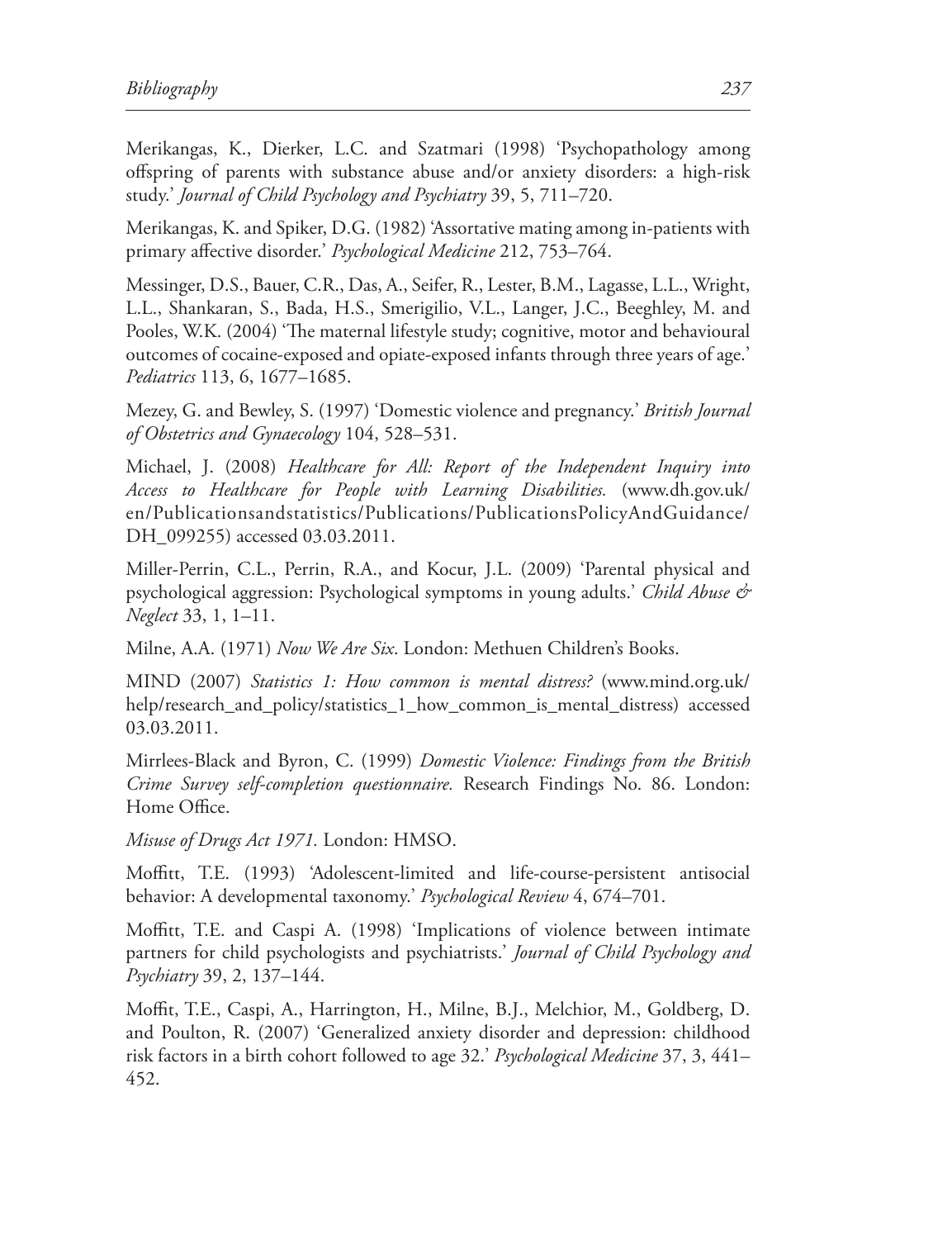Merikangas, K., Dierker, L.C. and Szatmari (1998) 'Psychopathology among offspring of parents with substance abuse and/or anxiety disorders: a high-risk study.' *Journal of Child Psychology and Psychiatry* 39, 5, 711–720.

Merikangas, K. and Spiker, D.G. (1982) 'Assortative mating among in-patients with primary affective disorder.' *Psychological Medicine* 212, 753–764.

Messinger, D.S., Bauer, C.R., Das, A., Seifer, R., Lester, B.M., Lagasse, L.L., Wright, L.L., Shankaran, S., Bada, H.S., Smerigilio, V.L., Langer, J.C., Beeghley, M. and Pooles, W.K. (2004) 'The maternal lifestyle study; cognitive, motor and behavioural outcomes of cocaine-exposed and opiate-exposed infants through three years of age.' *Pediatrics* 113, 6, 1677–1685.

Mezey, G. and Bewley, S. (1997) 'Domestic violence and pregnancy.' *British Journal of Obstetrics and Gynaecology* 104, 528–531.

Michael, J. (2008) *Healthcare for All: Report of the Independent Inquiry into Access to Healthcare for People with Learning Disabilities.* (www.dh.gov.uk/en/Publicationsandstatistics/Publications/PublicationsPolicyAndGuidance/DH_099255) accessed 03.03.2011.

Miller-Perrin, C.L., Perrin, R.A., and Kocur, J.L. (2009) 'Parental physical and psychological aggression: Psychological symptoms in young adults.' *Child Abuse & Neglect* 33, 1, 1–11.

Milne, A.A. (1971) *Now We Are Six*. London: Methuen Children's Books.

MIND (2007) *Statistics 1: How common is mental distress?* (www.mind.org.uk/help/research_and_policy/statistics_1_how_common_is_mental_distress) accessed 03.03.2011.

Mirrlees-Black and Byron, C. (1999) *Domestic Violence: Findings from the British Crime Survey self-completion questionnaire.* Research Findings No. 86. London: Home Office.

*Misuse of Drugs Act 1971.* London: HMSO.

Moffitt, T.E. (1993) 'Adolescent-limited and life-course-persistent antisocial behavior: A developmental taxonomy.' *Psychological Review* 4, 674–701.

Moffitt, T.E. and Caspi A. (1998) 'Implications of violence between intimate partners for child psychologists and psychiatrists.' *Journal of Child Psychology and Psychiatry* 39, 2, 137–144.

Moffit, T.E., Caspi, A., Harrington, H., Milne, B.J., Melchior, M., Goldberg, D. and Poulton, R. (2007) 'Generalized anxiety disorder and depression: childhood risk factors in a birth cohort followed to age 32.' *Psychological Medicine* 37, 3, 441–452.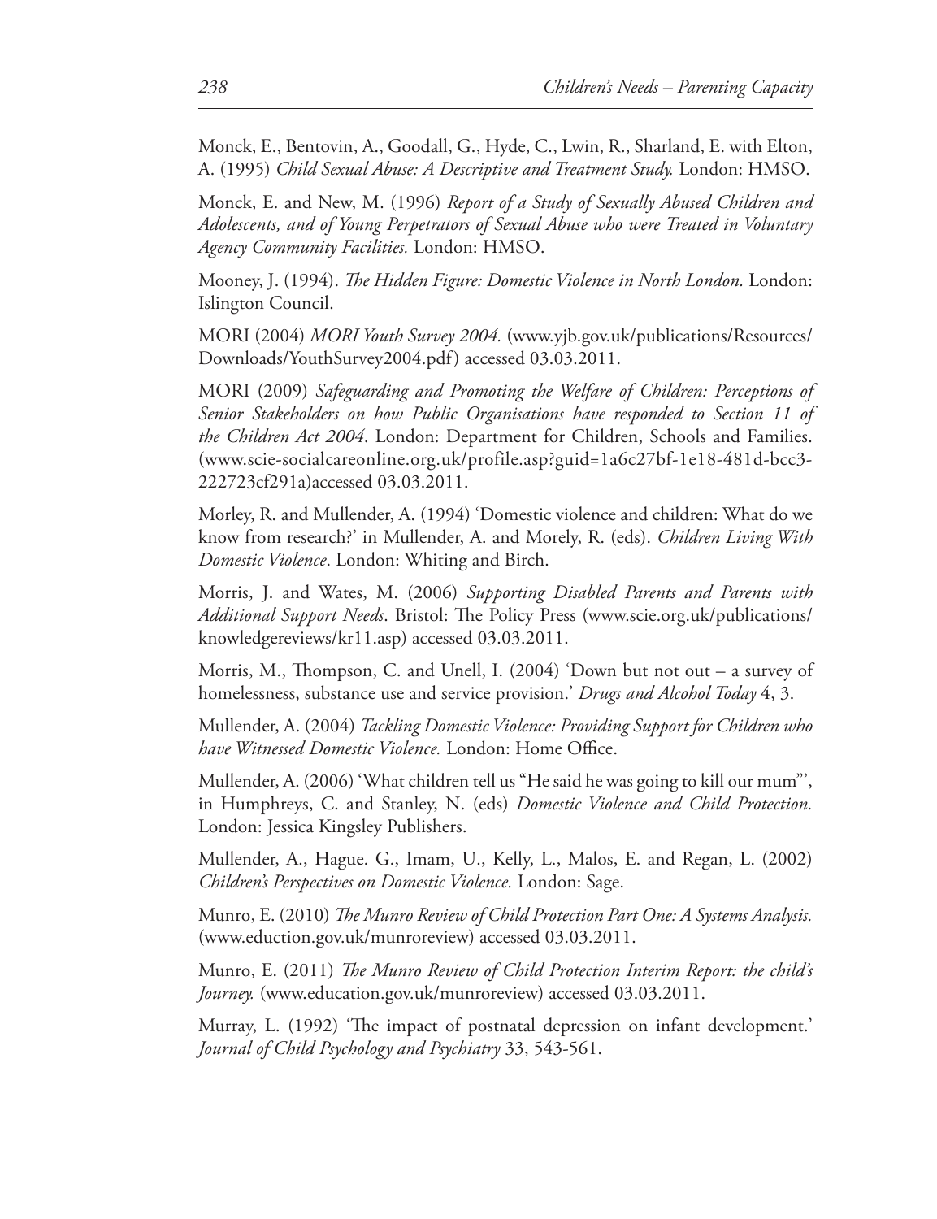Monck, E., Bentovin, A., Goodall, G., Hyde, C., Lwin, R., Sharland, E. with Elton, A. (1995) *Child Sexual Abuse: A Descriptive and Treatment Study.* London: HMSO.

Monck, E. and New, M. (1996) *Report of a Study of Sexually Abused Children and Adolescents, and of Young Perpetrators of Sexual Abuse who were Treated in Voluntary Agency Community Facilities.* London: HMSO.

Mooney, J. (1994). *The Hidden Figure: Domestic Violence in North London.* London: Islington Council.

MORI (2004) *MORI Youth Survey 2004.* (www.yjb.gov.uk/publications/Resources/Downloads/YouthSurvey2004.pdf) accessed 03.03.2011.

MORI (2009) *Safeguarding and Promoting the Welfare of Children: Perceptions of Senior Stakeholders on how Public Organisations have responded to Section 11 of the Children Act 2004*. London: Department for Children, Schools and Families. (www.scie-socialcareonline.org.uk/profile.asp?guid=1a6c27bf-1e18-481d-bcc3-222723cf291a)accessed 03.03.2011.

Morley, R. and Mullender, A. (1994) 'Domestic violence and children: What do we know from research?' in Mullender, A. and Morely, R. (eds). *Children Living With Domestic Violence*. London: Whiting and Birch.

Morris, J. and Wates, M. (2006) *Supporting Disabled Parents and Parents with Additional Support Needs*. Bristol: The Policy Press (www.scie.org.uk/publications/knowledgereviews/kr11.asp) accessed 03.03.2011.

Morris, M., Thompson, C. and Unell, I. (2004) 'Down but not out – a survey of homelessness, substance use and service provision.' *Drugs and Alcohol Today* 4, 3.

Mullender, A. (2004) *Tackling Domestic Violence: Providing Support for Children who have Witnessed Domestic Violence.* London: Home Office.

Mullender, A. (2006) 'What children tell us "He said he was going to kill our mum"', in Humphreys, C. and Stanley, N. (eds) *Domestic Violence and Child Protection.* London: Jessica Kingsley Publishers.

Mullender, A., Hague. G., Imam, U., Kelly, L., Malos, E. and Regan, L. (2002) *Children's Perspectives on Domestic Violence.* London: Sage.

Munro, E. (2010) *The Munro Review of Child Protection Part One: A Systems Analysis.* (www.eduction.gov.uk/munroreview) accessed 03.03.2011.

Munro, E. (2011) *The Munro Review of Child Protection Interim Report: the child's Journey.* (www.education.gov.uk/munroreview) accessed 03.03.2011.

Murray, L. (1992) 'The impact of postnatal depression on infant development.' *Journal of Child Psychology and Psychiatry* 33, 543-561.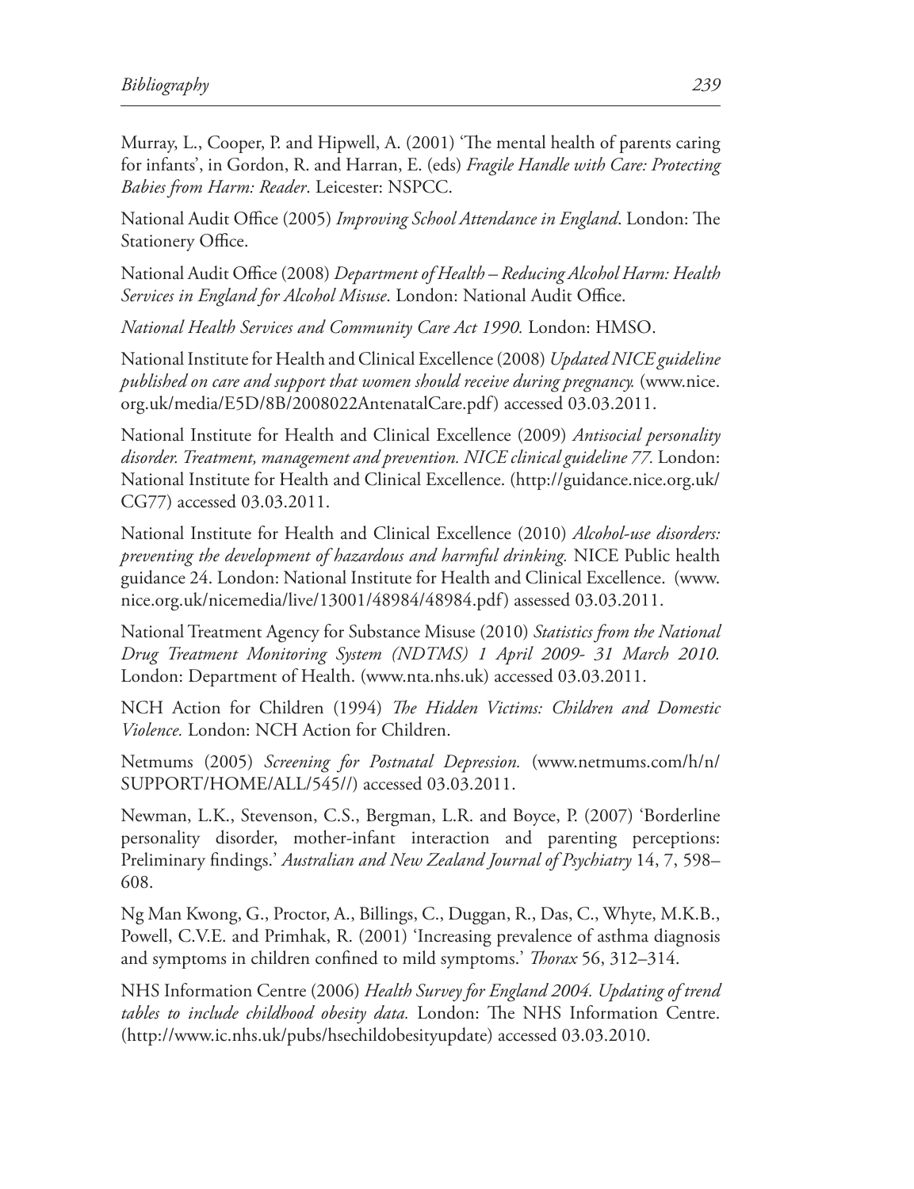Murray, L., Cooper, P. and Hipwell, A. (2001) 'The mental health of parents caring for infants', in Gordon, R. and Harran, E. (eds) *Fragile Handle with Care: Protecting Babies from Harm: Reader*. Leicester: NSPCC.

National Audit Office (2005) *Improving School Attendance in England*. London: The Stationery Office.

National Audit Office (2008) *Department of Health – Reducing Alcohol Harm: Health Services in England for Alcohol Misuse*. London: National Audit Office.

*National Health Services and Community Care Act 1990.* London: HMSO.

National Institute for Health and Clinical Excellence (2008) *Updated NICE guideline published on care and support that women should receive during pregnancy.* (www.nice.org.uk/media/E5D/8B/2008022AntenatalCare.pdf) accessed 03.03.2011.

National Institute for Health and Clinical Excellence (2009) *Antisocial personality disorder. Treatment, management and prevention. NICE clinical guideline 77.* London: National Institute for Health and Clinical Excellence. (http://guidance.nice.org.uk/CG77) accessed 03.03.2011.

National Institute for Health and Clinical Excellence (2010) *Alcohol-use disorders: preventing the development of hazardous and harmful drinking.* NICE Public health guidance 24. London: National Institute for Health and Clinical Excellence. (www.nice.org.uk/nicemedia/live/13001/48984/48984.pdf) assessed 03.03.2011.

National Treatment Agency for Substance Misuse (2010) *Statistics from the National Drug Treatment Monitoring System (NDTMS) 1 April 2009- 31 March 2010.* London: Department of Health. (www.nta.nhs.uk) accessed 03.03.2011.

NCH Action for Children (1994) *The Hidden Victims: Children and Domestic Violence.* London: NCH Action for Children.

Netmums (2005) *Screening for Postnatal Depression.* (www.netmums.com/h/n/SUPPORT/HOME/ALL/545//) accessed 03.03.2011.

Newman, L.K., Stevenson, C.S., Bergman, L.R. and Boyce, P. (2007) 'Borderline personality disorder, mother-infant interaction and parenting perceptions: Preliminary findings.' *Australian and New Zealand Journal of Psychiatry* 14, 7, 598–608.

Ng Man Kwong, G., Proctor, A., Billings, C., Duggan, R., Das, C., Whyte, M.K.B., Powell, C.V.E. and Primhak, R. (2001) 'Increasing prevalence of asthma diagnosis and symptoms in children confined to mild symptoms.' *Thorax* 56, 312–314.

NHS Information Centre (2006) *Health Survey for England 2004. Updating of trend tables to include childhood obesity data.* London: The NHS Information Centre. (http://www.ic.nhs.uk/pubs/hsechildobesityupdate) accessed 03.03.2010.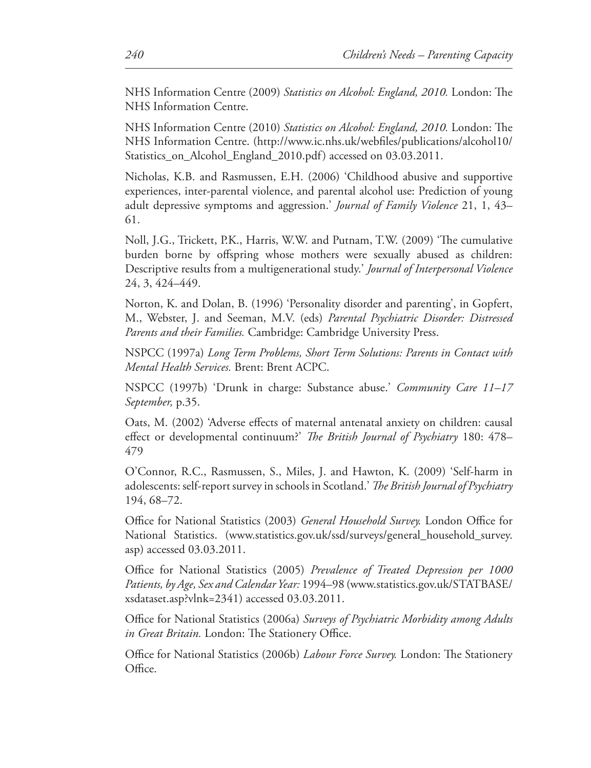NHS Information Centre (2009) *Statistics on Alcohol: England, 2010.* London: The NHS Information Centre.

NHS Information Centre (2010) *Statistics on Alcohol: England, 2010.* London: The NHS Information Centre. (http://www.ic.nhs.uk/webfiles/publications/alcohol10/Statistics_on_Alcohol_England_2010.pdf) accessed on 03.03.2011.

Nicholas, K.B. and Rasmussen, E.H. (2006) 'Childhood abusive and supportive experiences, inter-parental violence, and parental alcohol use: Prediction of young adult depressive symptoms and aggression.' *Journal of Family Violence* 21, 1, 43–61.

Noll, J.G., Trickett, P.K., Harris, W.W. and Putnam, T.W. (2009) 'The cumulative burden borne by offspring whose mothers were sexually abused as children: Descriptive results from a multigenerational study.' *Journal of Interpersonal Violence* 24, 3, 424–449.

Norton, K. and Dolan, B. (1996) 'Personality disorder and parenting', in Gopfert, M., Webster, J. and Seeman, M.V. (eds) *Parental Psychiatric Disorder: Distressed Parents and their Families.* Cambridge: Cambridge University Press.

NSPCC (1997a) *Long Term Problems, Short Term Solutions: Parents in Contact with Mental Health Services.* Brent: Brent ACPC.

NSPCC (1997b) 'Drunk in charge: Substance abuse.' *Community Care 11–17 September,* p.35.

Oats, M. (2002) 'Adverse effects of maternal antenatal anxiety on children: causal effect or developmental continuum?' *The British Journal of Psychiatry* 180: 478–479

O'Connor, R.C., Rasmussen, S., Miles, J. and Hawton, K. (2009) 'Self-harm in adolescents: self-report survey in schools in Scotland.' *The British Journal of Psychiatry* 194, 68–72.

Office for National Statistics (2003) *General Household Survey.* London Office for National Statistics. (www.statistics.gov.uk/ssd/surveys/general_household_survey.asp) accessed 03.03.2011.

Office for National Statistics (2005) *Prevalence of Treated Depression per 1000 Patients, by Age, Sex and Calendar Year:* 1994–98 (www.statistics.gov.uk/STATBASE/xsdataset.asp?vlnk=2341) accessed 03.03.2011.

Office for National Statistics (2006a) *Surveys of Psychiatric Morbidity among Adults in Great Britain.* London: The Stationery Office.

Office for National Statistics (2006b) *Labour Force Survey.* London: The Stationery Office.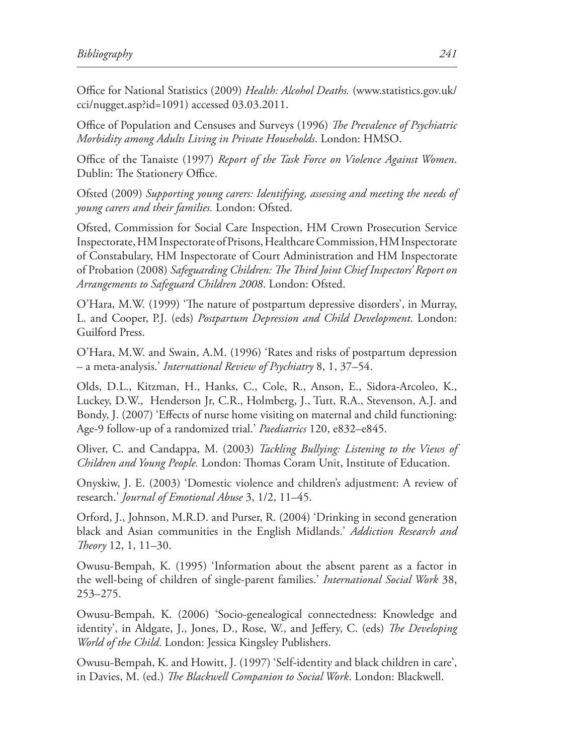Office for National Statistics (2009) *Health: Alcohol Deaths.* (www.statistics.gov.uk/cci/nugget.asp?id=1091) accessed 03.03.2011.

Office of Population and Censuses and Surveys (1996) *The Prevalence of Psychiatric Morbidity among Adults Living in Private Households*. London: HMSO.

Office of the Tanaiste (1997) *Report of the Task Force on Violence Against Women*. Dublin: The Stationery Office.

Ofsted (2009) *Supporting young carers: Identifying, assessing and meeting the needs of young carers and their families.* London: Ofsted.

Ofsted, Commission for Social Care Inspection, HM Crown Prosecution Service Inspectorate, HM Inspectorate of Prisons, Healthcare Commission, HM Inspectorate of Constabulary, HM Inspectorate of Court Administration and HM Inspectorate of Probation (2008) *Safeguarding Children: The Third Joint Chief Inspectors' Report on Arrangements to Safeguard Children 2008*. London: Ofsted.

O'Hara, M.W. (1999) 'The nature of postpartum depressive disorders', in Murray, L. and Cooper, P.J. (eds) *Postpartum Depression and Child Development*. London: Guilford Press.

O'Hara, M.W. and Swain, A.M. (1996) 'Rates and risks of postpartum depression – a meta-analysis.' *International Review of Psychiatry* 8, 1, 37–54.

Olds, D.L., Kitzman, H., Hanks, C., Cole, R., Anson, E., Sidora-Arcoleo, K., Luckey, D.W., Henderson Jr, C.R., Holmberg, J., Tutt, R.A., Stevenson, A.J. and Bondy, J. (2007) 'Effects of nurse home visiting on maternal and child functioning: Age-9 follow-up of a randomized trial.' *Paediatrics* 120, e832–e845.

Oliver, C. and Candappa, M. (2003) *Tackling Bullying: Listening to the Views of Children and Young People.* London: Thomas Coram Unit, Institute of Education.

Onyskiw, J. E. (2003) 'Domestic violence and children's adjustment: A review of research.' *Journal of Emotional Abuse* 3, 1/2, 11–45.

Orford, J., Johnson, M.R.D. and Purser, R. (2004) 'Drinking in second generation black and Asian communities in the English Midlands.' *Addiction Research and Theory* 12, 1, 11–30.

Owusu-Bempah, K. (1995) 'Information about the absent parent as a factor in the well-being of children of single-parent families.' *International Social Work* 38, 253–275.

Owusu-Bempah, K. (2006) 'Socio-genealogical connectedness: Knowledge and identity', in Aldgate, J., Jones, D., Rose, W., and Jeffery, C. (eds) *The Developing World of the Child*. London: Jessica Kingsley Publishers.

Owusu-Bempah, K. and Howitt, J. (1997) 'Self-identity and black children in care', in Davies, M. (ed.) *The Blackwell Companion to Social Work*. London: Blackwell.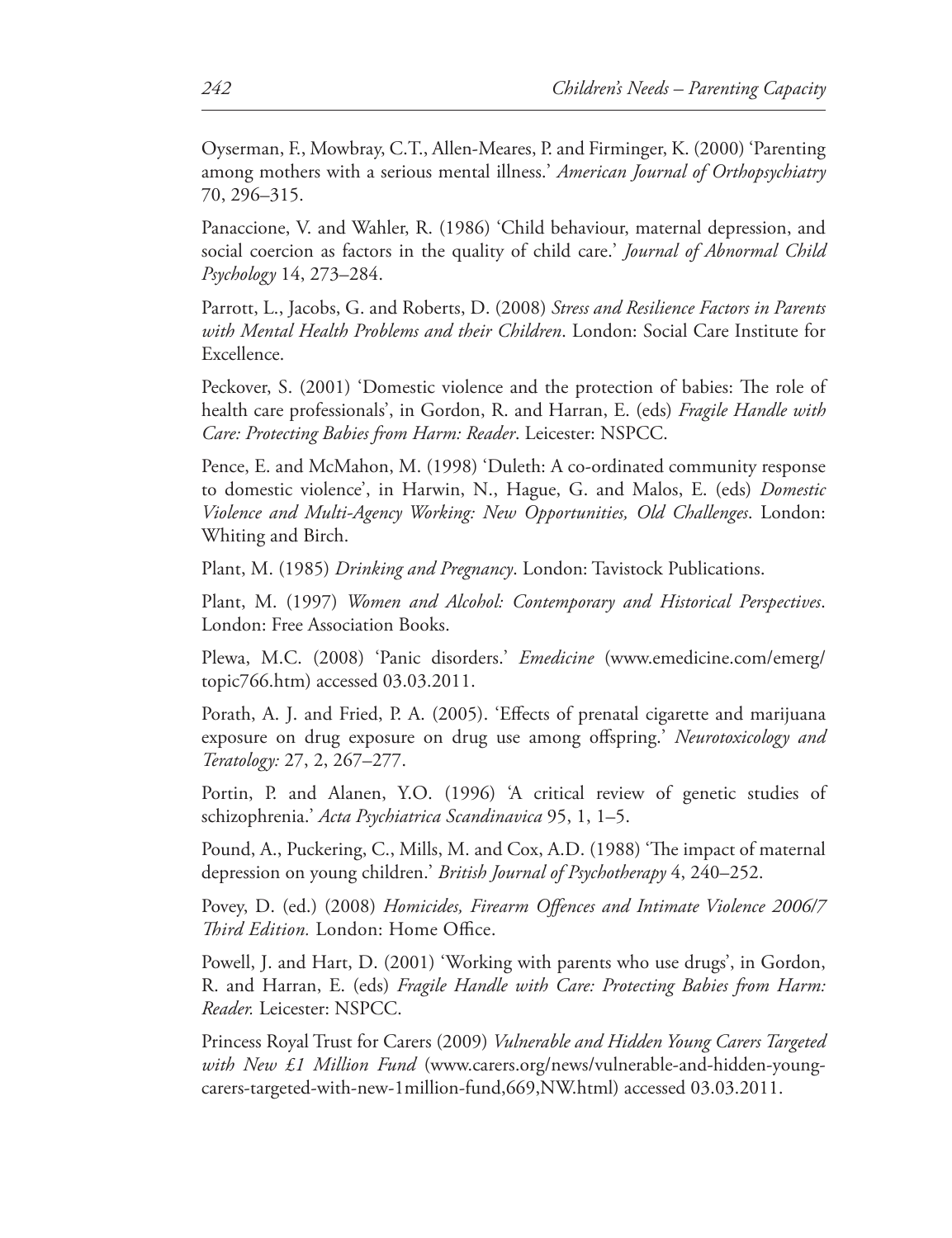Oyserman, F., Mowbray, C.T., Allen-Meares, P. and Firminger, K. (2000) 'Parenting among mothers with a serious mental illness.' *American Journal of Orthopsychiatry* 70, 296–315.

Panaccione, V. and Wahler, R. (1986) 'Child behaviour, maternal depression, and social coercion as factors in the quality of child care.' *Journal of Abnormal Child Psychology* 14, 273–284.

Parrott, L., Jacobs, G. and Roberts, D. (2008) *Stress and Resilience Factors in Parents with Mental Health Problems and their Children*. London: Social Care Institute for Excellence.

Peckover, S. (2001) 'Domestic violence and the protection of babies: The role of health care professionals', in Gordon, R. and Harran, E. (eds) *Fragile Handle with Care: Protecting Babies from Harm: Reader*. Leicester: NSPCC.

Pence, E. and McMahon, M. (1998) 'Duleth: A co-ordinated community response to domestic violence', in Harwin, N., Hague, G. and Malos, E. (eds) *Domestic Violence and Multi-Agency Working: New Opportunities, Old Challenges*. London: Whiting and Birch.

Plant, M. (1985) *Drinking and Pregnancy*. London: Tavistock Publications.

Plant, M. (1997) *Women and Alcohol: Contemporary and Historical Perspectives*. London: Free Association Books.

Plewa, M.C. (2008) 'Panic disorders.' *Emedicine* (www.emedicine.com/emerg/topic766.htm) accessed 03.03.2011.

Porath, A. J. and Fried, P. A. (2005). 'Effects of prenatal cigarette and marijuana exposure on drug exposure on drug use among offspring.' *Neurotoxicology and Teratology:* 27, 2, 267–277.

Portin, P. and Alanen, Y.O. (1996) 'A critical review of genetic studies of schizophrenia.' *Acta Psychiatrica Scandinavica* 95, 1, 1–5.

Pound, A., Puckering, C., Mills, M. and Cox, A.D. (1988) 'The impact of maternal depression on young children.' *British Journal of Psychotherapy* 4, 240–252.

Povey, D. (ed.) (2008) *Homicides, Firearm Offences and Intimate Violence 2006/7 Third Edition.* London: Home Office.

Powell, J. and Hart, D. (2001) 'Working with parents who use drugs', in Gordon, R. and Harran, E. (eds) *Fragile Handle with Care: Protecting Babies from Harm: Reader.* Leicester: NSPCC.

Princess Royal Trust for Carers (2009) *Vulnerable and Hidden Young Carers Targeted with New £1 Million Fund* (www.carers.org/news/vulnerable-and-hidden-young-carers-targeted-with-new-1million-fund,669,NW.html) accessed 03.03.2011.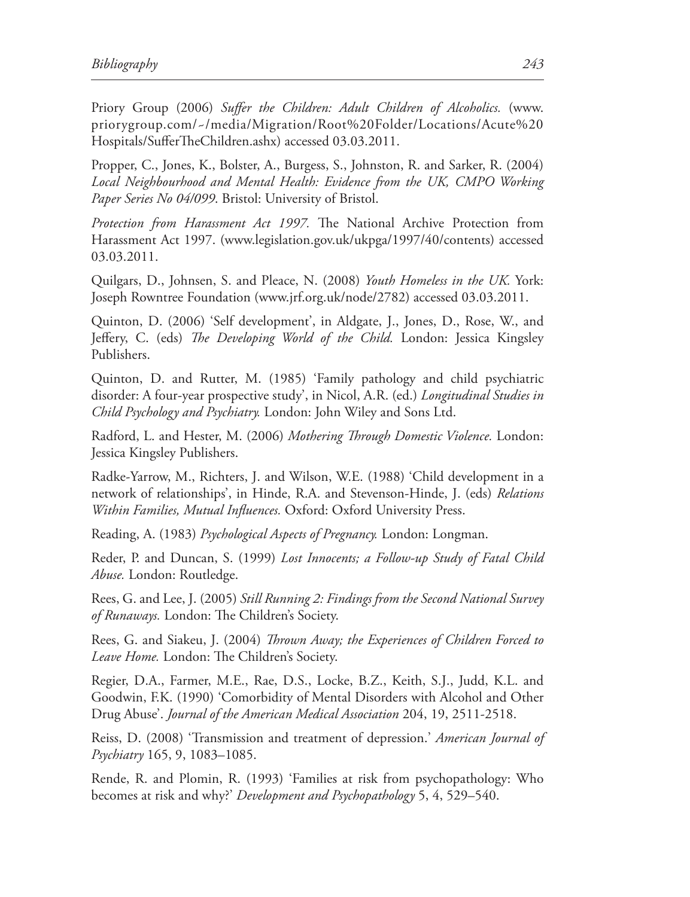Priory Group (2006) *Suffer the Children: Adult Children of Alcoholics.* (www.priorygroup.com/~/media/Migration/Root%20Folder/Locations/Acute%20Hospitals/SufferTheChildren.ashx) accessed 03.03.2011.

Propper, C., Jones, K., Bolster, A., Burgess, S., Johnston, R. and Sarker, R. (2004) *Local Neighbourhood and Mental Health: Evidence from the UK, CMPO Working Paper Series No 04/099*. Bristol: University of Bristol.

*Protection from Harassment Act 1997.* The National Archive Protection from Harassment Act 1997. (www.legislation.gov.uk/ukpga/1997/40/contents) accessed 03.03.2011.

Quilgars, D., Johnsen, S. and Pleace, N. (2008) *Youth Homeless in the UK.* York: Joseph Rowntree Foundation (www.jrf.org.uk/node/2782) accessed 03.03.2011.

Quinton, D. (2006) 'Self development', in Aldgate, J., Jones, D., Rose, W., and Jeffery, C. (eds) *The Developing World of the Child.* London: Jessica Kingsley Publishers.

Quinton, D. and Rutter, M. (1985) 'Family pathology and child psychiatric disorder: A four-year prospective study', in Nicol, A.R. (ed.) *Longitudinal Studies in Child Psychology and Psychiatry.* London: John Wiley and Sons Ltd.

Radford, L. and Hester, M. (2006) *Mothering Through Domestic Violence.* London: Jessica Kingsley Publishers.

Radke-Yarrow, M., Richters, J. and Wilson, W.E. (1988) 'Child development in a network of relationships', in Hinde, R.A. and Stevenson-Hinde, J. (eds) *Relations Within Families, Mutual Influences.* Oxford: Oxford University Press.

Reading, A. (1983) *Psychological Aspects of Pregnancy.* London: Longman.

Reder, P. and Duncan, S. (1999) *Lost Innocents; a Follow-up Study of Fatal Child Abuse.* London: Routledge.

Rees, G. and Lee, J. (2005) *Still Running 2: Findings from the Second National Survey of Runaways.* London: The Children's Society.

Rees, G. and Siakeu, J. (2004) *Thrown Away; the Experiences of Children Forced to Leave Home.* London: The Children's Society.

Regier, D.A., Farmer, M.E., Rae, D.S., Locke, B.Z., Keith, S.J., Judd, K.L. and Goodwin, F.K. (1990) 'Comorbidity of Mental Disorders with Alcohol and Other Drug Abuse'. *Journal of the American Medical Association* 204, 19, 2511-2518.

Reiss, D. (2008) 'Transmission and treatment of depression.' *American Journal of Psychiatry* 165, 9, 1083–1085.

Rende, R. and Plomin, R. (1993) 'Families at risk from psychopathology: Who becomes at risk and why?' *Development and Psychopathology* 5, 4, 529–540.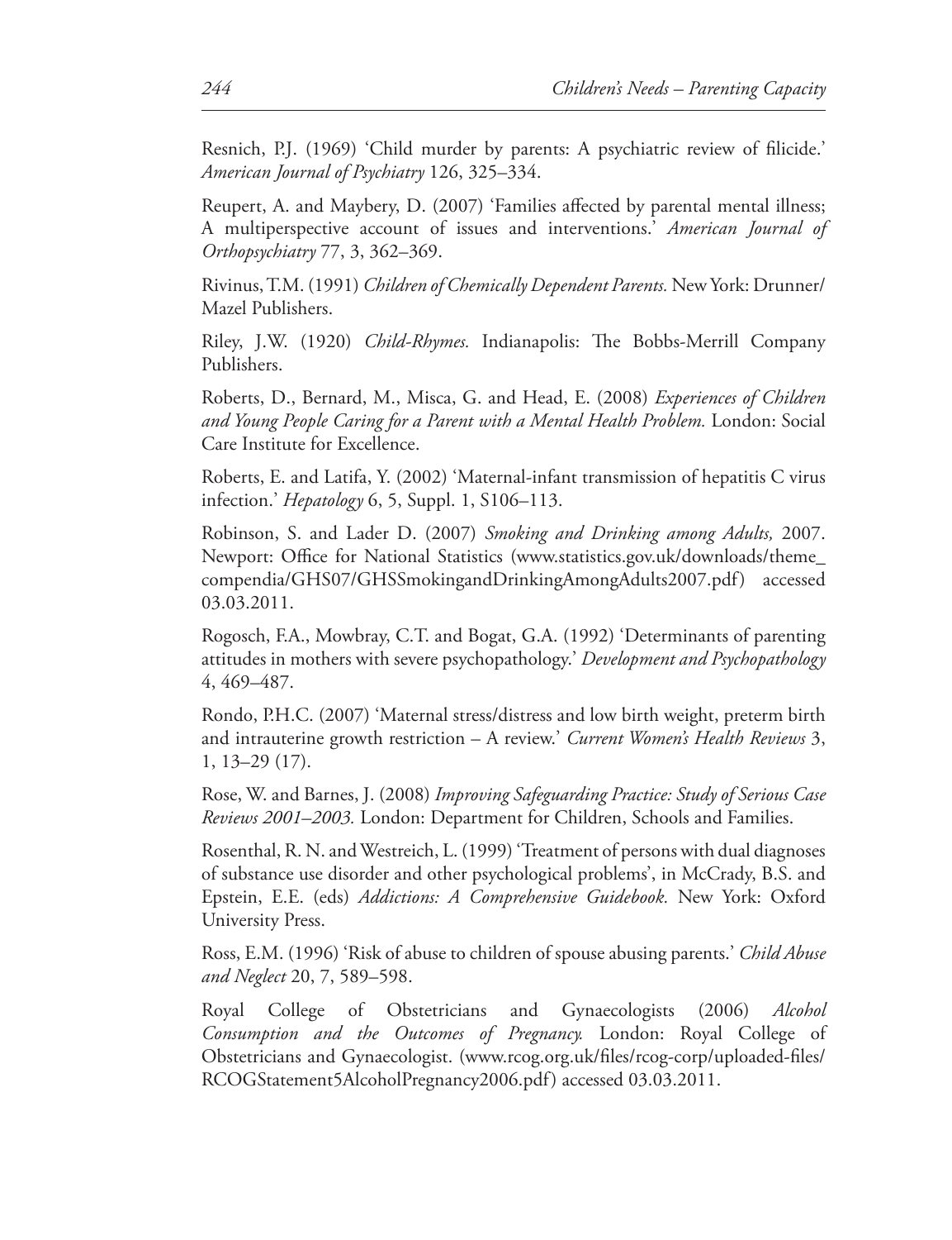Resnich, P.J. (1969) 'Child murder by parents: A psychiatric review of filicide.' *American Journal of Psychiatry* 126, 325–334.

Reupert, A. and Maybery, D. (2007) 'Families affected by parental mental illness; A multiperspective account of issues and interventions.' *American Journal of Orthopsychiatry* 77, 3, 362–369.

Rivinus, T.M. (1991) *Children of Chemically Dependent Parents.* New York: Drunner/Mazel Publishers.

Riley, J.W. (1920) *Child-Rhymes.* Indianapolis: The Bobbs-Merrill Company Publishers.

Roberts, D., Bernard, M., Misca, G. and Head, E. (2008) *Experiences of Children and Young People Caring for a Parent with a Mental Health Problem.* London: Social Care Institute for Excellence.

Roberts, E. and Latifa, Y. (2002) 'Maternal-infant transmission of hepatitis C virus infection.' *Hepatology* 6, 5, Suppl. 1, S106–113.

Robinson, S. and Lader D. (2007) *Smoking and Drinking among Adults,* 2007. Newport: Office for National Statistics (www.statistics.gov.uk/downloads/theme_compendia/GHS07/GHSSmokingandDrinkingAmongAdults2007.pdf) accessed 03.03.2011.

Rogosch, F.A., Mowbray, C.T. and Bogat, G.A. (1992) 'Determinants of parenting attitudes in mothers with severe psychopathology.' *Development and Psychopathology* 4, 469–487.

Rondo, P.H.C. (2007) 'Maternal stress/distress and low birth weight, preterm birth and intrauterine growth restriction – A review.' *Current Women's Health Reviews* 3, 1, 13–29 (17).

Rose, W. and Barnes, J. (2008) *Improving Safeguarding Practice: Study of Serious Case Reviews 2001–2003.* London: Department for Children, Schools and Families.

Rosenthal, R. N. and Westreich, L. (1999) 'Treatment of persons with dual diagnoses of substance use disorder and other psychological problems', in McCrady, B.S. and Epstein, E.E. (eds) *Addictions: A Comprehensive Guidebook.* New York: Oxford University Press.

Ross, E.M. (1996) 'Risk of abuse to children of spouse abusing parents.' *Child Abuse and Neglect* 20, 7, 589–598.

Royal College of Obstetricians and Gynaecologists (2006) *Alcohol Consumption and the Outcomes of Pregnancy.* London: Royal College of Obstetricians and Gynaecologist. (www.rcog.org.uk/files/rcog-corp/uploaded-files/RCOGStatement5AlcoholPregnancy2006.pdf) accessed 03.03.2011.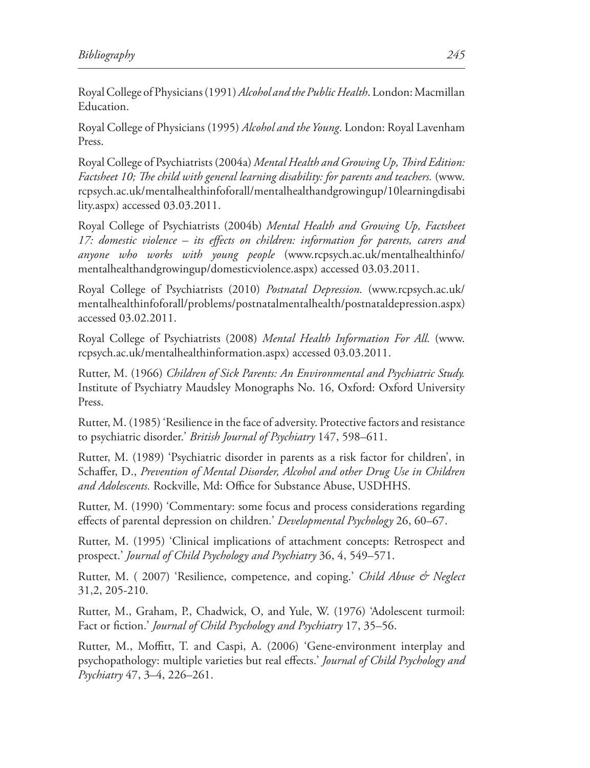Royal College of Physicians (1991) *Alcohol and the Public Health*. London: Macmillan Education.

Royal College of Physicians (1995) *Alcohol and the Young*. London: Royal Lavenham Press.

Royal College of Psychiatrists (2004a) *Mental Health and Growing Up, Third Edition: Factsheet 10; The child with general learning disability: for parents and teachers.* (www.rcpsych.ac.uk/mentalhealthinfoforall/mentalhealthandgrowingup/10learningdisability.aspx) accessed 03.03.2011.

Royal College of Psychiatrists (2004b) *Mental Health and Growing Up, Factsheet 17: domestic violence – its effects on children: information for parents, carers and anyone who works with young people* (www.rcpsych.ac.uk/mentalhealthinfo/mentalhealthandgrowingup/domesticviolence.aspx) accessed 03.03.2011.

Royal College of Psychiatrists (2010) *Postnatal Depression.* (www.rcpsych.ac.uk/mentalhealthinfoforall/problems/postnatalmentalhealth/postnataldepression.aspx) accessed 03.02.2011.

Royal College of Psychiatrists (2008) *Mental Health Information For All.* (www.rcpsych.ac.uk/mentalhealthinformation.aspx) accessed 03.03.2011.

Rutter, M. (1966) *Children of Sick Parents: An Environmental and Psychiatric Study.* Institute of Psychiatry Maudsley Monographs No. 16, Oxford: Oxford University Press.

Rutter, M. (1985) 'Resilience in the face of adversity. Protective factors and resistance to psychiatric disorder.' *British Journal of Psychiatry* 147, 598–611.

Rutter, M. (1989) 'Psychiatric disorder in parents as a risk factor for children', in Schaffer, D., *Prevention of Mental Disorder, Alcohol and other Drug Use in Children and Adolescents.* Rockville, Md: Office for Substance Abuse, USDHHS.

Rutter, M. (1990) 'Commentary: some focus and process considerations regarding effects of parental depression on children.' *Developmental Psychology* 26, 60–67.

Rutter, M. (1995) 'Clinical implications of attachment concepts: Retrospect and prospect.' *Journal of Child Psychology and Psychiatry* 36, 4, 549–571.

Rutter, M. ( 2007) 'Resilience, competence, and coping.' *Child Abuse & Neglect* 31,2, 205-210.

Rutter, M., Graham, P., Chadwick, O, and Yule, W. (1976) 'Adolescent turmoil: Fact or fiction.' *Journal of Child Psychology and Psychiatry* 17, 35–56.

Rutter, M., Moffitt, T. and Caspi, A. (2006) 'Gene-environment interplay and psychopathology: multiple varieties but real effects.' *Journal of Child Psychology and Psychiatry* 47, 3–4, 226–261.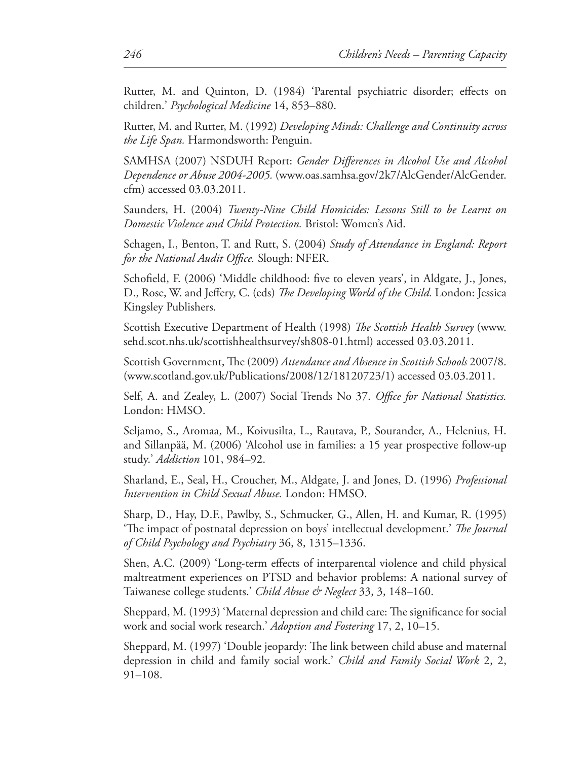Rutter, M. and Quinton, D. (1984) 'Parental psychiatric disorder; effects on children.' *Psychological Medicine* 14, 853–880.

Rutter, M. and Rutter, M. (1992) *Developing Minds: Challenge and Continuity across the Life Span.* Harmondsworth: Penguin.

SAMHSA (2007) NSDUH Report: *Gender Differences in Alcohol Use and Alcohol Dependence or Abuse 2004-2005.* (www.oas.samhsa.gov/2k7/AlcGender/AlcGender.cfm) accessed 03.03.2011.

Saunders, H. (2004) *Twenty-Nine Child Homicides: Lessons Still to be Learnt on Domestic Violence and Child Protection.* Bristol: Women's Aid.

Schagen, I., Benton, T. and Rutt, S. (2004) *Study of Attendance in England: Report for the National Audit Office.* Slough: NFER.

Schofield, F. (2006) 'Middle childhood: five to eleven years', in Aldgate, J., Jones, D., Rose, W. and Jeffery, C. (eds) *The Developing World of the Child.* London: Jessica Kingsley Publishers.

Scottish Executive Department of Health (1998) *The Scottish Health Survey* (www.sehd.scot.nhs.uk/scottishhealthsurvey/sh808-01.html) accessed 03.03.2011.

Scottish Government, The (2009) *Attendance and Absence in Scottish Schools* 2007/8. (www.scotland.gov.uk/Publications/2008/12/18120723/1) accessed 03.03.2011.

Self, A. and Zealey, L. (2007) Social Trends No 37. *Office for National Statistics.* London: HMSO.

Seljamo, S., Aromaa, M., Koivusilta, L., Rautava, P., Sourander, A., Helenius, H. and Sillanpää, M. (2006) 'Alcohol use in families: a 15 year prospective follow-up study.' *Addiction* 101, 984–92.

Sharland, E., Seal, H., Croucher, M., Aldgate, J. and Jones, D. (1996) *Professional Intervention in Child Sexual Abuse.* London: HMSO.

Sharp, D., Hay, D.F., Pawlby, S., Schmucker, G., Allen, H. and Kumar, R. (1995) 'The impact of postnatal depression on boys' intellectual development.' *The Journal of Child Psychology and Psychiatry* 36, 8, 1315–1336.

Shen, A.C. (2009) 'Long-term effects of interparental violence and child physical maltreatment experiences on PTSD and behavior problems: A national survey of Taiwanese college students.' *Child Abuse & Neglect* 33, 3, 148–160.

Sheppard, M. (1993) 'Maternal depression and child care: The significance for social work and social work research.' *Adoption and Fostering* 17, 2, 10–15.

Sheppard, M. (1997) 'Double jeopardy: The link between child abuse and maternal depression in child and family social work.' *Child and Family Social Work* 2, 2, 91–108.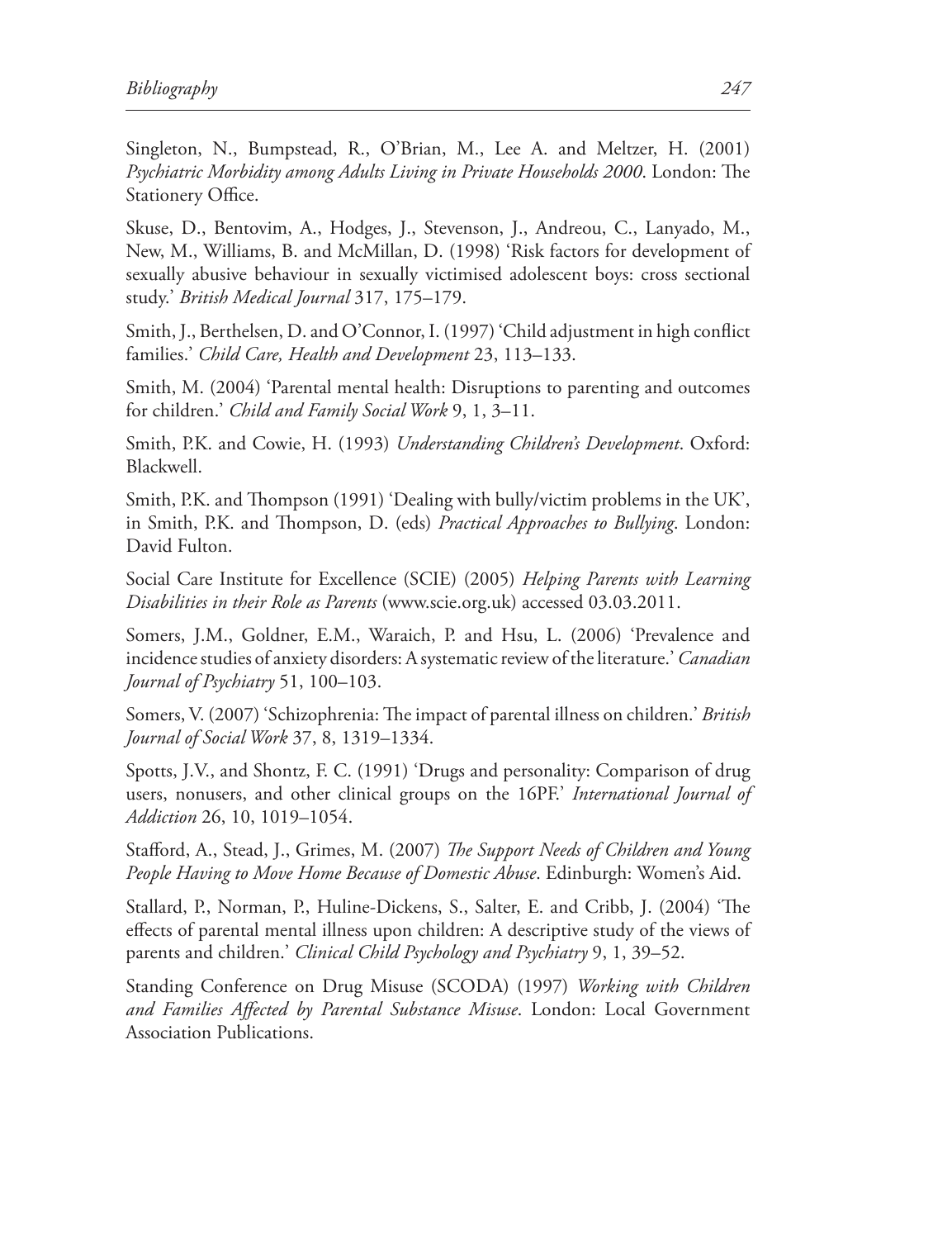Singleton, N., Bumpstead, R., O'Brian, M., Lee A. and Meltzer, H. (2001) *Psychiatric Morbidity among Adults Living in Private Households 2000*. London: The Stationery Office.

Skuse, D., Bentovim, A., Hodges, J., Stevenson, J., Andreou, C., Lanyado, M., New, M., Williams, B. and McMillan, D. (1998) 'Risk factors for development of sexually abusive behaviour in sexually victimised adolescent boys: cross sectional study.' *British Medical Journal* 317, 175–179.

Smith, J., Berthelsen, D. and O'Connor, I. (1997) 'Child adjustment in high conflict families.' *Child Care, Health and Development* 23, 113–133.

Smith, M. (2004) 'Parental mental health: Disruptions to parenting and outcomes for children.' *Child and Family Social Work* 9, 1, 3–11.

Smith, P.K. and Cowie, H. (1993) *Understanding Children's Development*. Oxford: Blackwell.

Smith, P.K. and Thompson (1991) 'Dealing with bully/victim problems in the UK', in Smith, P.K. and Thompson, D. (eds) *Practical Approaches to Bullying*. London: David Fulton.

Social Care Institute for Excellence (SCIE) (2005) *Helping Parents with Learning Disabilities in their Role as Parents* (www.scie.org.uk) accessed 03.03.2011.

Somers, J.M., Goldner, E.M., Waraich, P. and Hsu, L. (2006) 'Prevalence and incidence studies of anxiety disorders: A systematic review of the literature.' *Canadian Journal of Psychiatry* 51, 100–103.

Somers, V. (2007) 'Schizophrenia: The impact of parental illness on children.' *British Journal of Social Work* 37, 8, 1319–1334.

Spotts, J.V., and Shontz, F. C. (1991) 'Drugs and personality: Comparison of drug users, nonusers, and other clinical groups on the 16PF.' *International Journal of Addiction* 26, 10, 1019–1054.

Stafford, A., Stead, J., Grimes, M. (2007) *The Support Needs of Children and Young People Having to Move Home Because of Domestic Abuse*. Edinburgh: Women's Aid.

Stallard, P., Norman, P., Huline-Dickens, S., Salter, E. and Cribb, J. (2004) 'The effects of parental mental illness upon children: A descriptive study of the views of parents and children.' *Clinical Child Psychology and Psychiatry* 9, 1, 39–52.

Standing Conference on Drug Misuse (SCODA) (1997) *Working with Children and Families Affected by Parental Substance Misuse*. London: Local Government Association Publications.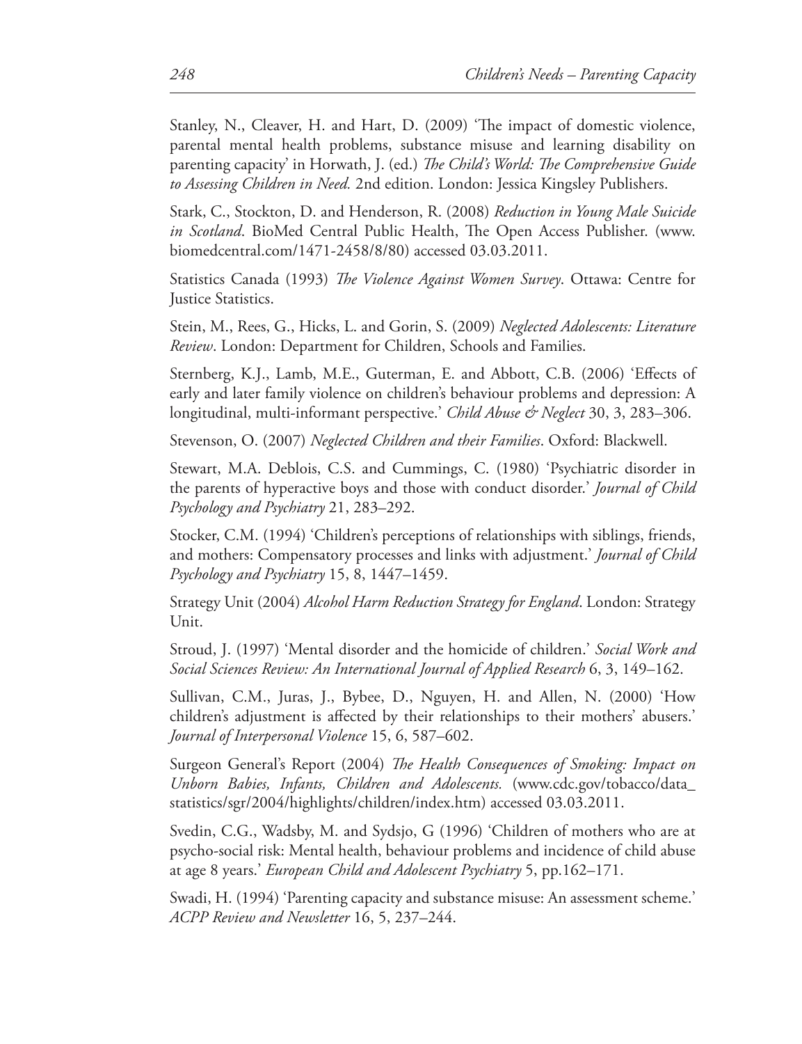Stanley, N., Cleaver, H. and Hart, D. (2009) 'The impact of domestic violence, parental mental health problems, substance misuse and learning disability on parenting capacity' in Horwath, J. (ed.) *The Child's World: The Comprehensive Guide to Assessing Children in Need.* 2nd edition. London: Jessica Kingsley Publishers.

Stark, C., Stockton, D. and Henderson, R. (2008) *Reduction in Young Male Suicide in Scotland*. BioMed Central Public Health, The Open Access Publisher. (www.biomedcentral.com/1471-2458/8/80) accessed 03.03.2011.

Statistics Canada (1993) *The Violence Against Women Survey*. Ottawa: Centre for Justice Statistics.

Stein, M., Rees, G., Hicks, L. and Gorin, S. (2009) *Neglected Adolescents: Literature Review*. London: Department for Children, Schools and Families.

Sternberg, K.J., Lamb, M.E., Guterman, E. and Abbott, C.B. (2006) 'Effects of early and later family violence on children's behaviour problems and depression: A longitudinal, multi-informant perspective.' *Child Abuse & Neglect* 30, 3, 283–306.

Stevenson, O. (2007) *Neglected Children and their Families*. Oxford: Blackwell.

Stewart, M.A. Deblois, C.S. and Cummings, C. (1980) 'Psychiatric disorder in the parents of hyperactive boys and those with conduct disorder.' *Journal of Child Psychology and Psychiatry* 21, 283–292.

Stocker, C.M. (1994) 'Children's perceptions of relationships with siblings, friends, and mothers: Compensatory processes and links with adjustment.' *Journal of Child Psychology and Psychiatry* 15, 8, 1447–1459.

Strategy Unit (2004) *Alcohol Harm Reduction Strategy for England*. London: Strategy Unit.

Stroud, J. (1997) 'Mental disorder and the homicide of children.' *Social Work and Social Sciences Review: An International Journal of Applied Research* 6, 3, 149–162.

Sullivan, C.M., Juras, J., Bybee, D., Nguyen, H. and Allen, N. (2000) 'How children's adjustment is affected by their relationships to their mothers' abusers.' *Journal of Interpersonal Violence* 15, 6, 587–602.

Surgeon General's Report (2004) *The Health Consequences of Smoking: Impact on Unborn Babies, Infants, Children and Adolescents.* (www.cdc.gov/tobacco/data_statistics/sgr/2004/highlights/children/index.htm) accessed 03.03.2011.

Svedin, C.G., Wadsby, M. and Sydsjo, G (1996) 'Children of mothers who are at psycho-social risk: Mental health, behaviour problems and incidence of child abuse at age 8 years.' *European Child and Adolescent Psychiatry* 5, pp.162–171.

Swadi, H. (1994) 'Parenting capacity and substance misuse: An assessment scheme.' *ACPP Review and Newsletter* 16, 5, 237–244.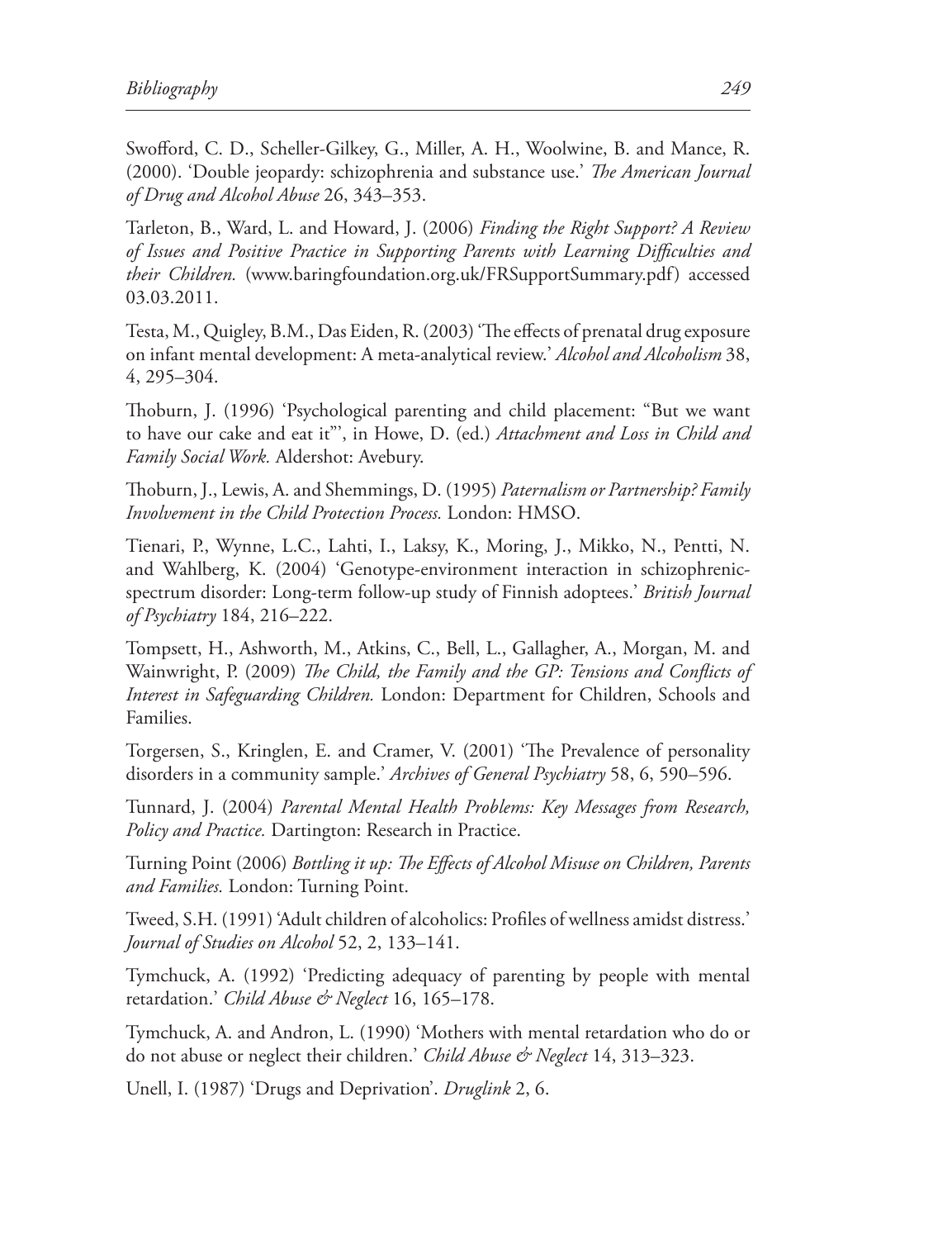Swofford, C. D., Scheller-Gilkey, G., Miller, A. H., Woolwine, B. and Mance, R. (2000). 'Double jeopardy: schizophrenia and substance use.' *The American Journal of Drug and Alcohol Abuse* 26, 343–353.

Tarleton, B., Ward, L. and Howard, J. (2006) *Finding the Right Support? A Review of Issues and Positive Practice in Supporting Parents with Learning Difficulties and their Children.* (www.baringfoundation.org.uk/FRSupportSummary.pdf) accessed 03.03.2011.

Testa, M., Quigley, B.M., Das Eiden, R. (2003) 'The effects of prenatal drug exposure on infant mental development: A meta-analytical review.' *Alcohol and Alcoholism* 38, 4, 295–304.

Thoburn, J. (1996) 'Psychological parenting and child placement: "But we want to have our cake and eat it"', in Howe, D. (ed.) *Attachment and Loss in Child and Family Social Work.* Aldershot: Avebury.

Thoburn, J., Lewis, A. and Shemmings, D. (1995) *Paternalism or Partnership? Family Involvement in the Child Protection Process.* London: HMSO.

Tienari, P., Wynne, L.C., Lahti, I., Laksy, K., Moring, J., Mikko, N., Pentti, N. and Wahlberg, K. (2004) 'Genotype-environment interaction in schizophrenic-spectrum disorder: Long-term follow-up study of Finnish adoptees.' *British Journal of Psychiatry* 184, 216–222.

Tompsett, H., Ashworth, M., Atkins, C., Bell, L., Gallagher, A., Morgan, M. and Wainwright, P. (2009) *The Child, the Family and the GP: Tensions and Conflicts of Interest in Safeguarding Children.* London: Department for Children, Schools and Families.

Torgersen, S., Kringlen, E. and Cramer, V. (2001) 'The Prevalence of personality disorders in a community sample.' *Archives of General Psychiatry* 58, 6, 590–596.

Tunnard, J. (2004) *Parental Mental Health Problems: Key Messages from Research, Policy and Practice.* Dartington: Research in Practice.

Turning Point (2006) *Bottling it up: The Effects of Alcohol Misuse on Children, Parents and Families.* London: Turning Point.

Tweed, S.H. (1991) 'Adult children of alcoholics: Profiles of wellness amidst distress.' *Journal of Studies on Alcohol* 52, 2, 133–141.

Tymchuck, A. (1992) 'Predicting adequacy of parenting by people with mental retardation.' *Child Abuse & Neglect* 16, 165–178.

Tymchuck, A. and Andron, L. (1990) 'Mothers with mental retardation who do or do not abuse or neglect their children.' *Child Abuse & Neglect* 14, 313–323.

Unell, I. (1987) 'Drugs and Deprivation'. *Druglink* 2, 6.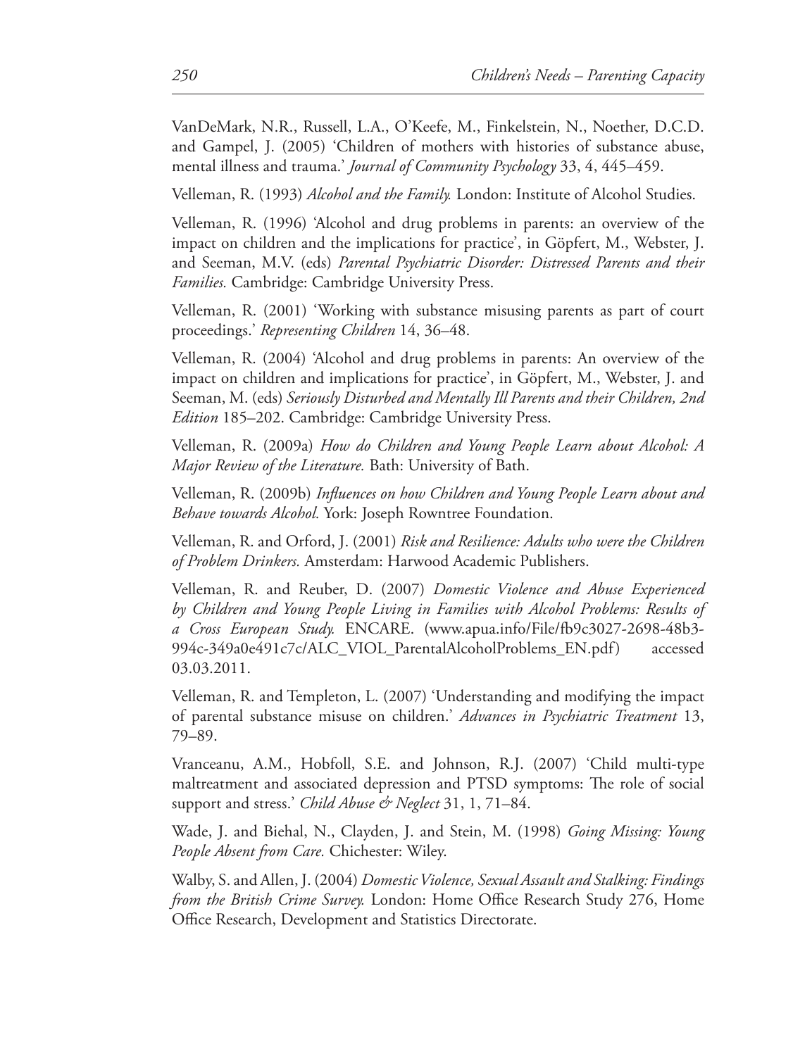VanDeMark, N.R., Russell, L.A., O'Keefe, M., Finkelstein, N., Noether, D.C.D. and Gampel, J. (2005) 'Children of mothers with histories of substance abuse, mental illness and trauma.' *Journal of Community Psychology* 33, 4, 445–459.

Velleman, R. (1993) *Alcohol and the Family.* London: Institute of Alcohol Studies.

Velleman, R. (1996) 'Alcohol and drug problems in parents: an overview of the impact on children and the implications for practice', in Göpfert, M., Webster, J. and Seeman, M.V. (eds) *Parental Psychiatric Disorder: Distressed Parents and their Families.* Cambridge: Cambridge University Press.

Velleman, R. (2001) 'Working with substance misusing parents as part of court proceedings.' *Representing Children* 14, 36–48.

Velleman, R. (2004) 'Alcohol and drug problems in parents: An overview of the impact on children and implications for practice', in Göpfert, M., Webster, J. and Seeman, M. (eds) *Seriously Disturbed and Mentally Ill Parents and their Children, 2nd Edition* 185–202. Cambridge: Cambridge University Press.

Velleman, R. (2009a) *How do Children and Young People Learn about Alcohol: A Major Review of the Literature.* Bath: University of Bath.

Velleman, R. (2009b) *Influences on how Children and Young People Learn about and Behave towards Alcohol.* York: Joseph Rowntree Foundation.

Velleman, R. and Orford, J. (2001) *Risk and Resilience: Adults who were the Children of Problem Drinkers.* Amsterdam: Harwood Academic Publishers.

Velleman, R. and Reuber, D. (2007) *Domestic Violence and Abuse Experienced by Children and Young People Living in Families with Alcohol Problems: Results of a Cross European Study.* ENCARE. (www.apua.info/File/fb9c3027-2698-48b3-994c-349a0e491c7c/ALC_VIOL_ParentalAlcoholProblems_EN.pdf) accessed 03.03.2011.

Velleman, R. and Templeton, L. (2007) 'Understanding and modifying the impact of parental substance misuse on children.' *Advances in Psychiatric Treatment* 13, 79–89.

Vranceanu, A.M., Hobfoll, S.E. and Johnson, R.J. (2007) 'Child multi-type maltreatment and associated depression and PTSD symptoms: The role of social support and stress.' *Child Abuse & Neglect* 31, 1, 71–84.

Wade, J. and Biehal, N., Clayden, J. and Stein, M. (1998) *Going Missing: Young People Absent from Care.* Chichester: Wiley.

Walby, S. and Allen, J. (2004) *Domestic Violence, Sexual Assault and Stalking: Findings from the British Crime Survey.* London: Home Office Research Study 276, Home Office Research, Development and Statistics Directorate.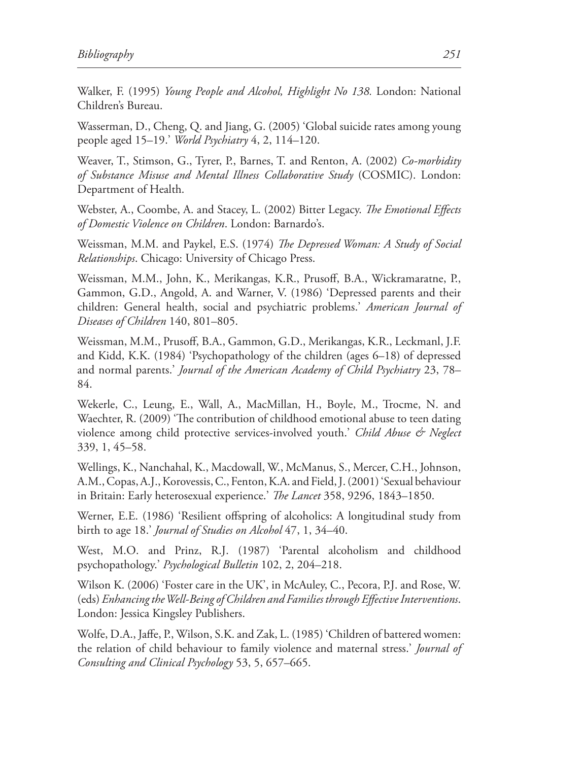Walker, F. (1995) *Young People and Alcohol, Highlight No 138.* London: National Children's Bureau.

Wasserman, D., Cheng, Q. and Jiang, G. (2005) 'Global suicide rates among young people aged 15–19.' *World Psychiatry* 4, 2, 114–120.

Weaver, T., Stimson, G., Tyrer, P., Barnes, T. and Renton, A. (2002) *Co-morbidity of Substance Misuse and Mental Illness Collaborative Study* (COSMIC). London: Department of Health.

Webster, A., Coombe, A. and Stacey, L. (2002) Bitter Legacy. *The Emotional Effects of Domestic Violence on Children*. London: Barnardo's.

Weissman, M.M. and Paykel, E.S. (1974) *The Depressed Woman: A Study of Social Relationships*. Chicago: University of Chicago Press.

Weissman, M.M., John, K., Merikangas, K.R., Prusoff, B.A., Wickramaratne, P., Gammon, G.D., Angold, A. and Warner, V. (1986) 'Depressed parents and their children: General health, social and psychiatric problems.' *American Journal of Diseases of Children* 140, 801–805.

Weissman, M.M., Prusoff, B.A., Gammon, G.D., Merikangas, K.R., Leckmanl, J.F. and Kidd, K.K. (1984) 'Psychopathology of the children (ages 6–18) of depressed and normal parents.' *Journal of the American Academy of Child Psychiatry* 23, 78–84.

Wekerle, C., Leung, E., Wall, A., MacMillan, H., Boyle, M., Trocme, N. and Waechter, R. (2009) 'The contribution of childhood emotional abuse to teen dating violence among child protective services-involved youth.' *Child Abuse & Neglect* 339, 1, 45–58.

Wellings, K., Nanchahal, K., Macdowall, W., McManus, S., Mercer, C.H., Johnson, A.M., Copas, A.J., Korovessis, C., Fenton, K.A. and Field, J. (2001) 'Sexual behaviour in Britain: Early heterosexual experience.' *The Lancet* 358, 9296, 1843–1850.

Werner, E.E. (1986) 'Resilient offspring of alcoholics: A longitudinal study from birth to age 18.' *Journal of Studies on Alcohol* 47, 1, 34–40.

West, M.O. and Prinz, R.J. (1987) 'Parental alcoholism and childhood psychopathology.' *Psychological Bulletin* 102, 2, 204–218.

Wilson K. (2006) 'Foster care in the UK', in McAuley, C., Pecora, P.J. and Rose, W. (eds) *Enhancing the Well-Being of Children and Families through Effective Interventions*. London: Jessica Kingsley Publishers.

Wolfe, D.A., Jaffe, P., Wilson, S.K. and Zak, L. (1985) 'Children of battered women: the relation of child behaviour to family violence and maternal stress.' *Journal of Consulting and Clinical Psychology* 53, 5, 657–665.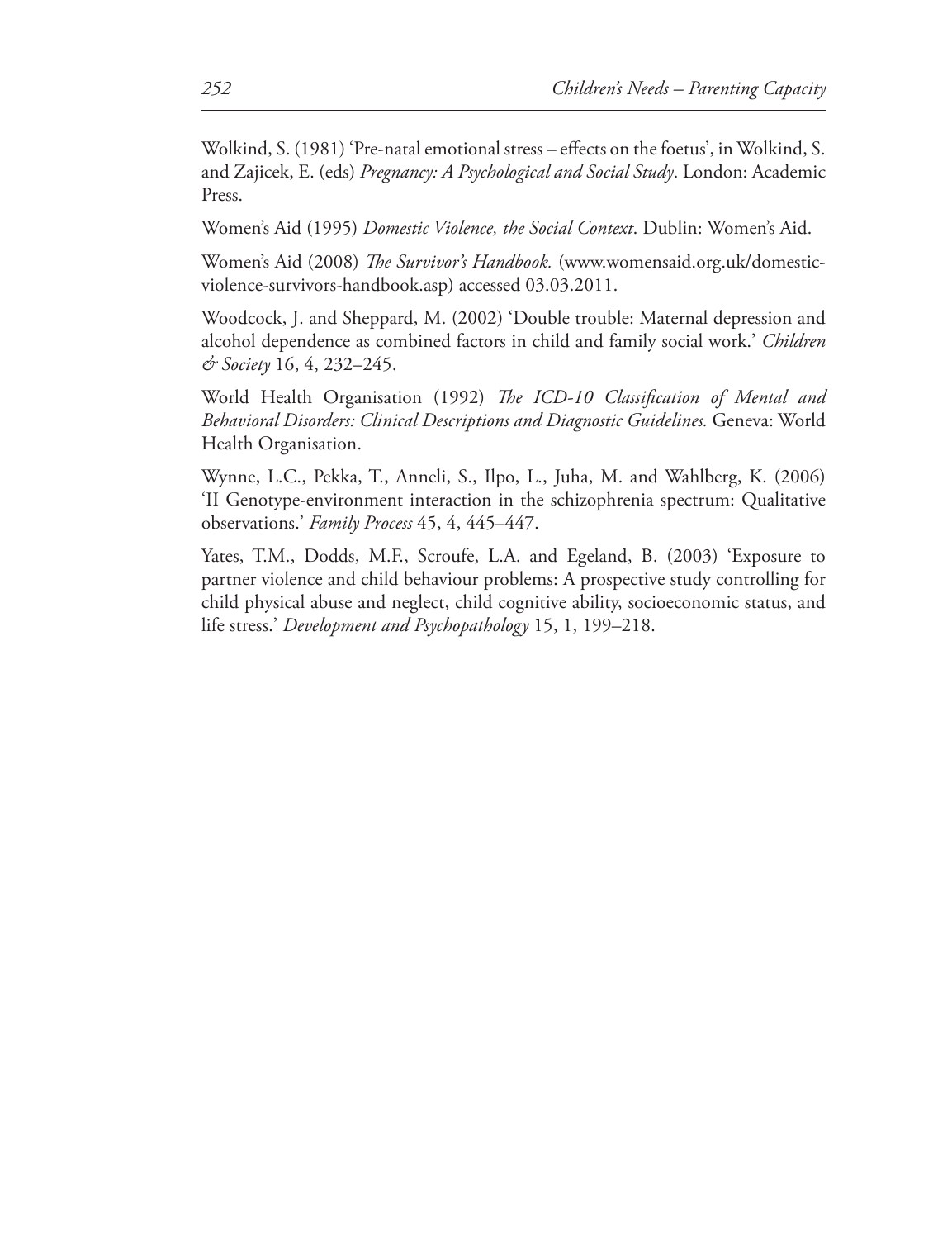Wolkind, S. (1981) 'Pre-natal emotional stress – effects on the foetus', in Wolkind, S. and Zajicek, E. (eds) *Pregnancy: A Psychological and Social Study*. London: Academic Press.

Women's Aid (1995) *Domestic Violence, the Social Context*. Dublin: Women's Aid.

Women's Aid (2008) *The Survivor's Handbook.* (www.womensaid.org.uk/domestic-violence-survivors-handbook.asp) accessed 03.03.2011.

Woodcock, J. and Sheppard, M. (2002) 'Double trouble: Maternal depression and alcohol dependence as combined factors in child and family social work.' *Children & Society* 16, 4, 232–245.

World Health Organisation (1992) *The ICD-10 Classification of Mental and Behavioral Disorders: Clinical Descriptions and Diagnostic Guidelines.* Geneva: World Health Organisation.

Wynne, L.C., Pekka, T., Anneli, S., Ilpo, L., Juha, M. and Wahlberg, K. (2006) 'II Genotype-environment interaction in the schizophrenia spectrum: Qualitative observations.' *Family Process* 45, 4, 445–447.

Yates, T.M., Dodds, M.F., Scroufe, L.A. and Egeland, B. (2003) 'Exposure to partner violence and child behaviour problems: A prospective study controlling for child physical abuse and neglect, child cognitive ability, socioeconomic status, and life stress.' *Development and Psychopathology* 15, 1, 199–218.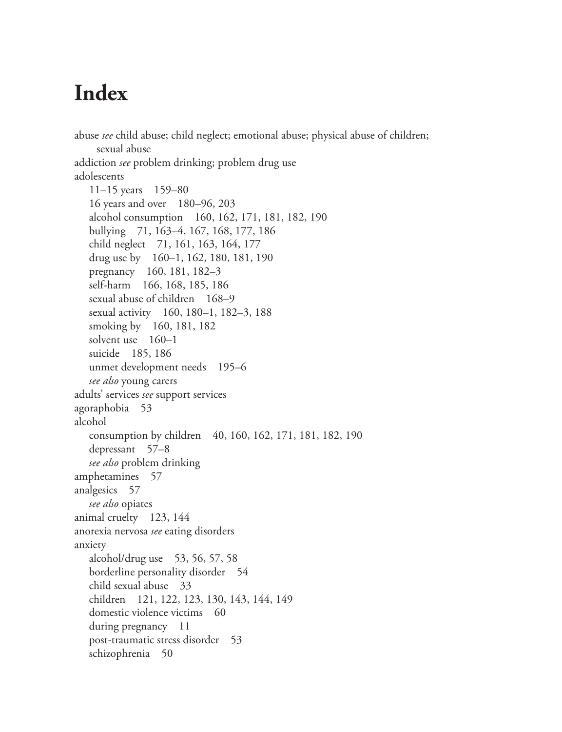# Index

abuse *see* child abuse; child neglect; emotional abuse; physical abuse of children; sexual abuse
addiction *see* problem drinking; problem drug use
adolescents
  11–15 years 159–80
  16 years and over 180–96, 203
  alcohol consumption 160, 162, 171, 181, 182, 190
  bullying 71, 163–4, 167, 168, 177, 186
  child neglect 71, 161, 163, 164, 177
  drug use by 160–1, 162, 180, 181, 190
  pregnancy 160, 181, 182–3
  self-harm 166, 168, 185, 186
  sexual abuse of children 168–9
  sexual activity 160, 180–1, 182–3, 188
  smoking by 160, 181, 182
  solvent use 160–1
  suicide 185, 186
  unmet development needs 195–6
  *see also* young carers
adults' services *see* support services
agoraphobia 53
alcohol
  consumption by children 40, 160, 162, 171, 181, 182, 190
  depressant 57–8
  *see also* problem drinking
amphetamines 57
analgesics 57
  *see also* opiates
animal cruelty 123, 144
anorexia nervosa *see* eating disorders
anxiety
  alcohol/drug use 53, 56, 57, 58
  borderline personality disorder 54
  child sexual abuse 33
  children 121, 122, 123, 130, 143, 144, 149
  domestic violence victims 60
  during pregnancy 11
  post-traumatic stress disorder 53
  schizophrenia 50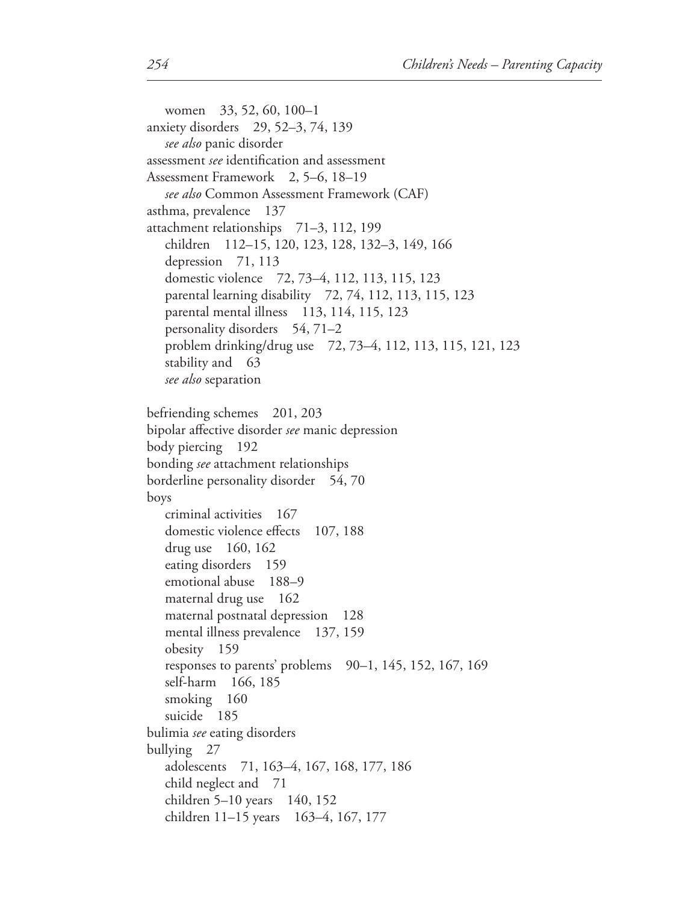women 33, 52, 60, 100–1
anxiety disorders 29, 52–3, 74, 139
*see also* panic disorder
assessment *see* identification and assessment
Assessment Framework 2, 5–6, 18–19
*see also* Common Assessment Framework (CAF)
asthma, prevalence 137
attachment relationships 71–3, 112, 199
children 112–15, 120, 123, 128, 132–3, 149, 166
depression 71, 113
domestic violence 72, 73–4, 112, 113, 115, 123
parental learning disability 72, 74, 112, 113, 115, 123
parental mental illness 113, 114, 115, 123
personality disorders 54, 71–2
problem drinking/drug use 72, 73–4, 112, 113, 115, 121, 123
stability and 63
*see also* separation

befriending schemes 201, 203
bipolar affective disorder *see* manic depression
body piercing 192
bonding *see* attachment relationships
borderline personality disorder 54, 70
boys
criminal activities 167
domestic violence effects 107, 188
drug use 160, 162
eating disorders 159
emotional abuse 188–9
maternal drug use 162
maternal postnatal depression 128
mental illness prevalence 137, 159
obesity 159
responses to parents' problems 90–1, 145, 152, 167, 169
self-harm 166, 185
smoking 160
suicide 185
bulimia *see* eating disorders
bullying 27
adolescents 71, 163–4, 167, 168, 177, 186
child neglect and 71
children 5–10 years 140, 152
children 11–15 years 163–4, 167, 177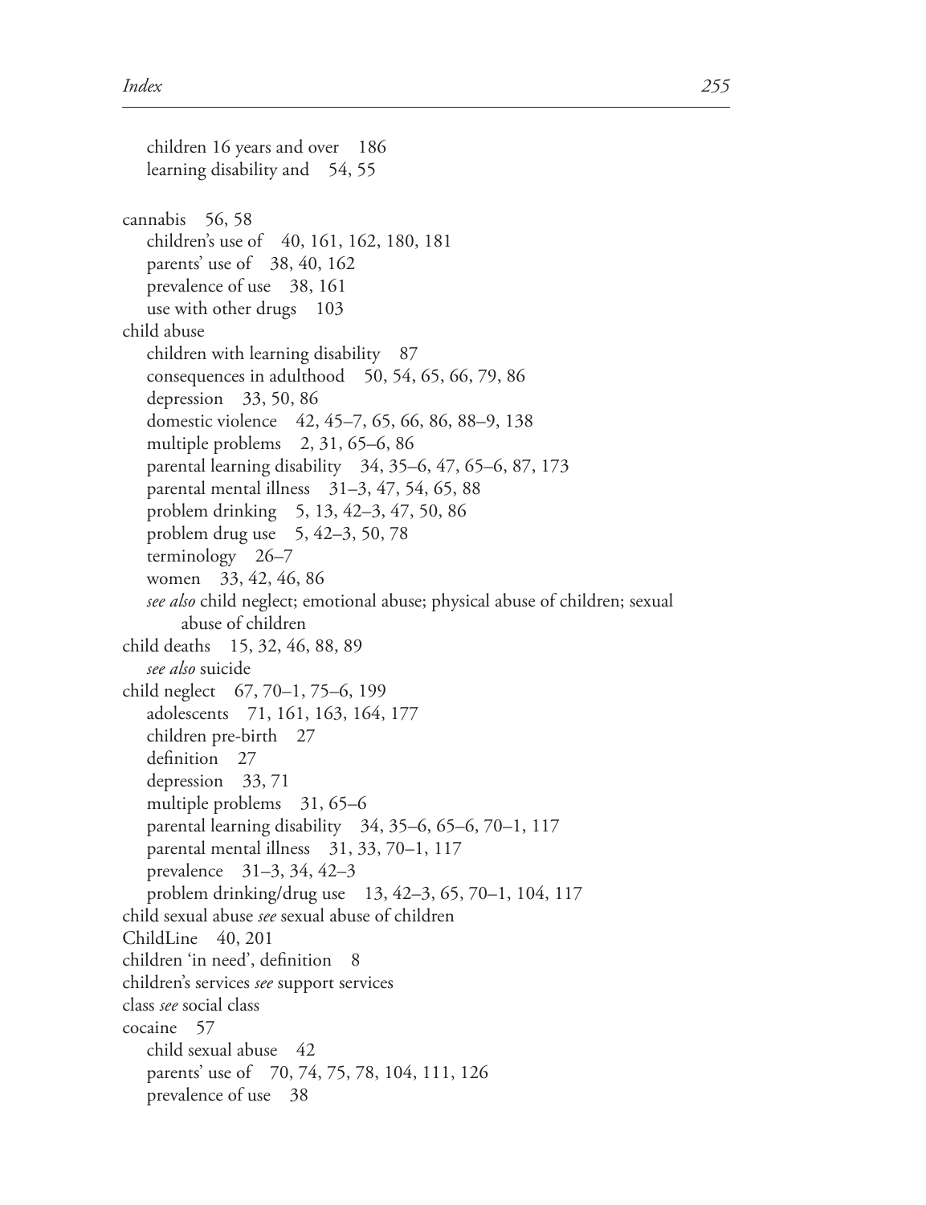children 16 years and over 186
learning disability and 54, 55

cannabis 56, 58
children's use of 40, 161, 162, 180, 181
parents' use of 38, 40, 162
prevalence of use 38, 161
use with other drugs 103

child abuse
children with learning disability 87
consequences in adulthood 50, 54, 65, 66, 79, 86
depression 33, 50, 86
domestic violence 42, 45–7, 65, 66, 86, 88–9, 138
multiple problems 2, 31, 65–6, 86
parental learning disability 34, 35–6, 47, 65–6, 87, 173
parental mental illness 31–3, 47, 54, 65, 88
problem drinking 5, 13, 42–3, 47, 50, 86
problem drug use 5, 42–3, 50, 78
terminology 26–7
women 33, 42, 46, 86
*see also* child neglect; emotional abuse; physical abuse of children; sexual abuse of children

child deaths 15, 32, 46, 88, 89
*see also* suicide

child neglect 67, 70–1, 75–6, 199
adolescents 71, 161, 163, 164, 177
children pre-birth 27
definition 27
depression 33, 71
multiple problems 31, 65–6
parental learning disability 34, 35–6, 65–6, 70–1, 117
parental mental illness 31, 33, 70–1, 117
prevalence 31–3, 34, 42–3
problem drinking/drug use 13, 42–3, 65, 70–1, 104, 117

child sexual abuse *see* sexual abuse of children

ChildLine 40, 201

children 'in need', definition 8

children's services *see* support services

class *see* social class

cocaine 57
child sexual abuse 42
parents' use of 70, 74, 75, 78, 104, 111, 126
prevalence of use 38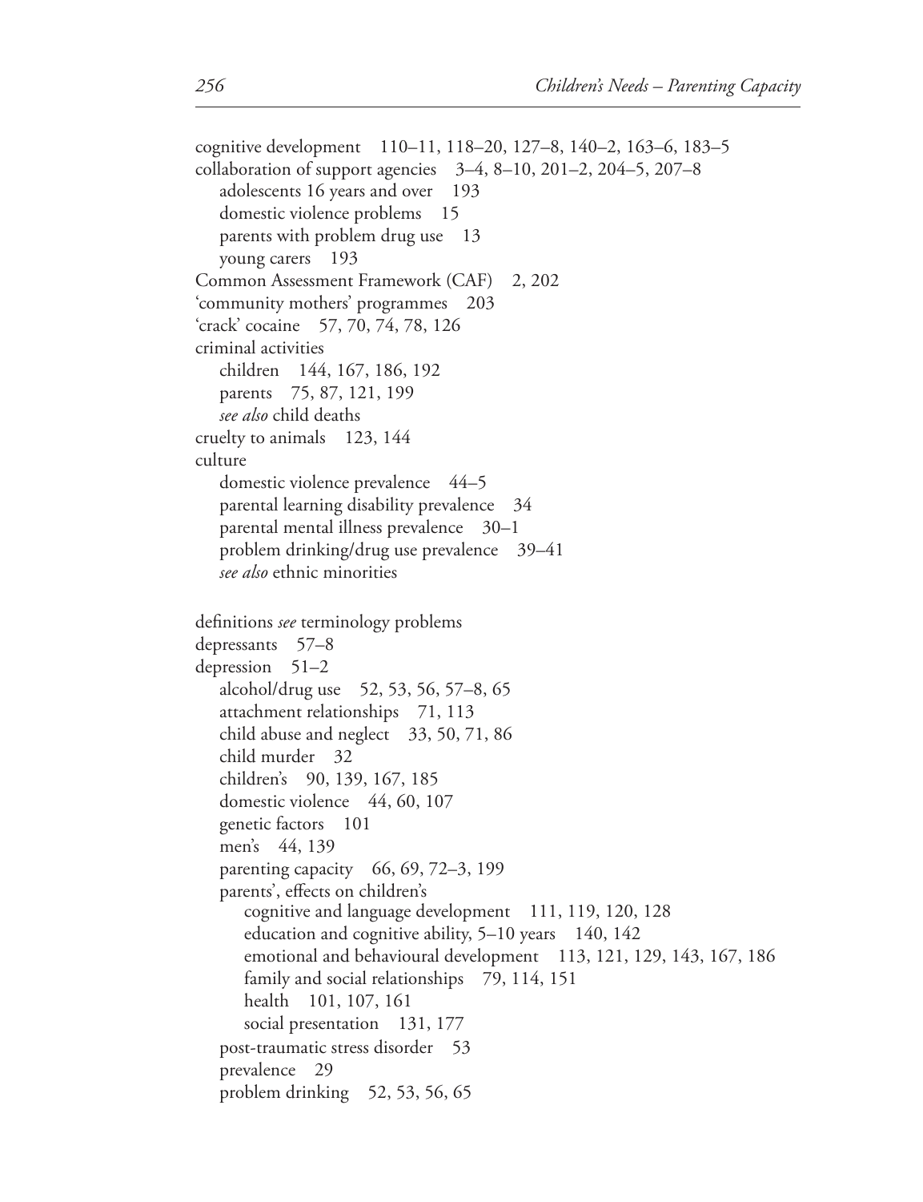cognitive development 110–11, 118–20, 127–8, 140–2, 163–6, 183–5
collaboration of support agencies 3–4, 8–10, 201–2, 204–5, 207–8
  adolescents 16 years and over 193
  domestic violence problems 15
  parents with problem drug use 13
  young carers 193
Common Assessment Framework (CAF) 2, 202
'community mothers' programmes 203
'crack' cocaine 57, 70, 74, 78, 126
criminal activities
  children 144, 167, 186, 192
  parents 75, 87, 121, 199
  *see also* child deaths
cruelty to animals 123, 144
culture
  domestic violence prevalence 44–5
  parental learning disability prevalence 34
  parental mental illness prevalence 30–1
  problem drinking/drug use prevalence 39–41
  *see also* ethnic minorities

definitions *see* terminology problems
depressants 57–8
depression 51–2
  alcohol/drug use 52, 53, 56, 57–8, 65
  attachment relationships 71, 113
  child abuse and neglect 33, 50, 71, 86
  child murder 32
  children's 90, 139, 167, 185
  domestic violence 44, 60, 107
  genetic factors 101
  men's 44, 139
  parenting capacity 66, 69, 72–3, 199
  parents', effects on children's
    cognitive and language development 111, 119, 120, 128
    education and cognitive ability, 5–10 years 140, 142
    emotional and behavioural development 113, 121, 129, 143, 167, 186
    family and social relationships 79, 114, 151
    health 101, 107, 161
    social presentation 131, 177
  post-traumatic stress disorder 53
  prevalence 29
  problem drinking 52, 53, 56, 65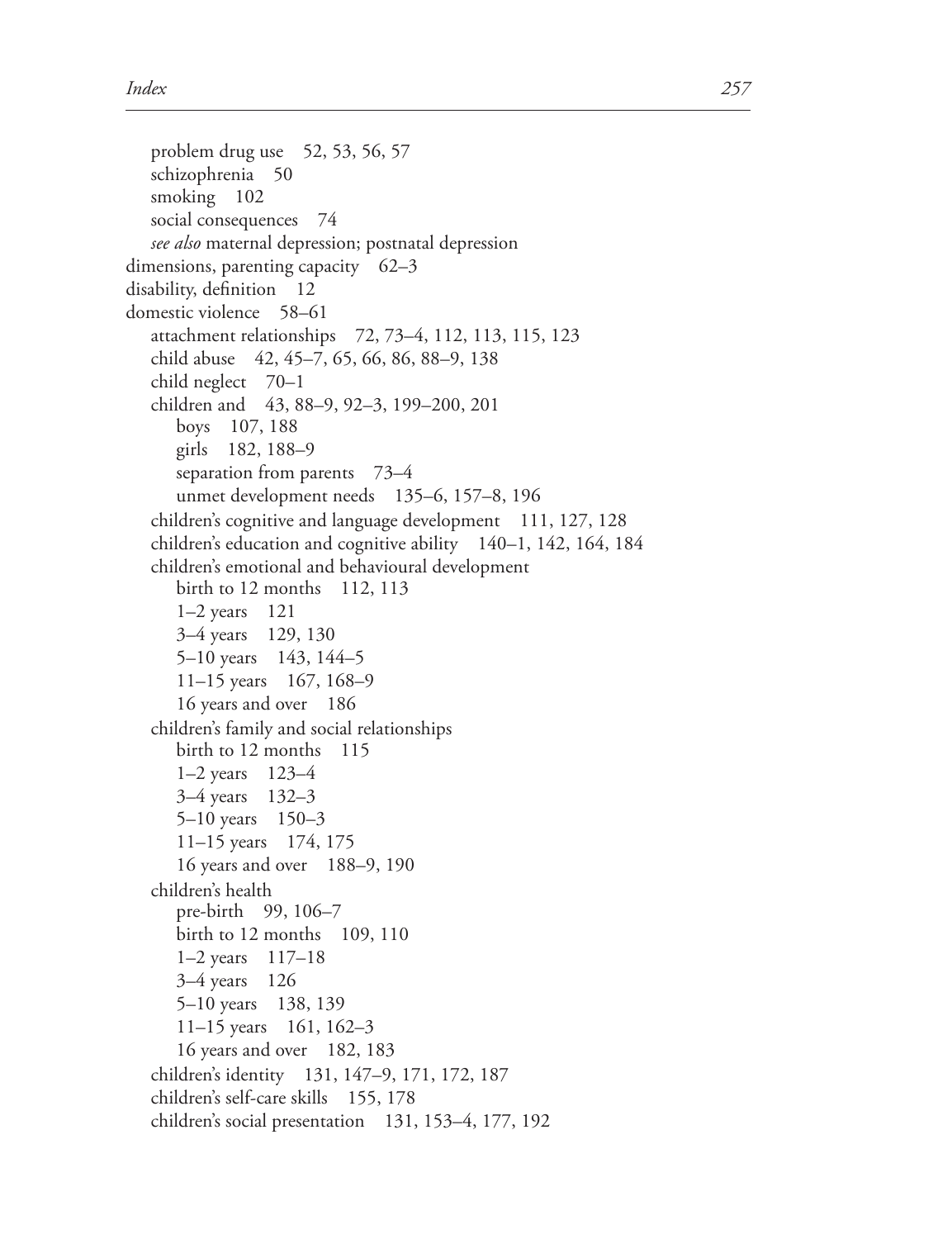problem drug use 52, 53, 56, 57
schizophrenia 50
smoking 102
social consequences 74
*see also* maternal depression; postnatal depression

dimensions, parenting capacity 62–3
disability, definition 12
domestic violence 58–61
attachment relationships 72, 73–4, 112, 113, 115, 123
child abuse 42, 45–7, 65, 66, 86, 88–9, 138
child neglect 70–1
children and 43, 88–9, 92–3, 199–200, 201
boys 107, 188
girls 182, 188–9
separation from parents 73–4
unmet development needs 135–6, 157–8, 196
children's cognitive and language development 111, 127, 128
children's education and cognitive ability 140–1, 142, 164, 184
children's emotional and behavioural development
birth to 12 months 112, 113
1–2 years 121
3–4 years 129, 130
5–10 years 143, 144–5
11–15 years 167, 168–9
16 years and over 186
children's family and social relationships
birth to 12 months 115
1–2 years 123–4
3–4 years 132–3
5–10 years 150–3
11–15 years 174, 175
16 years and over 188–9, 190
children's health
pre-birth 99, 106–7
birth to 12 months 109, 110
1–2 years 117–18
3–4 years 126
5–10 years 138, 139
11–15 years 161, 162–3
16 years and over 182, 183
children's identity 131, 147–9, 171, 172, 187
children's self-care skills 155, 178
children's social presentation 131, 153–4, 177, 192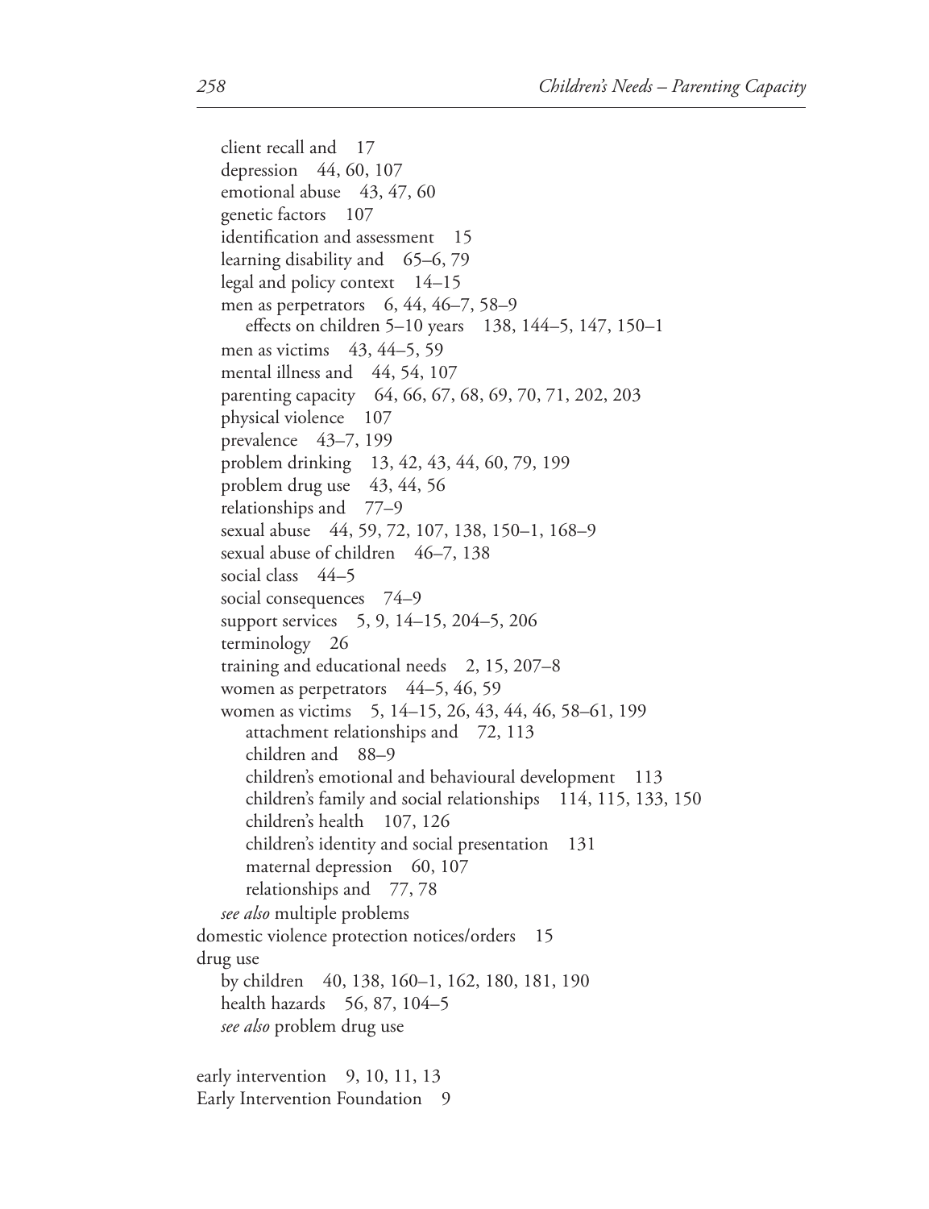client recall and 17
depression 44, 60, 107
emotional abuse 43, 47, 60
genetic factors 107
identification and assessment 15
learning disability and 65–6, 79
legal and policy context 14–15
men as perpetrators 6, 44, 46–7, 58–9
    effects on children 5–10 years 138, 144–5, 147, 150–1
men as victims 43, 44–5, 59
mental illness and 44, 54, 107
parenting capacity 64, 66, 67, 68, 69, 70, 71, 202, 203
physical violence 107
prevalence 43–7, 199
problem drinking 13, 42, 43, 44, 60, 79, 199
problem drug use 43, 44, 56
relationships and 77–9
sexual abuse 44, 59, 72, 107, 138, 150–1, 168–9
sexual abuse of children 46–7, 138
social class 44–5
social consequences 74–9
support services 5, 9, 14–15, 204–5, 206
terminology 26
training and educational needs 2, 15, 207–8
women as perpetrators 44–5, 46, 59
women as victims 5, 14–15, 26, 43, 44, 46, 58–61, 199
    attachment relationships and 72, 113
    children and 88–9
    children's emotional and behavioural development 113
    children's family and social relationships 114, 115, 133, 150
    children's health 107, 126
    children's identity and social presentation 131
    maternal depression 60, 107
    relationships and 77, 78
*see also* multiple problems

domestic violence protection notices/orders 15

drug use
  by children 40, 138, 160–1, 162, 180, 181, 190
  health hazards 56, 87, 104–5
  *see also* problem drug use

early intervention 9, 10, 11, 13

Early Intervention Foundation 9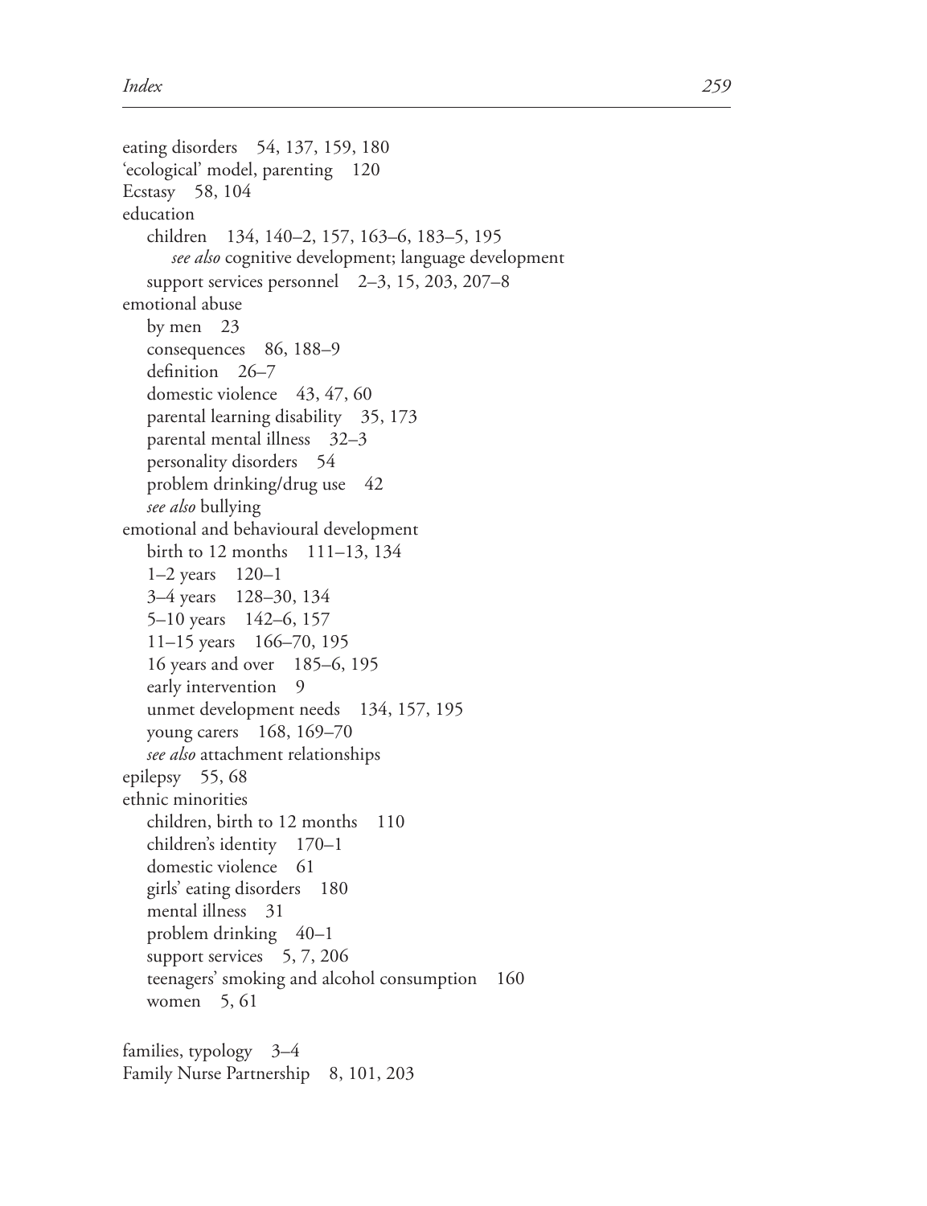eating disorders 54, 137, 159, 180
'ecological' model, parenting 120
Ecstasy 58, 104
education
    children 134, 140–2, 157, 163–6, 183–5, 195
        *see also* cognitive development; language development
    support services personnel 2–3, 15, 203, 207–8
emotional abuse
    by men 23
    consequences 86, 188–9
    definition 26–7
    domestic violence 43, 47, 60
    parental learning disability 35, 173
    parental mental illness 32–3
    personality disorders 54
    problem drinking/drug use 42
    *see also* bullying
emotional and behavioural development
    birth to 12 months 111–13, 134
    1–2 years 120–1
    3–4 years 128–30, 134
    5–10 years 142–6, 157
    11–15 years 166–70, 195
    16 years and over 185–6, 195
    early intervention 9
    unmet development needs 134, 157, 195
    young carers 168, 169–70
    *see also* attachment relationships
epilepsy 55, 68
ethnic minorities
    children, birth to 12 months 110
    children's identity 170–1
    domestic violence 61
    girls' eating disorders 180
    mental illness 31
    problem drinking 40–1
    support services 5, 7, 206
    teenagers' smoking and alcohol consumption 160
    women 5, 61

families, typology 3–4
Family Nurse Partnership 8, 101, 203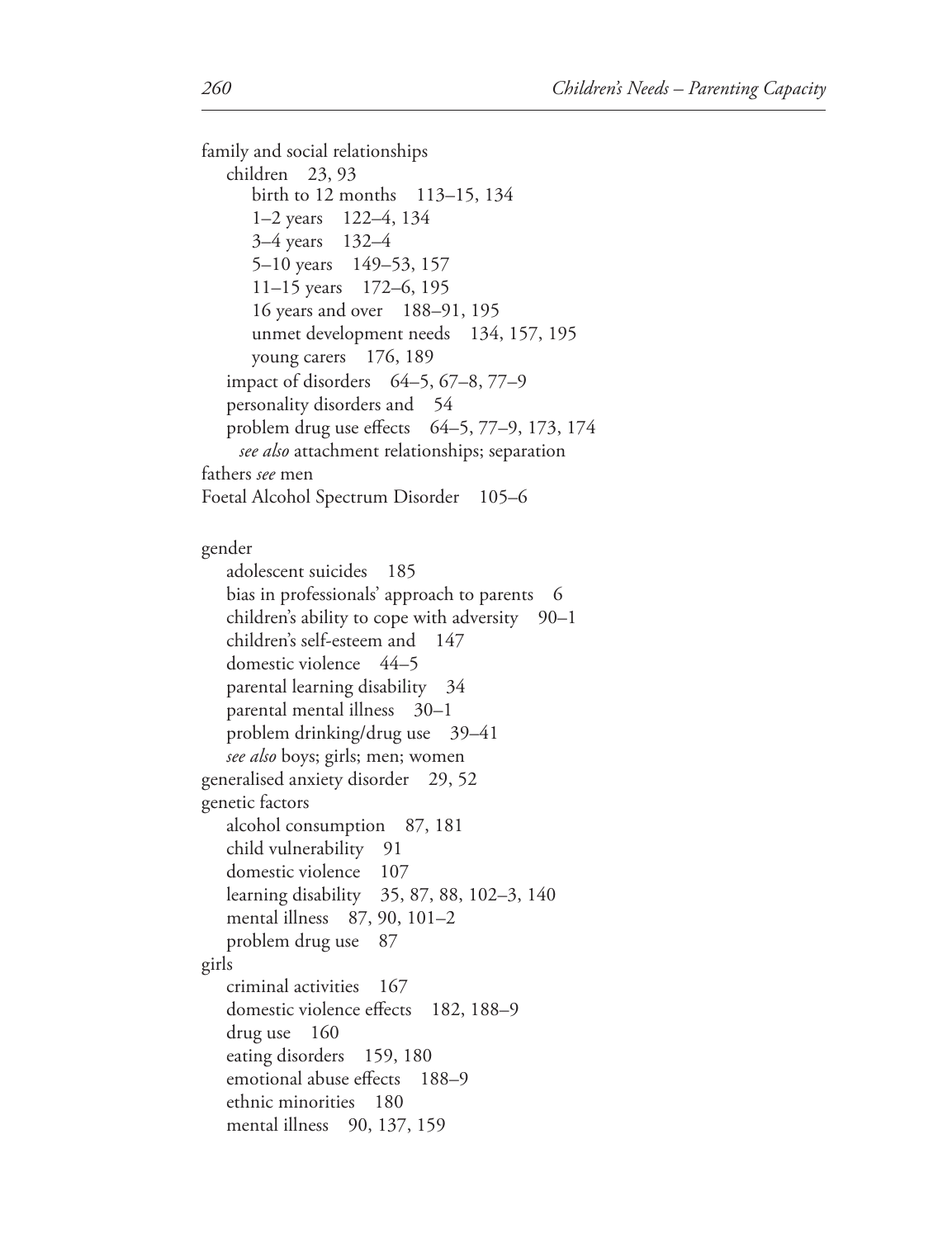family and social relationships
  children 23, 93
    birth to 12 months 113–15, 134
    1–2 years 122–4, 134
    3–4 years 132–4
    5–10 years 149–53, 157
    11–15 years 172–6, 195
    16 years and over 188–91, 195
    unmet development needs 134, 157, 195
    young carers 176, 189
  impact of disorders 64–5, 67–8, 77–9
  personality disorders and 54
  problem drug use effects 64–5, 77–9, 173, 174
    *see also* attachment relationships; separation
fathers *see* men
Foetal Alcohol Spectrum Disorder 105–6

gender
  adolescent suicides 185
  bias in professionals' approach to parents 6
  children's ability to cope with adversity 90–1
  children's self-esteem and 147
  domestic violence 44–5
  parental learning disability 34
  parental mental illness 30–1
  problem drinking/drug use 39–41
  *see also* boys; girls; men; women
generalised anxiety disorder 29, 52
genetic factors
  alcohol consumption 87, 181
  child vulnerability 91
  domestic violence 107
  learning disability 35, 87, 88, 102–3, 140
  mental illness 87, 90, 101–2
  problem drug use 87
girls
  criminal activities 167
  domestic violence effects 182, 188–9
  drug use 160
  eating disorders 159, 180
  emotional abuse effects 188–9
  ethnic minorities 180
  mental illness 90, 137, 159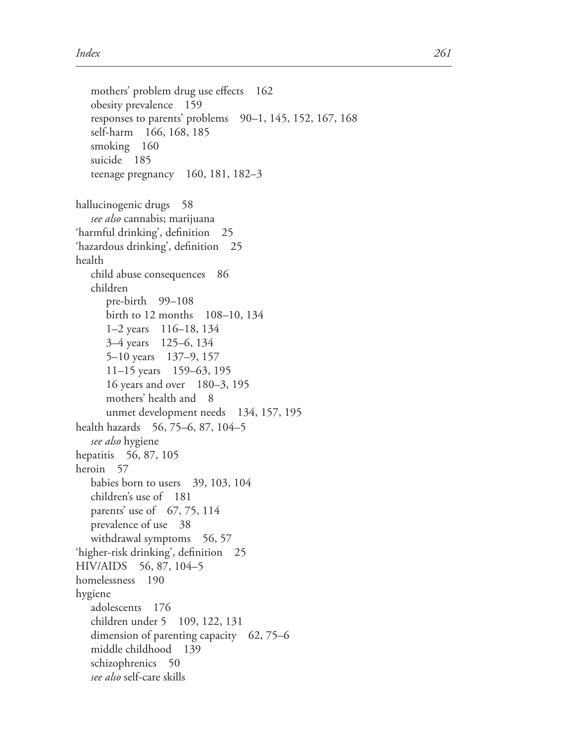mothers' problem drug use effects 162
obesity prevalence 159
responses to parents' problems 90–1, 145, 152, 167, 168
self-harm 166, 168, 185
smoking 160
suicide 185
teenage pregnancy 160, 181, 182–3

hallucinogenic drugs 58
*see also* cannabis; marijuana
'harmful drinking', definition 25
'hazardous drinking', definition 25
health
child abuse consequences 86
children
pre-birth 99–108
birth to 12 months 108–10, 134
1–2 years 116–18, 134
3–4 years 125–6, 134
5–10 years 137–9, 157
11–15 years 159–63, 195
16 years and over 180–3, 195
mothers' health and 8
unmet development needs 134, 157, 195
health hazards 56, 75–6, 87, 104–5
*see also* hygiene
hepatitis 56, 87, 105
heroin 57
babies born to users 39, 103, 104
children's use of 181
parents' use of 67, 75, 114
prevalence of use 38
withdrawal symptoms 56, 57
'higher-risk drinking', definition 25
HIV/AIDS 56, 87, 104–5
homelessness 190
hygiene
adolescents 176
children under 5 109, 122, 131
dimension of parenting capacity 62, 75–6
middle childhood 139
schizophrenics 50
*see also* self-care skills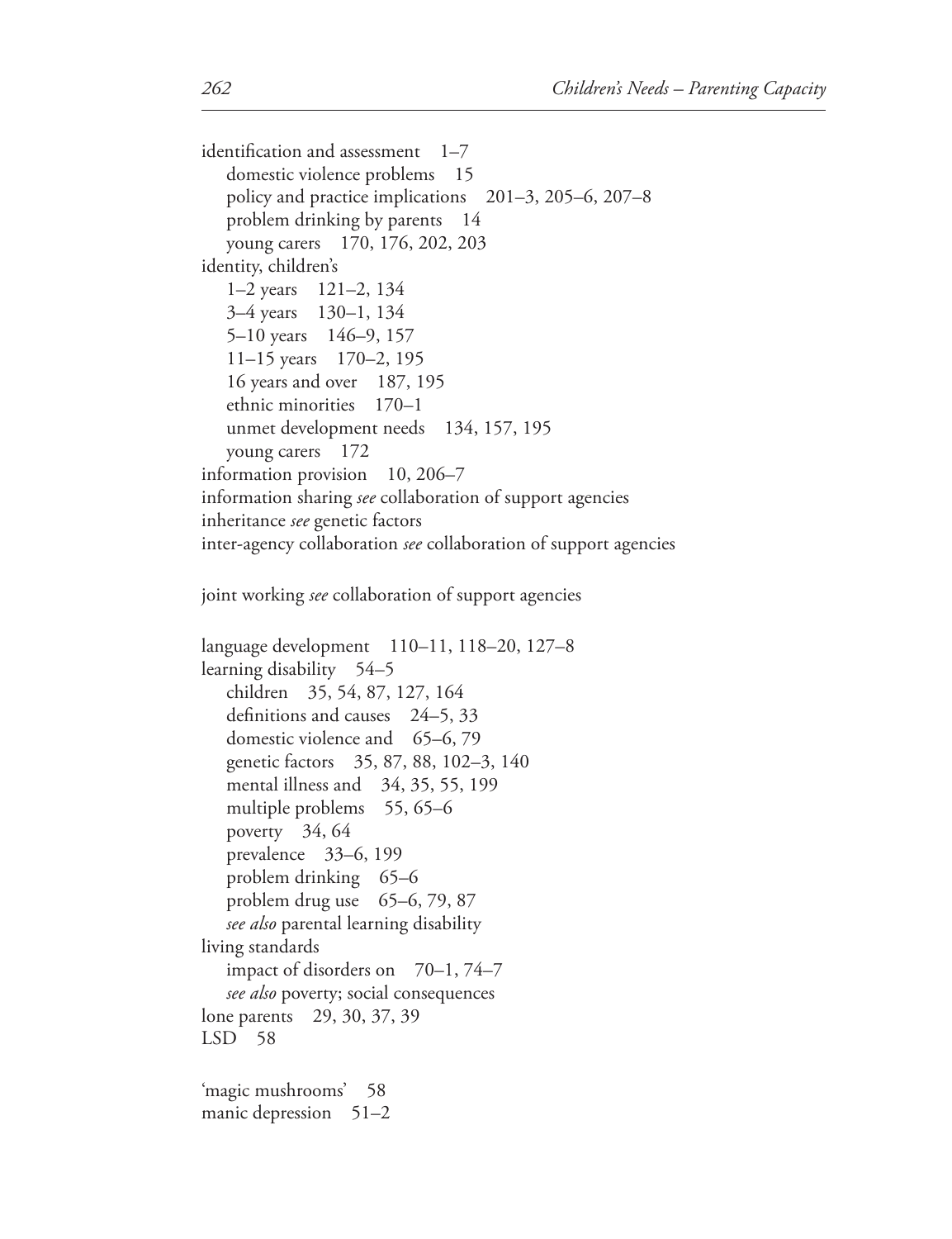identification and assessment 1–7
  domestic violence problems 15
  policy and practice implications 201–3, 205–6, 207–8
  problem drinking by parents 14
  young carers 170, 176, 202, 203

identity, children's
  1–2 years 121–2, 134
  3–4 years 130–1, 134
  5–10 years 146–9, 157
  11–15 years 170–2, 195
  16 years and over 187, 195
  ethnic minorities 170–1
  unmet development needs 134, 157, 195
  young carers 172

information provision 10, 206–7

information sharing *see* collaboration of support agencies

inheritance *see* genetic factors

inter-agency collaboration *see* collaboration of support agencies

joint working *see* collaboration of support agencies

language development 110–11, 118–20, 127–8

learning disability 54–5
  children 35, 54, 87, 127, 164
  definitions and causes 24–5, 33
  domestic violence and 65–6, 79
  genetic factors 35, 87, 88, 102–3, 140
  mental illness and 34, 35, 55, 199
  multiple problems 55, 65–6
  poverty 34, 64
  prevalence 33–6, 199
  problem drinking 65–6
  problem drug use 65–6, 79, 87
  *see also* parental learning disability

living standards
  impact of disorders on 70–1, 74–7
  *see also* poverty; social consequences

lone parents 29, 30, 37, 39

LSD 58

'magic mushrooms' 58

manic depression 51–2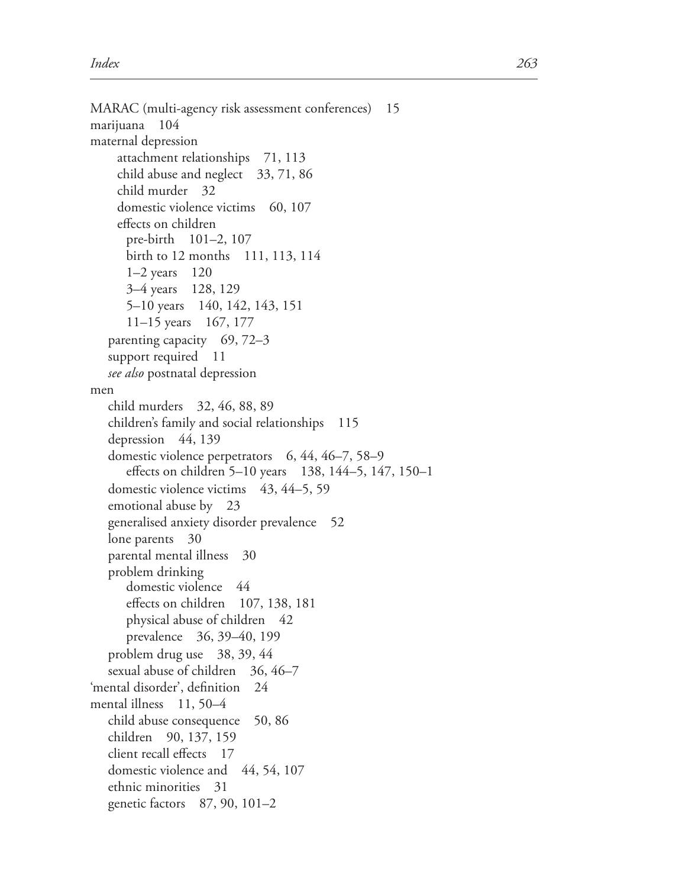MARAC (multi-agency risk assessment conferences) 15
marijuana 104
maternal depression
- attachment relationships 71, 113
- child abuse and neglect 33, 71, 86
- child murder 32
- domestic violence victims 60, 107
- effects on children
  - pre-birth 101–2, 107
  - birth to 12 months 111, 113, 114
  - 1–2 years 120
  - 3–4 years 128, 129
  - 5–10 years 140, 142, 143, 151
  - 11–15 years 167, 177
- parenting capacity 69, 72–3
- support required 11
- *see also* postnatal depression

men
- child murders 32, 46, 88, 89
- children's family and social relationships 115
- depression 44, 139
- domestic violence perpetrators 6, 44, 46–7, 58–9
  - effects on children 5–10 years 138, 144–5, 147, 150–1
- domestic violence victims 43, 44–5, 59
- emotional abuse by 23
- generalised anxiety disorder prevalence 52
- lone parents 30
- parental mental illness 30
- problem drinking
  - domestic violence 44
  - effects on children 107, 138, 181
  - physical abuse of children 42
  - prevalence 36, 39–40, 199
- problem drug use 38, 39, 44
- sexual abuse of children 36, 46–7

'mental disorder', definition 24
mental illness 11, 50–4
- child abuse consequence 50, 86
- children 90, 137, 159
- client recall effects 17
- domestic violence and 44, 54, 107
- ethnic minorities 31
- genetic factors 87, 90, 101–2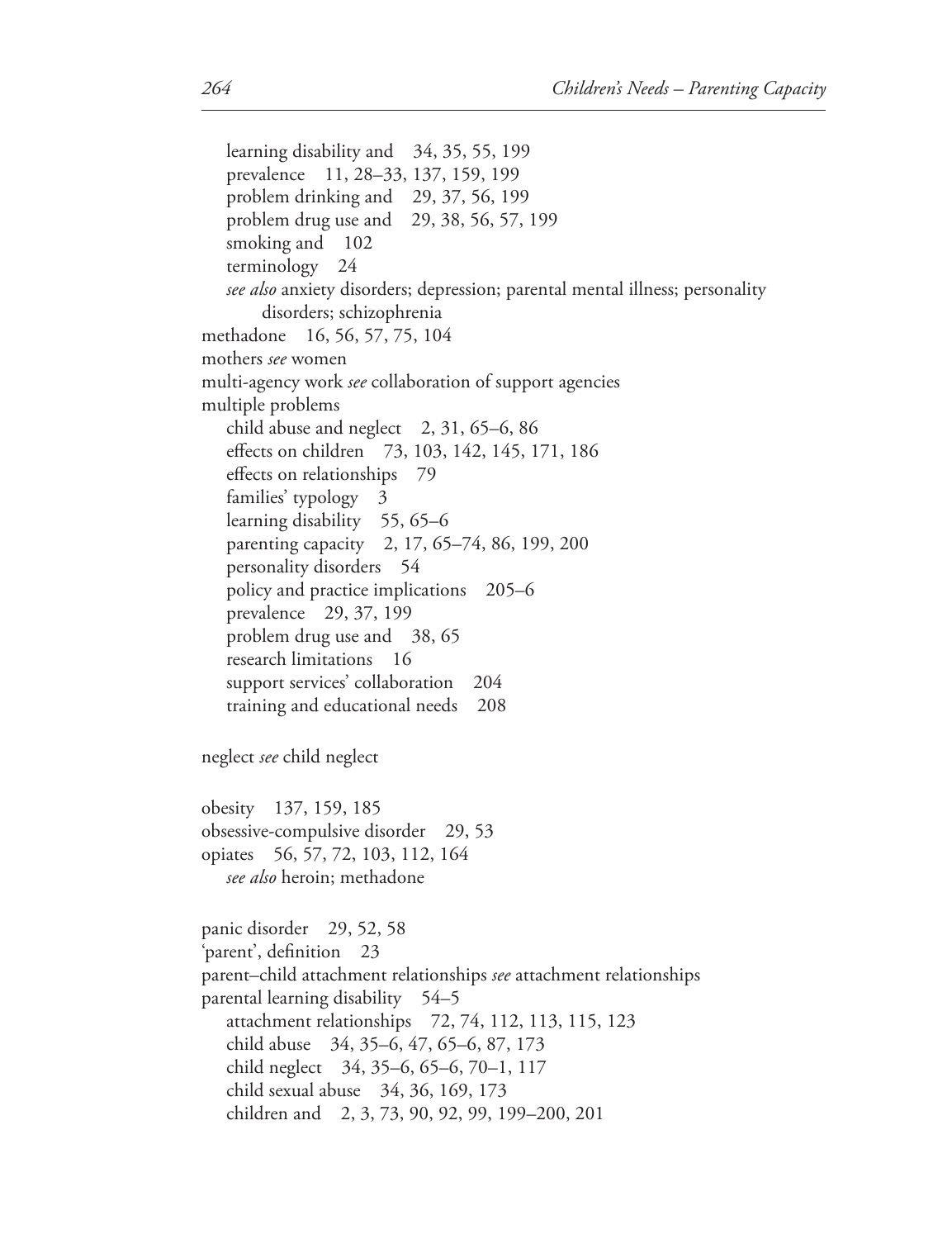learning disability and 34, 35, 55, 199
prevalence 11, 28–33, 137, 159, 199
problem drinking and 29, 37, 56, 199
problem drug use and 29, 38, 56, 57, 199
smoking and 102
terminology 24
*see also* anxiety disorders; depression; parental mental illness; personality disorders; schizophrenia

methadone 16, 56, 57, 75, 104
mothers *see* women
multi-agency work *see* collaboration of support agencies
multiple problems
child abuse and neglect 2, 31, 65–6, 86
effects on children 73, 103, 142, 145, 171, 186
effects on relationships 79
families' typology 3
learning disability 55, 65–6
parenting capacity 2, 17, 65–74, 86, 199, 200
personality disorders 54
policy and practice implications 205–6
prevalence 29, 37, 199
problem drug use and 38, 65
research limitations 16
support services' collaboration 204
training and educational needs 208

neglect *see* child neglect

obesity 137, 159, 185
obsessive-compulsive disorder 29, 53
opiates 56, 57, 72, 103, 112, 164
*see also* heroin; methadone

panic disorder 29, 52, 58
'parent', definition 23
parent–child attachment relationships *see* attachment relationships
parental learning disability 54–5
attachment relationships 72, 74, 112, 113, 115, 123
child abuse 34, 35–6, 47, 65–6, 87, 173
child neglect 34, 35–6, 65–6, 70–1, 117
child sexual abuse 34, 36, 169, 173
children and 2, 3, 73, 90, 92, 99, 199–200, 201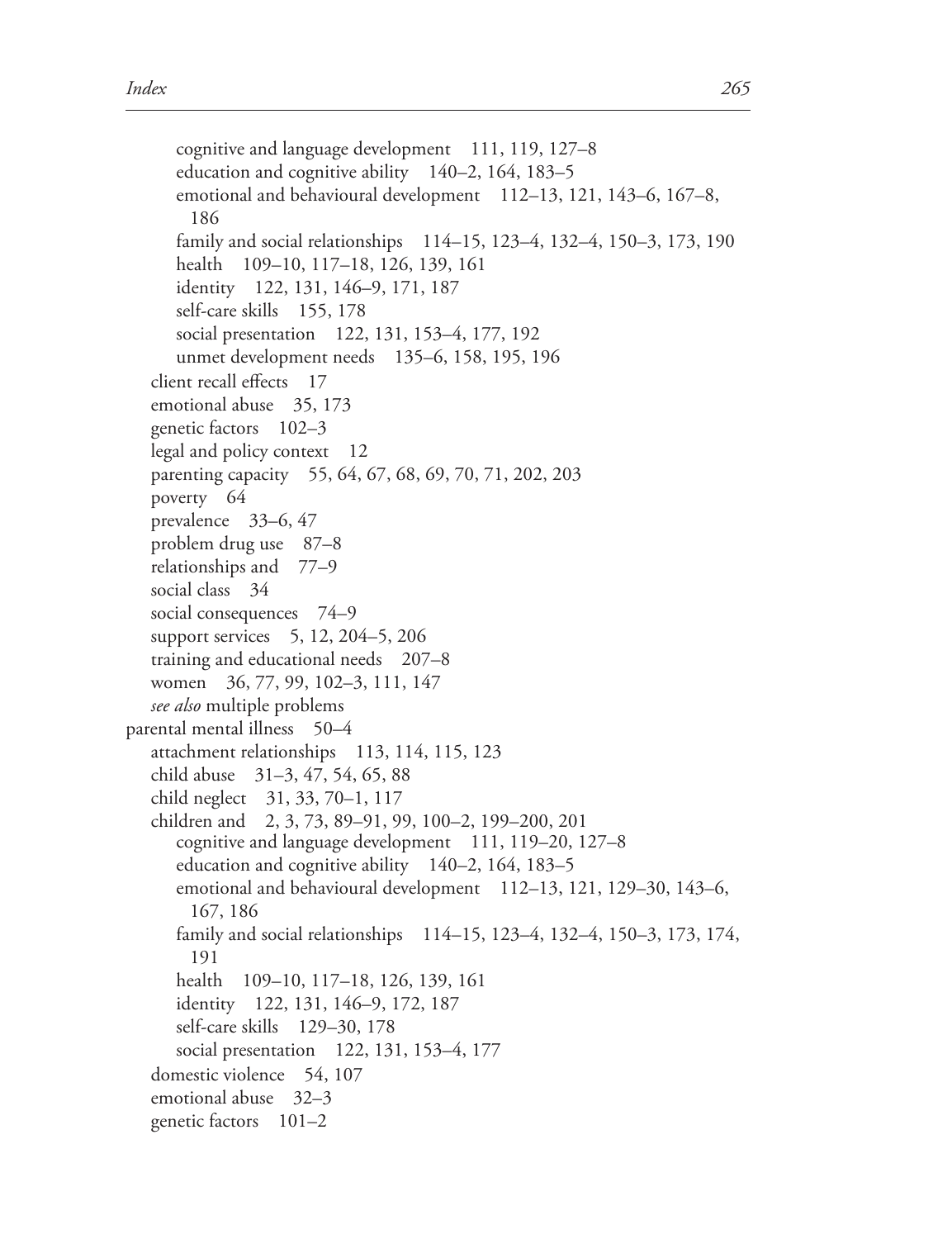cognitive and language development 111, 119, 127–8
  education and cognitive ability 140–2, 164, 183–5
  emotional and behavioural development 112–13, 121, 143–6, 167–8, 186
  family and social relationships 114–15, 123–4, 132–4, 150–3, 173, 190
  health 109–10, 117–18, 126, 139, 161
  identity 122, 131, 146–9, 171, 187
  self-care skills 155, 178
  social presentation 122, 131, 153–4, 177, 192
  unmet development needs 135–6, 158, 195, 196
 client recall effects 17
 emotional abuse 35, 173
 genetic factors 102–3
 legal and policy context 12
 parenting capacity 55, 64, 67, 68, 69, 70, 71, 202, 203
 poverty 64
 prevalence 33–6, 47
 problem drug use 87–8
 relationships and 77–9
 social class 34
 social consequences 74–9
 support services 5, 12, 204–5, 206
 training and educational needs 207–8
 women 36, 77, 99, 102–3, 111, 147
 *see also* multiple problems

parental mental illness 50–4
 attachment relationships 113, 114, 115, 123
 child abuse 31–3, 47, 54, 65, 88
 child neglect 31, 33, 70–1, 117
 children and 2, 3, 73, 89–91, 99, 100–2, 199–200, 201
  cognitive and language development 111, 119–20, 127–8
  education and cognitive ability 140–2, 164, 183–5
  emotional and behavioural development 112–13, 121, 129–30, 143–6, 167, 186
  family and social relationships 114–15, 123–4, 132–4, 150–3, 173, 174, 191
  health 109–10, 117–18, 126, 139, 161
  identity 122, 131, 146–9, 172, 187
  self-care skills 129–30, 178
  social presentation 122, 131, 153–4, 177
 domestic violence 54, 107
 emotional abuse 32–3
 genetic factors 101–2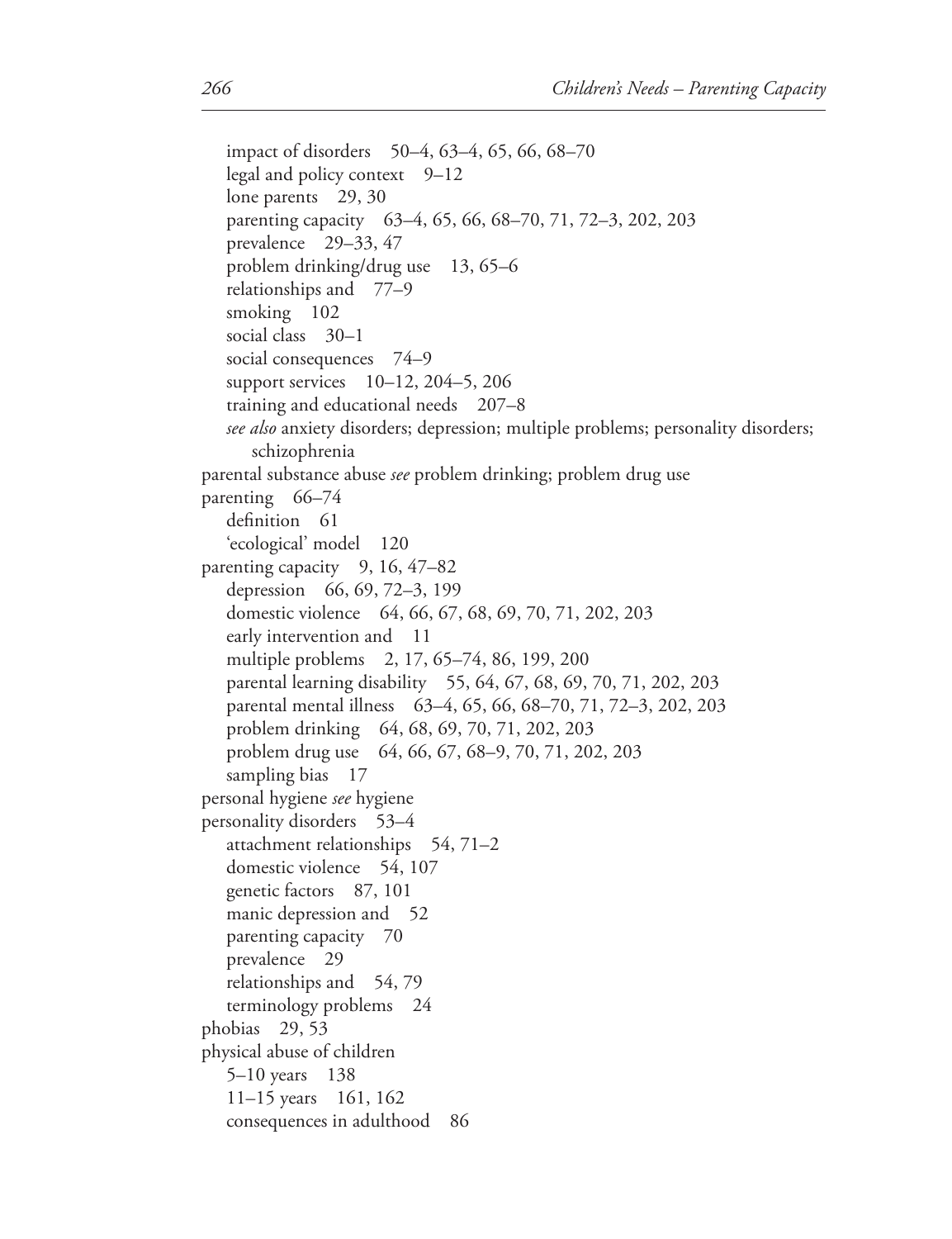impact of disorders 50–4, 63–4, 65, 66, 68–70
legal and policy context 9–12
lone parents 29, 30
parenting capacity 63–4, 65, 66, 68–70, 71, 72–3, 202, 203
prevalence 29–33, 47
problem drinking/drug use 13, 65–6
relationships and 77–9
smoking 102
social class 30–1
social consequences 74–9
support services 10–12, 204–5, 206
training and educational needs 207–8
*see also* anxiety disorders; depression; multiple problems; personality disorders; schizophrenia

parental substance abuse *see* problem drinking; problem drug use

parenting 66–74
definition 61
'ecological' model 120

parenting capacity 9, 16, 47–82
depression 66, 69, 72–3, 199
domestic violence 64, 66, 67, 68, 69, 70, 71, 202, 203
early intervention and 11
multiple problems 2, 17, 65–74, 86, 199, 200
parental learning disability 55, 64, 67, 68, 69, 70, 71, 202, 203
parental mental illness 63–4, 65, 66, 68–70, 71, 72–3, 202, 203
problem drinking 64, 68, 69, 70, 71, 202, 203
problem drug use 64, 66, 67, 68–9, 70, 71, 202, 203
sampling bias 17

personal hygiene *see* hygiene

personality disorders 53–4
attachment relationships 54, 71–2
domestic violence 54, 107
genetic factors 87, 101
manic depression and 52
parenting capacity 70
prevalence 29
relationships and 54, 79
terminology problems 24

phobias 29, 53

physical abuse of children
5–10 years 138
11–15 years 161, 162
consequences in adulthood 86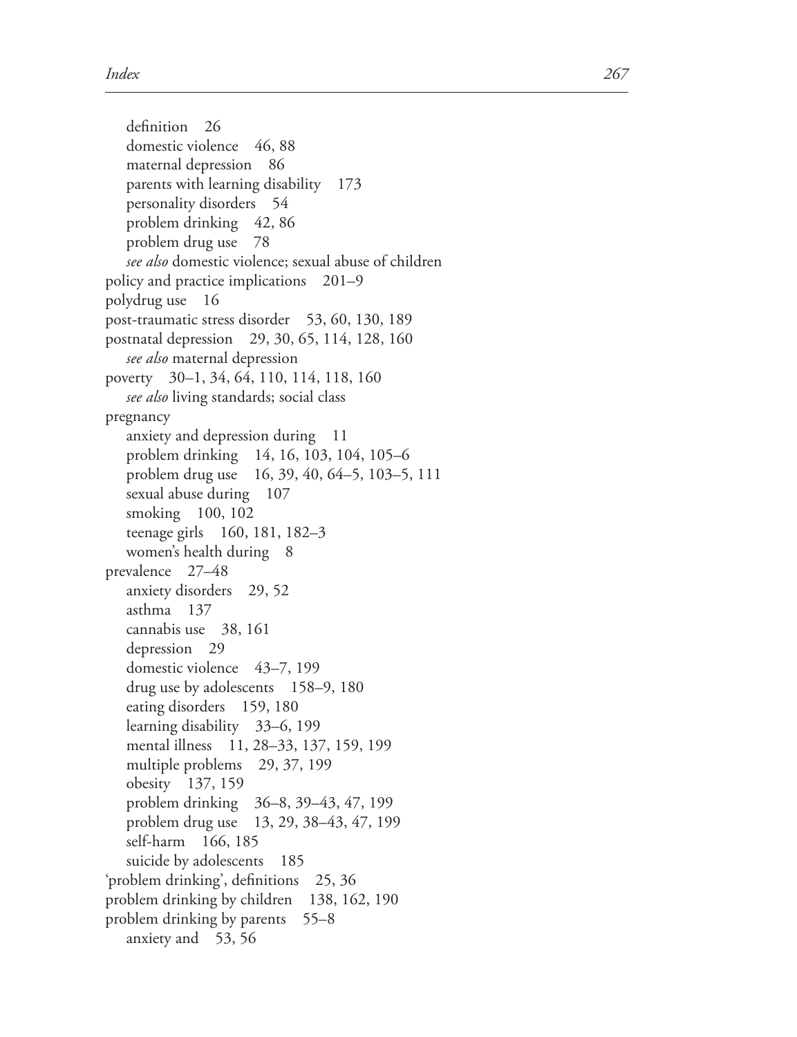definition 26
domestic violence 46, 88
maternal depression 86
parents with learning disability 173
personality disorders 54
problem drinking 42, 86
problem drug use 78
*see also* domestic violence; sexual abuse of children

policy and practice implications 201–9

polydrug use 16

post-traumatic stress disorder 53, 60, 130, 189

postnatal depression 29, 30, 65, 114, 128, 160
*see also* maternal depression

poverty 30–1, 34, 64, 110, 114, 118, 160
*see also* living standards; social class

pregnancy
anxiety and depression during 11
problem drinking 14, 16, 103, 104, 105–6
problem drug use 16, 39, 40, 64–5, 103–5, 111
sexual abuse during 107
smoking 100, 102
teenage girls 160, 181, 182–3
women's health during 8

prevalence 27–48
anxiety disorders 29, 52
asthma 137
cannabis use 38, 161
depression 29
domestic violence 43–7, 199
drug use by adolescents 158–9, 180
eating disorders 159, 180
learning disability 33–6, 199
mental illness 11, 28–33, 137, 159, 199
multiple problems 29, 37, 199
obesity 137, 159
problem drinking 36–8, 39–43, 47, 199
problem drug use 13, 29, 38–43, 47, 199
self-harm 166, 185
suicide by adolescents 185

'problem drinking', definitions 25, 36

problem drinking by children 138, 162, 190

problem drinking by parents 55–8
anxiety and 53, 56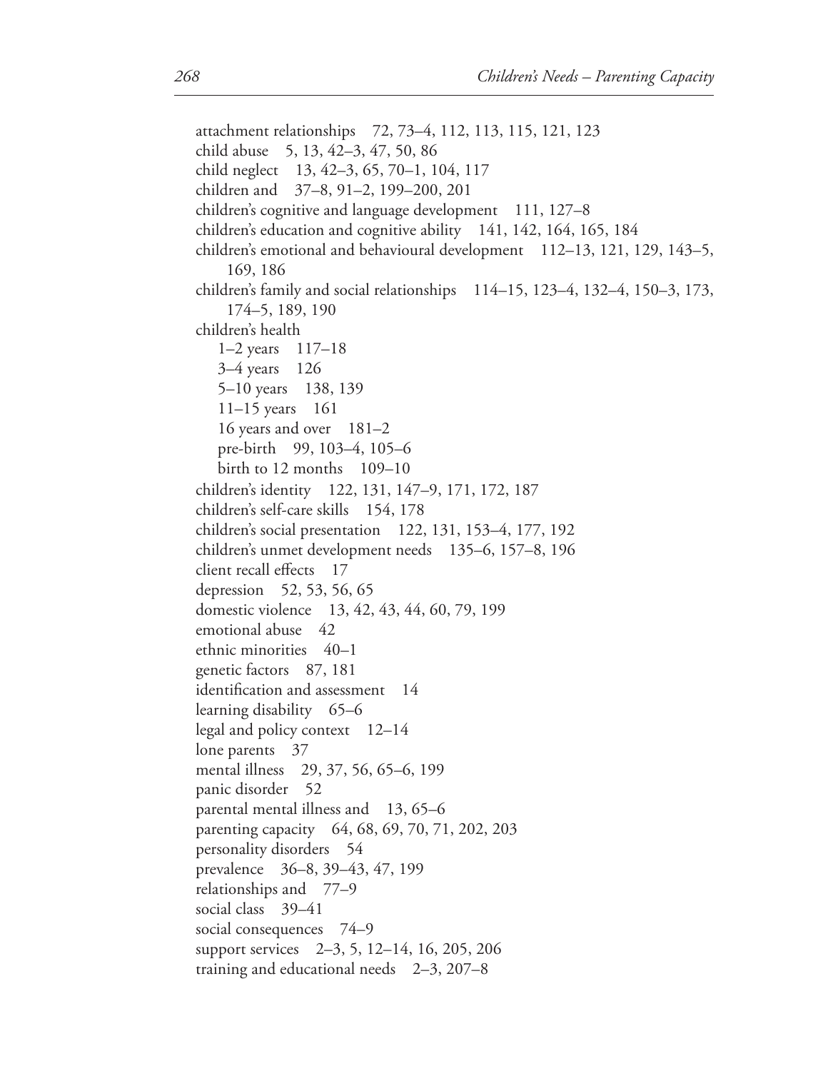attachment relationships 72, 73–4, 112, 113, 115, 121, 123
child abuse 5, 13, 42–3, 47, 50, 86
child neglect 13, 42–3, 65, 70–1, 104, 117
children and 37–8, 91–2, 199–200, 201
children's cognitive and language development 111, 127–8
children's education and cognitive ability 141, 142, 164, 165, 184
children's emotional and behavioural development 112–13, 121, 129, 143–5, 169, 186
children's family and social relationships 114–15, 123–4, 132–4, 150–3, 173, 174–5, 189, 190
children's health
  1–2 years 117–18
  3–4 years 126
  5–10 years 138, 139
  11–15 years 161
  16 years and over 181–2
  pre-birth 99, 103–4, 105–6
  birth to 12 months 109–10
children's identity 122, 131, 147–9, 171, 172, 187
children's self-care skills 154, 178
children's social presentation 122, 131, 153–4, 177, 192
children's unmet development needs 135–6, 157–8, 196
client recall effects 17
depression 52, 53, 56, 65
domestic violence 13, 42, 43, 44, 60, 79, 199
emotional abuse 42
ethnic minorities 40–1
genetic factors 87, 181
identification and assessment 14
learning disability 65–6
legal and policy context 12–14
lone parents 37
mental illness 29, 37, 56, 65–6, 199
panic disorder 52
parental mental illness and 13, 65–6
parenting capacity 64, 68, 69, 70, 71, 202, 203
personality disorders 54
prevalence 36–8, 39–43, 47, 199
relationships and 77–9
social class 39–41
social consequences 74–9
support services 2–3, 5, 12–14, 16, 205, 206
training and educational needs 2–3, 207–8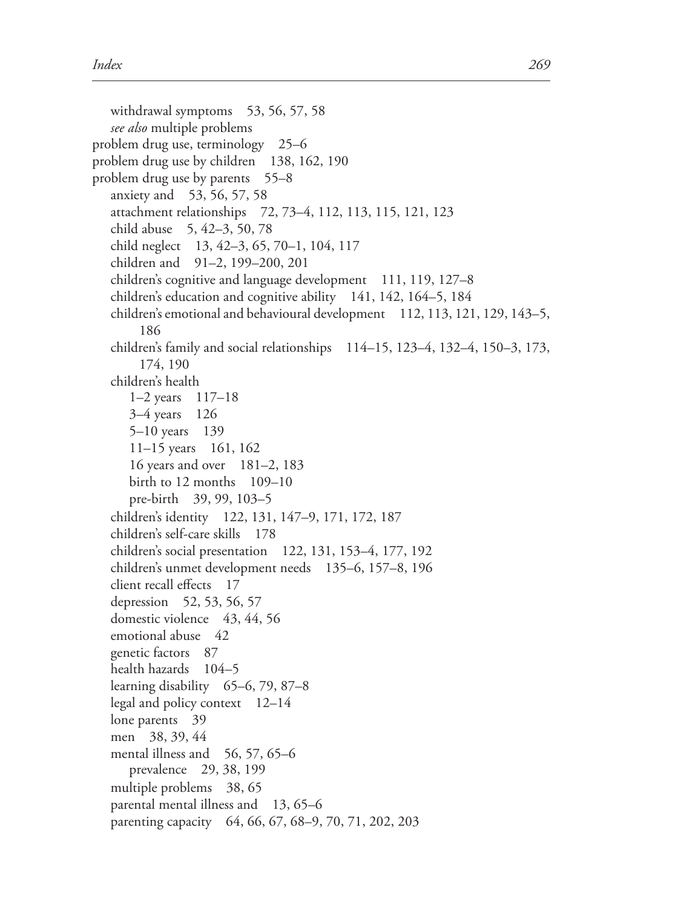withdrawal symptoms 53, 56, 57, 58
*see also* multiple problems

problem drug use, terminology 25–6

problem drug use by children 138, 162, 190

problem drug use by parents 55–8
anxiety and 53, 56, 57, 58
attachment relationships 72, 73–4, 112, 113, 115, 121, 123
child abuse 5, 42–3, 50, 78
child neglect 13, 42–3, 65, 70–1, 104, 117
children and 91–2, 199–200, 201
children's cognitive and language development 111, 119, 127–8
children's education and cognitive ability 141, 142, 164–5, 184
children's emotional and behavioural development 112, 113, 121, 129, 143–5, 186
children's family and social relationships 114–15, 123–4, 132–4, 150–3, 173, 174, 190
children's health
1–2 years 117–18
3–4 years 126
5–10 years 139
11–15 years 161, 162
16 years and over 181–2, 183
birth to 12 months 109–10
pre-birth 39, 99, 103–5
children's identity 122, 131, 147–9, 171, 172, 187
children's self-care skills 178
children's social presentation 122, 131, 153–4, 177, 192
children's unmet development needs 135–6, 157–8, 196
client recall effects 17
depression 52, 53, 56, 57
domestic violence 43, 44, 56
emotional abuse 42
genetic factors 87
health hazards 104–5
learning disability 65–6, 79, 87–8
legal and policy context 12–14
lone parents 39
men 38, 39, 44
mental illness and 56, 57, 65–6
prevalence 29, 38, 199
multiple problems 38, 65
parental mental illness and 13, 65–6
parenting capacity 64, 66, 67, 68–9, 70, 71, 202, 203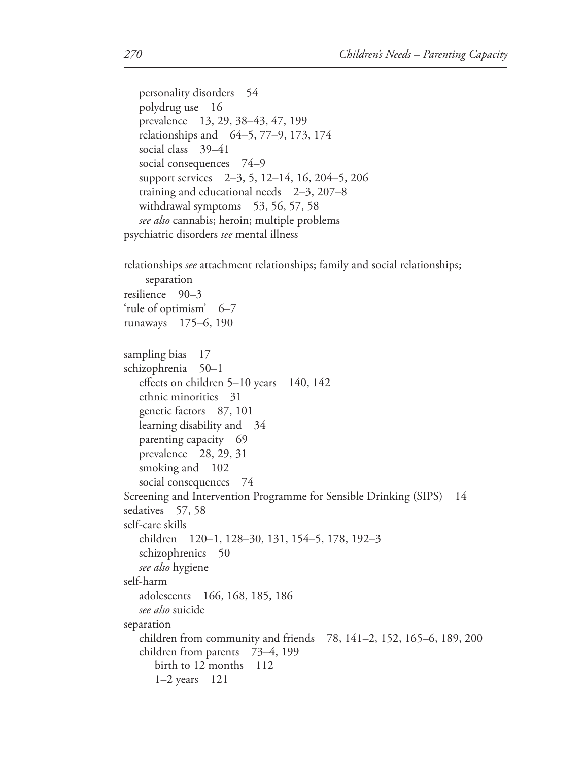personality disorders 54
polydrug use 16
prevalence 13, 29, 38–43, 47, 199
relationships and 64–5, 77–9, 173, 174
social class 39–41
social consequences 74–9
support services 2–3, 5, 12–14, 16, 204–5, 206
training and educational needs 2–3, 207–8
withdrawal symptoms 53, 56, 57, 58
*see also* cannabis; heroin; multiple problems

psychiatric disorders *see* mental illness

relationships *see* attachment relationships; family and social relationships; separation

resilience 90–3

'rule of optimism' 6–7

runaways 175–6, 190

sampling bias 17

schizophrenia 50–1
effects on children 5–10 years 140, 142
ethnic minorities 31
genetic factors 87, 101
learning disability and 34
parenting capacity 69
prevalence 28, 29, 31
smoking and 102
social consequences 74

Screening and Intervention Programme for Sensible Drinking (SIPS) 14

sedatives 57, 58

self-care skills
children 120–1, 128–30, 131, 154–5, 178, 192–3
schizophrenics 50
*see also* hygiene

self-harm
adolescents 166, 168, 185, 186
*see also* suicide

separation
children from community and friends 78, 141–2, 152, 165–6, 189, 200
children from parents 73–4, 199
birth to 12 months 112
1–2 years 121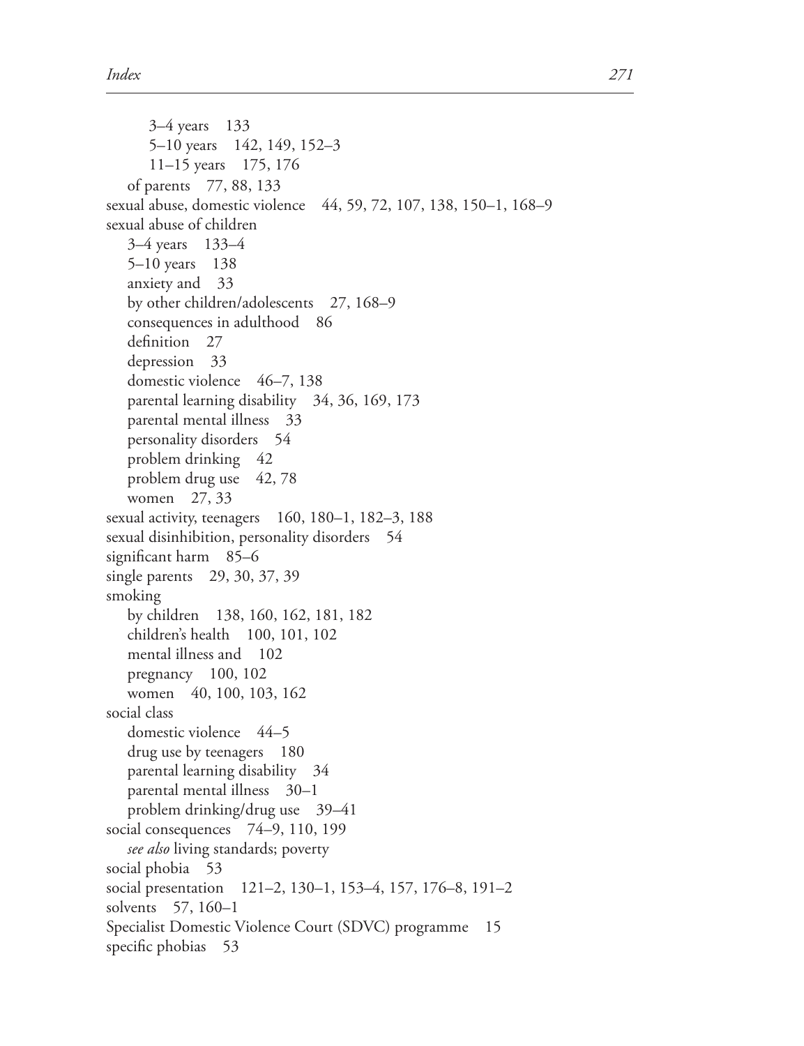3–4 years 133
5–10 years 142, 149, 152–3
11–15 years 175, 176
of parents 77, 88, 133

sexual abuse, domestic violence 44, 59, 72, 107, 138, 150–1, 168–9

sexual abuse of children
3–4 years 133–4
5–10 years 138
anxiety and 33
by other children/adolescents 27, 168–9
consequences in adulthood 86
definition 27
depression 33
domestic violence 46–7, 138
parental learning disability 34, 36, 169, 173
parental mental illness 33
personality disorders 54
problem drinking 42
problem drug use 42, 78
women 27, 33

sexual activity, teenagers 160, 180–1, 182–3, 188

sexual disinhibition, personality disorders 54

significant harm 85–6

single parents 29, 30, 37, 39

smoking
by children 138, 160, 162, 181, 182
children's health 100, 101, 102
mental illness and 102
pregnancy 100, 102
women 40, 100, 103, 162

social class
domestic violence 44–5
drug use by teenagers 180
parental learning disability 34
parental mental illness 30–1
problem drinking/drug use 39–41

social consequences 74–9, 110, 199
*see also* living standards; poverty

social phobia 53

social presentation 121–2, 130–1, 153–4, 157, 176–8, 191–2

solvents 57, 160–1

Specialist Domestic Violence Court (SDVC) programme 15

specific phobias 53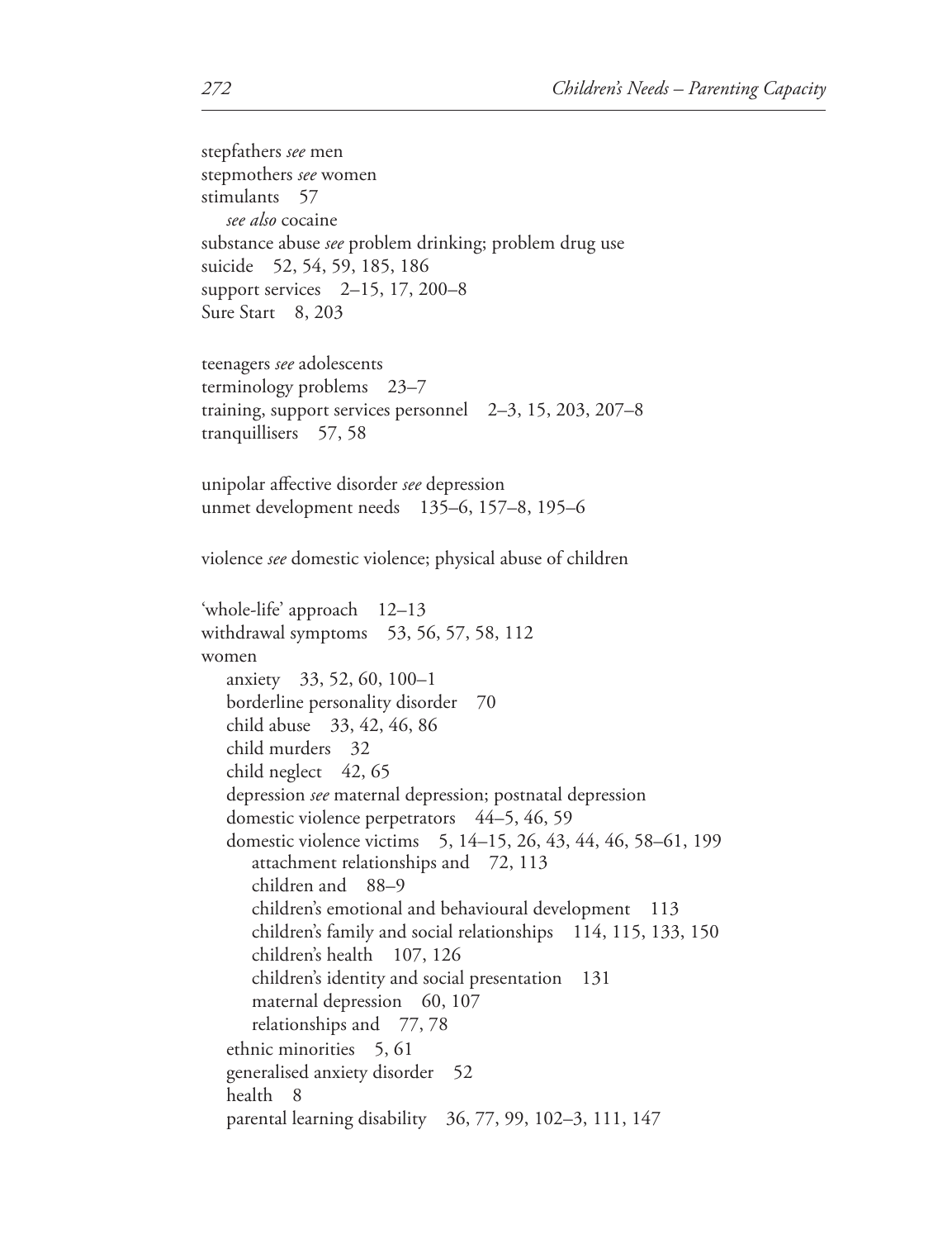stepfathers *see* men
stepmothers *see* women
stimulants 57
  *see also* cocaine
substance abuse *see* problem drinking; problem drug use
suicide 52, 54, 59, 185, 186
support services 2–15, 17, 200–8
Sure Start 8, 203

teenagers *see* adolescents
terminology problems 23–7
training, support services personnel 2–3, 15, 203, 207–8
tranquillisers 57, 58

unipolar affective disorder *see* depression
unmet development needs 135–6, 157–8, 195–6

violence *see* domestic violence; physical abuse of children

'whole-life' approach 12–13
withdrawal symptoms 53, 56, 57, 58, 112
women
  anxiety 33, 52, 60, 100–1
  borderline personality disorder 70
  child abuse 33, 42, 46, 86
  child murders 32
  child neglect 42, 65
  depression *see* maternal depression; postnatal depression
  domestic violence perpetrators 44–5, 46, 59
  domestic violence victims 5, 14–15, 26, 43, 44, 46, 58–61, 199
    attachment relationships and 72, 113
    children and 88–9
    children's emotional and behavioural development 113
    children's family and social relationships 114, 115, 133, 150
    children's health 107, 126
    children's identity and social presentation 131
    maternal depression 60, 107
    relationships and 77, 78
  ethnic minorities 5, 61
  generalised anxiety disorder 52
  health 8
  parental learning disability 36, 77, 99, 102–3, 111, 147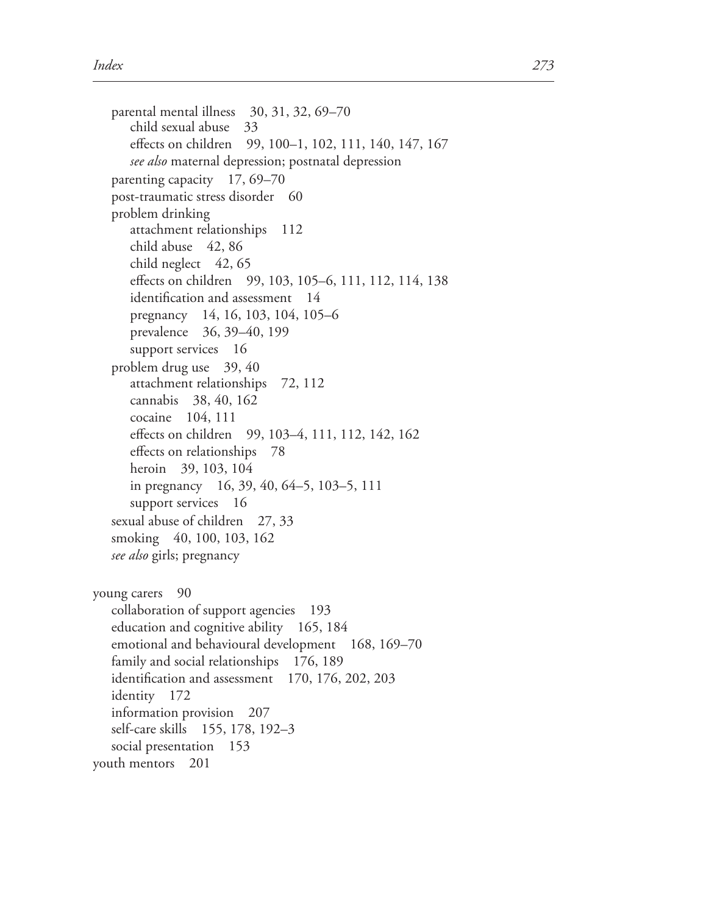parental mental illness 30, 31, 32, 69–70
  child sexual abuse 33
  effects on children 99, 100–1, 102, 111, 140, 147, 167
  *see also* maternal depression; postnatal depression
parenting capacity 17, 69–70
post-traumatic stress disorder 60
problem drinking
  attachment relationships 112
  child abuse 42, 86
  child neglect 42, 65
  effects on children 99, 103, 105–6, 111, 112, 114, 138
  identification and assessment 14
  pregnancy 14, 16, 103, 104, 105–6
  prevalence 36, 39–40, 199
  support services 16
problem drug use 39, 40
  attachment relationships 72, 112
  cannabis 38, 40, 162
  cocaine 104, 111
  effects on children 99, 103–4, 111, 112, 142, 162
  effects on relationships 78
  heroin 39, 103, 104
  in pregnancy 16, 39, 40, 64–5, 103–5, 111
  support services 16
sexual abuse of children 27, 33
smoking 40, 100, 103, 162
*see also* girls; pregnancy

young carers 90
  collaboration of support agencies 193
  education and cognitive ability 165, 184
  emotional and behavioural development 168, 169–70
  family and social relationships 176, 189
  identification and assessment 170, 176, 202, 203
  identity 172
  information provision 207
  self-care skills 155, 178, 192–3
  social presentation 153
youth mentors 201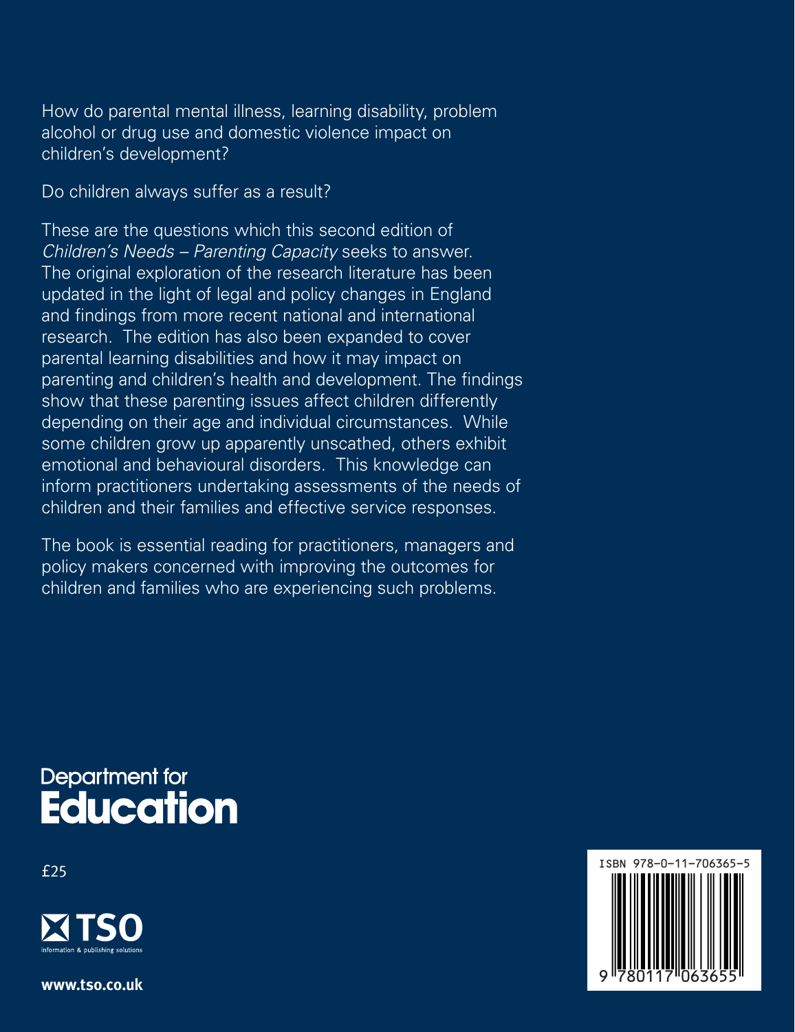How do parental mental illness, learning disability, problem alcohol or drug use and domestic violence impact on children's development?

Do children always suffer as a result?

These are the questions which this second edition of *Children's Needs – Parenting Capacity* seeks to answer. The original exploration of the research literature has been updated in the light of legal and policy changes in England and findings from more recent national and international research. The edition has also been expanded to cover parental learning disabilities and how it may impact on parenting and children's health and development. The findings show that these parenting issues affect children differently depending on their age and individual circumstances. While some children grow up apparently unscathed, others exhibit emotional and behavioural disorders. This knowledge can inform practitioners undertaking assessments of the needs of children and their families and effective service responses.

The book is essential reading for practitioners, managers and policy makers concerned with improving the outcomes for children and families who are experiencing such problems.

Department for
**Education**

£25

TSO
information & publishing solutions

**www.tso.co.uk**

ISBN 978-0-11-706365-5

9 780117 063655